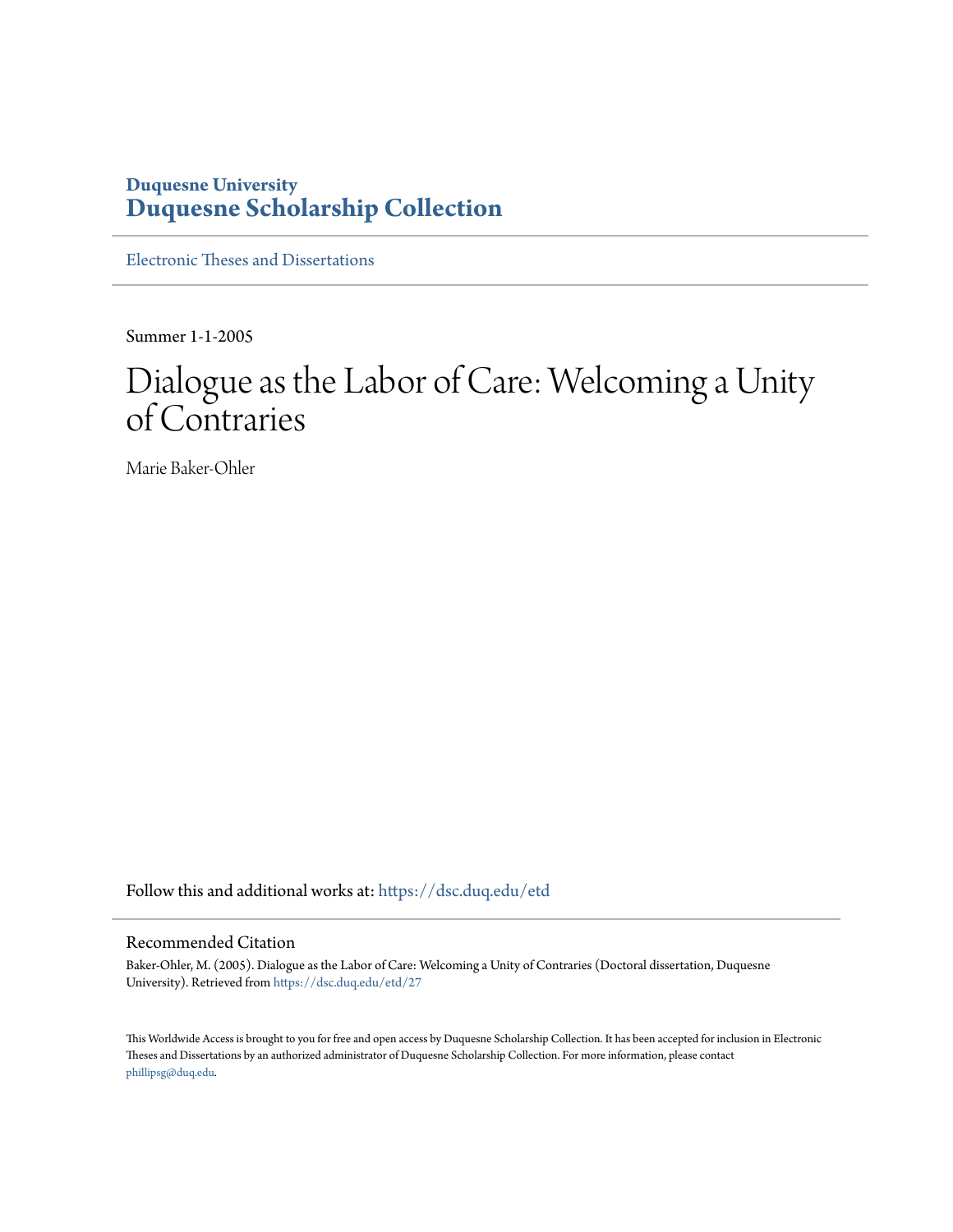**Duquesne University**
# Duquesne Scholarship Collection

Electronic Theses and Dissertations

---

Summer 1-1-2005

# Dialogue as the Labor of Care: Welcoming a Unity of Contraries

Marie Baker-Ohler

Follow this and additional works at: https://dsc.duq.edu/etd

## Recommended Citation

Baker-Ohler, M. (2005). Dialogue as the Labor of Care: Welcoming a Unity of Contraries (Doctoral dissertation, Duquesne University). Retrieved from https://dsc.duq.edu/etd/27

This Worldwide Access is brought to you for free and open access by Duquesne Scholarship Collection. It has been accepted for inclusion in Electronic Theses and Dissertations by an authorized administrator of Duquesne Scholarship Collection. For more information, please contact phillipsg@duq.edu.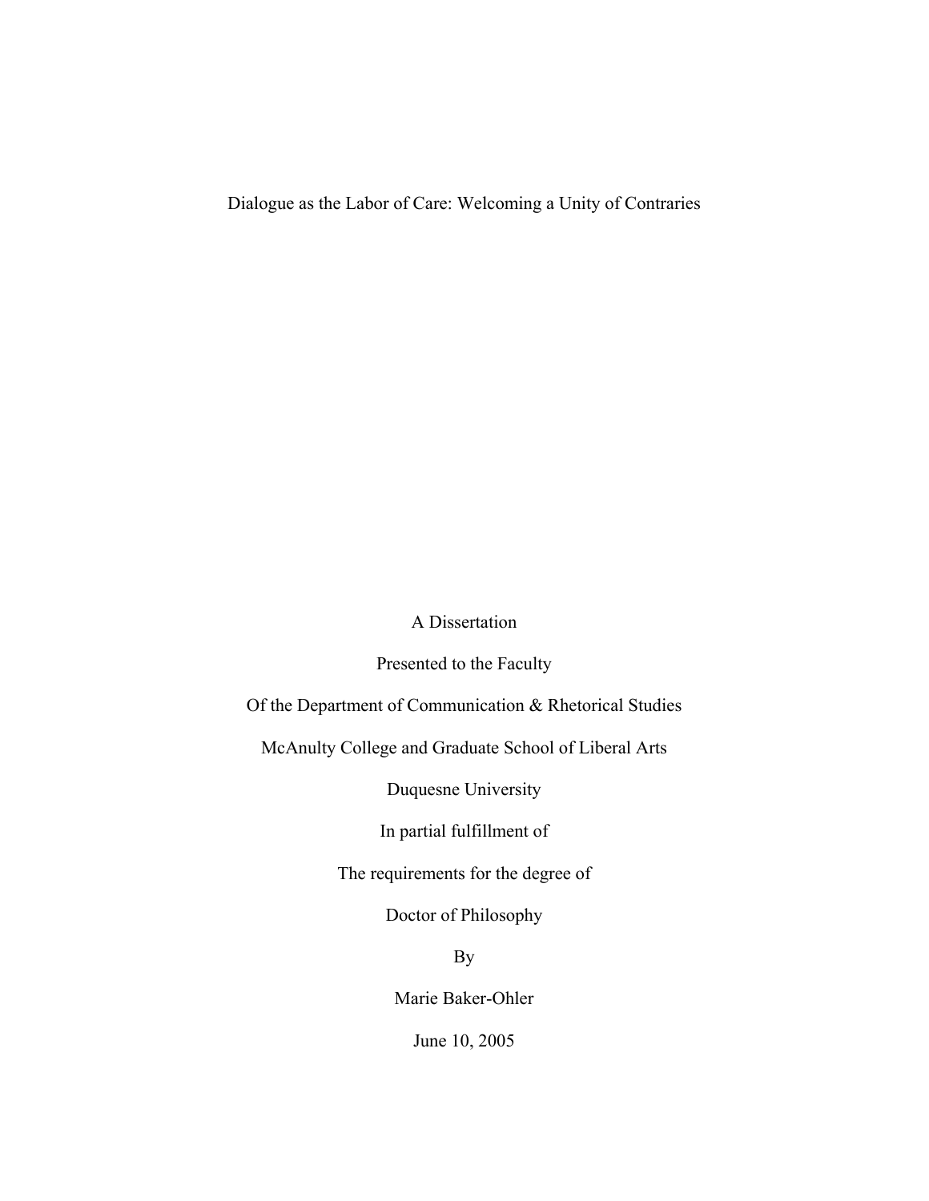# Dialogue as the Labor of Care: Welcoming a Unity of Contraries

A Dissertation

Presented to the Faculty

Of the Department of Communication & Rhetorical Studies

McAnulty College and Graduate School of Liberal Arts

Duquesne University

In partial fulfillment of

The requirements for the degree of

Doctor of Philosophy

By

Marie Baker-Ohler

June 10, 2005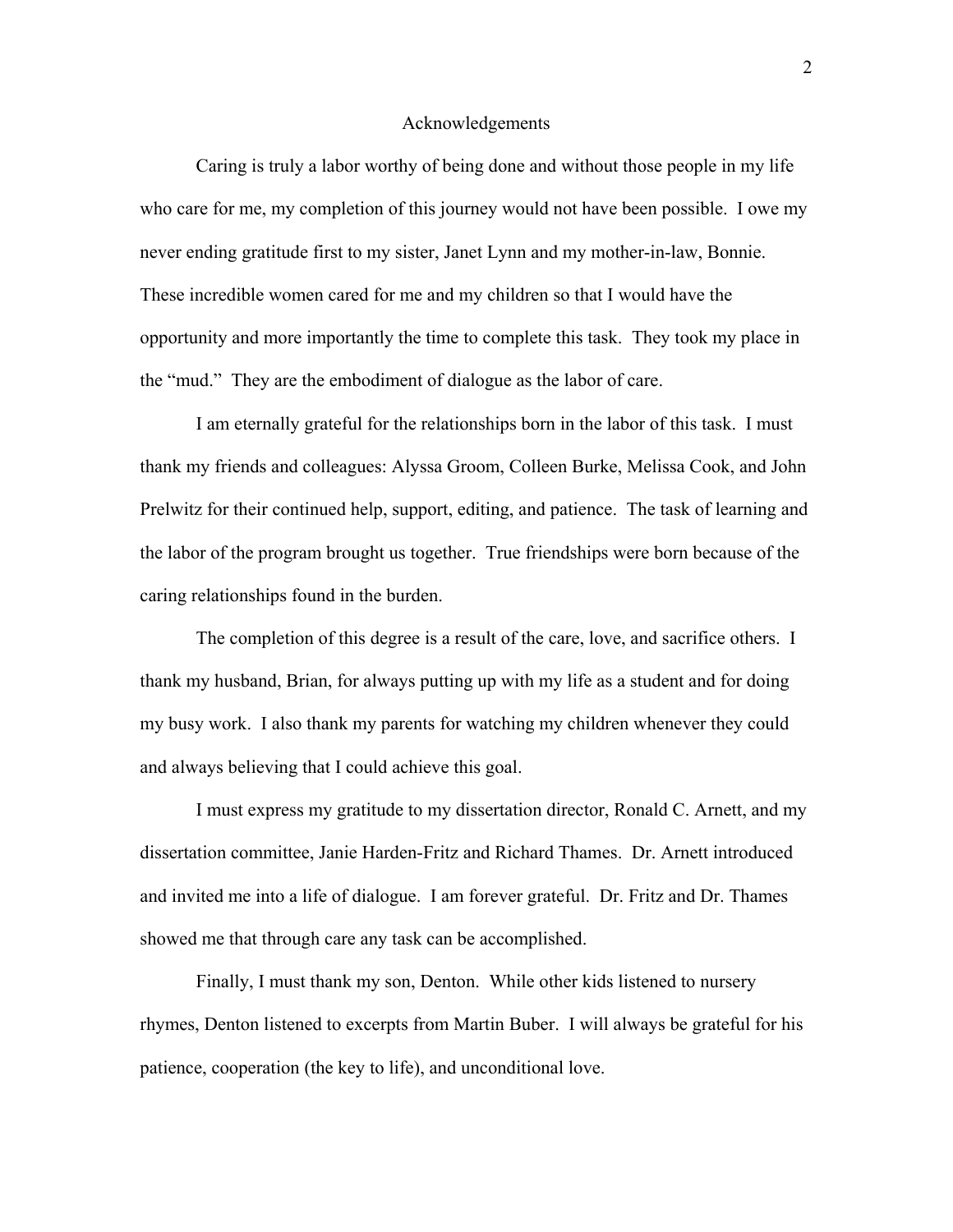# Acknowledgements

Caring is truly a labor worthy of being done and without those people in my life who care for me, my completion of this journey would not have been possible. I owe my never ending gratitude first to my sister, Janet Lynn and my mother-in-law, Bonnie. These incredible women cared for me and my children so that I would have the opportunity and more importantly the time to complete this task. They took my place in the "mud." They are the embodiment of dialogue as the labor of care.

I am eternally grateful for the relationships born in the labor of this task. I must thank my friends and colleagues: Alyssa Groom, Colleen Burke, Melissa Cook, and John Prelwitz for their continued help, support, editing, and patience. The task of learning and the labor of the program brought us together. True friendships were born because of the caring relationships found in the burden.

The completion of this degree is a result of the care, love, and sacrifice others. I thank my husband, Brian, for always putting up with my life as a student and for doing my busy work. I also thank my parents for watching my children whenever they could and always believing that I could achieve this goal.

I must express my gratitude to my dissertation director, Ronald C. Arnett, and my dissertation committee, Janie Harden-Fritz and Richard Thames. Dr. Arnett introduced and invited me into a life of dialogue. I am forever grateful. Dr. Fritz and Dr. Thames showed me that through care any task can be accomplished.

Finally, I must thank my son, Denton. While other kids listened to nursery rhymes, Denton listened to excerpts from Martin Buber. I will always be grateful for his patience, cooperation (the key to life), and unconditional love.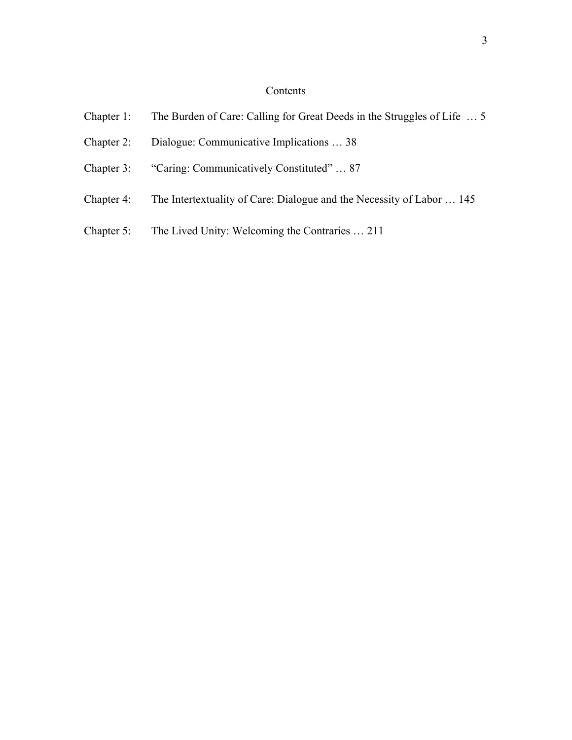# Contents

Chapter 1: The Burden of Care: Calling for Great Deeds in the Struggles of Life … 5

Chapter 2: Dialogue: Communicative Implications … 38

Chapter 3: "Caring: Communicatively Constituted" … 87

Chapter 4: The Intertextuality of Care: Dialogue and the Necessity of Labor … 145

Chapter 5: The Lived Unity: Welcoming the Contraries … 211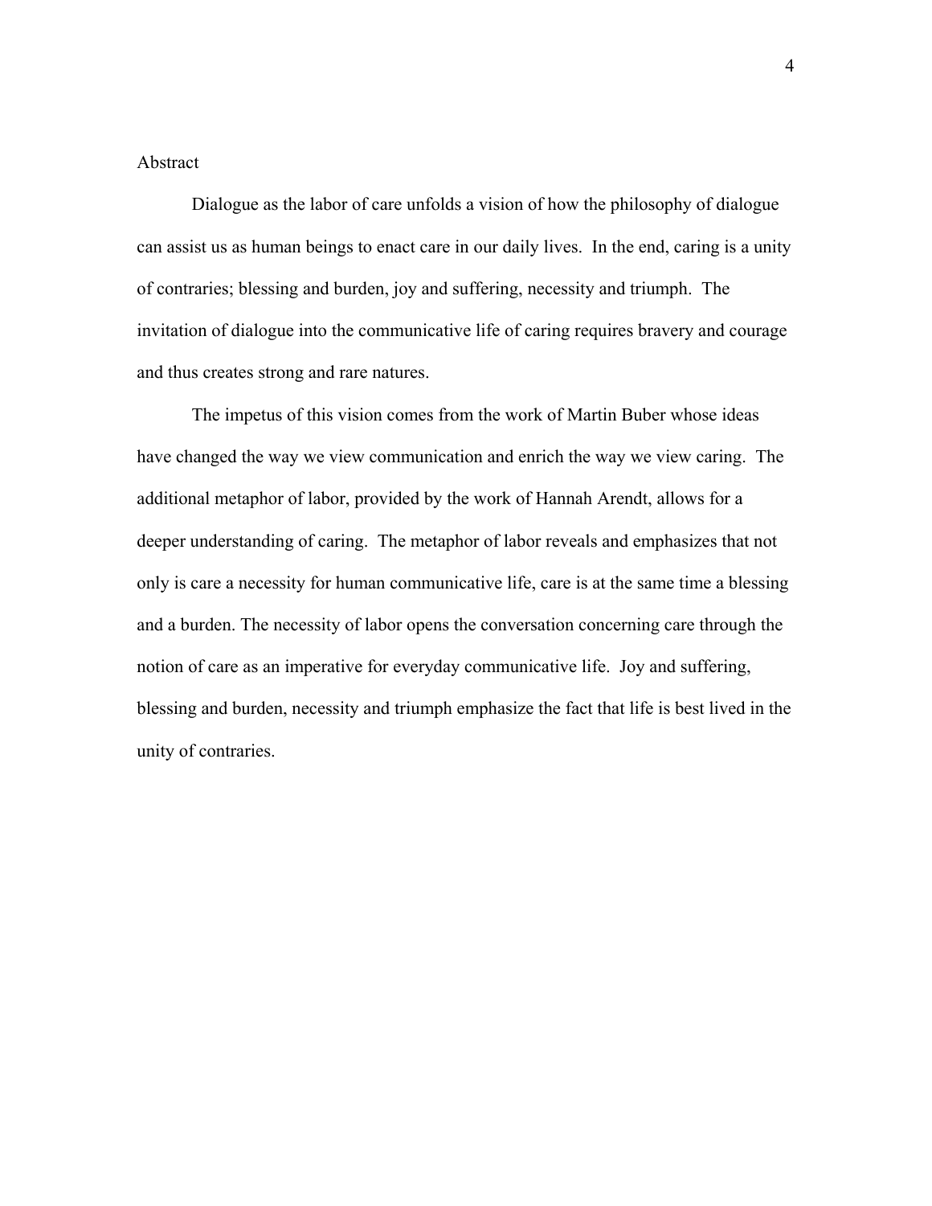## Abstract

Dialogue as the labor of care unfolds a vision of how the philosophy of dialogue can assist us as human beings to enact care in our daily lives. In the end, caring is a unity of contraries; blessing and burden, joy and suffering, necessity and triumph. The invitation of dialogue into the communicative life of caring requires bravery and courage and thus creates strong and rare natures.

The impetus of this vision comes from the work of Martin Buber whose ideas have changed the way we view communication and enrich the way we view caring. The additional metaphor of labor, provided by the work of Hannah Arendt, allows for a deeper understanding of caring. The metaphor of labor reveals and emphasizes that not only is care a necessity for human communicative life, care is at the same time a blessing and a burden. The necessity of labor opens the conversation concerning care through the notion of care as an imperative for everyday communicative life. Joy and suffering, blessing and burden, necessity and triumph emphasize the fact that life is best lived in the unity of contraries.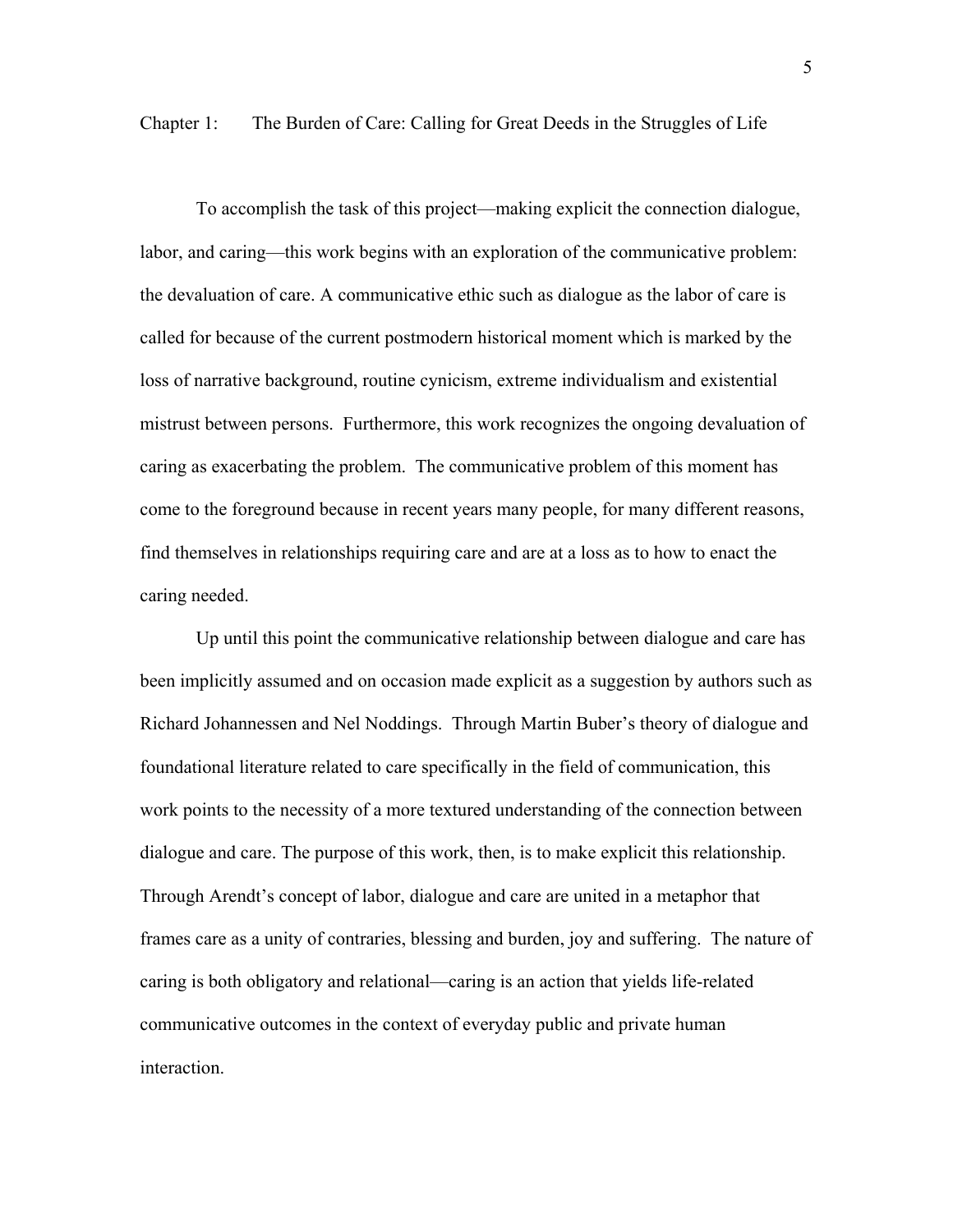# Chapter 1: The Burden of Care: Calling for Great Deeds in the Struggles of Life

To accomplish the task of this project—making explicit the connection dialogue, labor, and caring—this work begins with an exploration of the communicative problem: the devaluation of care. A communicative ethic such as dialogue as the labor of care is called for because of the current postmodern historical moment which is marked by the loss of narrative background, routine cynicism, extreme individualism and existential mistrust between persons. Furthermore, this work recognizes the ongoing devaluation of caring as exacerbating the problem. The communicative problem of this moment has come to the foreground because in recent years many people, for many different reasons, find themselves in relationships requiring care and are at a loss as to how to enact the caring needed.

Up until this point the communicative relationship between dialogue and care has been implicitly assumed and on occasion made explicit as a suggestion by authors such as Richard Johannessen and Nel Noddings. Through Martin Buber's theory of dialogue and foundational literature related to care specifically in the field of communication, this work points to the necessity of a more textured understanding of the connection between dialogue and care. The purpose of this work, then, is to make explicit this relationship. Through Arendt's concept of labor, dialogue and care are united in a metaphor that frames care as a unity of contraries, blessing and burden, joy and suffering. The nature of caring is both obligatory and relational—caring is an action that yields life-related communicative outcomes in the context of everyday public and private human interaction.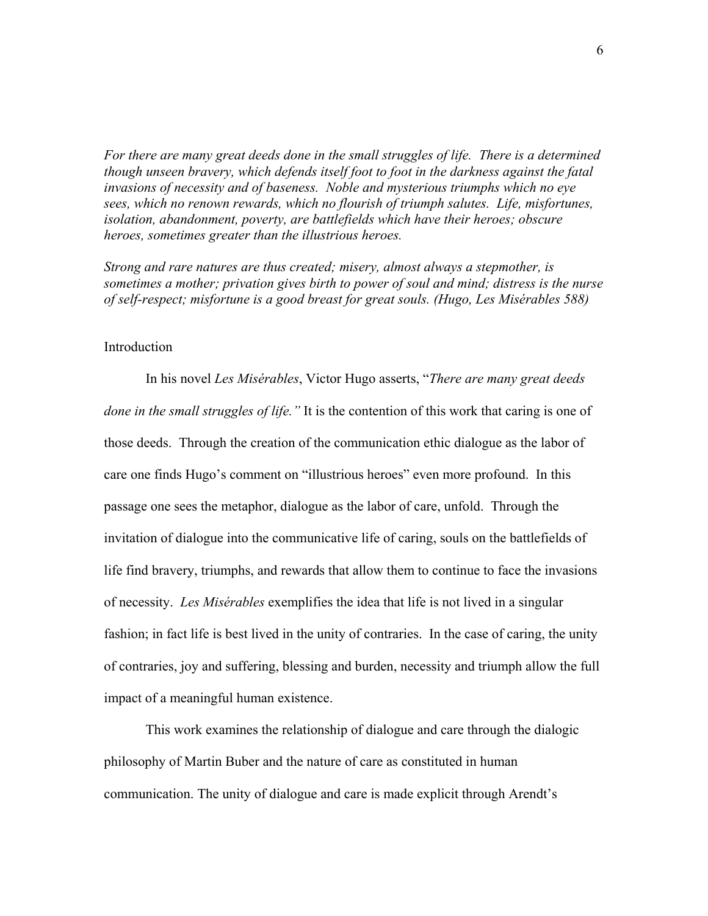*For there are many great deeds done in the small struggles of life. There is a determined though unseen bravery, which defends itself foot to foot in the darkness against the fatal invasions of necessity and of baseness. Noble and mysterious triumphs which no eye sees, which no renown rewards, which no flourish of triumph salutes. Life, misfortunes, isolation, abandonment, poverty, are battlefields which have their heroes; obscure heroes, sometimes greater than the illustrious heroes.*

*Strong and rare natures are thus created; misery, almost always a stepmother, is sometimes a mother; privation gives birth to power of soul and mind; distress is the nurse of self-respect; misfortune is a good breast for great souls. (Hugo, Les Misérables 588)*

## Introduction

In his novel *Les Misérables*, Victor Hugo asserts, "*There are many great deeds done in the small struggles of life."* It is the contention of this work that caring is one of those deeds. Through the creation of the communication ethic dialogue as the labor of care one finds Hugo's comment on "illustrious heroes" even more profound. In this passage one sees the metaphor, dialogue as the labor of care, unfold. Through the invitation of dialogue into the communicative life of caring, souls on the battlefields of life find bravery, triumphs, and rewards that allow them to continue to face the invasions of necessity. *Les Misérables* exemplifies the idea that life is not lived in a singular fashion; in fact life is best lived in the unity of contraries. In the case of caring, the unity of contraries, joy and suffering, blessing and burden, necessity and triumph allow the full impact of a meaningful human existence.

This work examines the relationship of dialogue and care through the dialogic philosophy of Martin Buber and the nature of care as constituted in human communication. The unity of dialogue and care is made explicit through Arendt's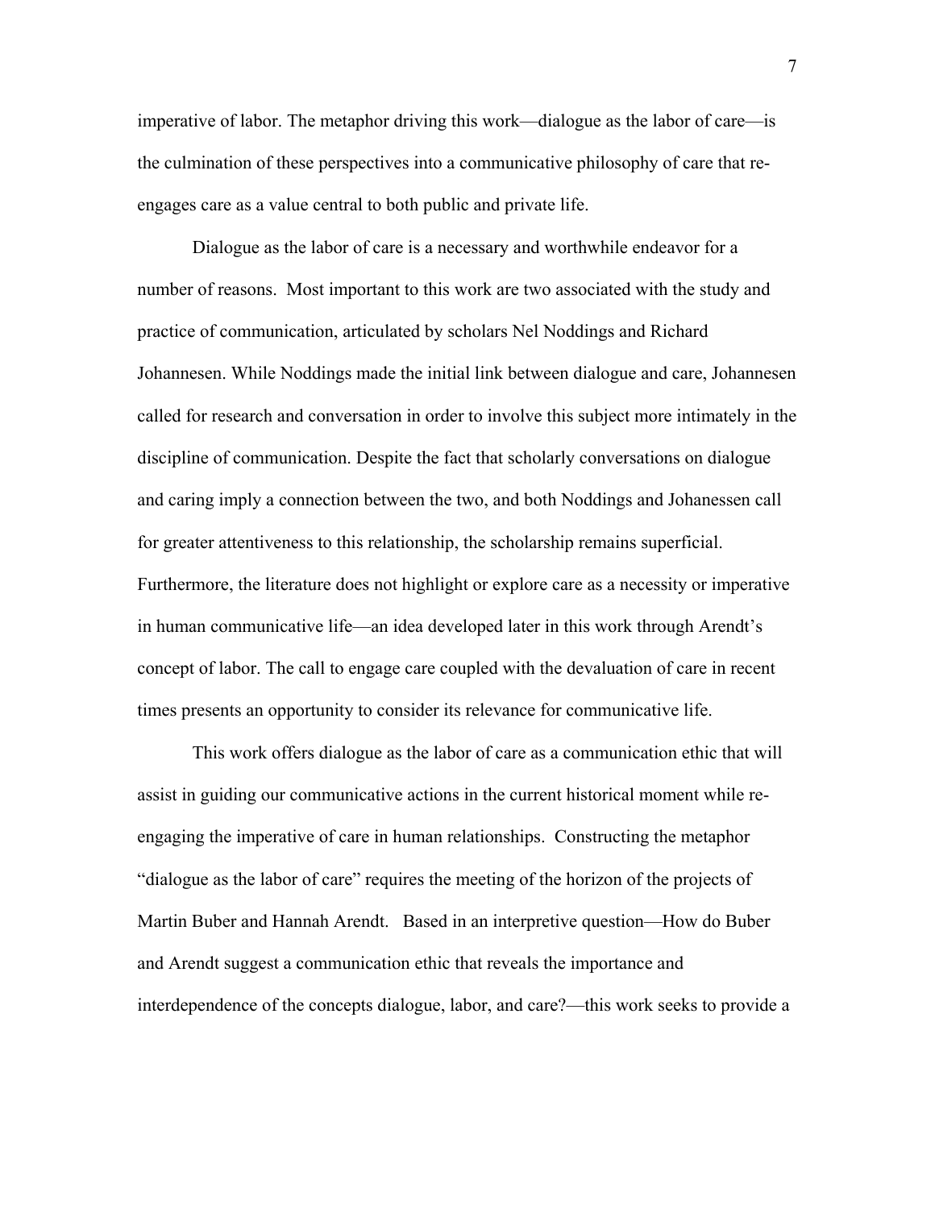imperative of labor. The metaphor driving this work—dialogue as the labor of care—is the culmination of these perspectives into a communicative philosophy of care that re-engages care as a value central to both public and private life.

Dialogue as the labor of care is a necessary and worthwhile endeavor for a number of reasons. Most important to this work are two associated with the study and practice of communication, articulated by scholars Nel Noddings and Richard Johannesen. While Noddings made the initial link between dialogue and care, Johannesen called for research and conversation in order to involve this subject more intimately in the discipline of communication. Despite the fact that scholarly conversations on dialogue and caring imply a connection between the two, and both Noddings and Johanessen call for greater attentiveness to this relationship, the scholarship remains superficial. Furthermore, the literature does not highlight or explore care as a necessity or imperative in human communicative life—an idea developed later in this work through Arendt's concept of labor. The call to engage care coupled with the devaluation of care in recent times presents an opportunity to consider its relevance for communicative life.

This work offers dialogue as the labor of care as a communication ethic that will assist in guiding our communicative actions in the current historical moment while re-engaging the imperative of care in human relationships. Constructing the metaphor "dialogue as the labor of care" requires the meeting of the horizon of the projects of Martin Buber and Hannah Arendt. Based in an interpretive question—How do Buber and Arendt suggest a communication ethic that reveals the importance and interdependence of the concepts dialogue, labor, and care?—this work seeks to provide a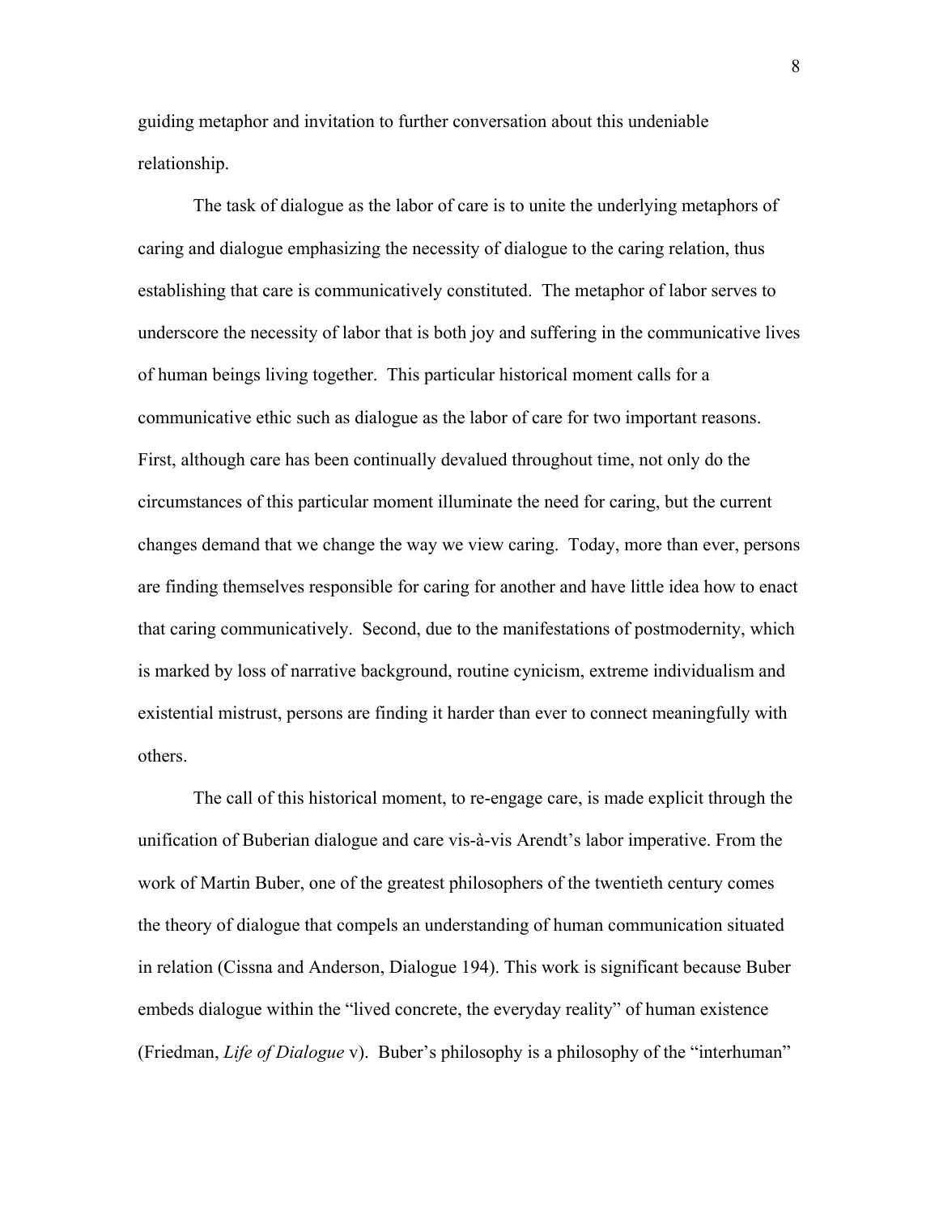guiding metaphor and invitation to further conversation about this undeniable relationship.

The task of dialogue as the labor of care is to unite the underlying metaphors of caring and dialogue emphasizing the necessity of dialogue to the caring relation, thus establishing that care is communicatively constituted. The metaphor of labor serves to underscore the necessity of labor that is both joy and suffering in the communicative lives of human beings living together. This particular historical moment calls for a communicative ethic such as dialogue as the labor of care for two important reasons. First, although care has been continually devalued throughout time, not only do the circumstances of this particular moment illuminate the need for caring, but the current changes demand that we change the way we view caring. Today, more than ever, persons are finding themselves responsible for caring for another and have little idea how to enact that caring communicatively. Second, due to the manifestations of postmodernity, which is marked by loss of narrative background, routine cynicism, extreme individualism and existential mistrust, persons are finding it harder than ever to connect meaningfully with others.

The call of this historical moment, to re-engage care, is made explicit through the unification of Buberian dialogue and care vis-à-vis Arendt's labor imperative. From the work of Martin Buber, one of the greatest philosophers of the twentieth century comes the theory of dialogue that compels an understanding of human communication situated in relation (Cissna and Anderson, Dialogue 194). This work is significant because Buber embeds dialogue within the "lived concrete, the everyday reality" of human existence (Friedman, *Life of Dialogue* v). Buber's philosophy is a philosophy of the "interhuman"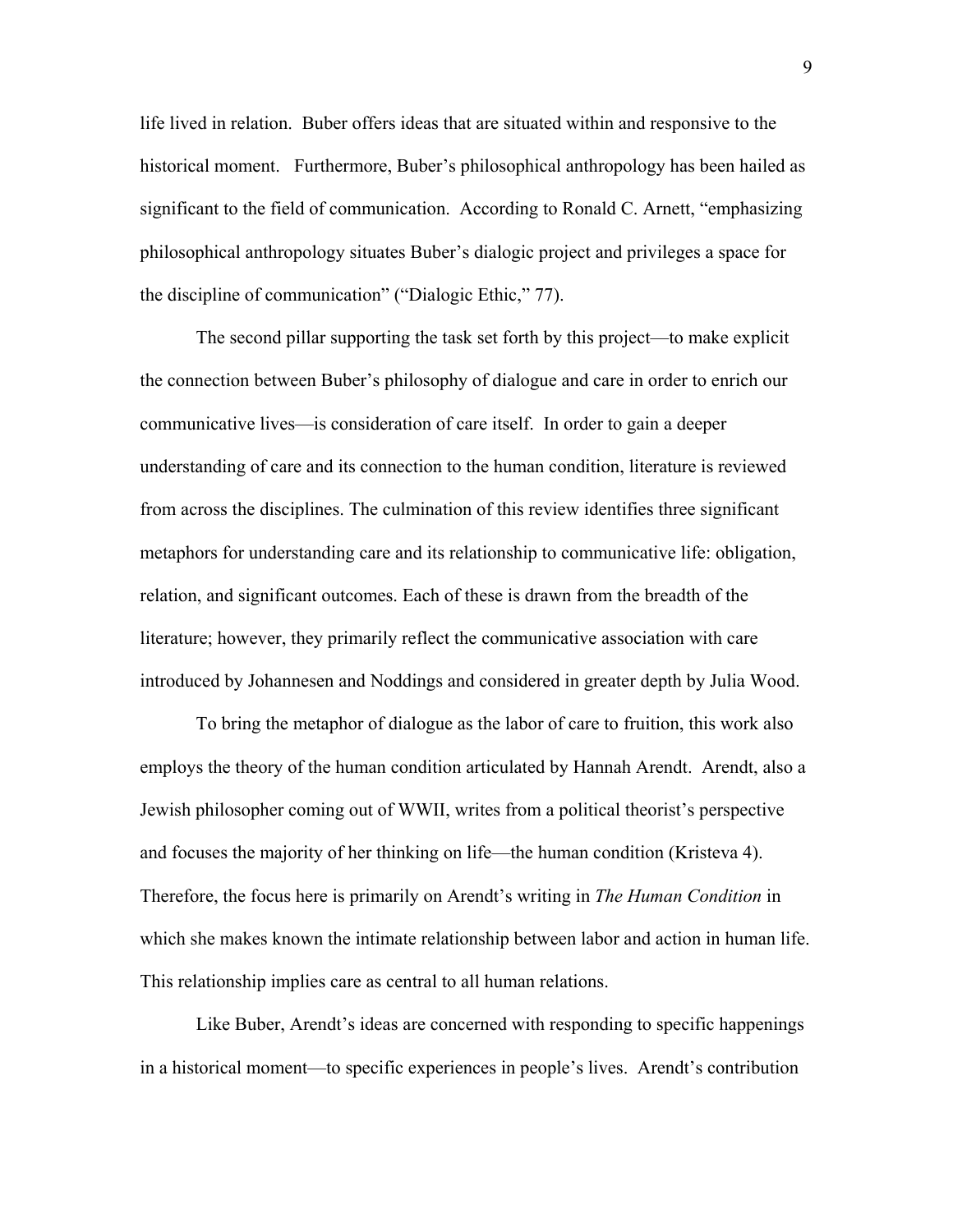life lived in relation. Buber offers ideas that are situated within and responsive to the historical moment. Furthermore, Buber's philosophical anthropology has been hailed as significant to the field of communication. According to Ronald C. Arnett, "emphasizing philosophical anthropology situates Buber's dialogic project and privileges a space for the discipline of communication" ("Dialogic Ethic," 77).

The second pillar supporting the task set forth by this project—to make explicit the connection between Buber's philosophy of dialogue and care in order to enrich our communicative lives—is consideration of care itself. In order to gain a deeper understanding of care and its connection to the human condition, literature is reviewed from across the disciplines. The culmination of this review identifies three significant metaphors for understanding care and its relationship to communicative life: obligation, relation, and significant outcomes. Each of these is drawn from the breadth of the literature; however, they primarily reflect the communicative association with care introduced by Johannesen and Noddings and considered in greater depth by Julia Wood.

To bring the metaphor of dialogue as the labor of care to fruition, this work also employs the theory of the human condition articulated by Hannah Arendt. Arendt, also a Jewish philosopher coming out of WWII, writes from a political theorist's perspective and focuses the majority of her thinking on life—the human condition (Kristeva 4). Therefore, the focus here is primarily on Arendt's writing in *The Human Condition* in which she makes known the intimate relationship between labor and action in human life. This relationship implies care as central to all human relations.

Like Buber, Arendt's ideas are concerned with responding to specific happenings in a historical moment—to specific experiences in people's lives. Arendt's contribution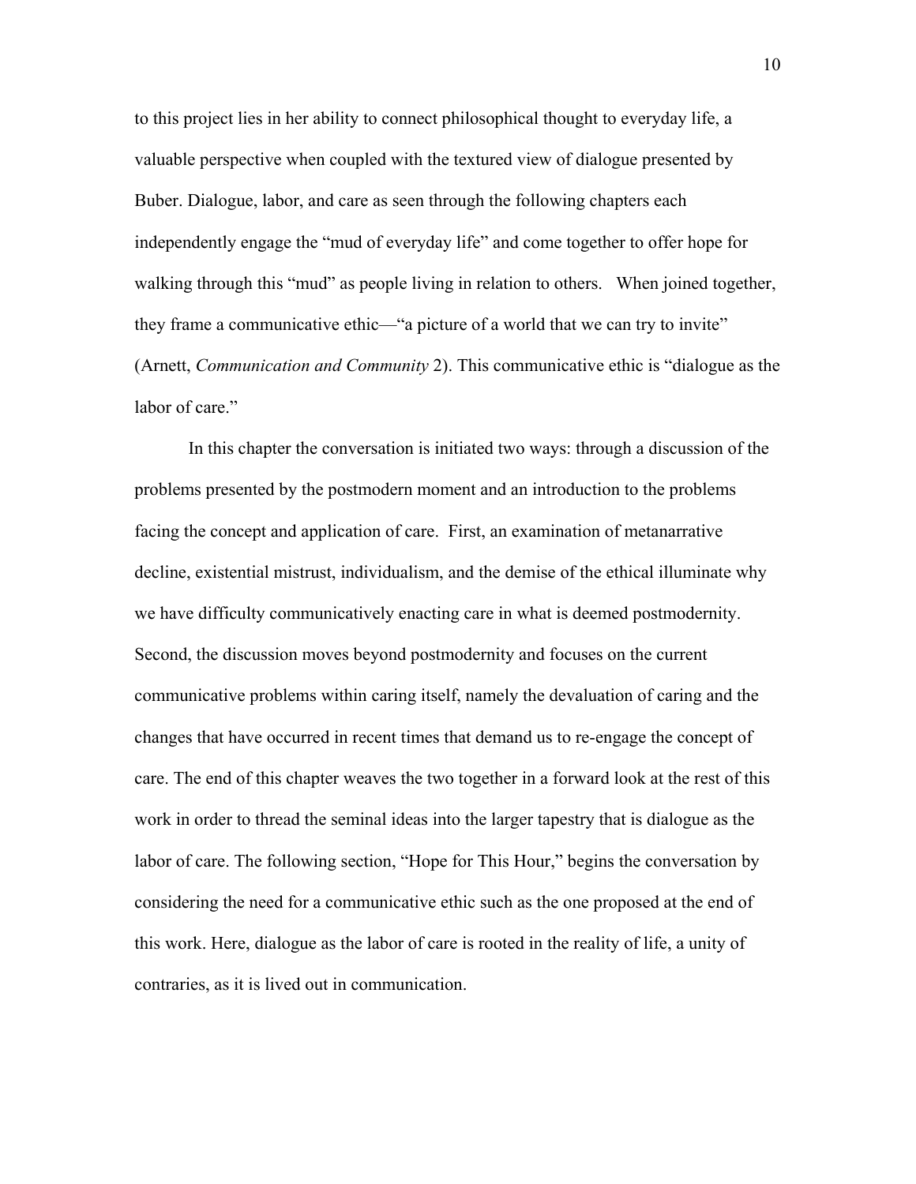to this project lies in her ability to connect philosophical thought to everyday life, a valuable perspective when coupled with the textured view of dialogue presented by Buber. Dialogue, labor, and care as seen through the following chapters each independently engage the "mud of everyday life" and come together to offer hope for walking through this "mud" as people living in relation to others. When joined together, they frame a communicative ethic—"a picture of a world that we can try to invite" (Arnett, *Communication and Community* 2). This communicative ethic is "dialogue as the labor of care."

In this chapter the conversation is initiated two ways: through a discussion of the problems presented by the postmodern moment and an introduction to the problems facing the concept and application of care. First, an examination of metanarrative decline, existential mistrust, individualism, and the demise of the ethical illuminate why we have difficulty communicatively enacting care in what is deemed postmodernity. Second, the discussion moves beyond postmodernity and focuses on the current communicative problems within caring itself, namely the devaluation of caring and the changes that have occurred in recent times that demand us to re-engage the concept of care. The end of this chapter weaves the two together in a forward look at the rest of this work in order to thread the seminal ideas into the larger tapestry that is dialogue as the labor of care. The following section, "Hope for This Hour," begins the conversation by considering the need for a communicative ethic such as the one proposed at the end of this work. Here, dialogue as the labor of care is rooted in the reality of life, a unity of contraries, as it is lived out in communication.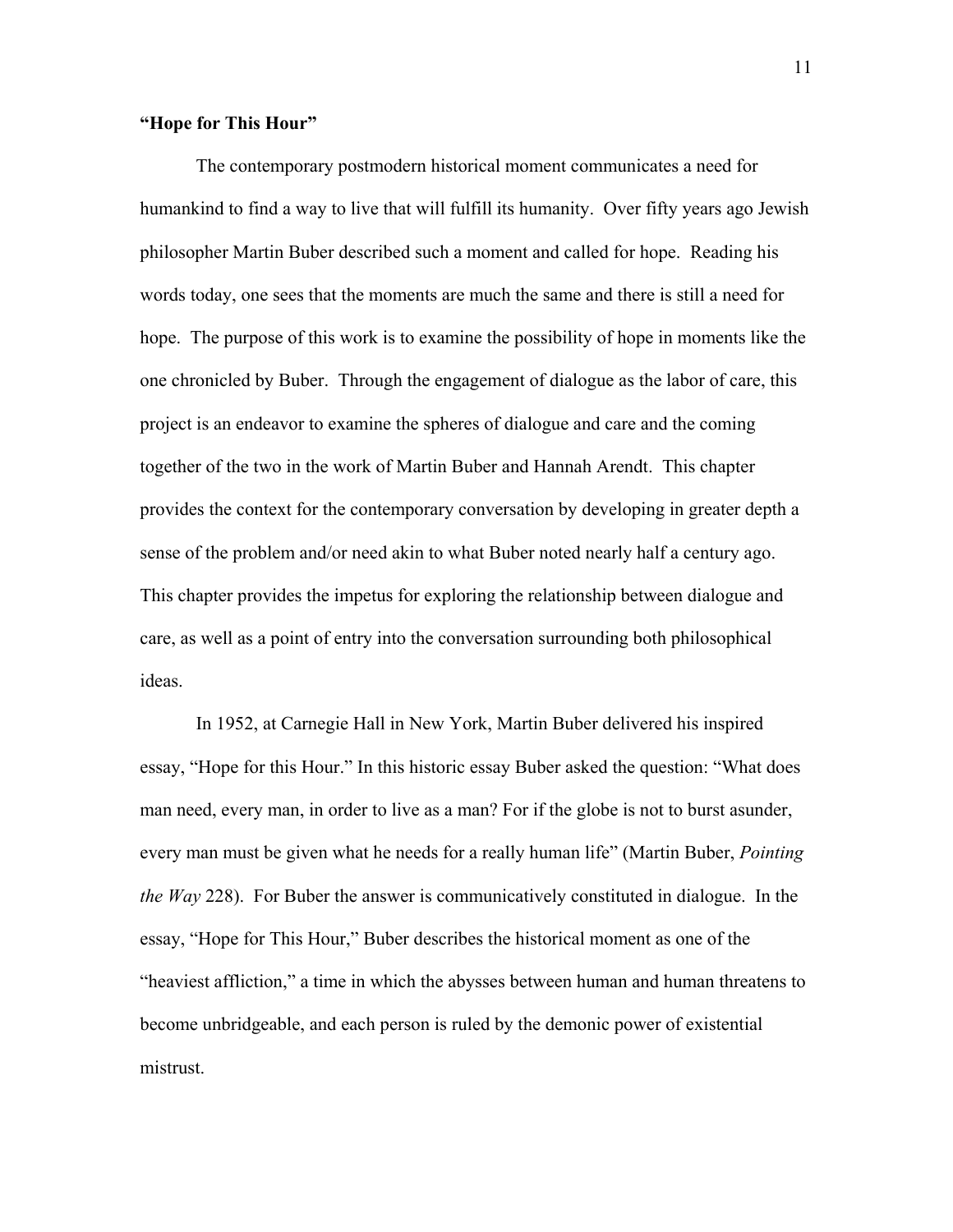**"Hope for This Hour"**

The contemporary postmodern historical moment communicates a need for humankind to find a way to live that will fulfill its humanity. Over fifty years ago Jewish philosopher Martin Buber described such a moment and called for hope. Reading his words today, one sees that the moments are much the same and there is still a need for hope. The purpose of this work is to examine the possibility of hope in moments like the one chronicled by Buber. Through the engagement of dialogue as the labor of care, this project is an endeavor to examine the spheres of dialogue and care and the coming together of the two in the work of Martin Buber and Hannah Arendt. This chapter provides the context for the contemporary conversation by developing in greater depth a sense of the problem and/or need akin to what Buber noted nearly half a century ago. This chapter provides the impetus for exploring the relationship between dialogue and care, as well as a point of entry into the conversation surrounding both philosophical ideas.

In 1952, at Carnegie Hall in New York, Martin Buber delivered his inspired essay, "Hope for this Hour." In this historic essay Buber asked the question: "What does man need, every man, in order to live as a man? For if the globe is not to burst asunder, every man must be given what he needs for a really human life" (Martin Buber, *Pointing the Way* 228). For Buber the answer is communicatively constituted in dialogue. In the essay, "Hope for This Hour," Buber describes the historical moment as one of the "heaviest affliction," a time in which the abysses between human and human threatens to become unbridgeable, and each person is ruled by the demonic power of existential mistrust.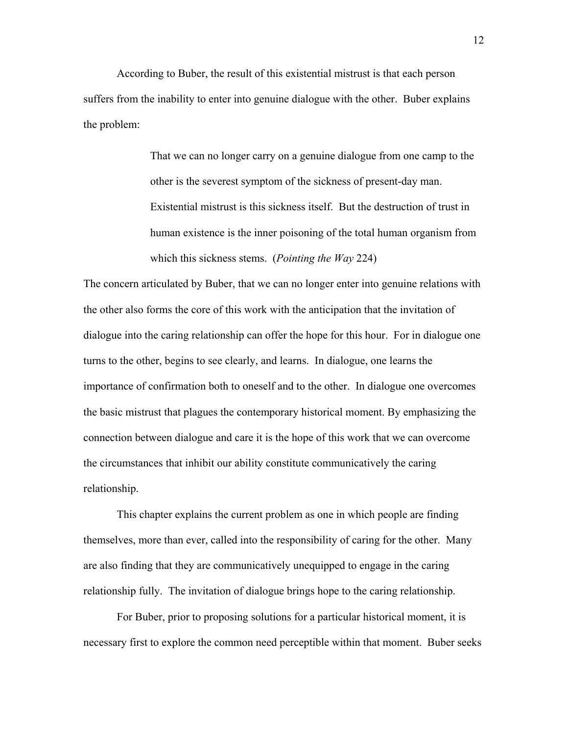According to Buber, the result of this existential mistrust is that each person suffers from the inability to enter into genuine dialogue with the other. Buber explains the problem:

> That we can no longer carry on a genuine dialogue from one camp to the other is the severest symptom of the sickness of present-day man. Existential mistrust is this sickness itself. But the destruction of trust in human existence is the inner poisoning of the total human organism from which this sickness stems. (*Pointing the Way* 224)

The concern articulated by Buber, that we can no longer enter into genuine relations with the other also forms the core of this work with the anticipation that the invitation of dialogue into the caring relationship can offer the hope for this hour. For in dialogue one turns to the other, begins to see clearly, and learns. In dialogue, one learns the importance of confirmation both to oneself and to the other. In dialogue one overcomes the basic mistrust that plagues the contemporary historical moment. By emphasizing the connection between dialogue and care it is the hope of this work that we can overcome the circumstances that inhibit our ability constitute communicatively the caring relationship.

This chapter explains the current problem as one in which people are finding themselves, more than ever, called into the responsibility of caring for the other. Many are also finding that they are communicatively unequipped to engage in the caring relationship fully. The invitation of dialogue brings hope to the caring relationship.

For Buber, prior to proposing solutions for a particular historical moment, it is necessary first to explore the common need perceptible within that moment. Buber seeks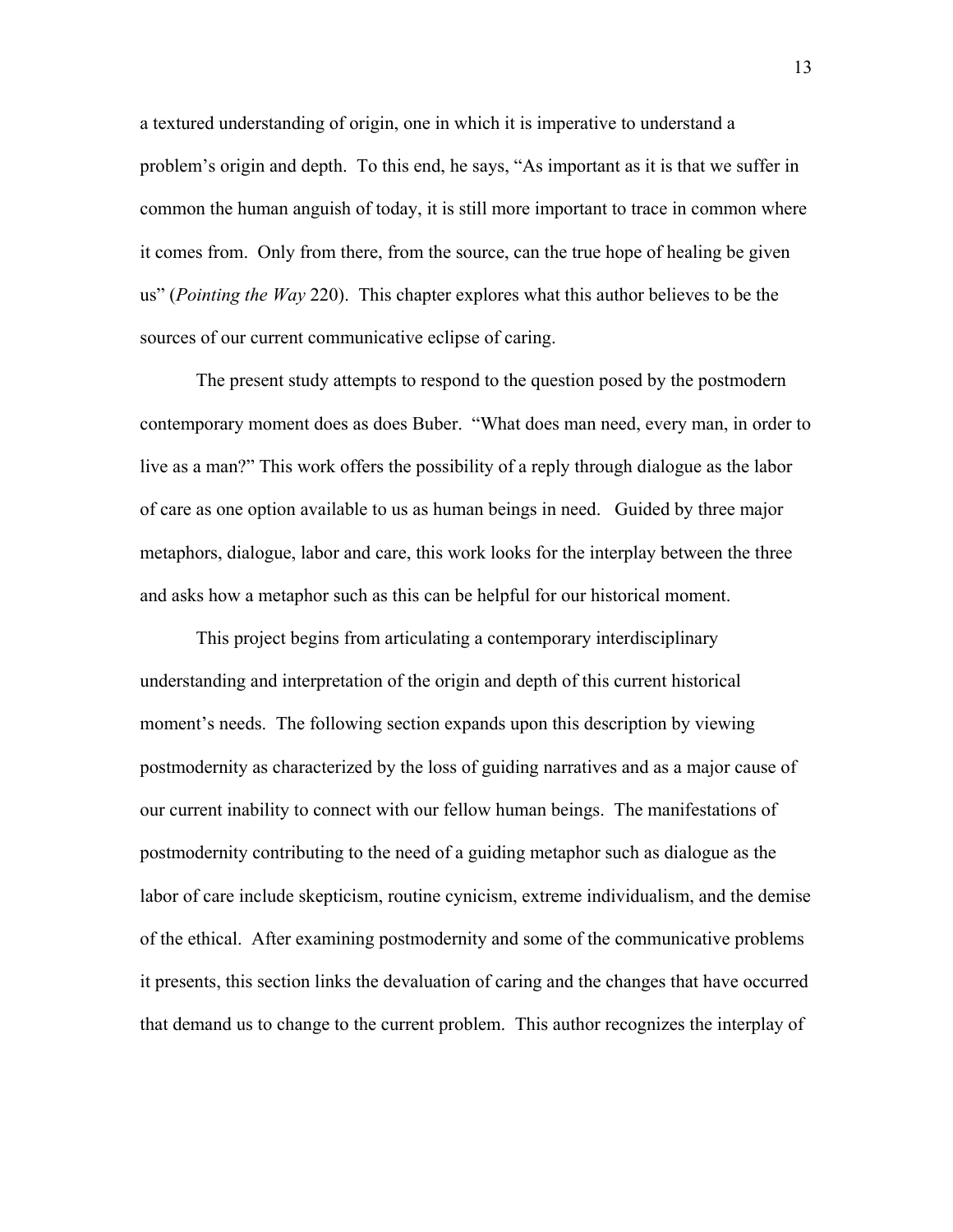a textured understanding of origin, one in which it is imperative to understand a problem's origin and depth. To this end, he says, "As important as it is that we suffer in common the human anguish of today, it is still more important to trace in common where it comes from. Only from there, from the source, can the true hope of healing be given us" (*Pointing the Way* 220). This chapter explores what this author believes to be the sources of our current communicative eclipse of caring.

The present study attempts to respond to the question posed by the postmodern contemporary moment does as does Buber. "What does man need, every man, in order to live as a man?" This work offers the possibility of a reply through dialogue as the labor of care as one option available to us as human beings in need. Guided by three major metaphors, dialogue, labor and care, this work looks for the interplay between the three and asks how a metaphor such as this can be helpful for our historical moment.

This project begins from articulating a contemporary interdisciplinary understanding and interpretation of the origin and depth of this current historical moment's needs. The following section expands upon this description by viewing postmodernity as characterized by the loss of guiding narratives and as a major cause of our current inability to connect with our fellow human beings. The manifestations of postmodernity contributing to the need of a guiding metaphor such as dialogue as the labor of care include skepticism, routine cynicism, extreme individualism, and the demise of the ethical. After examining postmodernity and some of the communicative problems it presents, this section links the devaluation of caring and the changes that have occurred that demand us to change to the current problem. This author recognizes the interplay of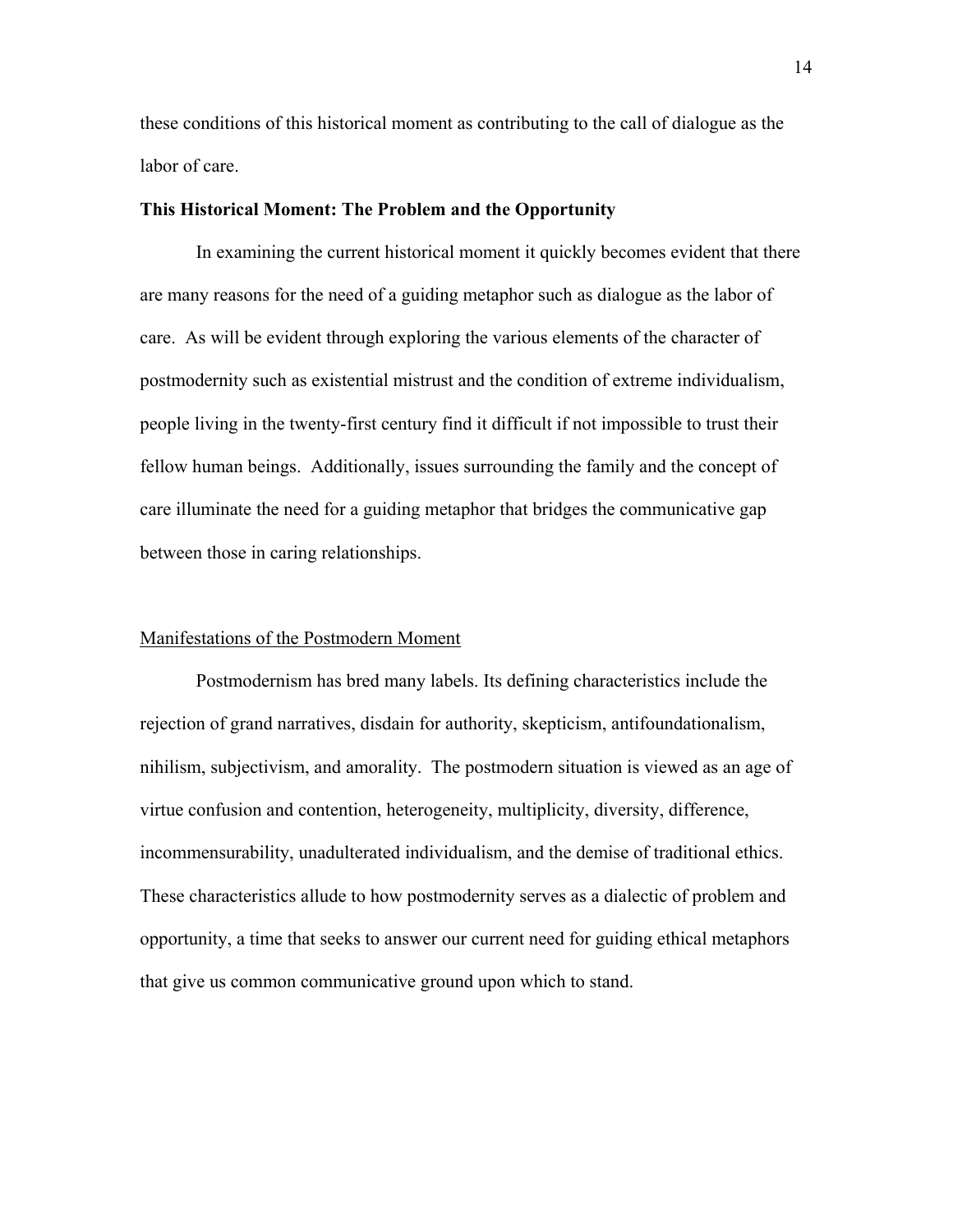these conditions of this historical moment as contributing to the call of dialogue as the labor of care.

**This Historical Moment: The Problem and the Opportunity**

In examining the current historical moment it quickly becomes evident that there are many reasons for the need of a guiding metaphor such as dialogue as the labor of care. As will be evident through exploring the various elements of the character of postmodernity such as existential mistrust and the condition of extreme individualism, people living in the twenty-first century find it difficult if not impossible to trust their fellow human beings. Additionally, issues surrounding the family and the concept of care illuminate the need for a guiding metaphor that bridges the communicative gap between those in caring relationships.

<u>Manifestations of the Postmodern Moment</u>

Postmodernism has bred many labels. Its defining characteristics include the rejection of grand narratives, disdain for authority, skepticism, antifoundationalism, nihilism, subjectivism, and amorality. The postmodern situation is viewed as an age of virtue confusion and contention, heterogeneity, multiplicity, diversity, difference, incommensurability, unadulterated individualism, and the demise of traditional ethics. These characteristics allude to how postmodernity serves as a dialectic of problem and opportunity, a time that seeks to answer our current need for guiding ethical metaphors that give us common communicative ground upon which to stand.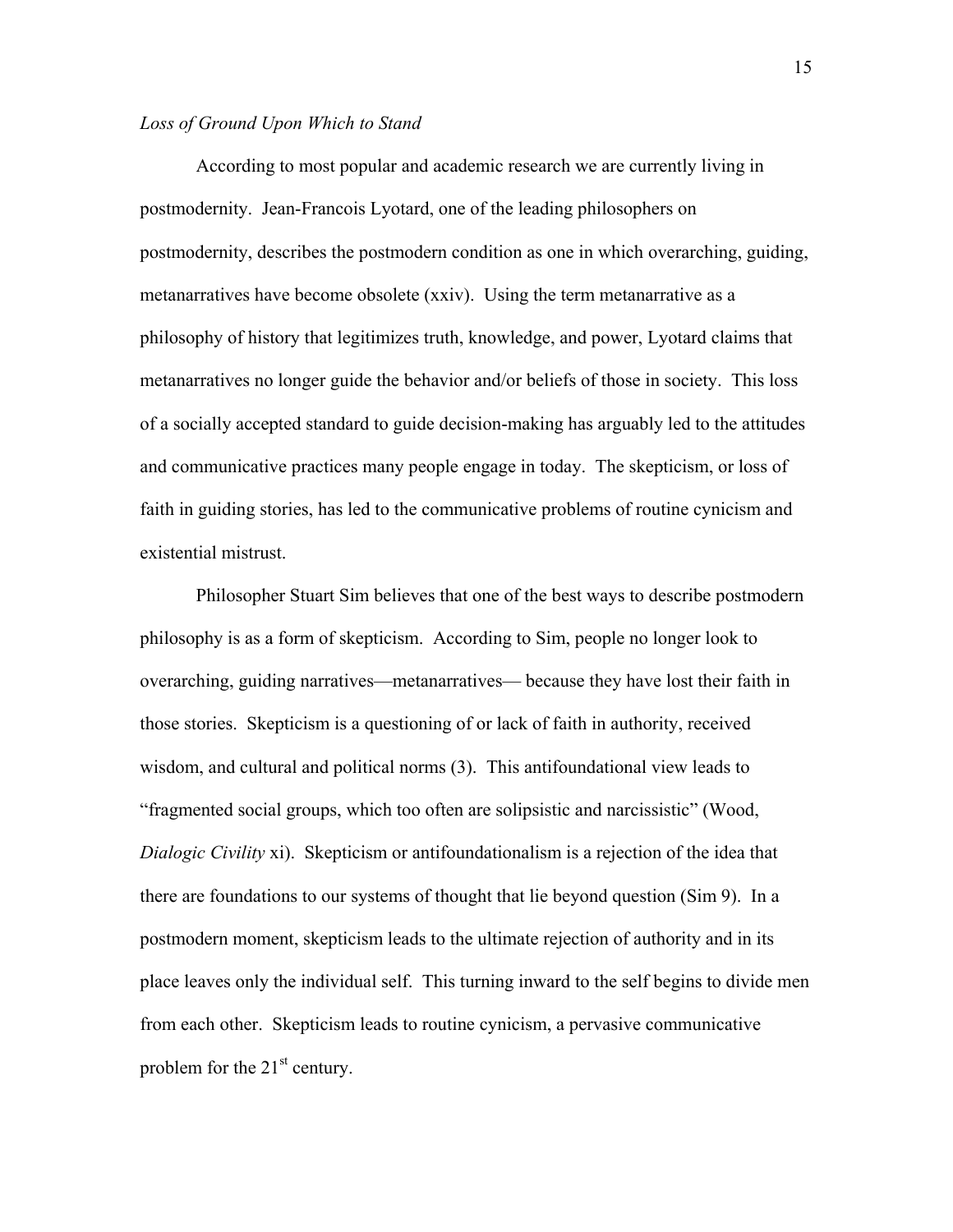*Loss of Ground Upon Which to Stand*

According to most popular and academic research we are currently living in postmodernity. Jean-Francois Lyotard, one of the leading philosophers on postmodernity, describes the postmodern condition as one in which overarching, guiding, metanarratives have become obsolete (xxiv). Using the term metanarrative as a philosophy of history that legitimizes truth, knowledge, and power, Lyotard claims that metanarratives no longer guide the behavior and/or beliefs of those in society. This loss of a socially accepted standard to guide decision-making has arguably led to the attitudes and communicative practices many people engage in today. The skepticism, or loss of faith in guiding stories, has led to the communicative problems of routine cynicism and existential mistrust.

Philosopher Stuart Sim believes that one of the best ways to describe postmodern philosophy is as a form of skepticism. According to Sim, people no longer look to overarching, guiding narratives—metanarratives— because they have lost their faith in those stories. Skepticism is a questioning of or lack of faith in authority, received wisdom, and cultural and political norms (3). This antifoundational view leads to "fragmented social groups, which too often are solipsistic and narcissistic" (Wood, *Dialogic Civility* xi). Skepticism or antifoundationalism is a rejection of the idea that there are foundations to our systems of thought that lie beyond question (Sim 9). In a postmodern moment, skepticism leads to the ultimate rejection of authority and in its place leaves only the individual self. This turning inward to the self begins to divide men from each other. Skepticism leads to routine cynicism, a pervasive communicative problem for the 21st century.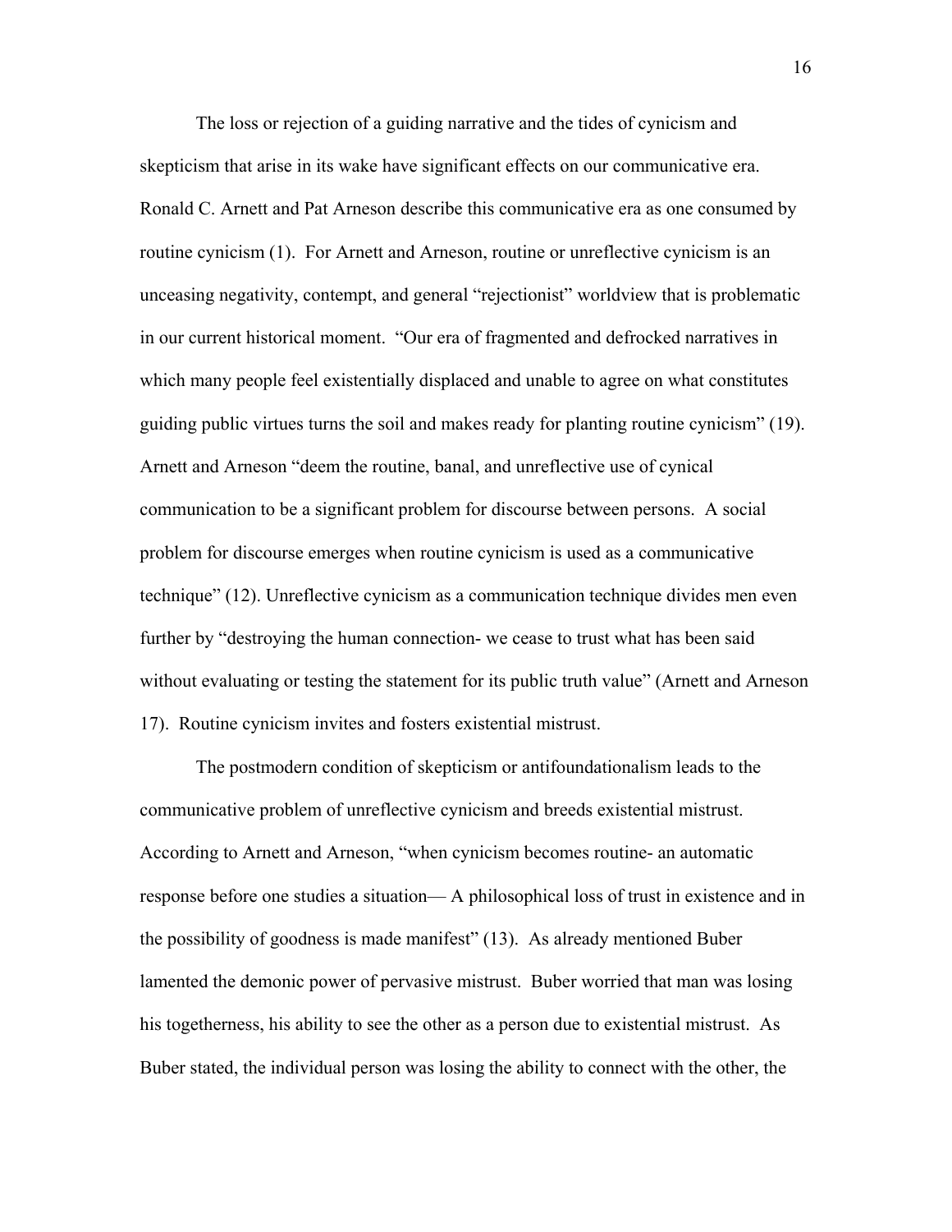The loss or rejection of a guiding narrative and the tides of cynicism and skepticism that arise in its wake have significant effects on our communicative era. Ronald C. Arnett and Pat Arneson describe this communicative era as one consumed by routine cynicism (1). For Arnett and Arneson, routine or unreflective cynicism is an unceasing negativity, contempt, and general "rejectionist" worldview that is problematic in our current historical moment. "Our era of fragmented and defrocked narratives in which many people feel existentially displaced and unable to agree on what constitutes guiding public virtues turns the soil and makes ready for planting routine cynicism" (19). Arnett and Arneson "deem the routine, banal, and unreflective use of cynical communication to be a significant problem for discourse between persons. A social problem for discourse emerges when routine cynicism is used as a communicative technique" (12). Unreflective cynicism as a communication technique divides men even further by "destroying the human connection- we cease to trust what has been said without evaluating or testing the statement for its public truth value" (Arnett and Arneson 17). Routine cynicism invites and fosters existential mistrust.

The postmodern condition of skepticism or antifoundationalism leads to the communicative problem of unreflective cynicism and breeds existential mistrust. According to Arnett and Arneson, "when cynicism becomes routine- an automatic response before one studies a situation— A philosophical loss of trust in existence and in the possibility of goodness is made manifest" (13). As already mentioned Buber lamented the demonic power of pervasive mistrust. Buber worried that man was losing his togetherness, his ability to see the other as a person due to existential mistrust. As Buber stated, the individual person was losing the ability to connect with the other, the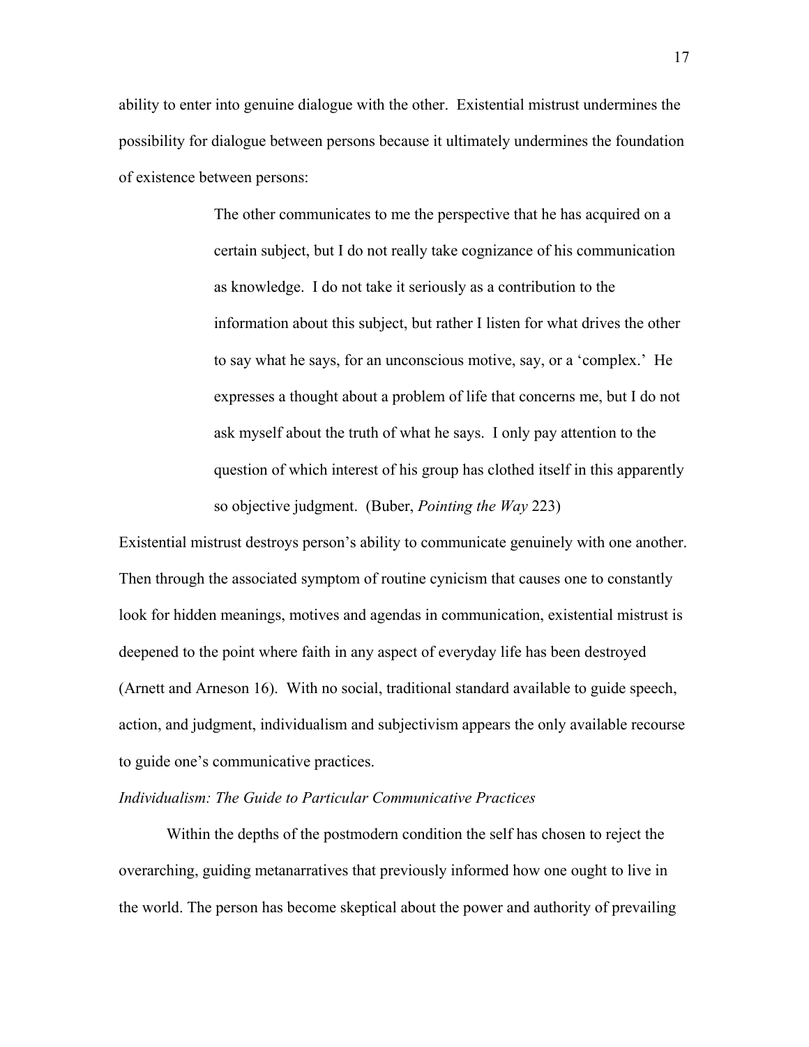ability to enter into genuine dialogue with the other. Existential mistrust undermines the possibility for dialogue between persons because it ultimately undermines the foundation of existence between persons:

> The other communicates to me the perspective that he has acquired on a certain subject, but I do not really take cognizance of his communication as knowledge. I do not take it seriously as a contribution to the information about this subject, but rather I listen for what drives the other to say what he says, for an unconscious motive, say, or a 'complex.' He expresses a thought about a problem of life that concerns me, but I do not ask myself about the truth of what he says. I only pay attention to the question of which interest of his group has clothed itself in this apparently so objective judgment. (Buber, *Pointing the Way* 223)

Existential mistrust destroys person's ability to communicate genuinely with one another. Then through the associated symptom of routine cynicism that causes one to constantly look for hidden meanings, motives and agendas in communication, existential mistrust is deepened to the point where faith in any aspect of everyday life has been destroyed (Arnett and Arneson 16). With no social, traditional standard available to guide speech, action, and judgment, individualism and subjectivism appears the only available recourse to guide one's communicative practices.

*Individualism: The Guide to Particular Communicative Practices*

Within the depths of the postmodern condition the self has chosen to reject the overarching, guiding metanarratives that previously informed how one ought to live in the world. The person has become skeptical about the power and authority of prevailing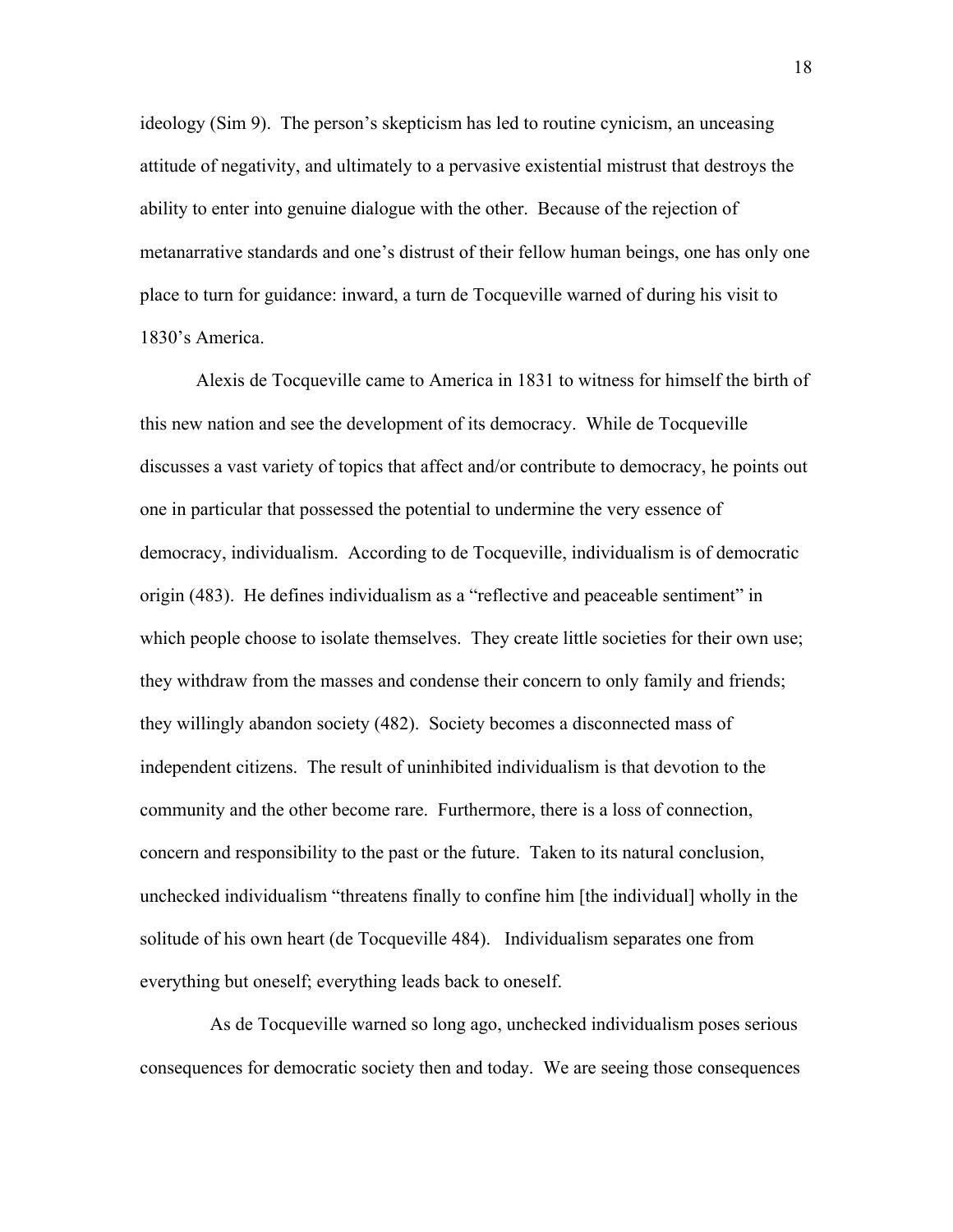ideology (Sim 9). The person's skepticism has led to routine cynicism, an unceasing attitude of negativity, and ultimately to a pervasive existential mistrust that destroys the ability to enter into genuine dialogue with the other. Because of the rejection of metanarrative standards and one's distrust of their fellow human beings, one has only one place to turn for guidance: inward, a turn de Tocqueville warned of during his visit to 1830's America.

Alexis de Tocqueville came to America in 1831 to witness for himself the birth of this new nation and see the development of its democracy. While de Tocqueville discusses a vast variety of topics that affect and/or contribute to democracy, he points out one in particular that possessed the potential to undermine the very essence of democracy, individualism. According to de Tocqueville, individualism is of democratic origin (483). He defines individualism as a "reflective and peaceable sentiment" in which people choose to isolate themselves. They create little societies for their own use; they withdraw from the masses and condense their concern to only family and friends; they willingly abandon society (482). Society becomes a disconnected mass of independent citizens. The result of uninhibited individualism is that devotion to the community and the other become rare. Furthermore, there is a loss of connection, concern and responsibility to the past or the future. Taken to its natural conclusion, unchecked individualism "threatens finally to confine him [the individual] wholly in the solitude of his own heart (de Tocqueville 484). Individualism separates one from everything but oneself; everything leads back to oneself.

As de Tocqueville warned so long ago, unchecked individualism poses serious consequences for democratic society then and today. We are seeing those consequences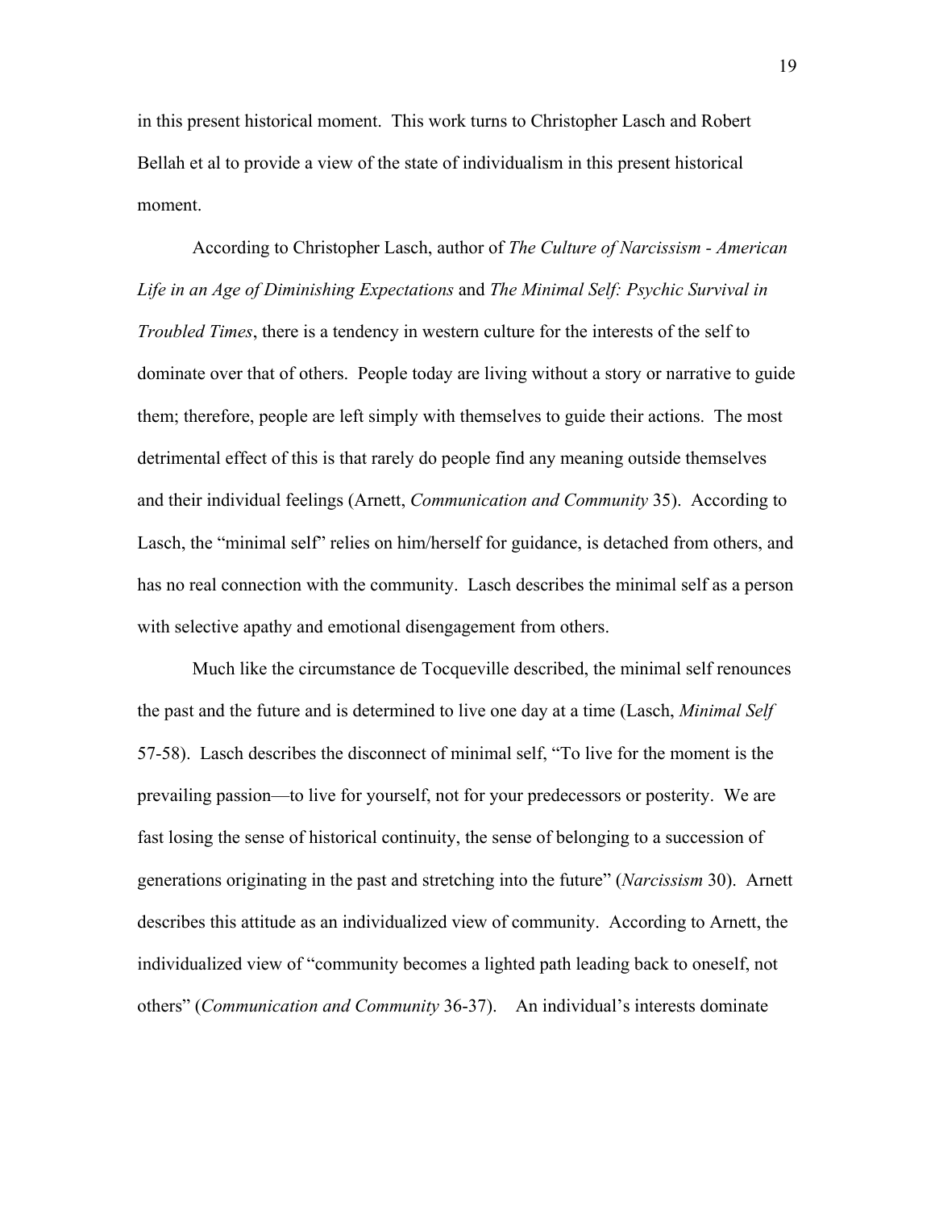in this present historical moment. This work turns to Christopher Lasch and Robert Bellah et al to provide a view of the state of individualism in this present historical moment.

According to Christopher Lasch, author of *The Culture of Narcissism - American Life in an Age of Diminishing Expectations* and *The Minimal Self: Psychic Survival in Troubled Times*, there is a tendency in western culture for the interests of the self to dominate over that of others. People today are living without a story or narrative to guide them; therefore, people are left simply with themselves to guide their actions. The most detrimental effect of this is that rarely do people find any meaning outside themselves and their individual feelings (Arnett, *Communication and Community* 35). According to Lasch, the "minimal self" relies on him/herself for guidance, is detached from others, and has no real connection with the community. Lasch describes the minimal self as a person with selective apathy and emotional disengagement from others.

Much like the circumstance de Tocqueville described, the minimal self renounces the past and the future and is determined to live one day at a time (Lasch, *Minimal Self* 57-58). Lasch describes the disconnect of minimal self, "To live for the moment is the prevailing passion—to live for yourself, not for your predecessors or posterity. We are fast losing the sense of historical continuity, the sense of belonging to a succession of generations originating in the past and stretching into the future" (*Narcissism* 30). Arnett describes this attitude as an individualized view of community. According to Arnett, the individualized view of "community becomes a lighted path leading back to oneself, not others" (*Communication and Community* 36-37). An individual's interests dominate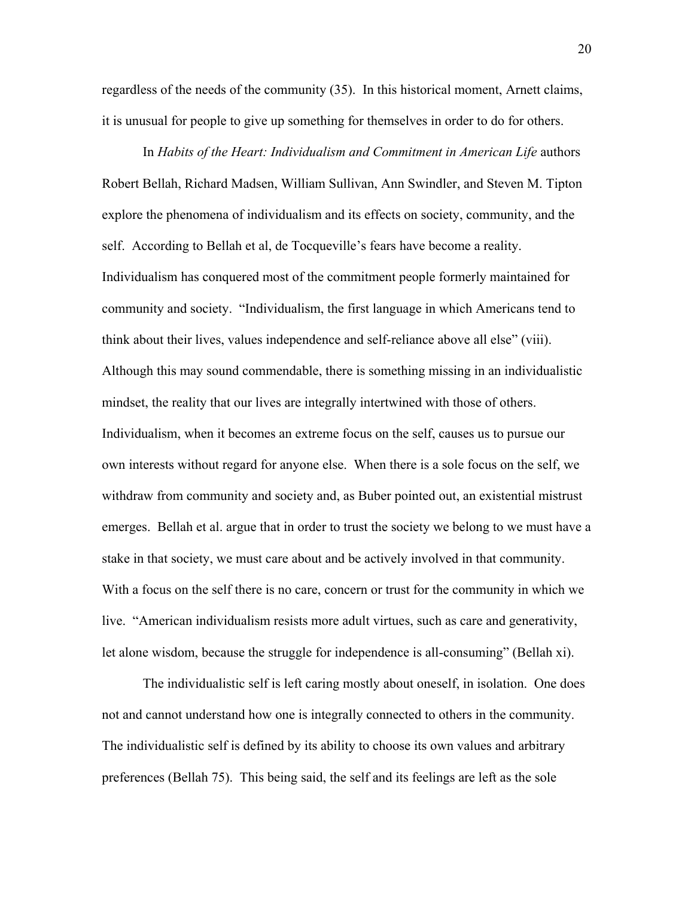regardless of the needs of the community (35). In this historical moment, Arnett claims, it is unusual for people to give up something for themselves in order to do for others.

In *Habits of the Heart: Individualism and Commitment in American Life* authors Robert Bellah, Richard Madsen, William Sullivan, Ann Swindler, and Steven M. Tipton explore the phenomena of individualism and its effects on society, community, and the self. According to Bellah et al, de Tocqueville's fears have become a reality. Individualism has conquered most of the commitment people formerly maintained for community and society. "Individualism, the first language in which Americans tend to think about their lives, values independence and self-reliance above all else" (viii). Although this may sound commendable, there is something missing in an individualistic mindset, the reality that our lives are integrally intertwined with those of others. Individualism, when it becomes an extreme focus on the self, causes us to pursue our own interests without regard for anyone else. When there is a sole focus on the self, we withdraw from community and society and, as Buber pointed out, an existential mistrust emerges. Bellah et al. argue that in order to trust the society we belong to we must have a stake in that society, we must care about and be actively involved in that community. With a focus on the self there is no care, concern or trust for the community in which we live. "American individualism resists more adult virtues, such as care and generativity, let alone wisdom, because the struggle for independence is all-consuming" (Bellah xi).

The individualistic self is left caring mostly about oneself, in isolation. One does not and cannot understand how one is integrally connected to others in the community. The individualistic self is defined by its ability to choose its own values and arbitrary preferences (Bellah 75). This being said, the self and its feelings are left as the sole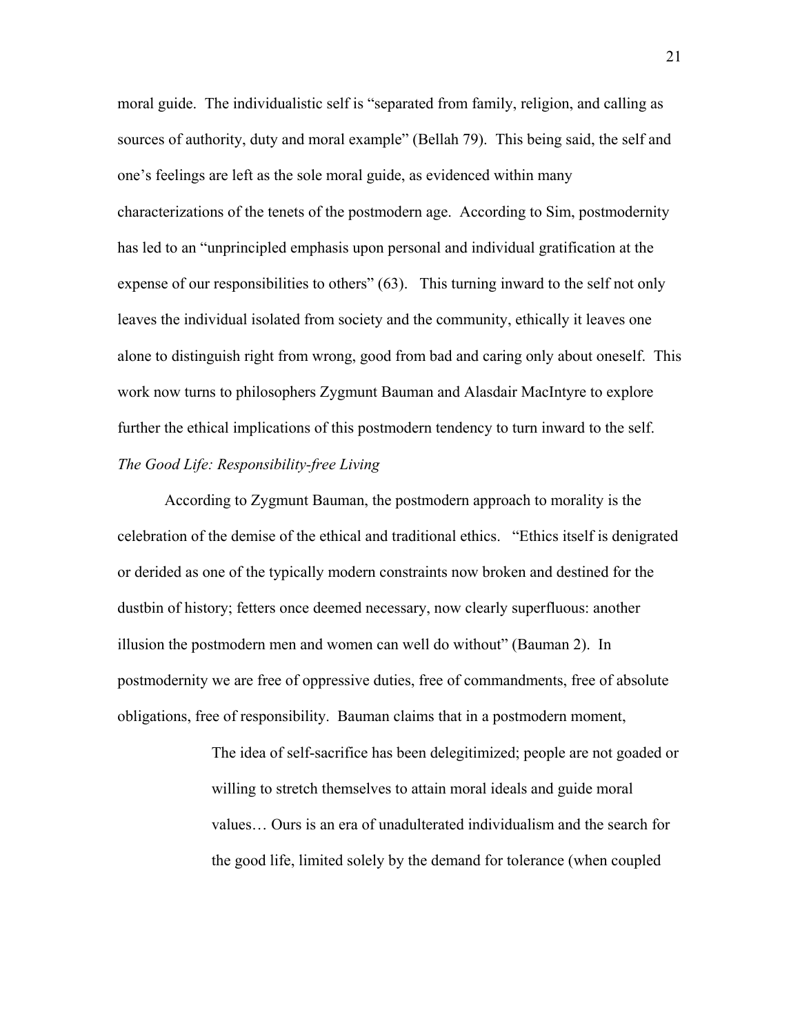moral guide. The individualistic self is "separated from family, religion, and calling as sources of authority, duty and moral example" (Bellah 79). This being said, the self and one's feelings are left as the sole moral guide, as evidenced within many characterizations of the tenets of the postmodern age. According to Sim, postmodernity has led to an "unprincipled emphasis upon personal and individual gratification at the expense of our responsibilities to others" (63). This turning inward to the self not only leaves the individual isolated from society and the community, ethically it leaves one alone to distinguish right from wrong, good from bad and caring only about oneself. This work now turns to philosophers Zygmunt Bauman and Alasdair MacIntyre to explore further the ethical implications of this postmodern tendency to turn inward to the self.

*The Good Life: Responsibility-free Living*

According to Zygmunt Bauman, the postmodern approach to morality is the celebration of the demise of the ethical and traditional ethics. "Ethics itself is denigrated or derided as one of the typically modern constraints now broken and destined for the dustbin of history; fetters once deemed necessary, now clearly superfluous: another illusion the postmodern men and women can well do without" (Bauman 2). In postmodernity we are free of oppressive duties, free of commandments, free of absolute obligations, free of responsibility. Bauman claims that in a postmodern moment,

> The idea of self-sacrifice has been delegitimized; people are not goaded or willing to stretch themselves to attain moral ideals and guide moral values… Ours is an era of unadulterated individualism and the search for the good life, limited solely by the demand for tolerance (when coupled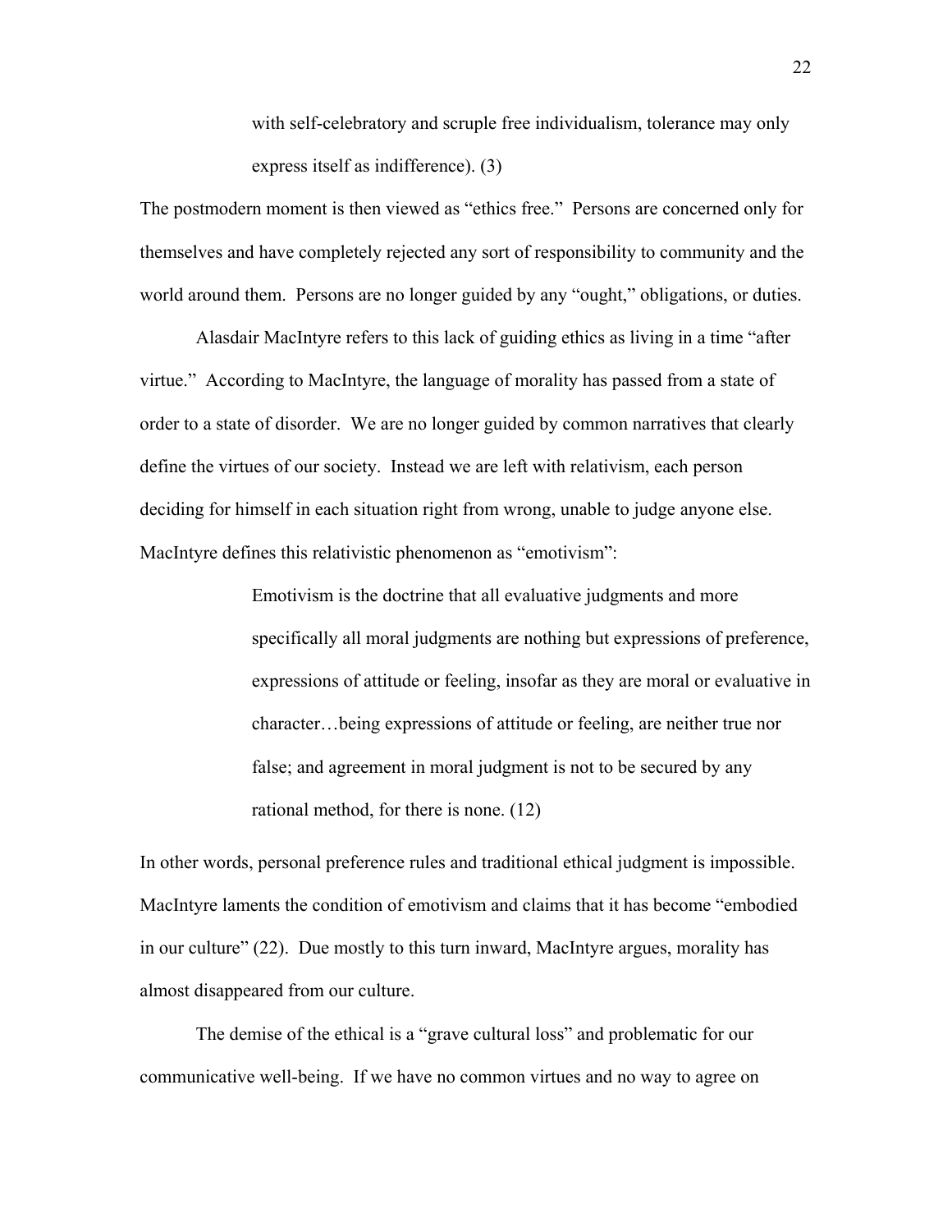> with self-celebratory and scruple free individualism, tolerance may only express itself as indifference). (3)

The postmodern moment is then viewed as "ethics free." Persons are concerned only for themselves and have completely rejected any sort of responsibility to community and the world around them. Persons are no longer guided by any "ought," obligations, or duties.

Alasdair MacIntyre refers to this lack of guiding ethics as living in a time "after virtue." According to MacIntyre, the language of morality has passed from a state of order to a state of disorder. We are no longer guided by common narratives that clearly define the virtues of our society. Instead we are left with relativism, each person deciding for himself in each situation right from wrong, unable to judge anyone else. MacIntyre defines this relativistic phenomenon as "emotivism":

> Emotivism is the doctrine that all evaluative judgments and more specifically all moral judgments are nothing but expressions of preference, expressions of attitude or feeling, insofar as they are moral or evaluative in character…being expressions of attitude or feeling, are neither true nor false; and agreement in moral judgment is not to be secured by any rational method, for there is none. (12)

In other words, personal preference rules and traditional ethical judgment is impossible. MacIntyre laments the condition of emotivism and claims that it has become "embodied in our culture" (22). Due mostly to this turn inward, MacIntyre argues, morality has almost disappeared from our culture.

The demise of the ethical is a "grave cultural loss" and problematic for our communicative well-being. If we have no common virtues and no way to agree on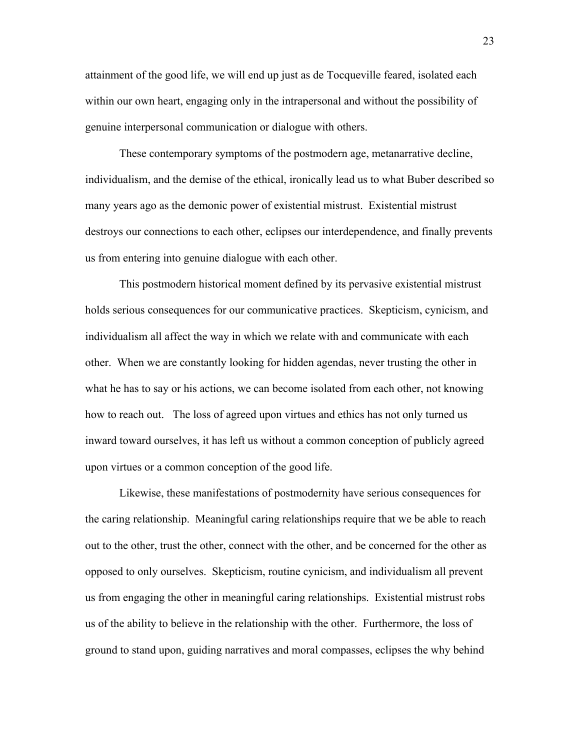attainment of the good life, we will end up just as de Tocqueville feared, isolated each within our own heart, engaging only in the intrapersonal and without the possibility of genuine interpersonal communication or dialogue with others.

These contemporary symptoms of the postmodern age, metanarrative decline, individualism, and the demise of the ethical, ironically lead us to what Buber described so many years ago as the demonic power of existential mistrust. Existential mistrust destroys our connections to each other, eclipses our interdependence, and finally prevents us from entering into genuine dialogue with each other.

This postmodern historical moment defined by its pervasive existential mistrust holds serious consequences for our communicative practices. Skepticism, cynicism, and individualism all affect the way in which we relate with and communicate with each other. When we are constantly looking for hidden agendas, never trusting the other in what he has to say or his actions, we can become isolated from each other, not knowing how to reach out. The loss of agreed upon virtues and ethics has not only turned us inward toward ourselves, it has left us without a common conception of publicly agreed upon virtues or a common conception of the good life.

Likewise, these manifestations of postmodernity have serious consequences for the caring relationship. Meaningful caring relationships require that we be able to reach out to the other, trust the other, connect with the other, and be concerned for the other as opposed to only ourselves. Skepticism, routine cynicism, and individualism all prevent us from engaging the other in meaningful caring relationships. Existential mistrust robs us of the ability to believe in the relationship with the other. Furthermore, the loss of ground to stand upon, guiding narratives and moral compasses, eclipses the why behind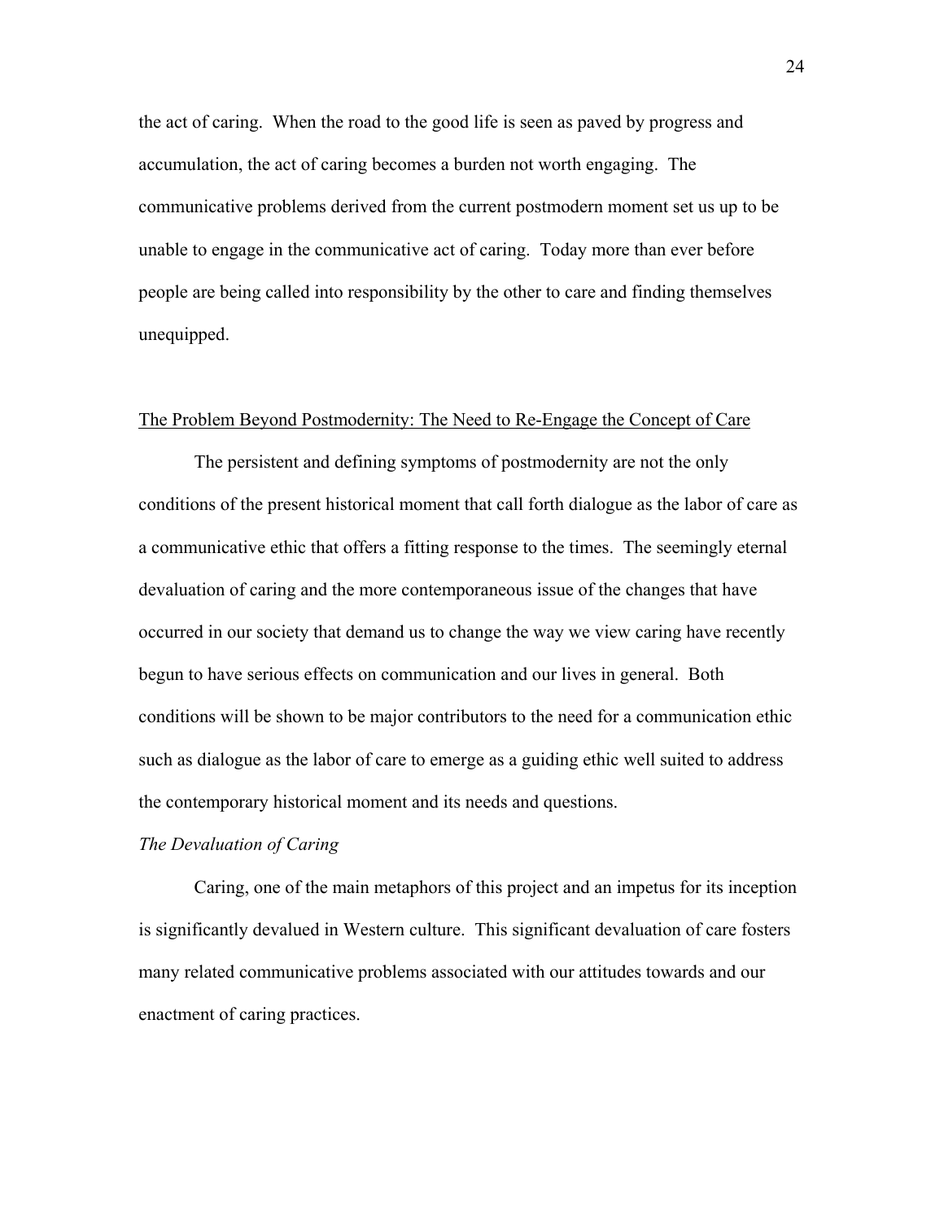the act of caring. When the road to the good life is seen as paved by progress and accumulation, the act of caring becomes a burden not worth engaging. The communicative problems derived from the current postmodern moment set us up to be unable to engage in the communicative act of caring. Today more than ever before people are being called into responsibility by the other to care and finding themselves unequipped.

## The Problem Beyond Postmodernity: The Need to Re-Engage the Concept of Care

The persistent and defining symptoms of postmodernity are not the only conditions of the present historical moment that call forth dialogue as the labor of care as a communicative ethic that offers a fitting response to the times. The seemingly eternal devaluation of caring and the more contemporaneous issue of the changes that have occurred in our society that demand us to change the way we view caring have recently begun to have serious effects on communication and our lives in general. Both conditions will be shown to be major contributors to the need for a communication ethic such as dialogue as the labor of care to emerge as a guiding ethic well suited to address the contemporary historical moment and its needs and questions.

### *The Devaluation of Caring*

Caring, one of the main metaphors of this project and an impetus for its inception is significantly devalued in Western culture. This significant devaluation of care fosters many related communicative problems associated with our attitudes towards and our enactment of caring practices.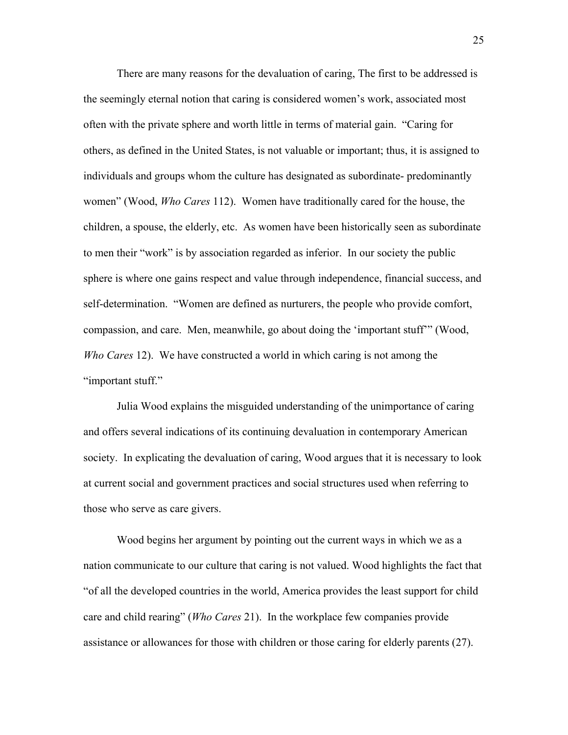There are many reasons for the devaluation of caring, The first to be addressed is the seemingly eternal notion that caring is considered women's work, associated most often with the private sphere and worth little in terms of material gain. "Caring for others, as defined in the United States, is not valuable or important; thus, it is assigned to individuals and groups whom the culture has designated as subordinate- predominantly women" (Wood, *Who Cares* 112). Women have traditionally cared for the house, the children, a spouse, the elderly, etc. As women have been historically seen as subordinate to men their "work" is by association regarded as inferior. In our society the public sphere is where one gains respect and value through independence, financial success, and self-determination. "Women are defined as nurturers, the people who provide comfort, compassion, and care. Men, meanwhile, go about doing the 'important stuff'" (Wood, *Who Cares* 12). We have constructed a world in which caring is not among the "important stuff."

Julia Wood explains the misguided understanding of the unimportance of caring and offers several indications of its continuing devaluation in contemporary American society. In explicating the devaluation of caring, Wood argues that it is necessary to look at current social and government practices and social structures used when referring to those who serve as care givers.

Wood begins her argument by pointing out the current ways in which we as a nation communicate to our culture that caring is not valued. Wood highlights the fact that "of all the developed countries in the world, America provides the least support for child care and child rearing" (*Who Cares* 21). In the workplace few companies provide assistance or allowances for those with children or those caring for elderly parents (27).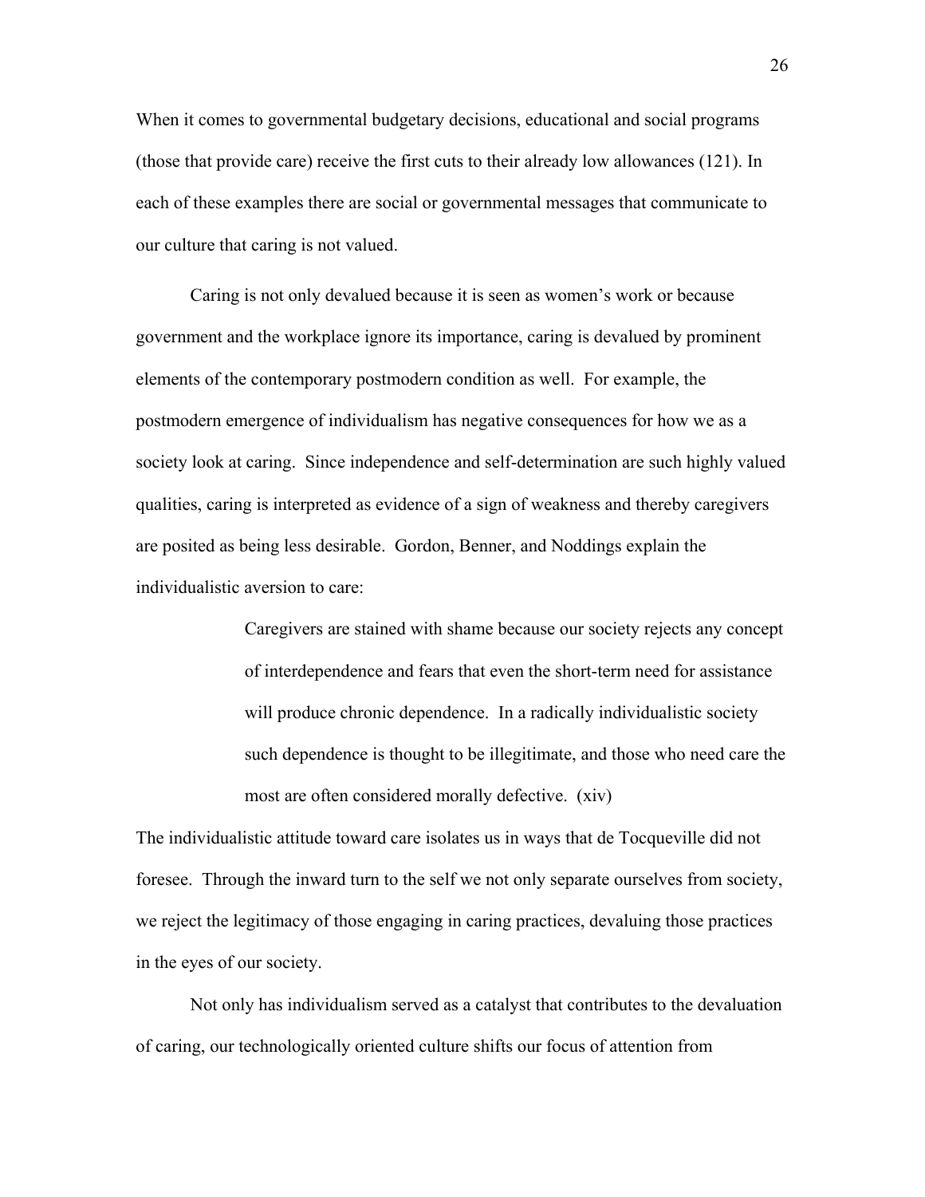When it comes to governmental budgetary decisions, educational and social programs (those that provide care) receive the first cuts to their already low allowances (121). In each of these examples there are social or governmental messages that communicate to our culture that caring is not valued.

Caring is not only devalued because it is seen as women's work or because government and the workplace ignore its importance, caring is devalued by prominent elements of the contemporary postmodern condition as well. For example, the postmodern emergence of individualism has negative consequences for how we as a society look at caring. Since independence and self-determination are such highly valued qualities, caring is interpreted as evidence of a sign of weakness and thereby caregivers are posited as being less desirable. Gordon, Benner, and Noddings explain the individualistic aversion to care:

> Caregivers are stained with shame because our society rejects any concept of interdependence and fears that even the short-term need for assistance will produce chronic dependence. In a radically individualistic society such dependence is thought to be illegitimate, and those who need care the most are often considered morally defective. (xiv)

The individualistic attitude toward care isolates us in ways that de Tocqueville did not foresee. Through the inward turn to the self we not only separate ourselves from society, we reject the legitimacy of those engaging in caring practices, devaluing those practices in the eyes of our society.

Not only has individualism served as a catalyst that contributes to the devaluation of caring, our technologically oriented culture shifts our focus of attention from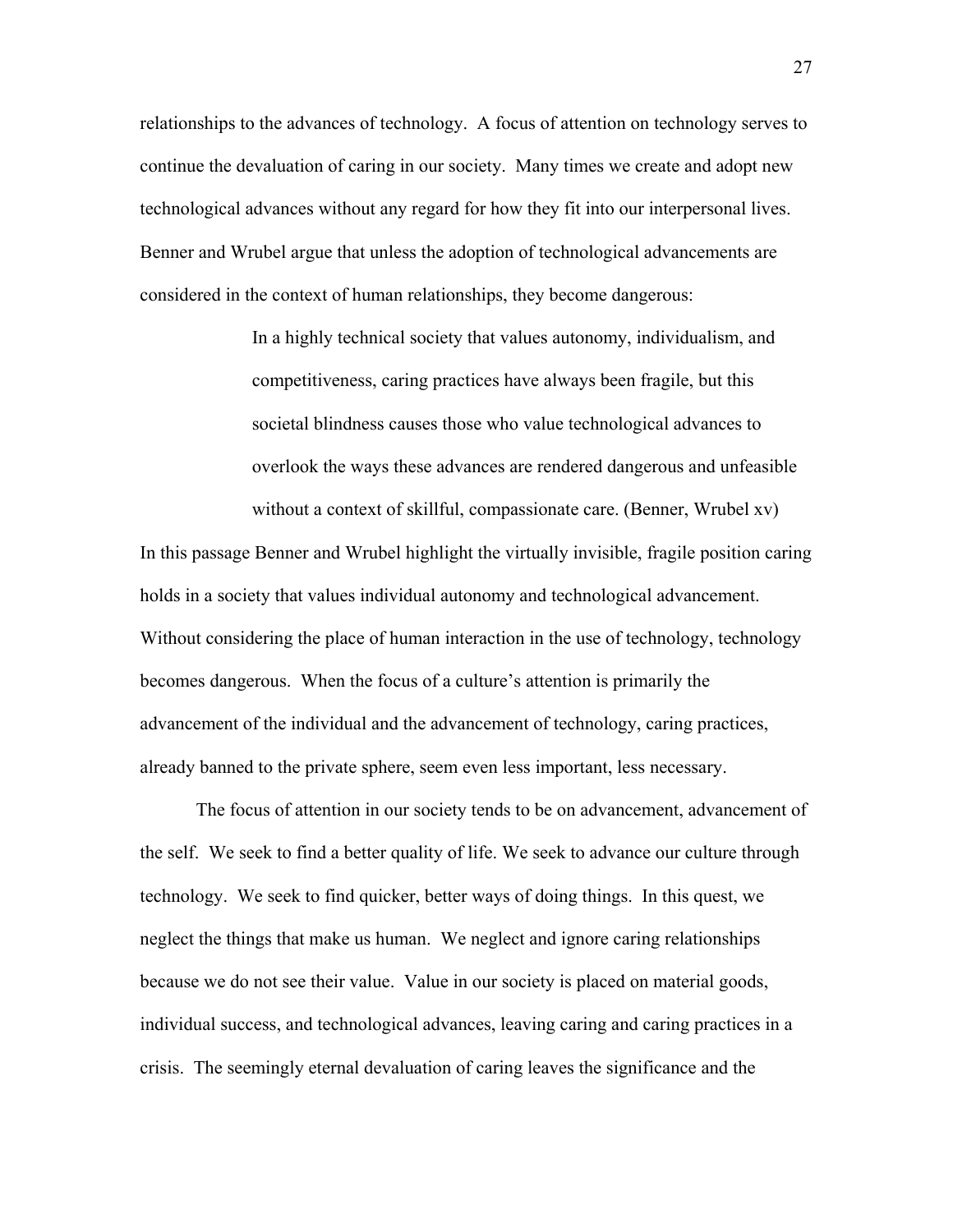relationships to the advances of technology. A focus of attention on technology serves to continue the devaluation of caring in our society. Many times we create and adopt new technological advances without any regard for how they fit into our interpersonal lives. Benner and Wrubel argue that unless the adoption of technological advancements are considered in the context of human relationships, they become dangerous:

> In a highly technical society that values autonomy, individualism, and competitiveness, caring practices have always been fragile, but this societal blindness causes those who value technological advances to overlook the ways these advances are rendered dangerous and unfeasible without a context of skillful, compassionate care. (Benner, Wrubel xv)

In this passage Benner and Wrubel highlight the virtually invisible, fragile position caring holds in a society that values individual autonomy and technological advancement. Without considering the place of human interaction in the use of technology, technology becomes dangerous. When the focus of a culture's attention is primarily the advancement of the individual and the advancement of technology, caring practices, already banned to the private sphere, seem even less important, less necessary.

The focus of attention in our society tends to be on advancement, advancement of the self. We seek to find a better quality of life. We seek to advance our culture through technology. We seek to find quicker, better ways of doing things. In this quest, we neglect the things that make us human. We neglect and ignore caring relationships because we do not see their value. Value in our society is placed on material goods, individual success, and technological advances, leaving caring and caring practices in a crisis. The seemingly eternal devaluation of caring leaves the significance and the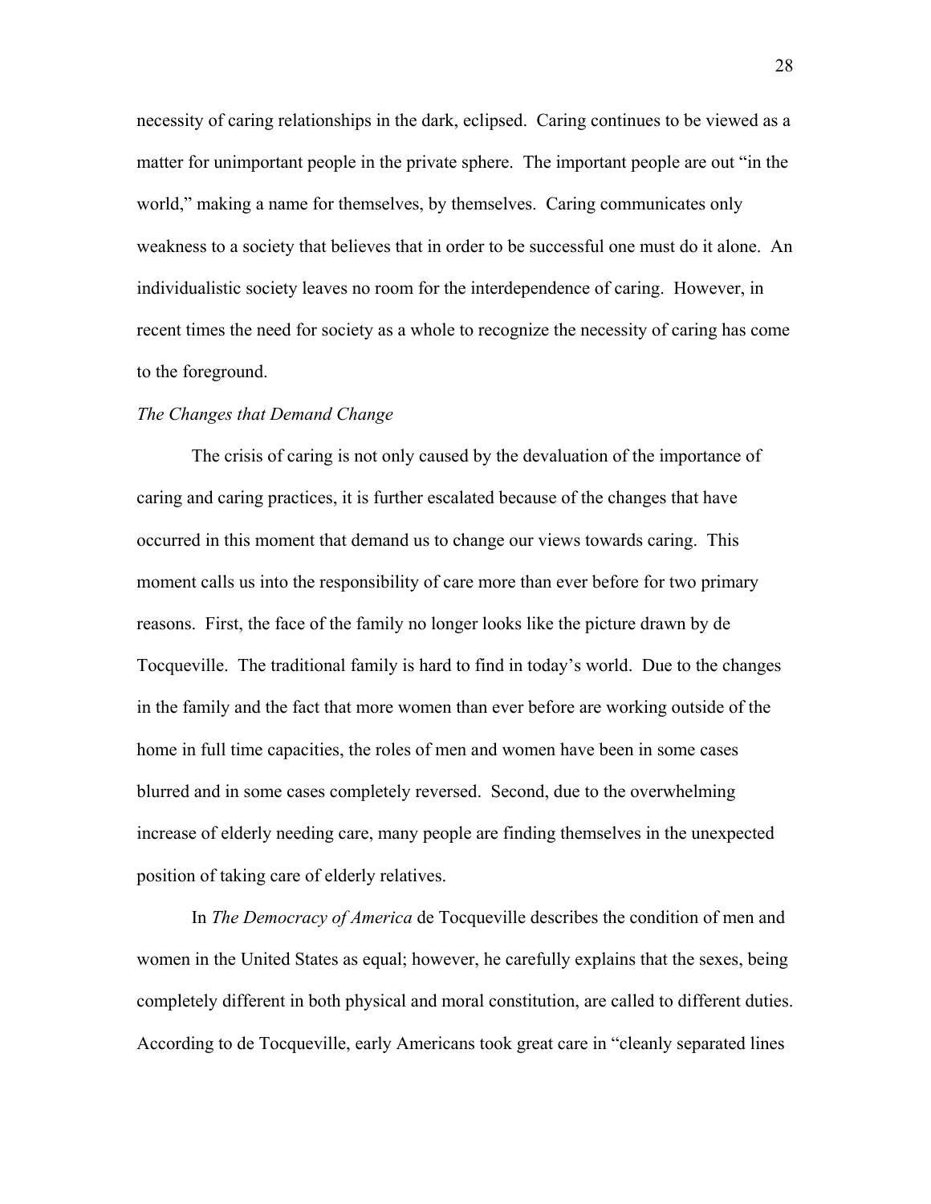necessity of caring relationships in the dark, eclipsed. Caring continues to be viewed as a matter for unimportant people in the private sphere. The important people are out "in the world," making a name for themselves, by themselves. Caring communicates only weakness to a society that believes that in order to be successful one must do it alone. An individualistic society leaves no room for the interdependence of caring. However, in recent times the need for society as a whole to recognize the necessity of caring has come to the foreground.

*The Changes that Demand Change*

The crisis of caring is not only caused by the devaluation of the importance of caring and caring practices, it is further escalated because of the changes that have occurred in this moment that demand us to change our views towards caring. This moment calls us into the responsibility of care more than ever before for two primary reasons. First, the face of the family no longer looks like the picture drawn by de Tocqueville. The traditional family is hard to find in today's world. Due to the changes in the family and the fact that more women than ever before are working outside of the home in full time capacities, the roles of men and women have been in some cases blurred and in some cases completely reversed. Second, due to the overwhelming increase of elderly needing care, many people are finding themselves in the unexpected position of taking care of elderly relatives.

In *The Democracy of America* de Tocqueville describes the condition of men and women in the United States as equal; however, he carefully explains that the sexes, being completely different in both physical and moral constitution, are called to different duties. According to de Tocqueville, early Americans took great care in "cleanly separated lines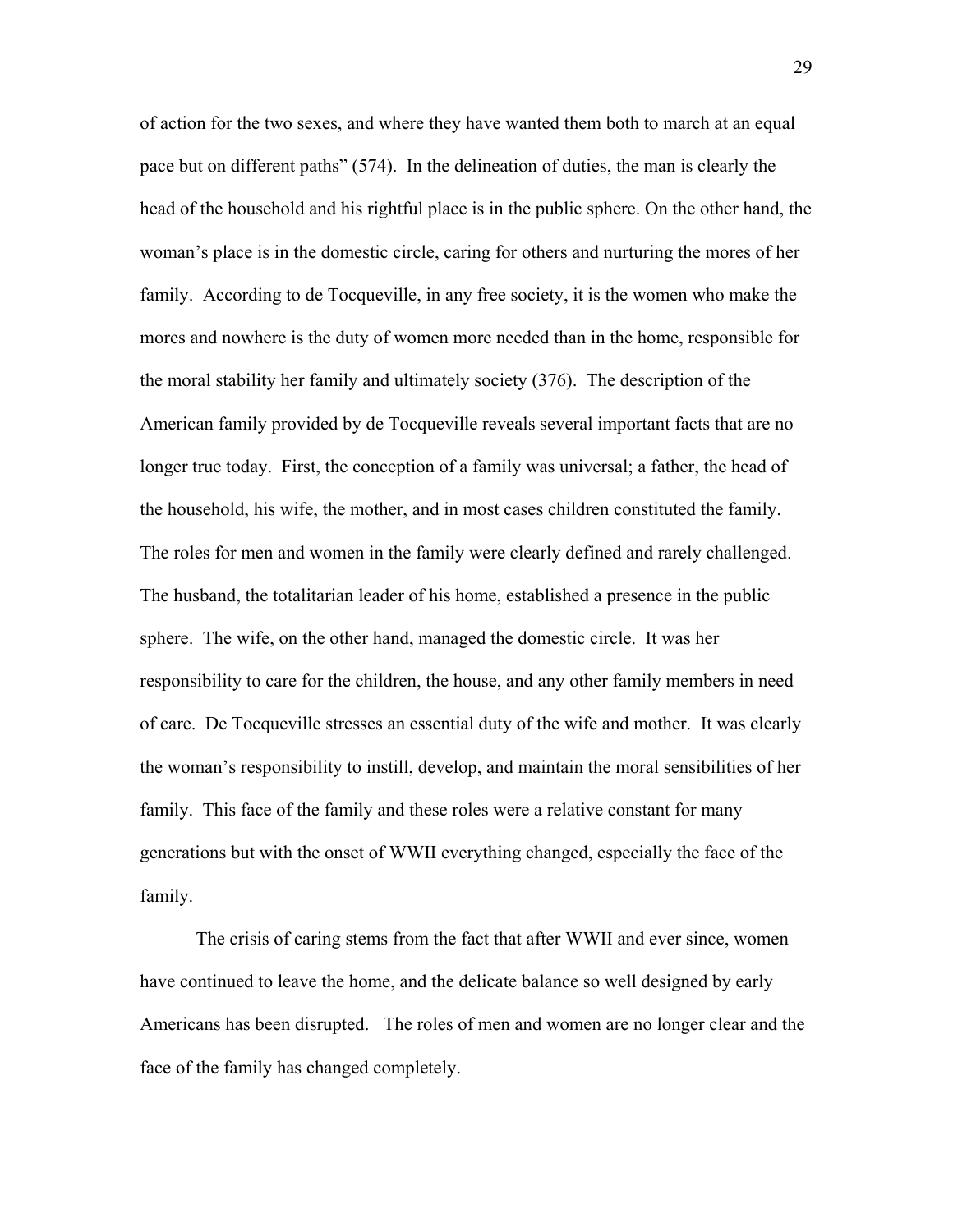of action for the two sexes, and where they have wanted them both to march at an equal pace but on different paths" (574). In the delineation of duties, the man is clearly the head of the household and his rightful place is in the public sphere. On the other hand, the woman's place is in the domestic circle, caring for others and nurturing the mores of her family. According to de Tocqueville, in any free society, it is the women who make the mores and nowhere is the duty of women more needed than in the home, responsible for the moral stability her family and ultimately society (376). The description of the American family provided by de Tocqueville reveals several important facts that are no longer true today. First, the conception of a family was universal; a father, the head of the household, his wife, the mother, and in most cases children constituted the family. The roles for men and women in the family were clearly defined and rarely challenged. The husband, the totalitarian leader of his home, established a presence in the public sphere. The wife, on the other hand, managed the domestic circle. It was her responsibility to care for the children, the house, and any other family members in need of care. De Tocqueville stresses an essential duty of the wife and mother. It was clearly the woman's responsibility to instill, develop, and maintain the moral sensibilities of her family. This face of the family and these roles were a relative constant for many generations but with the onset of WWII everything changed, especially the face of the family.

The crisis of caring stems from the fact that after WWII and ever since, women have continued to leave the home, and the delicate balance so well designed by early Americans has been disrupted. The roles of men and women are no longer clear and the face of the family has changed completely.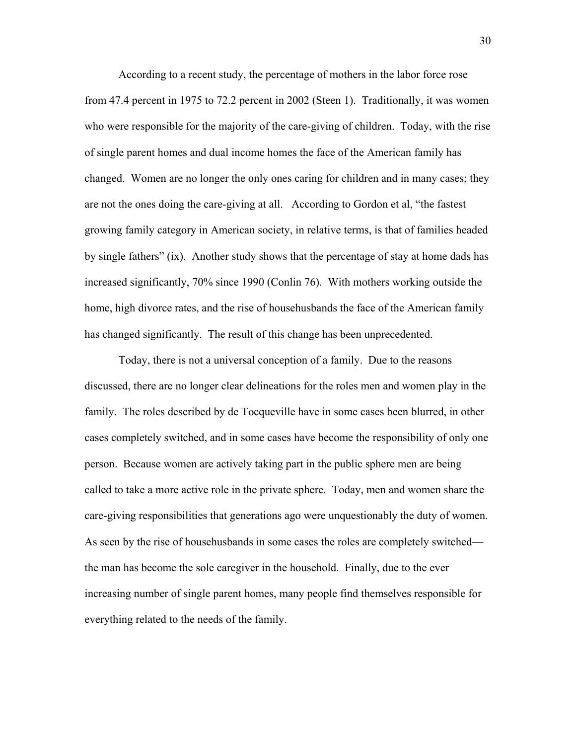According to a recent study, the percentage of mothers in the labor force rose from 47.4 percent in 1975 to 72.2 percent in 2002 (Steen 1). Traditionally, it was women who were responsible for the majority of the care-giving of children. Today, with the rise of single parent homes and dual income homes the face of the American family has changed. Women are no longer the only ones caring for children and in many cases; they are not the ones doing the care-giving at all. According to Gordon et al, "the fastest growing family category in American society, in relative terms, is that of families headed by single fathers" (ix). Another study shows that the percentage of stay at home dads has increased significantly, 70% since 1990 (Conlin 76). With mothers working outside the home, high divorce rates, and the rise of househusbands the face of the American family has changed significantly. The result of this change has been unprecedented.

Today, there is not a universal conception of a family. Due to the reasons discussed, there are no longer clear delineations for the roles men and women play in the family. The roles described by de Tocqueville have in some cases been blurred, in other cases completely switched, and in some cases have become the responsibility of only one person. Because women are actively taking part in the public sphere men are being called to take a more active role in the private sphere. Today, men and women share the care-giving responsibilities that generations ago were unquestionably the duty of women. As seen by the rise of househusbands in some cases the roles are completely switched—the man has become the sole caregiver in the household. Finally, due to the ever increasing number of single parent homes, many people find themselves responsible for everything related to the needs of the family.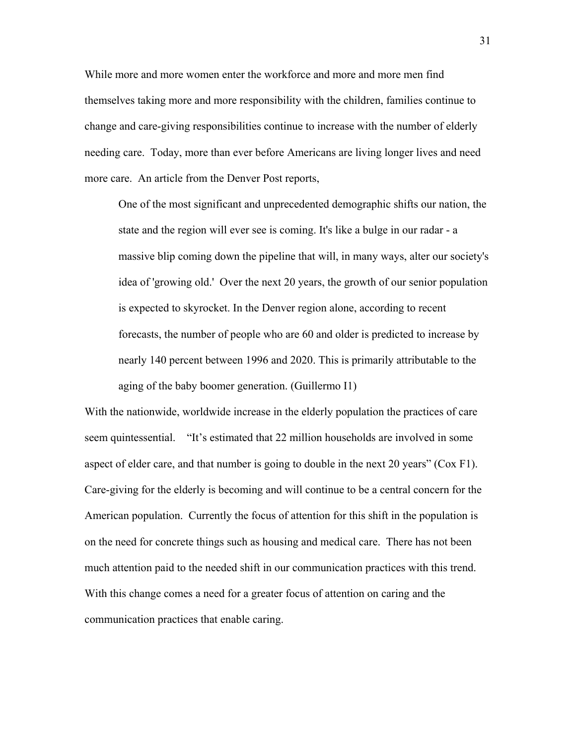While more and more women enter the workforce and more and more men find themselves taking more and more responsibility with the children, families continue to change and care-giving responsibilities continue to increase with the number of elderly needing care. Today, more than ever before Americans are living longer lives and need more care. An article from the Denver Post reports,

> One of the most significant and unprecedented demographic shifts our nation, the state and the region will ever see is coming. It's like a bulge in our radar - a massive blip coming down the pipeline that will, in many ways, alter our society's idea of 'growing old.' Over the next 20 years, the growth of our senior population is expected to skyrocket. In the Denver region alone, according to recent forecasts, the number of people who are 60 and older is predicted to increase by nearly 140 percent between 1996 and 2020. This is primarily attributable to the aging of the baby boomer generation. (Guillermo I1)

With the nationwide, worldwide increase in the elderly population the practices of care seem quintessential. "It's estimated that 22 million households are involved in some aspect of elder care, and that number is going to double in the next 20 years" (Cox F1). Care-giving for the elderly is becoming and will continue to be a central concern for the American population. Currently the focus of attention for this shift in the population is on the need for concrete things such as housing and medical care. There has not been much attention paid to the needed shift in our communication practices with this trend. With this change comes a need for a greater focus of attention on caring and the communication practices that enable caring.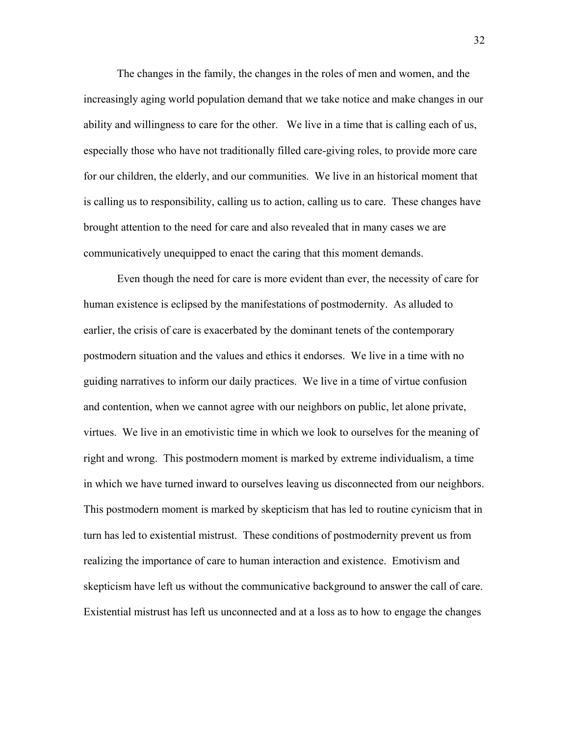The changes in the family, the changes in the roles of men and women, and the increasingly aging world population demand that we take notice and make changes in our ability and willingness to care for the other. We live in a time that is calling each of us, especially those who have not traditionally filled care-giving roles, to provide more care for our children, the elderly, and our communities. We live in an historical moment that is calling us to responsibility, calling us to action, calling us to care. These changes have brought attention to the need for care and also revealed that in many cases we are communicatively unequipped to enact the caring that this moment demands.

Even though the need for care is more evident than ever, the necessity of care for human existence is eclipsed by the manifestations of postmodernity. As alluded to earlier, the crisis of care is exacerbated by the dominant tenets of the contemporary postmodern situation and the values and ethics it endorses. We live in a time with no guiding narratives to inform our daily practices. We live in a time of virtue confusion and contention, when we cannot agree with our neighbors on public, let alone private, virtues. We live in an emotivistic time in which we look to ourselves for the meaning of right and wrong. This postmodern moment is marked by extreme individualism, a time in which we have turned inward to ourselves leaving us disconnected from our neighbors. This postmodern moment is marked by skepticism that has led to routine cynicism that in turn has led to existential mistrust. These conditions of postmodernity prevent us from realizing the importance of care to human interaction and existence. Emotivism and skepticism have left us without the communicative background to answer the call of care. Existential mistrust has left us unconnected and at a loss as to how to engage the changes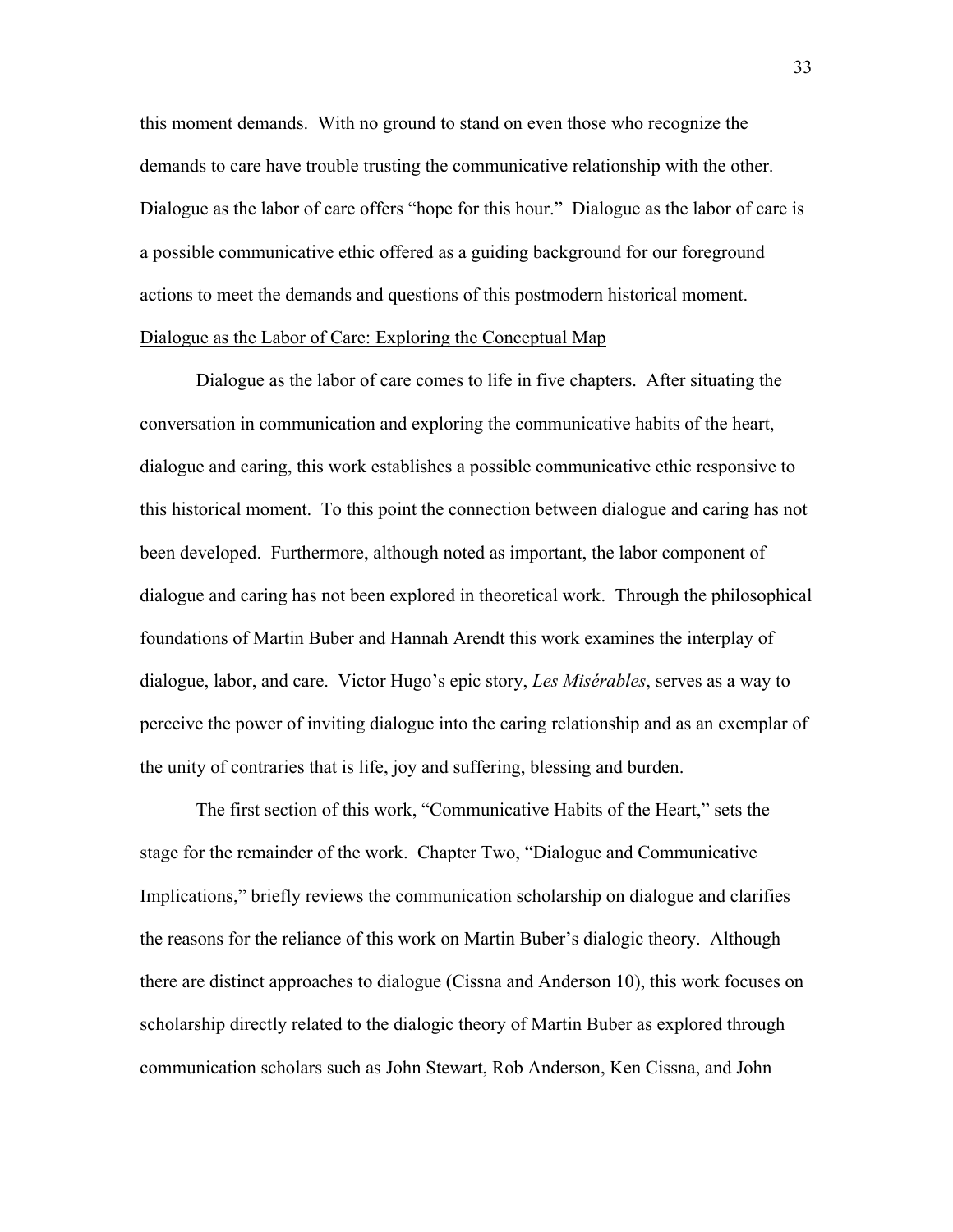this moment demands. With no ground to stand on even those who recognize the demands to care have trouble trusting the communicative relationship with the other. Dialogue as the labor of care offers "hope for this hour." Dialogue as the labor of care is a possible communicative ethic offered as a guiding background for our foreground actions to meet the demands and questions of this postmodern historical moment.

## Dialogue as the Labor of Care: Exploring the Conceptual Map

Dialogue as the labor of care comes to life in five chapters. After situating the conversation in communication and exploring the communicative habits of the heart, dialogue and caring, this work establishes a possible communicative ethic responsive to this historical moment. To this point the connection between dialogue and caring has not been developed. Furthermore, although noted as important, the labor component of dialogue and caring has not been explored in theoretical work. Through the philosophical foundations of Martin Buber and Hannah Arendt this work examines the interplay of dialogue, labor, and care. Victor Hugo's epic story, *Les Misérables*, serves as a way to perceive the power of inviting dialogue into the caring relationship and as an exemplar of the unity of contraries that is life, joy and suffering, blessing and burden.

The first section of this work, "Communicative Habits of the Heart," sets the stage for the remainder of the work. Chapter Two, "Dialogue and Communicative Implications," briefly reviews the communication scholarship on dialogue and clarifies the reasons for the reliance of this work on Martin Buber's dialogic theory. Although there are distinct approaches to dialogue (Cissna and Anderson 10), this work focuses on scholarship directly related to the dialogic theory of Martin Buber as explored through communication scholars such as John Stewart, Rob Anderson, Ken Cissna, and John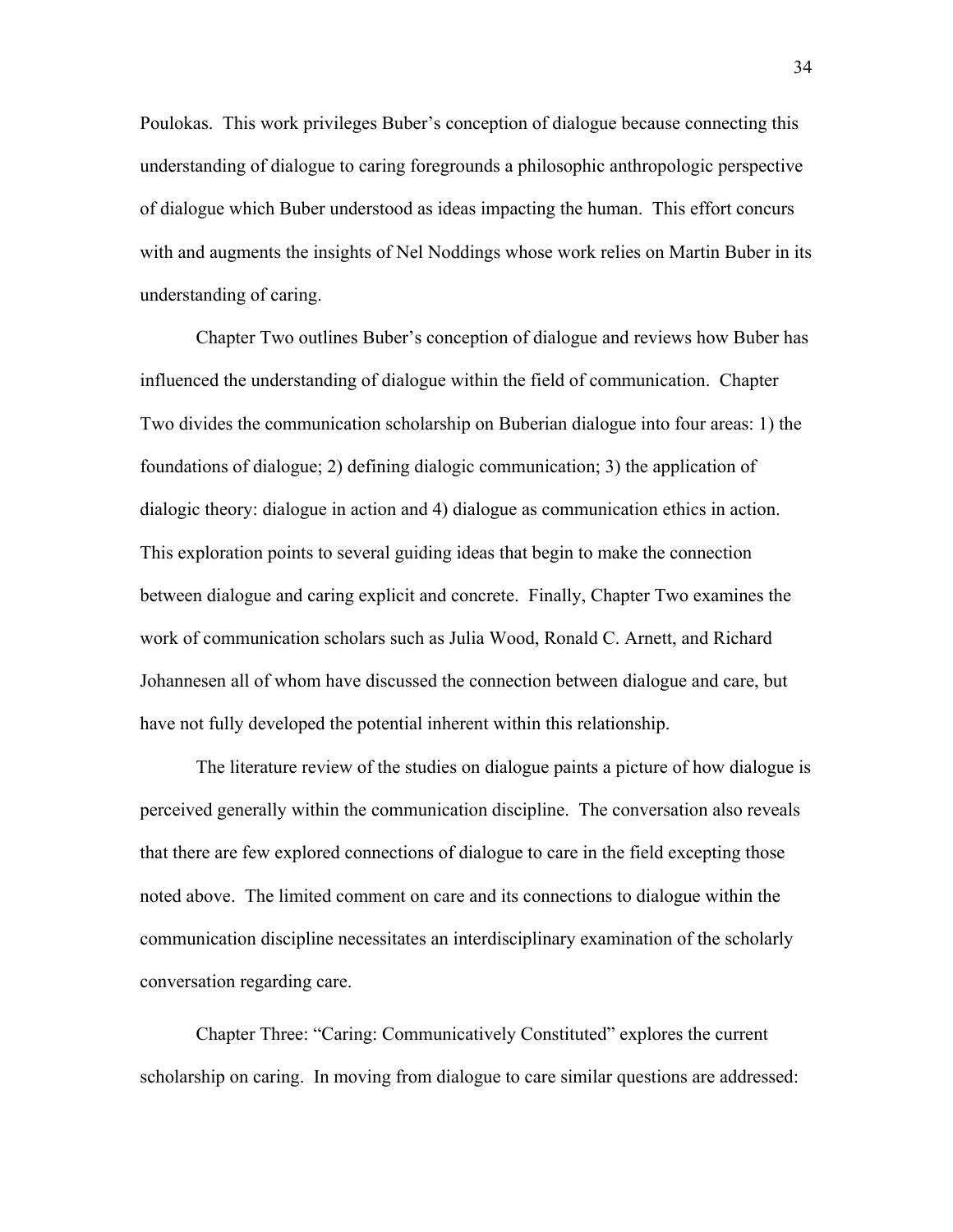Poulokas. This work privileges Buber's conception of dialogue because connecting this understanding of dialogue to caring foregrounds a philosophic anthropologic perspective of dialogue which Buber understood as ideas impacting the human. This effort concurs with and augments the insights of Nel Noddings whose work relies on Martin Buber in its understanding of caring.

Chapter Two outlines Buber's conception of dialogue and reviews how Buber has influenced the understanding of dialogue within the field of communication. Chapter Two divides the communication scholarship on Buberian dialogue into four areas: 1) the foundations of dialogue; 2) defining dialogic communication; 3) the application of dialogic theory: dialogue in action and 4) dialogue as communication ethics in action. This exploration points to several guiding ideas that begin to make the connection between dialogue and caring explicit and concrete. Finally, Chapter Two examines the work of communication scholars such as Julia Wood, Ronald C. Arnett, and Richard Johannesen all of whom have discussed the connection between dialogue and care, but have not fully developed the potential inherent within this relationship.

The literature review of the studies on dialogue paints a picture of how dialogue is perceived generally within the communication discipline. The conversation also reveals that there are few explored connections of dialogue to care in the field excepting those noted above. The limited comment on care and its connections to dialogue within the communication discipline necessitates an interdisciplinary examination of the scholarly conversation regarding care.

Chapter Three: "Caring: Communicatively Constituted" explores the current scholarship on caring. In moving from dialogue to care similar questions are addressed: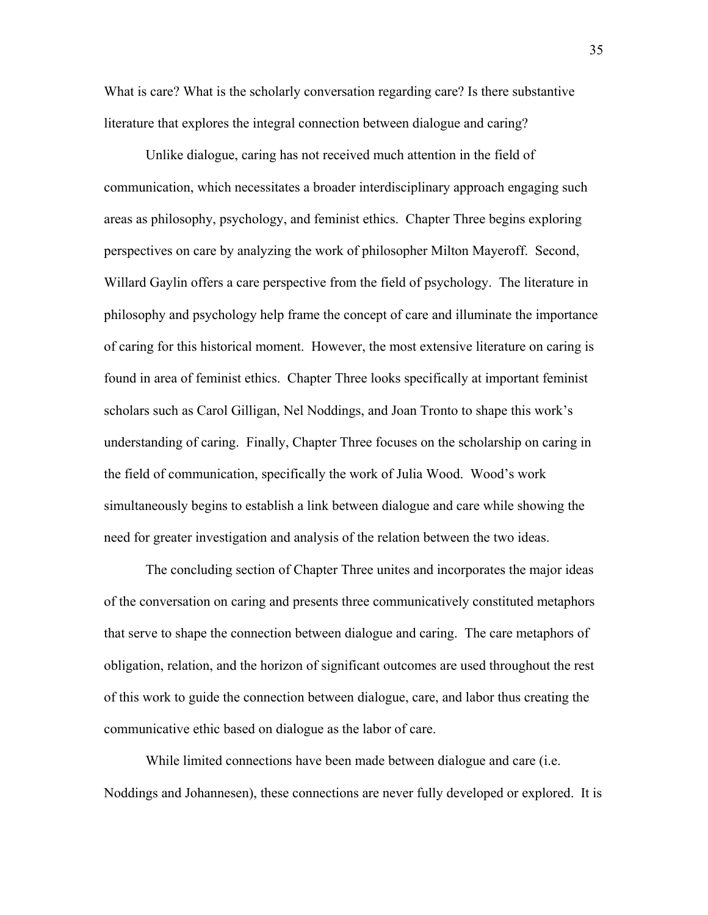What is care? What is the scholarly conversation regarding care? Is there substantive literature that explores the integral connection between dialogue and caring?

Unlike dialogue, caring has not received much attention in the field of communication, which necessitates a broader interdisciplinary approach engaging such areas as philosophy, psychology, and feminist ethics. Chapter Three begins exploring perspectives on care by analyzing the work of philosopher Milton Mayeroff. Second, Willard Gaylin offers a care perspective from the field of psychology. The literature in philosophy and psychology help frame the concept of care and illuminate the importance of caring for this historical moment. However, the most extensive literature on caring is found in area of feminist ethics. Chapter Three looks specifically at important feminist scholars such as Carol Gilligan, Nel Noddings, and Joan Tronto to shape this work's understanding of caring. Finally, Chapter Three focuses on the scholarship on caring in the field of communication, specifically the work of Julia Wood. Wood's work simultaneously begins to establish a link between dialogue and care while showing the need for greater investigation and analysis of the relation between the two ideas.

The concluding section of Chapter Three unites and incorporates the major ideas of the conversation on caring and presents three communicatively constituted metaphors that serve to shape the connection between dialogue and caring. The care metaphors of obligation, relation, and the horizon of significant outcomes are used throughout the rest of this work to guide the connection between dialogue, care, and labor thus creating the communicative ethic based on dialogue as the labor of care.

While limited connections have been made between dialogue and care (i.e. Noddings and Johannesen), these connections are never fully developed or explored. It is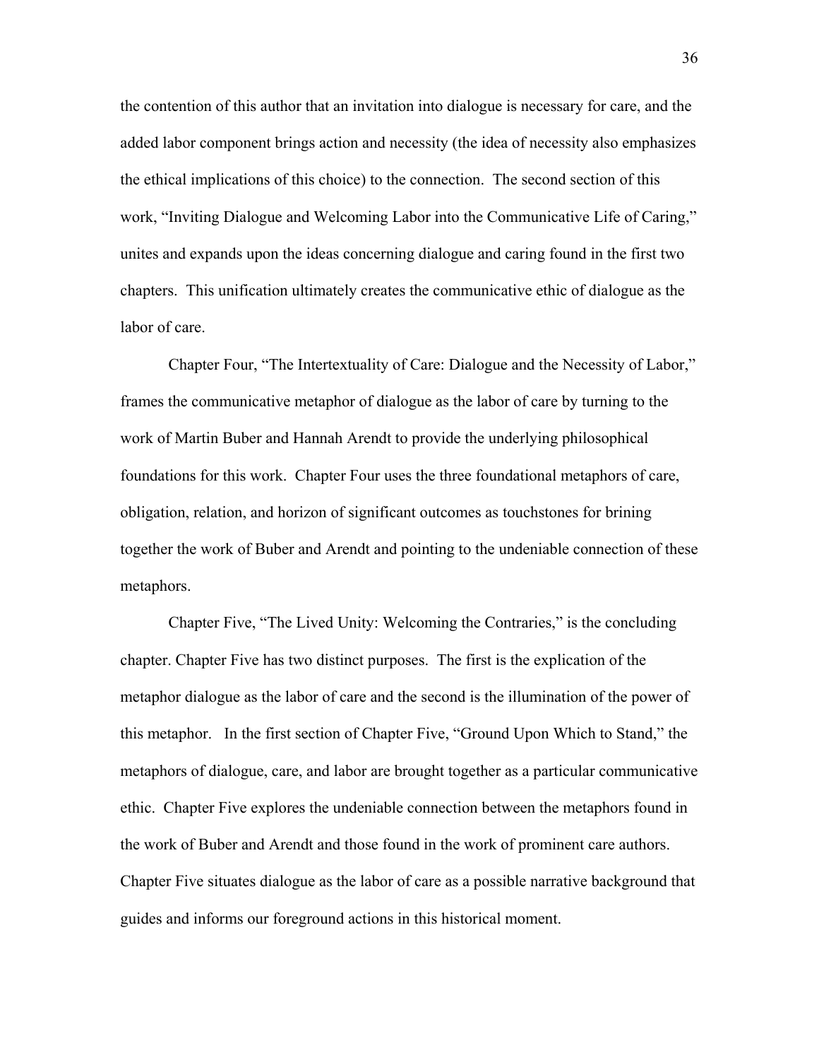the contention of this author that an invitation into dialogue is necessary for care, and the added labor component brings action and necessity (the idea of necessity also emphasizes the ethical implications of this choice) to the connection. The second section of this work, "Inviting Dialogue and Welcoming Labor into the Communicative Life of Caring," unites and expands upon the ideas concerning dialogue and caring found in the first two chapters. This unification ultimately creates the communicative ethic of dialogue as the labor of care.

Chapter Four, "The Intertextuality of Care: Dialogue and the Necessity of Labor," frames the communicative metaphor of dialogue as the labor of care by turning to the work of Martin Buber and Hannah Arendt to provide the underlying philosophical foundations for this work. Chapter Four uses the three foundational metaphors of care, obligation, relation, and horizon of significant outcomes as touchstones for brining together the work of Buber and Arendt and pointing to the undeniable connection of these metaphors.

Chapter Five, "The Lived Unity: Welcoming the Contraries," is the concluding chapter. Chapter Five has two distinct purposes. The first is the explication of the metaphor dialogue as the labor of care and the second is the illumination of the power of this metaphor. In the first section of Chapter Five, "Ground Upon Which to Stand," the metaphors of dialogue, care, and labor are brought together as a particular communicative ethic. Chapter Five explores the undeniable connection between the metaphors found in the work of Buber and Arendt and those found in the work of prominent care authors. Chapter Five situates dialogue as the labor of care as a possible narrative background that guides and informs our foreground actions in this historical moment.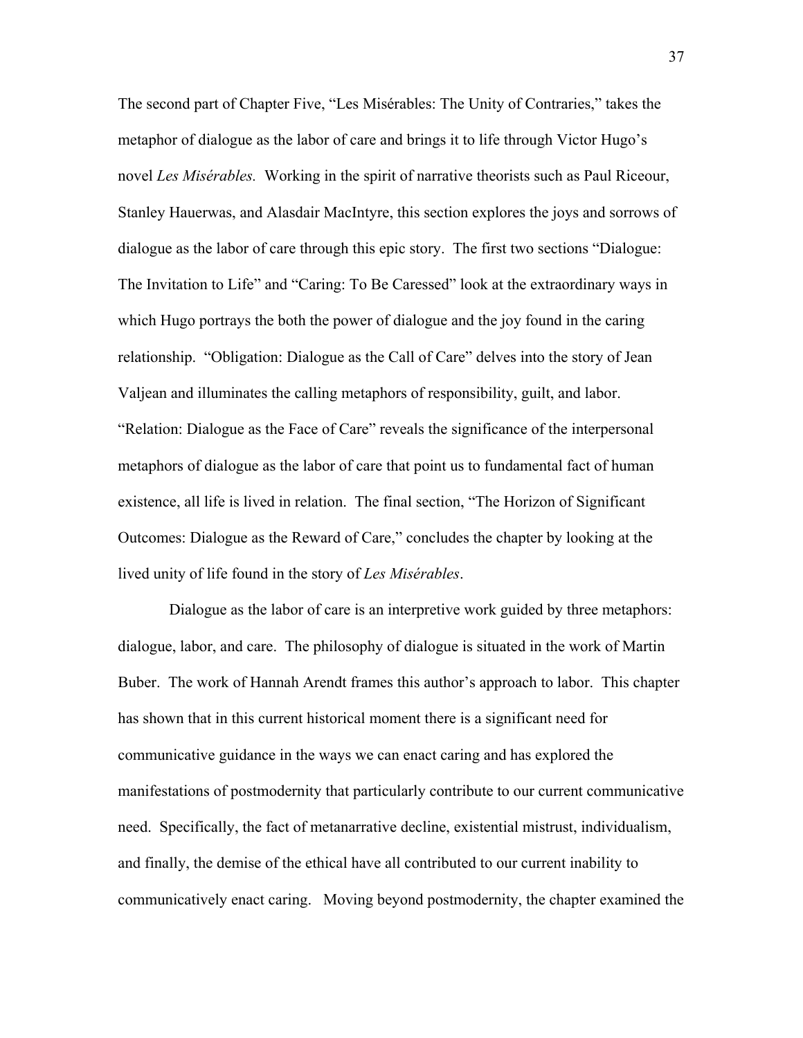The second part of Chapter Five, “Les Misérables: The Unity of Contraries,” takes the metaphor of dialogue as the labor of care and brings it to life through Victor Hugo’s novel *Les Misérables.* Working in the spirit of narrative theorists such as Paul Riceour, Stanley Hauerwas, and Alasdair MacIntyre, this section explores the joys and sorrows of dialogue as the labor of care through this epic story. The first two sections “Dialogue: The Invitation to Life” and “Caring: To Be Caressed” look at the extraordinary ways in which Hugo portrays the both the power of dialogue and the joy found in the caring relationship. “Obligation: Dialogue as the Call of Care” delves into the story of Jean Valjean and illuminates the calling metaphors of responsibility, guilt, and labor. “Relation: Dialogue as the Face of Care” reveals the significance of the interpersonal metaphors of dialogue as the labor of care that point us to fundamental fact of human existence, all life is lived in relation. The final section, “The Horizon of Significant Outcomes: Dialogue as the Reward of Care,” concludes the chapter by looking at the lived unity of life found in the story of *Les Misérables*.

Dialogue as the labor of care is an interpretive work guided by three metaphors: dialogue, labor, and care. The philosophy of dialogue is situated in the work of Martin Buber. The work of Hannah Arendt frames this author’s approach to labor. This chapter has shown that in this current historical moment there is a significant need for communicative guidance in the ways we can enact caring and has explored the manifestations of postmodernity that particularly contribute to our current communicative need. Specifically, the fact of metanarrative decline, existential mistrust, individualism, and finally, the demise of the ethical have all contributed to our current inability to communicatively enact caring. Moving beyond postmodernity, the chapter examined the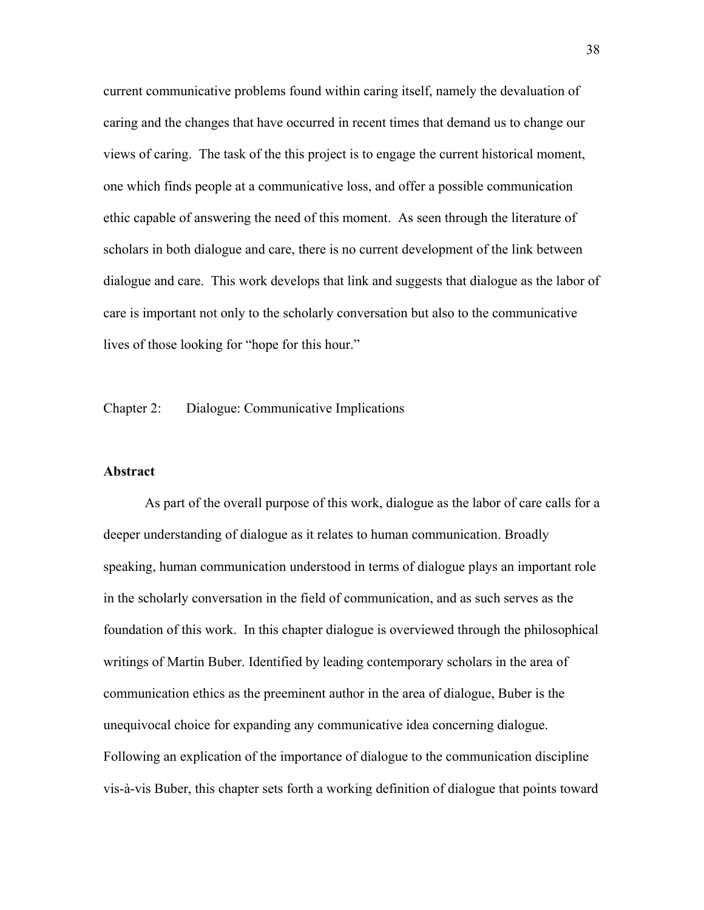current communicative problems found within caring itself, namely the devaluation of caring and the changes that have occurred in recent times that demand us to change our views of caring. The task of the this project is to engage the current historical moment, one which finds people at a communicative loss, and offer a possible communication ethic capable of answering the need of this moment. As seen through the literature of scholars in both dialogue and care, there is no current development of the link between dialogue and care. This work develops that link and suggests that dialogue as the labor of care is important not only to the scholarly conversation but also to the communicative lives of those looking for "hope for this hour."

## Chapter 2: Dialogue: Communicative Implications

### Abstract

As part of the overall purpose of this work, dialogue as the labor of care calls for a deeper understanding of dialogue as it relates to human communication. Broadly speaking, human communication understood in terms of dialogue plays an important role in the scholarly conversation in the field of communication, and as such serves as the foundation of this work. In this chapter dialogue is overviewed through the philosophical writings of Martin Buber. Identified by leading contemporary scholars in the area of communication ethics as the preeminent author in the area of dialogue, Buber is the unequivocal choice for expanding any communicative idea concerning dialogue. Following an explication of the importance of dialogue to the communication discipline vis-à-vis Buber, this chapter sets forth a working definition of dialogue that points toward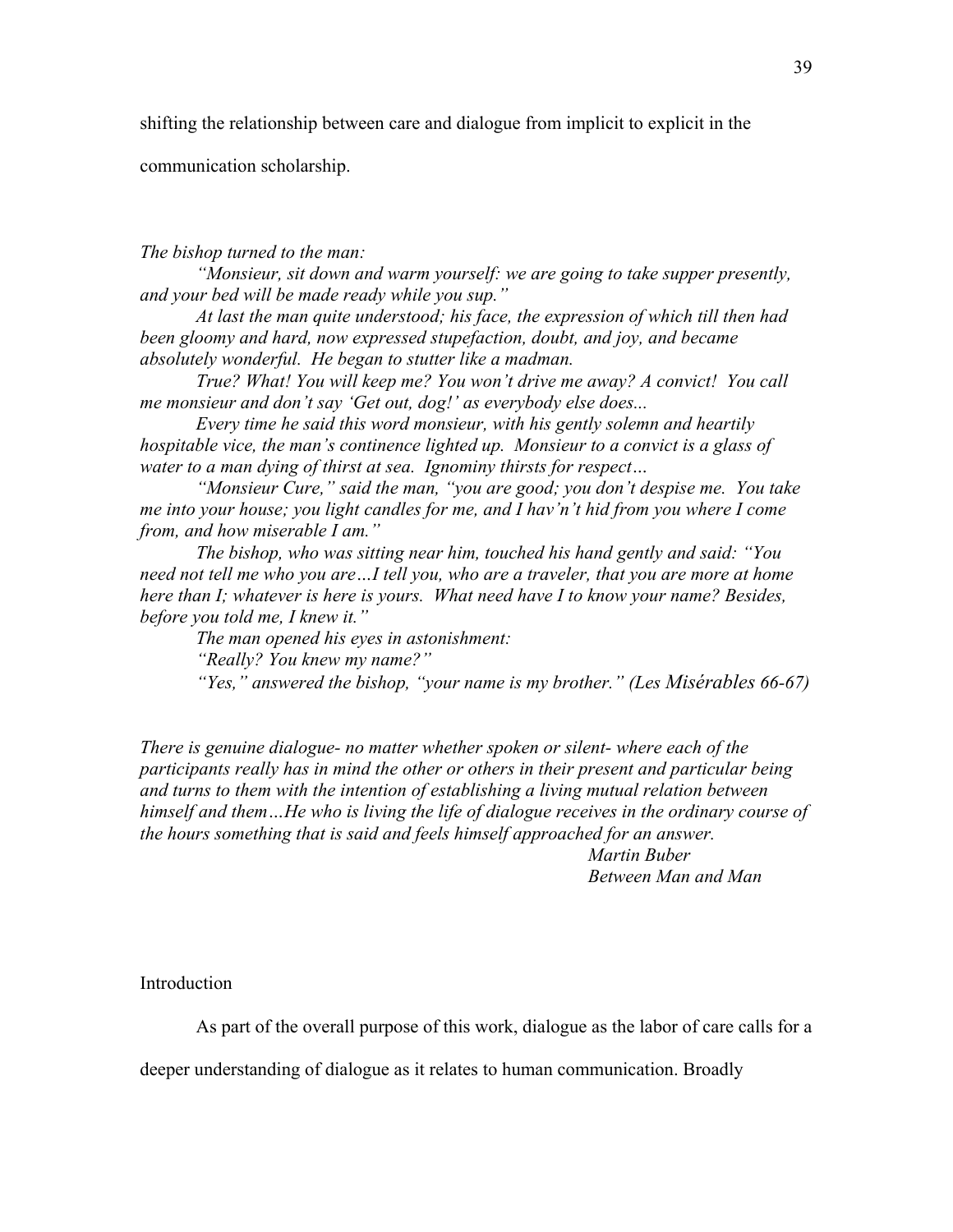shifting the relationship between care and dialogue from implicit to explicit in the communication scholarship.

*The bishop turned to the man:*

*"Monsieur, sit down and warm yourself: we are going to take supper presently, and your bed will be made ready while you sup."*

*At last the man quite understood; his face, the expression of which till then had been gloomy and hard, now expressed stupefaction, doubt, and joy, and became absolutely wonderful. He began to stutter like a madman.*

*True? What! You will keep me? You won't drive me away? A convict! You call me monsieur and don't say 'Get out, dog!' as everybody else does...*

*Every time he said this word monsieur, with his gently solemn and heartily hospitable vice, the man's continence lighted up. Monsieur to a convict is a glass of water to a man dying of thirst at sea. Ignominy thirsts for respect…*

*"Monsieur Cure," said the man, "you are good; you don't despise me. You take me into your house; you light candles for me, and I hav'n't hid from you where I come from, and how miserable I am."*

*The bishop, who was sitting near him, touched his hand gently and said: "You need not tell me who you are…I tell you, who are a traveler, that you are more at home here than I; whatever is here is yours. What need have I to know your name? Besides, before you told me, I knew it."*

*The man opened his eyes in astonishment:*

*"Really? You knew my name?"*

*"Yes," answered the bishop, "your name is my brother." (Les Misérables 66-67)*

*There is genuine dialogue- no matter whether spoken or silent- where each of the participants really has in mind the other or others in their present and particular being and turns to them with the intention of establishing a living mutual relation between himself and them…He who is living the life of dialogue receives in the ordinary course of the hours something that is said and feels himself approached for an answer.*

*Martin Buber*
*Between Man and Man*

## Introduction

As part of the overall purpose of this work, dialogue as the labor of care calls for a deeper understanding of dialogue as it relates to human communication. Broadly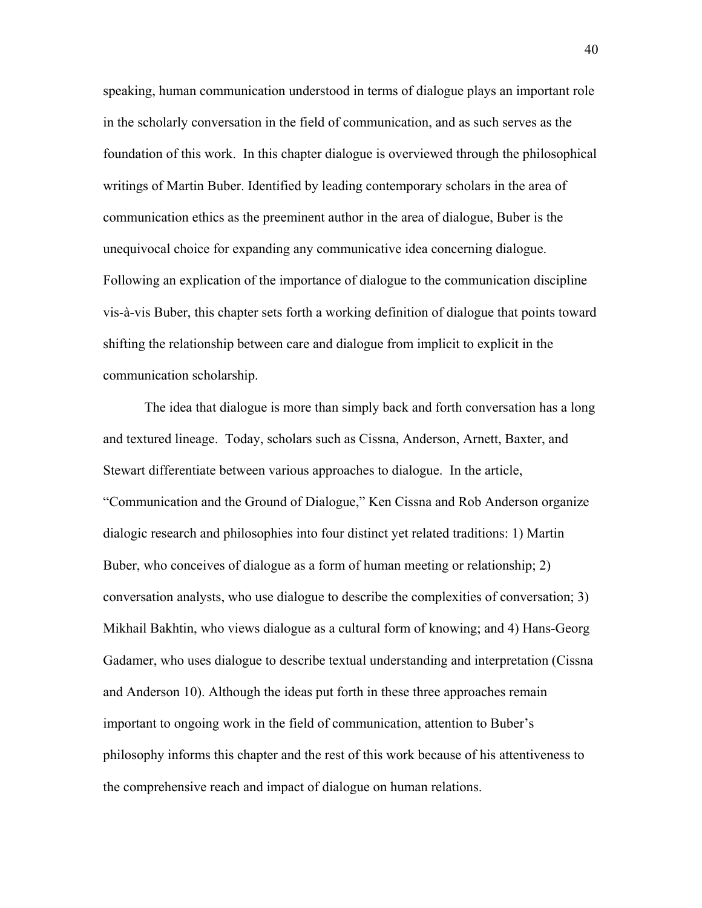speaking, human communication understood in terms of dialogue plays an important role in the scholarly conversation in the field of communication, and as such serves as the foundation of this work.  In this chapter dialogue is overviewed through the philosophical writings of Martin Buber. Identified by leading contemporary scholars in the area of communication ethics as the preeminent author in the area of dialogue, Buber is the unequivocal choice for expanding any communicative idea concerning dialogue. Following an explication of the importance of dialogue to the communication discipline vis-à-vis Buber, this chapter sets forth a working definition of dialogue that points toward shifting the relationship between care and dialogue from implicit to explicit in the communication scholarship.

The idea that dialogue is more than simply back and forth conversation has a long and textured lineage.  Today, scholars such as Cissna, Anderson, Arnett, Baxter, and Stewart differentiate between various approaches to dialogue.  In the article, "Communication and the Ground of Dialogue," Ken Cissna and Rob Anderson organize dialogic research and philosophies into four distinct yet related traditions: 1) Martin Buber, who conceives of dialogue as a form of human meeting or relationship; 2) conversation analysts, who use dialogue to describe the complexities of conversation; 3) Mikhail Bakhtin, who views dialogue as a cultural form of knowing; and 4) Hans-Georg Gadamer, who uses dialogue to describe textual understanding and interpretation (Cissna and Anderson 10). Although the ideas put forth in these three approaches remain important to ongoing work in the field of communication, attention to Buber's philosophy informs this chapter and the rest of this work because of his attentiveness to the comprehensive reach and impact of dialogue on human relations.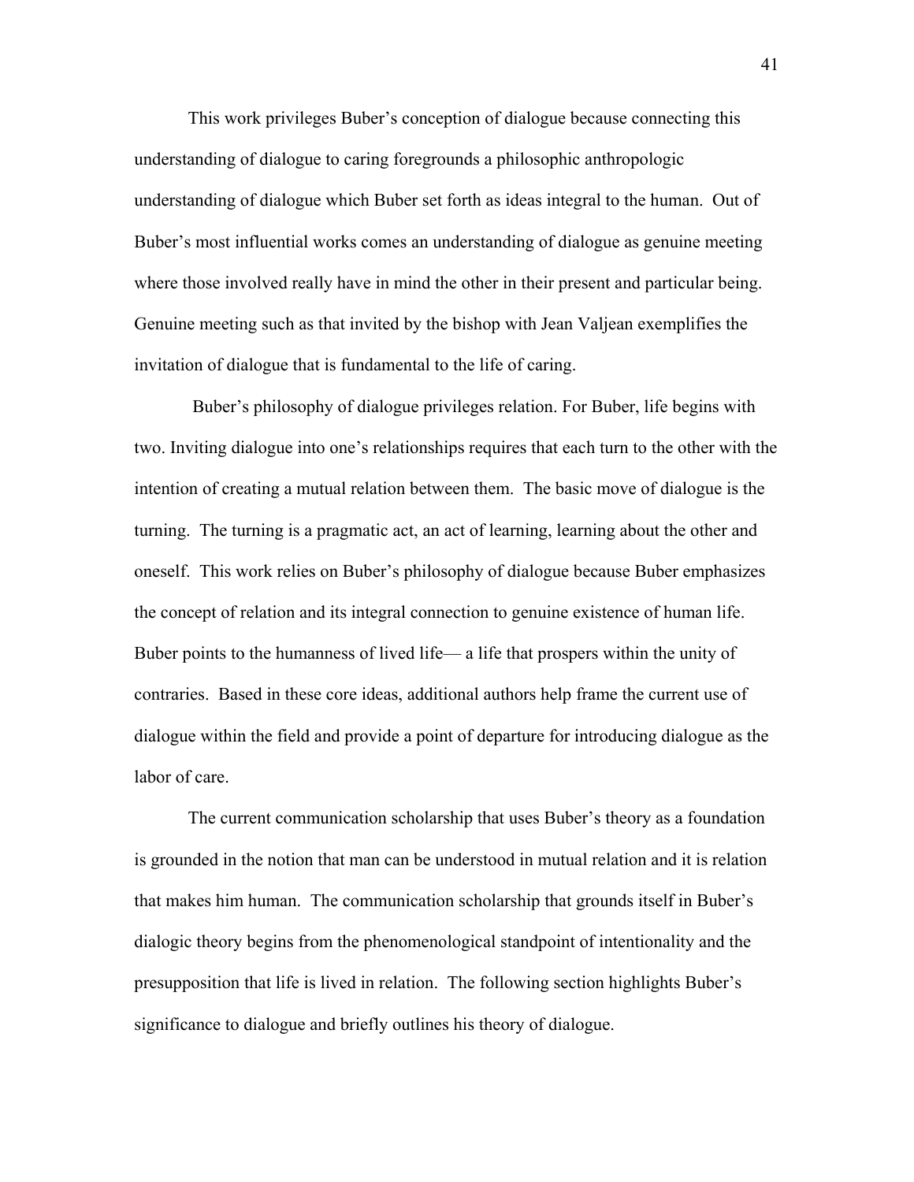This work privileges Buber's conception of dialogue because connecting this understanding of dialogue to caring foregrounds a philosophic anthropologic understanding of dialogue which Buber set forth as ideas integral to the human. Out of Buber's most influential works comes an understanding of dialogue as genuine meeting where those involved really have in mind the other in their present and particular being. Genuine meeting such as that invited by the bishop with Jean Valjean exemplifies the invitation of dialogue that is fundamental to the life of caring.

Buber's philosophy of dialogue privileges relation. For Buber, life begins with two. Inviting dialogue into one's relationships requires that each turn to the other with the intention of creating a mutual relation between them. The basic move of dialogue is the turning. The turning is a pragmatic act, an act of learning, learning about the other and oneself. This work relies on Buber's philosophy of dialogue because Buber emphasizes the concept of relation and its integral connection to genuine existence of human life. Buber points to the humanness of lived life— a life that prospers within the unity of contraries. Based in these core ideas, additional authors help frame the current use of dialogue within the field and provide a point of departure for introducing dialogue as the labor of care.

The current communication scholarship that uses Buber's theory as a foundation is grounded in the notion that man can be understood in mutual relation and it is relation that makes him human. The communication scholarship that grounds itself in Buber's dialogic theory begins from the phenomenological standpoint of intentionality and the presupposition that life is lived in relation. The following section highlights Buber's significance to dialogue and briefly outlines his theory of dialogue.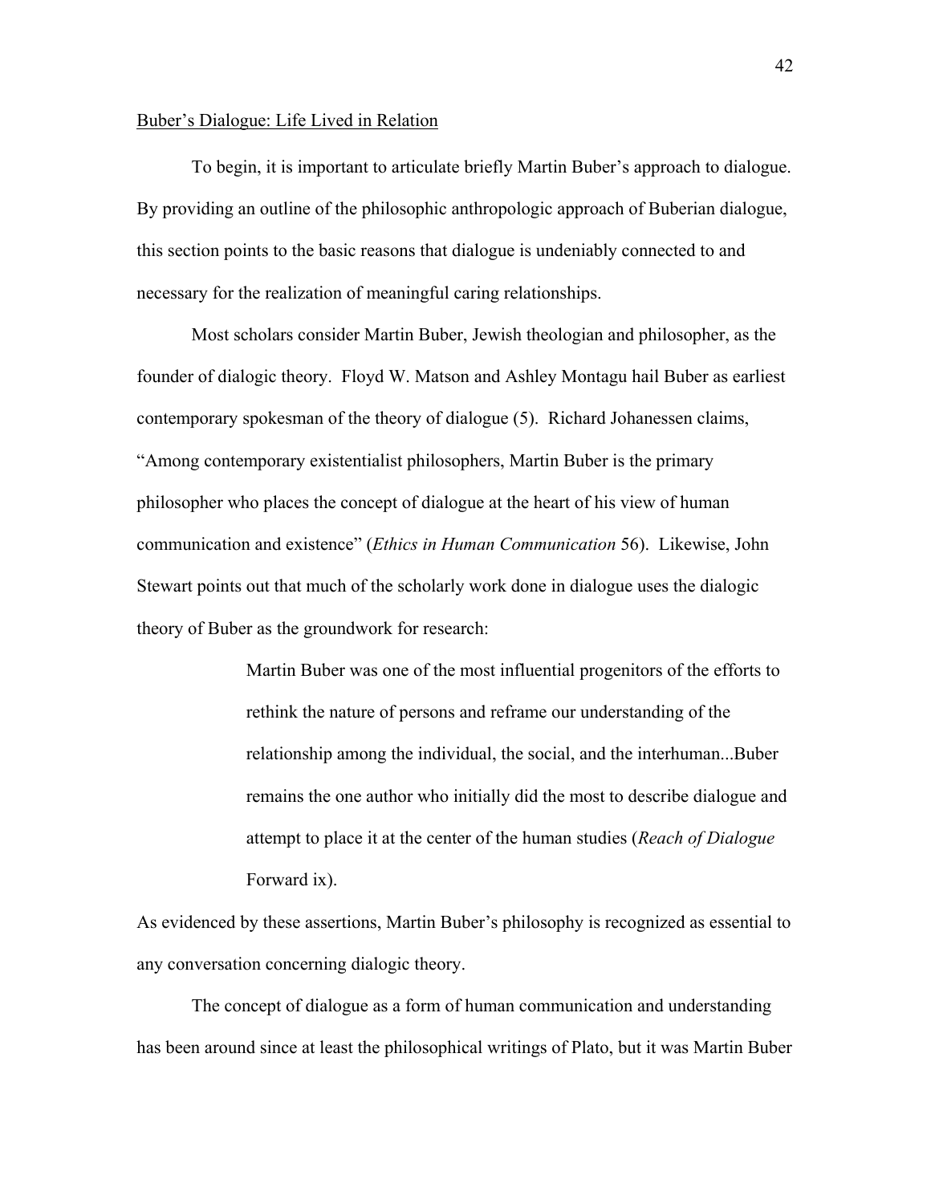Buber's Dialogue: Life Lived in Relation

To begin, it is important to articulate briefly Martin Buber's approach to dialogue. By providing an outline of the philosophic anthropologic approach of Buberian dialogue, this section points to the basic reasons that dialogue is undeniably connected to and necessary for the realization of meaningful caring relationships.

Most scholars consider Martin Buber, Jewish theologian and philosopher, as the founder of dialogic theory. Floyd W. Matson and Ashley Montagu hail Buber as earliest contemporary spokesman of the theory of dialogue (5). Richard Johanessen claims, "Among contemporary existentialist philosophers, Martin Buber is the primary philosopher who places the concept of dialogue at the heart of his view of human communication and existence" (*Ethics in Human Communication* 56). Likewise, John Stewart points out that much of the scholarly work done in dialogue uses the dialogic theory of Buber as the groundwork for research:

> Martin Buber was one of the most influential progenitors of the efforts to rethink the nature of persons and reframe our understanding of the relationship among the individual, the social, and the interhuman...Buber remains the one author who initially did the most to describe dialogue and attempt to place it at the center of the human studies (*Reach of Dialogue* Forward ix).

As evidenced by these assertions, Martin Buber's philosophy is recognized as essential to any conversation concerning dialogic theory.

The concept of dialogue as a form of human communication and understanding has been around since at least the philosophical writings of Plato, but it was Martin Buber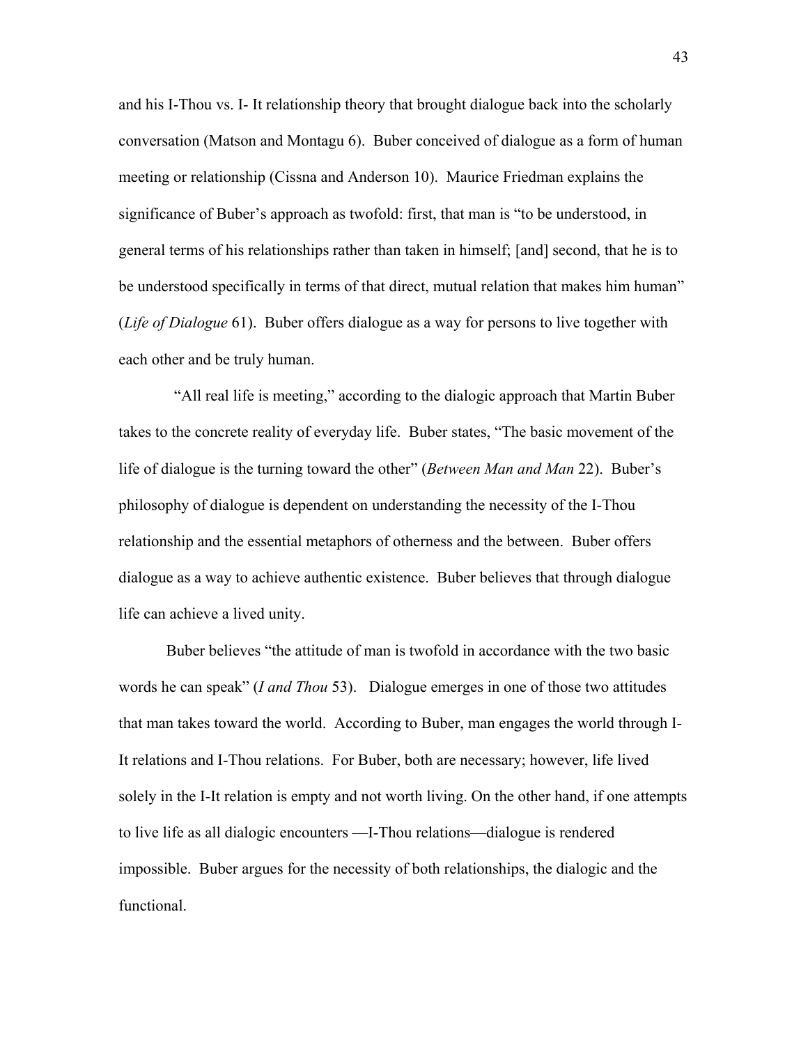and his I-Thou vs. I- It relationship theory that brought dialogue back into the scholarly conversation (Matson and Montagu 6). Buber conceived of dialogue as a form of human meeting or relationship (Cissna and Anderson 10). Maurice Friedman explains the significance of Buber's approach as twofold: first, that man is "to be understood, in general terms of his relationships rather than taken in himself; [and] second, that he is to be understood specifically in terms of that direct, mutual relation that makes him human" (*Life of Dialogue* 61). Buber offers dialogue as a way for persons to live together with each other and be truly human.

"All real life is meeting," according to the dialogic approach that Martin Buber takes to the concrete reality of everyday life. Buber states, "The basic movement of the life of dialogue is the turning toward the other" (*Between Man and Man* 22). Buber's philosophy of dialogue is dependent on understanding the necessity of the I-Thou relationship and the essential metaphors of otherness and the between. Buber offers dialogue as a way to achieve authentic existence. Buber believes that through dialogue life can achieve a lived unity.

Buber believes "the attitude of man is twofold in accordance with the two basic words he can speak" (*I and Thou* 53). Dialogue emerges in one of those two attitudes that man takes toward the world. According to Buber, man engages the world through I-It relations and I-Thou relations. For Buber, both are necessary; however, life lived solely in the I-It relation is empty and not worth living. On the other hand, if one attempts to live life as all dialogic encounters —I-Thou relations—dialogue is rendered impossible. Buber argues for the necessity of both relationships, the dialogic and the functional.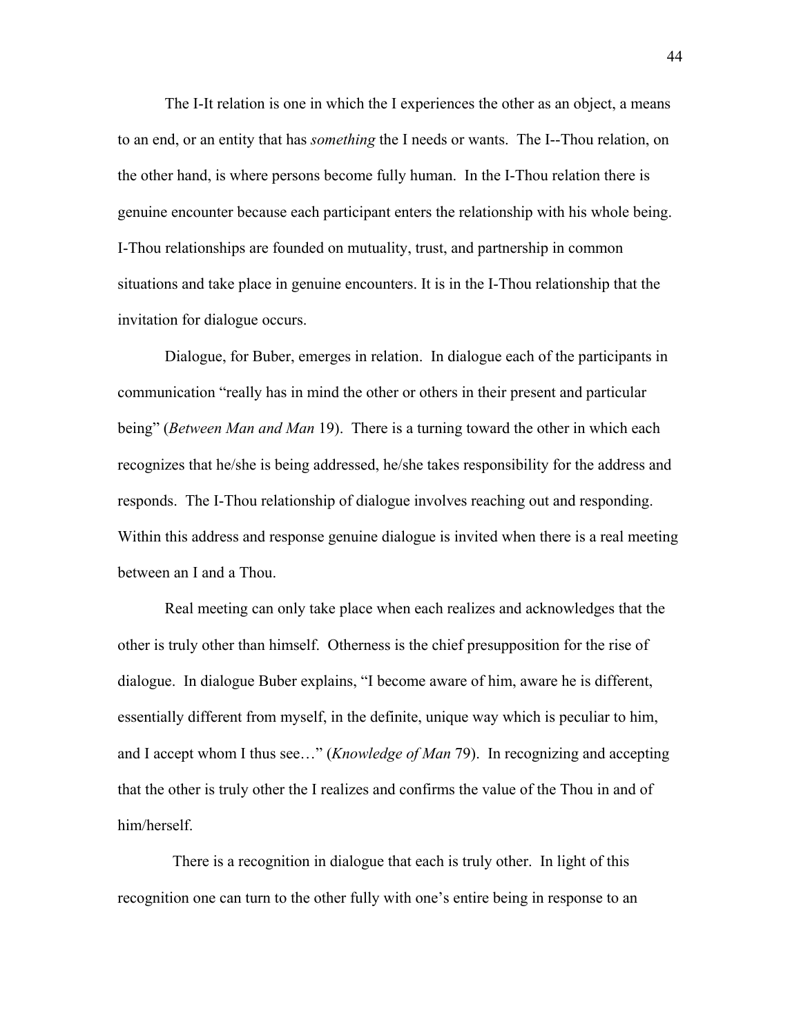The I-It relation is one in which the I experiences the other as an object, a means to an end, or an entity that has *something* the I needs or wants. The I--Thou relation, on the other hand, is where persons become fully human. In the I-Thou relation there is genuine encounter because each participant enters the relationship with his whole being. I-Thou relationships are founded on mutuality, trust, and partnership in common situations and take place in genuine encounters. It is in the I-Thou relationship that the invitation for dialogue occurs.

Dialogue, for Buber, emerges in relation. In dialogue each of the participants in communication "really has in mind the other or others in their present and particular being" (*Between Man and Man* 19). There is a turning toward the other in which each recognizes that he/she is being addressed, he/she takes responsibility for the address and responds. The I-Thou relationship of dialogue involves reaching out and responding. Within this address and response genuine dialogue is invited when there is a real meeting between an I and a Thou.

Real meeting can only take place when each realizes and acknowledges that the other is truly other than himself. Otherness is the chief presupposition for the rise of dialogue. In dialogue Buber explains, "I become aware of him, aware he is different, essentially different from myself, in the definite, unique way which is peculiar to him, and I accept whom I thus see…" (*Knowledge of Man* 79). In recognizing and accepting that the other is truly other the I realizes and confirms the value of the Thou in and of him/herself.

There is a recognition in dialogue that each is truly other. In light of this recognition one can turn to the other fully with one's entire being in response to an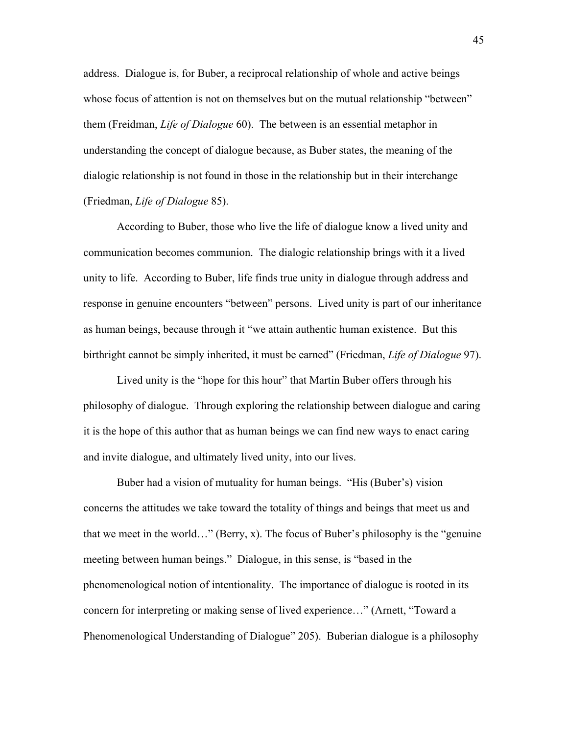address. Dialogue is, for Buber, a reciprocal relationship of whole and active beings whose focus of attention is not on themselves but on the mutual relationship "between" them (Freidman, *Life of Dialogue* 60). The between is an essential metaphor in understanding the concept of dialogue because, as Buber states, the meaning of the dialogic relationship is not found in those in the relationship but in their interchange (Friedman, *Life of Dialogue* 85).

According to Buber, those who live the life of dialogue know a lived unity and communication becomes communion. The dialogic relationship brings with it a lived unity to life. According to Buber, life finds true unity in dialogue through address and response in genuine encounters "between" persons. Lived unity is part of our inheritance as human beings, because through it "we attain authentic human existence. But this birthright cannot be simply inherited, it must be earned" (Friedman, *Life of Dialogue* 97).

Lived unity is the "hope for this hour" that Martin Buber offers through his philosophy of dialogue. Through exploring the relationship between dialogue and caring it is the hope of this author that as human beings we can find new ways to enact caring and invite dialogue, and ultimately lived unity, into our lives.

Buber had a vision of mutuality for human beings. "His (Buber's) vision concerns the attitudes we take toward the totality of things and beings that meet us and that we meet in the world…" (Berry, x). The focus of Buber's philosophy is the "genuine meeting between human beings." Dialogue, in this sense, is "based in the phenomenological notion of intentionality. The importance of dialogue is rooted in its concern for interpreting or making sense of lived experience…" (Arnett, "Toward a Phenomenological Understanding of Dialogue" 205). Buberian dialogue is a philosophy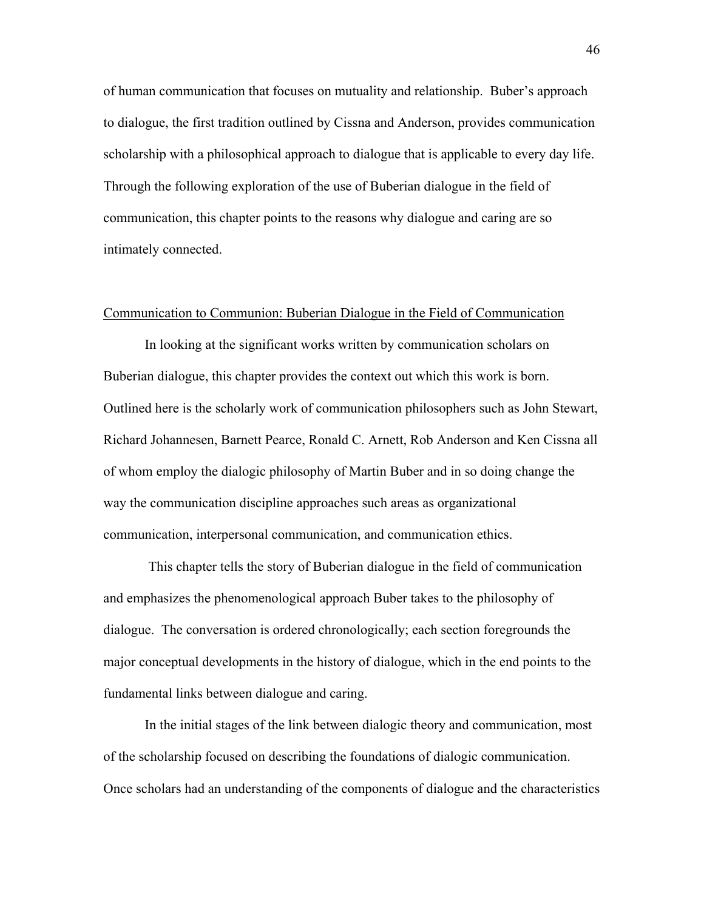of human communication that focuses on mutuality and relationship. Buber's approach to dialogue, the first tradition outlined by Cissna and Anderson, provides communication scholarship with a philosophical approach to dialogue that is applicable to every day life. Through the following exploration of the use of Buberian dialogue in the field of communication, this chapter points to the reasons why dialogue and caring are so intimately connected.

## Communication to Communion: Buberian Dialogue in the Field of Communication

In looking at the significant works written by communication scholars on Buberian dialogue, this chapter provides the context out which this work is born. Outlined here is the scholarly work of communication philosophers such as John Stewart, Richard Johannesen, Barnett Pearce, Ronald C. Arnett, Rob Anderson and Ken Cissna all of whom employ the dialogic philosophy of Martin Buber and in so doing change the way the communication discipline approaches such areas as organizational communication, interpersonal communication, and communication ethics.

This chapter tells the story of Buberian dialogue in the field of communication and emphasizes the phenomenological approach Buber takes to the philosophy of dialogue. The conversation is ordered chronologically; each section foregrounds the major conceptual developments in the history of dialogue, which in the end points to the fundamental links between dialogue and caring.

In the initial stages of the link between dialogic theory and communication, most of the scholarship focused on describing the foundations of dialogic communication. Once scholars had an understanding of the components of dialogue and the characteristics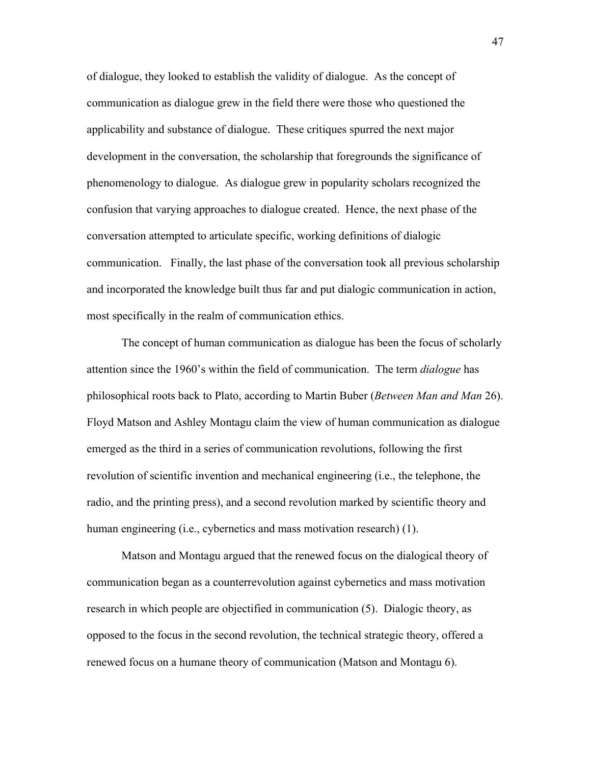of dialogue, they looked to establish the validity of dialogue. As the concept of communication as dialogue grew in the field there were those who questioned the applicability and substance of dialogue. These critiques spurred the next major development in the conversation, the scholarship that foregrounds the significance of phenomenology to dialogue. As dialogue grew in popularity scholars recognized the confusion that varying approaches to dialogue created. Hence, the next phase of the conversation attempted to articulate specific, working definitions of dialogic communication. Finally, the last phase of the conversation took all previous scholarship and incorporated the knowledge built thus far and put dialogic communication in action, most specifically in the realm of communication ethics.

The concept of human communication as dialogue has been the focus of scholarly attention since the 1960's within the field of communication. The term *dialogue* has philosophical roots back to Plato, according to Martin Buber (*Between Man and Man* 26). Floyd Matson and Ashley Montagu claim the view of human communication as dialogue emerged as the third in a series of communication revolutions, following the first revolution of scientific invention and mechanical engineering (i.e., the telephone, the radio, and the printing press), and a second revolution marked by scientific theory and human engineering (i.e., cybernetics and mass motivation research) (1).

Matson and Montagu argued that the renewed focus on the dialogical theory of communication began as a counterrevolution against cybernetics and mass motivation research in which people are objectified in communication (5). Dialogic theory, as opposed to the focus in the second revolution, the technical strategic theory, offered a renewed focus on a humane theory of communication (Matson and Montagu 6).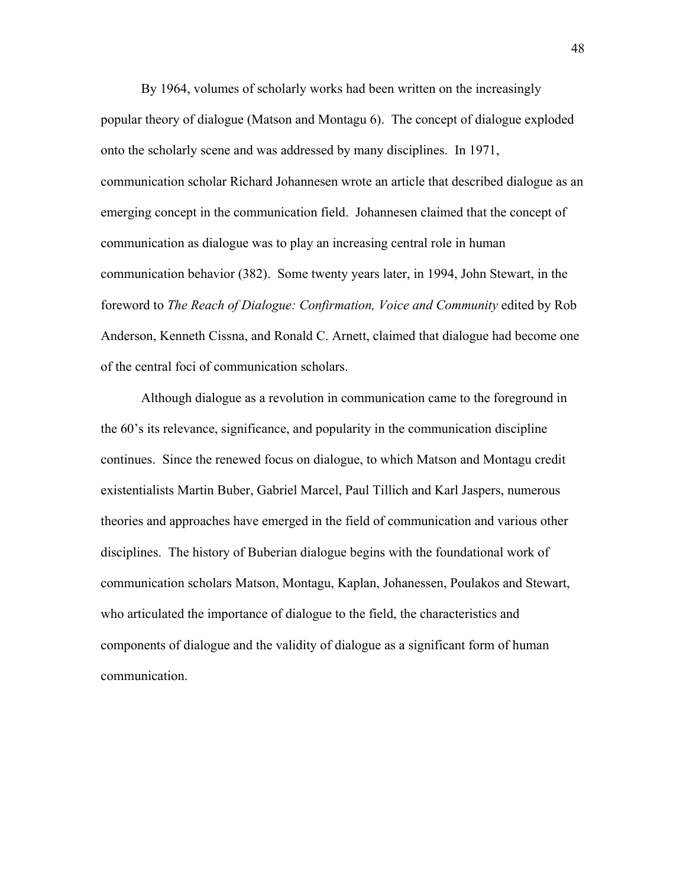By 1964, volumes of scholarly works had been written on the increasingly popular theory of dialogue (Matson and Montagu 6). The concept of dialogue exploded onto the scholarly scene and was addressed by many disciplines. In 1971, communication scholar Richard Johannesen wrote an article that described dialogue as an emerging concept in the communication field. Johannesen claimed that the concept of communication as dialogue was to play an increasing central role in human communication behavior (382). Some twenty years later, in 1994, John Stewart, in the foreword to *The Reach of Dialogue: Confirmation, Voice and Community* edited by Rob Anderson, Kenneth Cissna, and Ronald C. Arnett, claimed that dialogue had become one of the central foci of communication scholars.

Although dialogue as a revolution in communication came to the foreground in the 60's its relevance, significance, and popularity in the communication discipline continues. Since the renewed focus on dialogue, to which Matson and Montagu credit existentialists Martin Buber, Gabriel Marcel, Paul Tillich and Karl Jaspers, numerous theories and approaches have emerged in the field of communication and various other disciplines. The history of Buberian dialogue begins with the foundational work of communication scholars Matson, Montagu, Kaplan, Johanessen, Poulakos and Stewart, who articulated the importance of dialogue to the field, the characteristics and components of dialogue and the validity of dialogue as a significant form of human communication.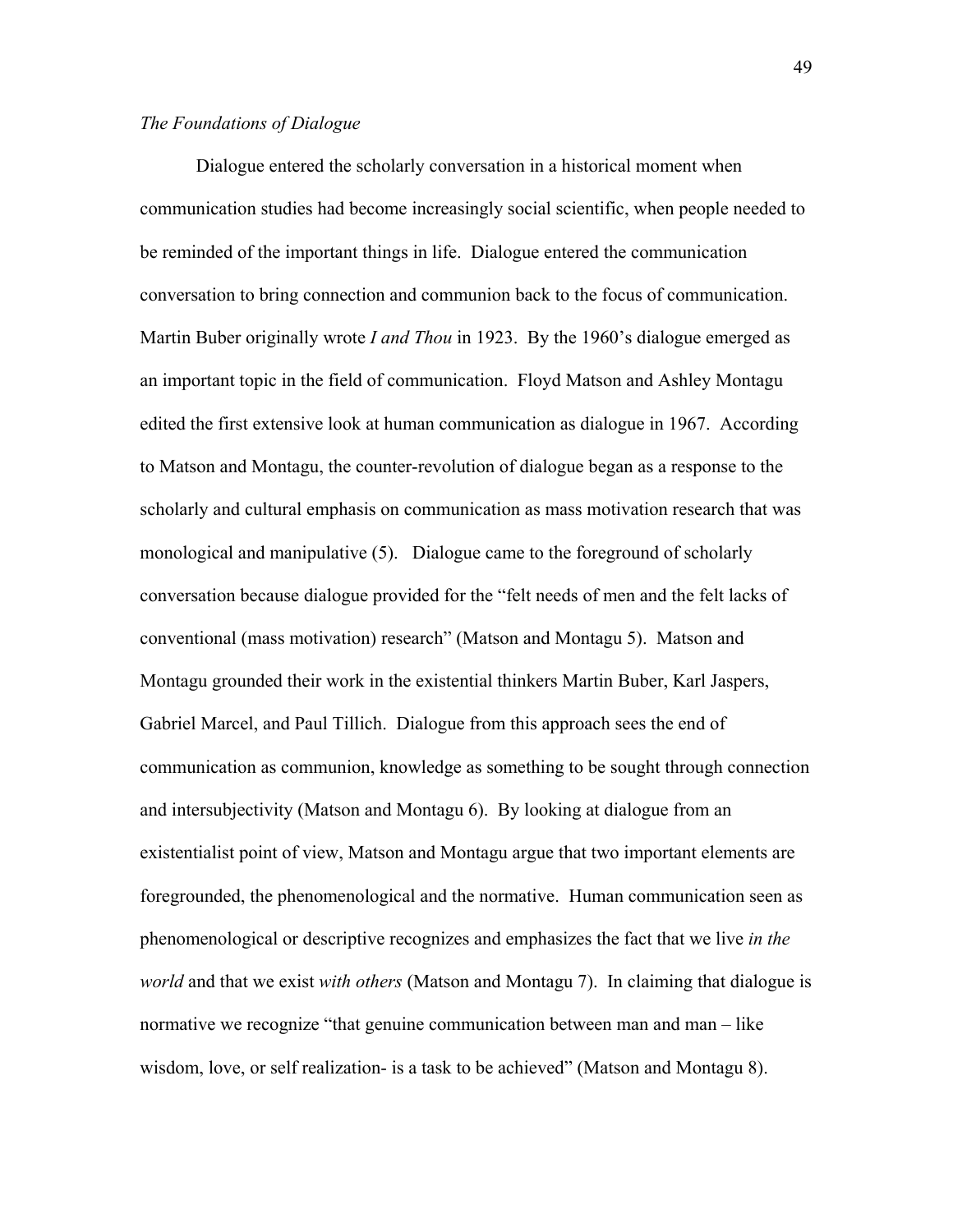*The Foundations of Dialogue*

Dialogue entered the scholarly conversation in a historical moment when communication studies had become increasingly social scientific, when people needed to be reminded of the important things in life. Dialogue entered the communication conversation to bring connection and communion back to the focus of communication. Martin Buber originally wrote *I and Thou* in 1923. By the 1960's dialogue emerged as an important topic in the field of communication. Floyd Matson and Ashley Montagu edited the first extensive look at human communication as dialogue in 1967. According to Matson and Montagu, the counter-revolution of dialogue began as a response to the scholarly and cultural emphasis on communication as mass motivation research that was monological and manipulative (5). Dialogue came to the foreground of scholarly conversation because dialogue provided for the "felt needs of men and the felt lacks of conventional (mass motivation) research" (Matson and Montagu 5). Matson and Montagu grounded their work in the existential thinkers Martin Buber, Karl Jaspers, Gabriel Marcel, and Paul Tillich. Dialogue from this approach sees the end of communication as communion, knowledge as something to be sought through connection and intersubjectivity (Matson and Montagu 6). By looking at dialogue from an existentialist point of view, Matson and Montagu argue that two important elements are foregrounded, the phenomenological and the normative. Human communication seen as phenomenological or descriptive recognizes and emphasizes the fact that we live *in the world* and that we exist *with others* (Matson and Montagu 7). In claiming that dialogue is normative we recognize "that genuine communication between man and man – like wisdom, love, or self realization- is a task to be achieved" (Matson and Montagu 8).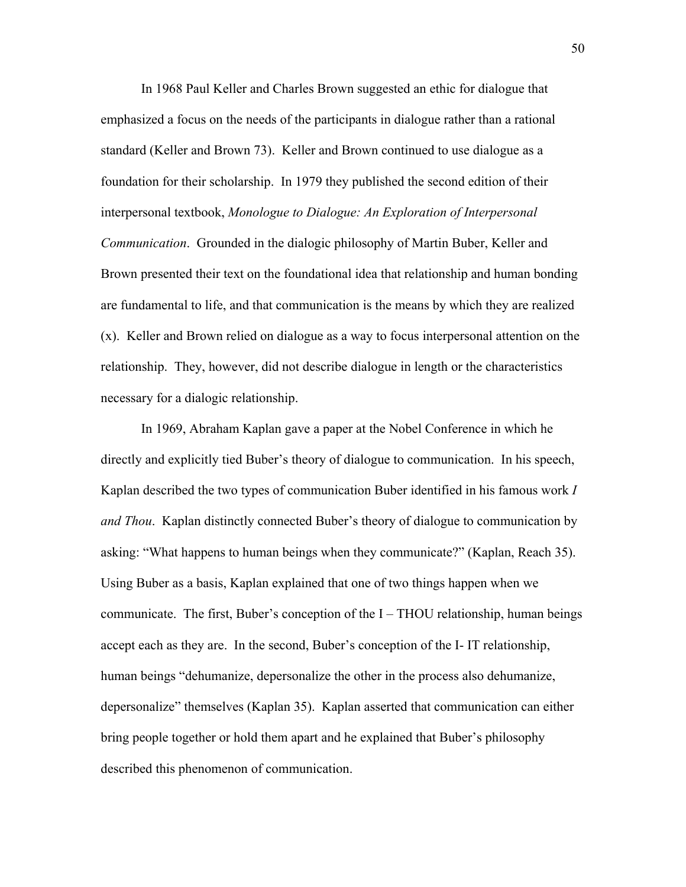In 1968 Paul Keller and Charles Brown suggested an ethic for dialogue that emphasized a focus on the needs of the participants in dialogue rather than a rational standard (Keller and Brown 73). Keller and Brown continued to use dialogue as a foundation for their scholarship. In 1979 they published the second edition of their interpersonal textbook, *Monologue to Dialogue: An Exploration of Interpersonal Communication*. Grounded in the dialogic philosophy of Martin Buber, Keller and Brown presented their text on the foundational idea that relationship and human bonding are fundamental to life, and that communication is the means by which they are realized (x). Keller and Brown relied on dialogue as a way to focus interpersonal attention on the relationship. They, however, did not describe dialogue in length or the characteristics necessary for a dialogic relationship.

In 1969, Abraham Kaplan gave a paper at the Nobel Conference in which he directly and explicitly tied Buber's theory of dialogue to communication. In his speech, Kaplan described the two types of communication Buber identified in his famous work *I and Thou*. Kaplan distinctly connected Buber's theory of dialogue to communication by asking: "What happens to human beings when they communicate?" (Kaplan, Reach 35). Using Buber as a basis, Kaplan explained that one of two things happen when we communicate. The first, Buber's conception of the I – THOU relationship, human beings accept each as they are. In the second, Buber's conception of the I- IT relationship, human beings "dehumanize, depersonalize the other in the process also dehumanize, depersonalize" themselves (Kaplan 35). Kaplan asserted that communication can either bring people together or hold them apart and he explained that Buber's philosophy described this phenomenon of communication.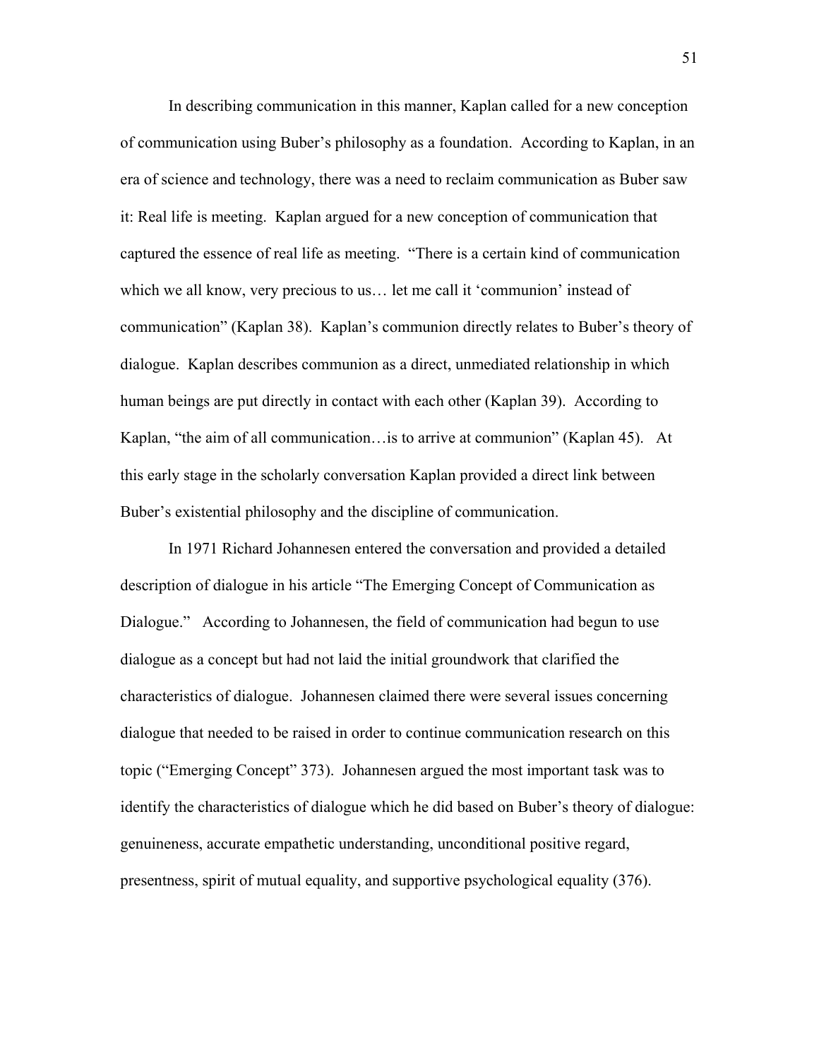In describing communication in this manner, Kaplan called for a new conception of communication using Buber's philosophy as a foundation. According to Kaplan, in an era of science and technology, there was a need to reclaim communication as Buber saw it: Real life is meeting. Kaplan argued for a new conception of communication that captured the essence of real life as meeting. "There is a certain kind of communication which we all know, very precious to us… let me call it 'communion' instead of communication" (Kaplan 38). Kaplan's communion directly relates to Buber's theory of dialogue. Kaplan describes communion as a direct, unmediated relationship in which human beings are put directly in contact with each other (Kaplan 39). According to Kaplan, "the aim of all communication…is to arrive at communion" (Kaplan 45). At this early stage in the scholarly conversation Kaplan provided a direct link between Buber's existential philosophy and the discipline of communication.

In 1971 Richard Johannesen entered the conversation and provided a detailed description of dialogue in his article "The Emerging Concept of Communication as Dialogue." According to Johannesen, the field of communication had begun to use dialogue as a concept but had not laid the initial groundwork that clarified the characteristics of dialogue. Johannesen claimed there were several issues concerning dialogue that needed to be raised in order to continue communication research on this topic ("Emerging Concept" 373). Johannesen argued the most important task was to identify the characteristics of dialogue which he did based on Buber's theory of dialogue: genuineness, accurate empathetic understanding, unconditional positive regard, presentness, spirit of mutual equality, and supportive psychological equality (376).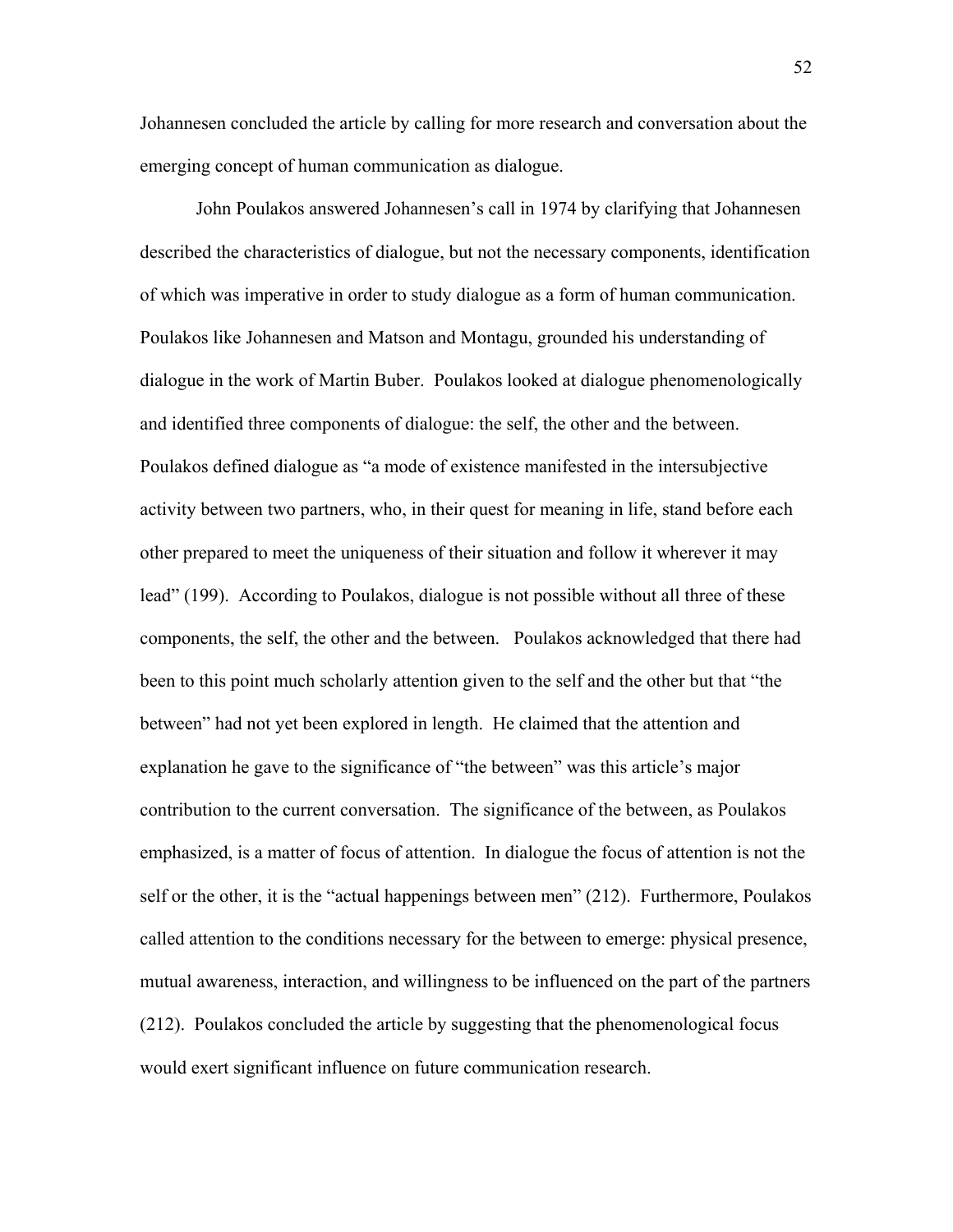Johannesen concluded the article by calling for more research and conversation about the emerging concept of human communication as dialogue.

John Poulakos answered Johannesen's call in 1974 by clarifying that Johannesen described the characteristics of dialogue, but not the necessary components, identification of which was imperative in order to study dialogue as a form of human communication. Poulakos like Johannesen and Matson and Montagu, grounded his understanding of dialogue in the work of Martin Buber. Poulakos looked at dialogue phenomenologically and identified three components of dialogue: the self, the other and the between. Poulakos defined dialogue as "a mode of existence manifested in the intersubjective activity between two partners, who, in their quest for meaning in life, stand before each other prepared to meet the uniqueness of their situation and follow it wherever it may lead" (199). According to Poulakos, dialogue is not possible without all three of these components, the self, the other and the between. Poulakos acknowledged that there had been to this point much scholarly attention given to the self and the other but that "the between" had not yet been explored in length. He claimed that the attention and explanation he gave to the significance of "the between" was this article's major contribution to the current conversation. The significance of the between, as Poulakos emphasized, is a matter of focus of attention. In dialogue the focus of attention is not the self or the other, it is the "actual happenings between men" (212). Furthermore, Poulakos called attention to the conditions necessary for the between to emerge: physical presence, mutual awareness, interaction, and willingness to be influenced on the part of the partners (212). Poulakos concluded the article by suggesting that the phenomenological focus would exert significant influence on future communication research.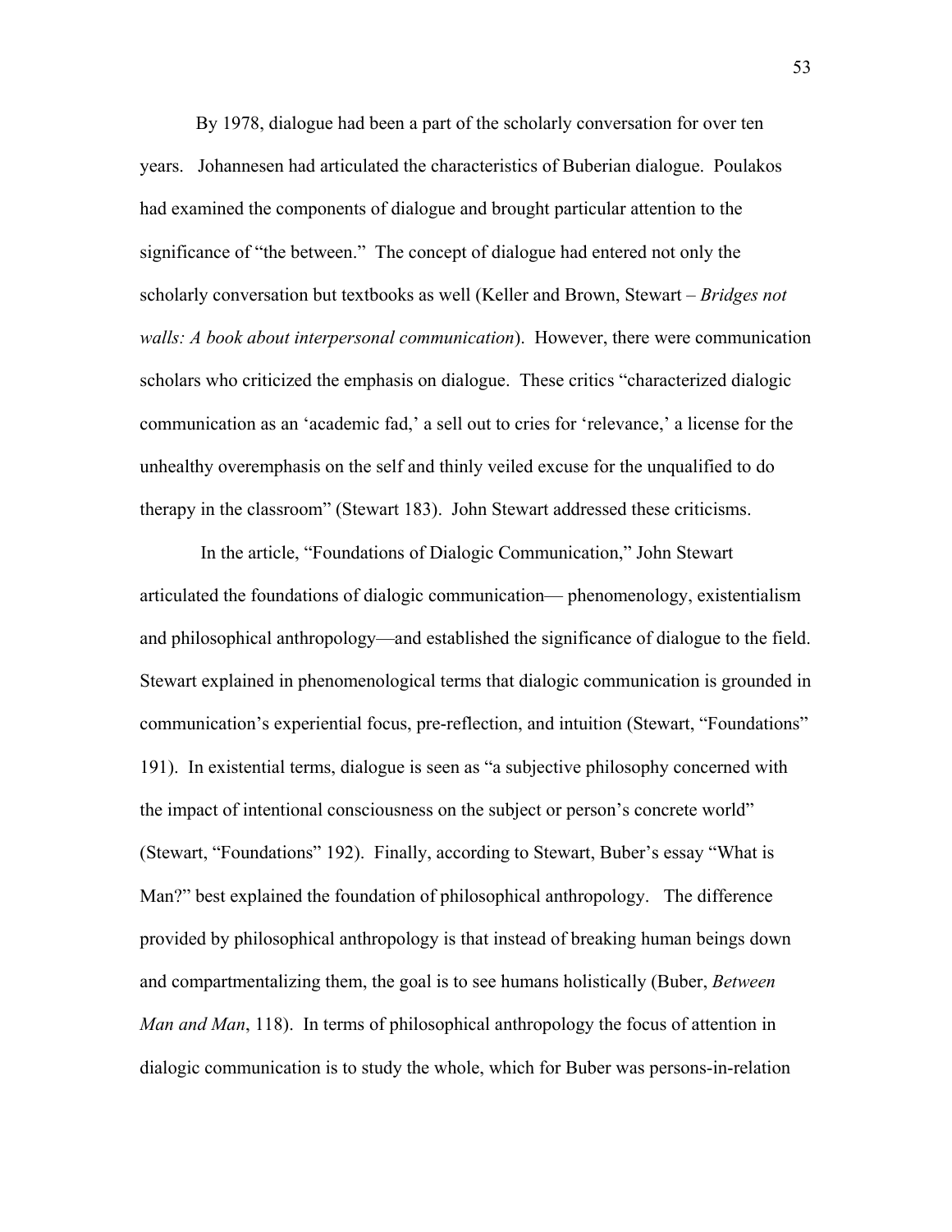By 1978, dialogue had been a part of the scholarly conversation for over ten years. Johannesen had articulated the characteristics of Buberian dialogue. Poulakos had examined the components of dialogue and brought particular attention to the significance of "the between." The concept of dialogue had entered not only the scholarly conversation but textbooks as well (Keller and Brown, Stewart – *Bridges not walls: A book about interpersonal communication*). However, there were communication scholars who criticized the emphasis on dialogue. These critics "characterized dialogic communication as an 'academic fad,' a sell out to cries for 'relevance,' a license for the unhealthy overemphasis on the self and thinly veiled excuse for the unqualified to do therapy in the classroom" (Stewart 183). John Stewart addressed these criticisms.

In the article, "Foundations of Dialogic Communication," John Stewart articulated the foundations of dialogic communication— phenomenology, existentialism and philosophical anthropology—and established the significance of dialogue to the field. Stewart explained in phenomenological terms that dialogic communication is grounded in communication's experiential focus, pre-reflection, and intuition (Stewart, "Foundations" 191). In existential terms, dialogue is seen as "a subjective philosophy concerned with the impact of intentional consciousness on the subject or person's concrete world" (Stewart, "Foundations" 192). Finally, according to Stewart, Buber's essay "What is Man?" best explained the foundation of philosophical anthropology. The difference provided by philosophical anthropology is that instead of breaking human beings down and compartmentalizing them, the goal is to see humans holistically (Buber, *Between Man and Man*, 118). In terms of philosophical anthropology the focus of attention in dialogic communication is to study the whole, which for Buber was persons-in-relation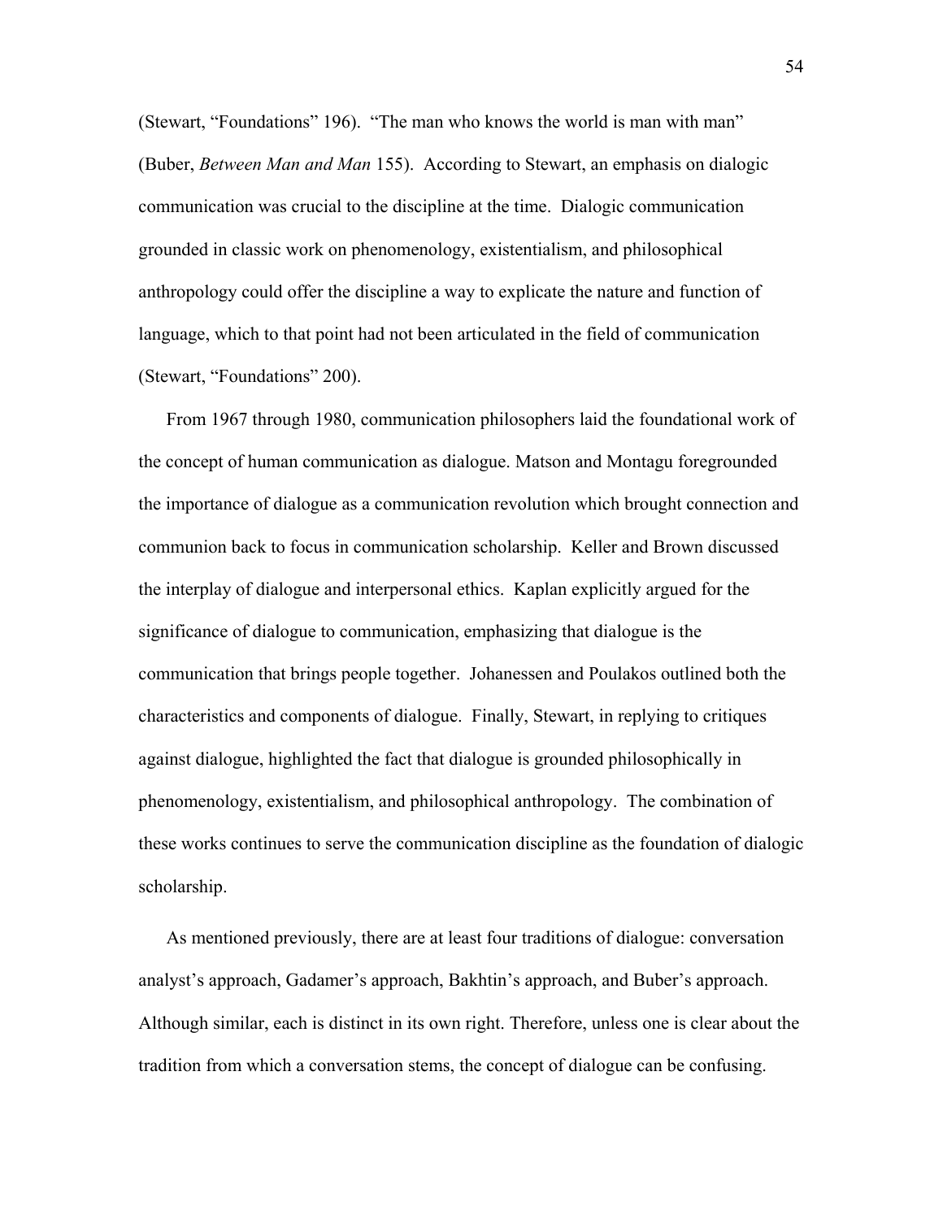(Stewart, "Foundations" 196). "The man who knows the world is man with man" (Buber, *Between Man and Man* 155). According to Stewart, an emphasis on dialogic communication was crucial to the discipline at the time. Dialogic communication grounded in classic work on phenomenology, existentialism, and philosophical anthropology could offer the discipline a way to explicate the nature and function of language, which to that point had not been articulated in the field of communication (Stewart, "Foundations" 200).

From 1967 through 1980, communication philosophers laid the foundational work of the concept of human communication as dialogue. Matson and Montagu foregrounded the importance of dialogue as a communication revolution which brought connection and communion back to focus in communication scholarship. Keller and Brown discussed the interplay of dialogue and interpersonal ethics. Kaplan explicitly argued for the significance of dialogue to communication, emphasizing that dialogue is the communication that brings people together. Johanessen and Poulakos outlined both the characteristics and components of dialogue. Finally, Stewart, in replying to critiques against dialogue, highlighted the fact that dialogue is grounded philosophically in phenomenology, existentialism, and philosophical anthropology. The combination of these works continues to serve the communication discipline as the foundation of dialogic scholarship.

As mentioned previously, there are at least four traditions of dialogue: conversation analyst's approach, Gadamer's approach, Bakhtin's approach, and Buber's approach. Although similar, each is distinct in its own right. Therefore, unless one is clear about the tradition from which a conversation stems, the concept of dialogue can be confusing.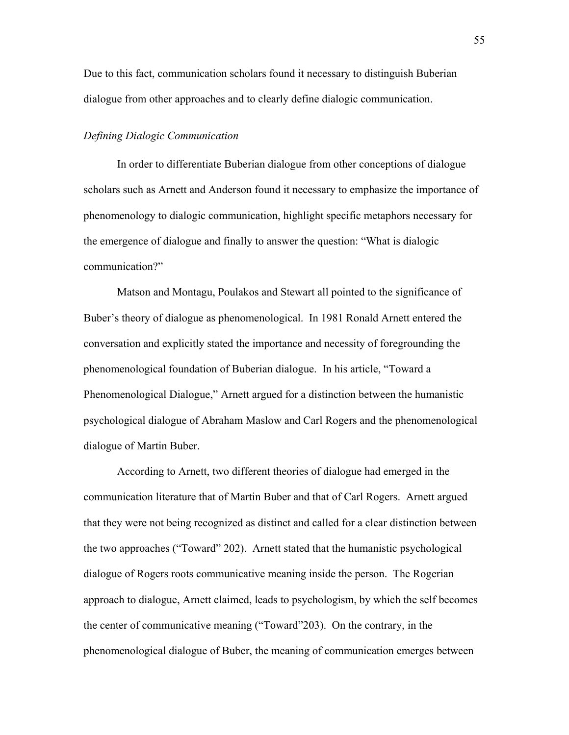Due to this fact, communication scholars found it necessary to distinguish Buberian dialogue from other approaches and to clearly define dialogic communication.

*Defining Dialogic Communication*

In order to differentiate Buberian dialogue from other conceptions of dialogue scholars such as Arnett and Anderson found it necessary to emphasize the importance of phenomenology to dialogic communication, highlight specific metaphors necessary for the emergence of dialogue and finally to answer the question: "What is dialogic communication?"

Matson and Montagu, Poulakos and Stewart all pointed to the significance of Buber's theory of dialogue as phenomenological. In 1981 Ronald Arnett entered the conversation and explicitly stated the importance and necessity of foregrounding the phenomenological foundation of Buberian dialogue. In his article, "Toward a Phenomenological Dialogue," Arnett argued for a distinction between the humanistic psychological dialogue of Abraham Maslow and Carl Rogers and the phenomenological dialogue of Martin Buber.

According to Arnett, two different theories of dialogue had emerged in the communication literature that of Martin Buber and that of Carl Rogers. Arnett argued that they were not being recognized as distinct and called for a clear distinction between the two approaches ("Toward" 202). Arnett stated that the humanistic psychological dialogue of Rogers roots communicative meaning inside the person. The Rogerian approach to dialogue, Arnett claimed, leads to psychologism, by which the self becomes the center of communicative meaning ("Toward"203). On the contrary, in the phenomenological dialogue of Buber, the meaning of communication emerges between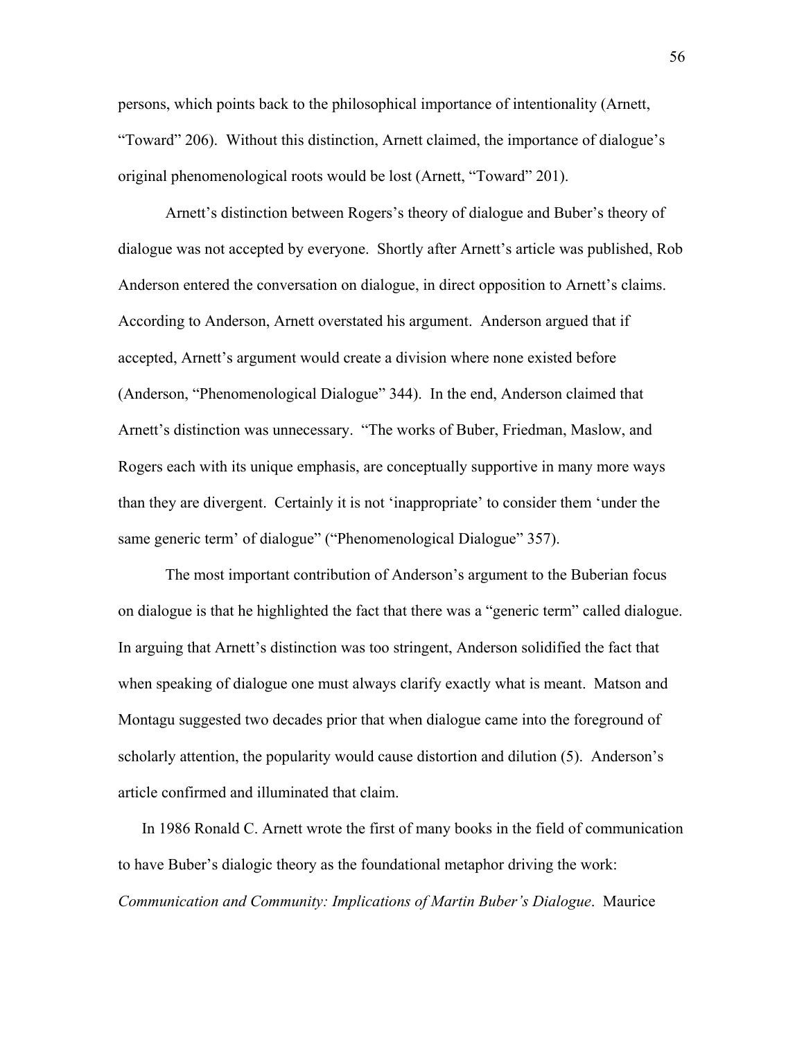persons, which points back to the philosophical importance of intentionality (Arnett, "Toward" 206). Without this distinction, Arnett claimed, the importance of dialogue's original phenomenological roots would be lost (Arnett, "Toward" 201).

Arnett's distinction between Rogers's theory of dialogue and Buber's theory of dialogue was not accepted by everyone. Shortly after Arnett's article was published, Rob Anderson entered the conversation on dialogue, in direct opposition to Arnett's claims. According to Anderson, Arnett overstated his argument. Anderson argued that if accepted, Arnett's argument would create a division where none existed before (Anderson, "Phenomenological Dialogue" 344). In the end, Anderson claimed that Arnett's distinction was unnecessary. "The works of Buber, Friedman, Maslow, and Rogers each with its unique emphasis, are conceptually supportive in many more ways than they are divergent. Certainly it is not 'inappropriate' to consider them 'under the same generic term' of dialogue" ("Phenomenological Dialogue" 357).

The most important contribution of Anderson's argument to the Buberian focus on dialogue is that he highlighted the fact that there was a "generic term" called dialogue. In arguing that Arnett's distinction was too stringent, Anderson solidified the fact that when speaking of dialogue one must always clarify exactly what is meant. Matson and Montagu suggested two decades prior that when dialogue came into the foreground of scholarly attention, the popularity would cause distortion and dilution (5). Anderson's article confirmed and illuminated that claim.

In 1986 Ronald C. Arnett wrote the first of many books in the field of communication to have Buber's dialogic theory as the foundational metaphor driving the work: *Communication and Community: Implications of Martin Buber's Dialogue*. Maurice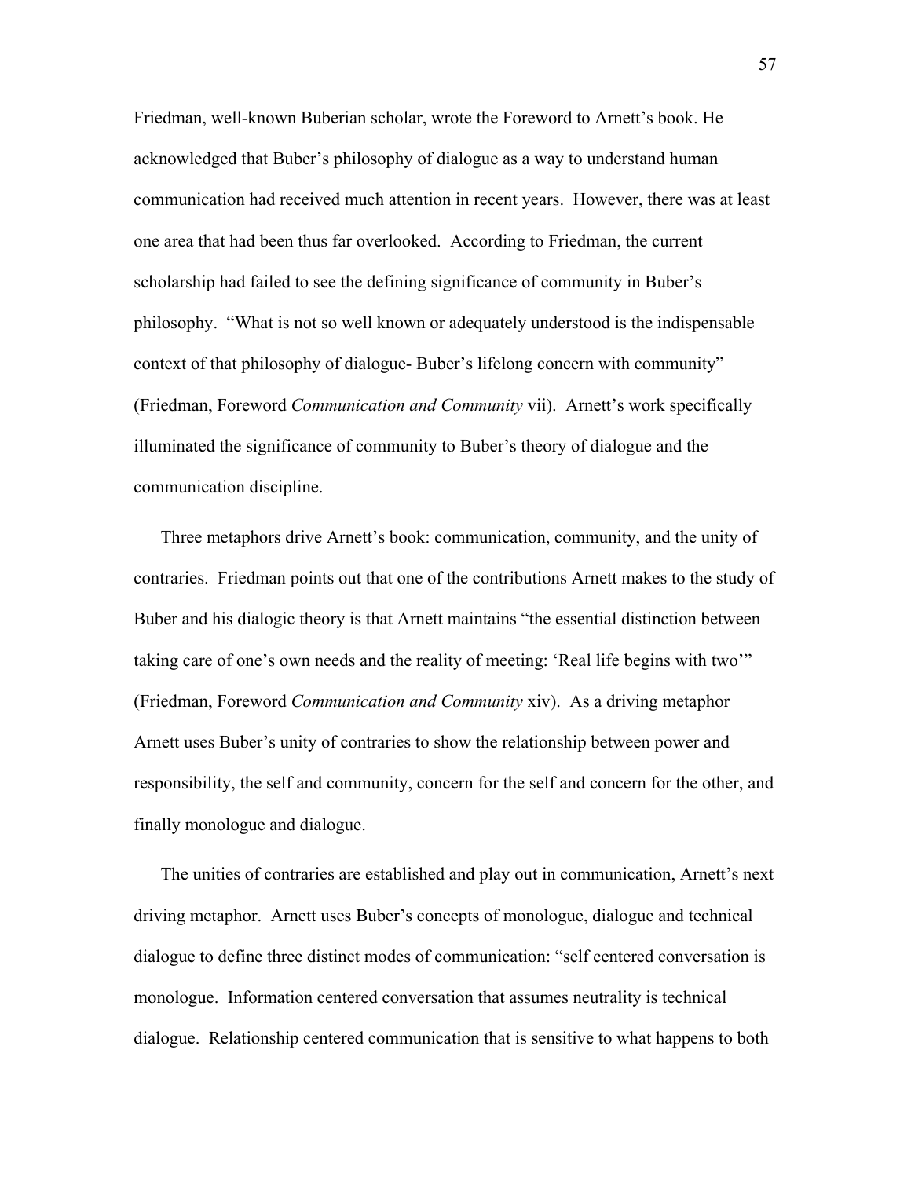Friedman, well-known Buberian scholar, wrote the Foreword to Arnett's book. He acknowledged that Buber's philosophy of dialogue as a way to understand human communication had received much attention in recent years. However, there was at least one area that had been thus far overlooked. According to Friedman, the current scholarship had failed to see the defining significance of community in Buber's philosophy. "What is not so well known or adequately understood is the indispensable context of that philosophy of dialogue- Buber's lifelong concern with community" (Friedman, Foreword *Communication and Community* vii). Arnett's work specifically illuminated the significance of community to Buber's theory of dialogue and the communication discipline.

Three metaphors drive Arnett's book: communication, community, and the unity of contraries. Friedman points out that one of the contributions Arnett makes to the study of Buber and his dialogic theory is that Arnett maintains "the essential distinction between taking care of one's own needs and the reality of meeting: 'Real life begins with two'" (Friedman, Foreword *Communication and Community* xiv). As a driving metaphor Arnett uses Buber's unity of contraries to show the relationship between power and responsibility, the self and community, concern for the self and concern for the other, and finally monologue and dialogue.

The unities of contraries are established and play out in communication, Arnett's next driving metaphor. Arnett uses Buber's concepts of monologue, dialogue and technical dialogue to define three distinct modes of communication: "self centered conversation is monologue. Information centered conversation that assumes neutrality is technical dialogue. Relationship centered communication that is sensitive to what happens to both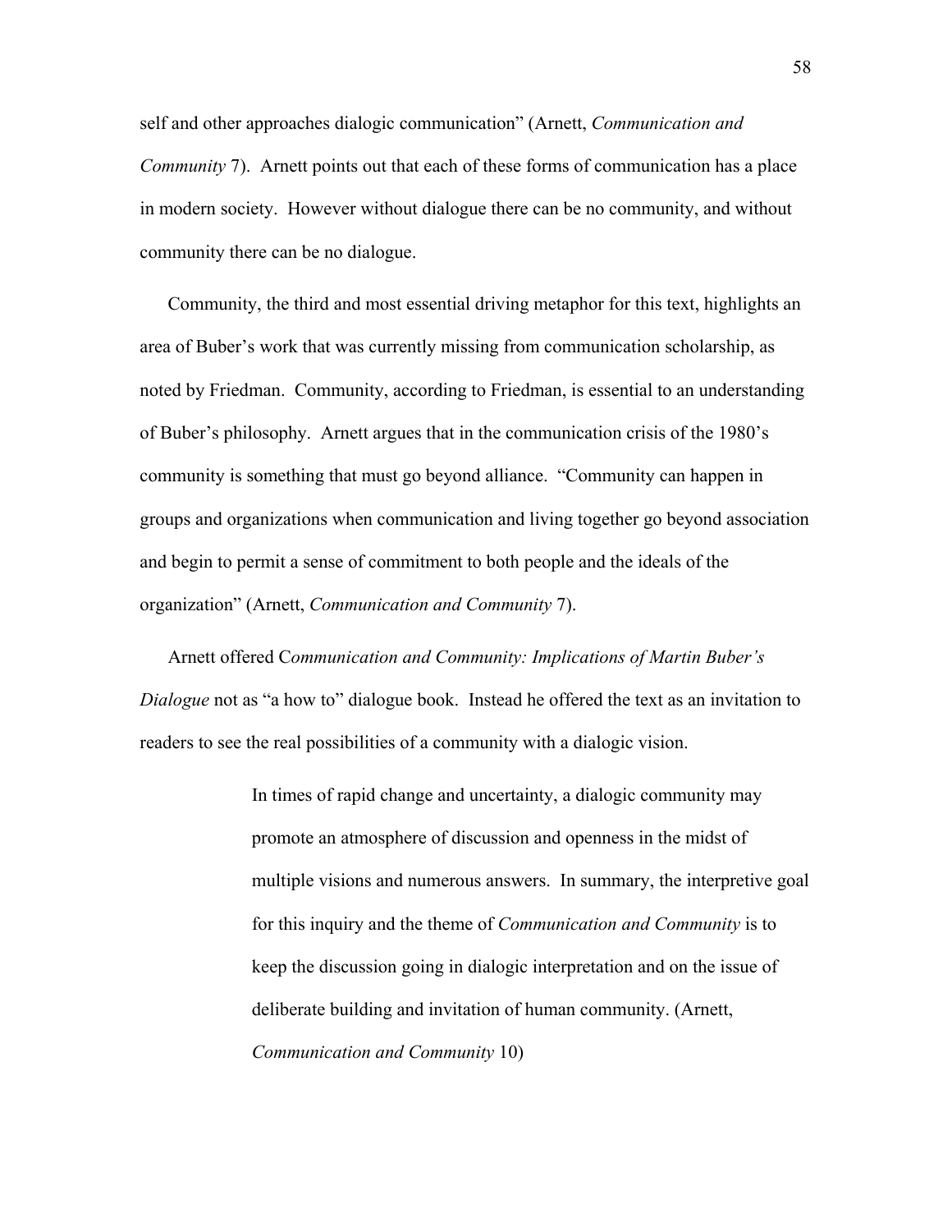self and other approaches dialogic communication" (Arnett, *Communication and Community* 7). Arnett points out that each of these forms of communication has a place in modern society. However without dialogue there can be no community, and without community there can be no dialogue.

Community, the third and most essential driving metaphor for this text, highlights an area of Buber's work that was currently missing from communication scholarship, as noted by Friedman. Community, according to Friedman, is essential to an understanding of Buber's philosophy. Arnett argues that in the communication crisis of the 1980's community is something that must go beyond alliance. "Community can happen in groups and organizations when communication and living together go beyond association and begin to permit a sense of commitment to both people and the ideals of the organization" (Arnett, *Communication and Community* 7).

Arnett offered C*ommunication and Community: Implications of Martin Buber's Dialogue* not as "a how to" dialogue book. Instead he offered the text as an invitation to readers to see the real possibilities of a community with a dialogic vision.

> In times of rapid change and uncertainty, a dialogic community may promote an atmosphere of discussion and openness in the midst of multiple visions and numerous answers. In summary, the interpretive goal for this inquiry and the theme of *Communication and Community* is to keep the discussion going in dialogic interpretation and on the issue of deliberate building and invitation of human community. (Arnett, *Communication and Community* 10)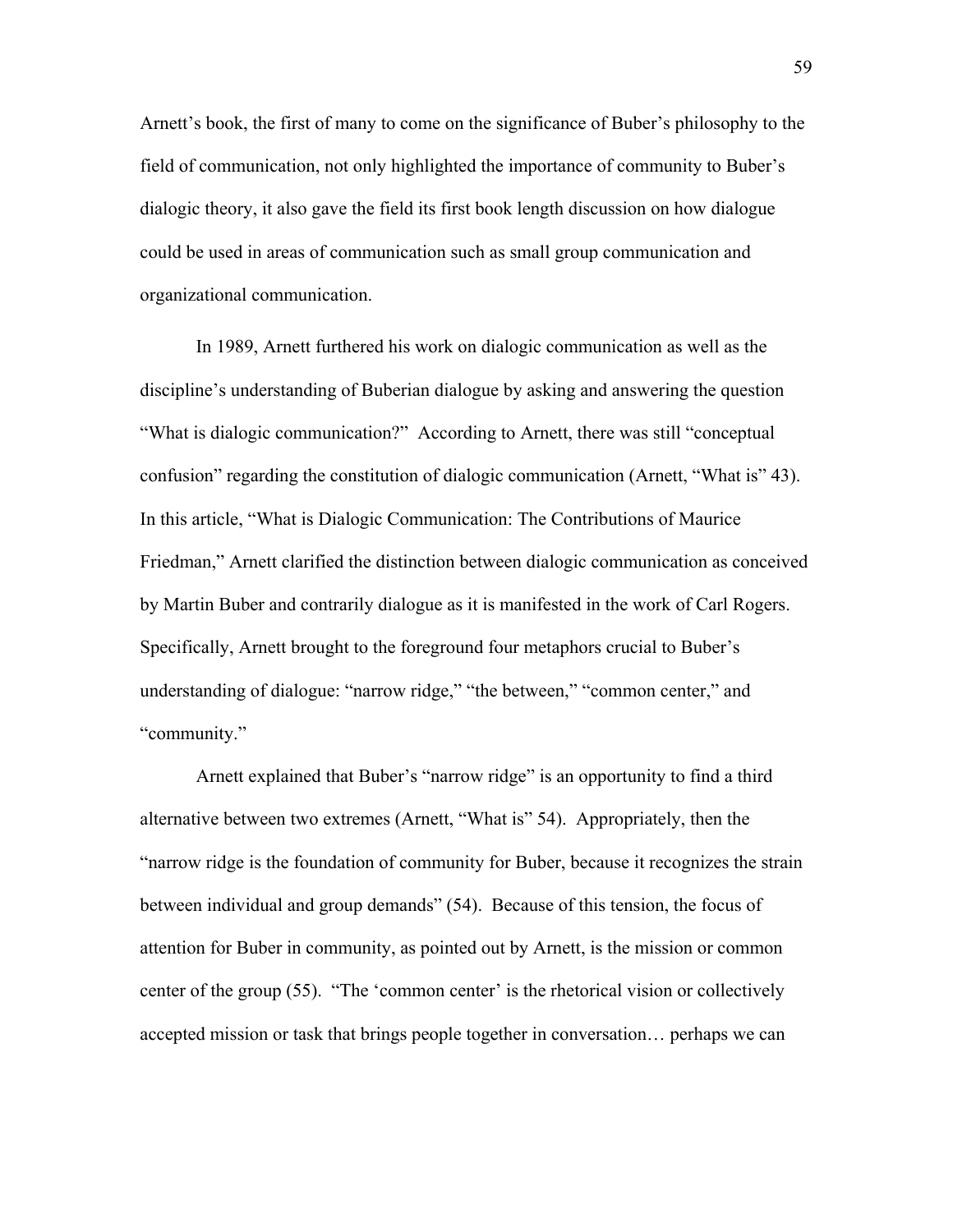Arnett's book, the first of many to come on the significance of Buber's philosophy to the field of communication, not only highlighted the importance of community to Buber's dialogic theory, it also gave the field its first book length discussion on how dialogue could be used in areas of communication such as small group communication and organizational communication.

In 1989, Arnett furthered his work on dialogic communication as well as the discipline's understanding of Buberian dialogue by asking and answering the question "What is dialogic communication?" According to Arnett, there was still "conceptual confusion" regarding the constitution of dialogic communication (Arnett, "What is" 43). In this article, "What is Dialogic Communication: The Contributions of Maurice Friedman," Arnett clarified the distinction between dialogic communication as conceived by Martin Buber and contrarily dialogue as it is manifested in the work of Carl Rogers. Specifically, Arnett brought to the foreground four metaphors crucial to Buber's understanding of dialogue: "narrow ridge," "the between," "common center," and "community."

Arnett explained that Buber's "narrow ridge" is an opportunity to find a third alternative between two extremes (Arnett, "What is" 54). Appropriately, then the "narrow ridge is the foundation of community for Buber, because it recognizes the strain between individual and group demands" (54). Because of this tension, the focus of attention for Buber in community, as pointed out by Arnett, is the mission or common center of the group (55). "The 'common center' is the rhetorical vision or collectively accepted mission or task that brings people together in conversation… perhaps we can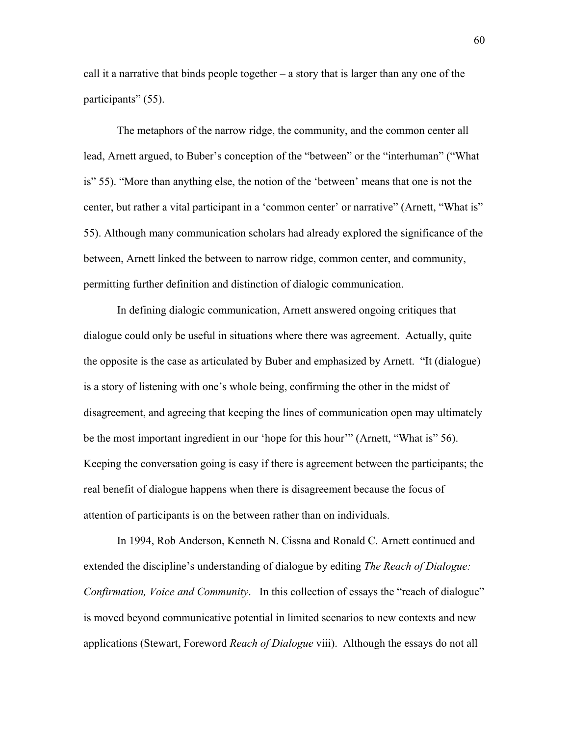call it a narrative that binds people together – a story that is larger than any one of the participants" (55).

The metaphors of the narrow ridge, the community, and the common center all lead, Arnett argued, to Buber's conception of the "between" or the "interhuman" ("What is" 55). "More than anything else, the notion of the 'between' means that one is not the center, but rather a vital participant in a 'common center' or narrative" (Arnett, "What is" 55). Although many communication scholars had already explored the significance of the between, Arnett linked the between to narrow ridge, common center, and community, permitting further definition and distinction of dialogic communication.

In defining dialogic communication, Arnett answered ongoing critiques that dialogue could only be useful in situations where there was agreement. Actually, quite the opposite is the case as articulated by Buber and emphasized by Arnett. "It (dialogue) is a story of listening with one's whole being, confirming the other in the midst of disagreement, and agreeing that keeping the lines of communication open may ultimately be the most important ingredient in our 'hope for this hour'" (Arnett, "What is" 56). Keeping the conversation going is easy if there is agreement between the participants; the real benefit of dialogue happens when there is disagreement because the focus of attention of participants is on the between rather than on individuals.

In 1994, Rob Anderson, Kenneth N. Cissna and Ronald C. Arnett continued and extended the discipline's understanding of dialogue by editing *The Reach of Dialogue: Confirmation, Voice and Community*. In this collection of essays the "reach of dialogue" is moved beyond communicative potential in limited scenarios to new contexts and new applications (Stewart, Foreword *Reach of Dialogue* viii). Although the essays do not all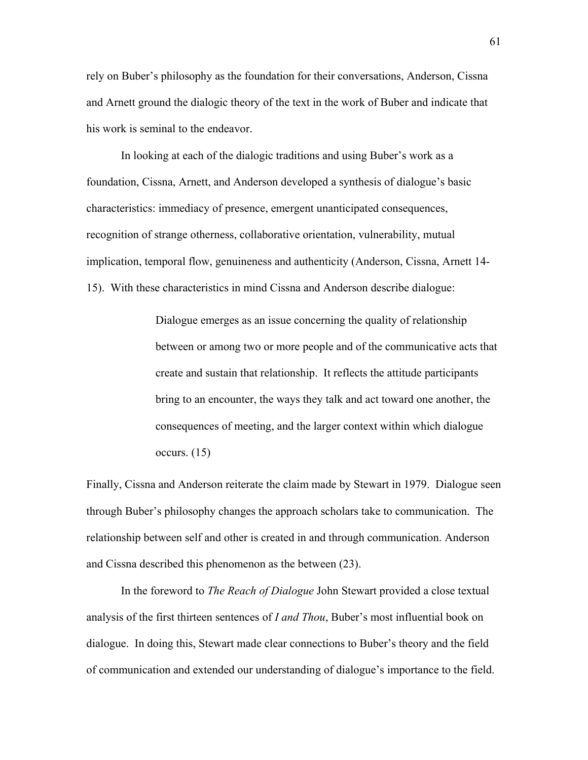rely on Buber's philosophy as the foundation for their conversations, Anderson, Cissna and Arnett ground the dialogic theory of the text in the work of Buber and indicate that his work is seminal to the endeavor.

In looking at each of the dialogic traditions and using Buber's work as a foundation, Cissna, Arnett, and Anderson developed a synthesis of dialogue's basic characteristics: immediacy of presence, emergent unanticipated consequences, recognition of strange otherness, collaborative orientation, vulnerability, mutual implication, temporal flow, genuineness and authenticity (Anderson, Cissna, Arnett 14-15). With these characteristics in mind Cissna and Anderson describe dialogue:

> Dialogue emerges as an issue concerning the quality of relationship between or among two or more people and of the communicative acts that create and sustain that relationship. It reflects the attitude participants bring to an encounter, the ways they talk and act toward one another, the consequences of meeting, and the larger context within which dialogue occurs. (15)

Finally, Cissna and Anderson reiterate the claim made by Stewart in 1979. Dialogue seen through Buber's philosophy changes the approach scholars take to communication. The relationship between self and other is created in and through communication. Anderson and Cissna described this phenomenon as the between (23).

In the foreword to *The Reach of Dialogue* John Stewart provided a close textual analysis of the first thirteen sentences of *I and Thou*, Buber's most influential book on dialogue. In doing this, Stewart made clear connections to Buber's theory and the field of communication and extended our understanding of dialogue's importance to the field.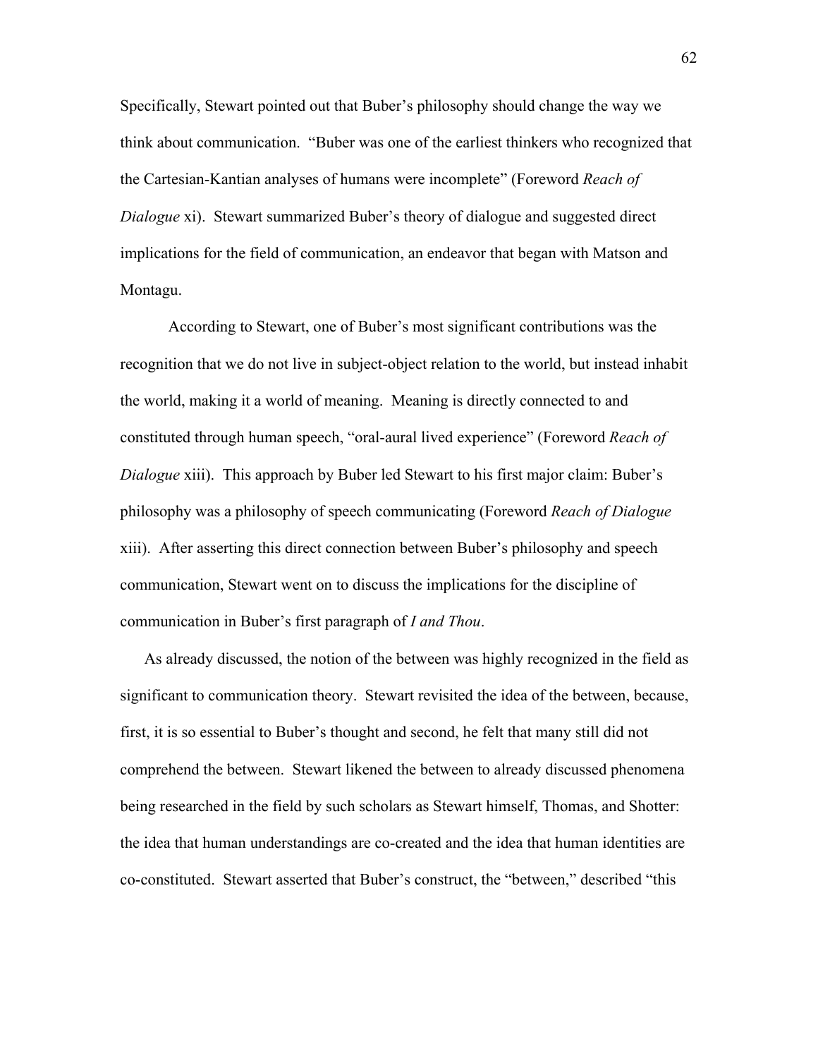Specifically, Stewart pointed out that Buber's philosophy should change the way we think about communication. "Buber was one of the earliest thinkers who recognized that the Cartesian-Kantian analyses of humans were incomplete" (Foreword *Reach of Dialogue* xi). Stewart summarized Buber's theory of dialogue and suggested direct implications for the field of communication, an endeavor that began with Matson and Montagu.

According to Stewart, one of Buber's most significant contributions was the recognition that we do not live in subject-object relation to the world, but instead inhabit the world, making it a world of meaning. Meaning is directly connected to and constituted through human speech, "oral-aural lived experience" (Foreword *Reach of Dialogue* xiii). This approach by Buber led Stewart to his first major claim: Buber's philosophy was a philosophy of speech communicating (Foreword *Reach of Dialogue* xiii). After asserting this direct connection between Buber's philosophy and speech communication, Stewart went on to discuss the implications for the discipline of communication in Buber's first paragraph of *I and Thou*.

As already discussed, the notion of the between was highly recognized in the field as significant to communication theory. Stewart revisited the idea of the between, because, first, it is so essential to Buber's thought and second, he felt that many still did not comprehend the between. Stewart likened the between to already discussed phenomena being researched in the field by such scholars as Stewart himself, Thomas, and Shotter: the idea that human understandings are co-created and the idea that human identities are co-constituted. Stewart asserted that Buber's construct, the "between," described "this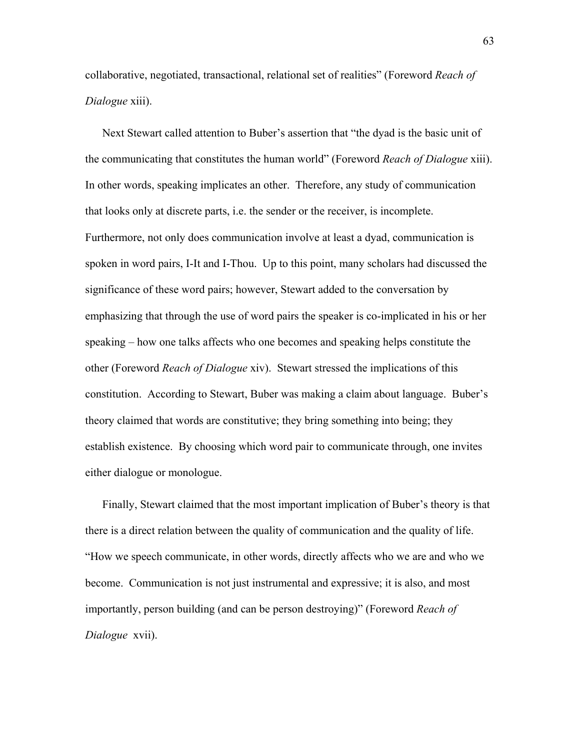collaborative, negotiated, transactional, relational set of realities" (Foreword *Reach of Dialogue* xiii).

Next Stewart called attention to Buber's assertion that "the dyad is the basic unit of the communicating that constitutes the human world" (Foreword *Reach of Dialogue* xiii). In other words, speaking implicates an other. Therefore, any study of communication that looks only at discrete parts, i.e. the sender or the receiver, is incomplete. Furthermore, not only does communication involve at least a dyad, communication is spoken in word pairs, I-It and I-Thou. Up to this point, many scholars had discussed the significance of these word pairs; however, Stewart added to the conversation by emphasizing that through the use of word pairs the speaker is co-implicated in his or her speaking – how one talks affects who one becomes and speaking helps constitute the other (Foreword *Reach of Dialogue* xiv). Stewart stressed the implications of this constitution. According to Stewart, Buber was making a claim about language. Buber's theory claimed that words are constitutive; they bring something into being; they establish existence. By choosing which word pair to communicate through, one invites either dialogue or monologue.

Finally, Stewart claimed that the most important implication of Buber's theory is that there is a direct relation between the quality of communication and the quality of life. "How we speech communicate, in other words, directly affects who we are and who we become. Communication is not just instrumental and expressive; it is also, and most importantly, person building (and can be person destroying)" (Foreword *Reach of Dialogue* xvii).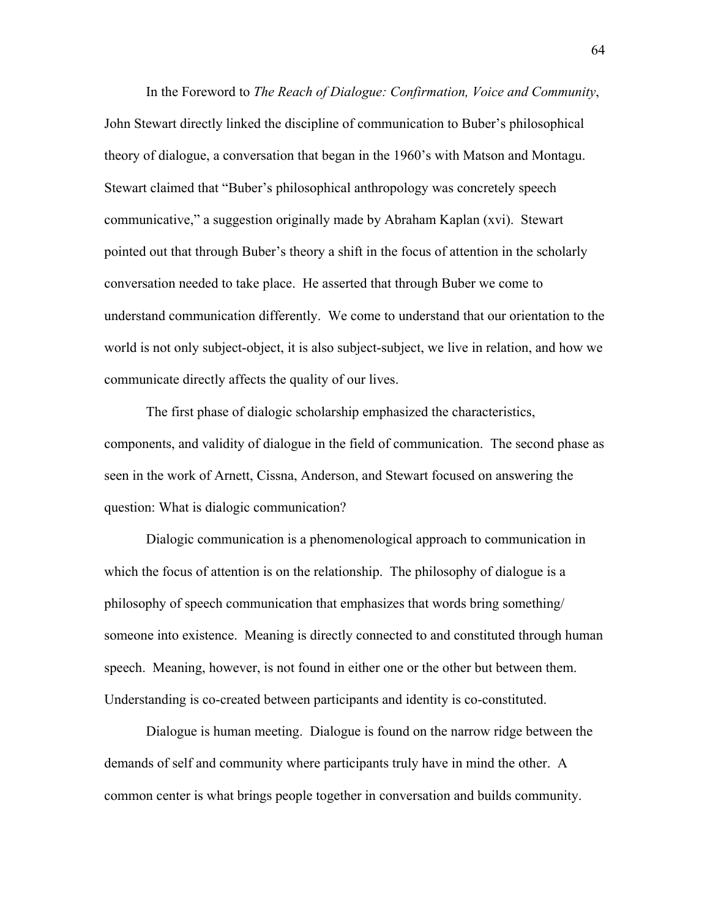In the Foreword to *The Reach of Dialogue: Confirmation, Voice and Community*, John Stewart directly linked the discipline of communication to Buber's philosophical theory of dialogue, a conversation that began in the 1960's with Matson and Montagu. Stewart claimed that "Buber's philosophical anthropology was concretely speech communicative," a suggestion originally made by Abraham Kaplan (xvi). Stewart pointed out that through Buber's theory a shift in the focus of attention in the scholarly conversation needed to take place. He asserted that through Buber we come to understand communication differently. We come to understand that our orientation to the world is not only subject-object, it is also subject-subject, we live in relation, and how we communicate directly affects the quality of our lives.

The first phase of dialogic scholarship emphasized the characteristics, components, and validity of dialogue in the field of communication. The second phase as seen in the work of Arnett, Cissna, Anderson, and Stewart focused on answering the question: What is dialogic communication?

Dialogic communication is a phenomenological approach to communication in which the focus of attention is on the relationship. The philosophy of dialogue is a philosophy of speech communication that emphasizes that words bring something/ someone into existence. Meaning is directly connected to and constituted through human speech. Meaning, however, is not found in either one or the other but between them. Understanding is co-created between participants and identity is co-constituted.

Dialogue is human meeting. Dialogue is found on the narrow ridge between the demands of self and community where participants truly have in mind the other. A common center is what brings people together in conversation and builds community.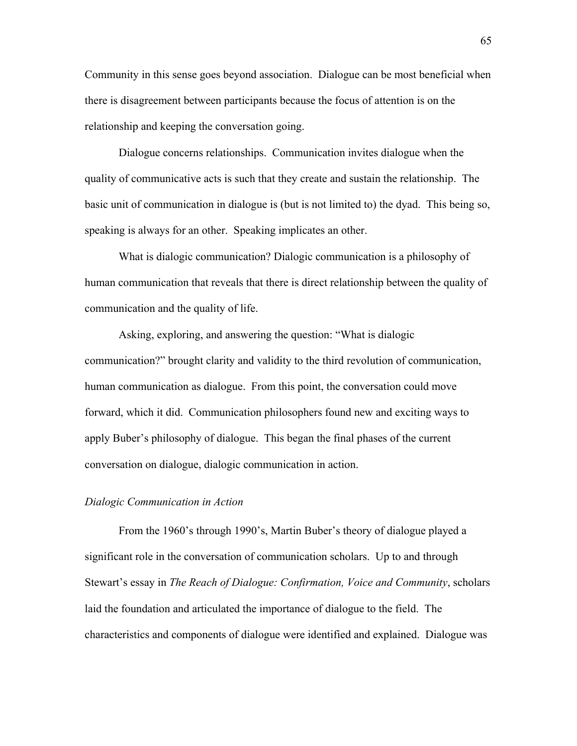Community in this sense goes beyond association. Dialogue can be most beneficial when there is disagreement between participants because the focus of attention is on the relationship and keeping the conversation going.

Dialogue concerns relationships. Communication invites dialogue when the quality of communicative acts is such that they create and sustain the relationship. The basic unit of communication in dialogue is (but is not limited to) the dyad. This being so, speaking is always for an other. Speaking implicates an other.

What is dialogic communication? Dialogic communication is a philosophy of human communication that reveals that there is direct relationship between the quality of communication and the quality of life.

Asking, exploring, and answering the question: "What is dialogic communication?" brought clarity and validity to the third revolution of communication, human communication as dialogue. From this point, the conversation could move forward, which it did. Communication philosophers found new and exciting ways to apply Buber's philosophy of dialogue. This began the final phases of the current conversation on dialogue, dialogic communication in action.

### *Dialogic Communication in Action*

From the 1960's through 1990's, Martin Buber's theory of dialogue played a significant role in the conversation of communication scholars. Up to and through Stewart's essay in *The Reach of Dialogue: Confirmation, Voice and Community*, scholars laid the foundation and articulated the importance of dialogue to the field. The characteristics and components of dialogue were identified and explained. Dialogue was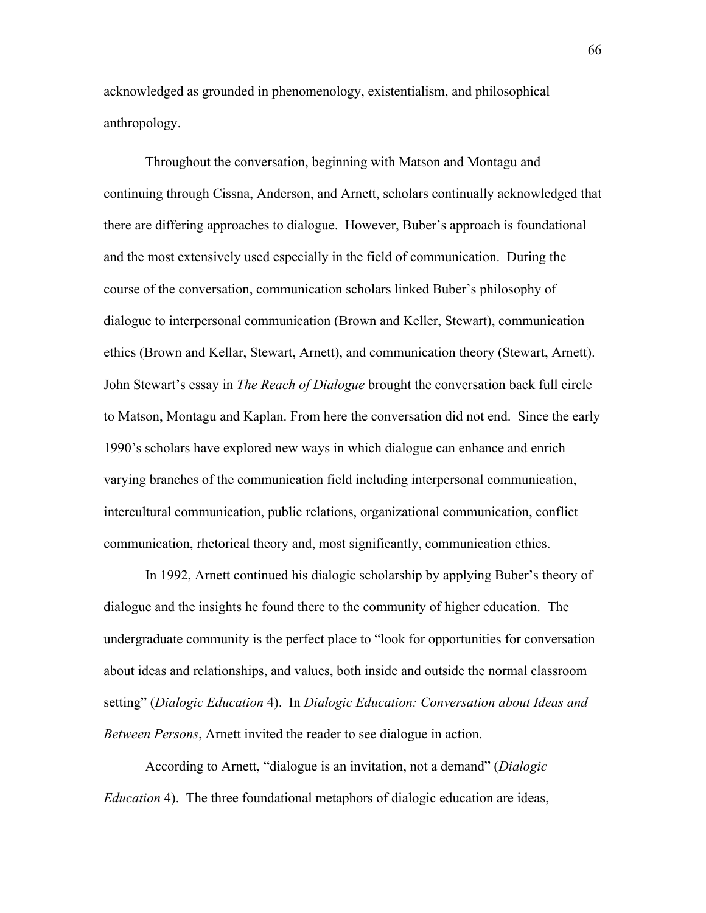acknowledged as grounded in phenomenology, existentialism, and philosophical anthropology.

Throughout the conversation, beginning with Matson and Montagu and continuing through Cissna, Anderson, and Arnett, scholars continually acknowledged that there are differing approaches to dialogue. However, Buber's approach is foundational and the most extensively used especially in the field of communication. During the course of the conversation, communication scholars linked Buber's philosophy of dialogue to interpersonal communication (Brown and Keller, Stewart), communication ethics (Brown and Kellar, Stewart, Arnett), and communication theory (Stewart, Arnett). John Stewart's essay in *The Reach of Dialogue* brought the conversation back full circle to Matson, Montagu and Kaplan. From here the conversation did not end. Since the early 1990's scholars have explored new ways in which dialogue can enhance and enrich varying branches of the communication field including interpersonal communication, intercultural communication, public relations, organizational communication, conflict communication, rhetorical theory and, most significantly, communication ethics.

In 1992, Arnett continued his dialogic scholarship by applying Buber's theory of dialogue and the insights he found there to the community of higher education. The undergraduate community is the perfect place to "look for opportunities for conversation about ideas and relationships, and values, both inside and outside the normal classroom setting" (*Dialogic Education* 4). In *Dialogic Education: Conversation about Ideas and Between Persons*, Arnett invited the reader to see dialogue in action.

According to Arnett, "dialogue is an invitation, not a demand" (*Dialogic Education* 4). The three foundational metaphors of dialogic education are ideas,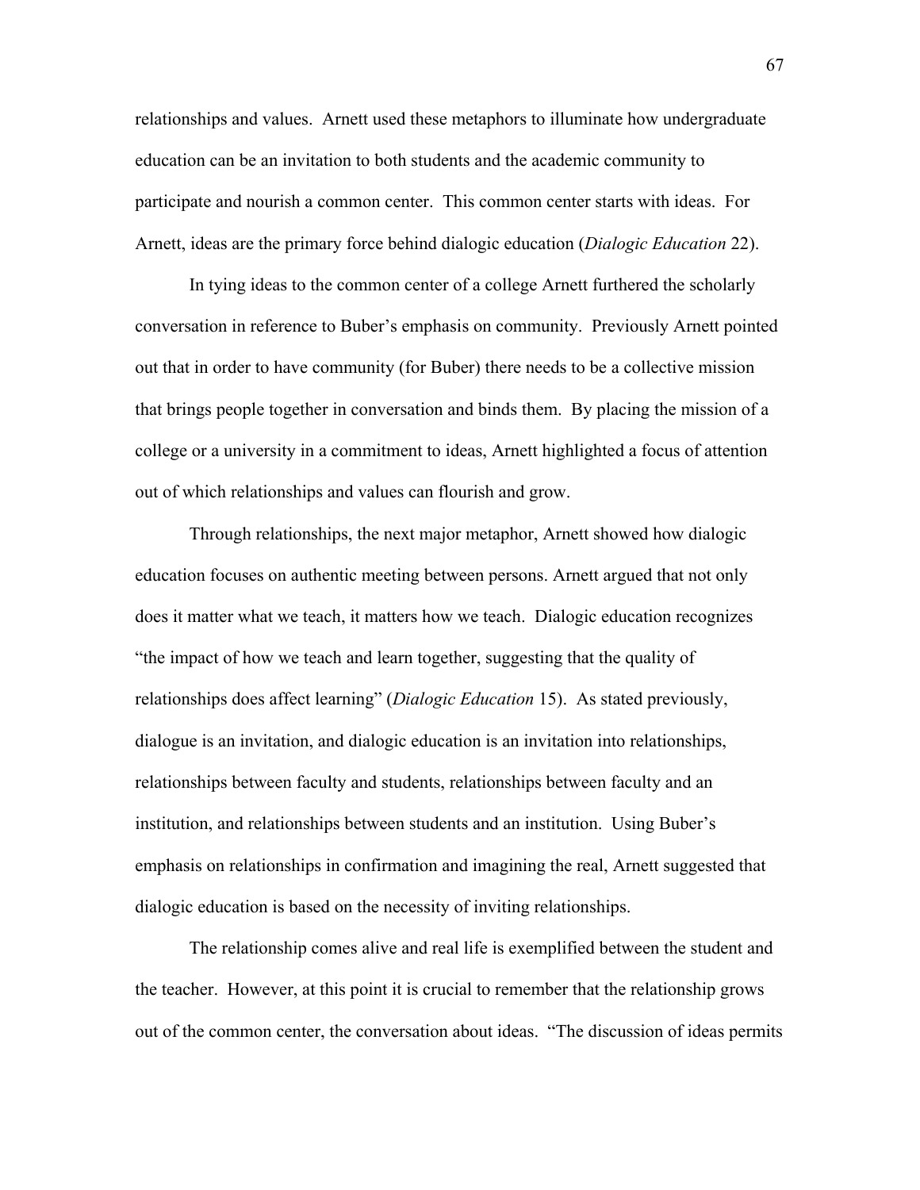relationships and values. Arnett used these metaphors to illuminate how undergraduate education can be an invitation to both students and the academic community to participate and nourish a common center. This common center starts with ideas. For Arnett, ideas are the primary force behind dialogic education (*Dialogic Education* 22).

In tying ideas to the common center of a college Arnett furthered the scholarly conversation in reference to Buber's emphasis on community. Previously Arnett pointed out that in order to have community (for Buber) there needs to be a collective mission that brings people together in conversation and binds them. By placing the mission of a college or a university in a commitment to ideas, Arnett highlighted a focus of attention out of which relationships and values can flourish and grow.

Through relationships, the next major metaphor, Arnett showed how dialogic education focuses on authentic meeting between persons. Arnett argued that not only does it matter what we teach, it matters how we teach. Dialogic education recognizes "the impact of how we teach and learn together, suggesting that the quality of relationships does affect learning" (*Dialogic Education* 15). As stated previously, dialogue is an invitation, and dialogic education is an invitation into relationships, relationships between faculty and students, relationships between faculty and an institution, and relationships between students and an institution. Using Buber's emphasis on relationships in confirmation and imagining the real, Arnett suggested that dialogic education is based on the necessity of inviting relationships.

The relationship comes alive and real life is exemplified between the student and the teacher. However, at this point it is crucial to remember that the relationship grows out of the common center, the conversation about ideas. "The discussion of ideas permits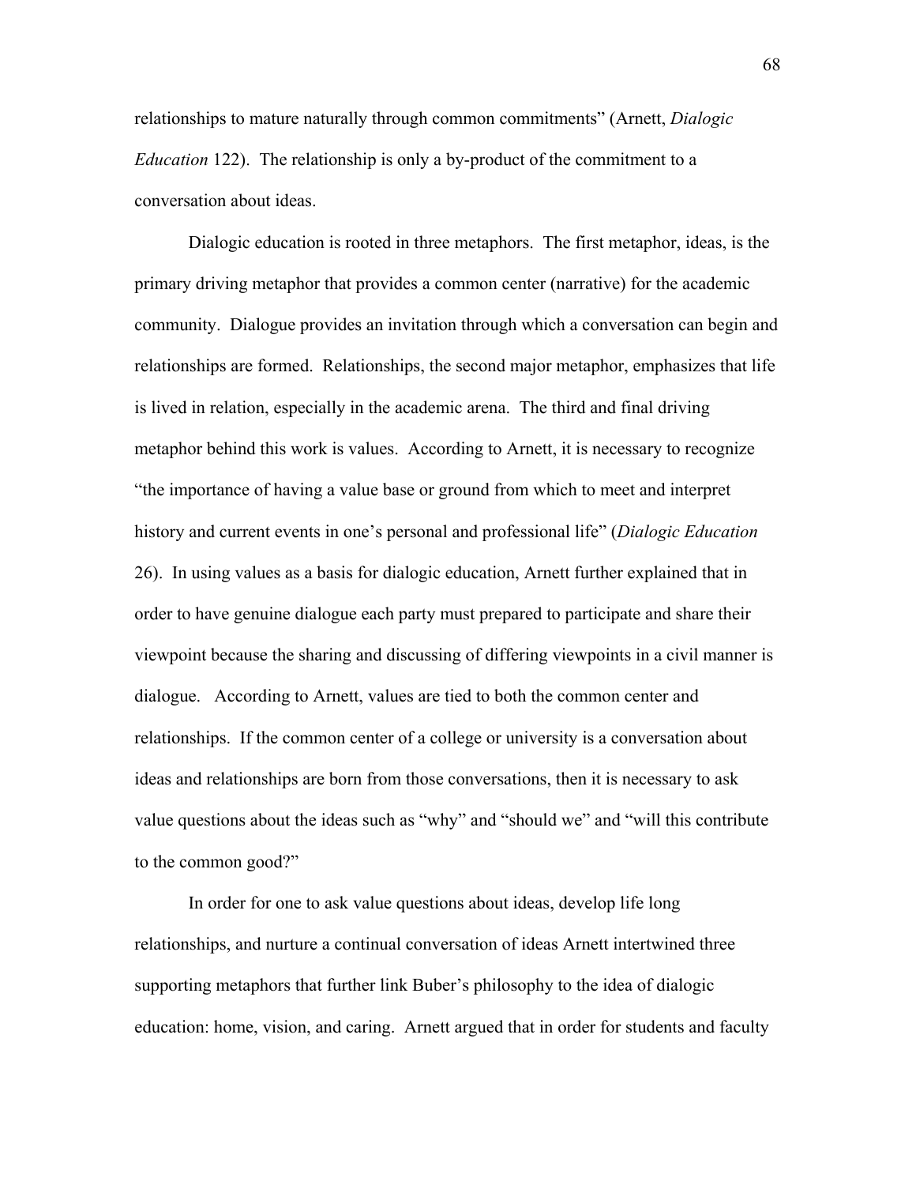relationships to mature naturally through common commitments" (Arnett, *Dialogic Education* 122). The relationship is only a by-product of the commitment to a conversation about ideas.

Dialogic education is rooted in three metaphors. The first metaphor, ideas, is the primary driving metaphor that provides a common center (narrative) for the academic community. Dialogue provides an invitation through which a conversation can begin and relationships are formed. Relationships, the second major metaphor, emphasizes that life is lived in relation, especially in the academic arena. The third and final driving metaphor behind this work is values. According to Arnett, it is necessary to recognize "the importance of having a value base or ground from which to meet and interpret history and current events in one's personal and professional life" (*Dialogic Education* 26). In using values as a basis for dialogic education, Arnett further explained that in order to have genuine dialogue each party must prepared to participate and share their viewpoint because the sharing and discussing of differing viewpoints in a civil manner is dialogue. According to Arnett, values are tied to both the common center and relationships. If the common center of a college or university is a conversation about ideas and relationships are born from those conversations, then it is necessary to ask value questions about the ideas such as "why" and "should we" and "will this contribute to the common good?"

In order for one to ask value questions about ideas, develop life long relationships, and nurture a continual conversation of ideas Arnett intertwined three supporting metaphors that further link Buber's philosophy to the idea of dialogic education: home, vision, and caring. Arnett argued that in order for students and faculty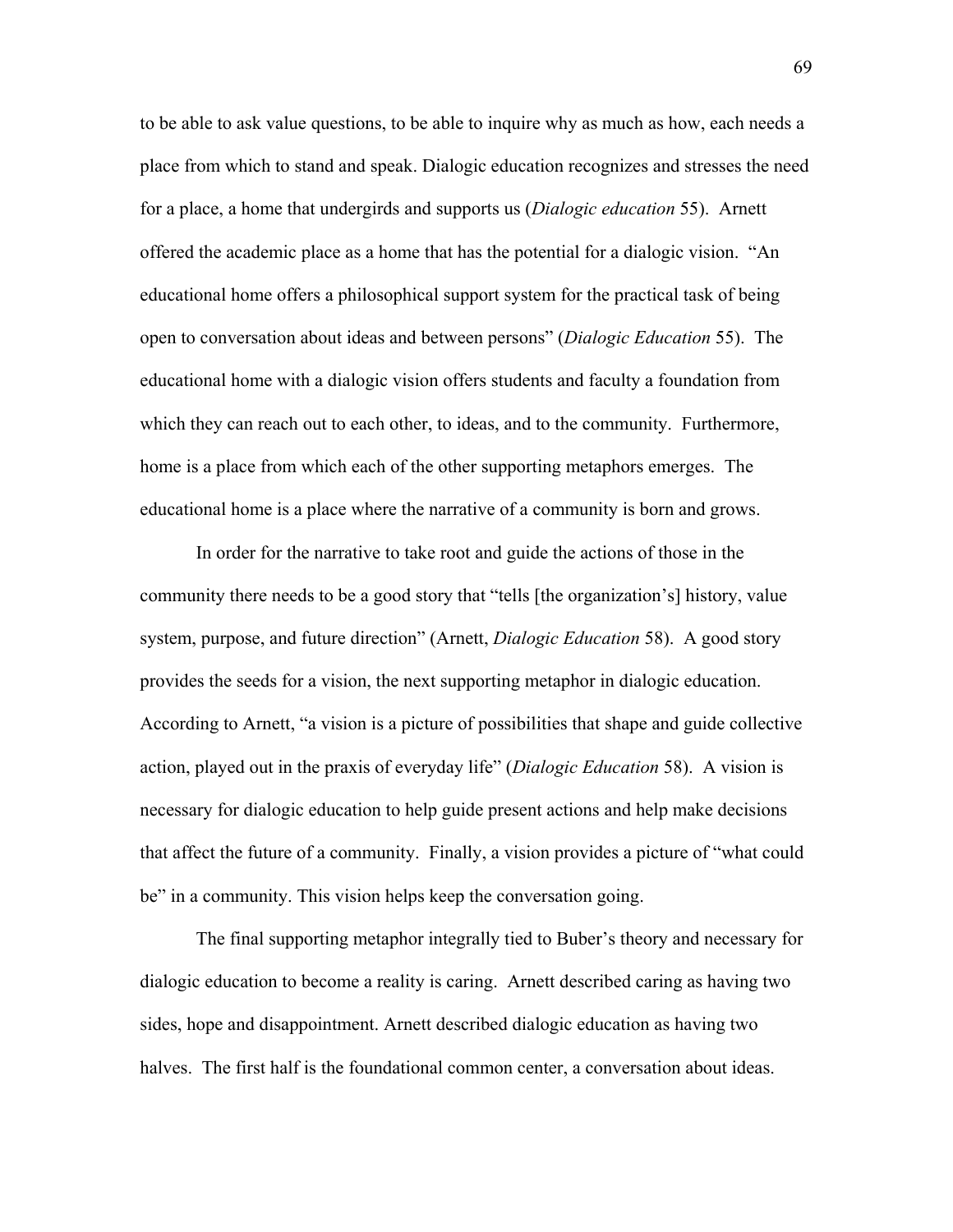to be able to ask value questions, to be able to inquire why as much as how, each needs a place from which to stand and speak. Dialogic education recognizes and stresses the need for a place, a home that undergirds and supports us (*Dialogic education* 55). Arnett offered the academic place as a home that has the potential for a dialogic vision. "An educational home offers a philosophical support system for the practical task of being open to conversation about ideas and between persons" (*Dialogic Education* 55). The educational home with a dialogic vision offers students and faculty a foundation from which they can reach out to each other, to ideas, and to the community. Furthermore, home is a place from which each of the other supporting metaphors emerges. The educational home is a place where the narrative of a community is born and grows.

In order for the narrative to take root and guide the actions of those in the community there needs to be a good story that "tells [the organization's] history, value system, purpose, and future direction" (Arnett, *Dialogic Education* 58). A good story provides the seeds for a vision, the next supporting metaphor in dialogic education. According to Arnett, "a vision is a picture of possibilities that shape and guide collective action, played out in the praxis of everyday life" (*Dialogic Education* 58). A vision is necessary for dialogic education to help guide present actions and help make decisions that affect the future of a community. Finally, a vision provides a picture of "what could be" in a community. This vision helps keep the conversation going.

The final supporting metaphor integrally tied to Buber's theory and necessary for dialogic education to become a reality is caring. Arnett described caring as having two sides, hope and disappointment. Arnett described dialogic education as having two halves. The first half is the foundational common center, a conversation about ideas.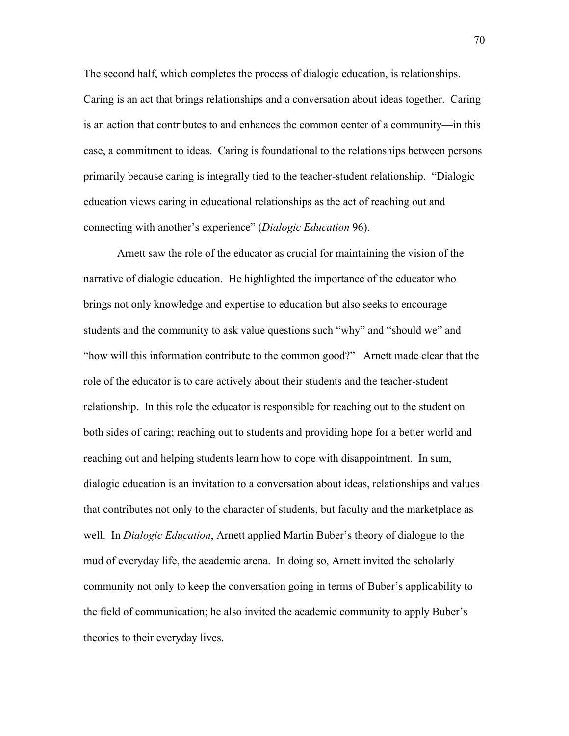The second half, which completes the process of dialogic education, is relationships. Caring is an act that brings relationships and a conversation about ideas together. Caring is an action that contributes to and enhances the common center of a community—in this case, a commitment to ideas. Caring is foundational to the relationships between persons primarily because caring is integrally tied to the teacher-student relationship. "Dialogic education views caring in educational relationships as the act of reaching out and connecting with another's experience" (*Dialogic Education* 96).

Arnett saw the role of the educator as crucial for maintaining the vision of the narrative of dialogic education. He highlighted the importance of the educator who brings not only knowledge and expertise to education but also seeks to encourage students and the community to ask value questions such "why" and "should we" and "how will this information contribute to the common good?" Arnett made clear that the role of the educator is to care actively about their students and the teacher-student relationship. In this role the educator is responsible for reaching out to the student on both sides of caring; reaching out to students and providing hope for a better world and reaching out and helping students learn how to cope with disappointment. In sum, dialogic education is an invitation to a conversation about ideas, relationships and values that contributes not only to the character of students, but faculty and the marketplace as well. In *Dialogic Education*, Arnett applied Martin Buber's theory of dialogue to the mud of everyday life, the academic arena. In doing so, Arnett invited the scholarly community not only to keep the conversation going in terms of Buber's applicability to the field of communication; he also invited the academic community to apply Buber's theories to their everyday lives.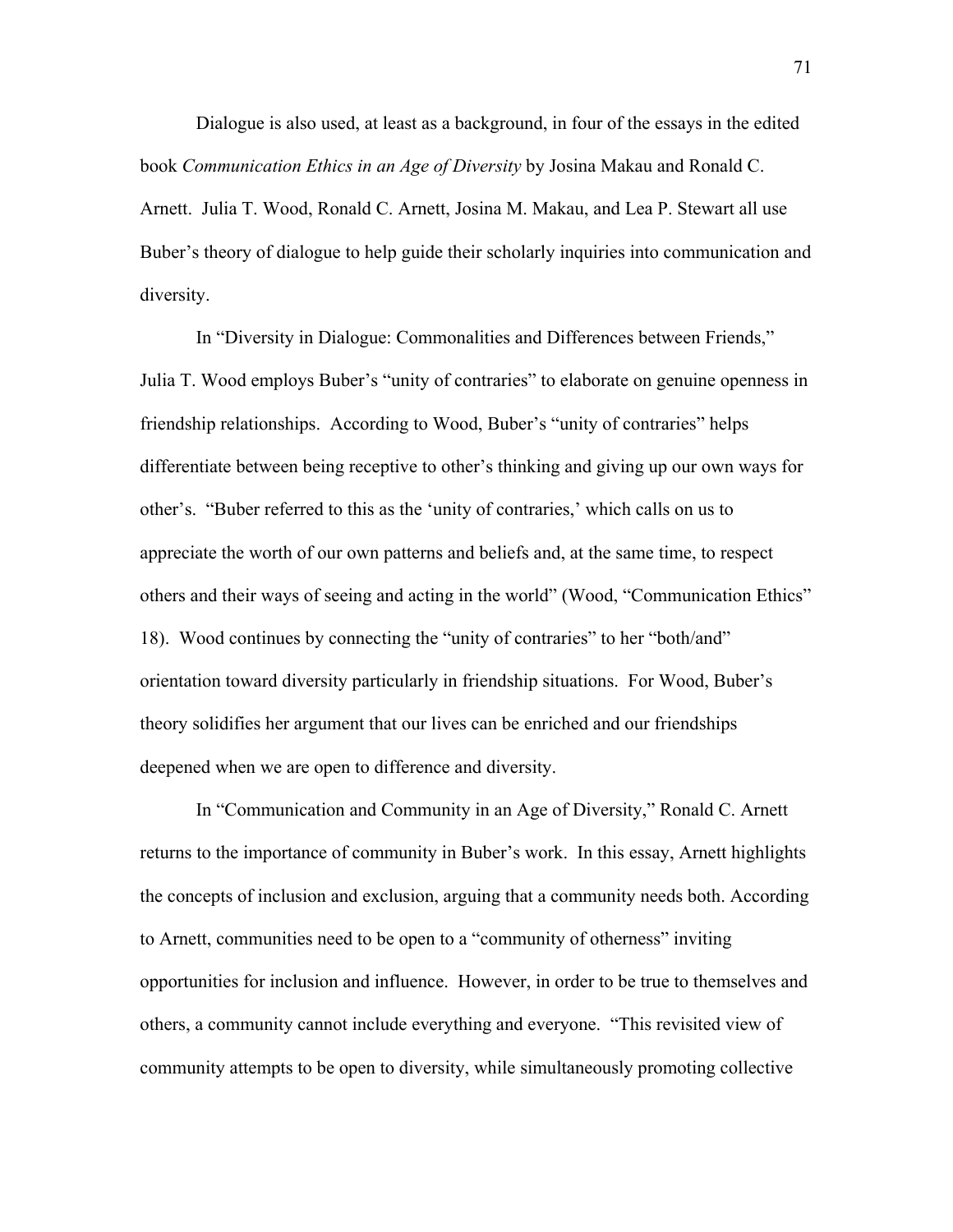Dialogue is also used, at least as a background, in four of the essays in the edited book *Communication Ethics in an Age of Diversity* by Josina Makau and Ronald C. Arnett. Julia T. Wood, Ronald C. Arnett, Josina M. Makau, and Lea P. Stewart all use Buber's theory of dialogue to help guide their scholarly inquiries into communication and diversity.

In "Diversity in Dialogue: Commonalities and Differences between Friends," Julia T. Wood employs Buber's "unity of contraries" to elaborate on genuine openness in friendship relationships. According to Wood, Buber's "unity of contraries" helps differentiate between being receptive to other's thinking and giving up our own ways for other's. "Buber referred to this as the 'unity of contraries,' which calls on us to appreciate the worth of our own patterns and beliefs and, at the same time, to respect others and their ways of seeing and acting in the world" (Wood, "Communication Ethics" 18). Wood continues by connecting the "unity of contraries" to her "both/and" orientation toward diversity particularly in friendship situations. For Wood, Buber's theory solidifies her argument that our lives can be enriched and our friendships deepened when we are open to difference and diversity.

In "Communication and Community in an Age of Diversity," Ronald C. Arnett returns to the importance of community in Buber's work. In this essay, Arnett highlights the concepts of inclusion and exclusion, arguing that a community needs both. According to Arnett, communities need to be open to a "community of otherness" inviting opportunities for inclusion and influence. However, in order to be true to themselves and others, a community cannot include everything and everyone. "This revisited view of community attempts to be open to diversity, while simultaneously promoting collective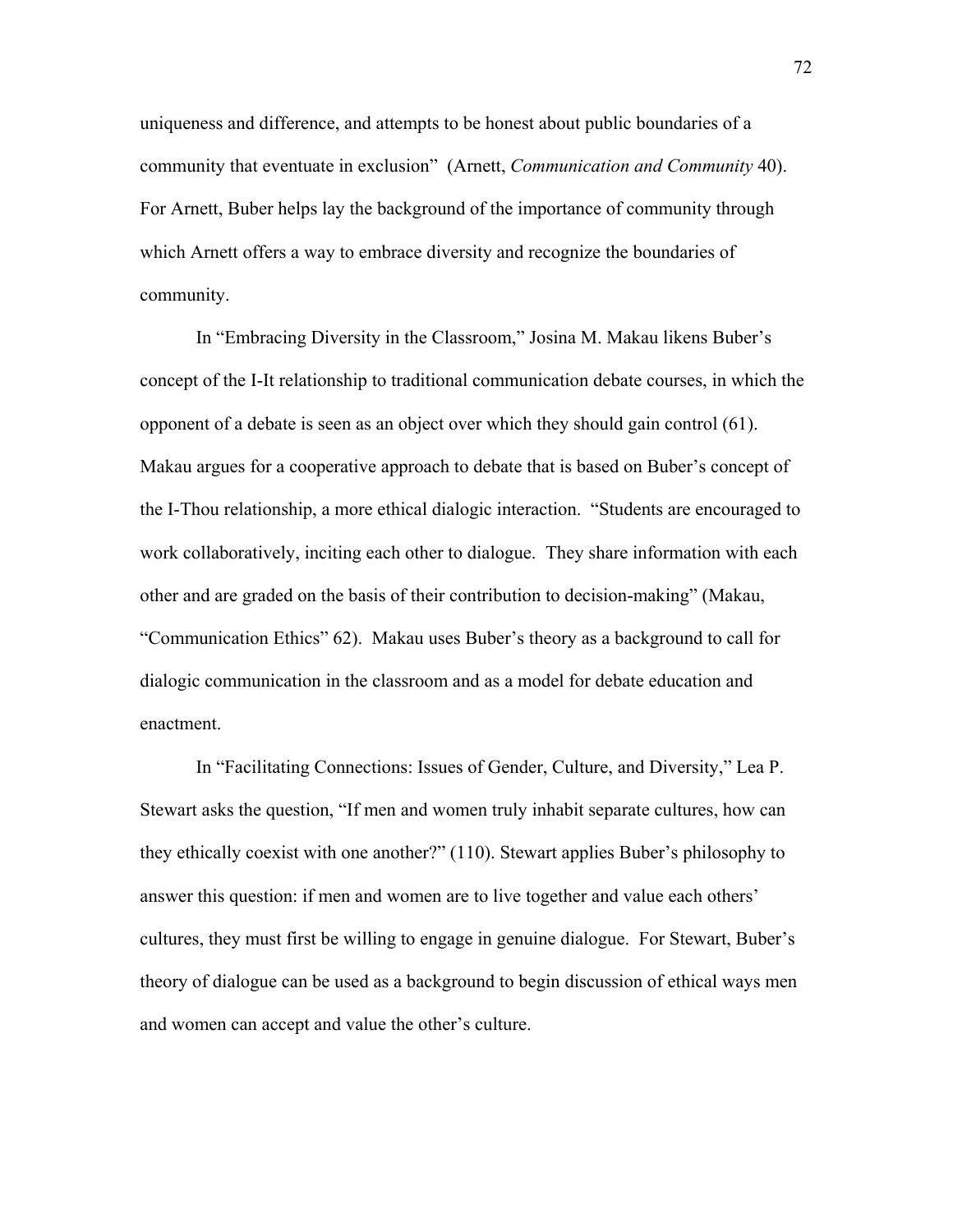uniqueness and difference, and attempts to be honest about public boundaries of a community that eventuate in exclusion" (Arnett, *Communication and Community* 40). For Arnett, Buber helps lay the background of the importance of community through which Arnett offers a way to embrace diversity and recognize the boundaries of community.

In "Embracing Diversity in the Classroom," Josina M. Makau likens Buber's concept of the I-It relationship to traditional communication debate courses, in which the opponent of a debate is seen as an object over which they should gain control (61). Makau argues for a cooperative approach to debate that is based on Buber's concept of the I-Thou relationship, a more ethical dialogic interaction. "Students are encouraged to work collaboratively, inciting each other to dialogue. They share information with each other and are graded on the basis of their contribution to decision-making" (Makau, "Communication Ethics" 62). Makau uses Buber's theory as a background to call for dialogic communication in the classroom and as a model for debate education and enactment.

In "Facilitating Connections: Issues of Gender, Culture, and Diversity," Lea P. Stewart asks the question, "If men and women truly inhabit separate cultures, how can they ethically coexist with one another?" (110). Stewart applies Buber's philosophy to answer this question: if men and women are to live together and value each others' cultures, they must first be willing to engage in genuine dialogue. For Stewart, Buber's theory of dialogue can be used as a background to begin discussion of ethical ways men and women can accept and value the other's culture.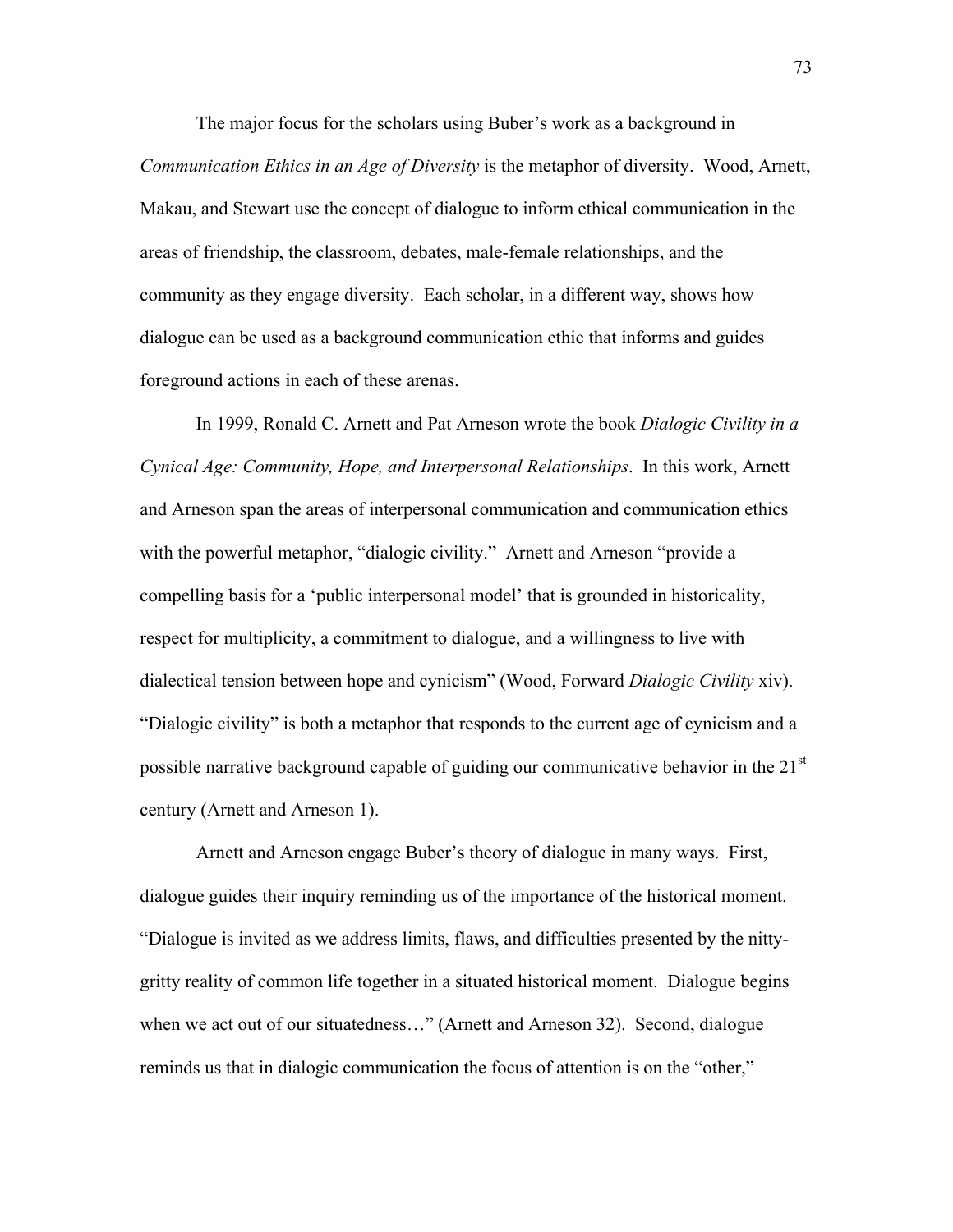The major focus for the scholars using Buber's work as a background in *Communication Ethics in an Age of Diversity* is the metaphor of diversity. Wood, Arnett, Makau, and Stewart use the concept of dialogue to inform ethical communication in the areas of friendship, the classroom, debates, male-female relationships, and the community as they engage diversity. Each scholar, in a different way, shows how dialogue can be used as a background communication ethic that informs and guides foreground actions in each of these arenas.

In 1999, Ronald C. Arnett and Pat Arneson wrote the book *Dialogic Civility in a Cynical Age: Community, Hope, and Interpersonal Relationships*. In this work, Arnett and Arneson span the areas of interpersonal communication and communication ethics with the powerful metaphor, "dialogic civility." Arnett and Arneson "provide a compelling basis for a 'public interpersonal model' that is grounded in historicality, respect for multiplicity, a commitment to dialogue, and a willingness to live with dialectical tension between hope and cynicism" (Wood, Forward *Dialogic Civility* xiv). "Dialogic civility" is both a metaphor that responds to the current age of cynicism and a possible narrative background capable of guiding our communicative behavior in the 21st century (Arnett and Arneson 1).

Arnett and Arneson engage Buber's theory of dialogue in many ways. First, dialogue guides their inquiry reminding us of the importance of the historical moment. "Dialogue is invited as we address limits, flaws, and difficulties presented by the nitty-gritty reality of common life together in a situated historical moment. Dialogue begins when we act out of our situatedness…" (Arnett and Arneson 32). Second, dialogue reminds us that in dialogic communication the focus of attention is on the "other,"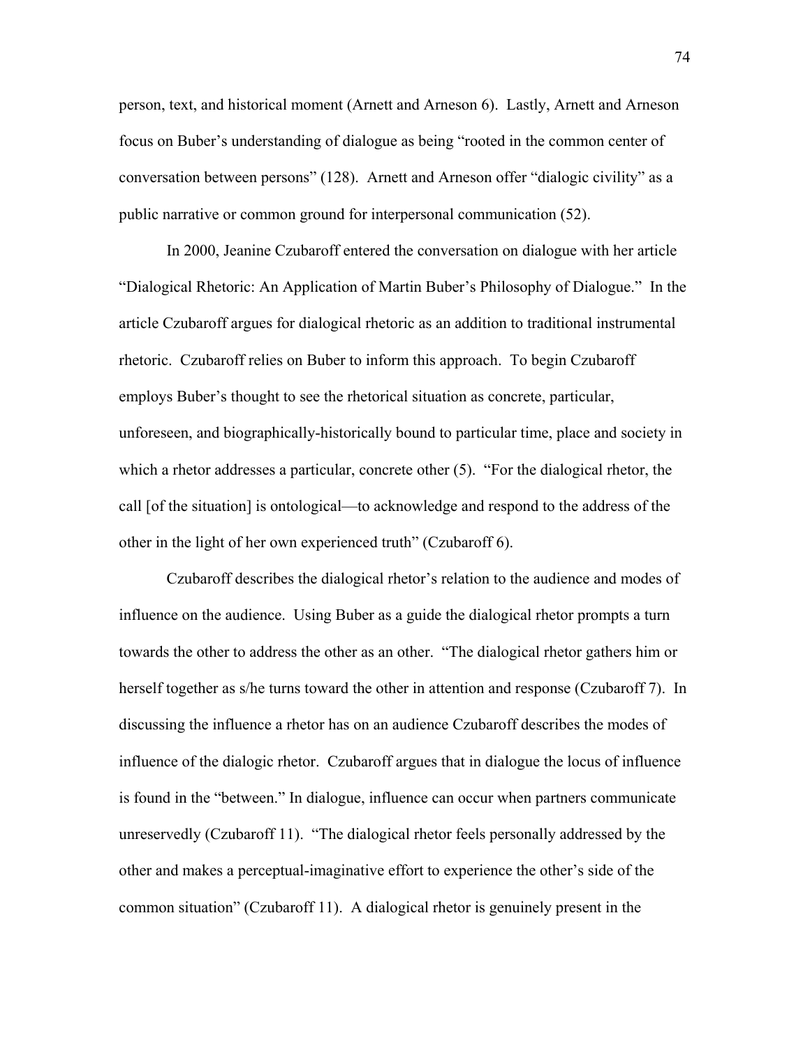person, text, and historical moment (Arnett and Arneson 6). Lastly, Arnett and Arneson focus on Buber's understanding of dialogue as being "rooted in the common center of conversation between persons" (128). Arnett and Arneson offer "dialogic civility" as a public narrative or common ground for interpersonal communication (52).

In 2000, Jeanine Czubaroff entered the conversation on dialogue with her article "Dialogical Rhetoric: An Application of Martin Buber's Philosophy of Dialogue." In the article Czubaroff argues for dialogical rhetoric as an addition to traditional instrumental rhetoric. Czubaroff relies on Buber to inform this approach. To begin Czubaroff employs Buber's thought to see the rhetorical situation as concrete, particular, unforeseen, and biographically-historically bound to particular time, place and society in which a rhetor addresses a particular, concrete other (5). "For the dialogical rhetor, the call [of the situation] is ontological—to acknowledge and respond to the address of the other in the light of her own experienced truth" (Czubaroff 6).

Czubaroff describes the dialogical rhetor's relation to the audience and modes of influence on the audience. Using Buber as a guide the dialogical rhetor prompts a turn towards the other to address the other as an other. "The dialogical rhetor gathers him or herself together as s/he turns toward the other in attention and response (Czubaroff 7). In discussing the influence a rhetor has on an audience Czubaroff describes the modes of influence of the dialogic rhetor. Czubaroff argues that in dialogue the locus of influence is found in the "between." In dialogue, influence can occur when partners communicate unreservedly (Czubaroff 11). "The dialogical rhetor feels personally addressed by the other and makes a perceptual-imaginative effort to experience the other's side of the common situation" (Czubaroff 11). A dialogical rhetor is genuinely present in the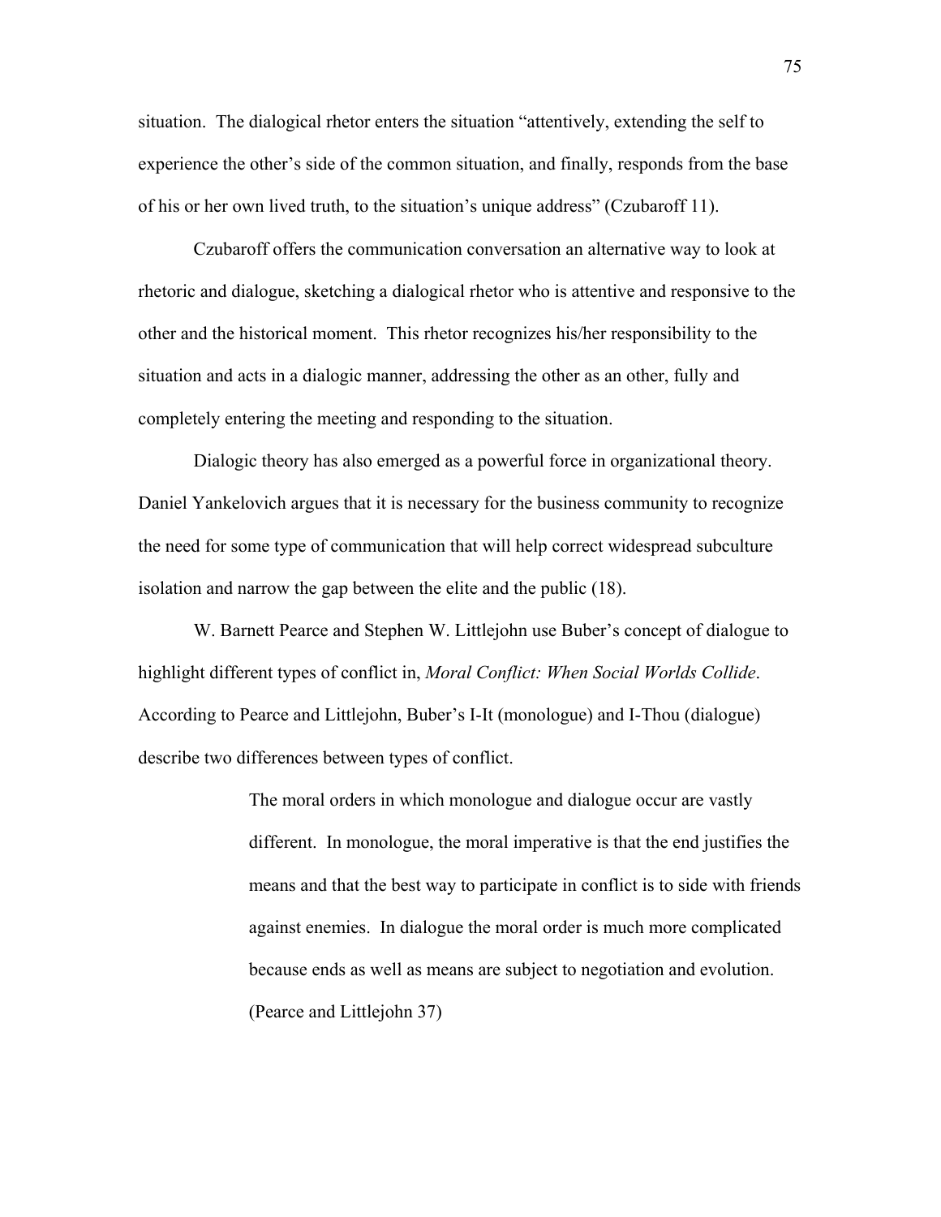situation. The dialogical rhetor enters the situation "attentively, extending the self to experience the other's side of the common situation, and finally, responds from the base of his or her own lived truth, to the situation's unique address" (Czubaroff 11).

Czubaroff offers the communication conversation an alternative way to look at rhetoric and dialogue, sketching a dialogical rhetor who is attentive and responsive to the other and the historical moment. This rhetor recognizes his/her responsibility to the situation and acts in a dialogic manner, addressing the other as an other, fully and completely entering the meeting and responding to the situation.

Dialogic theory has also emerged as a powerful force in organizational theory. Daniel Yankelovich argues that it is necessary for the business community to recognize the need for some type of communication that will help correct widespread subculture isolation and narrow the gap between the elite and the public (18).

W. Barnett Pearce and Stephen W. Littlejohn use Buber's concept of dialogue to highlight different types of conflict in, *Moral Conflict: When Social Worlds Collide*. According to Pearce and Littlejohn, Buber's I-It (monologue) and I-Thou (dialogue) describe two differences between types of conflict.

> The moral orders in which monologue and dialogue occur are vastly different. In monologue, the moral imperative is that the end justifies the means and that the best way to participate in conflict is to side with friends against enemies. In dialogue the moral order is much more complicated because ends as well as means are subject to negotiation and evolution. (Pearce and Littlejohn 37)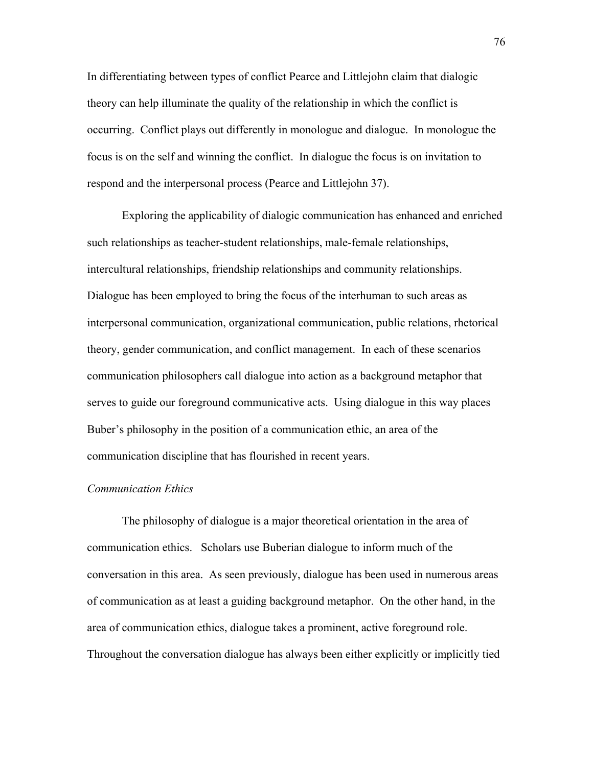In differentiating between types of conflict Pearce and Littlejohn claim that dialogic theory can help illuminate the quality of the relationship in which the conflict is occurring. Conflict plays out differently in monologue and dialogue. In monologue the focus is on the self and winning the conflict. In dialogue the focus is on invitation to respond and the interpersonal process (Pearce and Littlejohn 37).

Exploring the applicability of dialogic communication has enhanced and enriched such relationships as teacher-student relationships, male-female relationships, intercultural relationships, friendship relationships and community relationships. Dialogue has been employed to bring the focus of the interhuman to such areas as interpersonal communication, organizational communication, public relations, rhetorical theory, gender communication, and conflict management. In each of these scenarios communication philosophers call dialogue into action as a background metaphor that serves to guide our foreground communicative acts. Using dialogue in this way places Buber's philosophy in the position of a communication ethic, an area of the communication discipline that has flourished in recent years.

*Communication Ethics*

The philosophy of dialogue is a major theoretical orientation in the area of communication ethics. Scholars use Buberian dialogue to inform much of the conversation in this area. As seen previously, dialogue has been used in numerous areas of communication as at least a guiding background metaphor. On the other hand, in the area of communication ethics, dialogue takes a prominent, active foreground role. Throughout the conversation dialogue has always been either explicitly or implicitly tied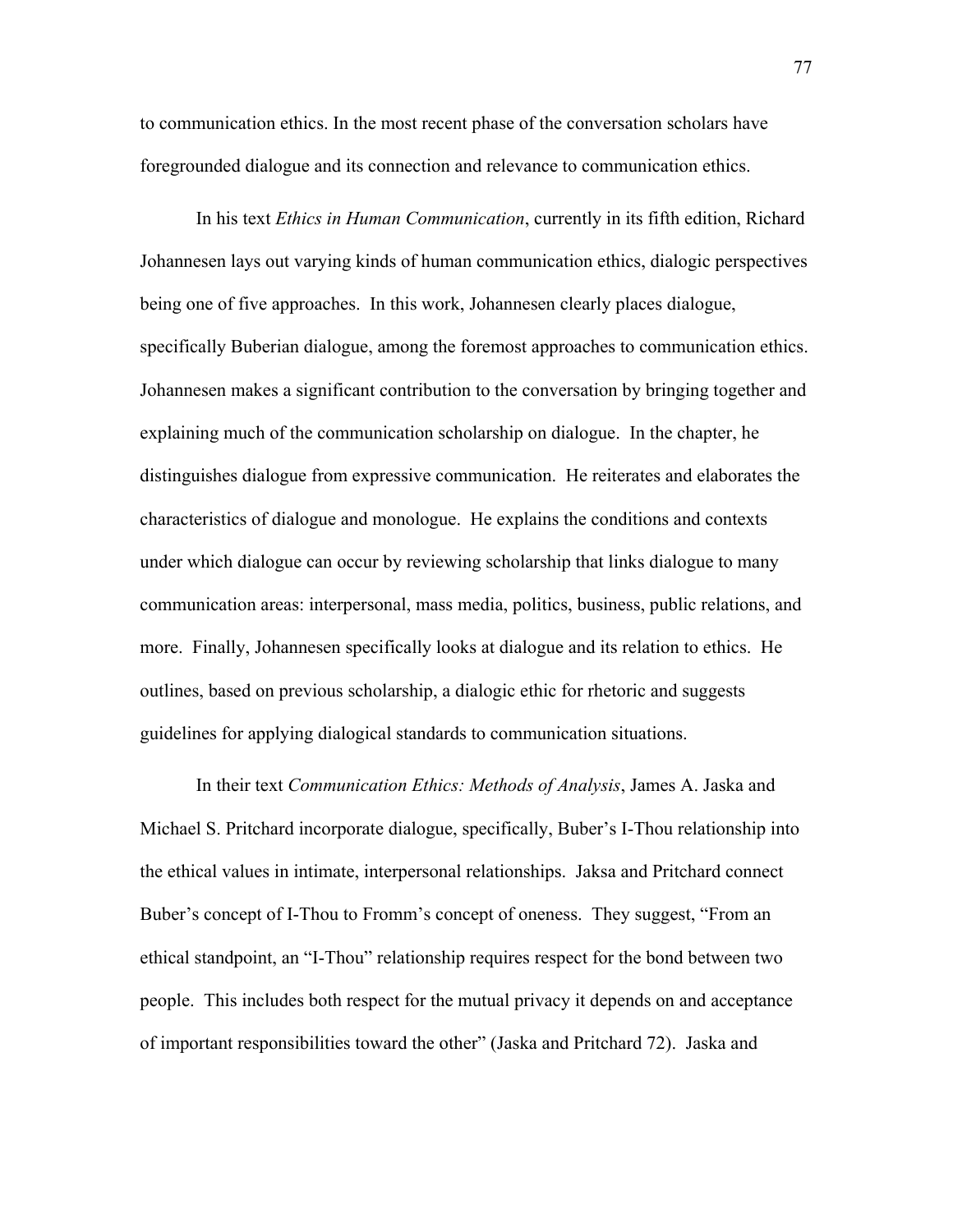to communication ethics. In the most recent phase of the conversation scholars have foregrounded dialogue and its connection and relevance to communication ethics.

In his text *Ethics in Human Communication*, currently in its fifth edition, Richard Johannesen lays out varying kinds of human communication ethics, dialogic perspectives being one of five approaches. In this work, Johannesen clearly places dialogue, specifically Buberian dialogue, among the foremost approaches to communication ethics. Johannesen makes a significant contribution to the conversation by bringing together and explaining much of the communication scholarship on dialogue. In the chapter, he distinguishes dialogue from expressive communication. He reiterates and elaborates the characteristics of dialogue and monologue. He explains the conditions and contexts under which dialogue can occur by reviewing scholarship that links dialogue to many communication areas: interpersonal, mass media, politics, business, public relations, and more. Finally, Johannesen specifically looks at dialogue and its relation to ethics. He outlines, based on previous scholarship, a dialogic ethic for rhetoric and suggests guidelines for applying dialogical standards to communication situations.

In their text *Communication Ethics: Methods of Analysis*, James A. Jaska and Michael S. Pritchard incorporate dialogue, specifically, Buber's I-Thou relationship into the ethical values in intimate, interpersonal relationships. Jaksa and Pritchard connect Buber's concept of I-Thou to Fromm's concept of oneness. They suggest, "From an ethical standpoint, an "I-Thou" relationship requires respect for the bond between two people. This includes both respect for the mutual privacy it depends on and acceptance of important responsibilities toward the other" (Jaska and Pritchard 72). Jaska and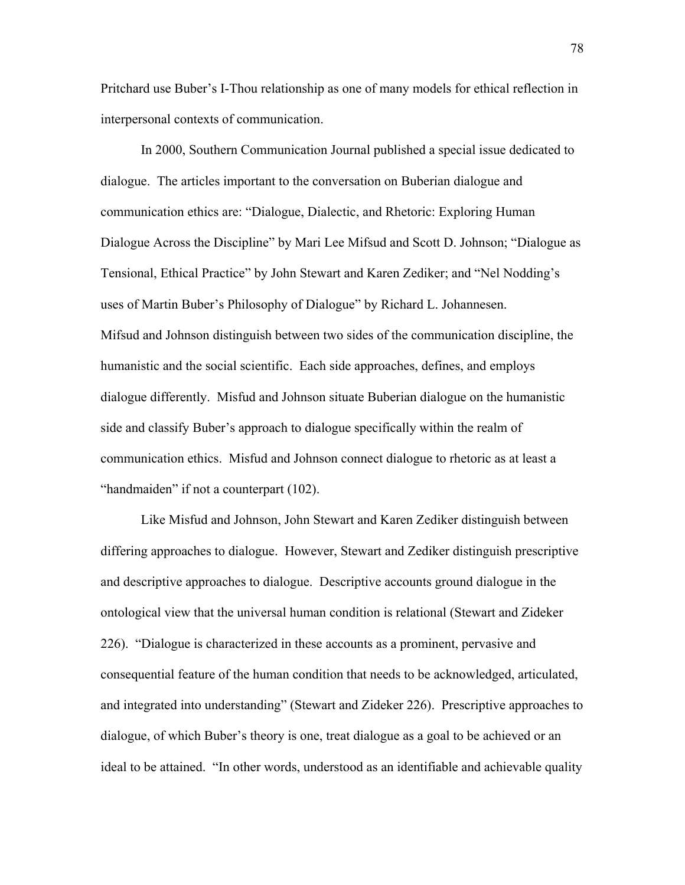Pritchard use Buber's I-Thou relationship as one of many models for ethical reflection in interpersonal contexts of communication.

In 2000, Southern Communication Journal published a special issue dedicated to dialogue. The articles important to the conversation on Buberian dialogue and communication ethics are: "Dialogue, Dialectic, and Rhetoric: Exploring Human Dialogue Across the Discipline" by Mari Lee Mifsud and Scott D. Johnson; "Dialogue as Tensional, Ethical Practice" by John Stewart and Karen Zediker; and "Nel Nodding's uses of Martin Buber's Philosophy of Dialogue" by Richard L. Johannesen.

Mifsud and Johnson distinguish between two sides of the communication discipline, the humanistic and the social scientific. Each side approaches, defines, and employs dialogue differently. Misfud and Johnson situate Buberian dialogue on the humanistic side and classify Buber's approach to dialogue specifically within the realm of communication ethics. Misfud and Johnson connect dialogue to rhetoric as at least a "handmaiden" if not a counterpart (102).

Like Misfud and Johnson, John Stewart and Karen Zediker distinguish between differing approaches to dialogue. However, Stewart and Zediker distinguish prescriptive and descriptive approaches to dialogue. Descriptive accounts ground dialogue in the ontological view that the universal human condition is relational (Stewart and Zideker 226). "Dialogue is characterized in these accounts as a prominent, pervasive and consequential feature of the human condition that needs to be acknowledged, articulated, and integrated into understanding" (Stewart and Zideker 226). Prescriptive approaches to dialogue, of which Buber's theory is one, treat dialogue as a goal to be achieved or an ideal to be attained. "In other words, understood as an identifiable and achievable quality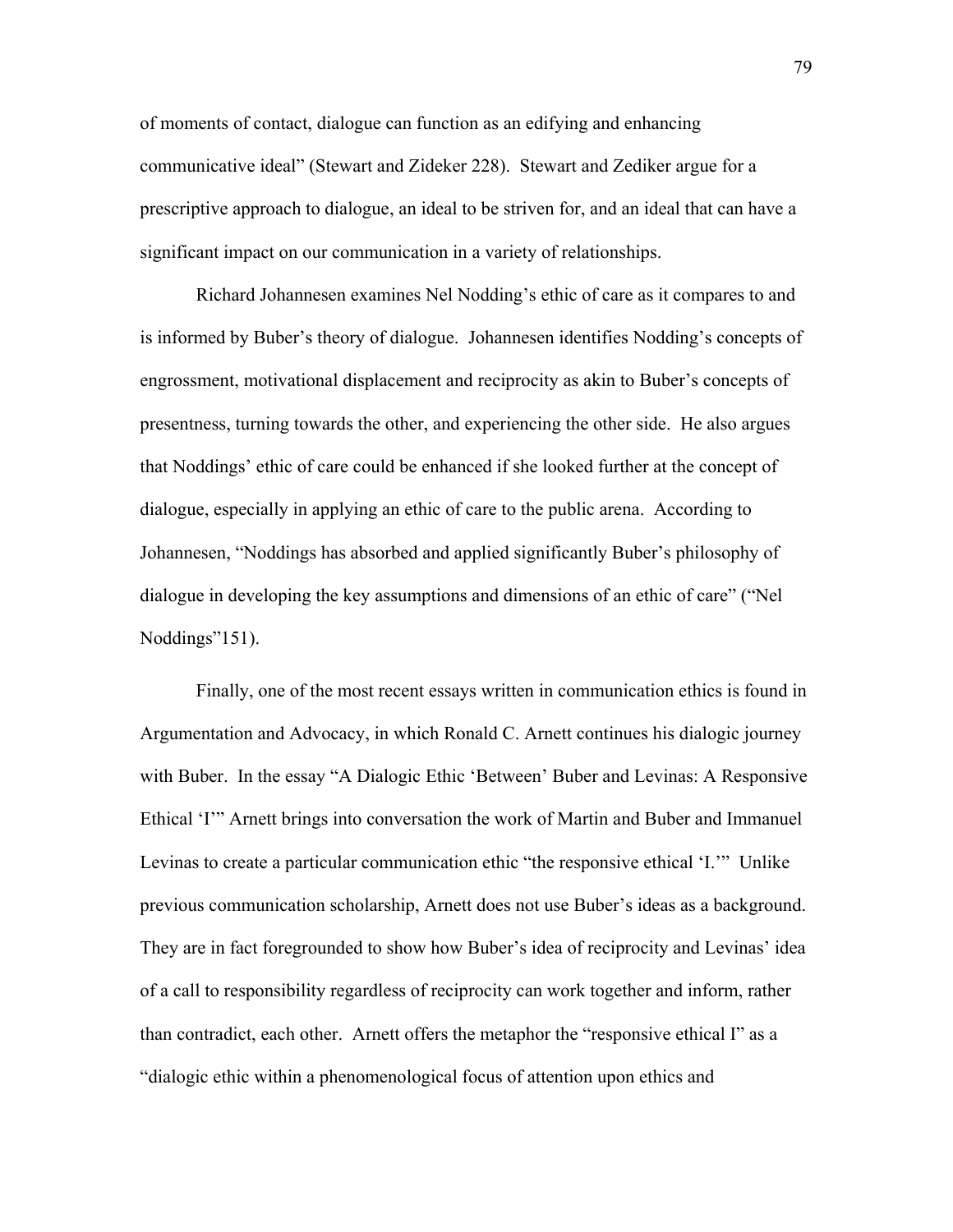of moments of contact, dialogue can function as an edifying and enhancing communicative ideal" (Stewart and Zideker 228). Stewart and Zediker argue for a prescriptive approach to dialogue, an ideal to be striven for, and an ideal that can have a significant impact on our communication in a variety of relationships.

Richard Johannesen examines Nel Nodding's ethic of care as it compares to and is informed by Buber's theory of dialogue. Johannesen identifies Nodding's concepts of engrossment, motivational displacement and reciprocity as akin to Buber's concepts of presentness, turning towards the other, and experiencing the other side. He also argues that Noddings' ethic of care could be enhanced if she looked further at the concept of dialogue, especially in applying an ethic of care to the public arena. According to Johannesen, "Noddings has absorbed and applied significantly Buber's philosophy of dialogue in developing the key assumptions and dimensions of an ethic of care" ("Nel Noddings"151).

Finally, one of the most recent essays written in communication ethics is found in Argumentation and Advocacy, in which Ronald C. Arnett continues his dialogic journey with Buber. In the essay "A Dialogic Ethic 'Between' Buber and Levinas: A Responsive Ethical 'I'" Arnett brings into conversation the work of Martin and Buber and Immanuel Levinas to create a particular communication ethic "the responsive ethical 'I.'" Unlike previous communication scholarship, Arnett does not use Buber's ideas as a background. They are in fact foregrounded to show how Buber's idea of reciprocity and Levinas' idea of a call to responsibility regardless of reciprocity can work together and inform, rather than contradict, each other. Arnett offers the metaphor the "responsive ethical I" as a "dialogic ethic within a phenomenological focus of attention upon ethics and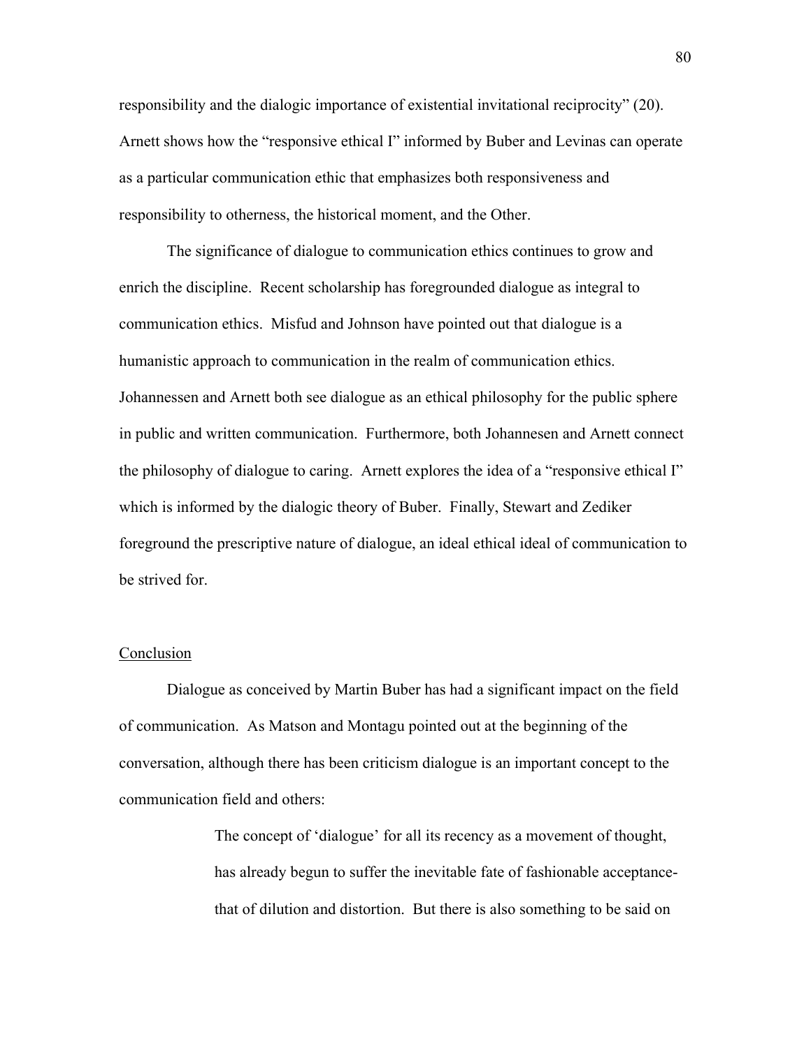responsibility and the dialogic importance of existential invitational reciprocity" (20). Arnett shows how the "responsive ethical I" informed by Buber and Levinas can operate as a particular communication ethic that emphasizes both responsiveness and responsibility to otherness, the historical moment, and the Other.

The significance of dialogue to communication ethics continues to grow and enrich the discipline. Recent scholarship has foregrounded dialogue as integral to communication ethics. Misfud and Johnson have pointed out that dialogue is a humanistic approach to communication in the realm of communication ethics. Johannessen and Arnett both see dialogue as an ethical philosophy for the public sphere in public and written communication. Furthermore, both Johannesen and Arnett connect the philosophy of dialogue to caring. Arnett explores the idea of a "responsive ethical I" which is informed by the dialogic theory of Buber. Finally, Stewart and Zediker foreground the prescriptive nature of dialogue, an ideal ethical ideal of communication to be strived for.

## Conclusion

Dialogue as conceived by Martin Buber has had a significant impact on the field of communication. As Matson and Montagu pointed out at the beginning of the conversation, although there has been criticism dialogue is an important concept to the communication field and others:

> The concept of 'dialogue' for all its recency as a movement of thought, has already begun to suffer the inevitable fate of fashionable acceptance- that of dilution and distortion. But there is also something to be said on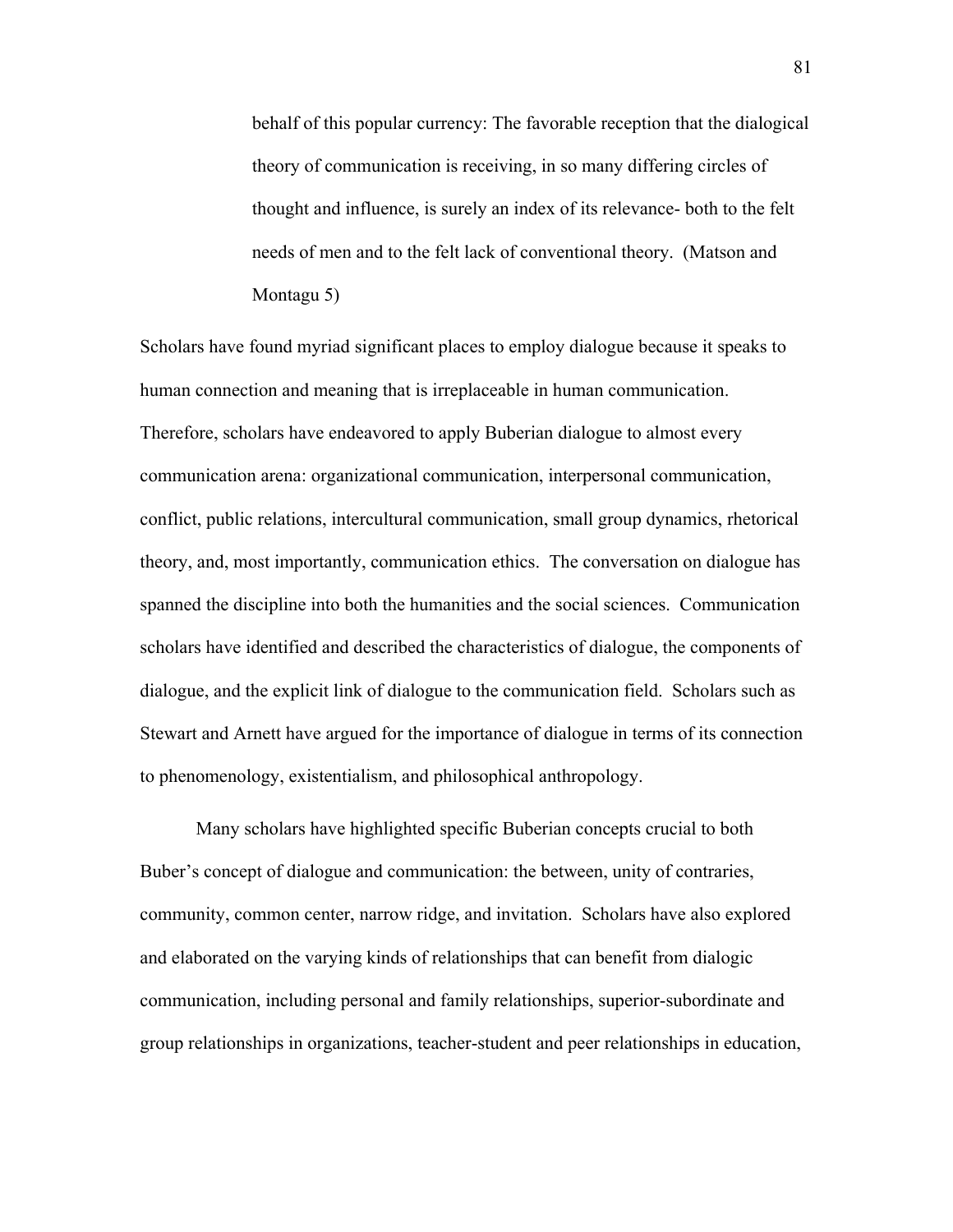> behalf of this popular currency: The favorable reception that the dialogical theory of communication is receiving, in so many differing circles of thought and influence, is surely an index of its relevance- both to the felt needs of men and to the felt lack of conventional theory. (Matson and Montagu 5)

Scholars have found myriad significant places to employ dialogue because it speaks to human connection and meaning that is irreplaceable in human communication. Therefore, scholars have endeavored to apply Buberian dialogue to almost every communication arena: organizational communication, interpersonal communication, conflict, public relations, intercultural communication, small group dynamics, rhetorical theory, and, most importantly, communication ethics. The conversation on dialogue has spanned the discipline into both the humanities and the social sciences. Communication scholars have identified and described the characteristics of dialogue, the components of dialogue, and the explicit link of dialogue to the communication field. Scholars such as Stewart and Arnett have argued for the importance of dialogue in terms of its connection to phenomenology, existentialism, and philosophical anthropology.

Many scholars have highlighted specific Buberian concepts crucial to both Buber's concept of dialogue and communication: the between, unity of contraries, community, common center, narrow ridge, and invitation. Scholars have also explored and elaborated on the varying kinds of relationships that can benefit from dialogic communication, including personal and family relationships, superior-subordinate and group relationships in organizations, teacher-student and peer relationships in education,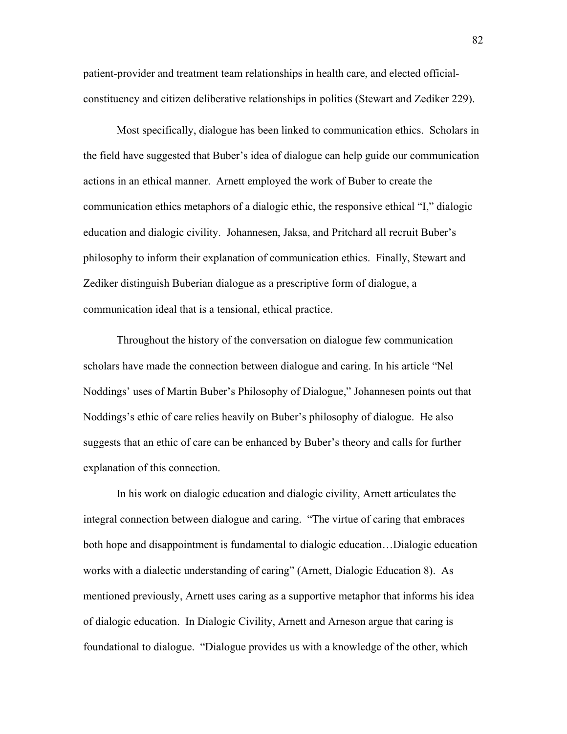patient-provider and treatment team relationships in health care, and elected official-constituency and citizen deliberative relationships in politics (Stewart and Zediker 229).

Most specifically, dialogue has been linked to communication ethics. Scholars in the field have suggested that Buber's idea of dialogue can help guide our communication actions in an ethical manner. Arnett employed the work of Buber to create the communication ethics metaphors of a dialogic ethic, the responsive ethical "I," dialogic education and dialogic civility. Johannesen, Jaksa, and Pritchard all recruit Buber's philosophy to inform their explanation of communication ethics. Finally, Stewart and Zediker distinguish Buberian dialogue as a prescriptive form of dialogue, a communication ideal that is a tensional, ethical practice.

Throughout the history of the conversation on dialogue few communication scholars have made the connection between dialogue and caring. In his article "Nel Noddings' uses of Martin Buber's Philosophy of Dialogue," Johannesen points out that Noddings's ethic of care relies heavily on Buber's philosophy of dialogue. He also suggests that an ethic of care can be enhanced by Buber's theory and calls for further explanation of this connection.

In his work on dialogic education and dialogic civility, Arnett articulates the integral connection between dialogue and caring. "The virtue of caring that embraces both hope and disappointment is fundamental to dialogic education…Dialogic education works with a dialectic understanding of caring" (Arnett, Dialogic Education 8). As mentioned previously, Arnett uses caring as a supportive metaphor that informs his idea of dialogic education. In Dialogic Civility, Arnett and Arneson argue that caring is foundational to dialogue. "Dialogue provides us with a knowledge of the other, which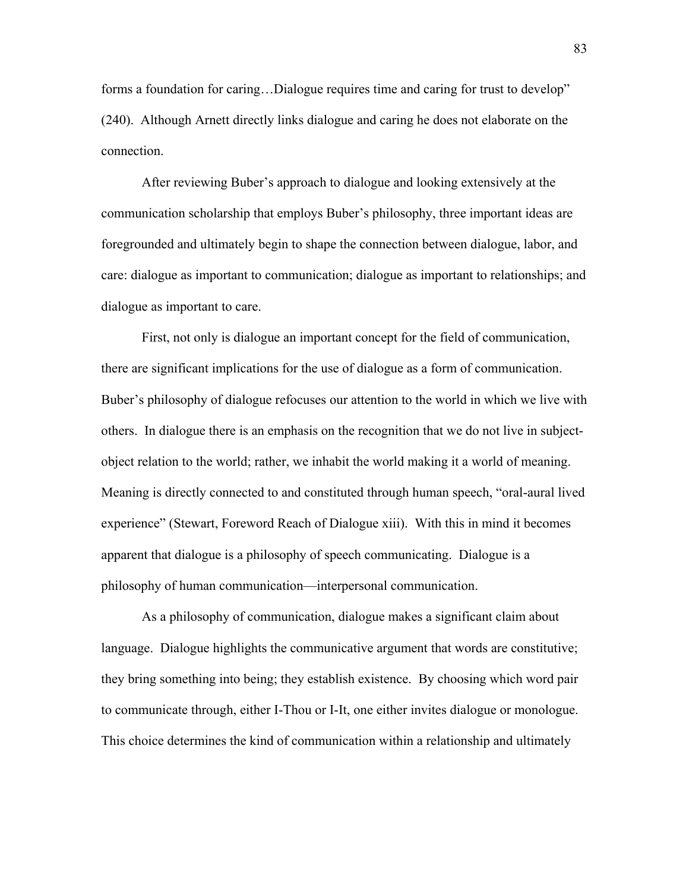forms a foundation for caring…Dialogue requires time and caring for trust to develop" (240). Although Arnett directly links dialogue and caring he does not elaborate on the connection.

After reviewing Buber's approach to dialogue and looking extensively at the communication scholarship that employs Buber's philosophy, three important ideas are foregrounded and ultimately begin to shape the connection between dialogue, labor, and care: dialogue as important to communication; dialogue as important to relationships; and dialogue as important to care.

First, not only is dialogue an important concept for the field of communication, there are significant implications for the use of dialogue as a form of communication. Buber's philosophy of dialogue refocuses our attention to the world in which we live with others. In dialogue there is an emphasis on the recognition that we do not live in subject-object relation to the world; rather, we inhabit the world making it a world of meaning. Meaning is directly connected to and constituted through human speech, "oral-aural lived experience" (Stewart, Foreword Reach of Dialogue xiii). With this in mind it becomes apparent that dialogue is a philosophy of speech communicating. Dialogue is a philosophy of human communication—interpersonal communication.

As a philosophy of communication, dialogue makes a significant claim about language. Dialogue highlights the communicative argument that words are constitutive; they bring something into being; they establish existence. By choosing which word pair to communicate through, either I-Thou or I-It, one either invites dialogue or monologue. This choice determines the kind of communication within a relationship and ultimately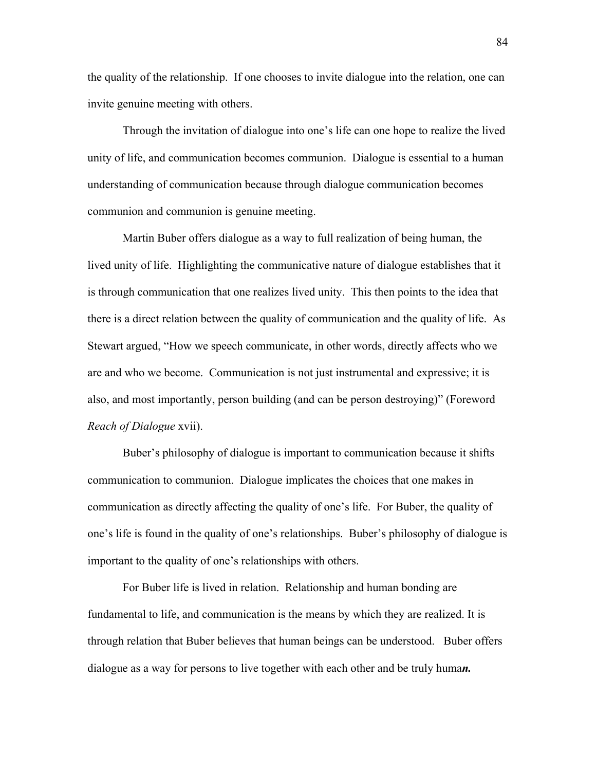the quality of the relationship. If one chooses to invite dialogue into the relation, one can invite genuine meeting with others.

Through the invitation of dialogue into one's life can one hope to realize the lived unity of life, and communication becomes communion. Dialogue is essential to a human understanding of communication because through dialogue communication becomes communion and communion is genuine meeting.

Martin Buber offers dialogue as a way to full realization of being human, the lived unity of life. Highlighting the communicative nature of dialogue establishes that it is through communication that one realizes lived unity. This then points to the idea that there is a direct relation between the quality of communication and the quality of life. As Stewart argued, "How we speech communicate, in other words, directly affects who we are and who we become. Communication is not just instrumental and expressive; it is also, and most importantly, person building (and can be person destroying)" (Foreword *Reach of Dialogue* xvii).

Buber's philosophy of dialogue is important to communication because it shifts communication to communion. Dialogue implicates the choices that one makes in communication as directly affecting the quality of one's life. For Buber, the quality of one's life is found in the quality of one's relationships. Buber's philosophy of dialogue is important to the quality of one's relationships with others.

For Buber life is lived in relation. Relationship and human bonding are fundamental to life, and communication is the means by which they are realized. It is through relation that Buber believes that human beings can be understood. Buber offers dialogue as a way for persons to live together with each other and be truly huma***n.***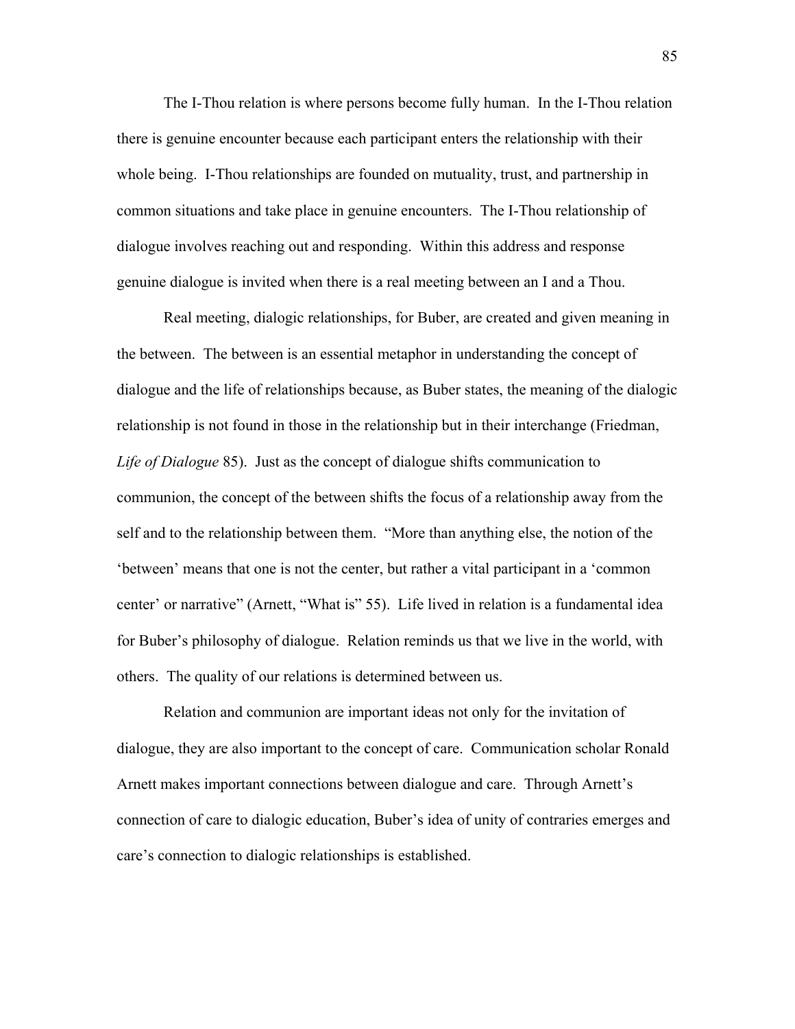The I-Thou relation is where persons become fully human. In the I-Thou relation there is genuine encounter because each participant enters the relationship with their whole being. I-Thou relationships are founded on mutuality, trust, and partnership in common situations and take place in genuine encounters. The I-Thou relationship of dialogue involves reaching out and responding. Within this address and response genuine dialogue is invited when there is a real meeting between an I and a Thou.

Real meeting, dialogic relationships, for Buber, are created and given meaning in the between. The between is an essential metaphor in understanding the concept of dialogue and the life of relationships because, as Buber states, the meaning of the dialogic relationship is not found in those in the relationship but in their interchange (Friedman, *Life of Dialogue* 85). Just as the concept of dialogue shifts communication to communion, the concept of the between shifts the focus of a relationship away from the self and to the relationship between them. "More than anything else, the notion of the 'between' means that one is not the center, but rather a vital participant in a 'common center' or narrative" (Arnett, "What is" 55). Life lived in relation is a fundamental idea for Buber's philosophy of dialogue. Relation reminds us that we live in the world, with others. The quality of our relations is determined between us.

Relation and communion are important ideas not only for the invitation of dialogue, they are also important to the concept of care. Communication scholar Ronald Arnett makes important connections between dialogue and care. Through Arnett's connection of care to dialogic education, Buber's idea of unity of contraries emerges and care's connection to dialogic relationships is established.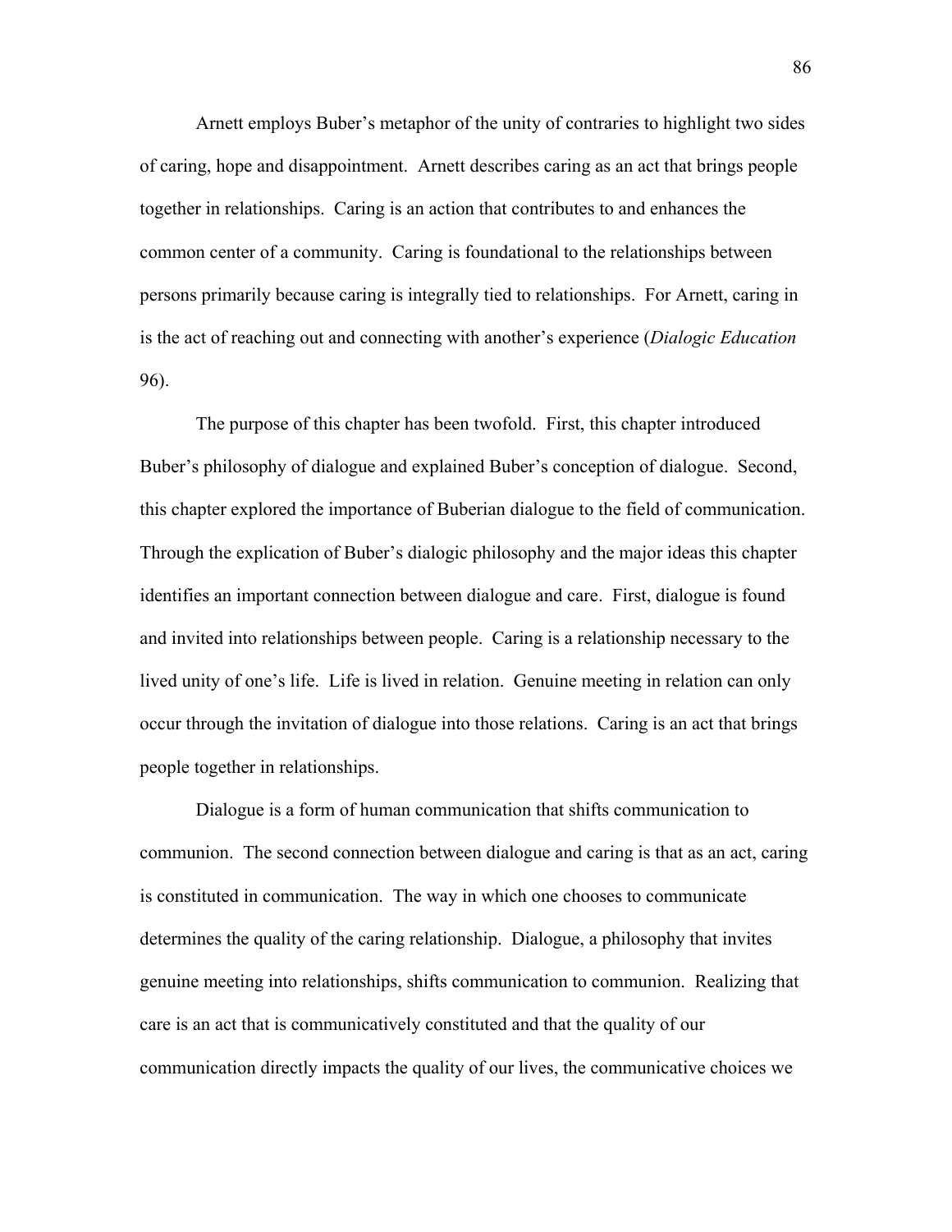Arnett employs Buber's metaphor of the unity of contraries to highlight two sides of caring, hope and disappointment. Arnett describes caring as an act that brings people together in relationships. Caring is an action that contributes to and enhances the common center of a community. Caring is foundational to the relationships between persons primarily because caring is integrally tied to relationships. For Arnett, caring in is the act of reaching out and connecting with another's experience (*Dialogic Education* 96).

The purpose of this chapter has been twofold. First, this chapter introduced Buber's philosophy of dialogue and explained Buber's conception of dialogue. Second, this chapter explored the importance of Buberian dialogue to the field of communication. Through the explication of Buber's dialogic philosophy and the major ideas this chapter identifies an important connection between dialogue and care. First, dialogue is found and invited into relationships between people. Caring is a relationship necessary to the lived unity of one's life. Life is lived in relation. Genuine meeting in relation can only occur through the invitation of dialogue into those relations. Caring is an act that brings people together in relationships.

Dialogue is a form of human communication that shifts communication to communion. The second connection between dialogue and caring is that as an act, caring is constituted in communication. The way in which one chooses to communicate determines the quality of the caring relationship. Dialogue, a philosophy that invites genuine meeting into relationships, shifts communication to communion. Realizing that care is an act that is communicatively constituted and that the quality of our communication directly impacts the quality of our lives, the communicative choices we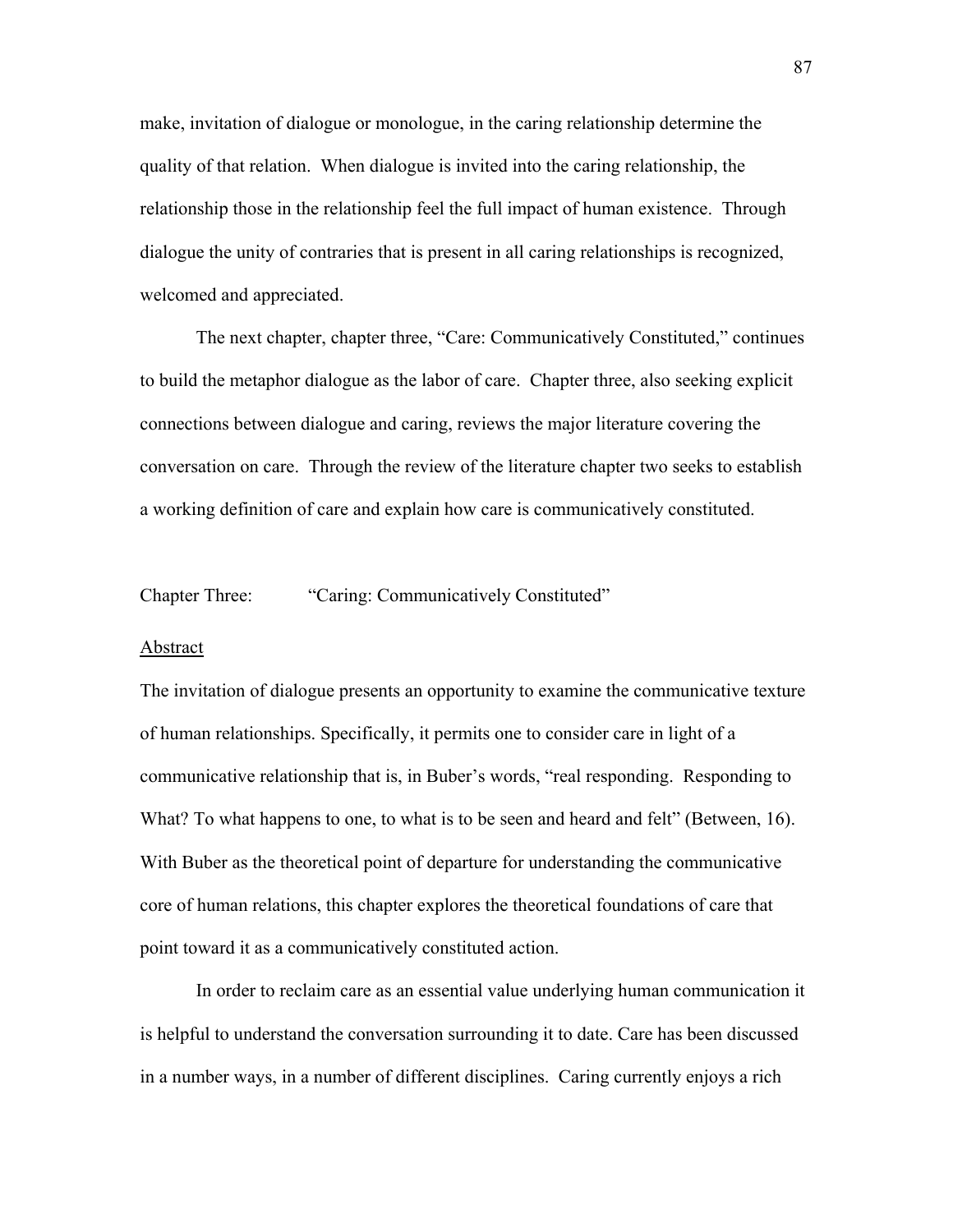make, invitation of dialogue or monologue, in the caring relationship determine the quality of that relation. When dialogue is invited into the caring relationship, the relationship those in the relationship feel the full impact of human existence. Through dialogue the unity of contraries that is present in all caring relationships is recognized, welcomed and appreciated.

The next chapter, chapter three, "Care: Communicatively Constituted," continues to build the metaphor dialogue as the labor of care. Chapter three, also seeking explicit connections between dialogue and caring, reviews the major literature covering the conversation on care. Through the review of the literature chapter two seeks to establish a working definition of care and explain how care is communicatively constituted.

## Chapter Three: "Caring: Communicatively Constituted"

### Abstract

The invitation of dialogue presents an opportunity to examine the communicative texture of human relationships. Specifically, it permits one to consider care in light of a communicative relationship that is, in Buber's words, "real responding. Responding to What? To what happens to one, to what is to be seen and heard and felt" (Between, 16). With Buber as the theoretical point of departure for understanding the communicative core of human relations, this chapter explores the theoretical foundations of care that point toward it as a communicatively constituted action.

In order to reclaim care as an essential value underlying human communication it is helpful to understand the conversation surrounding it to date. Care has been discussed in a number ways, in a number of different disciplines. Caring currently enjoys a rich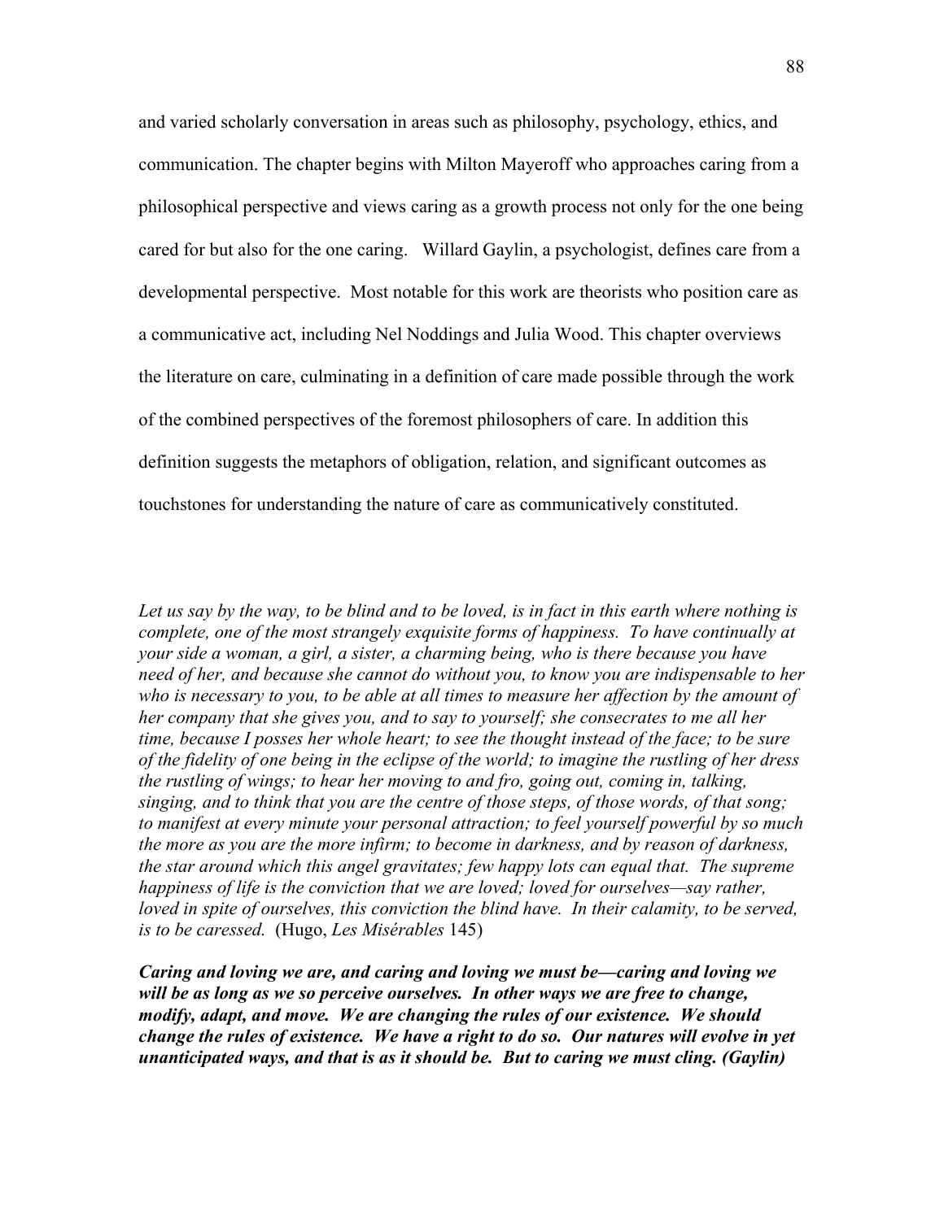and varied scholarly conversation in areas such as philosophy, psychology, ethics, and communication. The chapter begins with Milton Mayeroff who approaches caring from a philosophical perspective and views caring as a growth process not only for the one being cared for but also for the one caring. Willard Gaylin, a psychologist, defines care from a developmental perspective. Most notable for this work are theorists who position care as a communicative act, including Nel Noddings and Julia Wood. This chapter overviews the literature on care, culminating in a definition of care made possible through the work of the combined perspectives of the foremost philosophers of care. In addition this definition suggests the metaphors of obligation, relation, and significant outcomes as touchstones for understanding the nature of care as communicatively constituted.

*Let us say by the way, to be blind and to be loved, is in fact in this earth where nothing is complete, one of the most strangely exquisite forms of happiness. To have continually at your side a woman, a girl, a sister, a charming being, who is there because you have need of her, and because she cannot do without you, to know you are indispensable to her who is necessary to you, to be able at all times to measure her affection by the amount of her company that she gives you, and to say to yourself; she consecrates to me all her time, because I posses her whole heart; to see the thought instead of the face; to be sure of the fidelity of one being in the eclipse of the world; to imagine the rustling of her dress the rustling of wings; to hear her moving to and fro, going out, coming in, talking, singing, and to think that you are the centre of those steps, of those words, of that song; to manifest at every minute your personal attraction; to feel yourself powerful by so much the more as you are the more infirm; to become in darkness, and by reason of darkness, the star around which this angel gravitates; few happy lots can equal that. The supreme happiness of life is the conviction that we are loved; loved for ourselves—say rather, loved in spite of ourselves, this conviction the blind have. In their calamity, to be served, is to be caressed.* (Hugo, *Les Misérables* 145)

***Caring and loving we are, and caring and loving we must be—caring and loving we will be as long as we so perceive ourselves. In other ways we are free to change, modify, adapt, and move. We are changing the rules of our existence. We should change the rules of existence. We have a right to do so. Our natures will evolve in yet unanticipated ways, and that is as it should be. But to caring we must cling. (Gaylin)***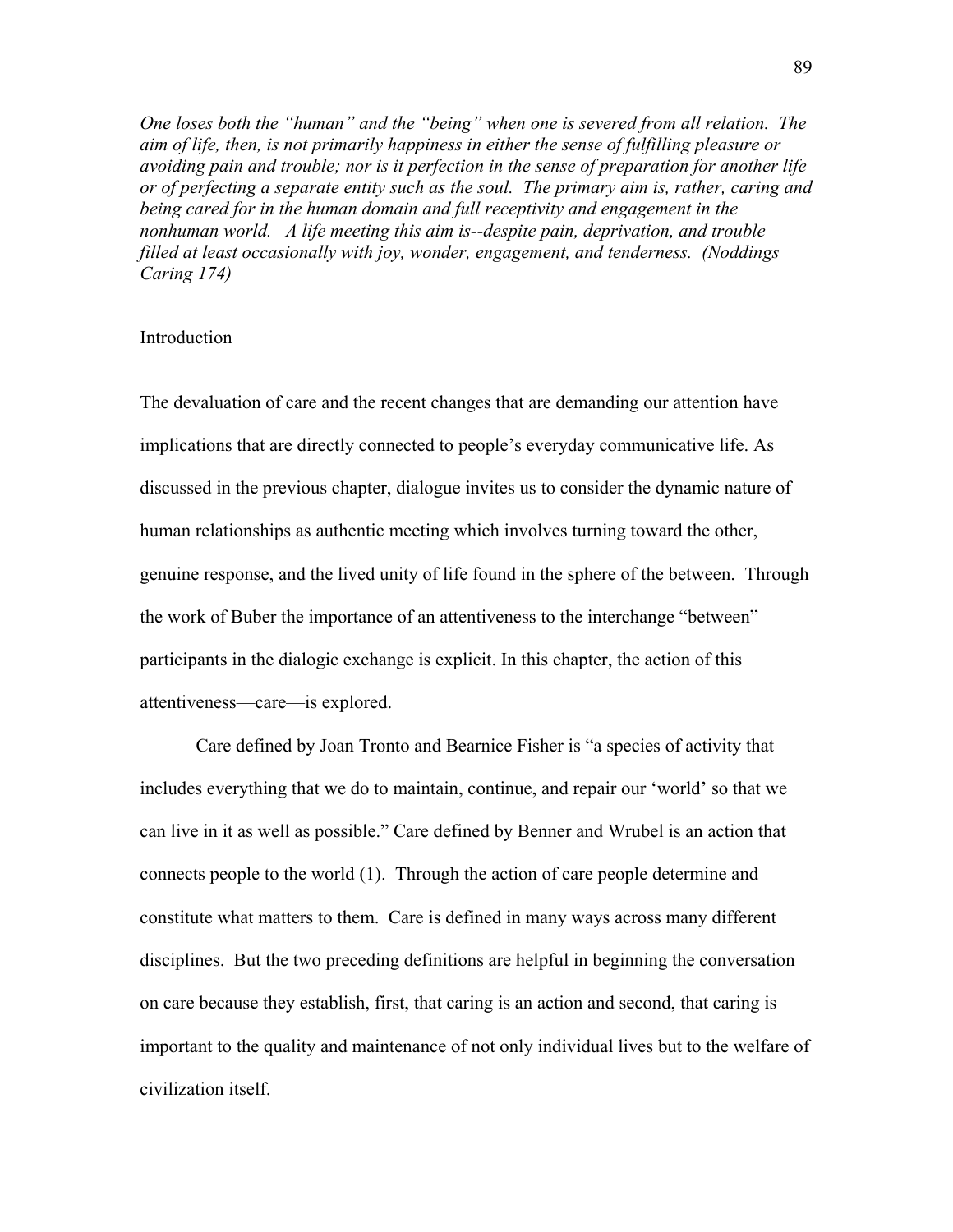*One loses both the "human" and the "being" when one is severed from all relation. The aim of life, then, is not primarily happiness in either the sense of fulfilling pleasure or avoiding pain and trouble; nor is it perfection in the sense of preparation for another life or of perfecting a separate entity such as the soul. The primary aim is, rather, caring and being cared for in the human domain and full receptivity and engagement in the nonhuman world. A life meeting this aim is--despite pain, deprivation, and trouble—filled at least occasionally with joy, wonder, engagement, and tenderness. (Noddings Caring 174)*

## Introduction

The devaluation of care and the recent changes that are demanding our attention have implications that are directly connected to people's everyday communicative life. As discussed in the previous chapter, dialogue invites us to consider the dynamic nature of human relationships as authentic meeting which involves turning toward the other, genuine response, and the lived unity of life found in the sphere of the between. Through the work of Buber the importance of an attentiveness to the interchange "between" participants in the dialogic exchange is explicit. In this chapter, the action of this attentiveness—care—is explored.

Care defined by Joan Tronto and Bearnice Fisher is "a species of activity that includes everything that we do to maintain, continue, and repair our 'world' so that we can live in it as well as possible." Care defined by Benner and Wrubel is an action that connects people to the world (1). Through the action of care people determine and constitute what matters to them. Care is defined in many ways across many different disciplines. But the two preceding definitions are helpful in beginning the conversation on care because they establish, first, that caring is an action and second, that caring is important to the quality and maintenance of not only individual lives but to the welfare of civilization itself.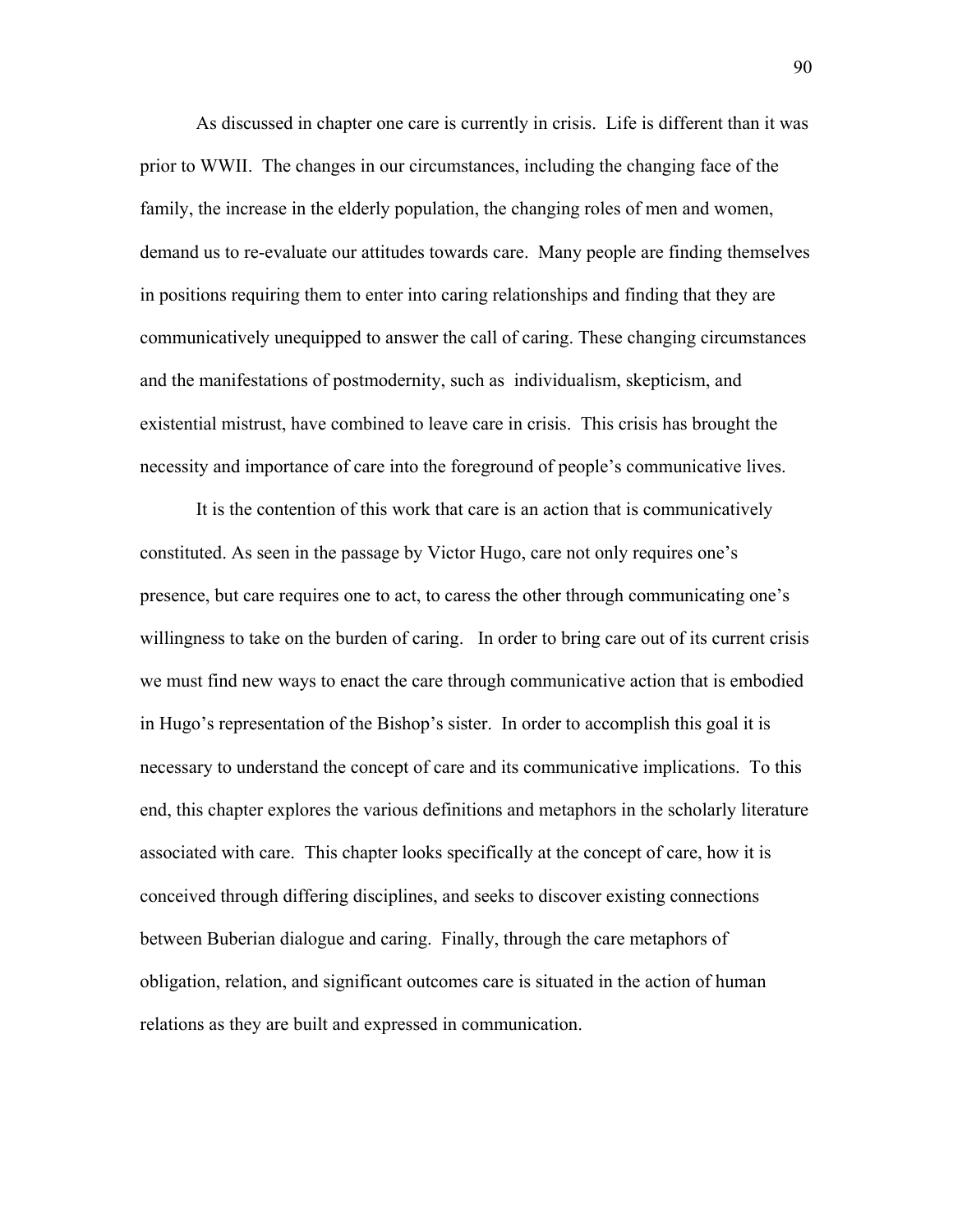As discussed in chapter one care is currently in crisis. Life is different than it was prior to WWII. The changes in our circumstances, including the changing face of the family, the increase in the elderly population, the changing roles of men and women, demand us to re-evaluate our attitudes towards care. Many people are finding themselves in positions requiring them to enter into caring relationships and finding that they are communicatively unequipped to answer the call of caring. These changing circumstances and the manifestations of postmodernity, such as individualism, skepticism, and existential mistrust, have combined to leave care in crisis. This crisis has brought the necessity and importance of care into the foreground of people's communicative lives.

It is the contention of this work that care is an action that is communicatively constituted. As seen in the passage by Victor Hugo, care not only requires one's presence, but care requires one to act, to caress the other through communicating one's willingness to take on the burden of caring. In order to bring care out of its current crisis we must find new ways to enact the care through communicative action that is embodied in Hugo's representation of the Bishop's sister. In order to accomplish this goal it is necessary to understand the concept of care and its communicative implications. To this end, this chapter explores the various definitions and metaphors in the scholarly literature associated with care. This chapter looks specifically at the concept of care, how it is conceived through differing disciplines, and seeks to discover existing connections between Buberian dialogue and caring. Finally, through the care metaphors of obligation, relation, and significant outcomes care is situated in the action of human relations as they are built and expressed in communication.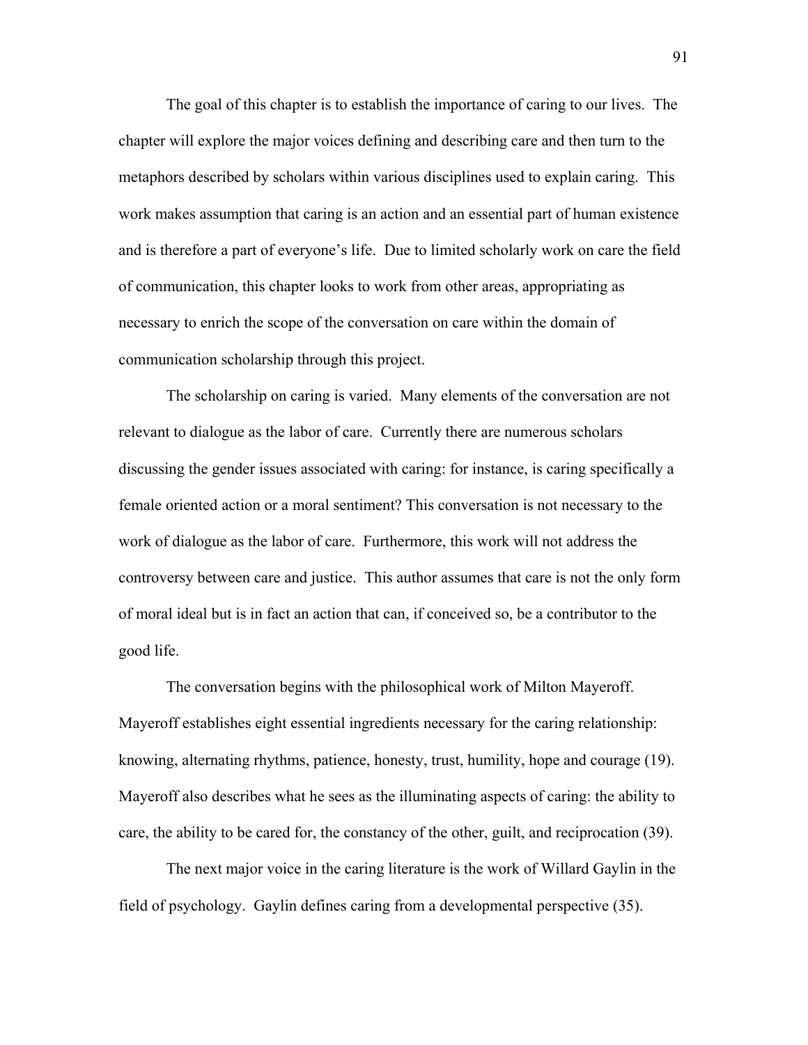The goal of this chapter is to establish the importance of caring to our lives. The chapter will explore the major voices defining and describing care and then turn to the metaphors described by scholars within various disciplines used to explain caring. This work makes assumption that caring is an action and an essential part of human existence and is therefore a part of everyone's life. Due to limited scholarly work on care the field of communication, this chapter looks to work from other areas, appropriating as necessary to enrich the scope of the conversation on care within the domain of communication scholarship through this project.

The scholarship on caring is varied. Many elements of the conversation are not relevant to dialogue as the labor of care. Currently there are numerous scholars discussing the gender issues associated with caring: for instance, is caring specifically a female oriented action or a moral sentiment? This conversation is not necessary to the work of dialogue as the labor of care. Furthermore, this work will not address the controversy between care and justice. This author assumes that care is not the only form of moral ideal but is in fact an action that can, if conceived so, be a contributor to the good life.

The conversation begins with the philosophical work of Milton Mayeroff. Mayeroff establishes eight essential ingredients necessary for the caring relationship: knowing, alternating rhythms, patience, honesty, trust, humility, hope and courage (19). Mayeroff also describes what he sees as the illuminating aspects of caring: the ability to care, the ability to be cared for, the constancy of the other, guilt, and reciprocation (39).

The next major voice in the caring literature is the work of Willard Gaylin in the field of psychology. Gaylin defines caring from a developmental perspective (35).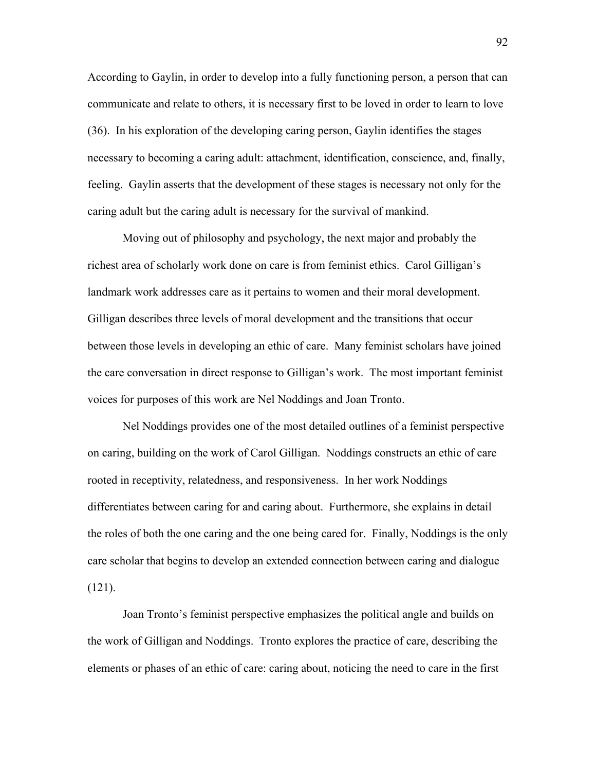According to Gaylin, in order to develop into a fully functioning person, a person that can communicate and relate to others, it is necessary first to be loved in order to learn to love (36). In his exploration of the developing caring person, Gaylin identifies the stages necessary to becoming a caring adult: attachment, identification, conscience, and, finally, feeling. Gaylin asserts that the development of these stages is necessary not only for the caring adult but the caring adult is necessary for the survival of mankind.

Moving out of philosophy and psychology, the next major and probably the richest area of scholarly work done on care is from feminist ethics. Carol Gilligan's landmark work addresses care as it pertains to women and their moral development. Gilligan describes three levels of moral development and the transitions that occur between those levels in developing an ethic of care. Many feminist scholars have joined the care conversation in direct response to Gilligan's work. The most important feminist voices for purposes of this work are Nel Noddings and Joan Tronto.

Nel Noddings provides one of the most detailed outlines of a feminist perspective on caring, building on the work of Carol Gilligan. Noddings constructs an ethic of care rooted in receptivity, relatedness, and responsiveness. In her work Noddings differentiates between caring for and caring about. Furthermore, she explains in detail the roles of both the one caring and the one being cared for. Finally, Noddings is the only care scholar that begins to develop an extended connection between caring and dialogue (121).

Joan Tronto's feminist perspective emphasizes the political angle and builds on the work of Gilligan and Noddings. Tronto explores the practice of care, describing the elements or phases of an ethic of care: caring about, noticing the need to care in the first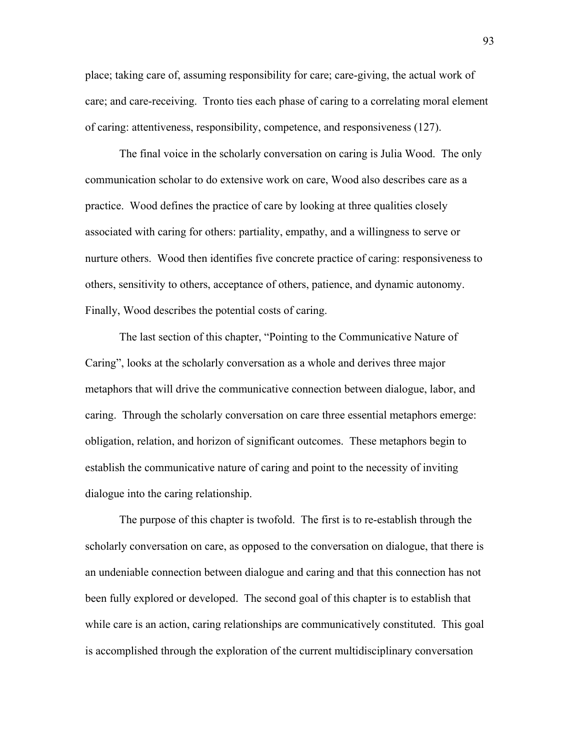place; taking care of, assuming responsibility for care; care-giving, the actual work of care; and care-receiving. Tronto ties each phase of caring to a correlating moral element of caring: attentiveness, responsibility, competence, and responsiveness (127).

The final voice in the scholarly conversation on caring is Julia Wood. The only communication scholar to do extensive work on care, Wood also describes care as a practice. Wood defines the practice of care by looking at three qualities closely associated with caring for others: partiality, empathy, and a willingness to serve or nurture others. Wood then identifies five concrete practice of caring: responsiveness to others, sensitivity to others, acceptance of others, patience, and dynamic autonomy. Finally, Wood describes the potential costs of caring.

The last section of this chapter, "Pointing to the Communicative Nature of Caring", looks at the scholarly conversation as a whole and derives three major metaphors that will drive the communicative connection between dialogue, labor, and caring. Through the scholarly conversation on care three essential metaphors emerge: obligation, relation, and horizon of significant outcomes. These metaphors begin to establish the communicative nature of caring and point to the necessity of inviting dialogue into the caring relationship.

The purpose of this chapter is twofold. The first is to re-establish through the scholarly conversation on care, as opposed to the conversation on dialogue, that there is an undeniable connection between dialogue and caring and that this connection has not been fully explored or developed. The second goal of this chapter is to establish that while care is an action, caring relationships are communicatively constituted. This goal is accomplished through the exploration of the current multidisciplinary conversation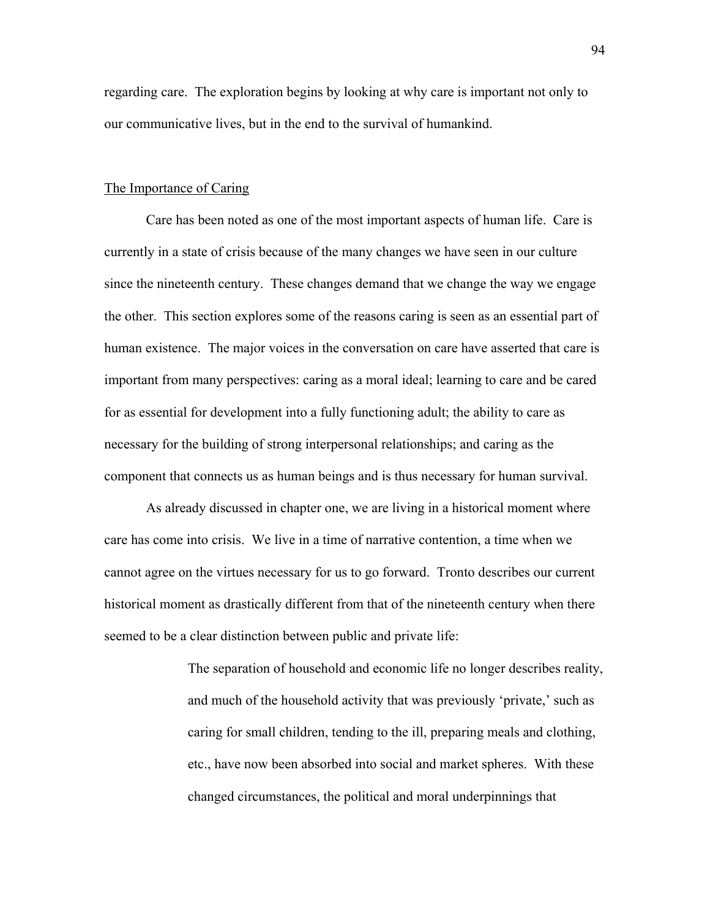regarding care. The exploration begins by looking at why care is important not only to our communicative lives, but in the end to the survival of humankind.

## The Importance of Caring

Care has been noted as one of the most important aspects of human life. Care is currently in a state of crisis because of the many changes we have seen in our culture since the nineteenth century. These changes demand that we change the way we engage the other. This section explores some of the reasons caring is seen as an essential part of human existence. The major voices in the conversation on care have asserted that care is important from many perspectives: caring as a moral ideal; learning to care and be cared for as essential for development into a fully functioning adult; the ability to care as necessary for the building of strong interpersonal relationships; and caring as the component that connects us as human beings and is thus necessary for human survival.

As already discussed in chapter one, we are living in a historical moment where care has come into crisis. We live in a time of narrative contention, a time when we cannot agree on the virtues necessary for us to go forward. Tronto describes our current historical moment as drastically different from that of the nineteenth century when there seemed to be a clear distinction between public and private life:

> The separation of household and economic life no longer describes reality, and much of the household activity that was previously 'private,' such as caring for small children, tending to the ill, preparing meals and clothing, etc., have now been absorbed into social and market spheres. With these changed circumstances, the political and moral underpinnings that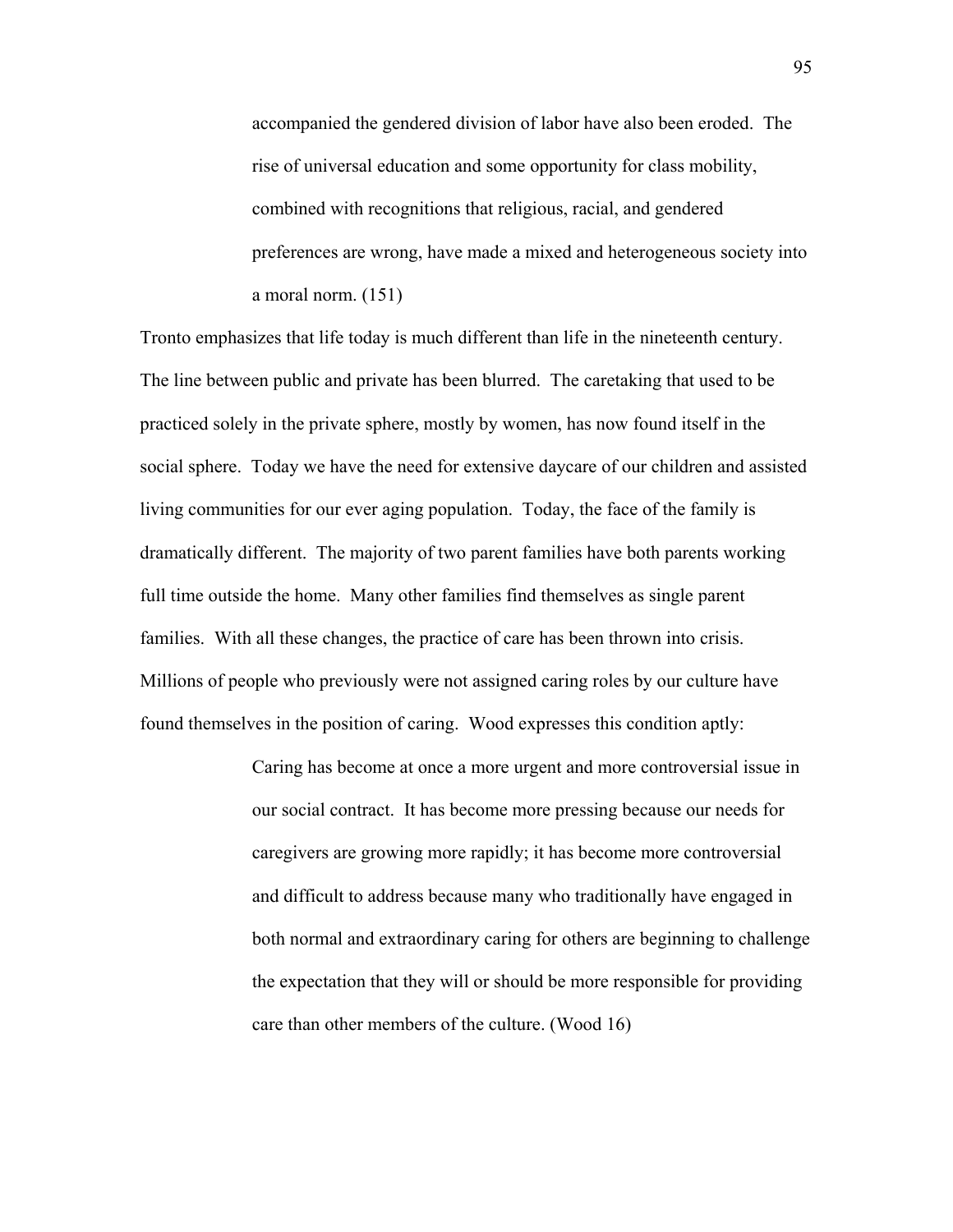> accompanied the gendered division of labor have also been eroded. The rise of universal education and some opportunity for class mobility, combined with recognitions that religious, racial, and gendered preferences are wrong, have made a mixed and heterogeneous society into a moral norm. (151)

Tronto emphasizes that life today is much different than life in the nineteenth century. The line between public and private has been blurred. The caretaking that used to be practiced solely in the private sphere, mostly by women, has now found itself in the social sphere. Today we have the need for extensive daycare of our children and assisted living communities for our ever aging population. Today, the face of the family is dramatically different. The majority of two parent families have both parents working full time outside the home. Many other families find themselves as single parent families. With all these changes, the practice of care has been thrown into crisis. Millions of people who previously were not assigned caring roles by our culture have found themselves in the position of caring. Wood expresses this condition aptly:

> Caring has become at once a more urgent and more controversial issue in our social contract. It has become more pressing because our needs for caregivers are growing more rapidly; it has become more controversial and difficult to address because many who traditionally have engaged in both normal and extraordinary caring for others are beginning to challenge the expectation that they will or should be more responsible for providing care than other members of the culture. (Wood 16)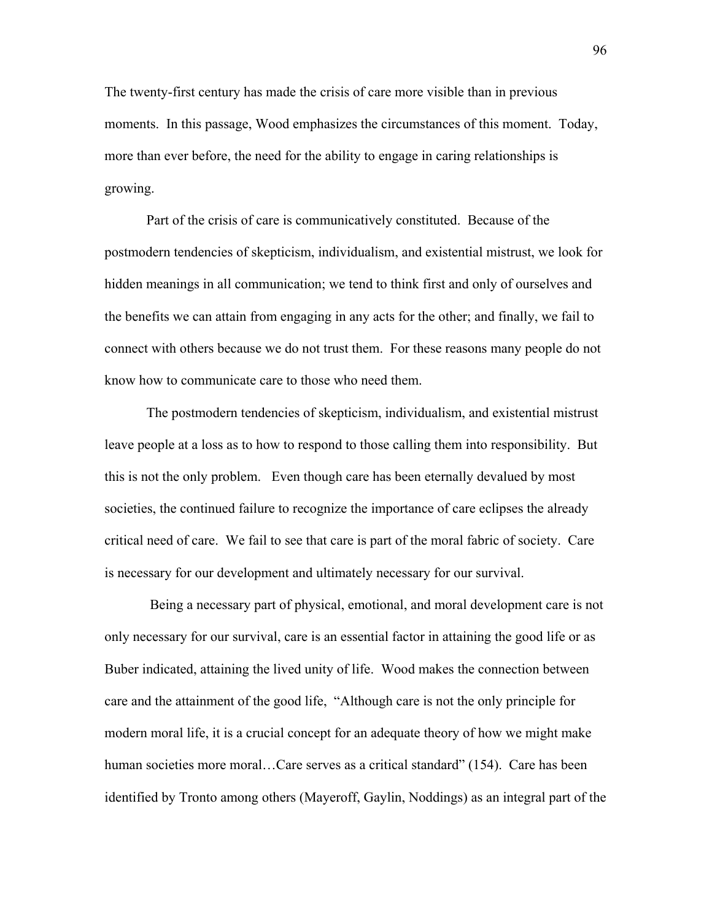The twenty-first century has made the crisis of care more visible than in previous moments. In this passage, Wood emphasizes the circumstances of this moment. Today, more than ever before, the need for the ability to engage in caring relationships is growing.

Part of the crisis of care is communicatively constituted. Because of the postmodern tendencies of skepticism, individualism, and existential mistrust, we look for hidden meanings in all communication; we tend to think first and only of ourselves and the benefits we can attain from engaging in any acts for the other; and finally, we fail to connect with others because we do not trust them. For these reasons many people do not know how to communicate care to those who need them.

The postmodern tendencies of skepticism, individualism, and existential mistrust leave people at a loss as to how to respond to those calling them into responsibility. But this is not the only problem. Even though care has been eternally devalued by most societies, the continued failure to recognize the importance of care eclipses the already critical need of care. We fail to see that care is part of the moral fabric of society. Care is necessary for our development and ultimately necessary for our survival.

Being a necessary part of physical, emotional, and moral development care is not only necessary for our survival, care is an essential factor in attaining the good life or as Buber indicated, attaining the lived unity of life. Wood makes the connection between care and the attainment of the good life, "Although care is not the only principle for modern moral life, it is a crucial concept for an adequate theory of how we might make human societies more moral…Care serves as a critical standard" (154). Care has been identified by Tronto among others (Mayeroff, Gaylin, Noddings) as an integral part of the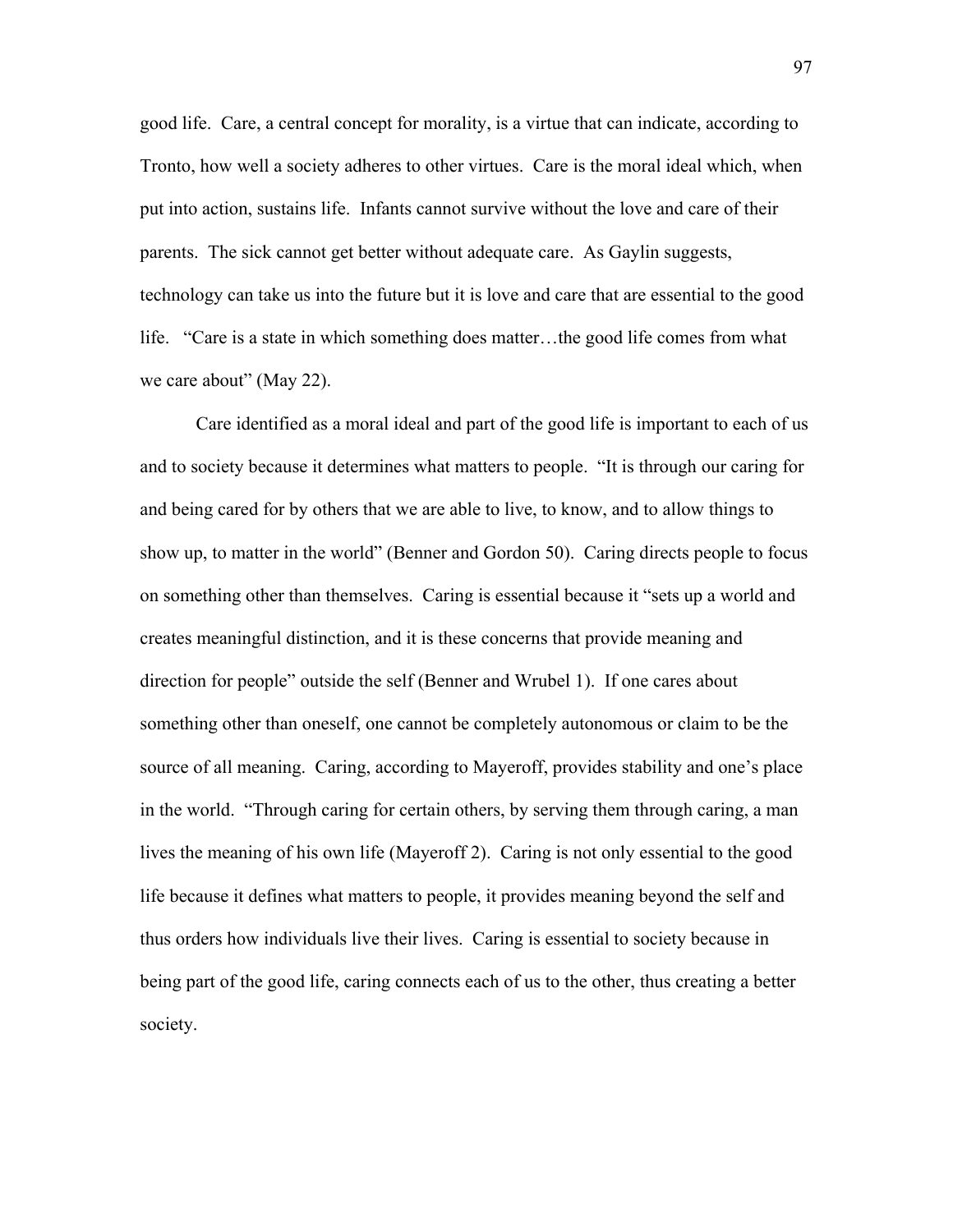good life. Care, a central concept for morality, is a virtue that can indicate, according to Tronto, how well a society adheres to other virtues. Care is the moral ideal which, when put into action, sustains life. Infants cannot survive without the love and care of their parents. The sick cannot get better without adequate care. As Gaylin suggests, technology can take us into the future but it is love and care that are essential to the good life. "Care is a state in which something does matter…the good life comes from what we care about" (May 22).

Care identified as a moral ideal and part of the good life is important to each of us and to society because it determines what matters to people. "It is through our caring for and being cared for by others that we are able to live, to know, and to allow things to show up, to matter in the world" (Benner and Gordon 50). Caring directs people to focus on something other than themselves. Caring is essential because it "sets up a world and creates meaningful distinction, and it is these concerns that provide meaning and direction for people" outside the self (Benner and Wrubel 1). If one cares about something other than oneself, one cannot be completely autonomous or claim to be the source of all meaning. Caring, according to Mayeroff, provides stability and one's place in the world. "Through caring for certain others, by serving them through caring, a man lives the meaning of his own life (Mayeroff 2). Caring is not only essential to the good life because it defines what matters to people, it provides meaning beyond the self and thus orders how individuals live their lives. Caring is essential to society because in being part of the good life, caring connects each of us to the other, thus creating a better society.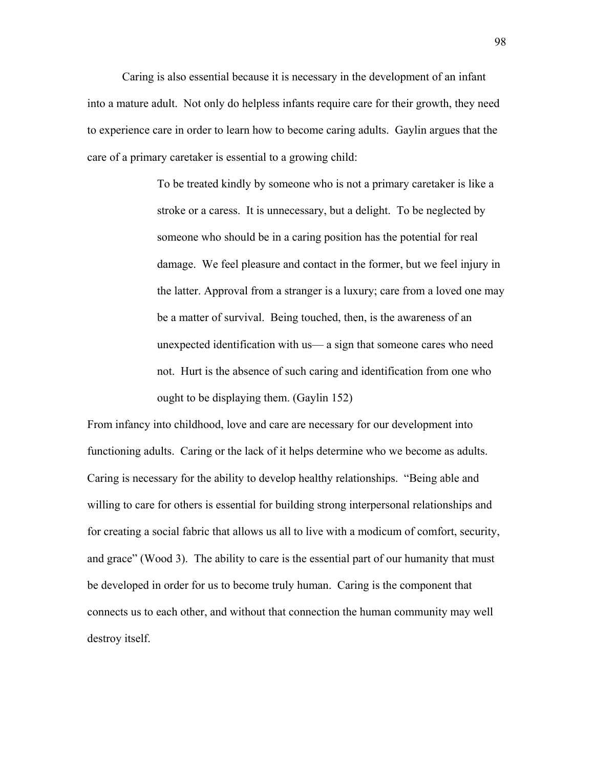Caring is also essential because it is necessary in the development of an infant into a mature adult. Not only do helpless infants require care for their growth, they need to experience care in order to learn how to become caring adults. Gaylin argues that the care of a primary caretaker is essential to a growing child:

> To be treated kindly by someone who is not a primary caretaker is like a stroke or a caress. It is unnecessary, but a delight. To be neglected by someone who should be in a caring position has the potential for real damage. We feel pleasure and contact in the former, but we feel injury in the latter. Approval from a stranger is a luxury; care from a loved one may be a matter of survival. Being touched, then, is the awareness of an unexpected identification with us— a sign that someone cares who need not. Hurt is the absence of such caring and identification from one who ought to be displaying them. (Gaylin 152)

From infancy into childhood, love and care are necessary for our development into functioning adults. Caring or the lack of it helps determine who we become as adults. Caring is necessary for the ability to develop healthy relationships. "Being able and willing to care for others is essential for building strong interpersonal relationships and for creating a social fabric that allows us all to live with a modicum of comfort, security, and grace" (Wood 3). The ability to care is the essential part of our humanity that must be developed in order for us to become truly human. Caring is the component that connects us to each other, and without that connection the human community may well destroy itself.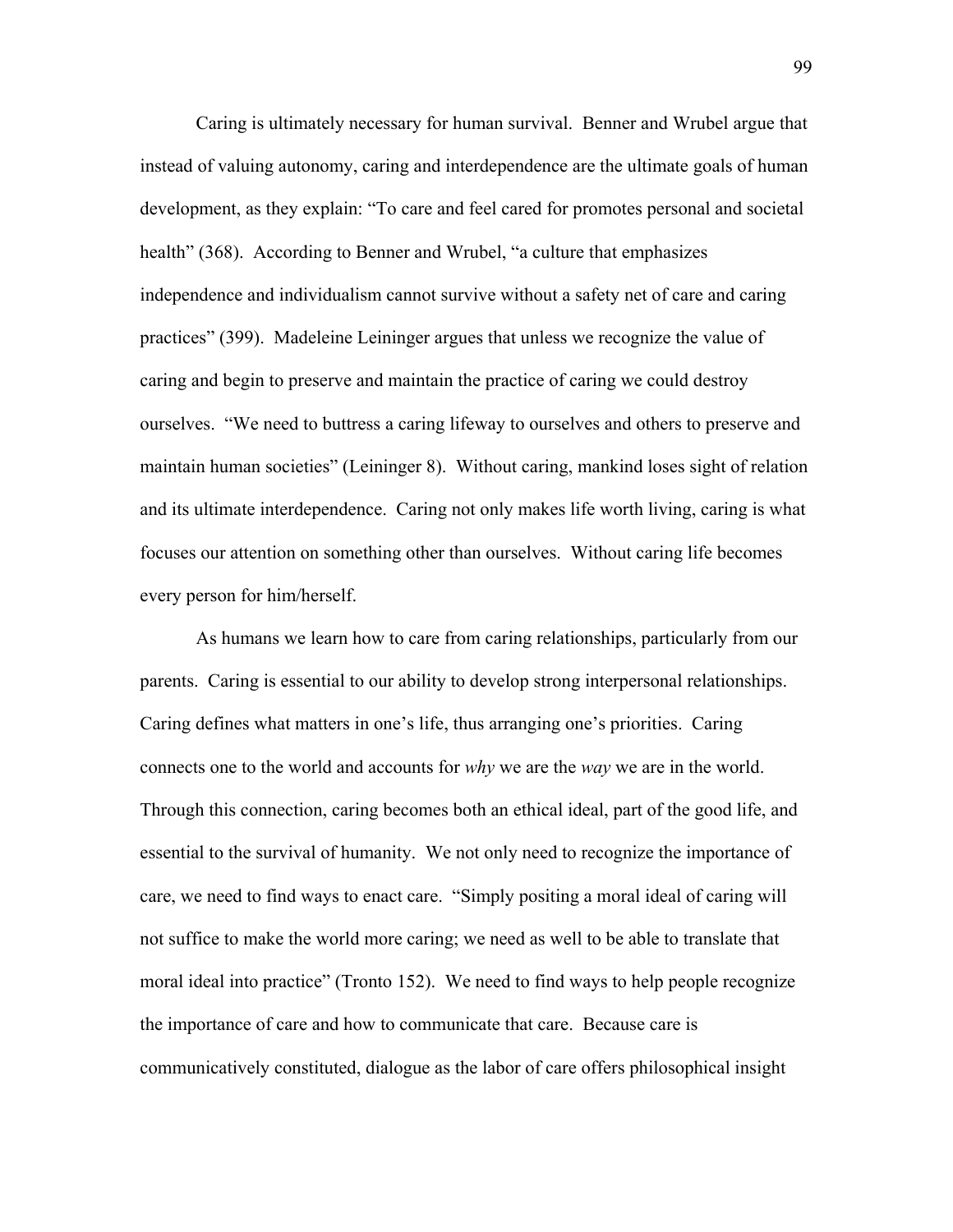Caring is ultimately necessary for human survival. Benner and Wrubel argue that instead of valuing autonomy, caring and interdependence are the ultimate goals of human development, as they explain: "To care and feel cared for promotes personal and societal health" (368). According to Benner and Wrubel, "a culture that emphasizes independence and individualism cannot survive without a safety net of care and caring practices" (399). Madeleine Leininger argues that unless we recognize the value of caring and begin to preserve and maintain the practice of caring we could destroy ourselves. "We need to buttress a caring lifeway to ourselves and others to preserve and maintain human societies" (Leininger 8). Without caring, mankind loses sight of relation and its ultimate interdependence. Caring not only makes life worth living, caring is what focuses our attention on something other than ourselves. Without caring life becomes every person for him/herself.

As humans we learn how to care from caring relationships, particularly from our parents. Caring is essential to our ability to develop strong interpersonal relationships. Caring defines what matters in one's life, thus arranging one's priorities. Caring connects one to the world and accounts for *why* we are the *way* we are in the world. Through this connection, caring becomes both an ethical ideal, part of the good life, and essential to the survival of humanity. We not only need to recognize the importance of care, we need to find ways to enact care. "Simply positing a moral ideal of caring will not suffice to make the world more caring; we need as well to be able to translate that moral ideal into practice" (Tronto 152). We need to find ways to help people recognize the importance of care and how to communicate that care. Because care is communicatively constituted, dialogue as the labor of care offers philosophical insight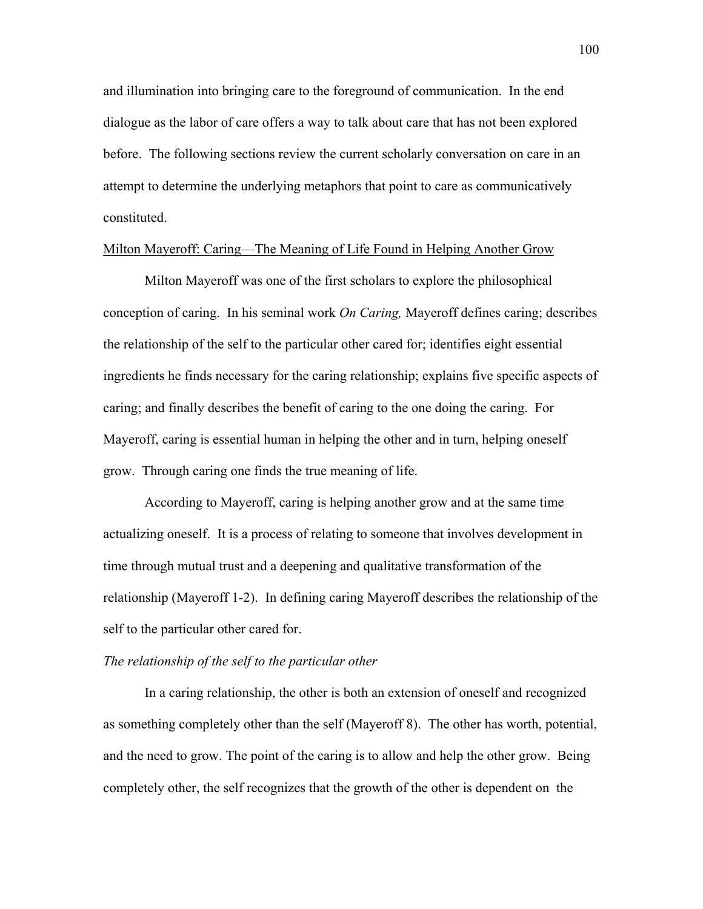and illumination into bringing care to the foreground of communication. In the end dialogue as the labor of care offers a way to talk about care that has not been explored before. The following sections review the current scholarly conversation on care in an attempt to determine the underlying metaphors that point to care as communicatively constituted.

<u>Milton Mayeroff: Caring—The Meaning of Life Found in Helping Another Grow</u>

Milton Mayeroff was one of the first scholars to explore the philosophical conception of caring. In his seminal work *On Caring,* Mayeroff defines caring; describes the relationship of the self to the particular other cared for; identifies eight essential ingredients he finds necessary for the caring relationship; explains five specific aspects of caring; and finally describes the benefit of caring to the one doing the caring. For Mayeroff, caring is essential human in helping the other and in turn, helping oneself grow. Through caring one finds the true meaning of life.

According to Mayeroff, caring is helping another grow and at the same time actualizing oneself. It is a process of relating to someone that involves development in time through mutual trust and a deepening and qualitative transformation of the relationship (Mayeroff 1-2). In defining caring Mayeroff describes the relationship of the self to the particular other cared for.

*The relationship of the self to the particular other*

In a caring relationship, the other is both an extension of oneself and recognized as something completely other than the self (Mayeroff 8). The other has worth, potential, and the need to grow. The point of the caring is to allow and help the other grow. Being completely other, the self recognizes that the growth of the other is dependent on the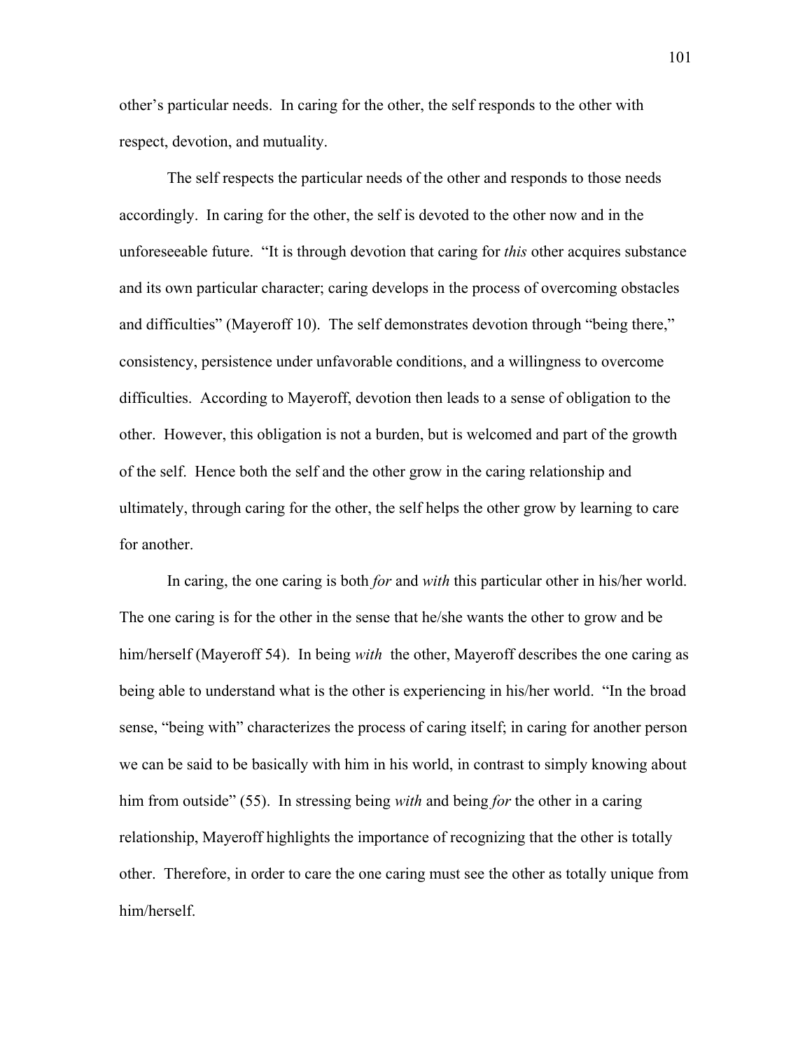other's particular needs. In caring for the other, the self responds to the other with respect, devotion, and mutuality.

The self respects the particular needs of the other and responds to those needs accordingly. In caring for the other, the self is devoted to the other now and in the unforeseeable future. "It is through devotion that caring for *this* other acquires substance and its own particular character; caring develops in the process of overcoming obstacles and difficulties" (Mayeroff 10). The self demonstrates devotion through "being there," consistency, persistence under unfavorable conditions, and a willingness to overcome difficulties. According to Mayeroff, devotion then leads to a sense of obligation to the other. However, this obligation is not a burden, but is welcomed and part of the growth of the self. Hence both the self and the other grow in the caring relationship and ultimately, through caring for the other, the self helps the other grow by learning to care for another.

In caring, the one caring is both *for* and *with* this particular other in his/her world. The one caring is for the other in the sense that he/she wants the other to grow and be him/herself (Mayeroff 54). In being *with* the other, Mayeroff describes the one caring as being able to understand what is the other is experiencing in his/her world. "In the broad sense, "being with" characterizes the process of caring itself; in caring for another person we can be said to be basically with him in his world, in contrast to simply knowing about him from outside" (55). In stressing being *with* and being *for* the other in a caring relationship, Mayeroff highlights the importance of recognizing that the other is totally other. Therefore, in order to care the one caring must see the other as totally unique from him/herself.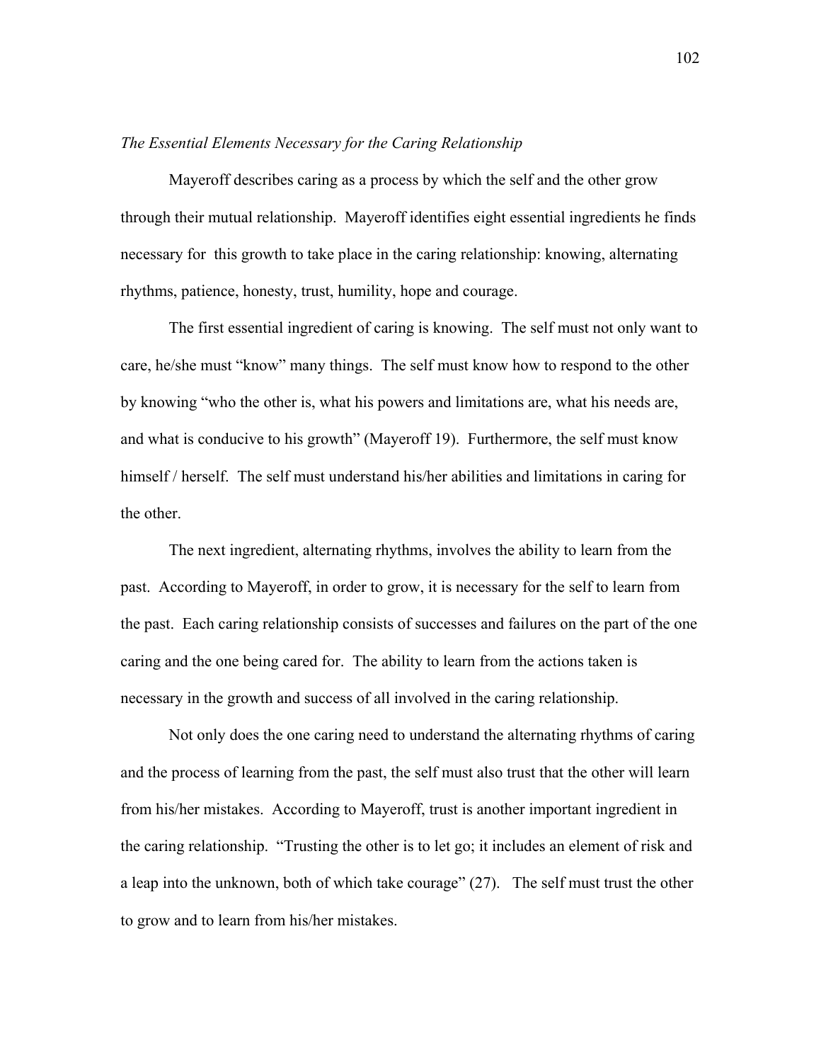*The Essential Elements Necessary for the Caring Relationship*

Mayeroff describes caring as a process by which the self and the other grow through their mutual relationship. Mayeroff identifies eight essential ingredients he finds necessary for this growth to take place in the caring relationship: knowing, alternating rhythms, patience, honesty, trust, humility, hope and courage.

The first essential ingredient of caring is knowing. The self must not only want to care, he/she must "know" many things. The self must know how to respond to the other by knowing "who the other is, what his powers and limitations are, what his needs are, and what is conducive to his growth" (Mayeroff 19). Furthermore, the self must know himself / herself. The self must understand his/her abilities and limitations in caring for the other.

The next ingredient, alternating rhythms, involves the ability to learn from the past. According to Mayeroff, in order to grow, it is necessary for the self to learn from the past. Each caring relationship consists of successes and failures on the part of the one caring and the one being cared for. The ability to learn from the actions taken is necessary in the growth and success of all involved in the caring relationship.

Not only does the one caring need to understand the alternating rhythms of caring and the process of learning from the past, the self must also trust that the other will learn from his/her mistakes. According to Mayeroff, trust is another important ingredient in the caring relationship. "Trusting the other is to let go; it includes an element of risk and a leap into the unknown, both of which take courage" (27). The self must trust the other to grow and to learn from his/her mistakes.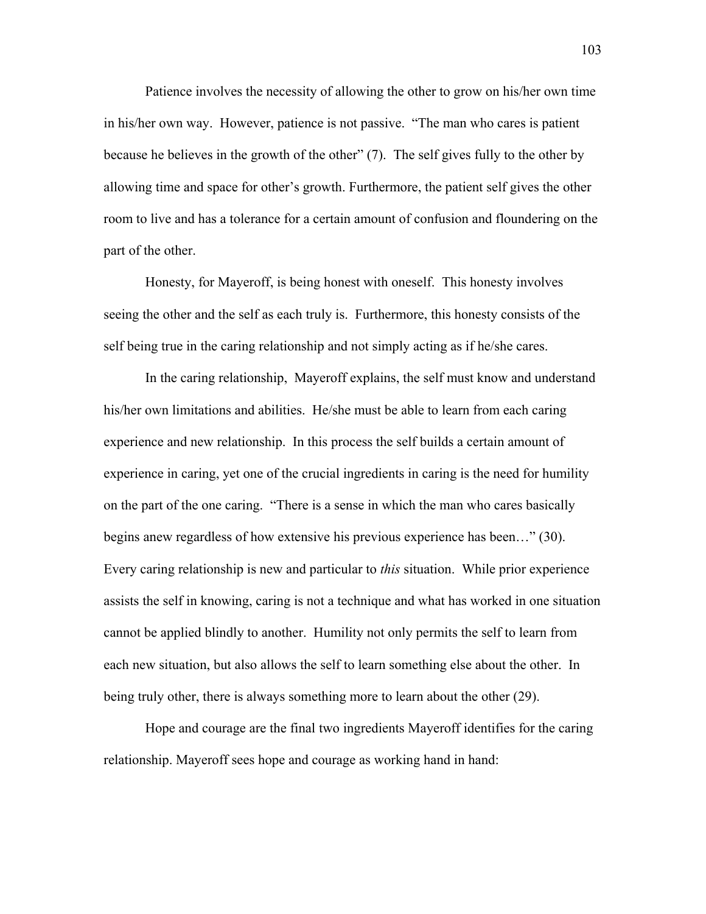Patience involves the necessity of allowing the other to grow on his/her own time in his/her own way. However, patience is not passive. "The man who cares is patient because he believes in the growth of the other" (7). The self gives fully to the other by allowing time and space for other's growth. Furthermore, the patient self gives the other room to live and has a tolerance for a certain amount of confusion and floundering on the part of the other.

Honesty, for Mayeroff, is being honest with oneself. This honesty involves seeing the other and the self as each truly is. Furthermore, this honesty consists of the self being true in the caring relationship and not simply acting as if he/she cares.

In the caring relationship, Mayeroff explains, the self must know and understand his/her own limitations and abilities. He/she must be able to learn from each caring experience and new relationship. In this process the self builds a certain amount of experience in caring, yet one of the crucial ingredients in caring is the need for humility on the part of the one caring. "There is a sense in which the man who cares basically begins anew regardless of how extensive his previous experience has been…" (30). Every caring relationship is new and particular to *this* situation. While prior experience assists the self in knowing, caring is not a technique and what has worked in one situation cannot be applied blindly to another. Humility not only permits the self to learn from each new situation, but also allows the self to learn something else about the other. In being truly other, there is always something more to learn about the other (29).

Hope and courage are the final two ingredients Mayeroff identifies for the caring relationship. Mayeroff sees hope and courage as working hand in hand: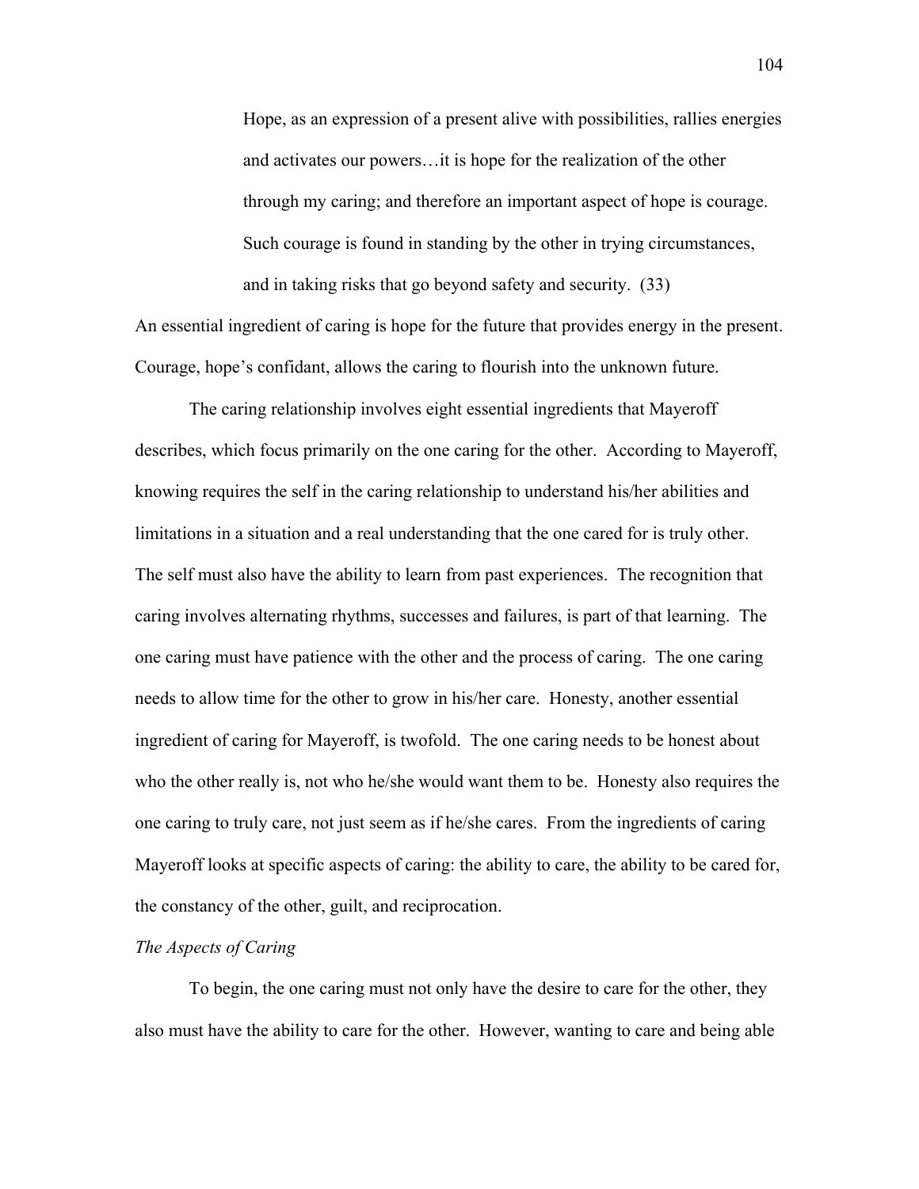> Hope, as an expression of a present alive with possibilities, rallies energies and activates our powers…it is hope for the realization of the other through my caring; and therefore an important aspect of hope is courage. Such courage is found in standing by the other in trying circumstances, and in taking risks that go beyond safety and security. (33)

An essential ingredient of caring is hope for the future that provides energy in the present. Courage, hope's confidant, allows the caring to flourish into the unknown future.

The caring relationship involves eight essential ingredients that Mayeroff describes, which focus primarily on the one caring for the other. According to Mayeroff, knowing requires the self in the caring relationship to understand his/her abilities and limitations in a situation and a real understanding that the one cared for is truly other. The self must also have the ability to learn from past experiences. The recognition that caring involves alternating rhythms, successes and failures, is part of that learning. The one caring must have patience with the other and the process of caring. The one caring needs to allow time for the other to grow in his/her care. Honesty, another essential ingredient of caring for Mayeroff, is twofold. The one caring needs to be honest about who the other really is, not who he/she would want them to be. Honesty also requires the one caring to truly care, not just seem as if he/she cares. From the ingredients of caring Mayeroff looks at specific aspects of caring: the ability to care, the ability to be cared for, the constancy of the other, guilt, and reciprocation.

*The Aspects of Caring*

To begin, the one caring must not only have the desire to care for the other, they also must have the ability to care for the other. However, wanting to care and being able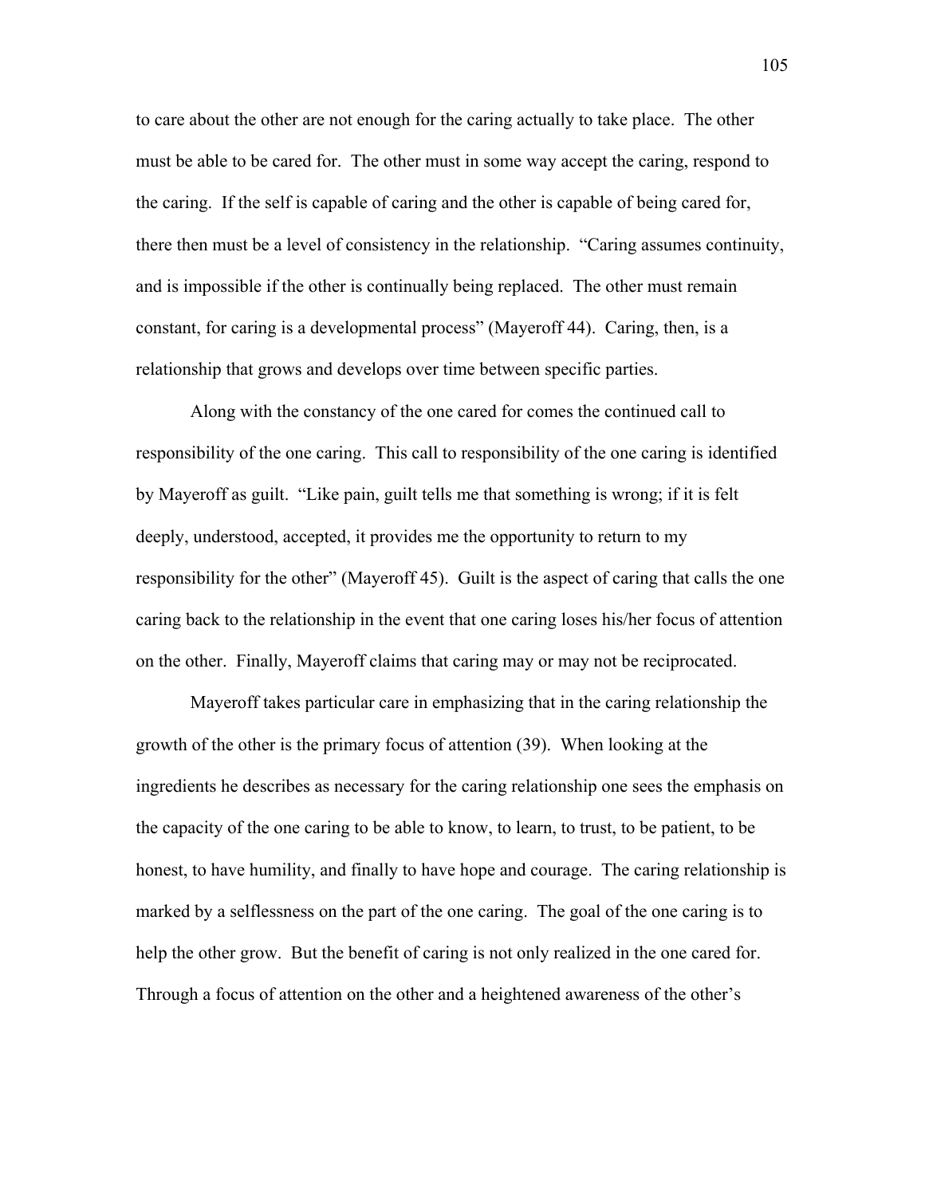to care about the other are not enough for the caring actually to take place. The other must be able to be cared for. The other must in some way accept the caring, respond to the caring. If the self is capable of caring and the other is capable of being cared for, there then must be a level of consistency in the relationship. "Caring assumes continuity, and is impossible if the other is continually being replaced. The other must remain constant, for caring is a developmental process" (Mayeroff 44). Caring, then, is a relationship that grows and develops over time between specific parties.

Along with the constancy of the one cared for comes the continued call to responsibility of the one caring. This call to responsibility of the one caring is identified by Mayeroff as guilt. "Like pain, guilt tells me that something is wrong; if it is felt deeply, understood, accepted, it provides me the opportunity to return to my responsibility for the other" (Mayeroff 45). Guilt is the aspect of caring that calls the one caring back to the relationship in the event that one caring loses his/her focus of attention on the other. Finally, Mayeroff claims that caring may or may not be reciprocated.

Mayeroff takes particular care in emphasizing that in the caring relationship the growth of the other is the primary focus of attention (39). When looking at the ingredients he describes as necessary for the caring relationship one sees the emphasis on the capacity of the one caring to be able to know, to learn, to trust, to be patient, to be honest, to have humility, and finally to have hope and courage. The caring relationship is marked by a selflessness on the part of the one caring. The goal of the one caring is to help the other grow. But the benefit of caring is not only realized in the one cared for. Through a focus of attention on the other and a heightened awareness of the other's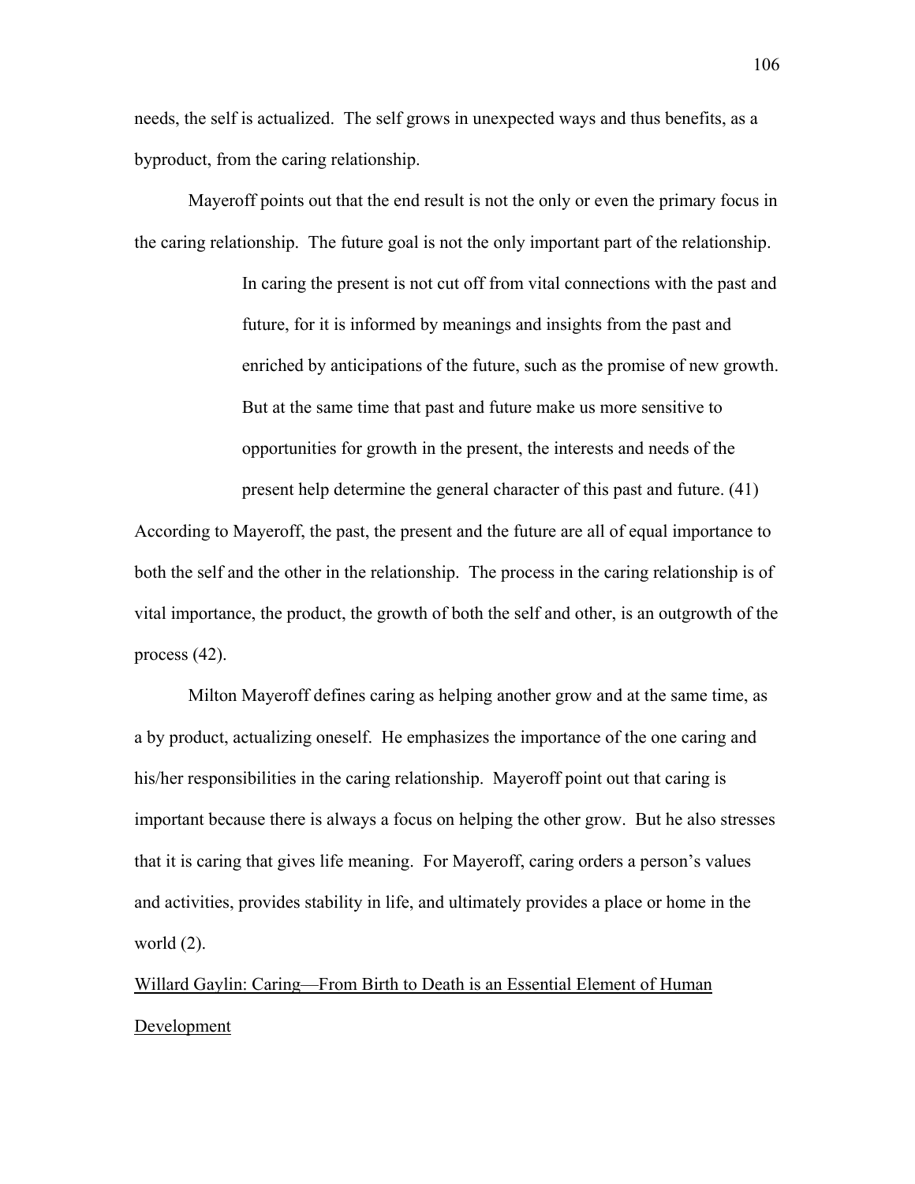needs, the self is actualized. The self grows in unexpected ways and thus benefits, as a byproduct, from the caring relationship.

Mayeroff points out that the end result is not the only or even the primary focus in the caring relationship. The future goal is not the only important part of the relationship.

> In caring the present is not cut off from vital connections with the past and future, for it is informed by meanings and insights from the past and enriched by anticipations of the future, such as the promise of new growth. But at the same time that past and future make us more sensitive to opportunities for growth in the present, the interests and needs of the present help determine the general character of this past and future. (41)

According to Mayeroff, the past, the present and the future are all of equal importance to both the self and the other in the relationship. The process in the caring relationship is of vital importance, the product, the growth of both the self and other, is an outgrowth of the process (42).

Milton Mayeroff defines caring as helping another grow and at the same time, as a by product, actualizing oneself. He emphasizes the importance of the one caring and his/her responsibilities in the caring relationship. Mayeroff point out that caring is important because there is always a focus on helping the other grow. But he also stresses that it is caring that gives life meaning. For Mayeroff, caring orders a person's values and activities, provides stability in life, and ultimately provides a place or home in the world (2).

<u>Willard Gaylin: Caring—From Birth to Death is an Essential Element of Human Development</u>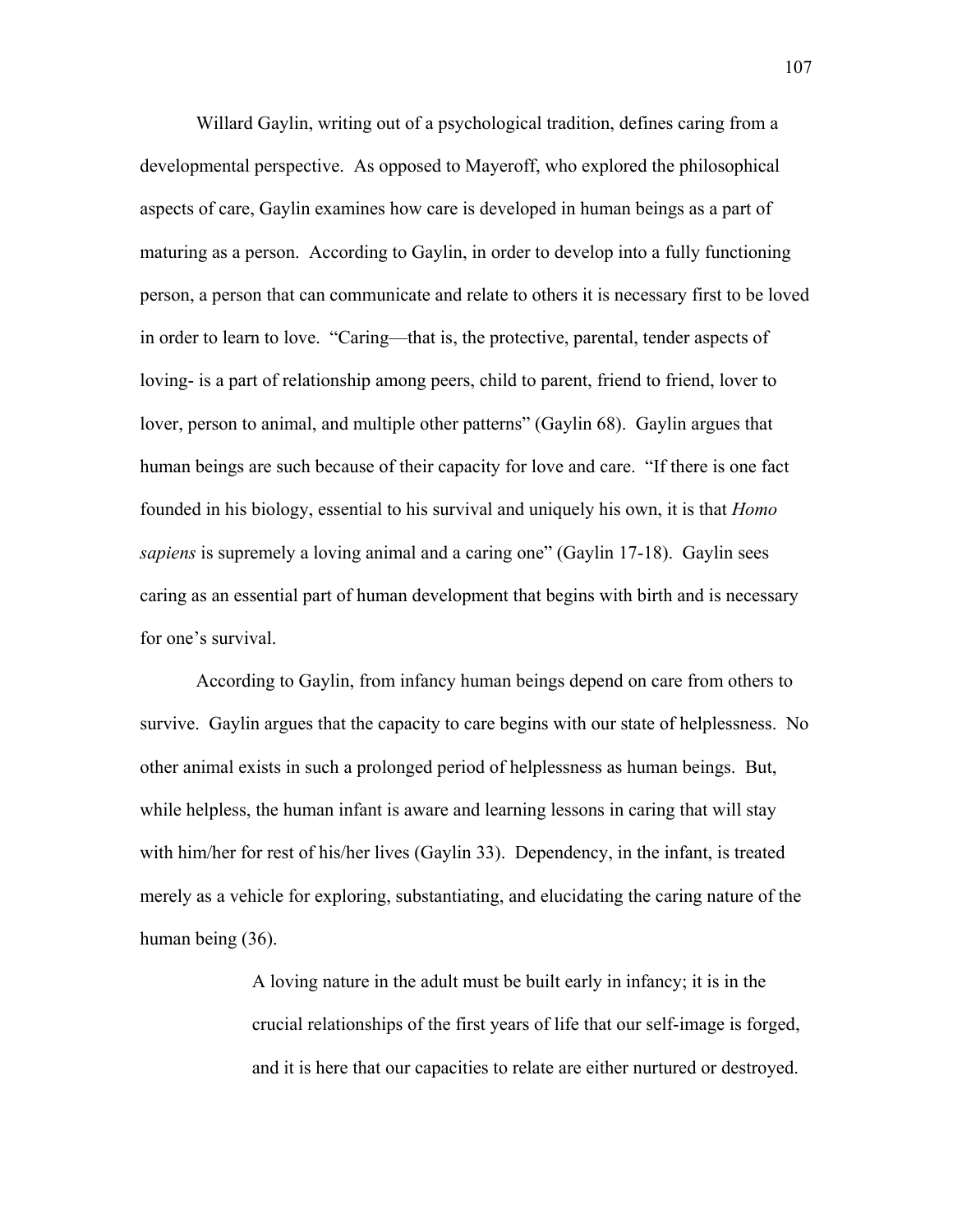Willard Gaylin, writing out of a psychological tradition, defines caring from a developmental perspective. As opposed to Mayeroff, who explored the philosophical aspects of care, Gaylin examines how care is developed in human beings as a part of maturing as a person. According to Gaylin, in order to develop into a fully functioning person, a person that can communicate and relate to others it is necessary first to be loved in order to learn to love. "Caring—that is, the protective, parental, tender aspects of loving- is a part of relationship among peers, child to parent, friend to friend, lover to lover, person to animal, and multiple other patterns" (Gaylin 68). Gaylin argues that human beings are such because of their capacity for love and care. "If there is one fact founded in his biology, essential to his survival and uniquely his own, it is that *Homo sapiens* is supremely a loving animal and a caring one" (Gaylin 17-18). Gaylin sees caring as an essential part of human development that begins with birth and is necessary for one's survival.

According to Gaylin, from infancy human beings depend on care from others to survive. Gaylin argues that the capacity to care begins with our state of helplessness. No other animal exists in such a prolonged period of helplessness as human beings. But, while helpless, the human infant is aware and learning lessons in caring that will stay with him/her for rest of his/her lives (Gaylin 33). Dependency, in the infant, is treated merely as a vehicle for exploring, substantiating, and elucidating the caring nature of the human being (36).

> A loving nature in the adult must be built early in infancy; it is in the crucial relationships of the first years of life that our self-image is forged, and it is here that our capacities to relate are either nurtured or destroyed.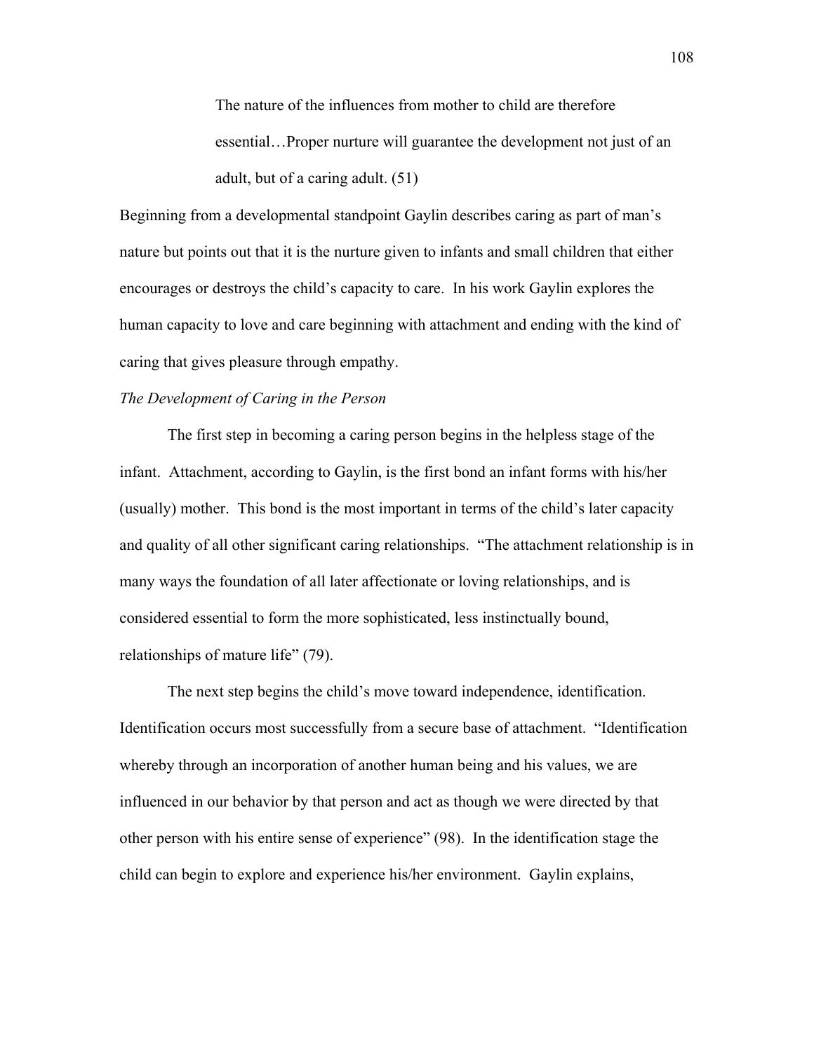> The nature of the influences from mother to child are therefore essential…Proper nurture will guarantee the development not just of an adult, but of a caring adult. (51)

Beginning from a developmental standpoint Gaylin describes caring as part of man's nature but points out that it is the nurture given to infants and small children that either encourages or destroys the child's capacity to care. In his work Gaylin explores the human capacity to love and care beginning with attachment and ending with the kind of caring that gives pleasure through empathy.

*The Development of Caring in the Person*

The first step in becoming a caring person begins in the helpless stage of the infant. Attachment, according to Gaylin, is the first bond an infant forms with his/her (usually) mother. This bond is the most important in terms of the child's later capacity and quality of all other significant caring relationships. "The attachment relationship is in many ways the foundation of all later affectionate or loving relationships, and is considered essential to form the more sophisticated, less instinctually bound, relationships of mature life" (79).

The next step begins the child's move toward independence, identification. Identification occurs most successfully from a secure base of attachment. "Identification whereby through an incorporation of another human being and his values, we are influenced in our behavior by that person and act as though we were directed by that other person with his entire sense of experience" (98). In the identification stage the child can begin to explore and experience his/her environment. Gaylin explains,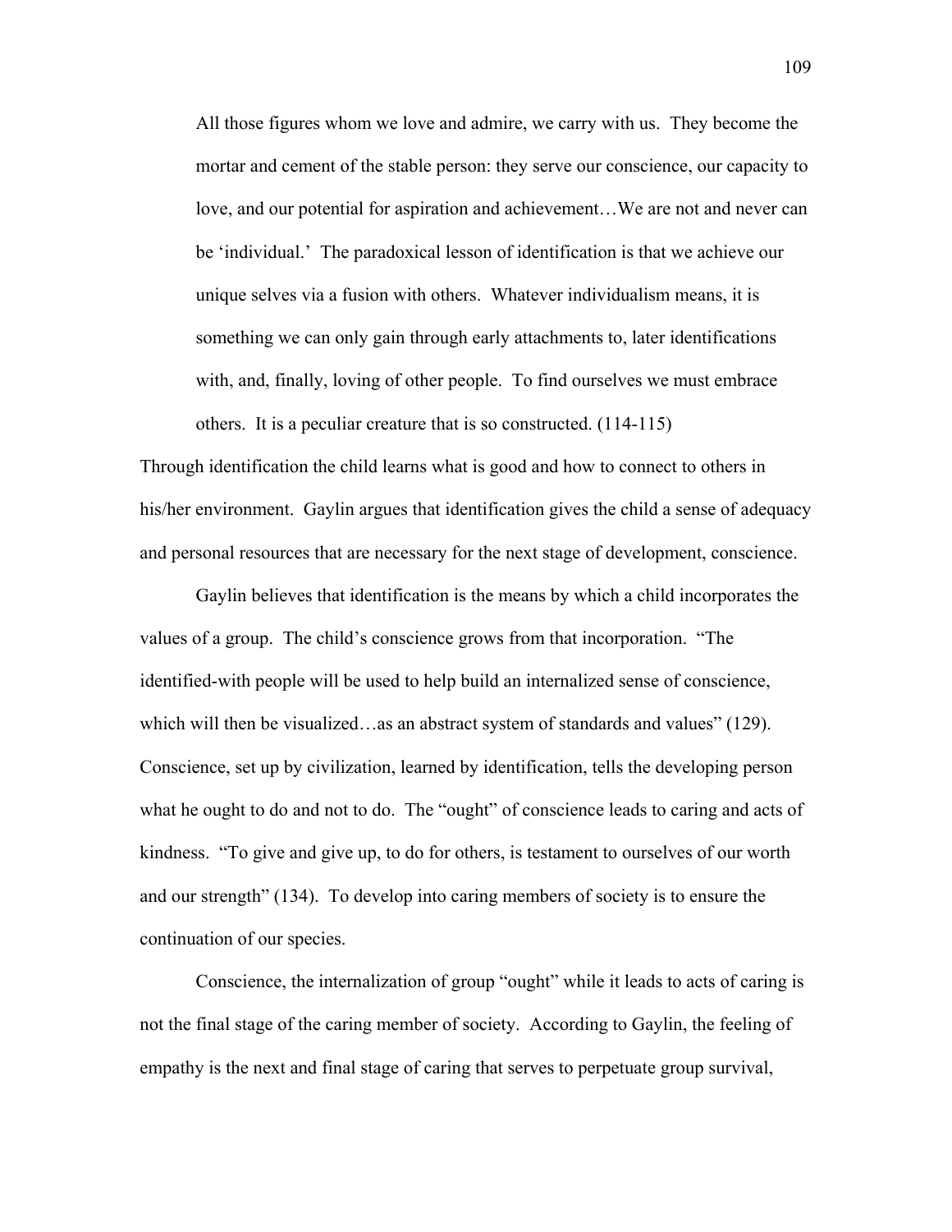> All those figures whom we love and admire, we carry with us. They become the mortar and cement of the stable person: they serve our conscience, our capacity to love, and our potential for aspiration and achievement…We are not and never can be 'individual.' The paradoxical lesson of identification is that we achieve our unique selves via a fusion with others. Whatever individualism means, it is something we can only gain through early attachments to, later identifications with, and, finally, loving of other people. To find ourselves we must embrace others. It is a peculiar creature that is so constructed. (114-115)

Through identification the child learns what is good and how to connect to others in his/her environment. Gaylin argues that identification gives the child a sense of adequacy and personal resources that are necessary for the next stage of development, conscience.

Gaylin believes that identification is the means by which a child incorporates the values of a group. The child's conscience grows from that incorporation. "The identified-with people will be used to help build an internalized sense of conscience, which will then be visualized…as an abstract system of standards and values" (129). Conscience, set up by civilization, learned by identification, tells the developing person what he ought to do and not to do. The "ought" of conscience leads to caring and acts of kindness. "To give and give up, to do for others, is testament to ourselves of our worth and our strength" (134). To develop into caring members of society is to ensure the continuation of our species.

Conscience, the internalization of group "ought" while it leads to acts of caring is not the final stage of the caring member of society. According to Gaylin, the feeling of empathy is the next and final stage of caring that serves to perpetuate group survival,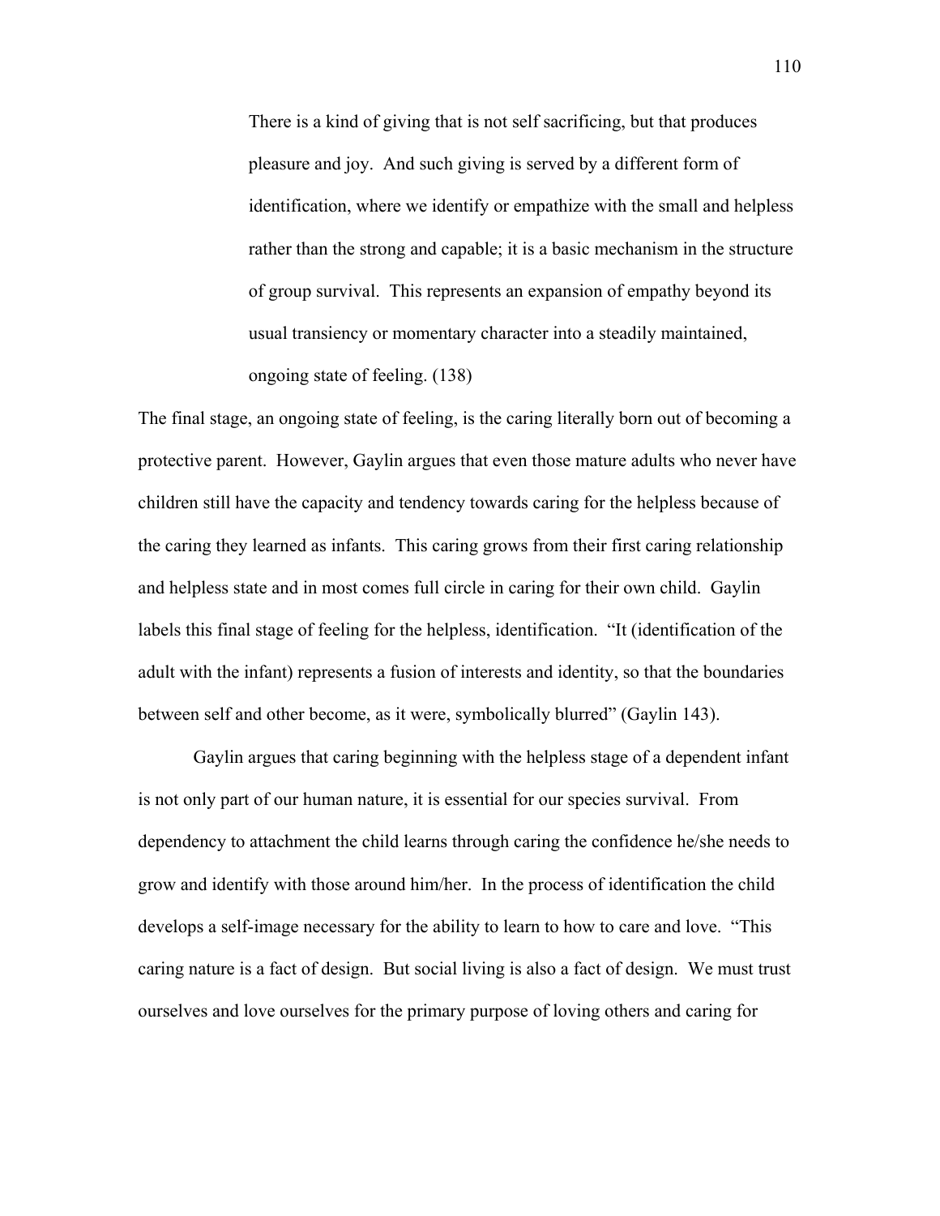> There is a kind of giving that is not self sacrificing, but that produces pleasure and joy. And such giving is served by a different form of identification, where we identify or empathize with the small and helpless rather than the strong and capable; it is a basic mechanism in the structure of group survival. This represents an expansion of empathy beyond its usual transiency or momentary character into a steadily maintained, ongoing state of feeling. (138)

The final stage, an ongoing state of feeling, is the caring literally born out of becoming a protective parent. However, Gaylin argues that even those mature adults who never have children still have the capacity and tendency towards caring for the helpless because of the caring they learned as infants. This caring grows from their first caring relationship and helpless state and in most comes full circle in caring for their own child. Gaylin labels this final stage of feeling for the helpless, identification. "It (identification of the adult with the infant) represents a fusion of interests and identity, so that the boundaries between self and other become, as it were, symbolically blurred" (Gaylin 143).

Gaylin argues that caring beginning with the helpless stage of a dependent infant is not only part of our human nature, it is essential for our species survival. From dependency to attachment the child learns through caring the confidence he/she needs to grow and identify with those around him/her. In the process of identification the child develops a self-image necessary for the ability to learn to how to care and love. "This caring nature is a fact of design. But social living is also a fact of design. We must trust ourselves and love ourselves for the primary purpose of loving others and caring for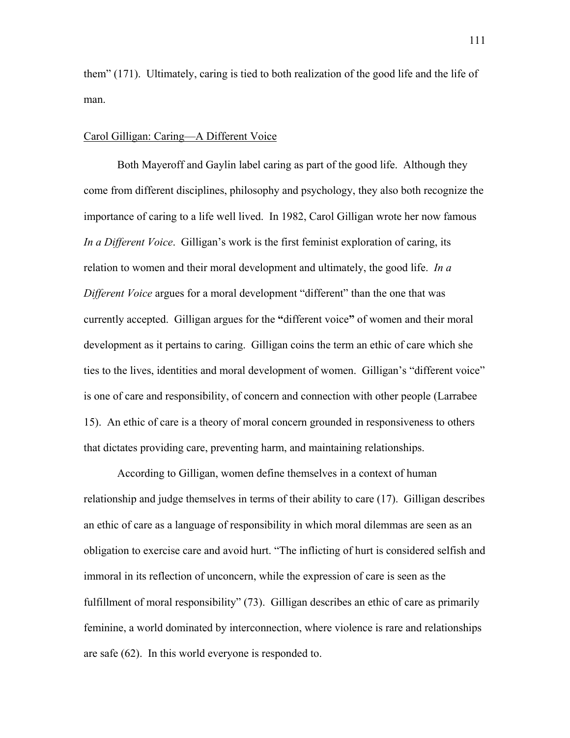them" (171). Ultimately, caring is tied to both realization of the good life and the life of man.

<u>Carol Gilligan: Caring—A Different Voice</u>

Both Mayeroff and Gaylin label caring as part of the good life. Although they come from different disciplines, philosophy and psychology, they also both recognize the importance of caring to a life well lived. In 1982, Carol Gilligan wrote her now famous *In a Different Voice*. Gilligan's work is the first feminist exploration of caring, its relation to women and their moral development and ultimately, the good life. *In a Different Voice* argues for a moral development "different" than the one that was currently accepted. Gilligan argues for the **"**different voice**"** of women and their moral development as it pertains to caring. Gilligan coins the term an ethic of care which she ties to the lives, identities and moral development of women. Gilligan's "different voice" is one of care and responsibility, of concern and connection with other people (Larrabee 15). An ethic of care is a theory of moral concern grounded in responsiveness to others that dictates providing care, preventing harm, and maintaining relationships.

According to Gilligan, women define themselves in a context of human relationship and judge themselves in terms of their ability to care (17). Gilligan describes an ethic of care as a language of responsibility in which moral dilemmas are seen as an obligation to exercise care and avoid hurt. "The inflicting of hurt is considered selfish and immoral in its reflection of unconcern, while the expression of care is seen as the fulfillment of moral responsibility" (73). Gilligan describes an ethic of care as primarily feminine, a world dominated by interconnection, where violence is rare and relationships are safe (62). In this world everyone is responded to.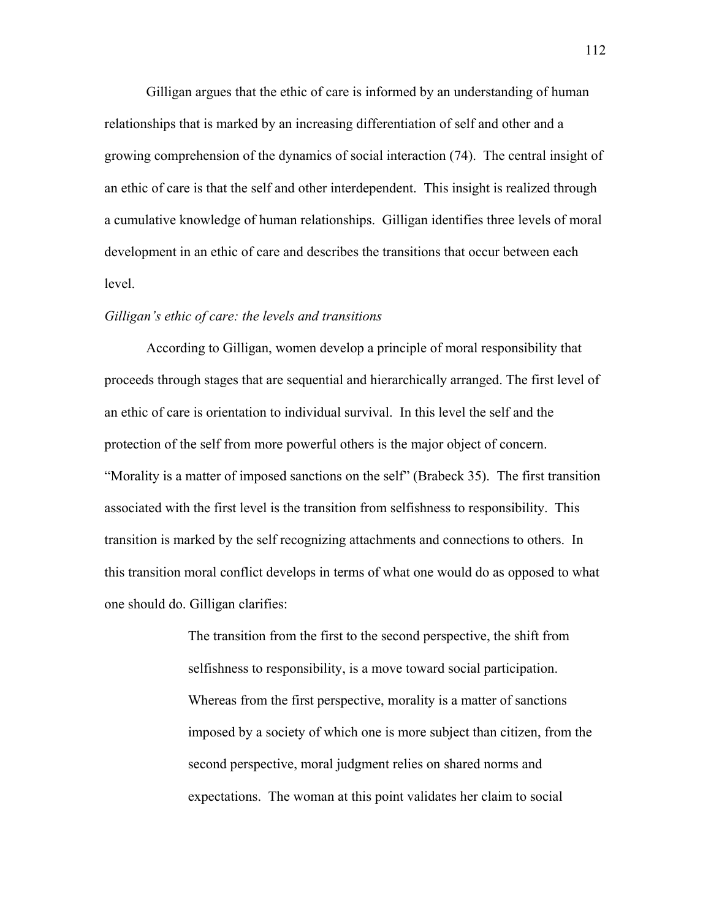Gilligan argues that the ethic of care is informed by an understanding of human relationships that is marked by an increasing differentiation of self and other and a growing comprehension of the dynamics of social interaction (74). The central insight of an ethic of care is that the self and other interdependent. This insight is realized through a cumulative knowledge of human relationships. Gilligan identifies three levels of moral development in an ethic of care and describes the transitions that occur between each level.

*Gilligan's ethic of care: the levels and transitions*

According to Gilligan, women develop a principle of moral responsibility that proceeds through stages that are sequential and hierarchically arranged. The first level of an ethic of care is orientation to individual survival. In this level the self and the protection of the self from more powerful others is the major object of concern. "Morality is a matter of imposed sanctions on the self" (Brabeck 35). The first transition associated with the first level is the transition from selfishness to responsibility. This transition is marked by the self recognizing attachments and connections to others. In this transition moral conflict develops in terms of what one would do as opposed to what one should do. Gilligan clarifies:

> The transition from the first to the second perspective, the shift from selfishness to responsibility, is a move toward social participation. Whereas from the first perspective, morality is a matter of sanctions imposed by a society of which one is more subject than citizen, from the second perspective, moral judgment relies on shared norms and expectations. The woman at this point validates her claim to social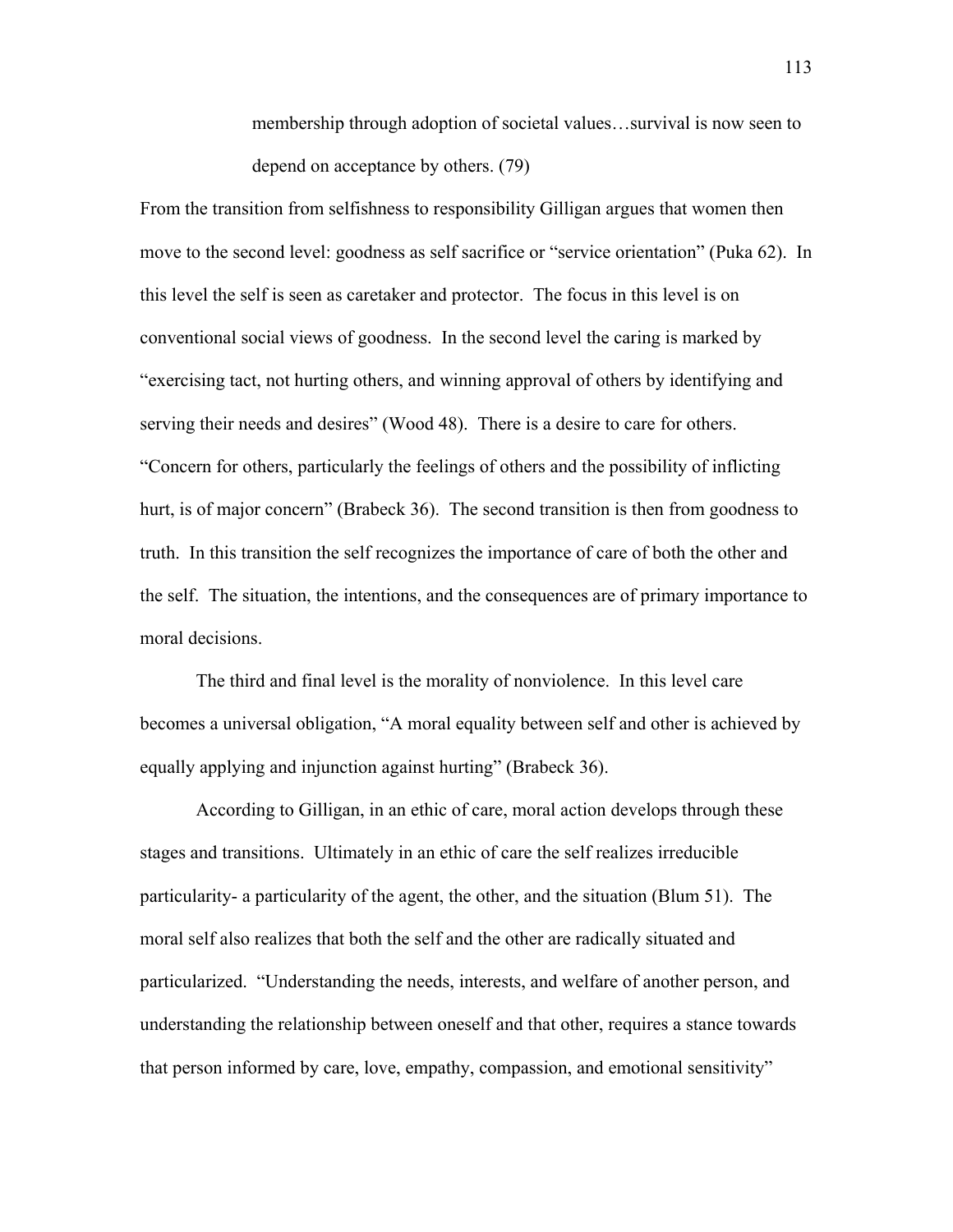> membership through adoption of societal values…survival is now seen to depend on acceptance by others. (79)

From the transition from selfishness to responsibility Gilligan argues that women then move to the second level: goodness as self sacrifice or "service orientation" (Puka 62). In this level the self is seen as caretaker and protector. The focus in this level is on conventional social views of goodness. In the second level the caring is marked by "exercising tact, not hurting others, and winning approval of others by identifying and serving their needs and desires" (Wood 48). There is a desire to care for others. "Concern for others, particularly the feelings of others and the possibility of inflicting hurt, is of major concern" (Brabeck 36). The second transition is then from goodness to truth. In this transition the self recognizes the importance of care of both the other and the self. The situation, the intentions, and the consequences are of primary importance to moral decisions.

The third and final level is the morality of nonviolence. In this level care becomes a universal obligation, "A moral equality between self and other is achieved by equally applying and injunction against hurting" (Brabeck 36).

According to Gilligan, in an ethic of care, moral action develops through these stages and transitions. Ultimately in an ethic of care the self realizes irreducible particularity- a particularity of the agent, the other, and the situation (Blum 51). The moral self also realizes that both the self and the other are radically situated and particularized. "Understanding the needs, interests, and welfare of another person, and understanding the relationship between oneself and that other, requires a stance towards that person informed by care, love, empathy, compassion, and emotional sensitivity"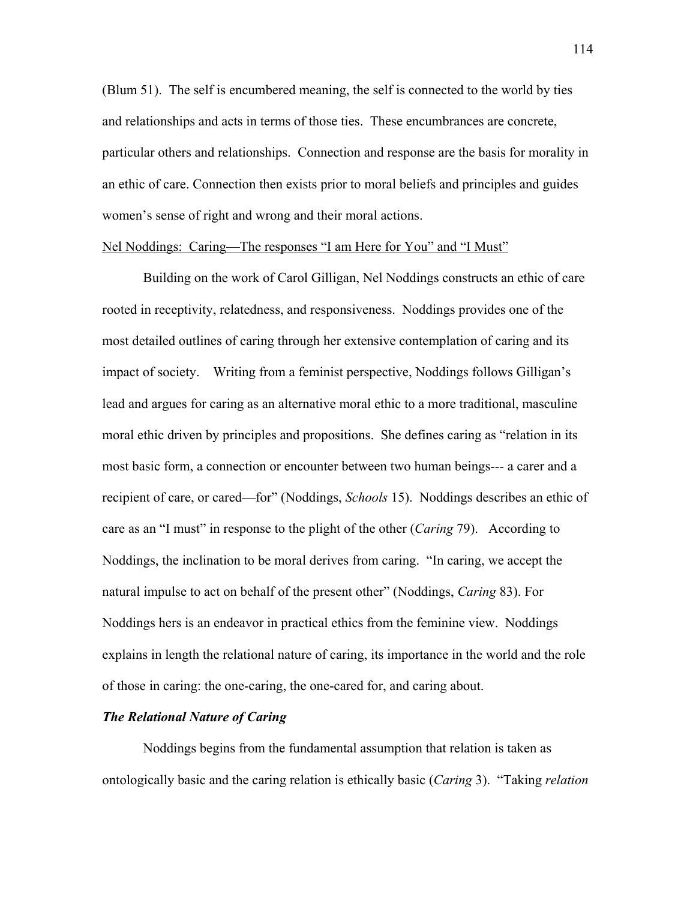(Blum 51). The self is encumbered meaning, the self is connected to the world by ties and relationships and acts in terms of those ties. These encumbrances are concrete, particular others and relationships. Connection and response are the basis for morality in an ethic of care. Connection then exists prior to moral beliefs and principles and guides women's sense of right and wrong and their moral actions.

<u>Nel Noddings: Caring—The responses "I am Here for You" and "I Must"</u>

Building on the work of Carol Gilligan, Nel Noddings constructs an ethic of care rooted in receptivity, relatedness, and responsiveness. Noddings provides one of the most detailed outlines of caring through her extensive contemplation of caring and its impact of society. Writing from a feminist perspective, Noddings follows Gilligan's lead and argues for caring as an alternative moral ethic to a more traditional, masculine moral ethic driven by principles and propositions. She defines caring as "relation in its most basic form, a connection or encounter between two human beings--- a carer and a recipient of care, or cared—for" (Noddings, *Schools* 15). Noddings describes an ethic of care as an "I must" in response to the plight of the other (*Caring* 79). According to Noddings, the inclination to be moral derives from caring. "In caring, we accept the natural impulse to act on behalf of the present other" (Noddings, *Caring* 83). For Noddings hers is an endeavor in practical ethics from the feminine view. Noddings explains in length the relational nature of caring, its importance in the world and the role of those in caring: the one-caring, the one-cared for, and caring about.

***The Relational Nature of Caring***

Noddings begins from the fundamental assumption that relation is taken as ontologically basic and the caring relation is ethically basic (*Caring* 3). "Taking *relation*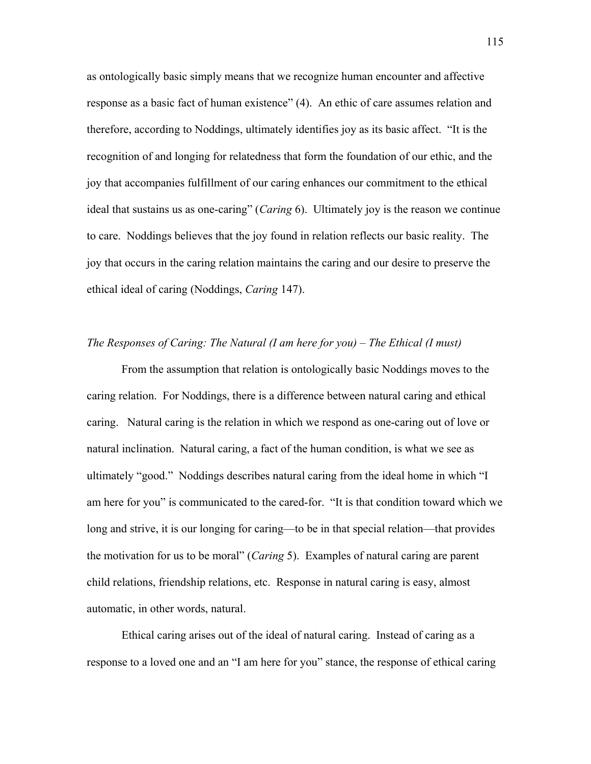as ontologically basic simply means that we recognize human encounter and affective response as a basic fact of human existence" (4). An ethic of care assumes relation and therefore, according to Noddings, ultimately identifies joy as its basic affect. "It is the recognition of and longing for relatedness that form the foundation of our ethic, and the joy that accompanies fulfillment of our caring enhances our commitment to the ethical ideal that sustains us as one-caring" (*Caring* 6). Ultimately joy is the reason we continue to care. Noddings believes that the joy found in relation reflects our basic reality. The joy that occurs in the caring relation maintains the caring and our desire to preserve the ethical ideal of caring (Noddings, *Caring* 147).

*The Responses of Caring: The Natural (I am here for you) – The Ethical (I must)*

From the assumption that relation is ontologically basic Noddings moves to the caring relation. For Noddings, there is a difference between natural caring and ethical caring. Natural caring is the relation in which we respond as one-caring out of love or natural inclination. Natural caring, a fact of the human condition, is what we see as ultimately "good." Noddings describes natural caring from the ideal home in which "I am here for you" is communicated to the cared-for. "It is that condition toward which we long and strive, it is our longing for caring—to be in that special relation—that provides the motivation for us to be moral" (*Caring* 5). Examples of natural caring are parent child relations, friendship relations, etc. Response in natural caring is easy, almost automatic, in other words, natural.

Ethical caring arises out of the ideal of natural caring. Instead of caring as a response to a loved one and an "I am here for you" stance, the response of ethical caring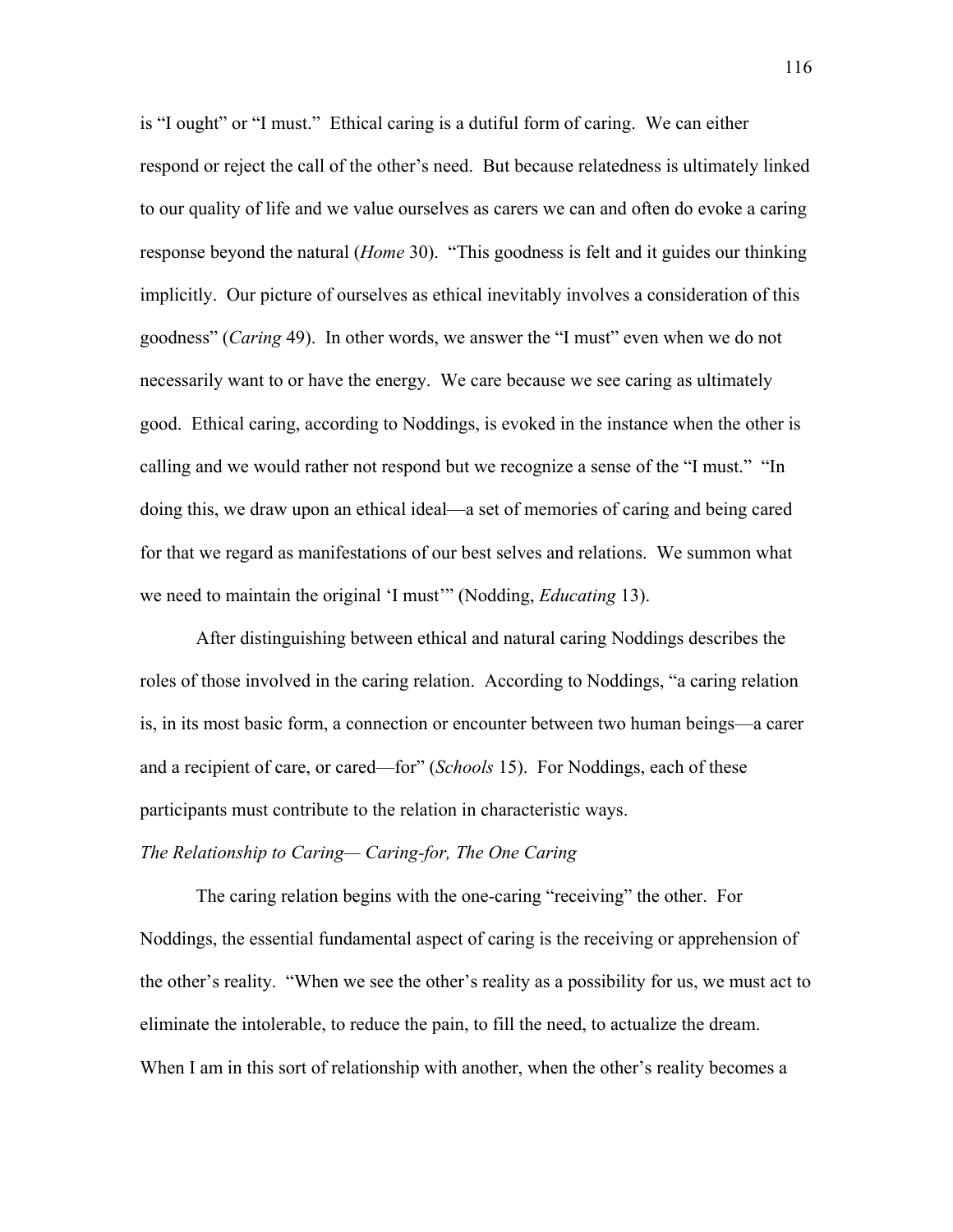is "I ought" or "I must." Ethical caring is a dutiful form of caring. We can either respond or reject the call of the other's need. But because relatedness is ultimately linked to our quality of life and we value ourselves as carers we can and often do evoke a caring response beyond the natural (*Home* 30). "This goodness is felt and it guides our thinking implicitly. Our picture of ourselves as ethical inevitably involves a consideration of this goodness" (*Caring* 49). In other words, we answer the "I must" even when we do not necessarily want to or have the energy. We care because we see caring as ultimately good. Ethical caring, according to Noddings, is evoked in the instance when the other is calling and we would rather not respond but we recognize a sense of the "I must." "In doing this, we draw upon an ethical ideal—a set of memories of caring and being cared for that we regard as manifestations of our best selves and relations. We summon what we need to maintain the original 'I must'" (Nodding, *Educating* 13).

After distinguishing between ethical and natural caring Noddings describes the roles of those involved in the caring relation. According to Noddings, "a caring relation is, in its most basic form, a connection or encounter between two human beings—a carer and a recipient of care, or cared—for" (*Schools* 15). For Noddings, each of these participants must contribute to the relation in characteristic ways.

*The Relationship to Caring— Caring-for, The One Caring*

The caring relation begins with the one-caring "receiving" the other. For Noddings, the essential fundamental aspect of caring is the receiving or apprehension of the other's reality. "When we see the other's reality as a possibility for us, we must act to eliminate the intolerable, to reduce the pain, to fill the need, to actualize the dream. When I am in this sort of relationship with another, when the other's reality becomes a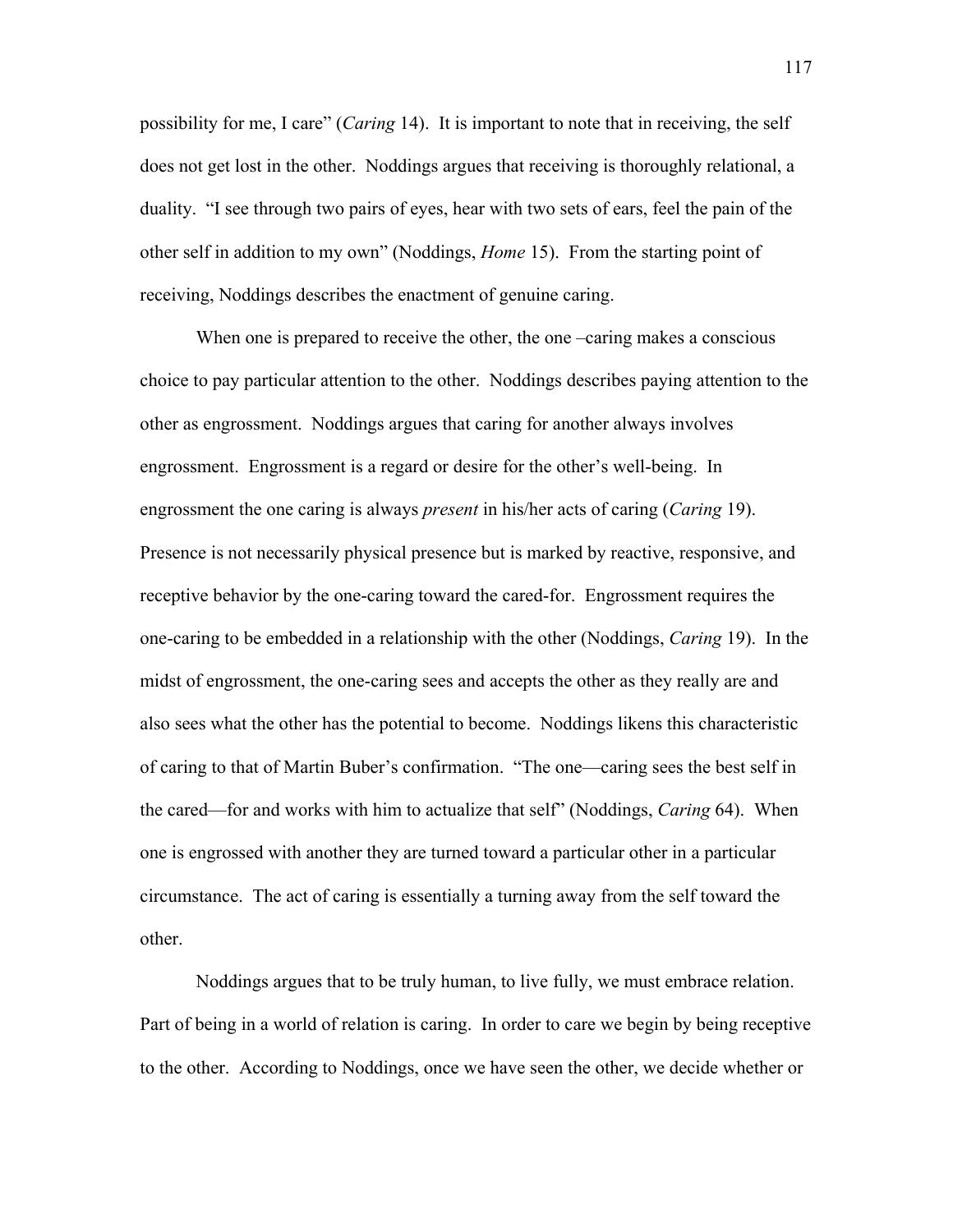possibility for me, I care" (*Caring* 14). It is important to note that in receiving, the self does not get lost in the other. Noddings argues that receiving is thoroughly relational, a duality. "I see through two pairs of eyes, hear with two sets of ears, feel the pain of the other self in addition to my own" (Noddings, *Home* 15). From the starting point of receiving, Noddings describes the enactment of genuine caring.

When one is prepared to receive the other, the one –caring makes a conscious choice to pay particular attention to the other. Noddings describes paying attention to the other as engrossment. Noddings argues that caring for another always involves engrossment. Engrossment is a regard or desire for the other's well-being. In engrossment the one caring is always *present* in his/her acts of caring (*Caring* 19). Presence is not necessarily physical presence but is marked by reactive, responsive, and receptive behavior by the one-caring toward the cared-for. Engrossment requires the one-caring to be embedded in a relationship with the other (Noddings, *Caring* 19). In the midst of engrossment, the one-caring sees and accepts the other as they really are and also sees what the other has the potential to become. Noddings likens this characteristic of caring to that of Martin Buber's confirmation. "The one—caring sees the best self in the cared—for and works with him to actualize that self" (Noddings, *Caring* 64). When one is engrossed with another they are turned toward a particular other in a particular circumstance. The act of caring is essentially a turning away from the self toward the other.

Noddings argues that to be truly human, to live fully, we must embrace relation. Part of being in a world of relation is caring. In order to care we begin by being receptive to the other. According to Noddings, once we have seen the other, we decide whether or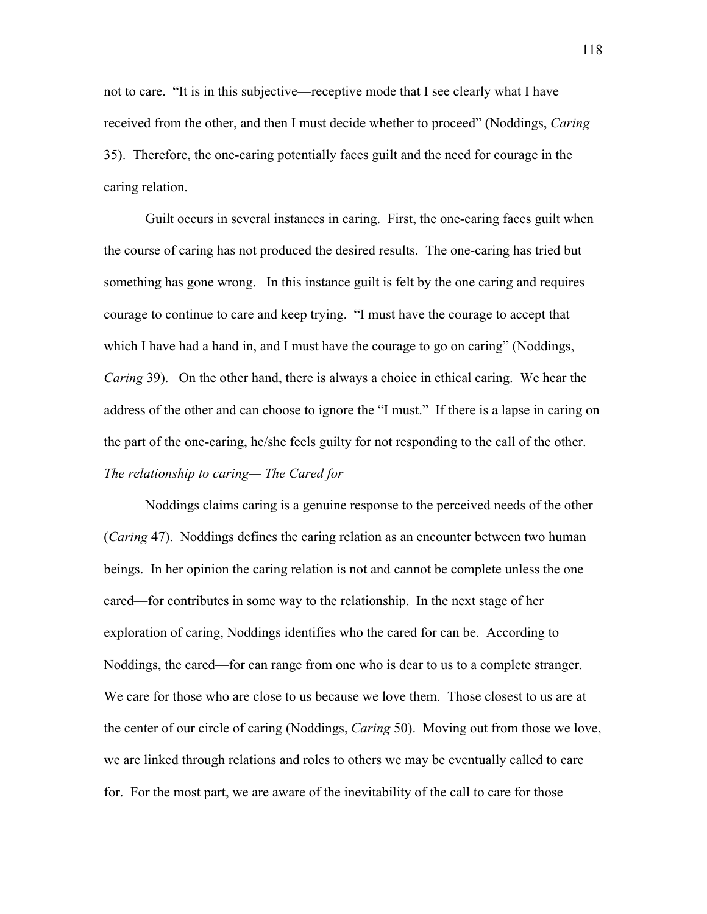not to care. "It is in this subjective—receptive mode that I see clearly what I have received from the other, and then I must decide whether to proceed" (Noddings, *Caring* 35). Therefore, the one-caring potentially faces guilt and the need for courage in the caring relation.

Guilt occurs in several instances in caring. First, the one-caring faces guilt when the course of caring has not produced the desired results. The one-caring has tried but something has gone wrong. In this instance guilt is felt by the one caring and requires courage to continue to care and keep trying. "I must have the courage to accept that which I have had a hand in, and I must have the courage to go on caring" (Noddings, *Caring* 39). On the other hand, there is always a choice in ethical caring. We hear the address of the other and can choose to ignore the "I must." If there is a lapse in caring on the part of the one-caring, he/she feels guilty for not responding to the call of the other.

*The relationship to caring— The Cared for*

Noddings claims caring is a genuine response to the perceived needs of the other (*Caring* 47). Noddings defines the caring relation as an encounter between two human beings. In her opinion the caring relation is not and cannot be complete unless the one cared—for contributes in some way to the relationship. In the next stage of her exploration of caring, Noddings identifies who the cared for can be. According to Noddings, the cared—for can range from one who is dear to us to a complete stranger. We care for those who are close to us because we love them. Those closest to us are at the center of our circle of caring (Noddings, *Caring* 50). Moving out from those we love, we are linked through relations and roles to others we may be eventually called to care for. For the most part, we are aware of the inevitability of the call to care for those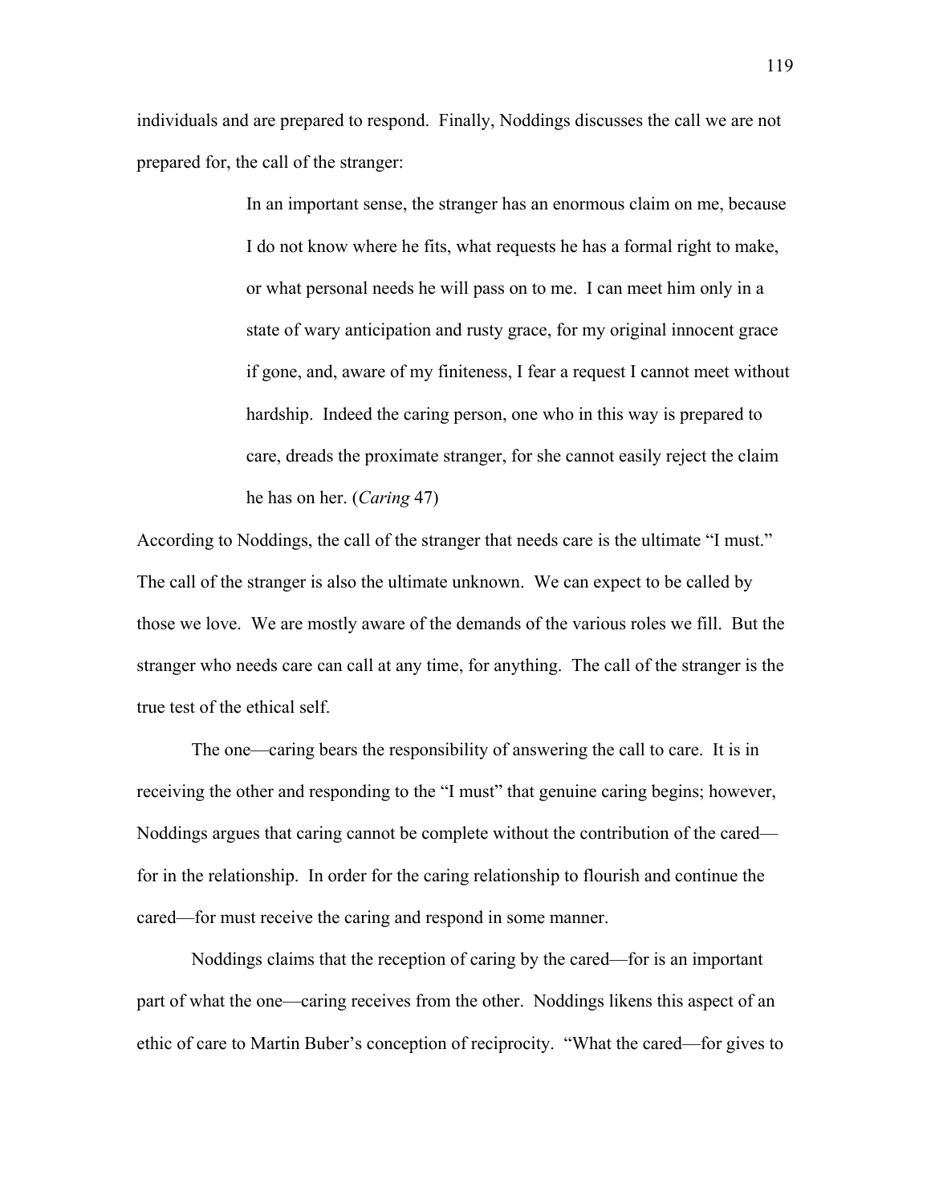individuals and are prepared to respond. Finally, Noddings discusses the call we are not prepared for, the call of the stranger:

> In an important sense, the stranger has an enormous claim on me, because I do not know where he fits, what requests he has a formal right to make, or what personal needs he will pass on to me. I can meet him only in a state of wary anticipation and rusty grace, for my original innocent grace if gone, and, aware of my finiteness, I fear a request I cannot meet without hardship. Indeed the caring person, one who in this way is prepared to care, dreads the proximate stranger, for she cannot easily reject the claim he has on her. (*Caring* 47)

According to Noddings, the call of the stranger that needs care is the ultimate "I must." The call of the stranger is also the ultimate unknown. We can expect to be called by those we love. We are mostly aware of the demands of the various roles we fill. But the stranger who needs care can call at any time, for anything. The call of the stranger is the true test of the ethical self.

The one—caring bears the responsibility of answering the call to care. It is in receiving the other and responding to the "I must" that genuine caring begins; however, Noddings argues that caring cannot be complete without the contribution of the cared—for in the relationship. In order for the caring relationship to flourish and continue the cared—for must receive the caring and respond in some manner.

Noddings claims that the reception of caring by the cared—for is an important part of what the one—caring receives from the other. Noddings likens this aspect of an ethic of care to Martin Buber's conception of reciprocity. "What the cared—for gives to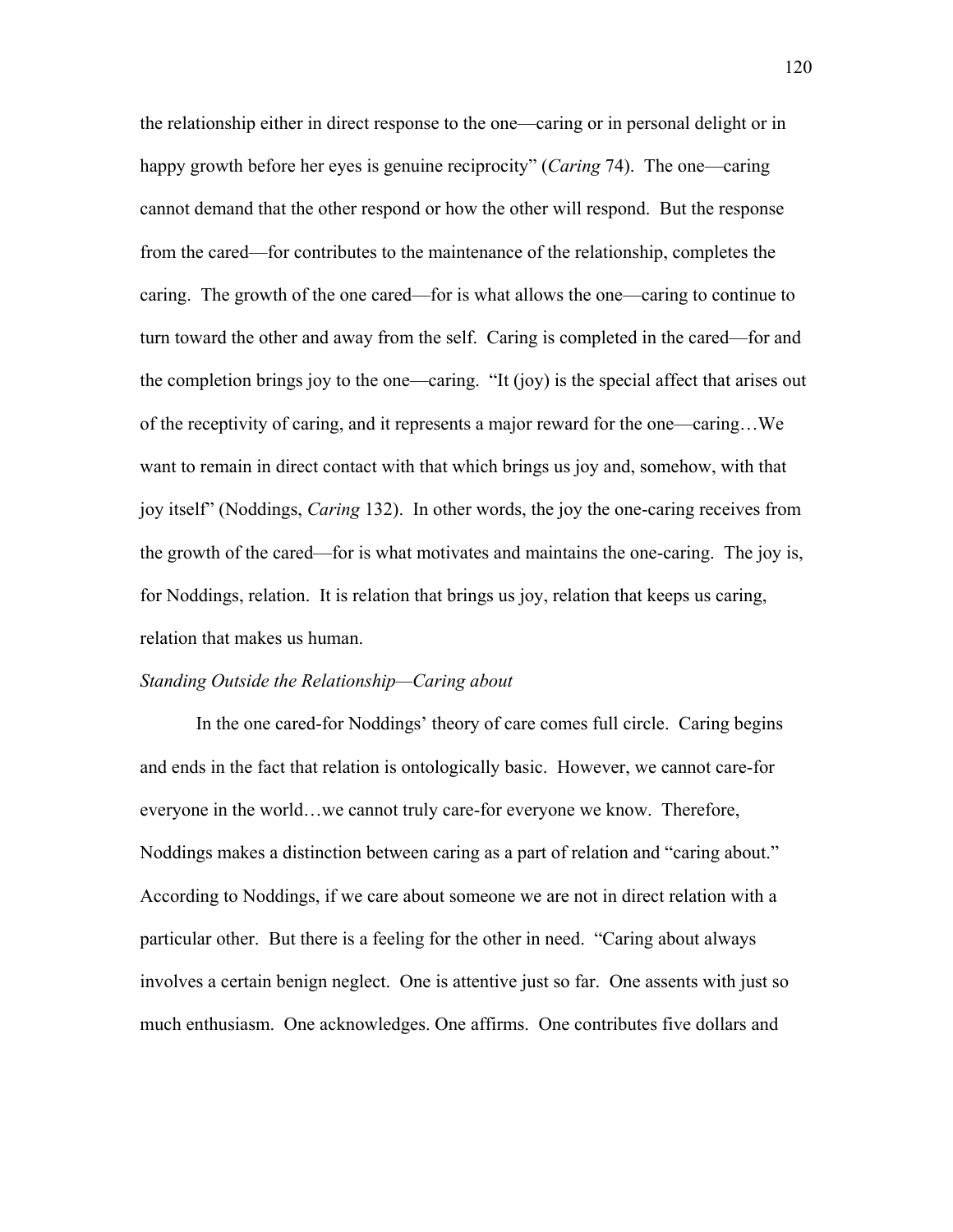the relationship either in direct response to the one—caring or in personal delight or in happy growth before her eyes is genuine reciprocity" (*Caring* 74). The one—caring cannot demand that the other respond or how the other will respond. But the response from the cared—for contributes to the maintenance of the relationship, completes the caring. The growth of the one cared—for is what allows the one—caring to continue to turn toward the other and away from the self. Caring is completed in the cared—for and the completion brings joy to the one—caring. "It (joy) is the special affect that arises out of the receptivity of caring, and it represents a major reward for the one—caring…We want to remain in direct contact with that which brings us joy and, somehow, with that joy itself" (Noddings, *Caring* 132). In other words, the joy the one-caring receives from the growth of the cared—for is what motivates and maintains the one-caring. The joy is, for Noddings, relation. It is relation that brings us joy, relation that keeps us caring, relation that makes us human.

*Standing Outside the Relationship—Caring about*

In the one cared-for Noddings' theory of care comes full circle. Caring begins and ends in the fact that relation is ontologically basic. However, we cannot care-for everyone in the world…we cannot truly care-for everyone we know. Therefore, Noddings makes a distinction between caring as a part of relation and "caring about." According to Noddings, if we care about someone we are not in direct relation with a particular other. But there is a feeling for the other in need. "Caring about always involves a certain benign neglect. One is attentive just so far. One assents with just so much enthusiasm. One acknowledges. One affirms. One contributes five dollars and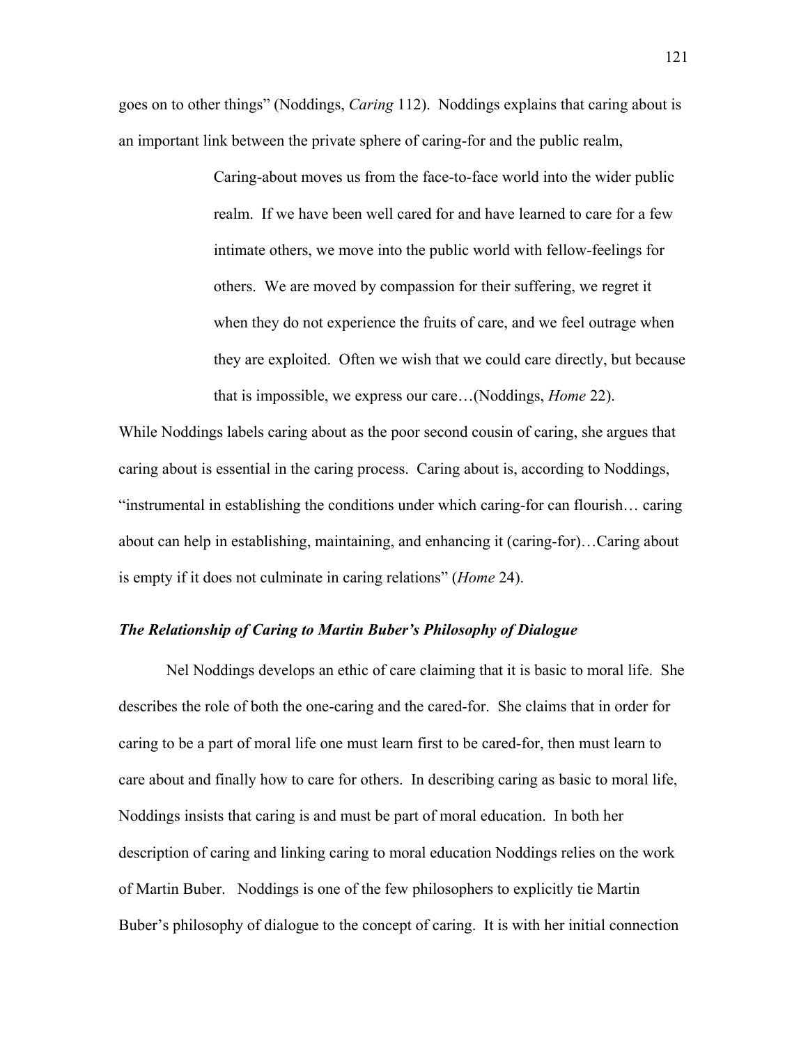goes on to other things" (Noddings, *Caring* 112). Noddings explains that caring about is an important link between the private sphere of caring-for and the public realm,

> Caring-about moves us from the face-to-face world into the wider public realm. If we have been well cared for and have learned to care for a few intimate others, we move into the public world with fellow-feelings for others. We are moved by compassion for their suffering, we regret it when they do not experience the fruits of care, and we feel outrage when they are exploited. Often we wish that we could care directly, but because that is impossible, we express our care…(Noddings, *Home* 22).

While Noddings labels caring about as the poor second cousin of caring, she argues that caring about is essential in the caring process. Caring about is, according to Noddings, "instrumental in establishing the conditions under which caring-for can flourish… caring about can help in establishing, maintaining, and enhancing it (caring-for)…Caring about is empty if it does not culminate in caring relations" (*Home* 24).

### *The Relationship of Caring to Martin Buber's Philosophy of Dialogue*

Nel Noddings develops an ethic of care claiming that it is basic to moral life. She describes the role of both the one-caring and the cared-for. She claims that in order for caring to be a part of moral life one must learn first to be cared-for, then must learn to care about and finally how to care for others. In describing caring as basic to moral life, Noddings insists that caring is and must be part of moral education. In both her description of caring and linking caring to moral education Noddings relies on the work of Martin Buber. Noddings is one of the few philosophers to explicitly tie Martin Buber's philosophy of dialogue to the concept of caring. It is with her initial connection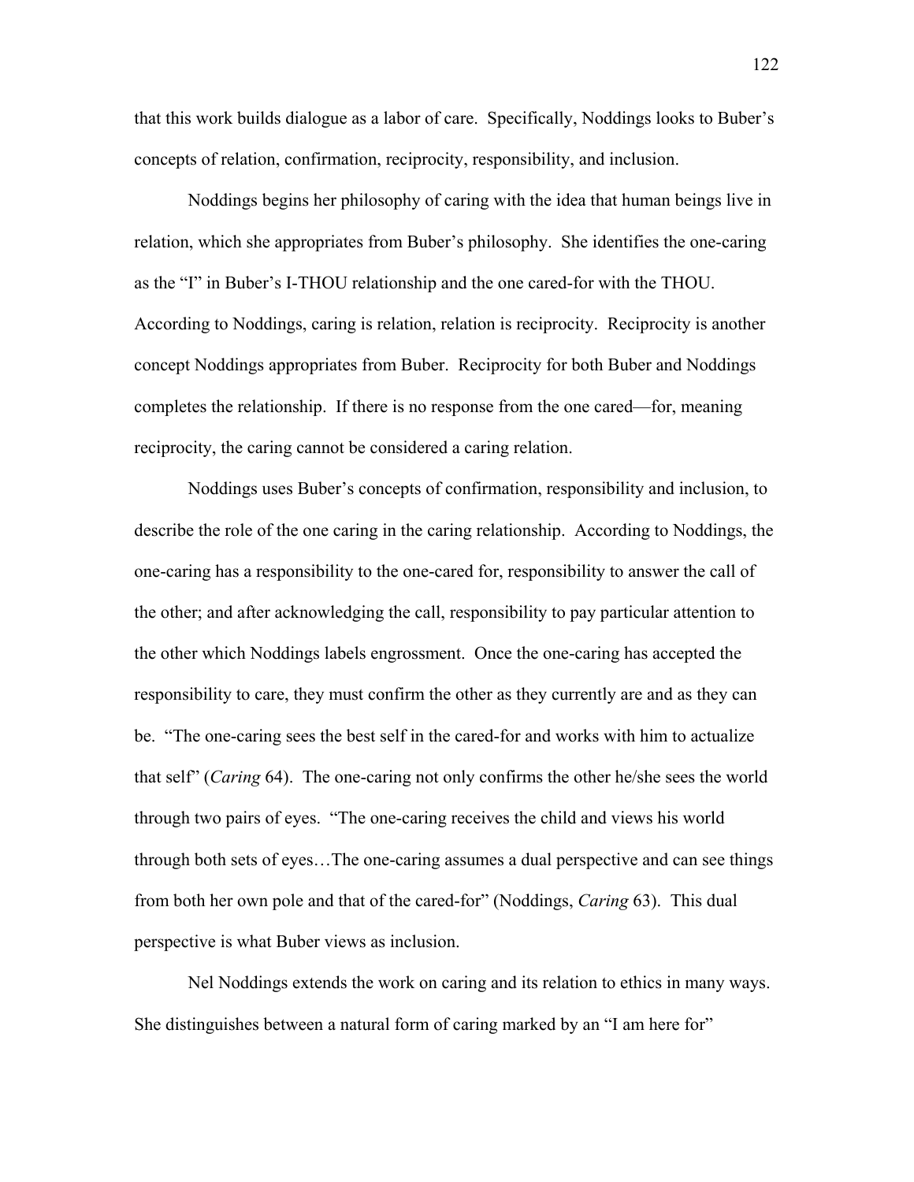that this work builds dialogue as a labor of care. Specifically, Noddings looks to Buber's concepts of relation, confirmation, reciprocity, responsibility, and inclusion.

Noddings begins her philosophy of caring with the idea that human beings live in relation, which she appropriates from Buber's philosophy. She identifies the one-caring as the "I" in Buber's I-THOU relationship and the one cared-for with the THOU. According to Noddings, caring is relation, relation is reciprocity. Reciprocity is another concept Noddings appropriates from Buber. Reciprocity for both Buber and Noddings completes the relationship. If there is no response from the one cared—for, meaning reciprocity, the caring cannot be considered a caring relation.

Noddings uses Buber's concepts of confirmation, responsibility and inclusion, to describe the role of the one caring in the caring relationship. According to Noddings, the one-caring has a responsibility to the one-cared for, responsibility to answer the call of the other; and after acknowledging the call, responsibility to pay particular attention to the other which Noddings labels engrossment. Once the one-caring has accepted the responsibility to care, they must confirm the other as they currently are and as they can be. "The one-caring sees the best self in the cared-for and works with him to actualize that self" (*Caring* 64). The one-caring not only confirms the other he/she sees the world through two pairs of eyes. "The one-caring receives the child and views his world through both sets of eyes…The one-caring assumes a dual perspective and can see things from both her own pole and that of the cared-for" (Noddings, *Caring* 63). This dual perspective is what Buber views as inclusion.

Nel Noddings extends the work on caring and its relation to ethics in many ways. She distinguishes between a natural form of caring marked by an "I am here for"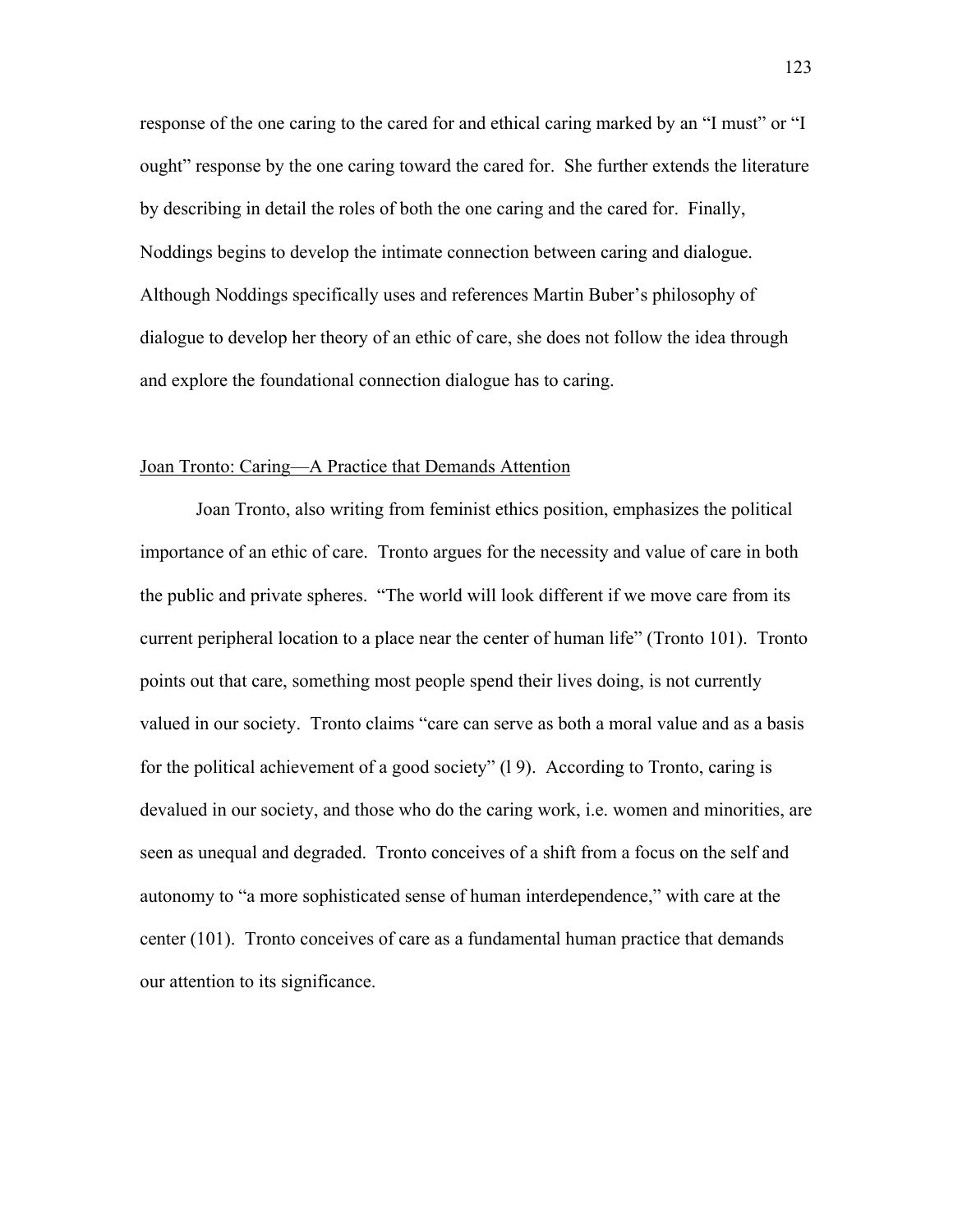response of the one caring to the cared for and ethical caring marked by an "I must" or "I ought" response by the one caring toward the cared for. She further extends the literature by describing in detail the roles of both the one caring and the cared for. Finally, Noddings begins to develop the intimate connection between caring and dialogue. Although Noddings specifically uses and references Martin Buber's philosophy of dialogue to develop her theory of an ethic of care, she does not follow the idea through and explore the foundational connection dialogue has to caring.

<u>Joan Tronto: Caring—A Practice that Demands Attention</u>

Joan Tronto, also writing from feminist ethics position, emphasizes the political importance of an ethic of care. Tronto argues for the necessity and value of care in both the public and private spheres. "The world will look different if we move care from its current peripheral location to a place near the center of human life" (Tronto 101). Tronto points out that care, something most people spend their lives doing, is not currently valued in our society. Tronto claims "care can serve as both a moral value and as a basis for the political achievement of a good society" (l 9). According to Tronto, caring is devalued in our society, and those who do the caring work, i.e. women and minorities, are seen as unequal and degraded. Tronto conceives of a shift from a focus on the self and autonomy to "a more sophisticated sense of human interdependence," with care at the center (101). Tronto conceives of care as a fundamental human practice that demands our attention to its significance.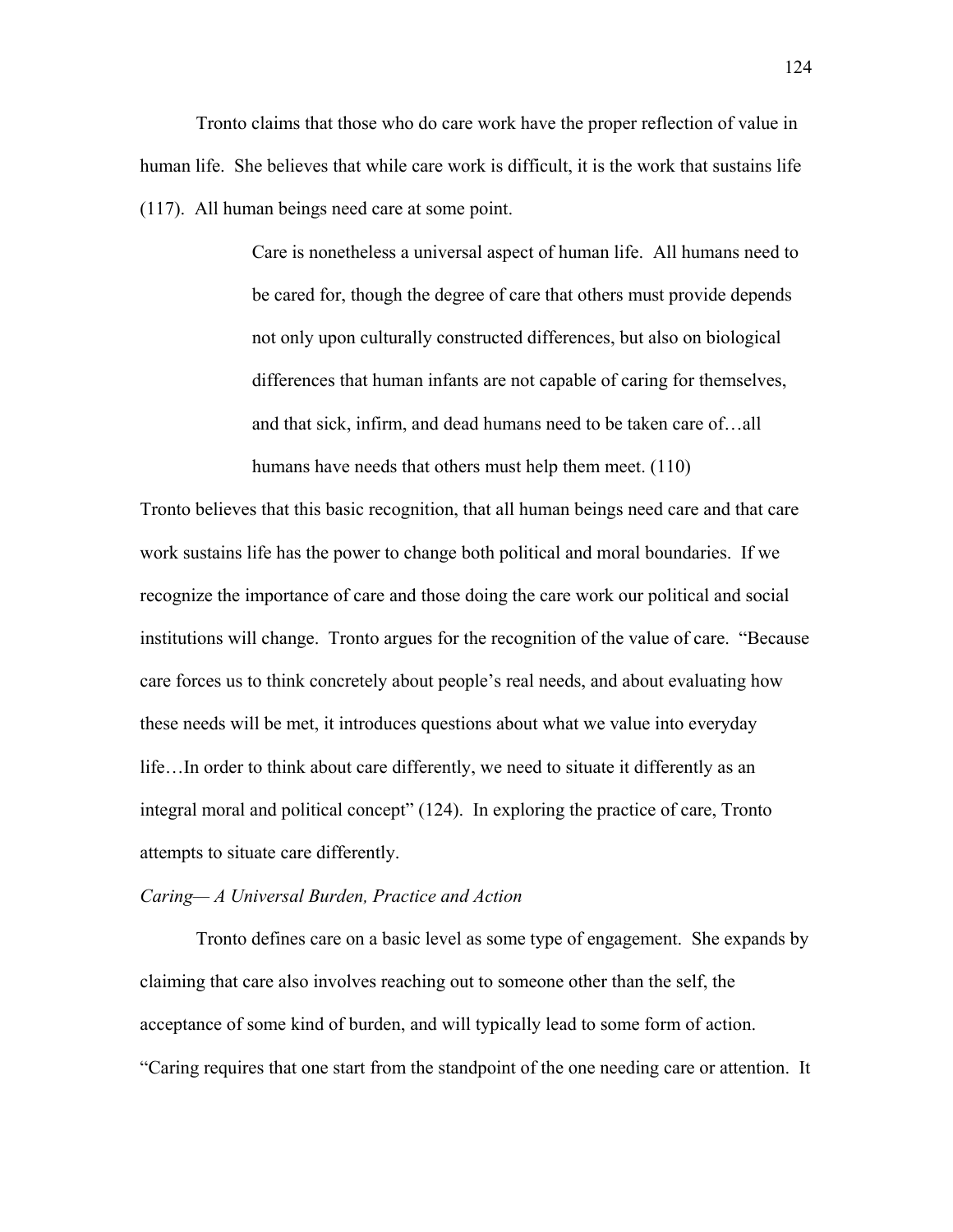Tronto claims that those who do care work have the proper reflection of value in human life. She believes that while care work is difficult, it is the work that sustains life (117). All human beings need care at some point.

> Care is nonetheless a universal aspect of human life. All humans need to be cared for, though the degree of care that others must provide depends not only upon culturally constructed differences, but also on biological differences that human infants are not capable of caring for themselves, and that sick, infirm, and dead humans need to be taken care of…all humans have needs that others must help them meet. (110)

Tronto believes that this basic recognition, that all human beings need care and that care work sustains life has the power to change both political and moral boundaries. If we recognize the importance of care and those doing the care work our political and social institutions will change. Tronto argues for the recognition of the value of care. "Because care forces us to think concretely about people's real needs, and about evaluating how these needs will be met, it introduces questions about what we value into everyday life…In order to think about care differently, we need to situate it differently as an integral moral and political concept" (124). In exploring the practice of care, Tronto attempts to situate care differently.

*Caring— A Universal Burden, Practice and Action*

Tronto defines care on a basic level as some type of engagement. She expands by claiming that care also involves reaching out to someone other than the self, the acceptance of some kind of burden, and will typically lead to some form of action. "Caring requires that one start from the standpoint of the one needing care or attention. It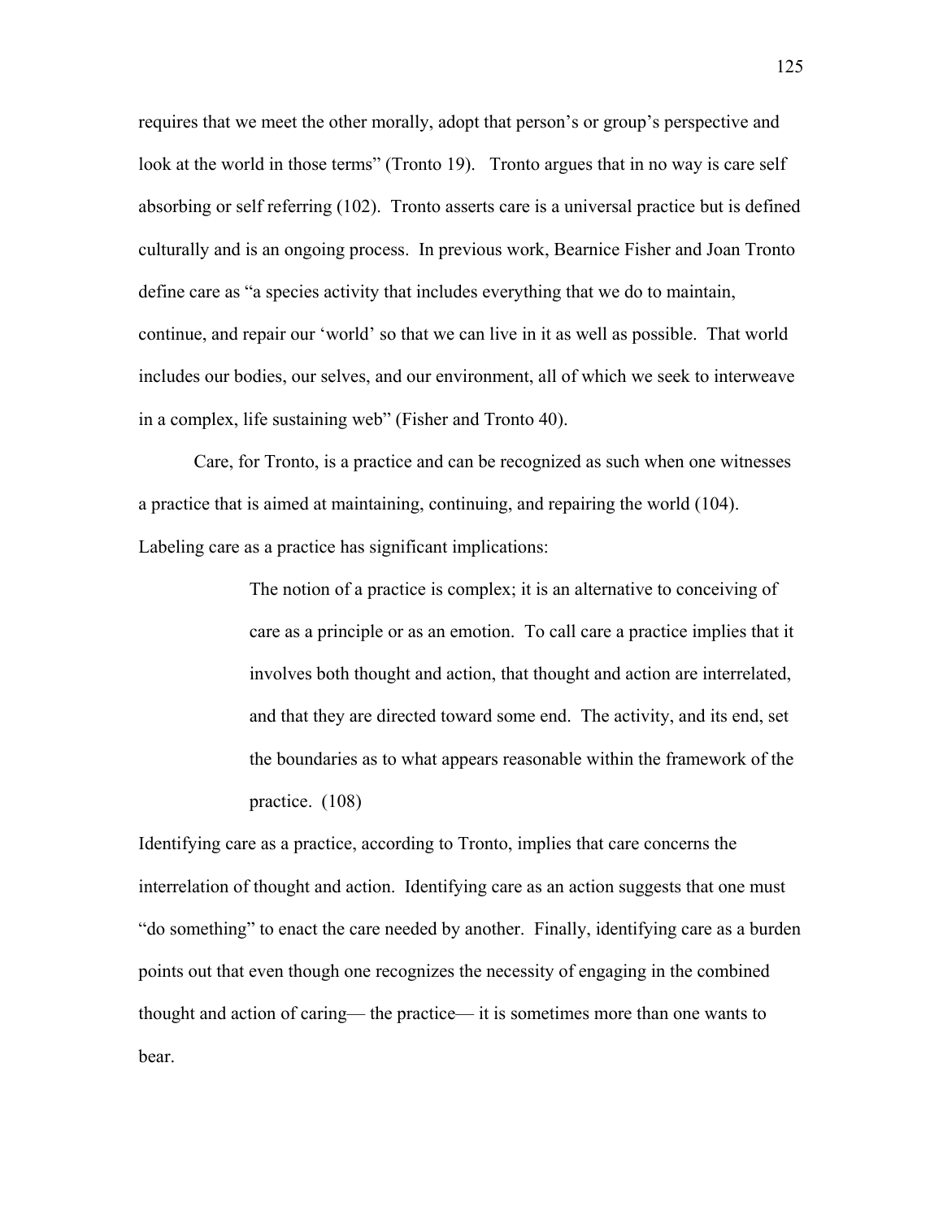requires that we meet the other morally, adopt that person's or group's perspective and look at the world in those terms" (Tronto 19).  Tronto argues that in no way is care self absorbing or self referring (102).  Tronto asserts care is a universal practice but is defined culturally and is an ongoing process.  In previous work, Bearnice Fisher and Joan Tronto define care as "a species activity that includes everything that we do to maintain, continue, and repair our 'world' so that we can live in it as well as possible.  That world includes our bodies, our selves, and our environment, all of which we seek to interweave in a complex, life sustaining web" (Fisher and Tronto 40).

Care, for Tronto, is a practice and can be recognized as such when one witnesses a practice that is aimed at maintaining, continuing, and repairing the world (104). Labeling care as a practice has significant implications:

> The notion of a practice is complex; it is an alternative to conceiving of care as a principle or as an emotion.  To call care a practice implies that it involves both thought and action, that thought and action are interrelated, and that they are directed toward some end.  The activity, and its end, set the boundaries as to what appears reasonable within the framework of the practice.  (108)

Identifying care as a practice, according to Tronto, implies that care concerns the interrelation of thought and action.  Identifying care as an action suggests that one must "do something" to enact the care needed by another.  Finally, identifying care as a burden points out that even though one recognizes the necessity of engaging in the combined thought and action of caring— the practice— it is sometimes more than one wants to bear.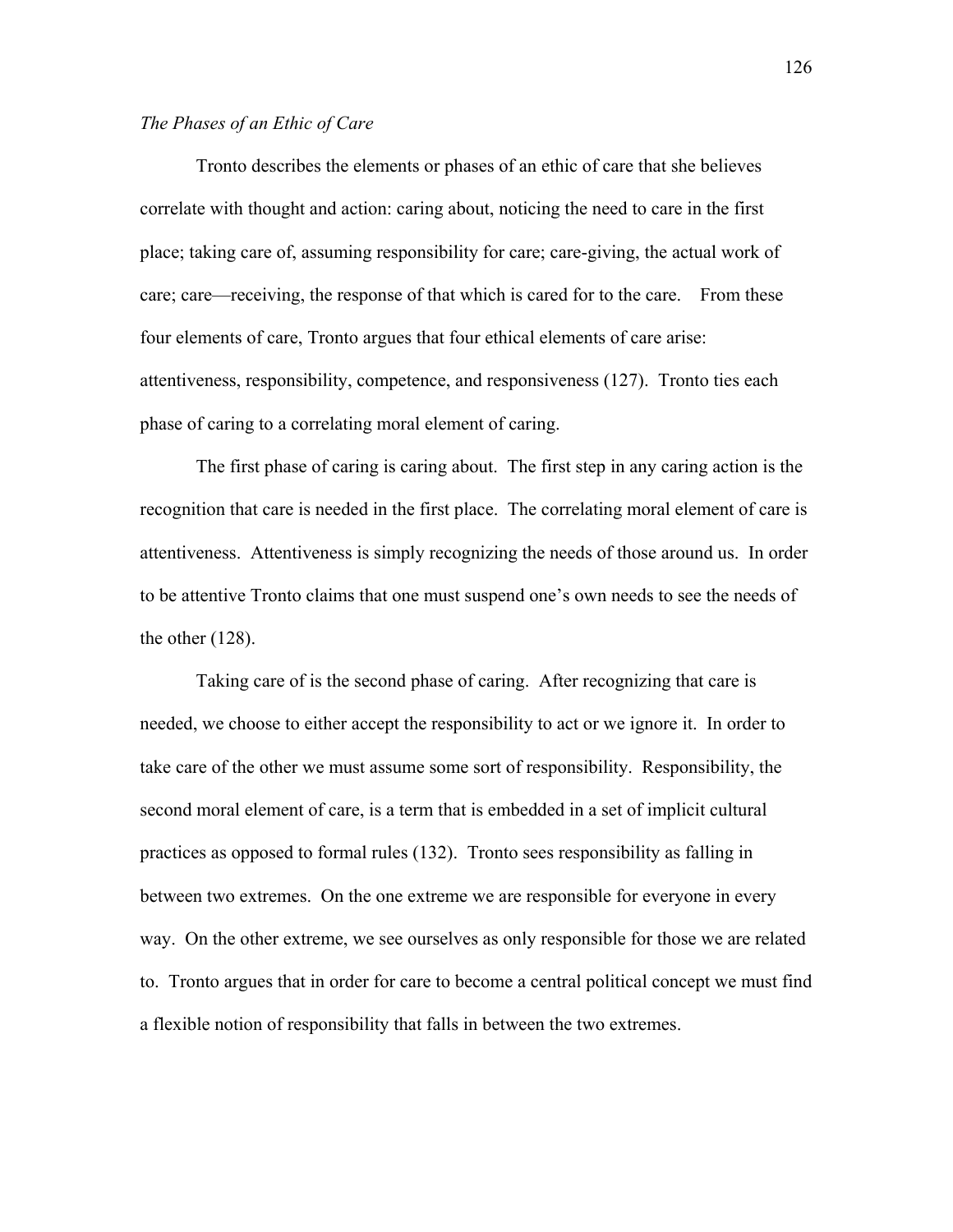*The Phases of an Ethic of Care*

Tronto describes the elements or phases of an ethic of care that she believes correlate with thought and action: caring about, noticing the need to care in the first place; taking care of, assuming responsibility for care; care-giving, the actual work of care; care—receiving, the response of that which is cared for to the care. From these four elements of care, Tronto argues that four ethical elements of care arise: attentiveness, responsibility, competence, and responsiveness (127). Tronto ties each phase of caring to a correlating moral element of caring.

The first phase of caring is caring about. The first step in any caring action is the recognition that care is needed in the first place. The correlating moral element of care is attentiveness. Attentiveness is simply recognizing the needs of those around us. In order to be attentive Tronto claims that one must suspend one's own needs to see the needs of the other (128).

Taking care of is the second phase of caring. After recognizing that care is needed, we choose to either accept the responsibility to act or we ignore it. In order to take care of the other we must assume some sort of responsibility. Responsibility, the second moral element of care, is a term that is embedded in a set of implicit cultural practices as opposed to formal rules (132). Tronto sees responsibility as falling in between two extremes. On the one extreme we are responsible for everyone in every way. On the other extreme, we see ourselves as only responsible for those we are related to. Tronto argues that in order for care to become a central political concept we must find a flexible notion of responsibility that falls in between the two extremes.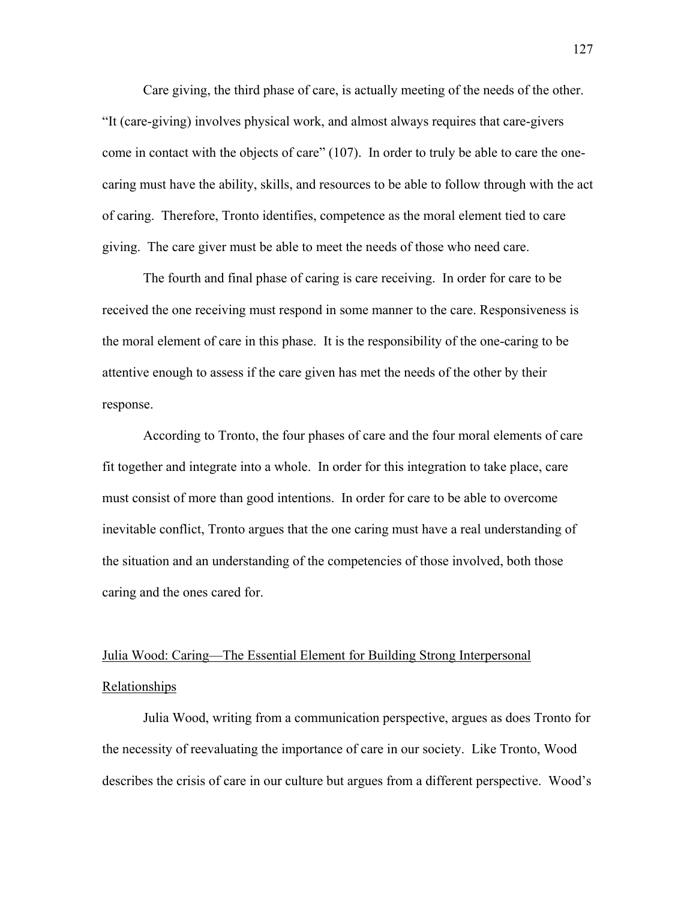Care giving, the third phase of care, is actually meeting of the needs of the other. "It (care-giving) involves physical work, and almost always requires that care-givers come in contact with the objects of care" (107). In order to truly be able to care the one-caring must have the ability, skills, and resources to be able to follow through with the act of caring. Therefore, Tronto identifies, competence as the moral element tied to care giving. The care giver must be able to meet the needs of those who need care.

The fourth and final phase of caring is care receiving. In order for care to be received the one receiving must respond in some manner to the care. Responsiveness is the moral element of care in this phase. It is the responsibility of the one-caring to be attentive enough to assess if the care given has met the needs of the other by their response.

According to Tronto, the four phases of care and the four moral elements of care fit together and integrate into a whole. In order for this integration to take place, care must consist of more than good intentions. In order for care to be able to overcome inevitable conflict, Tronto argues that the one caring must have a real understanding of the situation and an understanding of the competencies of those involved, both those caring and the ones cared for.

<u>Julia Wood: Caring—The Essential Element for Building Strong Interpersonal Relationships</u>

Julia Wood, writing from a communication perspective, argues as does Tronto for the necessity of reevaluating the importance of care in our society. Like Tronto, Wood describes the crisis of care in our culture but argues from a different perspective. Wood's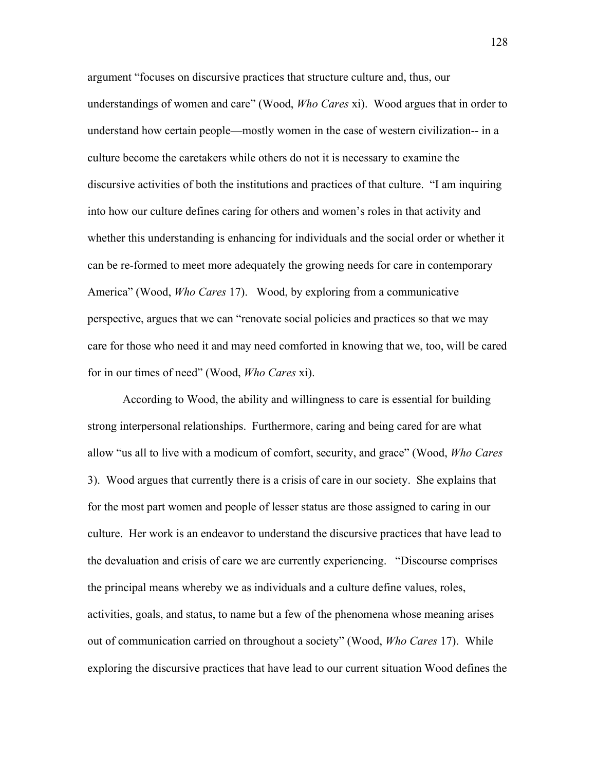argument "focuses on discursive practices that structure culture and, thus, our understandings of women and care" (Wood, *Who Cares* xi). Wood argues that in order to understand how certain people—mostly women in the case of western civilization-- in a culture become the caretakers while others do not it is necessary to examine the discursive activities of both the institutions and practices of that culture. "I am inquiring into how our culture defines caring for others and women's roles in that activity and whether this understanding is enhancing for individuals and the social order or whether it can be re-formed to meet more adequately the growing needs for care in contemporary America" (Wood, *Who Cares* 17). Wood, by exploring from a communicative perspective, argues that we can "renovate social policies and practices so that we may care for those who need it and may need comforted in knowing that we, too, will be cared for in our times of need" (Wood, *Who Cares* xi).

According to Wood, the ability and willingness to care is essential for building strong interpersonal relationships. Furthermore, caring and being cared for are what allow "us all to live with a modicum of comfort, security, and grace" (Wood, *Who Cares* 3). Wood argues that currently there is a crisis of care in our society. She explains that for the most part women and people of lesser status are those assigned to caring in our culture. Her work is an endeavor to understand the discursive practices that have lead to the devaluation and crisis of care we are currently experiencing. "Discourse comprises the principal means whereby we as individuals and a culture define values, roles, activities, goals, and status, to name but a few of the phenomena whose meaning arises out of communication carried on throughout a society" (Wood, *Who Cares* 17). While exploring the discursive practices that have lead to our current situation Wood defines the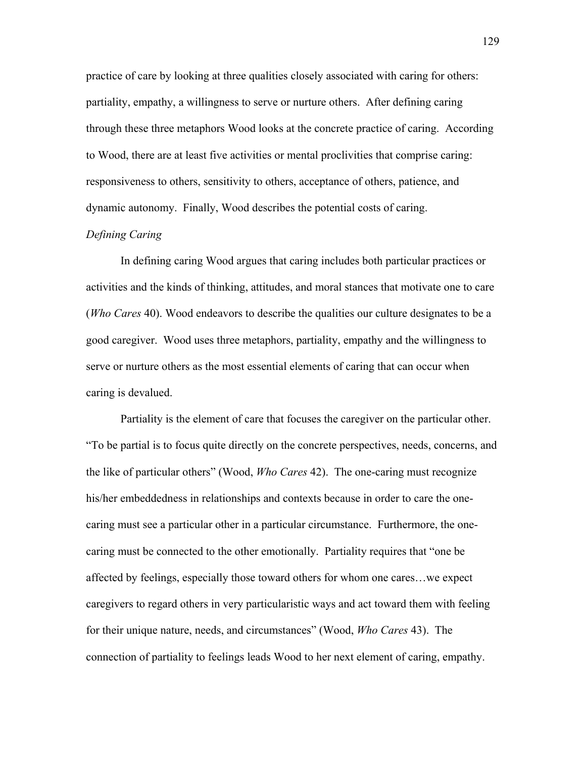practice of care by looking at three qualities closely associated with caring for others: partiality, empathy, a willingness to serve or nurture others. After defining caring through these three metaphors Wood looks at the concrete practice of caring. According to Wood, there are at least five activities or mental proclivities that comprise caring: responsiveness to others, sensitivity to others, acceptance of others, patience, and dynamic autonomy. Finally, Wood describes the potential costs of caring.

*Defining Caring*

In defining caring Wood argues that caring includes both particular practices or activities and the kinds of thinking, attitudes, and moral stances that motivate one to care (*Who Cares* 40). Wood endeavors to describe the qualities our culture designates to be a good caregiver. Wood uses three metaphors, partiality, empathy and the willingness to serve or nurture others as the most essential elements of caring that can occur when caring is devalued.

Partiality is the element of care that focuses the caregiver on the particular other. "To be partial is to focus quite directly on the concrete perspectives, needs, concerns, and the like of particular others" (Wood, *Who Cares* 42). The one-caring must recognize his/her embeddedness in relationships and contexts because in order to care the one-caring must see a particular other in a particular circumstance. Furthermore, the one-caring must be connected to the other emotionally. Partiality requires that "one be affected by feelings, especially those toward others for whom one cares…we expect caregivers to regard others in very particularistic ways and act toward them with feeling for their unique nature, needs, and circumstances" (Wood, *Who Cares* 43). The connection of partiality to feelings leads Wood to her next element of caring, empathy.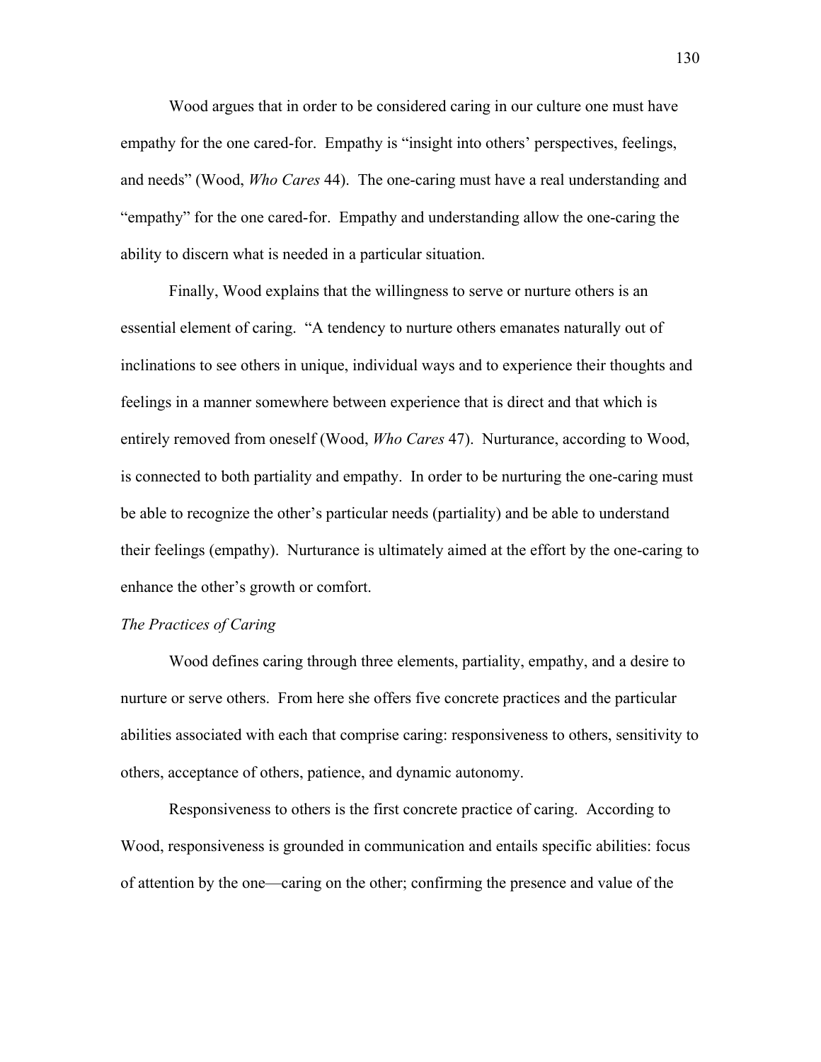Wood argues that in order to be considered caring in our culture one must have empathy for the one cared-for. Empathy is "insight into others' perspectives, feelings, and needs" (Wood, *Who Cares* 44). The one-caring must have a real understanding and "empathy" for the one cared-for. Empathy and understanding allow the one-caring the ability to discern what is needed in a particular situation.

Finally, Wood explains that the willingness to serve or nurture others is an essential element of caring. "A tendency to nurture others emanates naturally out of inclinations to see others in unique, individual ways and to experience their thoughts and feelings in a manner somewhere between experience that is direct and that which is entirely removed from oneself (Wood, *Who Cares* 47). Nurturance, according to Wood, is connected to both partiality and empathy. In order to be nurturing the one-caring must be able to recognize the other's particular needs (partiality) and be able to understand their feelings (empathy). Nurturance is ultimately aimed at the effort by the one-caring to enhance the other's growth or comfort.

*The Practices of Caring*

Wood defines caring through three elements, partiality, empathy, and a desire to nurture or serve others. From here she offers five concrete practices and the particular abilities associated with each that comprise caring: responsiveness to others, sensitivity to others, acceptance of others, patience, and dynamic autonomy.

Responsiveness to others is the first concrete practice of caring. According to Wood, responsiveness is grounded in communication and entails specific abilities: focus of attention by the one—caring on the other; confirming the presence and value of the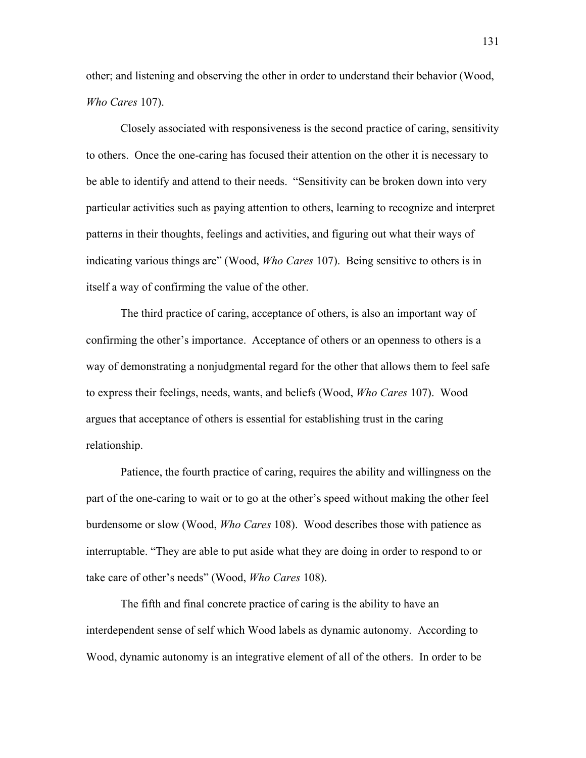other; and listening and observing the other in order to understand their behavior (Wood, *Who Cares* 107).

Closely associated with responsiveness is the second practice of caring, sensitivity to others. Once the one-caring has focused their attention on the other it is necessary to be able to identify and attend to their needs. "Sensitivity can be broken down into very particular activities such as paying attention to others, learning to recognize and interpret patterns in their thoughts, feelings and activities, and figuring out what their ways of indicating various things are" (Wood, *Who Cares* 107). Being sensitive to others is in itself a way of confirming the value of the other.

The third practice of caring, acceptance of others, is also an important way of confirming the other's importance. Acceptance of others or an openness to others is a way of demonstrating a nonjudgmental regard for the other that allows them to feel safe to express their feelings, needs, wants, and beliefs (Wood, *Who Cares* 107). Wood argues that acceptance of others is essential for establishing trust in the caring relationship.

Patience, the fourth practice of caring, requires the ability and willingness on the part of the one-caring to wait or to go at the other's speed without making the other feel burdensome or slow (Wood, *Who Cares* 108). Wood describes those with patience as interruptable. "They are able to put aside what they are doing in order to respond to or take care of other's needs" (Wood, *Who Cares* 108).

The fifth and final concrete practice of caring is the ability to have an interdependent sense of self which Wood labels as dynamic autonomy. According to Wood, dynamic autonomy is an integrative element of all of the others. In order to be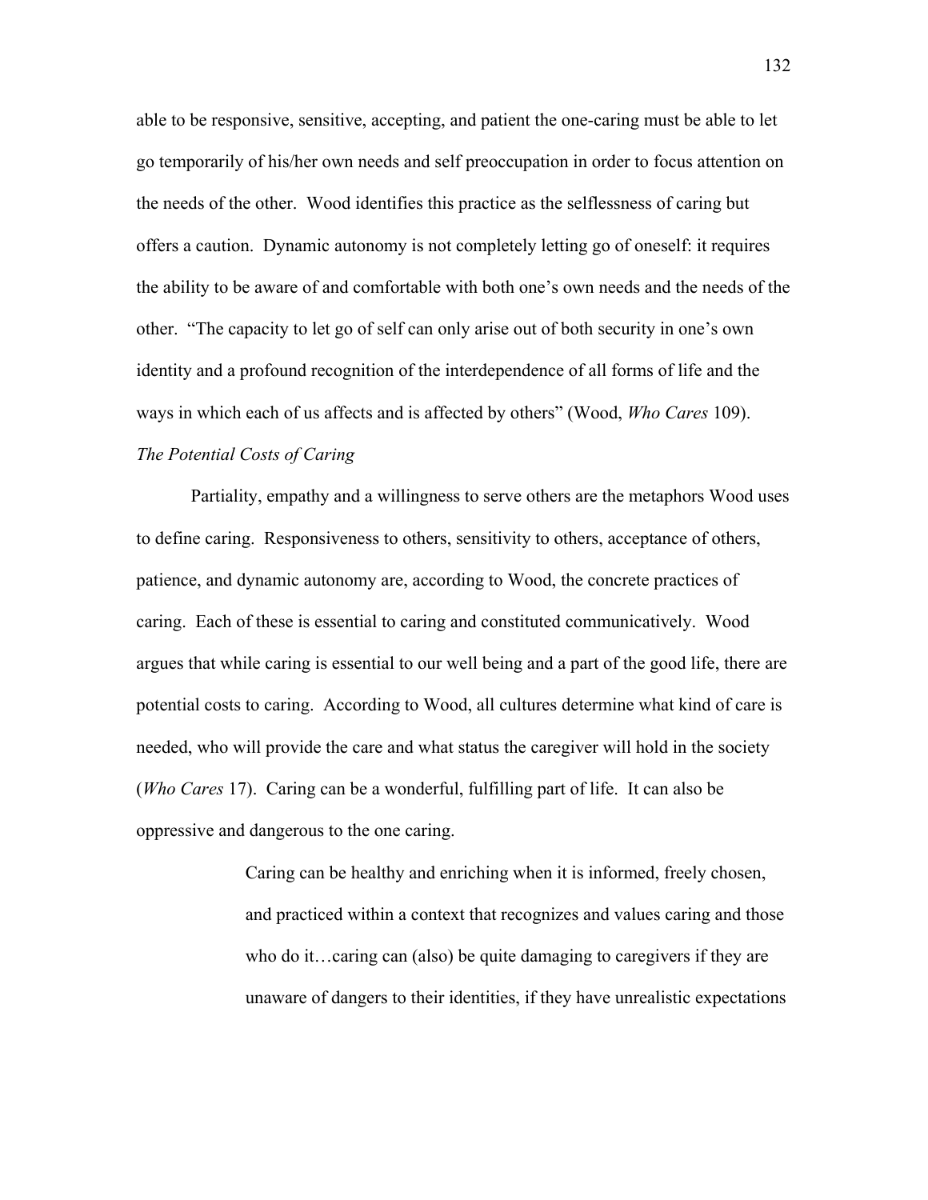able to be responsive, sensitive, accepting, and patient the one-caring must be able to let go temporarily of his/her own needs and self preoccupation in order to focus attention on the needs of the other. Wood identifies this practice as the selflessness of caring but offers a caution. Dynamic autonomy is not completely letting go of oneself: it requires the ability to be aware of and comfortable with both one's own needs and the needs of the other. "The capacity to let go of self can only arise out of both security in one's own identity and a profound recognition of the interdependence of all forms of life and the ways in which each of us affects and is affected by others" (Wood, *Who Cares* 109).

*The Potential Costs of Caring*

Partiality, empathy and a willingness to serve others are the metaphors Wood uses to define caring. Responsiveness to others, sensitivity to others, acceptance of others, patience, and dynamic autonomy are, according to Wood, the concrete practices of caring. Each of these is essential to caring and constituted communicatively. Wood argues that while caring is essential to our well being and a part of the good life, there are potential costs to caring. According to Wood, all cultures determine what kind of care is needed, who will provide the care and what status the caregiver will hold in the society (*Who Cares* 17). Caring can be a wonderful, fulfilling part of life. It can also be oppressive and dangerous to the one caring.

> Caring can be healthy and enriching when it is informed, freely chosen, and practiced within a context that recognizes and values caring and those who do it…caring can (also) be quite damaging to caregivers if they are unaware of dangers to their identities, if they have unrealistic expectations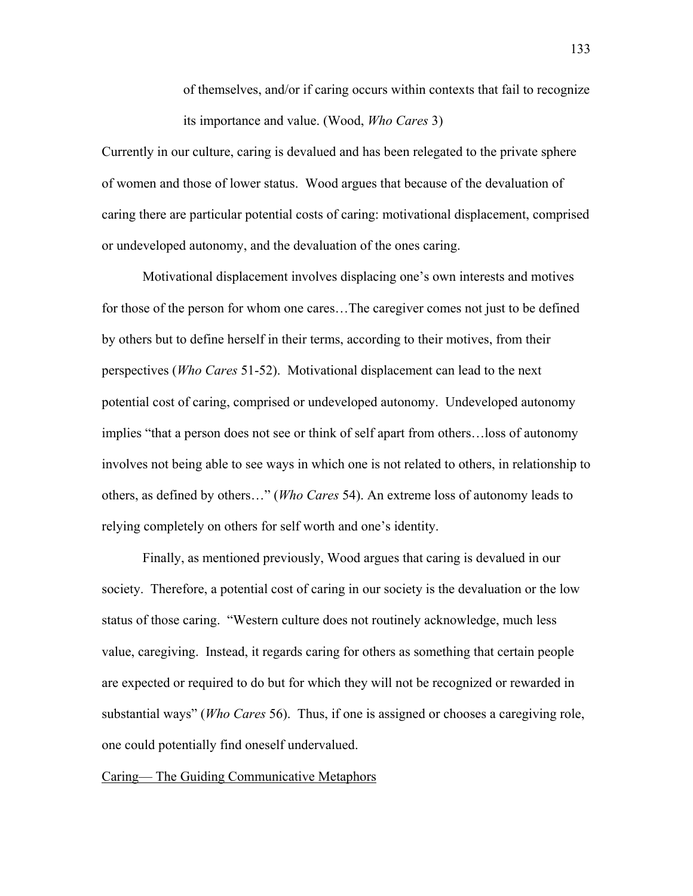> of themselves, and/or if caring occurs within contexts that fail to recognize its importance and value. (Wood, *Who Cares* 3)

Currently in our culture, caring is devalued and has been relegated to the private sphere of women and those of lower status. Wood argues that because of the devaluation of caring there are particular potential costs of caring: motivational displacement, comprised or undeveloped autonomy, and the devaluation of the ones caring.

Motivational displacement involves displacing one's own interests and motives for those of the person for whom one cares…The caregiver comes not just to be defined by others but to define herself in their terms, according to their motives, from their perspectives (*Who Cares* 51-52). Motivational displacement can lead to the next potential cost of caring, comprised or undeveloped autonomy. Undeveloped autonomy implies "that a person does not see or think of self apart from others…loss of autonomy involves not being able to see ways in which one is not related to others, in relationship to others, as defined by others…" (*Who Cares* 54). An extreme loss of autonomy leads to relying completely on others for self worth and one's identity.

Finally, as mentioned previously, Wood argues that caring is devalued in our society. Therefore, a potential cost of caring in our society is the devaluation or the low status of those caring. "Western culture does not routinely acknowledge, much less value, caregiving. Instead, it regards caring for others as something that certain people are expected or required to do but for which they will not be recognized or rewarded in substantial ways" (*Who Cares* 56). Thus, if one is assigned or chooses a caregiving role, one could potentially find oneself undervalued.

<u>Caring— The Guiding Communicative Metaphors</u>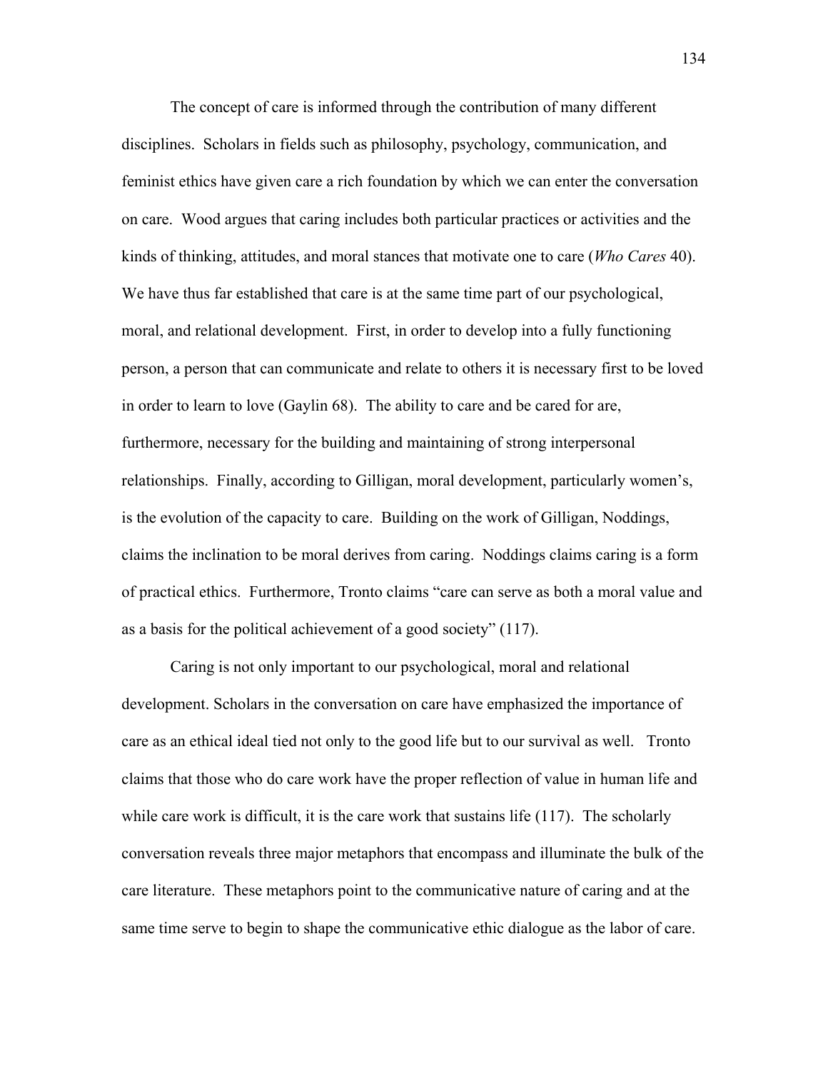The concept of care is informed through the contribution of many different disciplines. Scholars in fields such as philosophy, psychology, communication, and feminist ethics have given care a rich foundation by which we can enter the conversation on care. Wood argues that caring includes both particular practices or activities and the kinds of thinking, attitudes, and moral stances that motivate one to care (*Who Cares* 40). We have thus far established that care is at the same time part of our psychological, moral, and relational development. First, in order to develop into a fully functioning person, a person that can communicate and relate to others it is necessary first to be loved in order to learn to love (Gaylin 68). The ability to care and be cared for are, furthermore, necessary for the building and maintaining of strong interpersonal relationships. Finally, according to Gilligan, moral development, particularly women's, is the evolution of the capacity to care. Building on the work of Gilligan, Noddings, claims the inclination to be moral derives from caring. Noddings claims caring is a form of practical ethics. Furthermore, Tronto claims "care can serve as both a moral value and as a basis for the political achievement of a good society" (117).

Caring is not only important to our psychological, moral and relational development. Scholars in the conversation on care have emphasized the importance of care as an ethical ideal tied not only to the good life but to our survival as well. Tronto claims that those who do care work have the proper reflection of value in human life and while care work is difficult, it is the care work that sustains life (117). The scholarly conversation reveals three major metaphors that encompass and illuminate the bulk of the care literature. These metaphors point to the communicative nature of caring and at the same time serve to begin to shape the communicative ethic dialogue as the labor of care.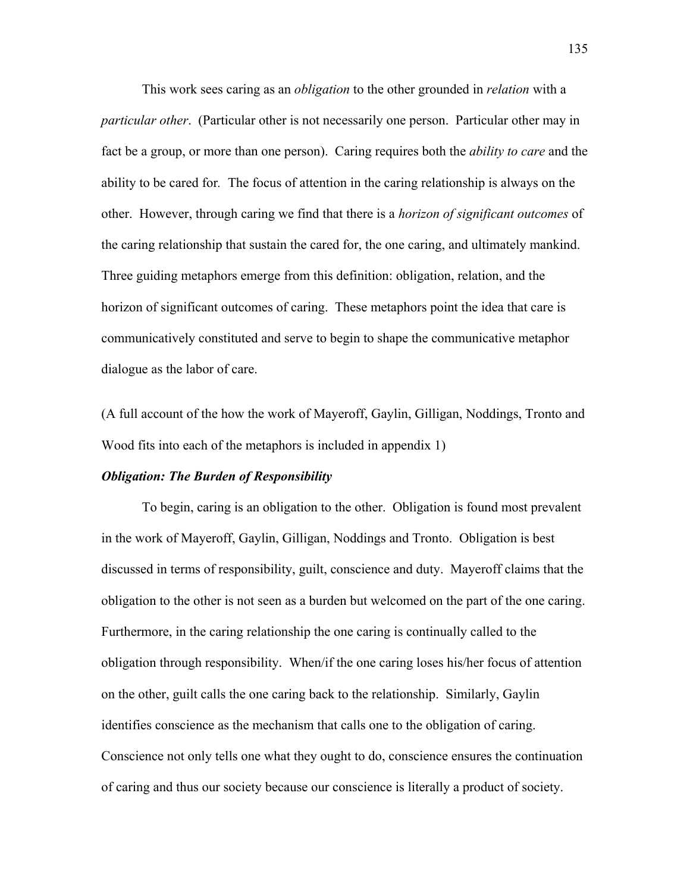This work sees caring as an *obligation* to the other grounded in *relation* with a *particular other*. (Particular other is not necessarily one person. Particular other may in fact be a group, or more than one person). Caring requires both the *ability to care* and the ability to be cared for. The focus of attention in the caring relationship is always on the other. However, through caring we find that there is a *horizon of significant outcomes* of the caring relationship that sustain the cared for, the one caring, and ultimately mankind. Three guiding metaphors emerge from this definition: obligation, relation, and the horizon of significant outcomes of caring. These metaphors point the idea that care is communicatively constituted and serve to begin to shape the communicative metaphor dialogue as the labor of care.

(A full account of the how the work of Mayeroff, Gaylin, Gilligan, Noddings, Tronto and Wood fits into each of the metaphors is included in appendix 1)

***Obligation: The Burden of Responsibility***

To begin, caring is an obligation to the other. Obligation is found most prevalent in the work of Mayeroff, Gaylin, Gilligan, Noddings and Tronto. Obligation is best discussed in terms of responsibility, guilt, conscience and duty. Mayeroff claims that the obligation to the other is not seen as a burden but welcomed on the part of the one caring. Furthermore, in the caring relationship the one caring is continually called to the obligation through responsibility. When/if the one caring loses his/her focus of attention on the other, guilt calls the one caring back to the relationship. Similarly, Gaylin identifies conscience as the mechanism that calls one to the obligation of caring. Conscience not only tells one what they ought to do, conscience ensures the continuation of caring and thus our society because our conscience is literally a product of society.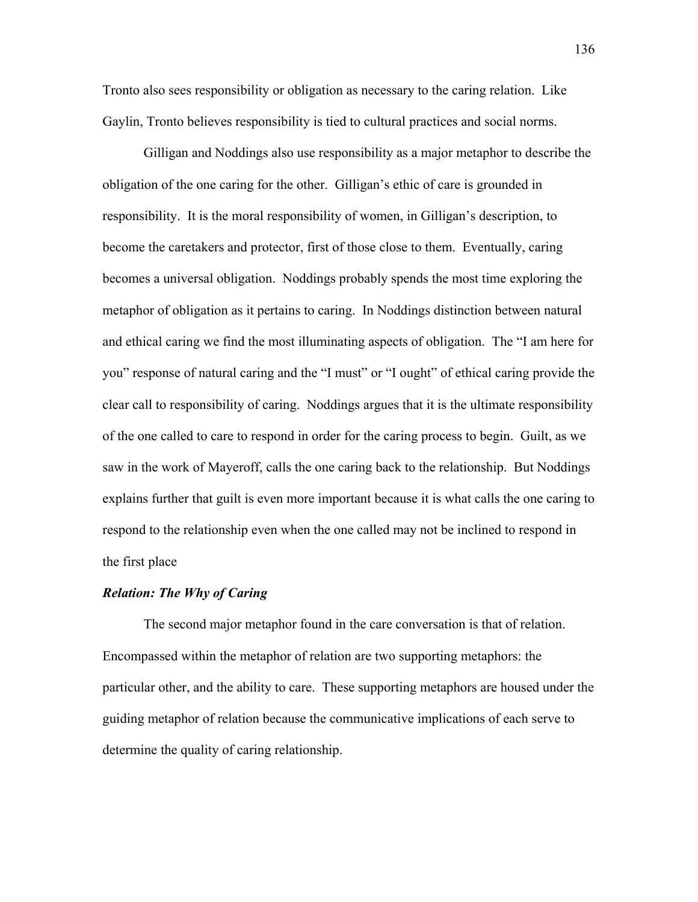Tronto also sees responsibility or obligation as necessary to the caring relation. Like Gaylin, Tronto believes responsibility is tied to cultural practices and social norms.

Gilligan and Noddings also use responsibility as a major metaphor to describe the obligation of the one caring for the other. Gilligan's ethic of care is grounded in responsibility. It is the moral responsibility of women, in Gilligan's description, to become the caretakers and protector, first of those close to them. Eventually, caring becomes a universal obligation. Noddings probably spends the most time exploring the metaphor of obligation as it pertains to caring. In Noddings distinction between natural and ethical caring we find the most illuminating aspects of obligation. The "I am here for you" response of natural caring and the "I must" or "I ought" of ethical caring provide the clear call to responsibility of caring. Noddings argues that it is the ultimate responsibility of the one called to care to respond in order for the caring process to begin. Guilt, as we saw in the work of Mayeroff, calls the one caring back to the relationship. But Noddings explains further that guilt is even more important because it is what calls the one caring to respond to the relationship even when the one called may not be inclined to respond in the first place

### *Relation: The Why of Caring*

The second major metaphor found in the care conversation is that of relation. Encompassed within the metaphor of relation are two supporting metaphors: the particular other, and the ability to care. These supporting metaphors are housed under the guiding metaphor of relation because the communicative implications of each serve to determine the quality of caring relationship.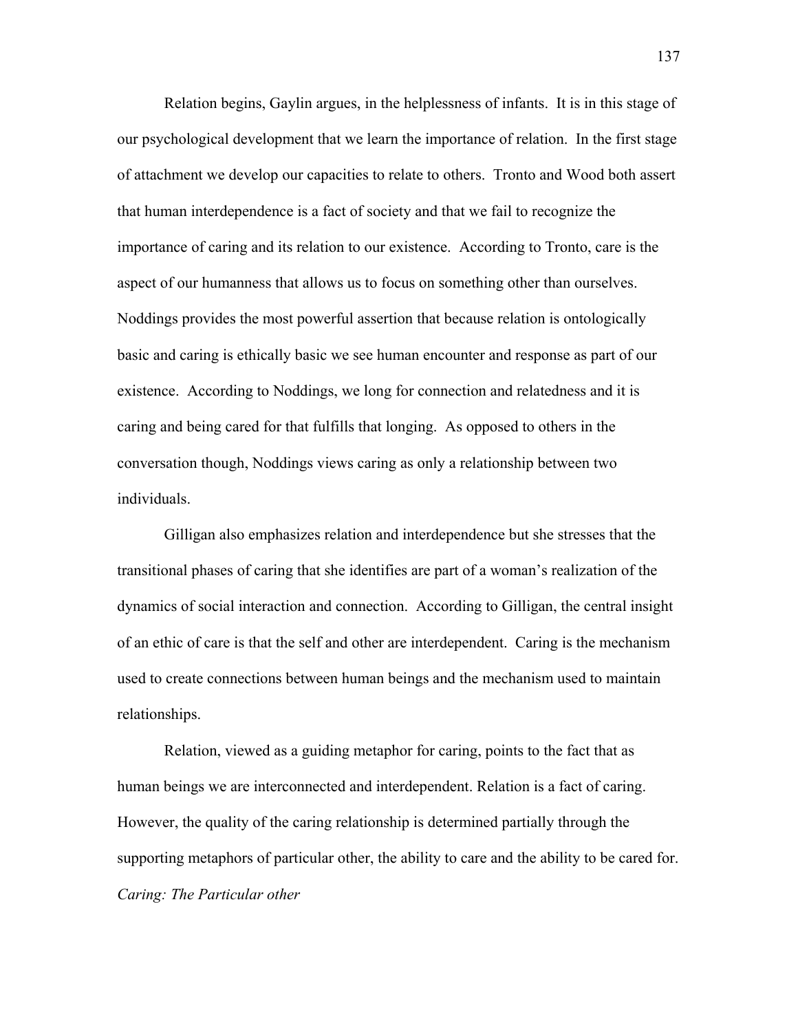Relation begins, Gaylin argues, in the helplessness of infants. It is in this stage of our psychological development that we learn the importance of relation. In the first stage of attachment we develop our capacities to relate to others. Tronto and Wood both assert that human interdependence is a fact of society and that we fail to recognize the importance of caring and its relation to our existence. According to Tronto, care is the aspect of our humanness that allows us to focus on something other than ourselves. Noddings provides the most powerful assertion that because relation is ontologically basic and caring is ethically basic we see human encounter and response as part of our existence. According to Noddings, we long for connection and relatedness and it is caring and being cared for that fulfills that longing. As opposed to others in the conversation though, Noddings views caring as only a relationship between two individuals.

Gilligan also emphasizes relation and interdependence but she stresses that the transitional phases of caring that she identifies are part of a woman's realization of the dynamics of social interaction and connection. According to Gilligan, the central insight of an ethic of care is that the self and other are interdependent. Caring is the mechanism used to create connections between human beings and the mechanism used to maintain relationships.

Relation, viewed as a guiding metaphor for caring, points to the fact that as human beings we are interconnected and interdependent. Relation is a fact of caring. However, the quality of the caring relationship is determined partially through the supporting metaphors of particular other, the ability to care and the ability to be cared for.

*Caring: The Particular other*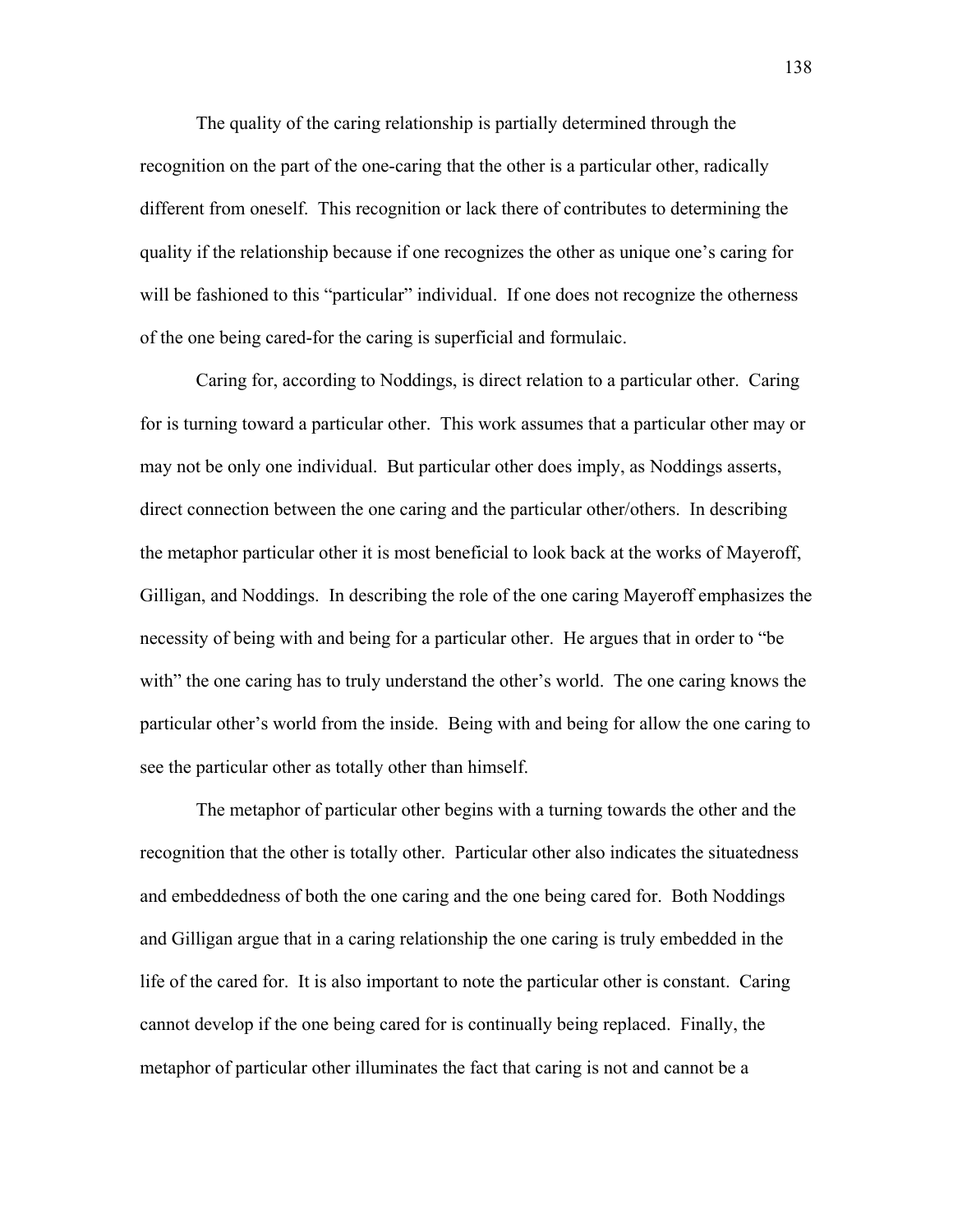The quality of the caring relationship is partially determined through the recognition on the part of the one-caring that the other is a particular other, radically different from oneself. This recognition or lack there of contributes to determining the quality if the relationship because if one recognizes the other as unique one's caring for will be fashioned to this "particular" individual. If one does not recognize the otherness of the one being cared-for the caring is superficial and formulaic.

Caring for, according to Noddings, is direct relation to a particular other. Caring for is turning toward a particular other. This work assumes that a particular other may or may not be only one individual. But particular other does imply, as Noddings asserts, direct connection between the one caring and the particular other/others. In describing the metaphor particular other it is most beneficial to look back at the works of Mayeroff, Gilligan, and Noddings. In describing the role of the one caring Mayeroff emphasizes the necessity of being with and being for a particular other. He argues that in order to "be with" the one caring has to truly understand the other's world. The one caring knows the particular other's world from the inside. Being with and being for allow the one caring to see the particular other as totally other than himself.

The metaphor of particular other begins with a turning towards the other and the recognition that the other is totally other. Particular other also indicates the situatedness and embeddedness of both the one caring and the one being cared for. Both Noddings and Gilligan argue that in a caring relationship the one caring is truly embedded in the life of the cared for. It is also important to note the particular other is constant. Caring cannot develop if the one being cared for is continually being replaced. Finally, the metaphor of particular other illuminates the fact that caring is not and cannot be a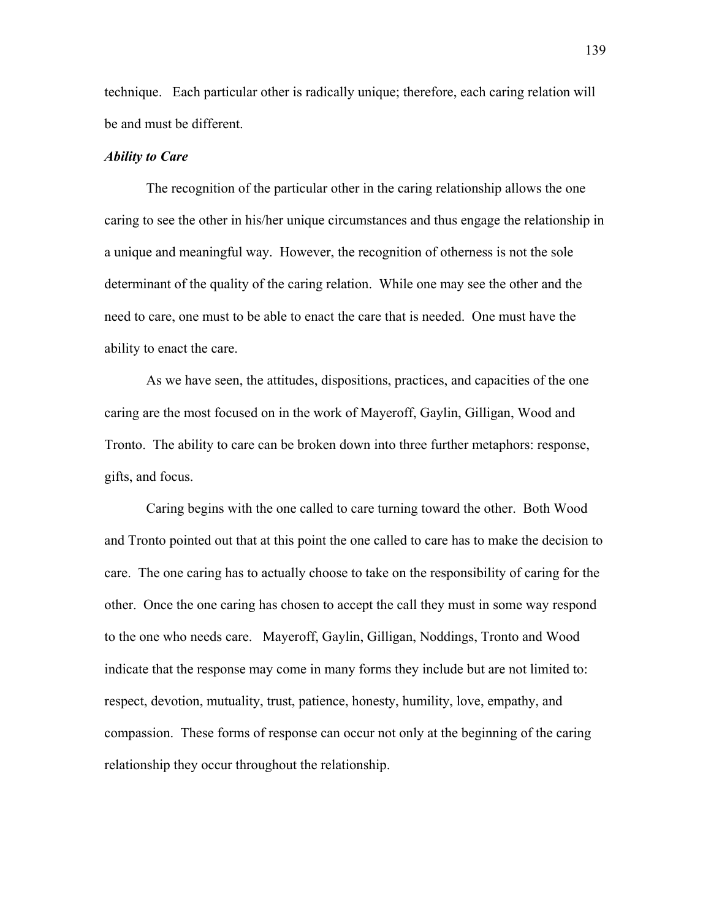technique.   Each particular other is radically unique; therefore, each caring relation will be and must be different.

***Ability to Care***

The recognition of the particular other in the caring relationship allows the one caring to see the other in his/her unique circumstances and thus engage the relationship in a unique and meaningful way.  However, the recognition of otherness is not the sole determinant of the quality of the caring relation.  While one may see the other and the need to care, one must to be able to enact the care that is needed.  One must have the ability to enact the care.

As we have seen, the attitudes, dispositions, practices, and capacities of the one caring are the most focused on in the work of Mayeroff, Gaylin, Gilligan, Wood and Tronto.  The ability to care can be broken down into three further metaphors: response, gifts, and focus.

Caring begins with the one called to care turning toward the other.  Both Wood and Tronto pointed out that at this point the one called to care has to make the decision to care.  The one caring has to actually choose to take on the responsibility of caring for the other.  Once the one caring has chosen to accept the call they must in some way respond to the one who needs care.   Mayeroff, Gaylin, Gilligan, Noddings, Tronto and Wood indicate that the response may come in many forms they include but are not limited to: respect, devotion, mutuality, trust, patience, honesty, humility, love, empathy, and compassion.  These forms of response can occur not only at the beginning of the caring relationship they occur throughout the relationship.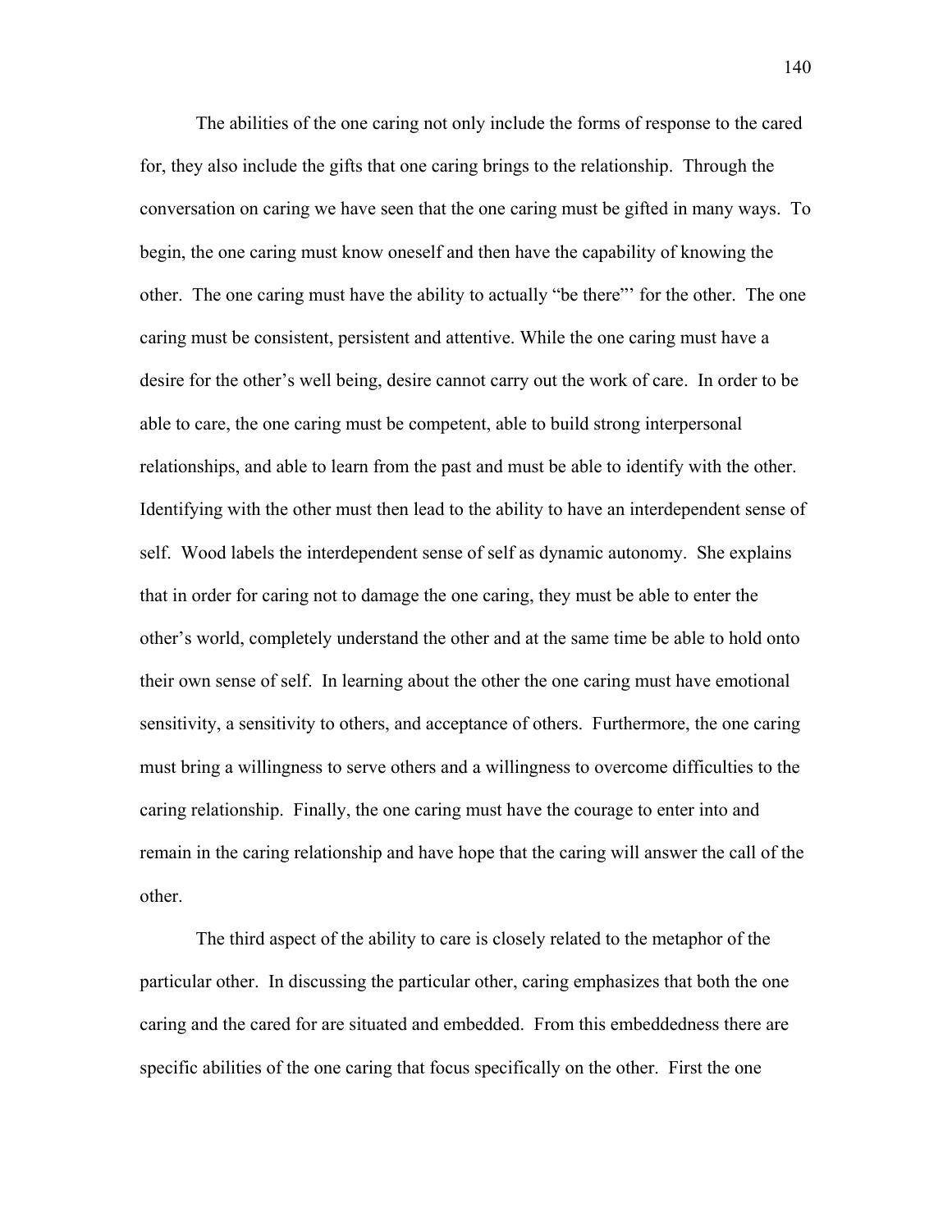The abilities of the one caring not only include the forms of response to the cared for, they also include the gifts that one caring brings to the relationship. Through the conversation on caring we have seen that the one caring must be gifted in many ways. To begin, the one caring must know oneself and then have the capability of knowing the other. The one caring must have the ability to actually "be there"' for the other. The one caring must be consistent, persistent and attentive. While the one caring must have a desire for the other's well being, desire cannot carry out the work of care. In order to be able to care, the one caring must be competent, able to build strong interpersonal relationships, and able to learn from the past and must be able to identify with the other. Identifying with the other must then lead to the ability to have an interdependent sense of self. Wood labels the interdependent sense of self as dynamic autonomy. She explains that in order for caring not to damage the one caring, they must be able to enter the other's world, completely understand the other and at the same time be able to hold onto their own sense of self. In learning about the other the one caring must have emotional sensitivity, a sensitivity to others, and acceptance of others. Furthermore, the one caring must bring a willingness to serve others and a willingness to overcome difficulties to the caring relationship. Finally, the one caring must have the courage to enter into and remain in the caring relationship and have hope that the caring will answer the call of the other.

The third aspect of the ability to care is closely related to the metaphor of the particular other. In discussing the particular other, caring emphasizes that both the one caring and the cared for are situated and embedded. From this embeddedness there are specific abilities of the one caring that focus specifically on the other. First the one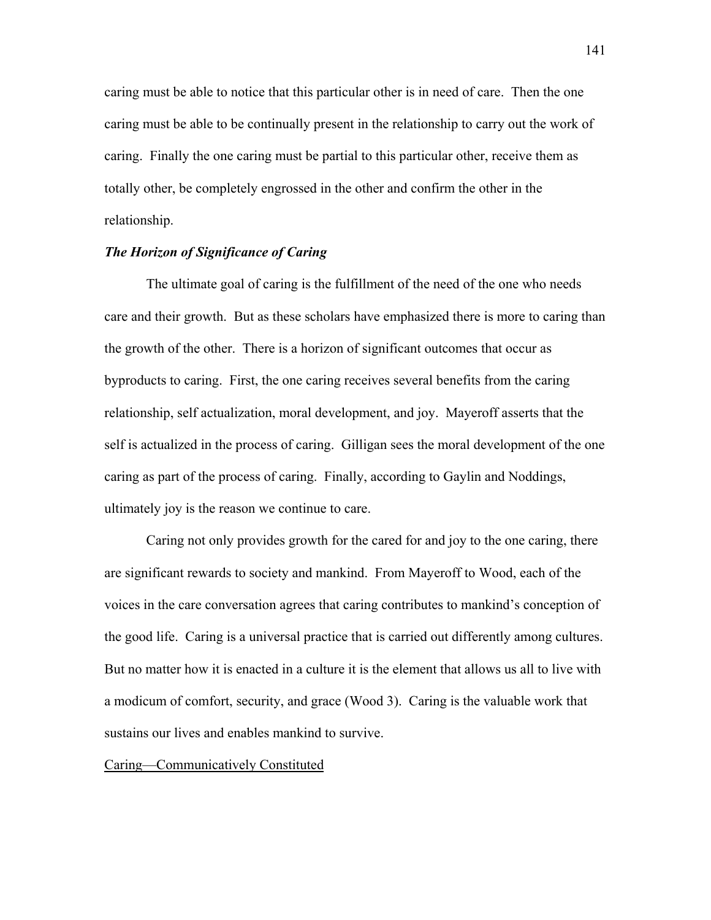caring must be able to notice that this particular other is in need of care. Then the one caring must be able to be continually present in the relationship to carry out the work of caring. Finally the one caring must be partial to this particular other, receive them as totally other, be completely engrossed in the other and confirm the other in the relationship.

### ***The Horizon of Significance of Caring***

The ultimate goal of caring is the fulfillment of the need of the one who needs care and their growth. But as these scholars have emphasized there is more to caring than the growth of the other. There is a horizon of significant outcomes that occur as byproducts to caring. First, the one caring receives several benefits from the caring relationship, self actualization, moral development, and joy. Mayeroff asserts that the self is actualized in the process of caring. Gilligan sees the moral development of the one caring as part of the process of caring. Finally, according to Gaylin and Noddings, ultimately joy is the reason we continue to care.

Caring not only provides growth for the cared for and joy to the one caring, there are significant rewards to society and mankind. From Mayeroff to Wood, each of the voices in the care conversation agrees that caring contributes to mankind's conception of the good life. Caring is a universal practice that is carried out differently among cultures. But no matter how it is enacted in a culture it is the element that allows us all to live with a modicum of comfort, security, and grace (Wood 3). Caring is the valuable work that sustains our lives and enables mankind to survive.

<u>Caring—Communicatively Constituted</u>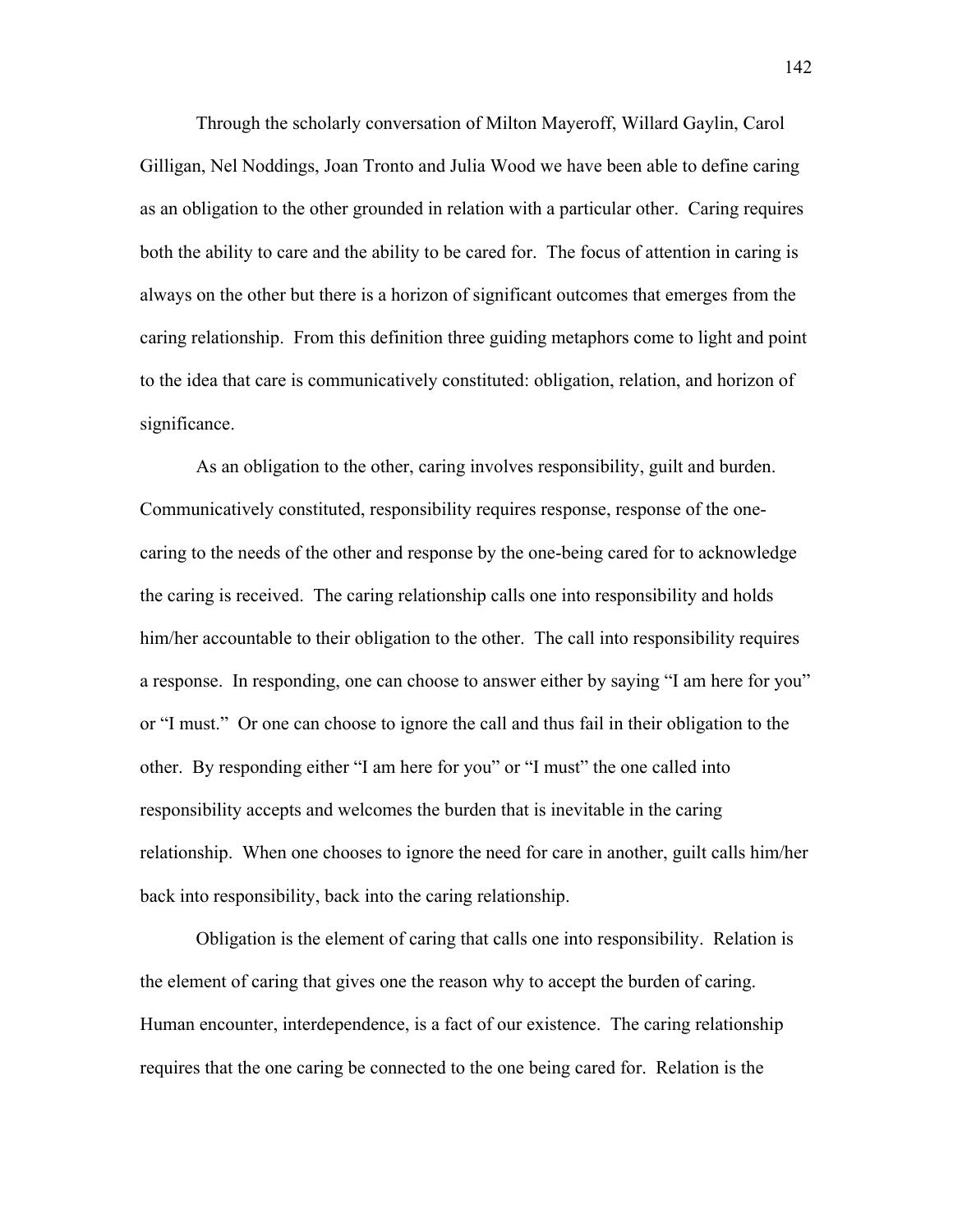Through the scholarly conversation of Milton Mayeroff, Willard Gaylin, Carol Gilligan, Nel Noddings, Joan Tronto and Julia Wood we have been able to define caring as an obligation to the other grounded in relation with a particular other. Caring requires both the ability to care and the ability to be cared for. The focus of attention in caring is always on the other but there is a horizon of significant outcomes that emerges from the caring relationship. From this definition three guiding metaphors come to light and point to the idea that care is communicatively constituted: obligation, relation, and horizon of significance.

As an obligation to the other, caring involves responsibility, guilt and burden. Communicatively constituted, responsibility requires response, response of the one-caring to the needs of the other and response by the one-being cared for to acknowledge the caring is received. The caring relationship calls one into responsibility and holds him/her accountable to their obligation to the other. The call into responsibility requires a response. In responding, one can choose to answer either by saying "I am here for you" or "I must." Or one can choose to ignore the call and thus fail in their obligation to the other. By responding either "I am here for you" or "I must" the one called into responsibility accepts and welcomes the burden that is inevitable in the caring relationship. When one chooses to ignore the need for care in another, guilt calls him/her back into responsibility, back into the caring relationship.

Obligation is the element of caring that calls one into responsibility. Relation is the element of caring that gives one the reason why to accept the burden of caring. Human encounter, interdependence, is a fact of our existence. The caring relationship requires that the one caring be connected to the one being cared for. Relation is the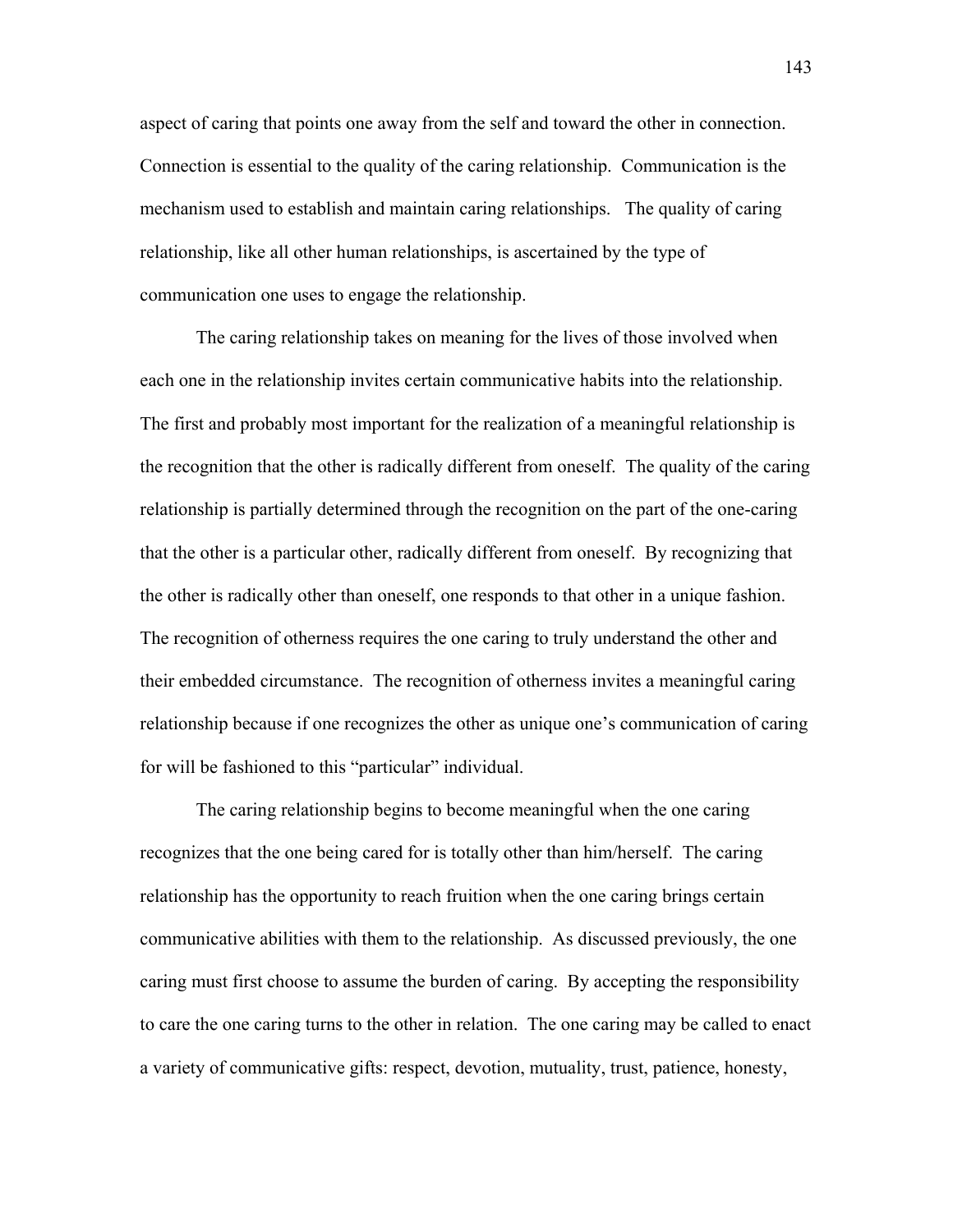aspect of caring that points one away from the self and toward the other in connection. Connection is essential to the quality of the caring relationship. Communication is the mechanism used to establish and maintain caring relationships. The quality of caring relationship, like all other human relationships, is ascertained by the type of communication one uses to engage the relationship.

The caring relationship takes on meaning for the lives of those involved when each one in the relationship invites certain communicative habits into the relationship. The first and probably most important for the realization of a meaningful relationship is the recognition that the other is radically different from oneself. The quality of the caring relationship is partially determined through the recognition on the part of the one-caring that the other is a particular other, radically different from oneself. By recognizing that the other is radically other than oneself, one responds to that other in a unique fashion. The recognition of otherness requires the one caring to truly understand the other and their embedded circumstance. The recognition of otherness invites a meaningful caring relationship because if one recognizes the other as unique one's communication of caring for will be fashioned to this "particular" individual.

The caring relationship begins to become meaningful when the one caring recognizes that the one being cared for is totally other than him/herself. The caring relationship has the opportunity to reach fruition when the one caring brings certain communicative abilities with them to the relationship. As discussed previously, the one caring must first choose to assume the burden of caring. By accepting the responsibility to care the one caring turns to the other in relation. The one caring may be called to enact a variety of communicative gifts: respect, devotion, mutuality, trust, patience, honesty,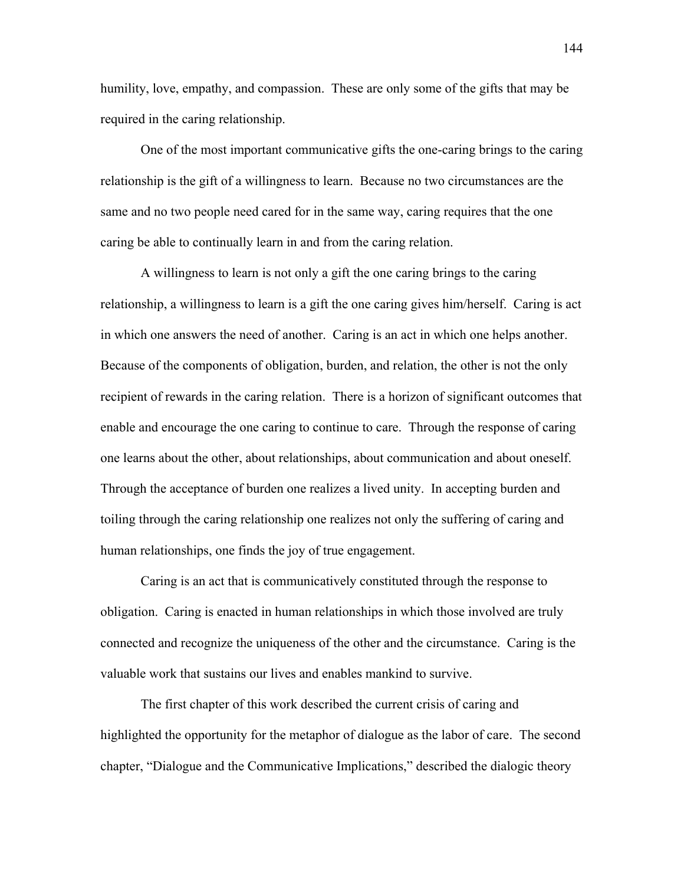humility, love, empathy, and compassion. These are only some of the gifts that may be required in the caring relationship.

One of the most important communicative gifts the one-caring brings to the caring relationship is the gift of a willingness to learn. Because no two circumstances are the same and no two people need cared for in the same way, caring requires that the one caring be able to continually learn in and from the caring relation.

A willingness to learn is not only a gift the one caring brings to the caring relationship, a willingness to learn is a gift the one caring gives him/herself. Caring is act in which one answers the need of another. Caring is an act in which one helps another. Because of the components of obligation, burden, and relation, the other is not the only recipient of rewards in the caring relation. There is a horizon of significant outcomes that enable and encourage the one caring to continue to care. Through the response of caring one learns about the other, about relationships, about communication and about oneself. Through the acceptance of burden one realizes a lived unity. In accepting burden and toiling through the caring relationship one realizes not only the suffering of caring and human relationships, one finds the joy of true engagement.

Caring is an act that is communicatively constituted through the response to obligation. Caring is enacted in human relationships in which those involved are truly connected and recognize the uniqueness of the other and the circumstance. Caring is the valuable work that sustains our lives and enables mankind to survive.

The first chapter of this work described the current crisis of caring and highlighted the opportunity for the metaphor of dialogue as the labor of care. The second chapter, "Dialogue and the Communicative Implications," described the dialogic theory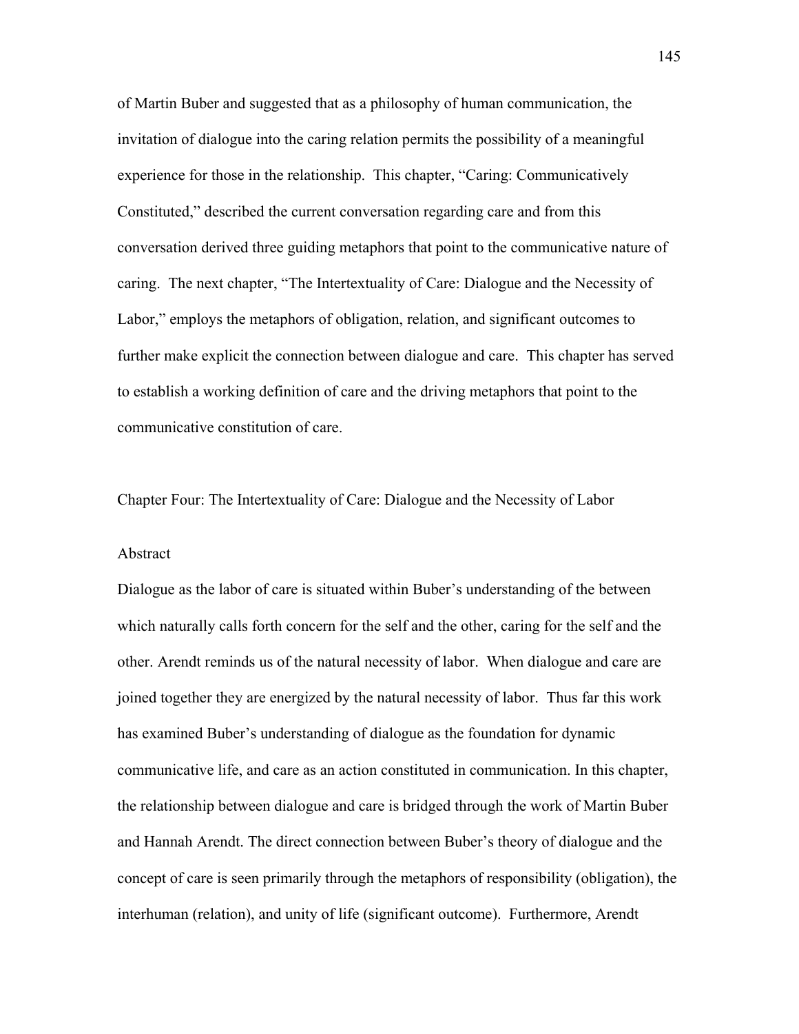of Martin Buber and suggested that as a philosophy of human communication, the invitation of dialogue into the caring relation permits the possibility of a meaningful experience for those in the relationship. This chapter, "Caring: Communicatively Constituted," described the current conversation regarding care and from this conversation derived three guiding metaphors that point to the communicative nature of caring. The next chapter, "The Intertextuality of Care: Dialogue and the Necessity of Labor," employs the metaphors of obligation, relation, and significant outcomes to further make explicit the connection between dialogue and care. This chapter has served to establish a working definition of care and the driving metaphors that point to the communicative constitution of care.

## Chapter Four: The Intertextuality of Care: Dialogue and the Necessity of Labor

### Abstract

Dialogue as the labor of care is situated within Buber's understanding of the between which naturally calls forth concern for the self and the other, caring for the self and the other. Arendt reminds us of the natural necessity of labor. When dialogue and care are joined together they are energized by the natural necessity of labor. Thus far this work has examined Buber's understanding of dialogue as the foundation for dynamic communicative life, and care as an action constituted in communication. In this chapter, the relationship between dialogue and care is bridged through the work of Martin Buber and Hannah Arendt. The direct connection between Buber's theory of dialogue and the concept of care is seen primarily through the metaphors of responsibility (obligation), the interhuman (relation), and unity of life (significant outcome). Furthermore, Arendt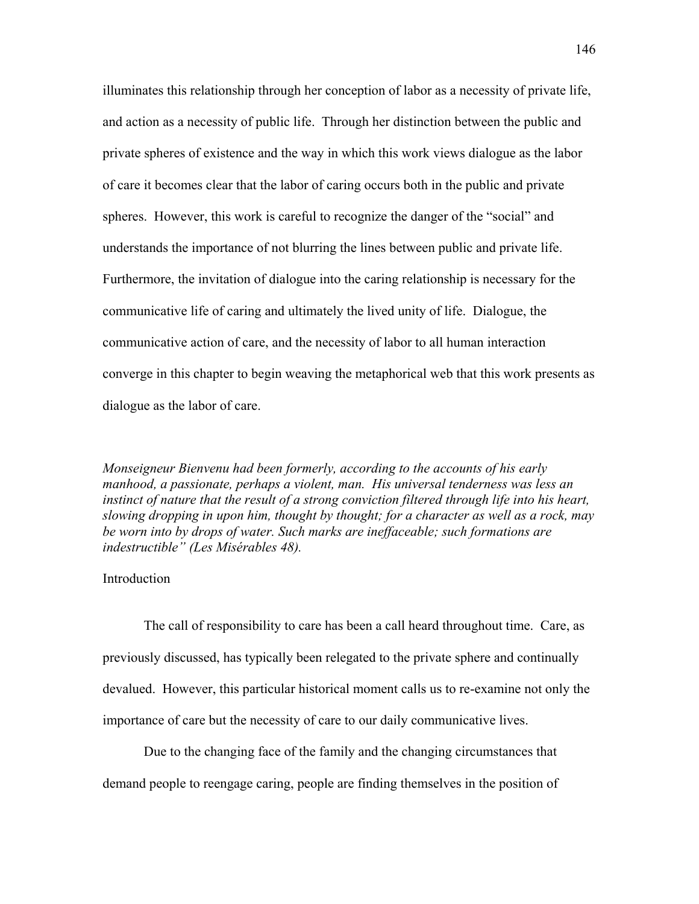illuminates this relationship through her conception of labor as a necessity of private life, and action as a necessity of public life. Through her distinction between the public and private spheres of existence and the way in which this work views dialogue as the labor of care it becomes clear that the labor of caring occurs both in the public and private spheres. However, this work is careful to recognize the danger of the "social" and understands the importance of not blurring the lines between public and private life. Furthermore, the invitation of dialogue into the caring relationship is necessary for the communicative life of caring and ultimately the lived unity of life. Dialogue, the communicative action of care, and the necessity of labor to all human interaction converge in this chapter to begin weaving the metaphorical web that this work presents as dialogue as the labor of care.

*Monseigneur Bienvenu had been formerly, according to the accounts of his early manhood, a passionate, perhaps a violent, man. His universal tenderness was less an instinct of nature that the result of a strong conviction filtered through life into his heart, slowing dropping in upon him, thought by thought; for a character as well as a rock, may be worn into by drops of water. Such marks are ineffaceable; such formations are indestructible" (Les Misérables 48).*

Introduction

The call of responsibility to care has been a call heard throughout time. Care, as previously discussed, has typically been relegated to the private sphere and continually devalued. However, this particular historical moment calls us to re-examine not only the importance of care but the necessity of care to our daily communicative lives.

Due to the changing face of the family and the changing circumstances that demand people to reengage caring, people are finding themselves in the position of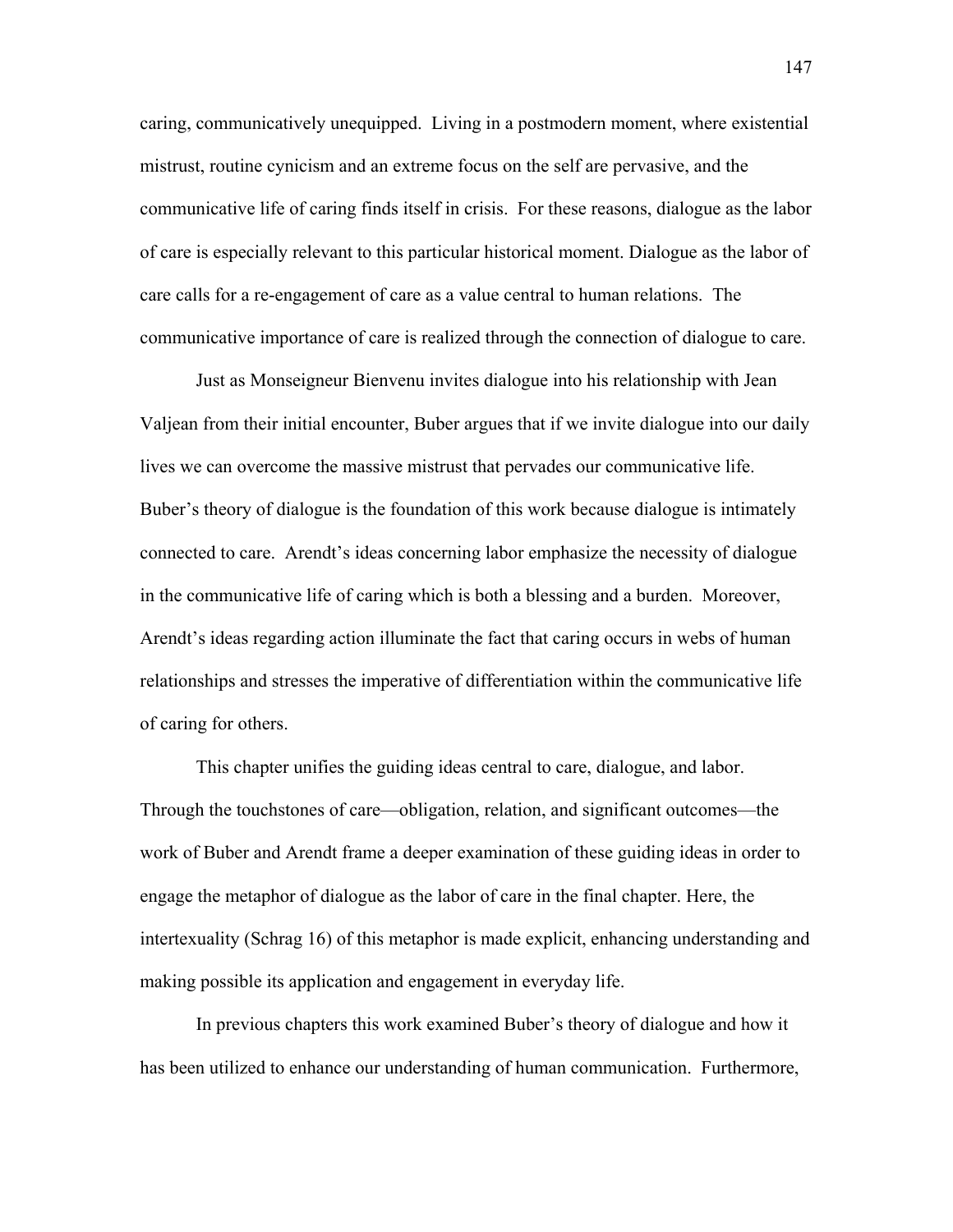caring, communicatively unequipped. Living in a postmodern moment, where existential mistrust, routine cynicism and an extreme focus on the self are pervasive, and the communicative life of caring finds itself in crisis. For these reasons, dialogue as the labor of care is especially relevant to this particular historical moment. Dialogue as the labor of care calls for a re-engagement of care as a value central to human relations. The communicative importance of care is realized through the connection of dialogue to care.

Just as Monseigneur Bienvenu invites dialogue into his relationship with Jean Valjean from their initial encounter, Buber argues that if we invite dialogue into our daily lives we can overcome the massive mistrust that pervades our communicative life. Buber's theory of dialogue is the foundation of this work because dialogue is intimately connected to care. Arendt's ideas concerning labor emphasize the necessity of dialogue in the communicative life of caring which is both a blessing and a burden. Moreover, Arendt's ideas regarding action illuminate the fact that caring occurs in webs of human relationships and stresses the imperative of differentiation within the communicative life of caring for others.

This chapter unifies the guiding ideas central to care, dialogue, and labor. Through the touchstones of care—obligation, relation, and significant outcomes—the work of Buber and Arendt frame a deeper examination of these guiding ideas in order to engage the metaphor of dialogue as the labor of care in the final chapter. Here, the intertexuality (Schrag 16) of this metaphor is made explicit, enhancing understanding and making possible its application and engagement in everyday life.

In previous chapters this work examined Buber's theory of dialogue and how it has been utilized to enhance our understanding of human communication. Furthermore,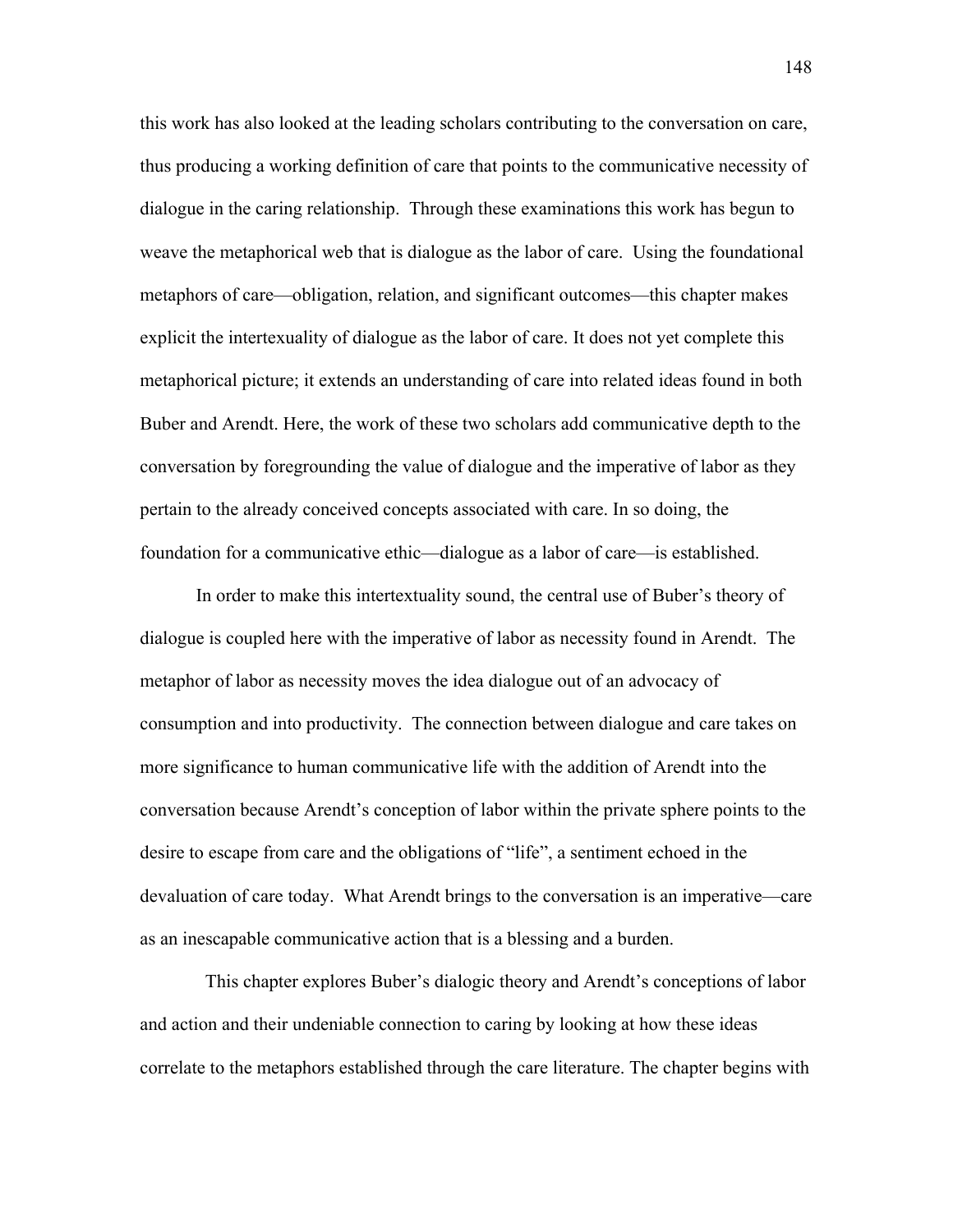this work has also looked at the leading scholars contributing to the conversation on care, thus producing a working definition of care that points to the communicative necessity of dialogue in the caring relationship. Through these examinations this work has begun to weave the metaphorical web that is dialogue as the labor of care. Using the foundational metaphors of care—obligation, relation, and significant outcomes—this chapter makes explicit the intertexuality of dialogue as the labor of care. It does not yet complete this metaphorical picture; it extends an understanding of care into related ideas found in both Buber and Arendt. Here, the work of these two scholars add communicative depth to the conversation by foregrounding the value of dialogue and the imperative of labor as they pertain to the already conceived concepts associated with care. In so doing, the foundation for a communicative ethic—dialogue as a labor of care—is established.

In order to make this intertextuality sound, the central use of Buber's theory of dialogue is coupled here with the imperative of labor as necessity found in Arendt. The metaphor of labor as necessity moves the idea dialogue out of an advocacy of consumption and into productivity. The connection between dialogue and care takes on more significance to human communicative life with the addition of Arendt into the conversation because Arendt's conception of labor within the private sphere points to the desire to escape from care and the obligations of "life", a sentiment echoed in the devaluation of care today. What Arendt brings to the conversation is an imperative—care as an inescapable communicative action that is a blessing and a burden.

This chapter explores Buber's dialogic theory and Arendt's conceptions of labor and action and their undeniable connection to caring by looking at how these ideas correlate to the metaphors established through the care literature. The chapter begins with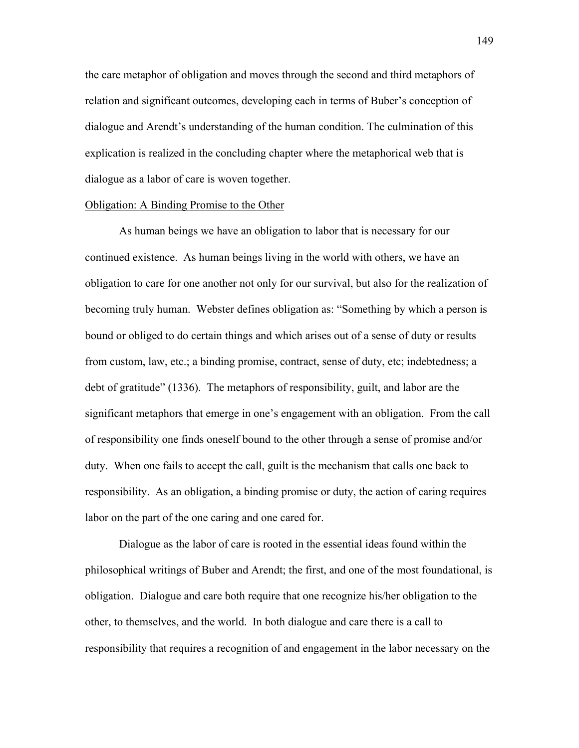the care metaphor of obligation and moves through the second and third metaphors of relation and significant outcomes, developing each in terms of Buber's conception of dialogue and Arendt's understanding of the human condition. The culmination of this explication is realized in the concluding chapter where the metaphorical web that is dialogue as a labor of care is woven together.

<u>Obligation: A Binding Promise to the Other</u>

As human beings we have an obligation to labor that is necessary for our continued existence. As human beings living in the world with others, we have an obligation to care for one another not only for our survival, but also for the realization of becoming truly human. Webster defines obligation as: "Something by which a person is bound or obliged to do certain things and which arises out of a sense of duty or results from custom, law, etc.; a binding promise, contract, sense of duty, etc; indebtedness; a debt of gratitude" (1336). The metaphors of responsibility, guilt, and labor are the significant metaphors that emerge in one's engagement with an obligation. From the call of responsibility one finds oneself bound to the other through a sense of promise and/or duty. When one fails to accept the call, guilt is the mechanism that calls one back to responsibility. As an obligation, a binding promise or duty, the action of caring requires labor on the part of the one caring and one cared for.

Dialogue as the labor of care is rooted in the essential ideas found within the philosophical writings of Buber and Arendt; the first, and one of the most foundational, is obligation. Dialogue and care both require that one recognize his/her obligation to the other, to themselves, and the world. In both dialogue and care there is a call to responsibility that requires a recognition of and engagement in the labor necessary on the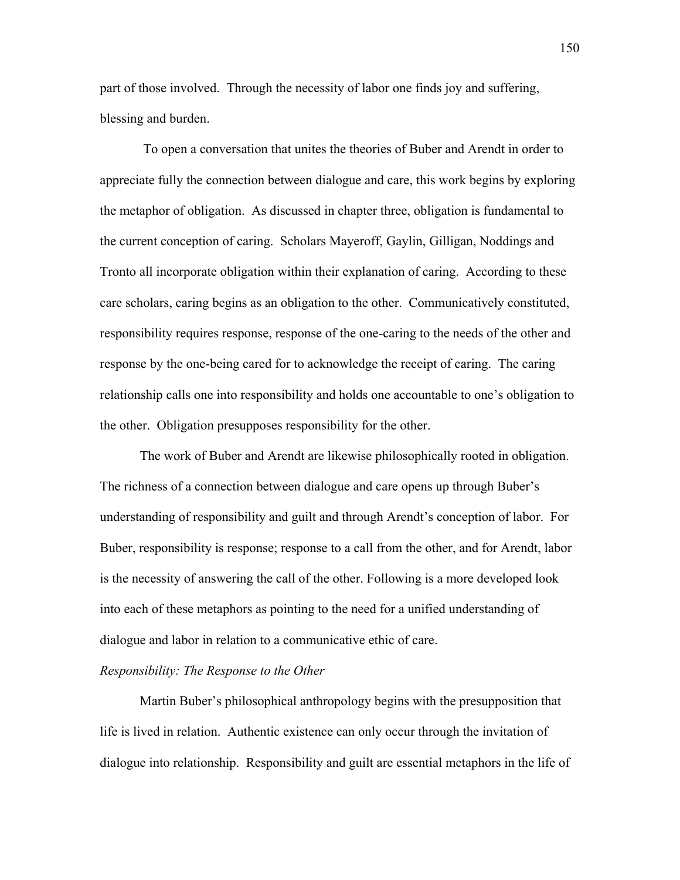part of those involved. Through the necessity of labor one finds joy and suffering, blessing and burden.

To open a conversation that unites the theories of Buber and Arendt in order to appreciate fully the connection between dialogue and care, this work begins by exploring the metaphor of obligation. As discussed in chapter three, obligation is fundamental to the current conception of caring. Scholars Mayeroff, Gaylin, Gilligan, Noddings and Tronto all incorporate obligation within their explanation of caring. According to these care scholars, caring begins as an obligation to the other. Communicatively constituted, responsibility requires response, response of the one-caring to the needs of the other and response by the one-being cared for to acknowledge the receipt of caring. The caring relationship calls one into responsibility and holds one accountable to one's obligation to the other. Obligation presupposes responsibility for the other.

The work of Buber and Arendt are likewise philosophically rooted in obligation. The richness of a connection between dialogue and care opens up through Buber's understanding of responsibility and guilt and through Arendt's conception of labor. For Buber, responsibility is response; response to a call from the other, and for Arendt, labor is the necessity of answering the call of the other. Following is a more developed look into each of these metaphors as pointing to the need for a unified understanding of dialogue and labor in relation to a communicative ethic of care.

*Responsibility: The Response to the Other*

Martin Buber's philosophical anthropology begins with the presupposition that life is lived in relation. Authentic existence can only occur through the invitation of dialogue into relationship. Responsibility and guilt are essential metaphors in the life of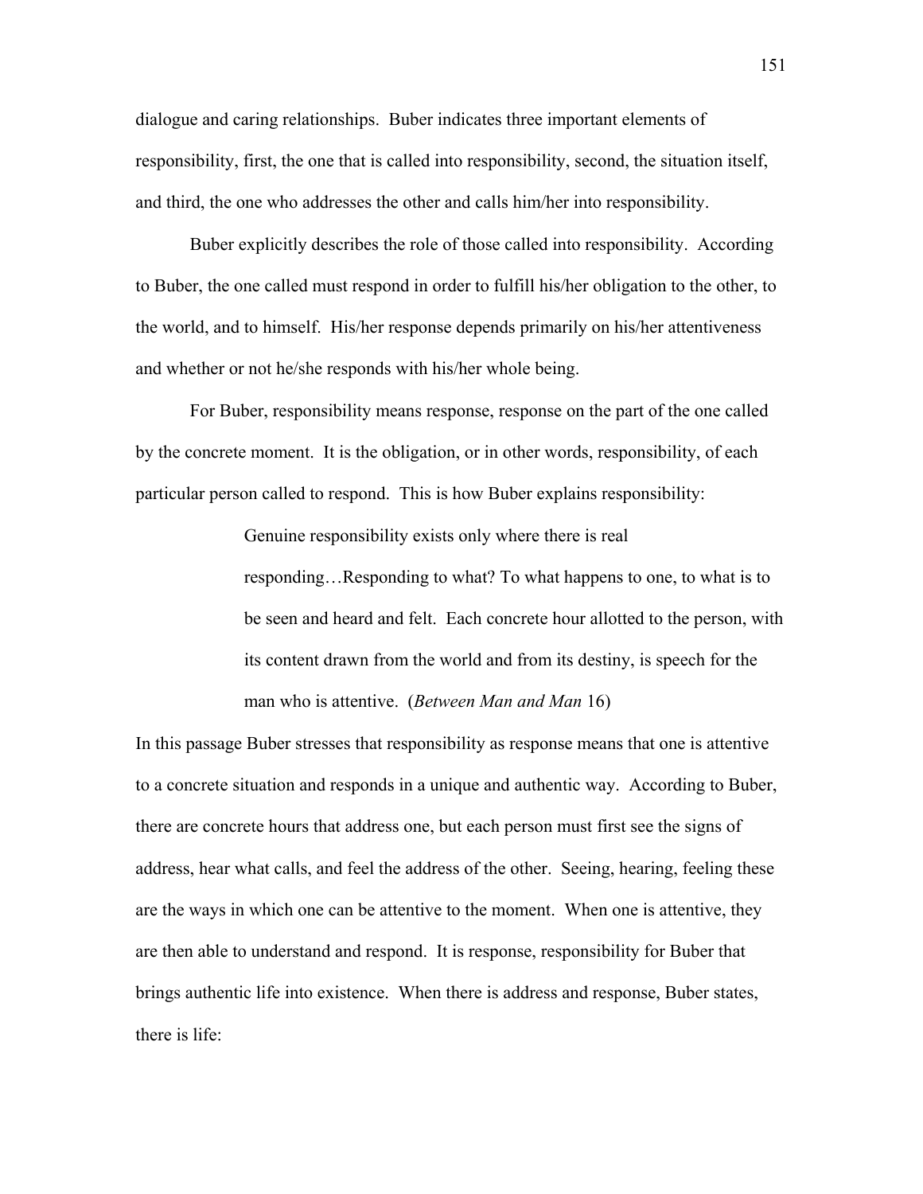dialogue and caring relationships. Buber indicates three important elements of responsibility, first, the one that is called into responsibility, second, the situation itself, and third, the one who addresses the other and calls him/her into responsibility.

Buber explicitly describes the role of those called into responsibility. According to Buber, the one called must respond in order to fulfill his/her obligation to the other, to the world, and to himself. His/her response depends primarily on his/her attentiveness and whether or not he/she responds with his/her whole being.

For Buber, responsibility means response, response on the part of the one called by the concrete moment. It is the obligation, or in other words, responsibility, of each particular person called to respond. This is how Buber explains responsibility:

> Genuine responsibility exists only where there is real responding…Responding to what? To what happens to one, to what is to be seen and heard and felt. Each concrete hour allotted to the person, with its content drawn from the world and from its destiny, is speech for the man who is attentive. (*Between Man and Man* 16)

In this passage Buber stresses that responsibility as response means that one is attentive to a concrete situation and responds in a unique and authentic way. According to Buber, there are concrete hours that address one, but each person must first see the signs of address, hear what calls, and feel the address of the other. Seeing, hearing, feeling these are the ways in which one can be attentive to the moment. When one is attentive, they are then able to understand and respond. It is response, responsibility for Buber that brings authentic life into existence. When there is address and response, Buber states, there is life: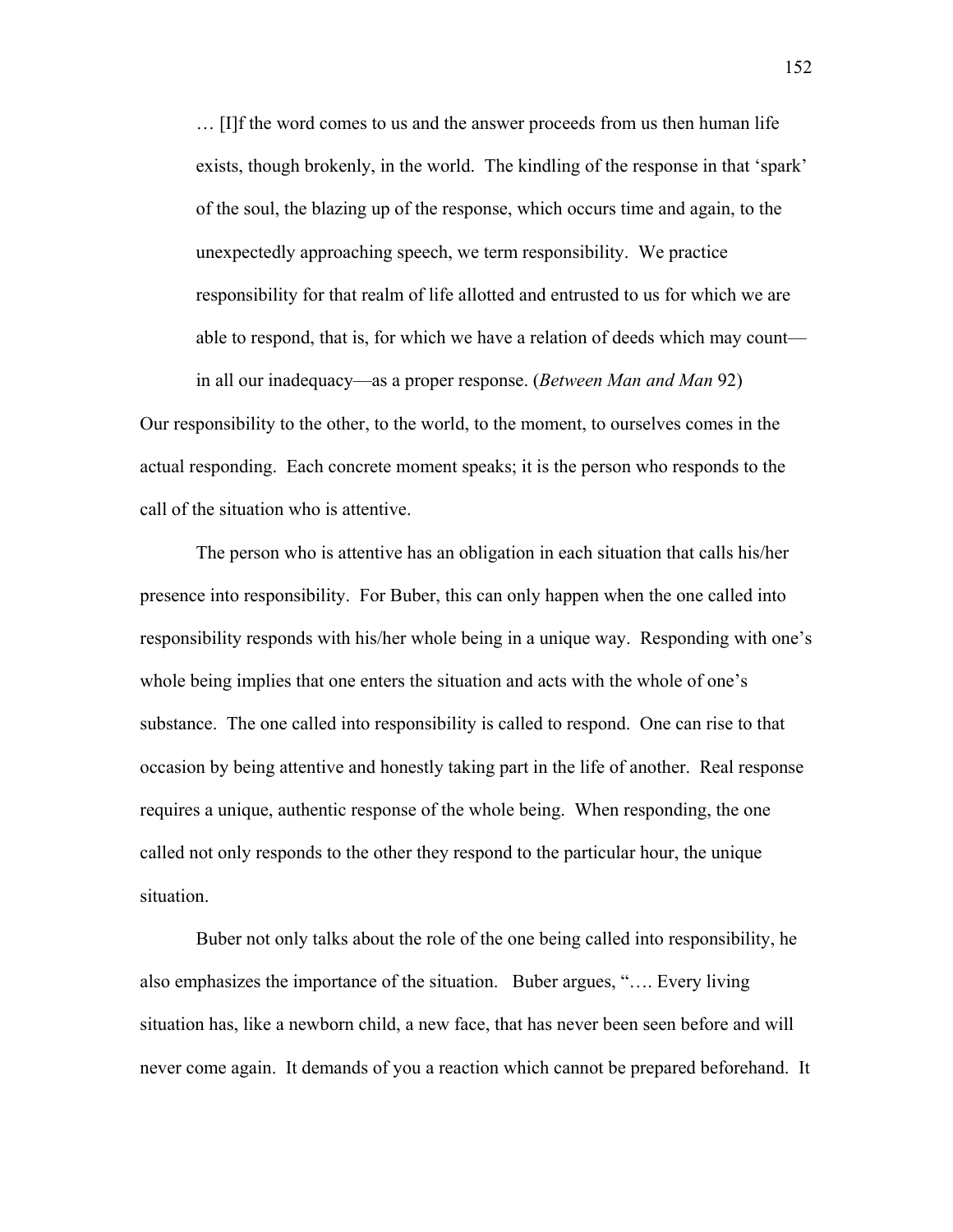> … [I]f the word comes to us and the answer proceeds from us then human life exists, though brokenly, in the world. The kindling of the response in that 'spark' of the soul, the blazing up of the response, which occurs time and again, to the unexpectedly approaching speech, we term responsibility. We practice responsibility for that realm of life allotted and entrusted to us for which we are able to respond, that is, for which we have a relation of deeds which may count—in all our inadequacy—as a proper response. (*Between Man and Man* 92)

Our responsibility to the other, to the world, to the moment, to ourselves comes in the actual responding. Each concrete moment speaks; it is the person who responds to the call of the situation who is attentive.

The person who is attentive has an obligation in each situation that calls his/her presence into responsibility. For Buber, this can only happen when the one called into responsibility responds with his/her whole being in a unique way. Responding with one's whole being implies that one enters the situation and acts with the whole of one's substance. The one called into responsibility is called to respond. One can rise to that occasion by being attentive and honestly taking part in the life of another. Real response requires a unique, authentic response of the whole being. When responding, the one called not only responds to the other they respond to the particular hour, the unique situation.

Buber not only talks about the role of the one being called into responsibility, he also emphasizes the importance of the situation. Buber argues, "…. Every living situation has, like a newborn child, a new face, that has never been seen before and will never come again. It demands of you a reaction which cannot be prepared beforehand. It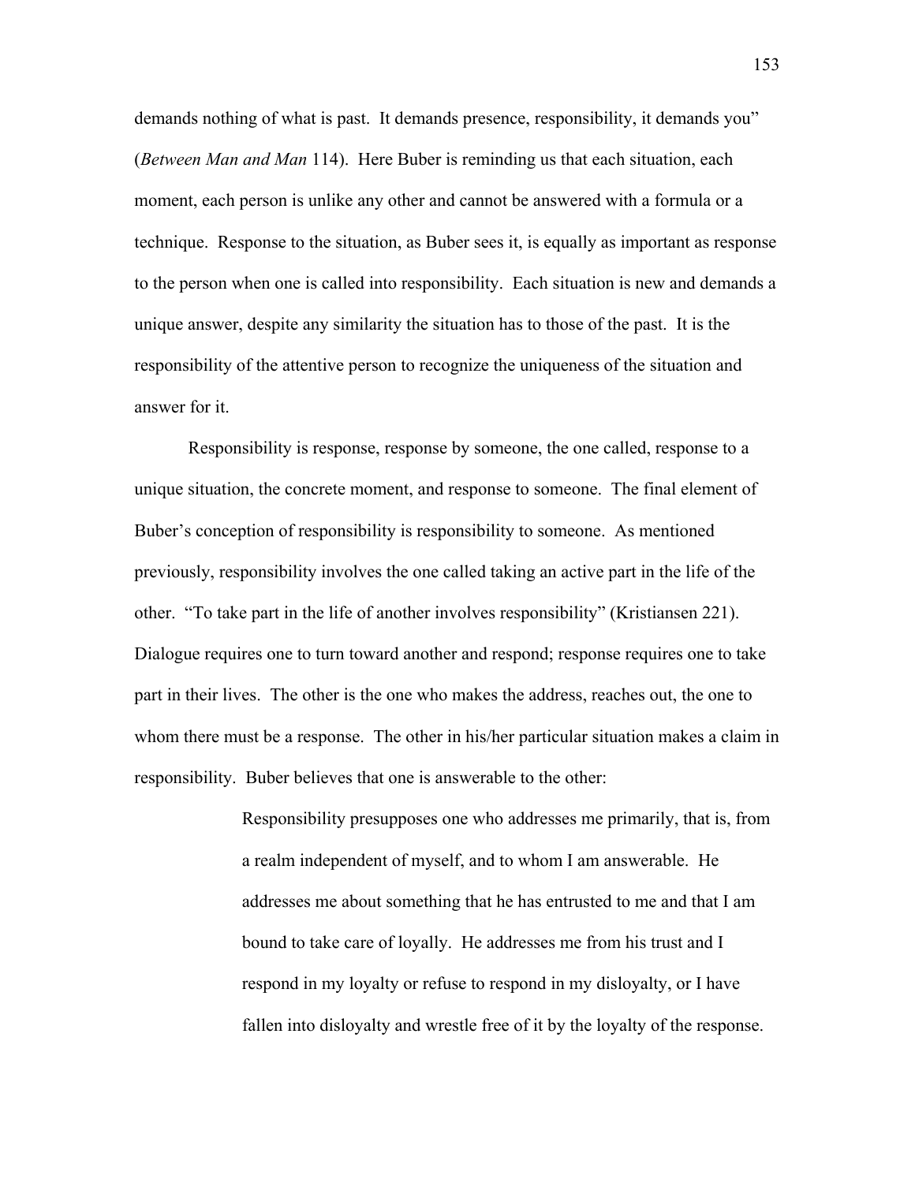demands nothing of what is past. It demands presence, responsibility, it demands you" (*Between Man and Man* 114). Here Buber is reminding us that each situation, each moment, each person is unlike any other and cannot be answered with a formula or a technique. Response to the situation, as Buber sees it, is equally as important as response to the person when one is called into responsibility. Each situation is new and demands a unique answer, despite any similarity the situation has to those of the past. It is the responsibility of the attentive person to recognize the uniqueness of the situation and answer for it.

Responsibility is response, response by someone, the one called, response to a unique situation, the concrete moment, and response to someone. The final element of Buber's conception of responsibility is responsibility to someone. As mentioned previously, responsibility involves the one called taking an active part in the life of the other. "To take part in the life of another involves responsibility" (Kristiansen 221). Dialogue requires one to turn toward another and respond; response requires one to take part in their lives. The other is the one who makes the address, reaches out, the one to whom there must be a response. The other in his/her particular situation makes a claim in responsibility. Buber believes that one is answerable to the other:

> Responsibility presupposes one who addresses me primarily, that is, from a realm independent of myself, and to whom I am answerable. He addresses me about something that he has entrusted to me and that I am bound to take care of loyally. He addresses me from his trust and I respond in my loyalty or refuse to respond in my disloyalty, or I have fallen into disloyalty and wrestle free of it by the loyalty of the response.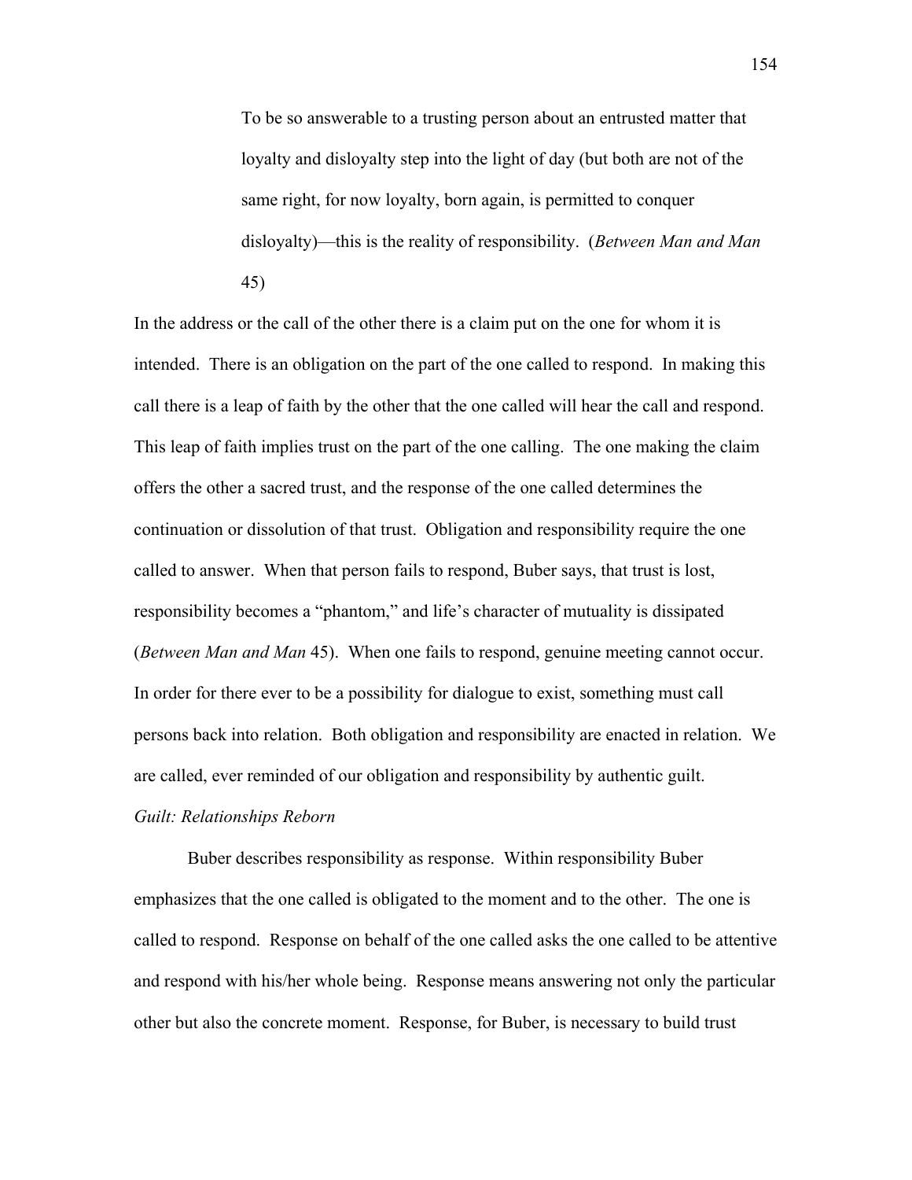> To be so answerable to a trusting person about an entrusted matter that loyalty and disloyalty step into the light of day (but both are not of the same right, for now loyalty, born again, is permitted to conquer disloyalty)—this is the reality of responsibility. (*Between Man and Man* 45)

In the address or the call of the other there is a claim put on the one for whom it is intended. There is an obligation on the part of the one called to respond. In making this call there is a leap of faith by the other that the one called will hear the call and respond. This leap of faith implies trust on the part of the one calling. The one making the claim offers the other a sacred trust, and the response of the one called determines the continuation or dissolution of that trust. Obligation and responsibility require the one called to answer. When that person fails to respond, Buber says, that trust is lost, responsibility becomes a "phantom," and life's character of mutuality is dissipated (*Between Man and Man* 45). When one fails to respond, genuine meeting cannot occur. In order for there ever to be a possibility for dialogue to exist, something must call persons back into relation. Both obligation and responsibility are enacted in relation. We are called, ever reminded of our obligation and responsibility by authentic guilt.

*Guilt: Relationships Reborn*

Buber describes responsibility as response. Within responsibility Buber emphasizes that the one called is obligated to the moment and to the other. The one is called to respond. Response on behalf of the one called asks the one called to be attentive and respond with his/her whole being. Response means answering not only the particular other but also the concrete moment. Response, for Buber, is necessary to build trust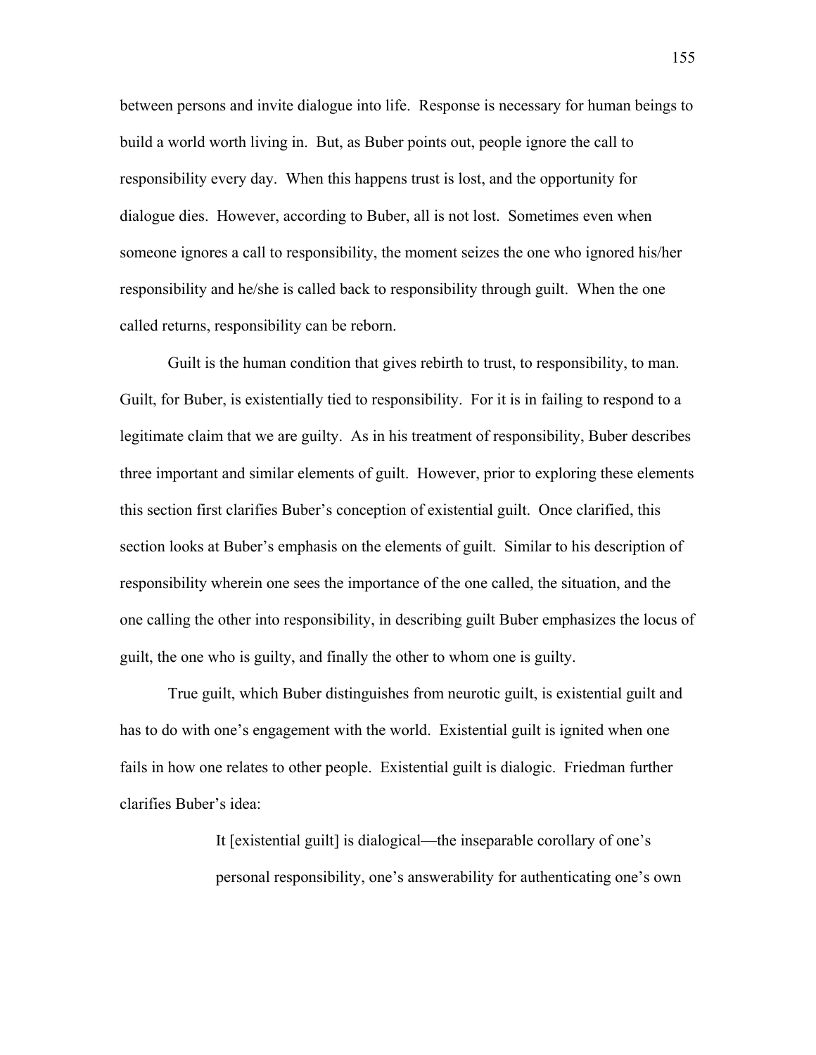between persons and invite dialogue into life. Response is necessary for human beings to build a world worth living in. But, as Buber points out, people ignore the call to responsibility every day. When this happens trust is lost, and the opportunity for dialogue dies. However, according to Buber, all is not lost. Sometimes even when someone ignores a call to responsibility, the moment seizes the one who ignored his/her responsibility and he/she is called back to responsibility through guilt. When the one called returns, responsibility can be reborn.

Guilt is the human condition that gives rebirth to trust, to responsibility, to man. Guilt, for Buber, is existentially tied to responsibility. For it is in failing to respond to a legitimate claim that we are guilty. As in his treatment of responsibility, Buber describes three important and similar elements of guilt. However, prior to exploring these elements this section first clarifies Buber's conception of existential guilt. Once clarified, this section looks at Buber's emphasis on the elements of guilt. Similar to his description of responsibility wherein one sees the importance of the one called, the situation, and the one calling the other into responsibility, in describing guilt Buber emphasizes the locus of guilt, the one who is guilty, and finally the other to whom one is guilty.

True guilt, which Buber distinguishes from neurotic guilt, is existential guilt and has to do with one's engagement with the world. Existential guilt is ignited when one fails in how one relates to other people. Existential guilt is dialogic. Friedman further clarifies Buber's idea:

> It [existential guilt] is dialogical—the inseparable corollary of one's personal responsibility, one's answerability for authenticating one's own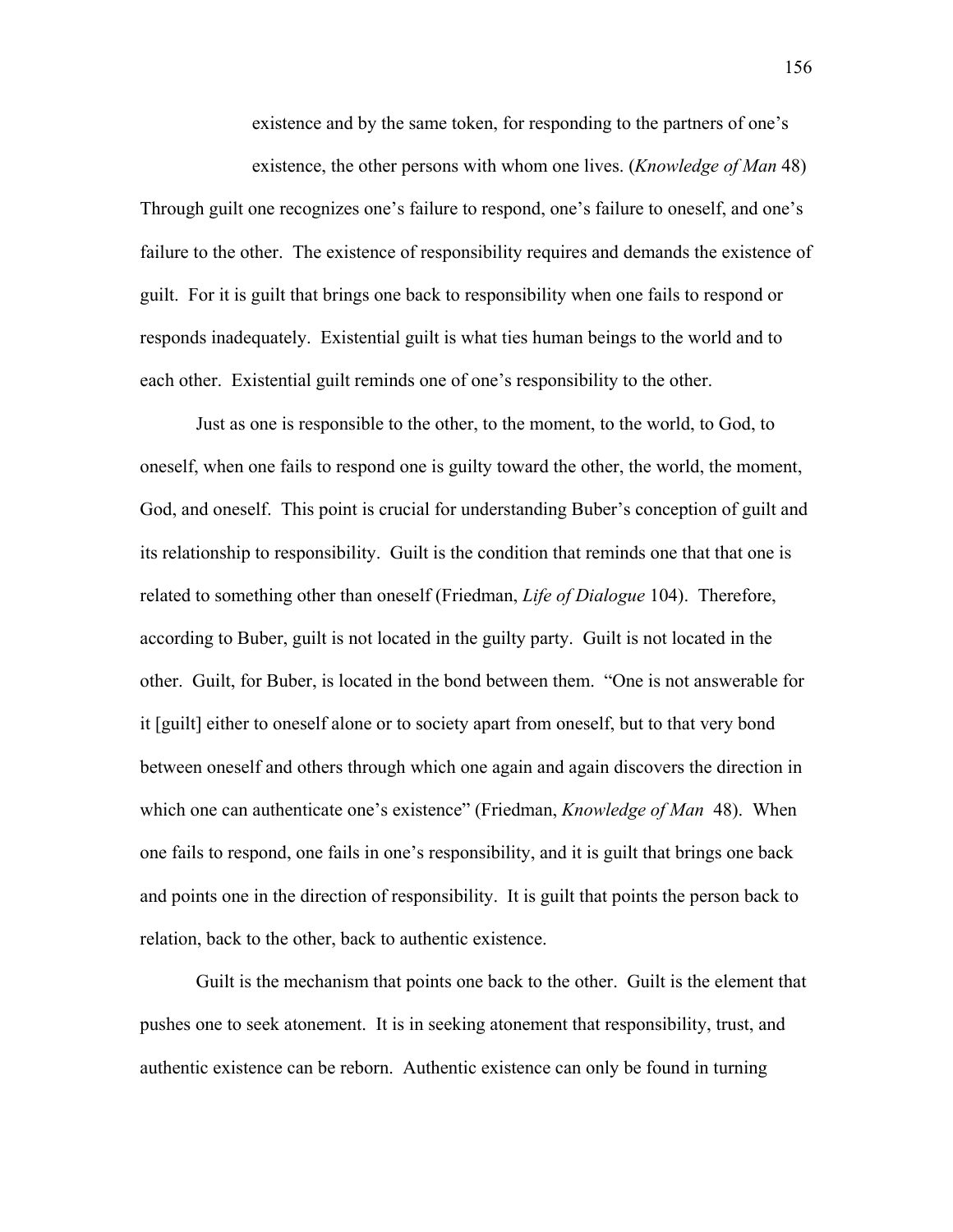> existence and by the same token, for responding to the partners of one's existence, the other persons with whom one lives. (*Knowledge of Man* 48)

Through guilt one recognizes one's failure to respond, one's failure to oneself, and one's failure to the other. The existence of responsibility requires and demands the existence of guilt. For it is guilt that brings one back to responsibility when one fails to respond or responds inadequately. Existential guilt is what ties human beings to the world and to each other. Existential guilt reminds one of one's responsibility to the other.

Just as one is responsible to the other, to the moment, to the world, to God, to oneself, when one fails to respond one is guilty toward the other, the world, the moment, God, and oneself. This point is crucial for understanding Buber's conception of guilt and its relationship to responsibility. Guilt is the condition that reminds one that that one is related to something other than oneself (Friedman, *Life of Dialogue* 104). Therefore, according to Buber, guilt is not located in the guilty party. Guilt is not located in the other. Guilt, for Buber, is located in the bond between them. "One is not answerable for it [guilt] either to oneself alone or to society apart from oneself, but to that very bond between oneself and others through which one again and again discovers the direction in which one can authenticate one's existence" (Friedman, *Knowledge of Man* 48). When one fails to respond, one fails in one's responsibility, and it is guilt that brings one back and points one in the direction of responsibility. It is guilt that points the person back to relation, back to the other, back to authentic existence.

Guilt is the mechanism that points one back to the other. Guilt is the element that pushes one to seek atonement. It is in seeking atonement that responsibility, trust, and authentic existence can be reborn. Authentic existence can only be found in turning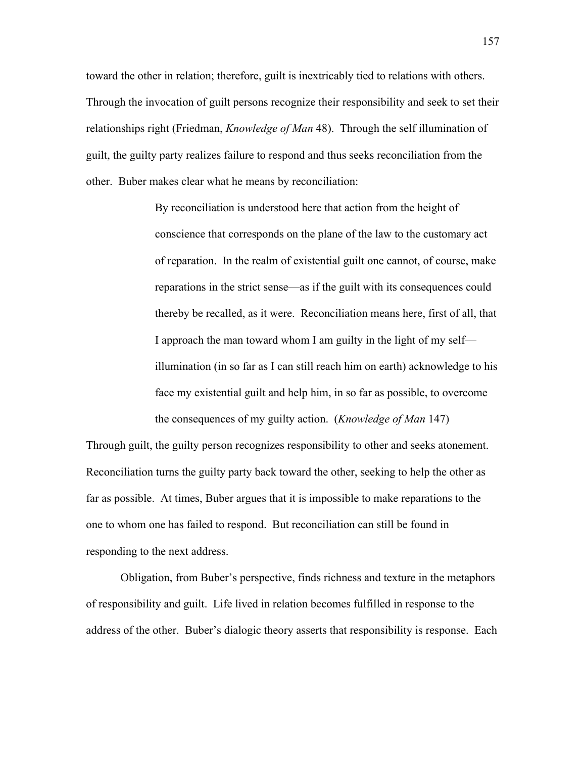toward the other in relation; therefore, guilt is inextricably tied to relations with others. Through the invocation of guilt persons recognize their responsibility and seek to set their relationships right (Friedman, *Knowledge of Man* 48). Through the self illumination of guilt, the guilty party realizes failure to respond and thus seeks reconciliation from the other. Buber makes clear what he means by reconciliation:

> By reconciliation is understood here that action from the height of conscience that corresponds on the plane of the law to the customary act of reparation. In the realm of existential guilt one cannot, of course, make reparations in the strict sense—as if the guilt with its consequences could thereby be recalled, as it were. Reconciliation means here, first of all, that I approach the man toward whom I am guilty in the light of my self—illumination (in so far as I can still reach him on earth) acknowledge to his face my existential guilt and help him, in so far as possible, to overcome the consequences of my guilty action. (*Knowledge of Man* 147)

Through guilt, the guilty person recognizes responsibility to other and seeks atonement. Reconciliation turns the guilty party back toward the other, seeking to help the other as far as possible. At times, Buber argues that it is impossible to make reparations to the one to whom one has failed to respond. But reconciliation can still be found in responding to the next address.

Obligation, from Buber's perspective, finds richness and texture in the metaphors of responsibility and guilt. Life lived in relation becomes fulfilled in response to the address of the other. Buber's dialogic theory asserts that responsibility is response. Each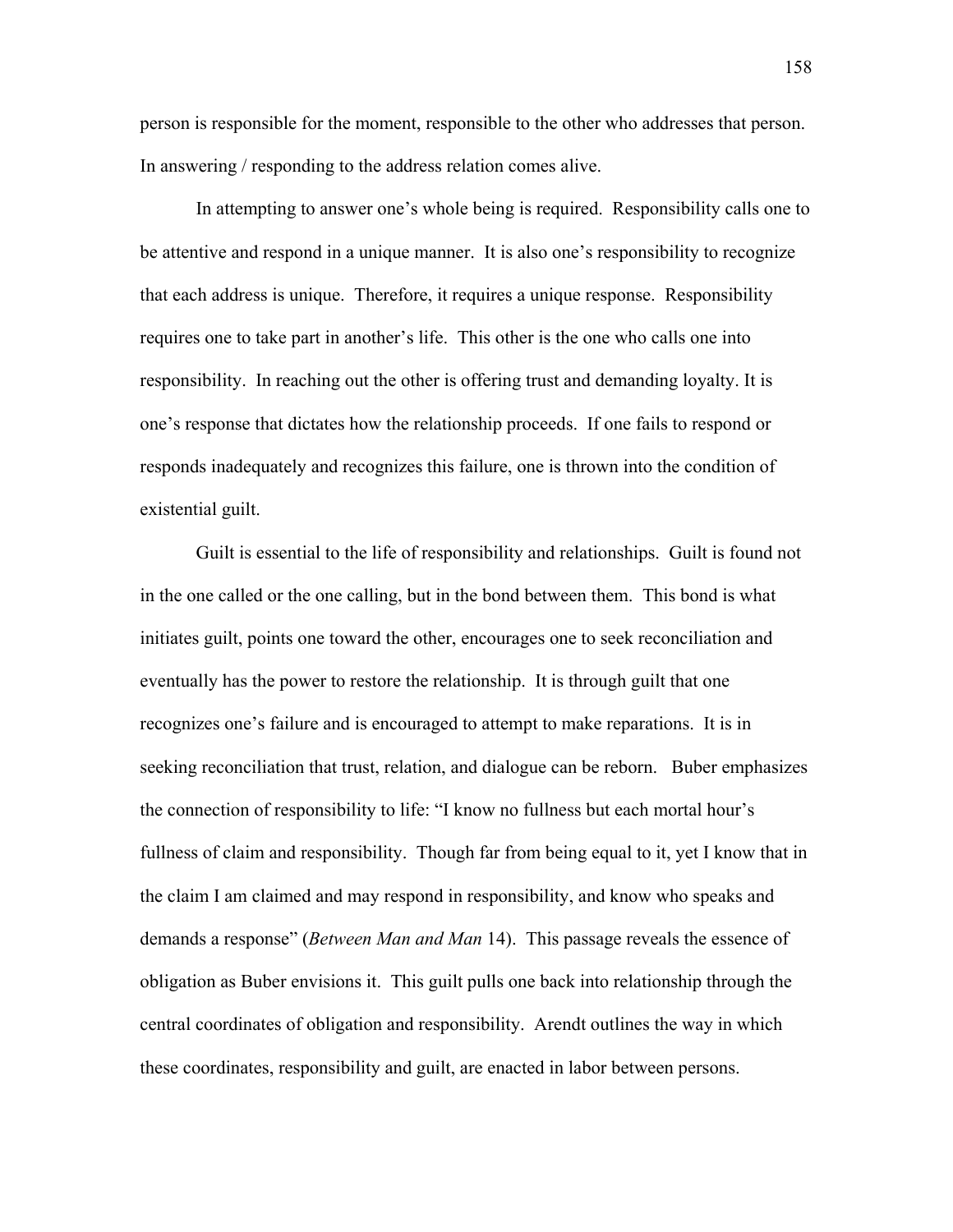person is responsible for the moment, responsible to the other who addresses that person. In answering / responding to the address relation comes alive.

In attempting to answer one's whole being is required. Responsibility calls one to be attentive and respond in a unique manner. It is also one's responsibility to recognize that each address is unique. Therefore, it requires a unique response. Responsibility requires one to take part in another's life. This other is the one who calls one into responsibility. In reaching out the other is offering trust and demanding loyalty. It is one's response that dictates how the relationship proceeds. If one fails to respond or responds inadequately and recognizes this failure, one is thrown into the condition of existential guilt.

Guilt is essential to the life of responsibility and relationships. Guilt is found not in the one called or the one calling, but in the bond between them. This bond is what initiates guilt, points one toward the other, encourages one to seek reconciliation and eventually has the power to restore the relationship. It is through guilt that one recognizes one's failure and is encouraged to attempt to make reparations. It is in seeking reconciliation that trust, relation, and dialogue can be reborn. Buber emphasizes the connection of responsibility to life: "I know no fullness but each mortal hour's fullness of claim and responsibility. Though far from being equal to it, yet I know that in the claim I am claimed and may respond in responsibility, and know who speaks and demands a response" (*Between Man and Man* 14). This passage reveals the essence of obligation as Buber envisions it. This guilt pulls one back into relationship through the central coordinates of obligation and responsibility. Arendt outlines the way in which these coordinates, responsibility and guilt, are enacted in labor between persons.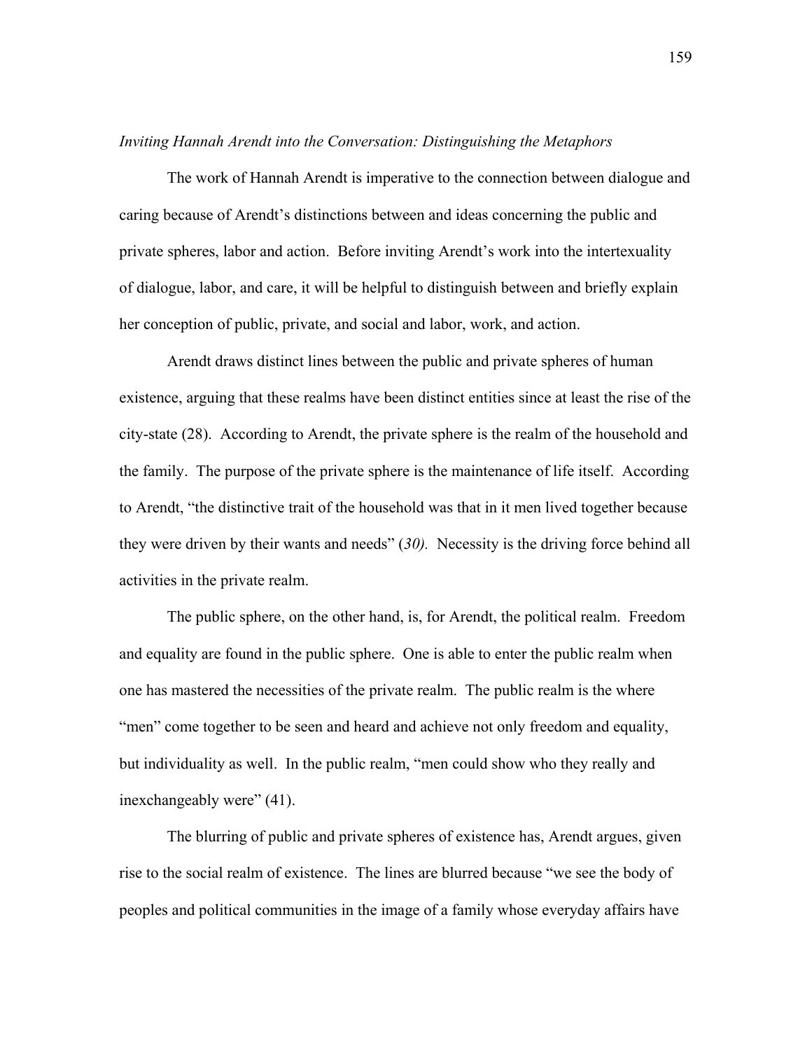*Inviting Hannah Arendt into the Conversation: Distinguishing the Metaphors*

The work of Hannah Arendt is imperative to the connection between dialogue and caring because of Arendt's distinctions between and ideas concerning the public and private spheres, labor and action. Before inviting Arendt's work into the intertexuality of dialogue, labor, and care, it will be helpful to distinguish between and briefly explain her conception of public, private, and social and labor, work, and action.

Arendt draws distinct lines between the public and private spheres of human existence, arguing that these realms have been distinct entities since at least the rise of the city-state (28). According to Arendt, the private sphere is the realm of the household and the family. The purpose of the private sphere is the maintenance of life itself. According to Arendt, "the distinctive trait of the household was that in it men lived together because they were driven by their wants and needs" (*30).* Necessity is the driving force behind all activities in the private realm.

The public sphere, on the other hand, is, for Arendt, the political realm. Freedom and equality are found in the public sphere. One is able to enter the public realm when one has mastered the necessities of the private realm. The public realm is the where "men" come together to be seen and heard and achieve not only freedom and equality, but individuality as well. In the public realm, "men could show who they really and inexchangeably were" (41).

The blurring of public and private spheres of existence has, Arendt argues, given rise to the social realm of existence. The lines are blurred because "we see the body of peoples and political communities in the image of a family whose everyday affairs have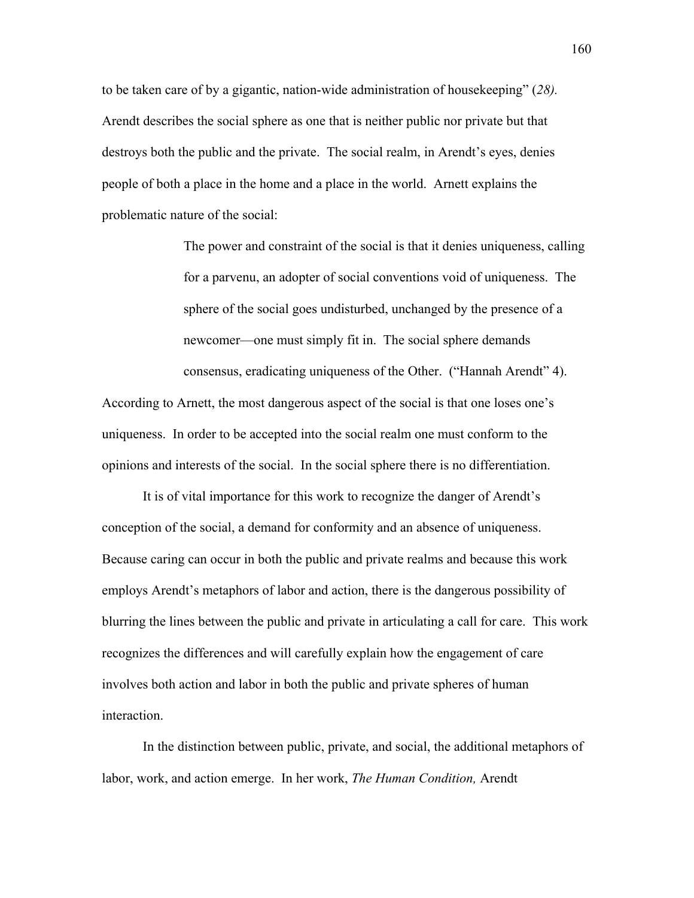to be taken care of by a gigantic, nation-wide administration of housekeeping" (*28).* Arendt describes the social sphere as one that is neither public nor private but that destroys both the public and the private. The social realm, in Arendt's eyes, denies people of both a place in the home and a place in the world. Arnett explains the problematic nature of the social:

> The power and constraint of the social is that it denies uniqueness, calling for a parvenu, an adopter of social conventions void of uniqueness. The sphere of the social goes undisturbed, unchanged by the presence of a newcomer—one must simply fit in. The social sphere demands consensus, eradicating uniqueness of the Other. ("Hannah Arendt" 4).

According to Arnett, the most dangerous aspect of the social is that one loses one's uniqueness. In order to be accepted into the social realm one must conform to the opinions and interests of the social. In the social sphere there is no differentiation.

It is of vital importance for this work to recognize the danger of Arendt's conception of the social, a demand for conformity and an absence of uniqueness. Because caring can occur in both the public and private realms and because this work employs Arendt's metaphors of labor and action, there is the dangerous possibility of blurring the lines between the public and private in articulating a call for care. This work recognizes the differences and will carefully explain how the engagement of care involves both action and labor in both the public and private spheres of human interaction.

In the distinction between public, private, and social, the additional metaphors of labor, work, and action emerge. In her work, *The Human Condition,* Arendt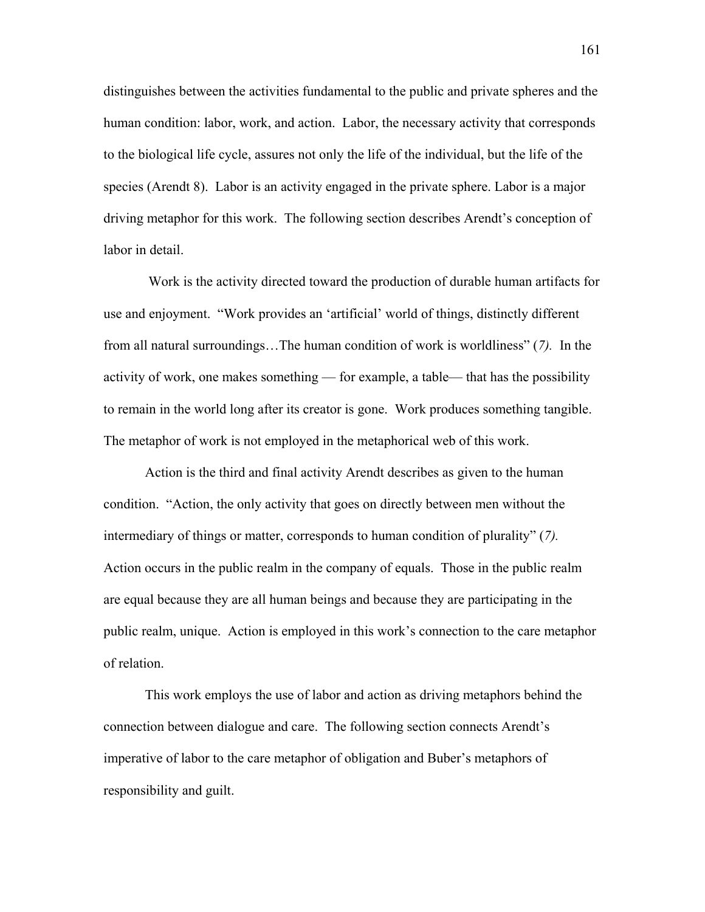distinguishes between the activities fundamental to the public and private spheres and the human condition: labor, work, and action. Labor, the necessary activity that corresponds to the biological life cycle, assures not only the life of the individual, but the life of the species (Arendt 8). Labor is an activity engaged in the private sphere. Labor is a major driving metaphor for this work. The following section describes Arendt's conception of labor in detail.

Work is the activity directed toward the production of durable human artifacts for use and enjoyment. "Work provides an 'artificial' world of things, distinctly different from all natural surroundings…The human condition of work is worldliness" (*7).* In the activity of work, one makes something — for example, a table— that has the possibility to remain in the world long after its creator is gone. Work produces something tangible. The metaphor of work is not employed in the metaphorical web of this work.

Action is the third and final activity Arendt describes as given to the human condition. "Action, the only activity that goes on directly between men without the intermediary of things or matter, corresponds to human condition of plurality" (*7).* Action occurs in the public realm in the company of equals. Those in the public realm are equal because they are all human beings and because they are participating in the public realm, unique. Action is employed in this work's connection to the care metaphor of relation.

This work employs the use of labor and action as driving metaphors behind the connection between dialogue and care. The following section connects Arendt's imperative of labor to the care metaphor of obligation and Buber's metaphors of responsibility and guilt.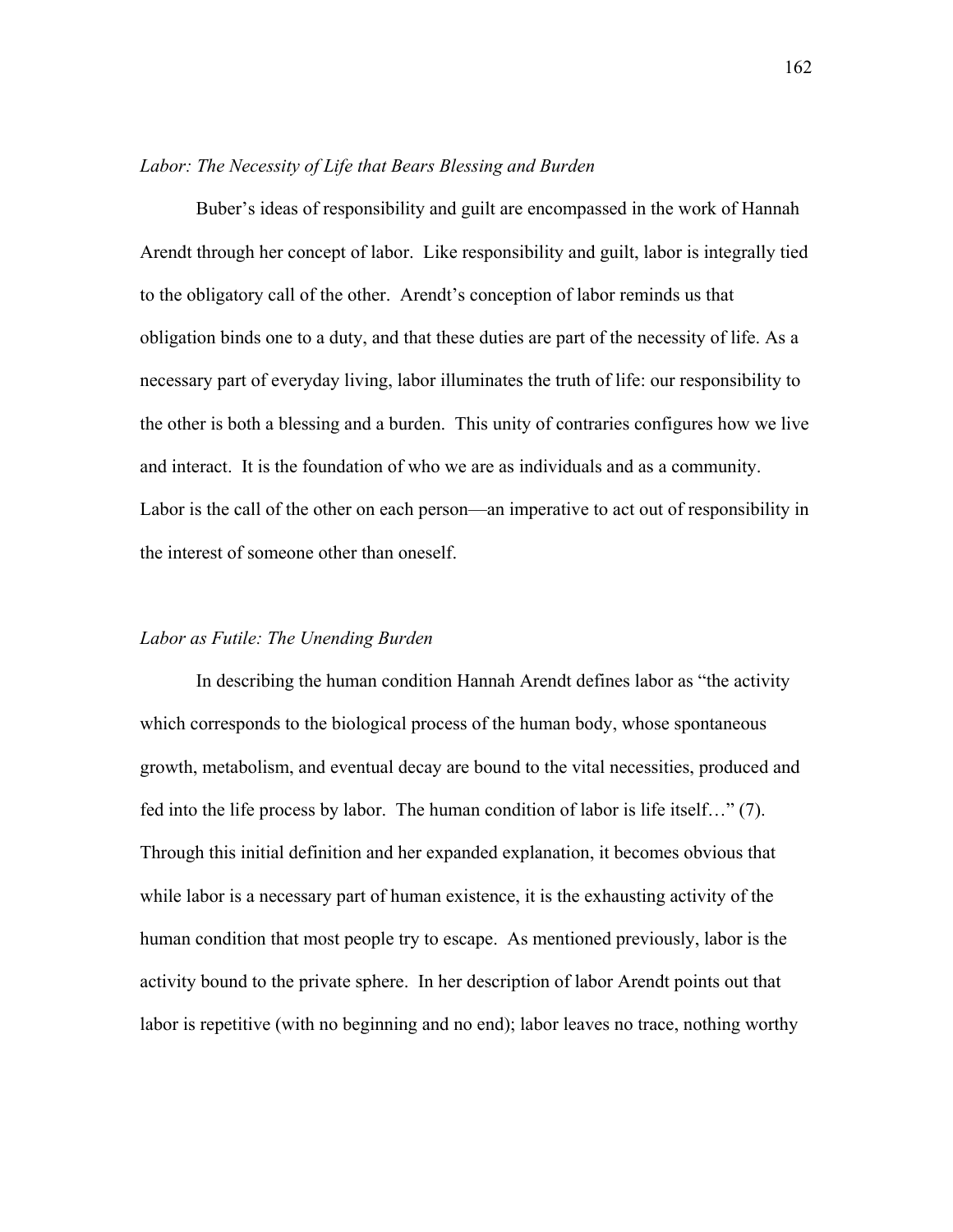*Labor: The Necessity of Life that Bears Blessing and Burden*

Buber's ideas of responsibility and guilt are encompassed in the work of Hannah Arendt through her concept of labor. Like responsibility and guilt, labor is integrally tied to the obligatory call of the other. Arendt's conception of labor reminds us that obligation binds one to a duty, and that these duties are part of the necessity of life. As a necessary part of everyday living, labor illuminates the truth of life: our responsibility to the other is both a blessing and a burden. This unity of contraries configures how we live and interact. It is the foundation of who we are as individuals and as a community. Labor is the call of the other on each person—an imperative to act out of responsibility in the interest of someone other than oneself.

*Labor as Futile: The Unending Burden*

In describing the human condition Hannah Arendt defines labor as "the activity which corresponds to the biological process of the human body, whose spontaneous growth, metabolism, and eventual decay are bound to the vital necessities, produced and fed into the life process by labor. The human condition of labor is life itself…" (7). Through this initial definition and her expanded explanation, it becomes obvious that while labor is a necessary part of human existence, it is the exhausting activity of the human condition that most people try to escape. As mentioned previously, labor is the activity bound to the private sphere. In her description of labor Arendt points out that labor is repetitive (with no beginning and no end); labor leaves no trace, nothing worthy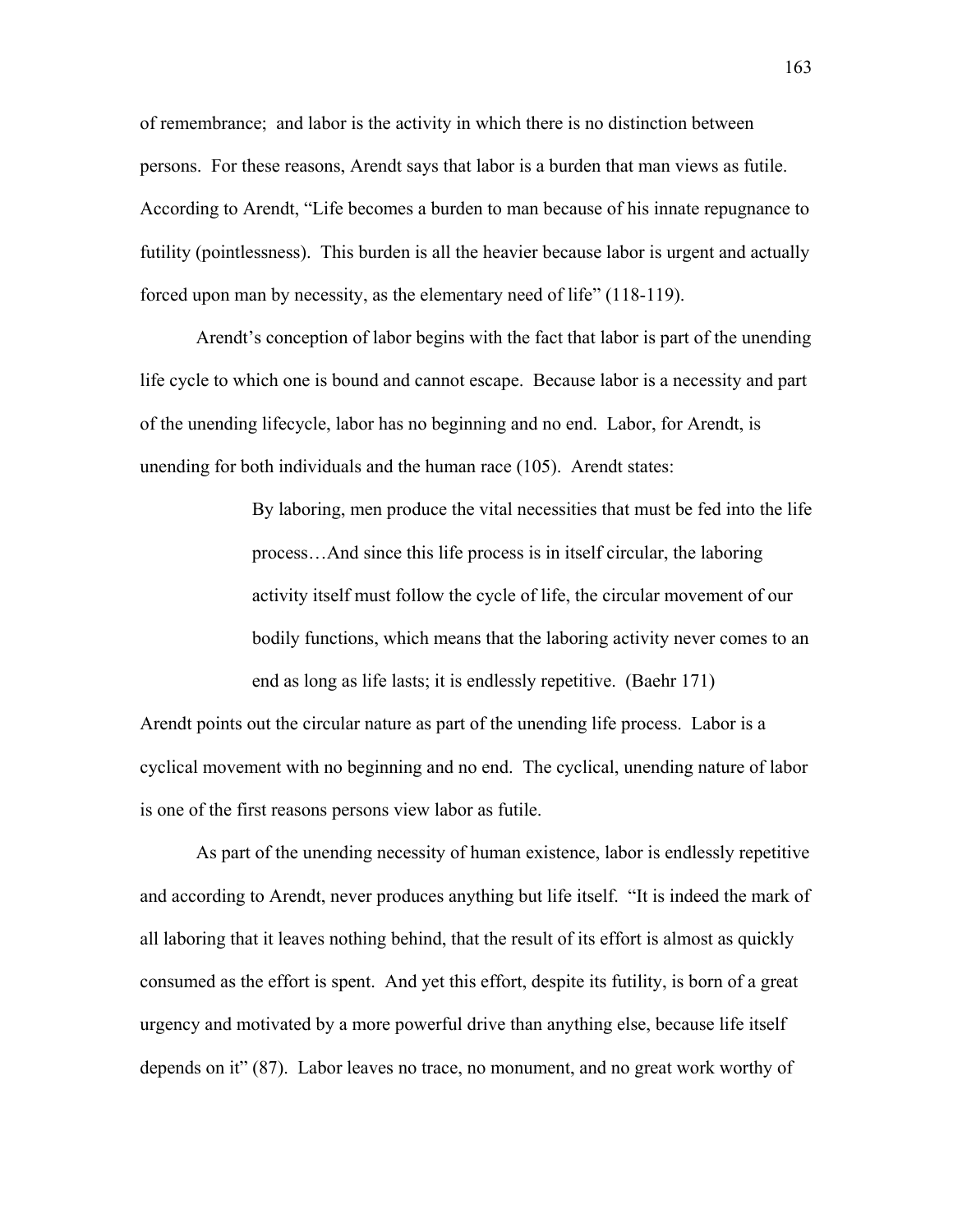of remembrance;  and labor is the activity in which there is no distinction between persons.  For these reasons, Arendt says that labor is a burden that man views as futile. According to Arendt, "Life becomes a burden to man because of his innate repugnance to futility (pointlessness).  This burden is all the heavier because labor is urgent and actually forced upon man by necessity, as the elementary need of life" (118-119).

Arendt's conception of labor begins with the fact that labor is part of the unending life cycle to which one is bound and cannot escape.  Because labor is a necessity and part of the unending lifecycle, labor has no beginning and no end.  Labor, for Arendt, is unending for both individuals and the human race (105).  Arendt states:

> By laboring, men produce the vital necessities that must be fed into the life process…And since this life process is in itself circular, the laboring activity itself must follow the cycle of life, the circular movement of our bodily functions, which means that the laboring activity never comes to an end as long as life lasts; it is endlessly repetitive.  (Baehr 171)

Arendt points out the circular nature as part of the unending life process.  Labor is a cyclical movement with no beginning and no end.  The cyclical, unending nature of labor is one of the first reasons persons view labor as futile.

As part of the unending necessity of human existence, labor is endlessly repetitive and according to Arendt, never produces anything but life itself.  "It is indeed the mark of all laboring that it leaves nothing behind, that the result of its effort is almost as quickly consumed as the effort is spent.  And yet this effort, despite its futility, is born of a great urgency and motivated by a more powerful drive than anything else, because life itself depends on it" (87).  Labor leaves no trace, no monument, and no great work worthy of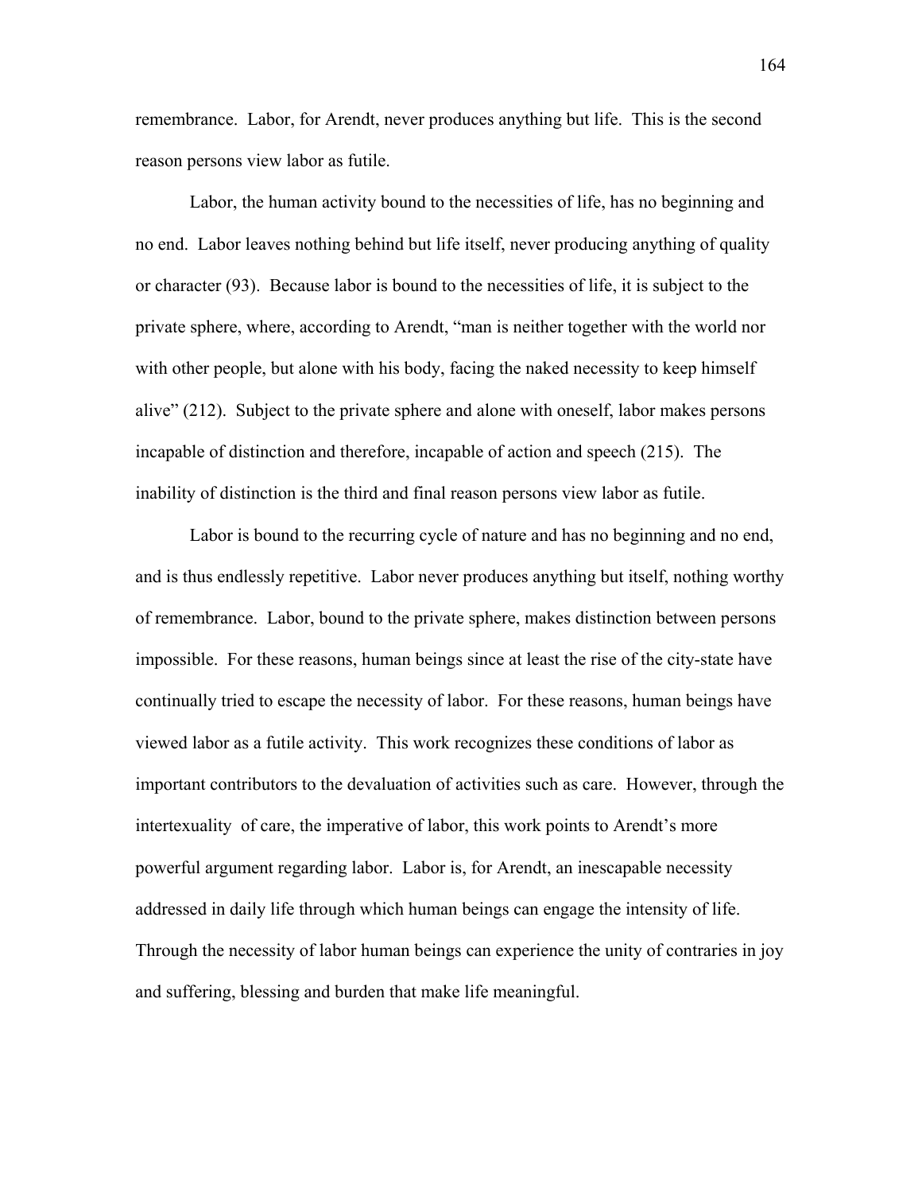remembrance. Labor, for Arendt, never produces anything but life. This is the second reason persons view labor as futile.

Labor, the human activity bound to the necessities of life, has no beginning and no end. Labor leaves nothing behind but life itself, never producing anything of quality or character (93). Because labor is bound to the necessities of life, it is subject to the private sphere, where, according to Arendt, "man is neither together with the world nor with other people, but alone with his body, facing the naked necessity to keep himself alive" (212). Subject to the private sphere and alone with oneself, labor makes persons incapable of distinction and therefore, incapable of action and speech (215). The inability of distinction is the third and final reason persons view labor as futile.

Labor is bound to the recurring cycle of nature and has no beginning and no end, and is thus endlessly repetitive. Labor never produces anything but itself, nothing worthy of remembrance. Labor, bound to the private sphere, makes distinction between persons impossible. For these reasons, human beings since at least the rise of the city-state have continually tried to escape the necessity of labor. For these reasons, human beings have viewed labor as a futile activity. This work recognizes these conditions of labor as important contributors to the devaluation of activities such as care. However, through the intertexuality of care, the imperative of labor, this work points to Arendt's more powerful argument regarding labor. Labor is, for Arendt, an inescapable necessity addressed in daily life through which human beings can engage the intensity of life. Through the necessity of labor human beings can experience the unity of contraries in joy and suffering, blessing and burden that make life meaningful.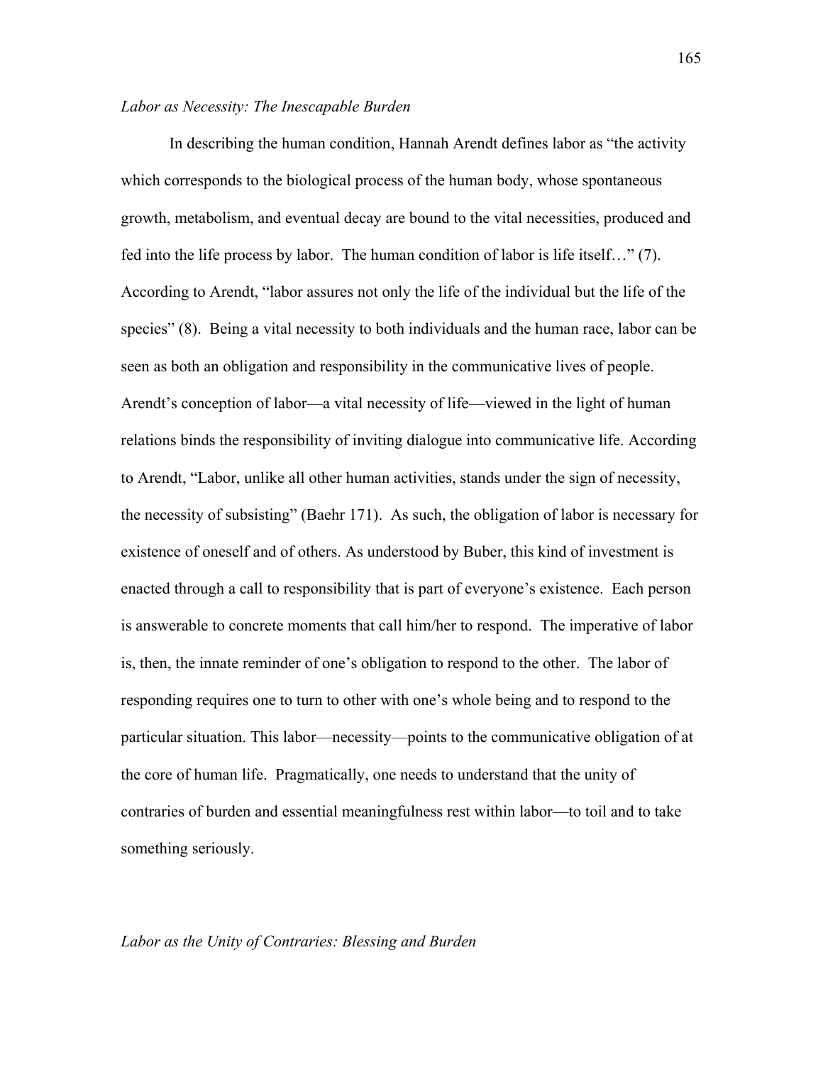*Labor as Necessity: The Inescapable Burden*

In describing the human condition, Hannah Arendt defines labor as "the activity which corresponds to the biological process of the human body, whose spontaneous growth, metabolism, and eventual decay are bound to the vital necessities, produced and fed into the life process by labor. The human condition of labor is life itself…" (7). According to Arendt, "labor assures not only the life of the individual but the life of the species" (8). Being a vital necessity to both individuals and the human race, labor can be seen as both an obligation and responsibility in the communicative lives of people. Arendt's conception of labor—a vital necessity of life—viewed in the light of human relations binds the responsibility of inviting dialogue into communicative life. According to Arendt, "Labor, unlike all other human activities, stands under the sign of necessity, the necessity of subsisting" (Baehr 171). As such, the obligation of labor is necessary for existence of oneself and of others. As understood by Buber, this kind of investment is enacted through a call to responsibility that is part of everyone's existence. Each person is answerable to concrete moments that call him/her to respond. The imperative of labor is, then, the innate reminder of one's obligation to respond to the other. The labor of responding requires one to turn to other with one's whole being and to respond to the particular situation. This labor—necessity—points to the communicative obligation of at the core of human life. Pragmatically, one needs to understand that the unity of contraries of burden and essential meaningfulness rest within labor—to toil and to take something seriously.

*Labor as the Unity of Contraries: Blessing and Burden*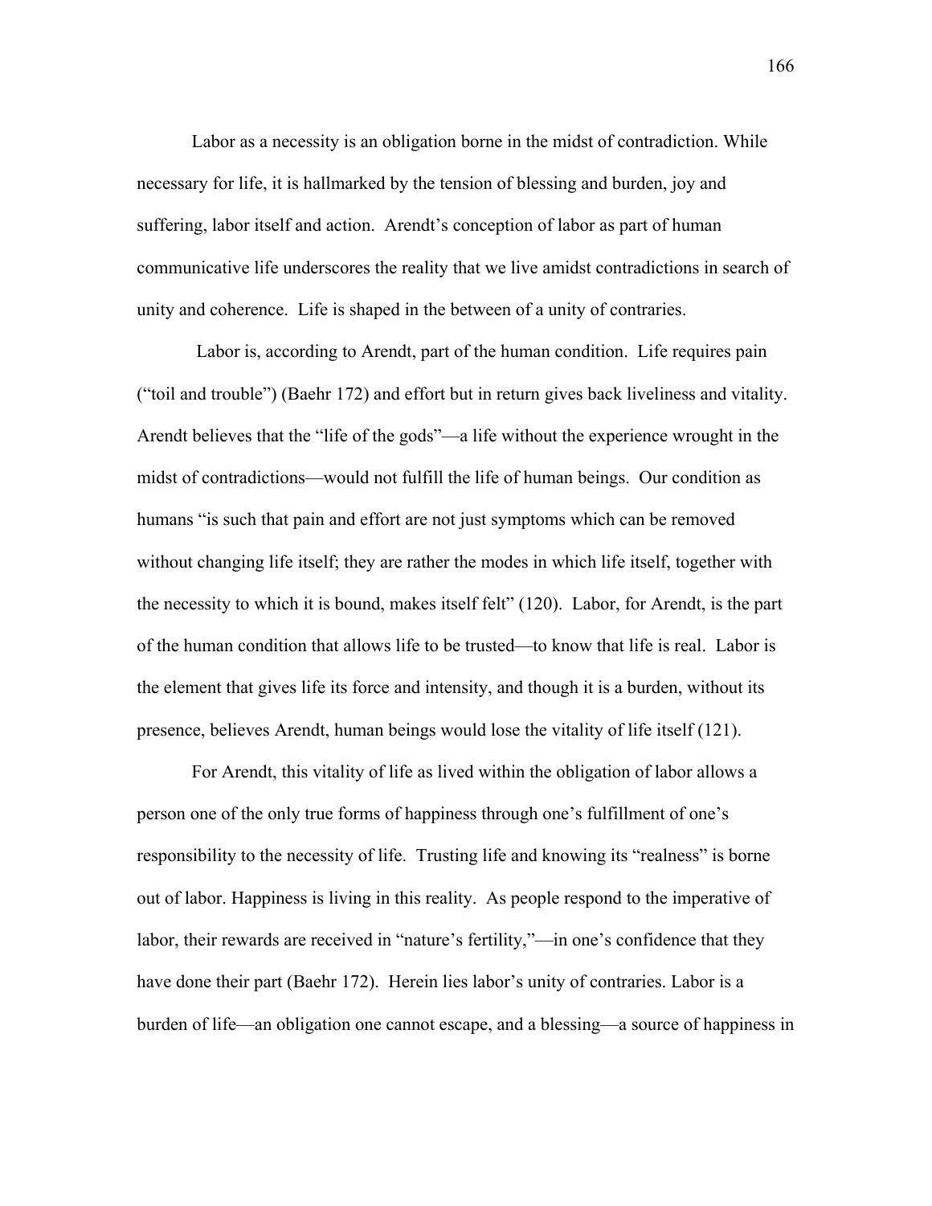Labor as a necessity is an obligation borne in the midst of contradiction. While necessary for life, it is hallmarked by the tension of blessing and burden, joy and suffering, labor itself and action. Arendt's conception of labor as part of human communicative life underscores the reality that we live amidst contradictions in search of unity and coherence. Life is shaped in the between of a unity of contraries.

Labor is, according to Arendt, part of the human condition. Life requires pain ("toil and trouble") (Baehr 172) and effort but in return gives back liveliness and vitality. Arendt believes that the "life of the gods"—a life without the experience wrought in the midst of contradictions—would not fulfill the life of human beings. Our condition as humans "is such that pain and effort are not just symptoms which can be removed without changing life itself; they are rather the modes in which life itself, together with the necessity to which it is bound, makes itself felt" (120). Labor, for Arendt, is the part of the human condition that allows life to be trusted—to know that life is real. Labor is the element that gives life its force and intensity, and though it is a burden, without its presence, believes Arendt, human beings would lose the vitality of life itself (121).

For Arendt, this vitality of life as lived within the obligation of labor allows a person one of the only true forms of happiness through one's fulfillment of one's responsibility to the necessity of life. Trusting life and knowing its "realness" is borne out of labor. Happiness is living in this reality. As people respond to the imperative of labor, their rewards are received in "nature's fertility,"—in one's confidence that they have done their part (Baehr 172). Herein lies labor's unity of contraries. Labor is a burden of life—an obligation one cannot escape, and a blessing—a source of happiness in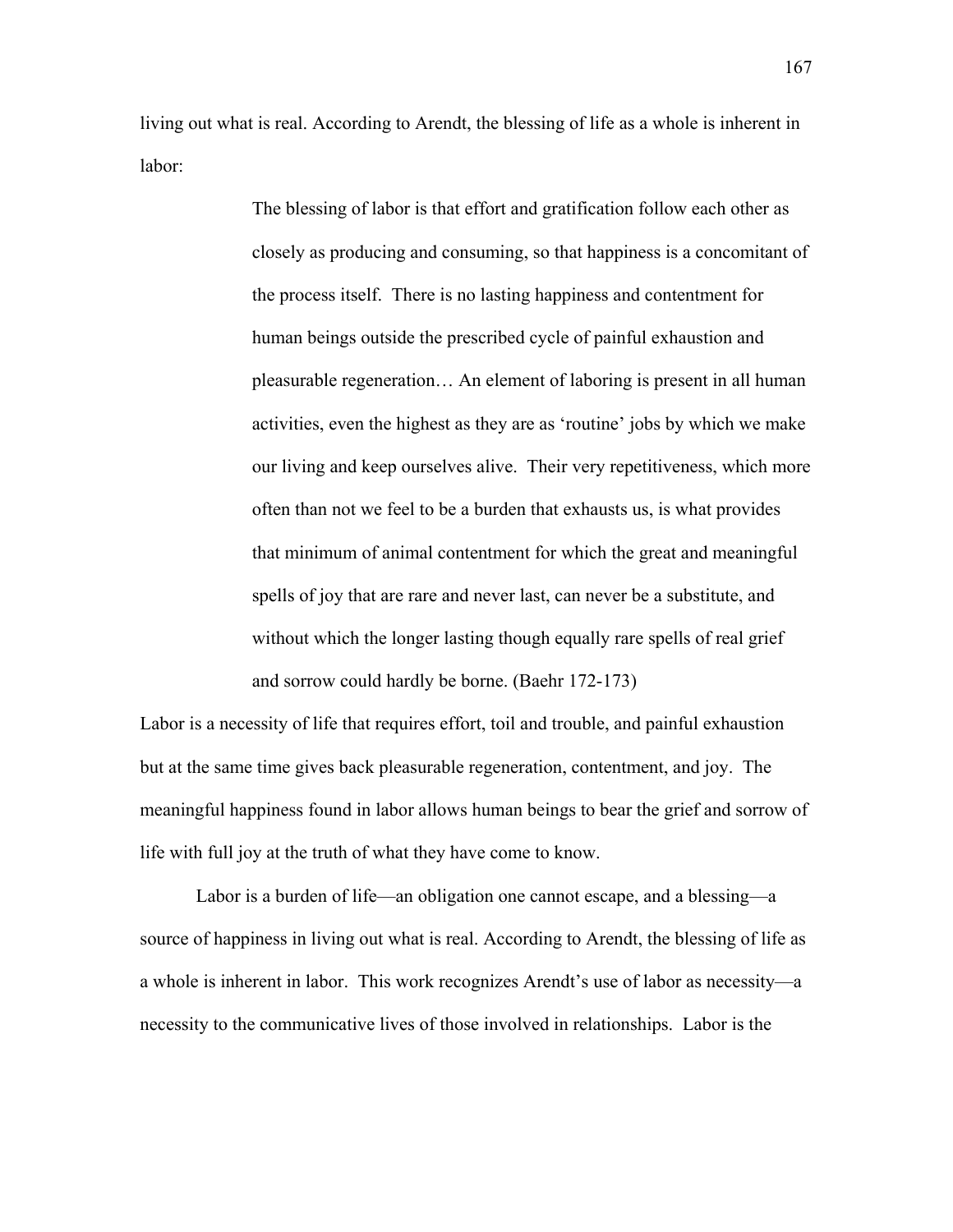living out what is real. According to Arendt, the blessing of life as a whole is inherent in labor:

> The blessing of labor is that effort and gratification follow each other as closely as producing and consuming, so that happiness is a concomitant of the process itself. There is no lasting happiness and contentment for human beings outside the prescribed cycle of painful exhaustion and pleasurable regeneration… An element of laboring is present in all human activities, even the highest as they are as 'routine' jobs by which we make our living and keep ourselves alive. Their very repetitiveness, which more often than not we feel to be a burden that exhausts us, is what provides that minimum of animal contentment for which the great and meaningful spells of joy that are rare and never last, can never be a substitute, and without which the longer lasting though equally rare spells of real grief and sorrow could hardly be borne. (Baehr 172-173)

Labor is a necessity of life that requires effort, toil and trouble, and painful exhaustion but at the same time gives back pleasurable regeneration, contentment, and joy. The meaningful happiness found in labor allows human beings to bear the grief and sorrow of life with full joy at the truth of what they have come to know.

Labor is a burden of life—an obligation one cannot escape, and a blessing—a source of happiness in living out what is real. According to Arendt, the blessing of life as a whole is inherent in labor. This work recognizes Arendt's use of labor as necessity—a necessity to the communicative lives of those involved in relationships. Labor is the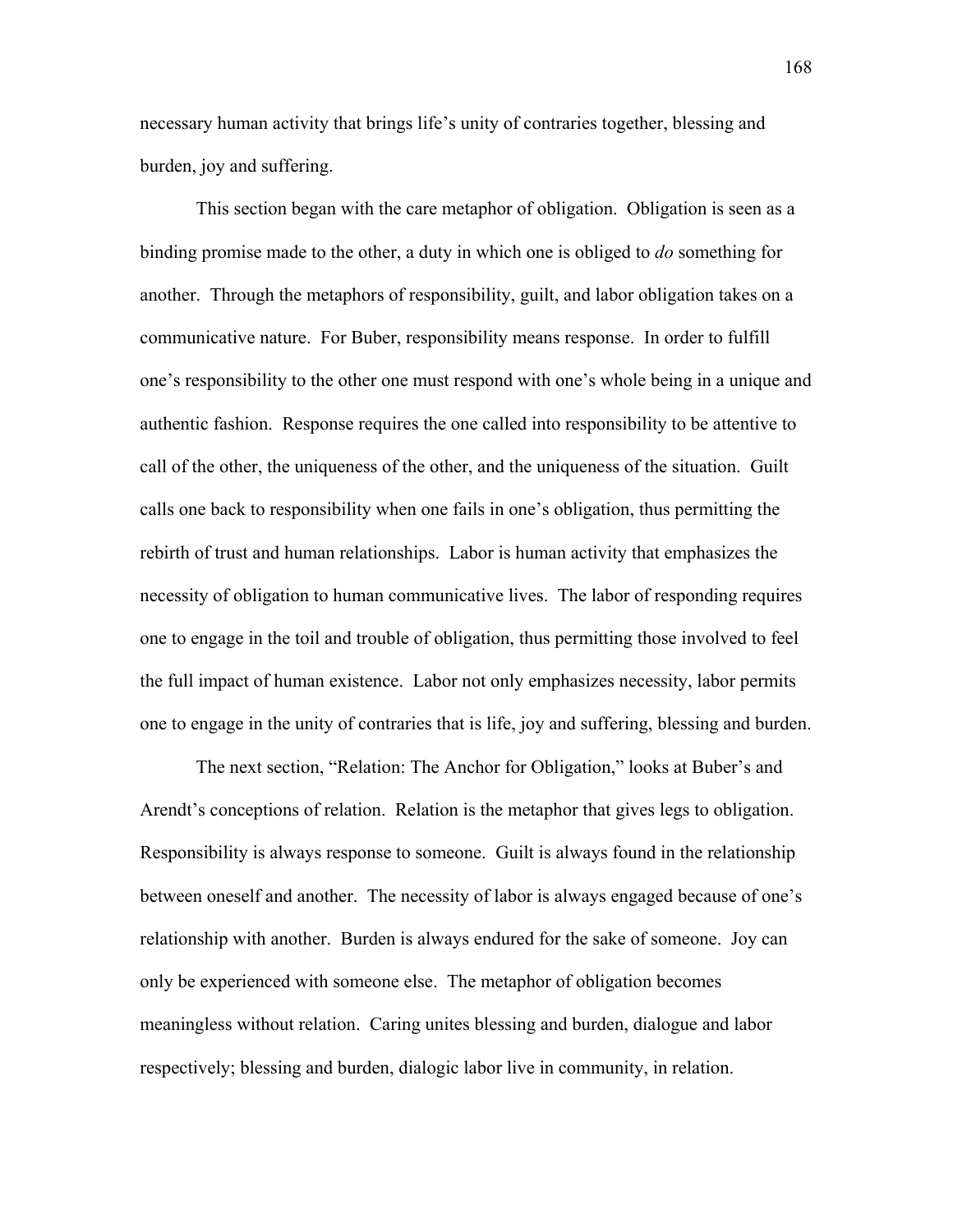necessary human activity that brings life's unity of contraries together, blessing and burden, joy and suffering.

This section began with the care metaphor of obligation. Obligation is seen as a binding promise made to the other, a duty in which one is obliged to *do* something for another. Through the metaphors of responsibility, guilt, and labor obligation takes on a communicative nature. For Buber, responsibility means response. In order to fulfill one's responsibility to the other one must respond with one's whole being in a unique and authentic fashion. Response requires the one called into responsibility to be attentive to call of the other, the uniqueness of the other, and the uniqueness of the situation. Guilt calls one back to responsibility when one fails in one's obligation, thus permitting the rebirth of trust and human relationships. Labor is human activity that emphasizes the necessity of obligation to human communicative lives. The labor of responding requires one to engage in the toil and trouble of obligation, thus permitting those involved to feel the full impact of human existence. Labor not only emphasizes necessity, labor permits one to engage in the unity of contraries that is life, joy and suffering, blessing and burden.

The next section, "Relation: The Anchor for Obligation," looks at Buber's and Arendt's conceptions of relation. Relation is the metaphor that gives legs to obligation. Responsibility is always response to someone. Guilt is always found in the relationship between oneself and another. The necessity of labor is always engaged because of one's relationship with another. Burden is always endured for the sake of someone. Joy can only be experienced with someone else. The metaphor of obligation becomes meaningless without relation. Caring unites blessing and burden, dialogue and labor respectively; blessing and burden, dialogic labor live in community, in relation.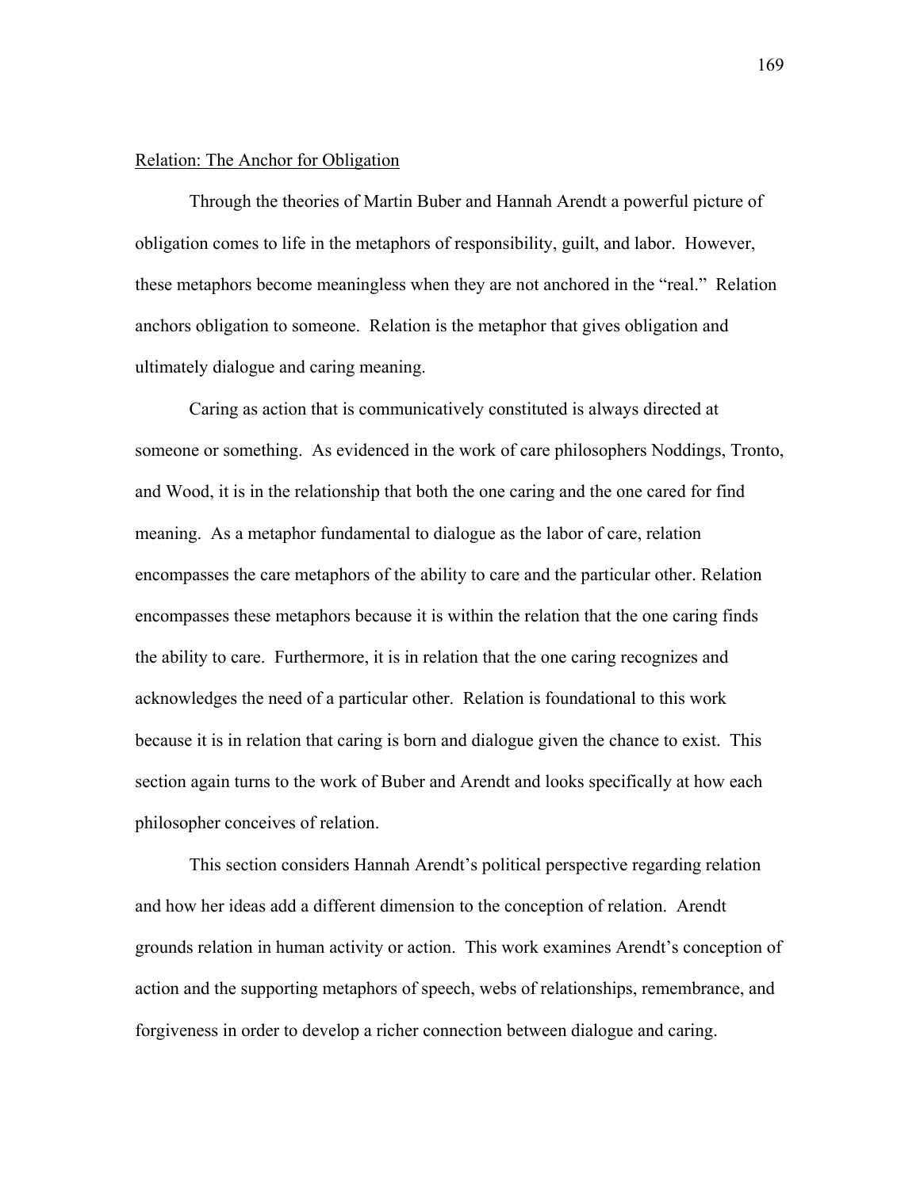Relation: The Anchor for Obligation

Through the theories of Martin Buber and Hannah Arendt a powerful picture of obligation comes to life in the metaphors of responsibility, guilt, and labor. However, these metaphors become meaningless when they are not anchored in the "real." Relation anchors obligation to someone. Relation is the metaphor that gives obligation and ultimately dialogue and caring meaning.

Caring as action that is communicatively constituted is always directed at someone or something. As evidenced in the work of care philosophers Noddings, Tronto, and Wood, it is in the relationship that both the one caring and the one cared for find meaning. As a metaphor fundamental to dialogue as the labor of care, relation encompasses the care metaphors of the ability to care and the particular other. Relation encompasses these metaphors because it is within the relation that the one caring finds the ability to care. Furthermore, it is in relation that the one caring recognizes and acknowledges the need of a particular other. Relation is foundational to this work because it is in relation that caring is born and dialogue given the chance to exist. This section again turns to the work of Buber and Arendt and looks specifically at how each philosopher conceives of relation.

This section considers Hannah Arendt's political perspective regarding relation and how her ideas add a different dimension to the conception of relation. Arendt grounds relation in human activity or action. This work examines Arendt's conception of action and the supporting metaphors of speech, webs of relationships, remembrance, and forgiveness in order to develop a richer connection between dialogue and caring.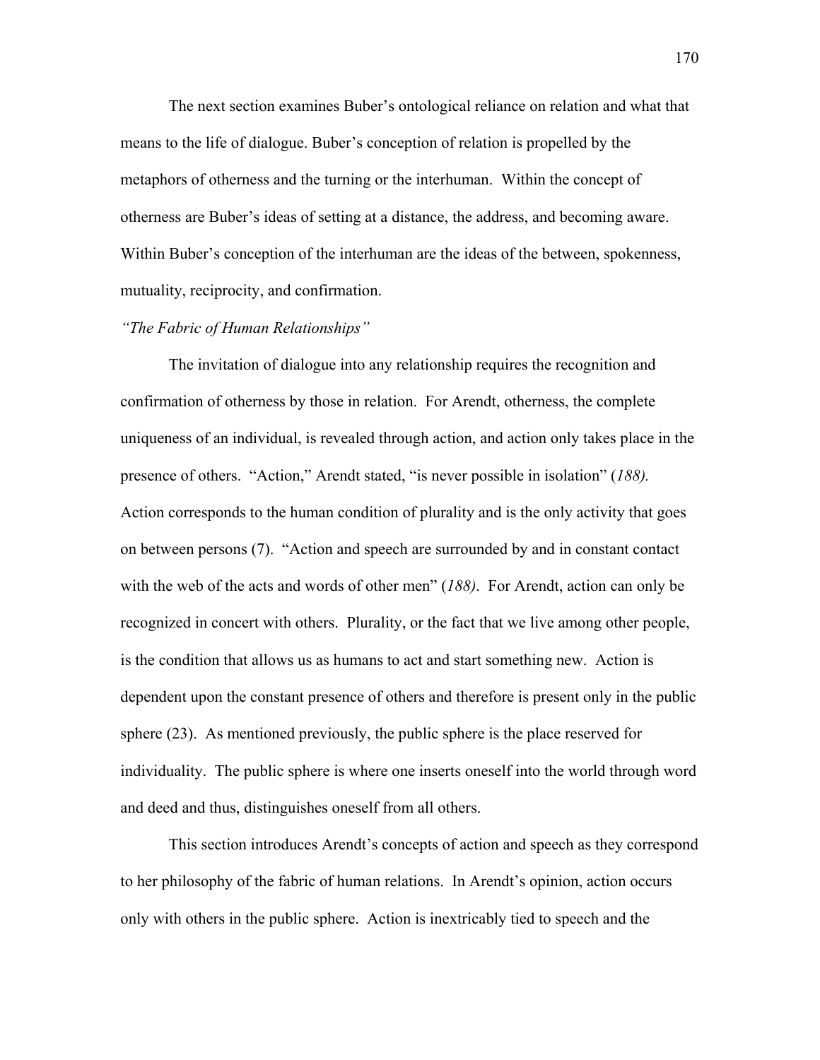The next section examines Buber's ontological reliance on relation and what that means to the life of dialogue. Buber's conception of relation is propelled by the metaphors of otherness and the turning or the interhuman. Within the concept of otherness are Buber's ideas of setting at a distance, the address, and becoming aware. Within Buber's conception of the interhuman are the ideas of the between, spokenness, mutuality, reciprocity, and confirmation.

### *"The Fabric of Human Relationships"*

The invitation of dialogue into any relationship requires the recognition and confirmation of otherness by those in relation. For Arendt, otherness, the complete uniqueness of an individual, is revealed through action, and action only takes place in the presence of others. "Action," Arendt stated, "is never possible in isolation" (*188).* Action corresponds to the human condition of plurality and is the only activity that goes on between persons (7). "Action and speech are surrounded by and in constant contact with the web of the acts and words of other men" (*188)*. For Arendt, action can only be recognized in concert with others. Plurality, or the fact that we live among other people, is the condition that allows us as humans to act and start something new. Action is dependent upon the constant presence of others and therefore is present only in the public sphere (23). As mentioned previously, the public sphere is the place reserved for individuality. The public sphere is where one inserts oneself into the world through word and deed and thus, distinguishes oneself from all others.

This section introduces Arendt's concepts of action and speech as they correspond to her philosophy of the fabric of human relations. In Arendt's opinion, action occurs only with others in the public sphere. Action is inextricably tied to speech and the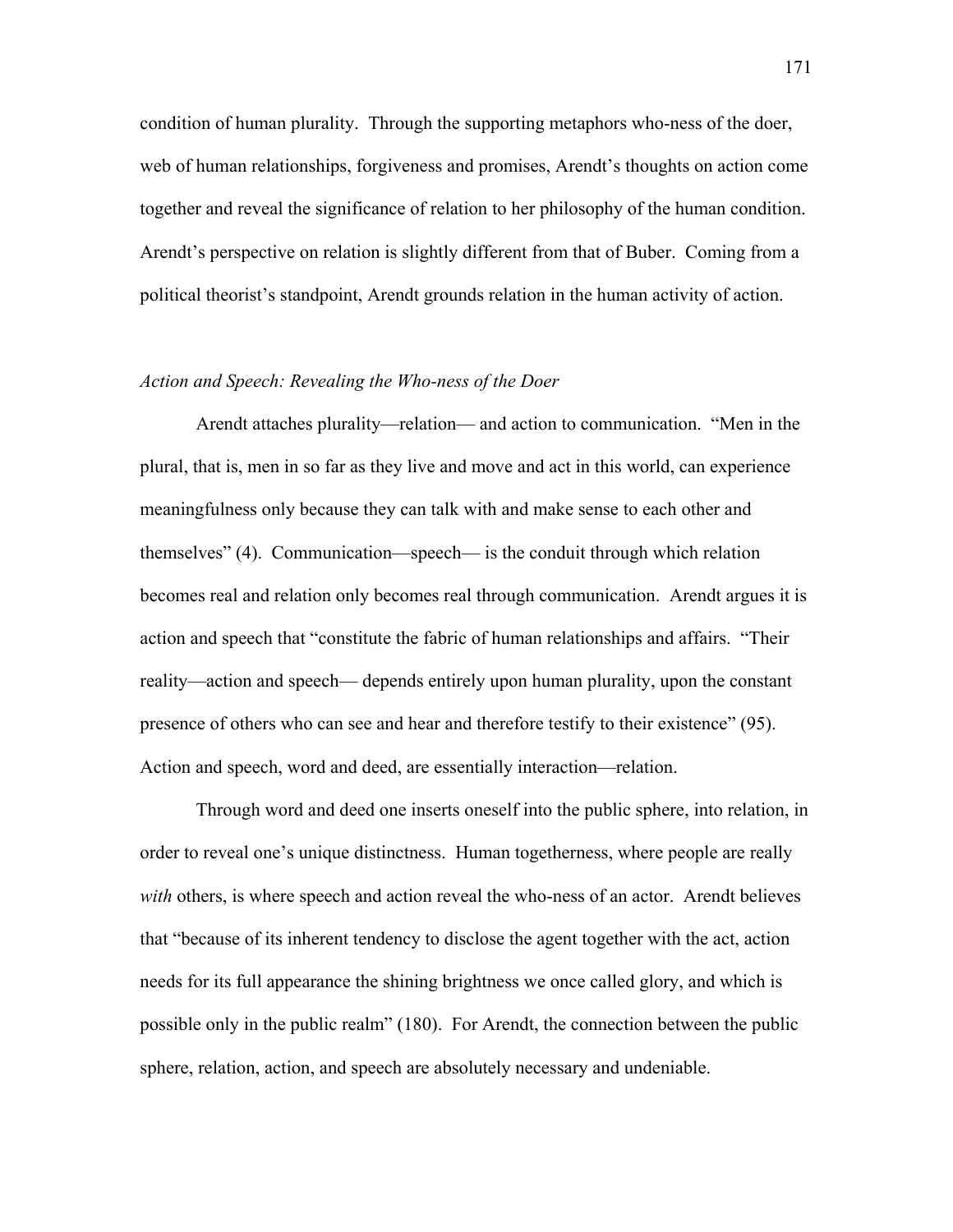condition of human plurality. Through the supporting metaphors who-ness of the doer, web of human relationships, forgiveness and promises, Arendt's thoughts on action come together and reveal the significance of relation to her philosophy of the human condition. Arendt's perspective on relation is slightly different from that of Buber. Coming from a political theorist's standpoint, Arendt grounds relation in the human activity of action.

### *Action and Speech: Revealing the Who-ness of the Doer*

Arendt attaches plurality—relation— and action to communication. "Men in the plural, that is, men in so far as they live and move and act in this world, can experience meaningfulness only because they can talk with and make sense to each other and themselves" (4). Communication—speech— is the conduit through which relation becomes real and relation only becomes real through communication. Arendt argues it is action and speech that "constitute the fabric of human relationships and affairs. "Their reality—action and speech— depends entirely upon human plurality, upon the constant presence of others who can see and hear and therefore testify to their existence" (95). Action and speech, word and deed, are essentially interaction—relation.

Through word and deed one inserts oneself into the public sphere, into relation, in order to reveal one's unique distinctness. Human togetherness, where people are really *with* others, is where speech and action reveal the who-ness of an actor. Arendt believes that "because of its inherent tendency to disclose the agent together with the act, action needs for its full appearance the shining brightness we once called glory, and which is possible only in the public realm" (180). For Arendt, the connection between the public sphere, relation, action, and speech are absolutely necessary and undeniable.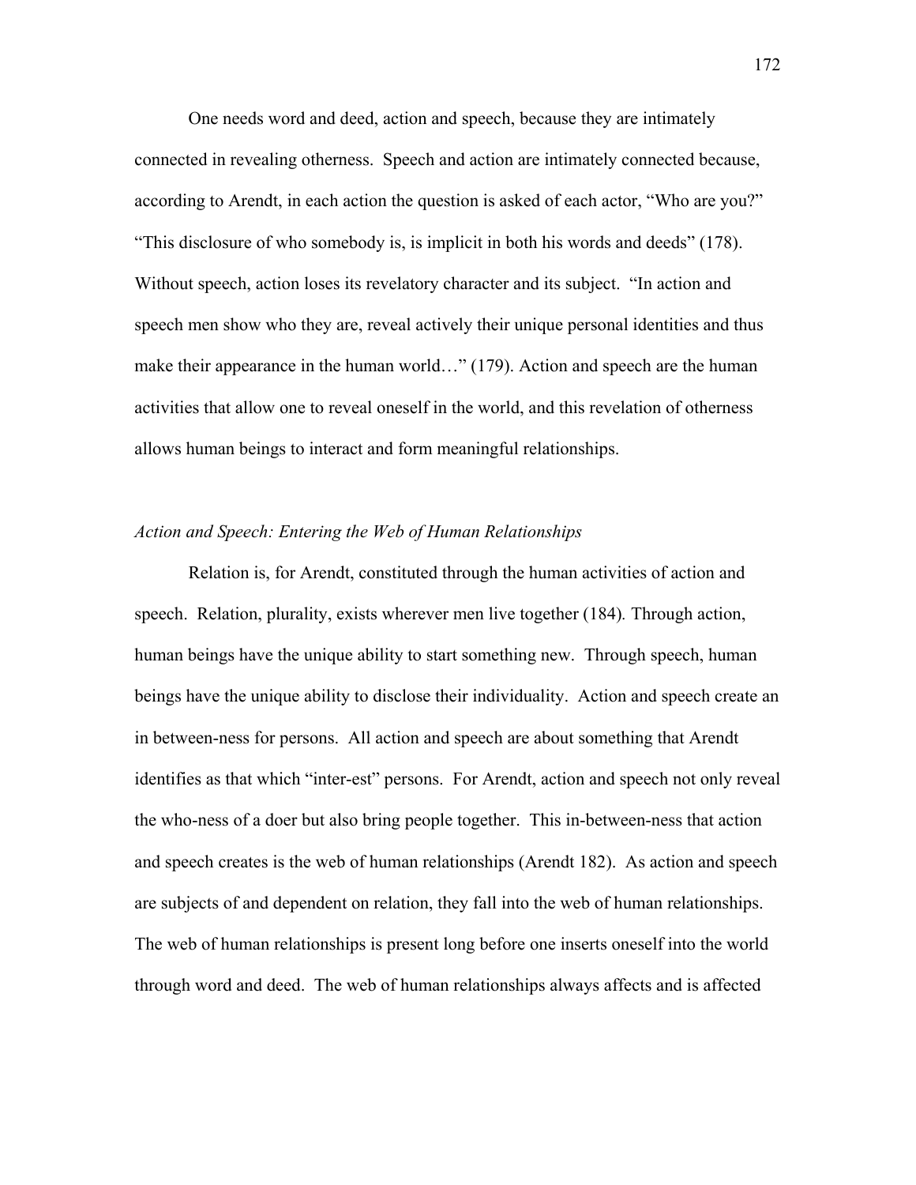One needs word and deed, action and speech, because they are intimately connected in revealing otherness. Speech and action are intimately connected because, according to Arendt, in each action the question is asked of each actor, "Who are you?" "This disclosure of who somebody is, is implicit in both his words and deeds" (178). Without speech, action loses its revelatory character and its subject. "In action and speech men show who they are, reveal actively their unique personal identities and thus make their appearance in the human world…" (179). Action and speech are the human activities that allow one to reveal oneself in the world, and this revelation of otherness allows human beings to interact and form meaningful relationships.

*Action and Speech: Entering the Web of Human Relationships*

Relation is, for Arendt, constituted through the human activities of action and speech. Relation, plurality, exists wherever men live together (184). Through action, human beings have the unique ability to start something new. Through speech, human beings have the unique ability to disclose their individuality. Action and speech create an in between-ness for persons. All action and speech are about something that Arendt identifies as that which "inter-est" persons. For Arendt, action and speech not only reveal the who-ness of a doer but also bring people together. This in-between-ness that action and speech creates is the web of human relationships (Arendt 182). As action and speech are subjects of and dependent on relation, they fall into the web of human relationships. The web of human relationships is present long before one inserts oneself into the world through word and deed. The web of human relationships always affects and is affected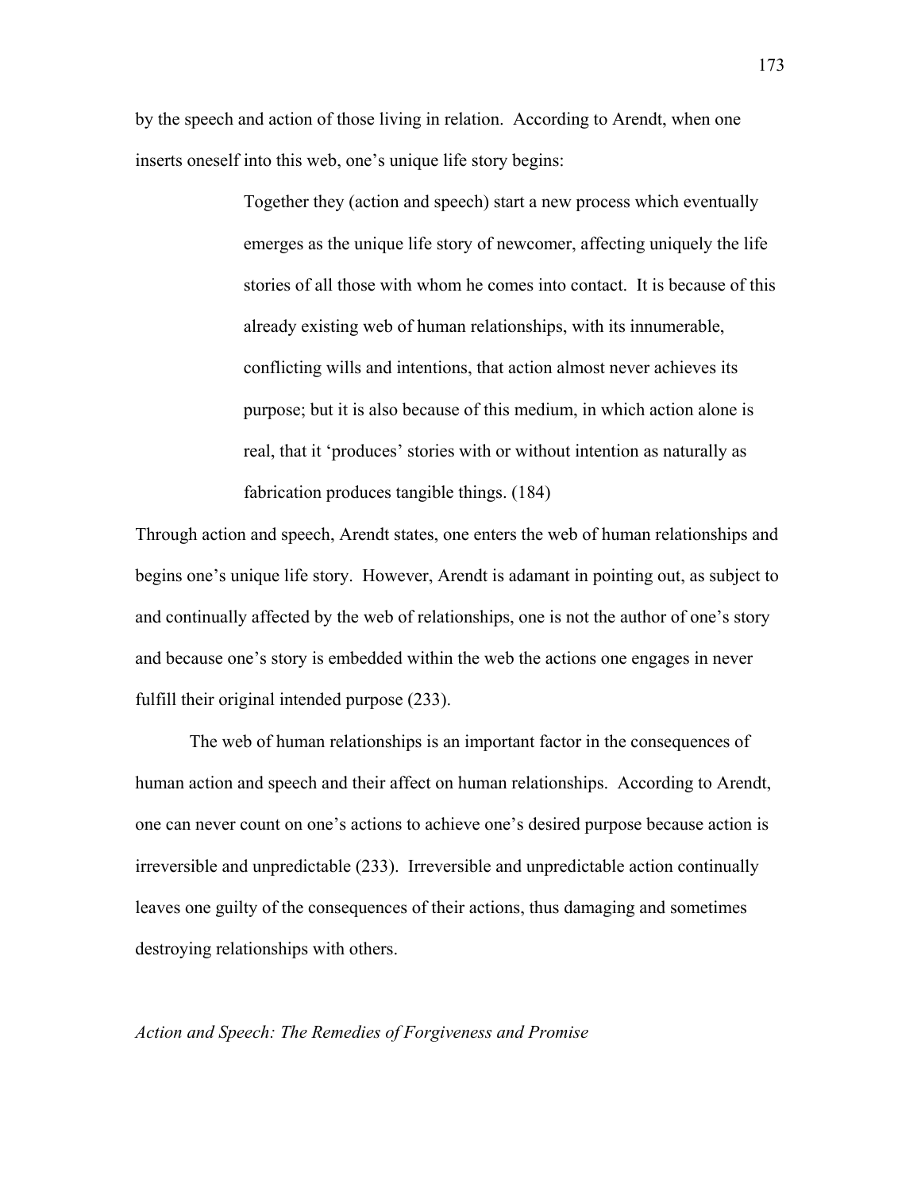by the speech and action of those living in relation. According to Arendt, when one inserts oneself into this web, one's unique life story begins:

> Together they (action and speech) start a new process which eventually emerges as the unique life story of newcomer, affecting uniquely the life stories of all those with whom he comes into contact. It is because of this already existing web of human relationships, with its innumerable, conflicting wills and intentions, that action almost never achieves its purpose; but it is also because of this medium, in which action alone is real, that it 'produces' stories with or without intention as naturally as fabrication produces tangible things. (184)

Through action and speech, Arendt states, one enters the web of human relationships and begins one's unique life story. However, Arendt is adamant in pointing out, as subject to and continually affected by the web of relationships, one is not the author of one's story and because one's story is embedded within the web the actions one engages in never fulfill their original intended purpose (233).

The web of human relationships is an important factor in the consequences of human action and speech and their affect on human relationships. According to Arendt, one can never count on one's actions to achieve one's desired purpose because action is irreversible and unpredictable (233). Irreversible and unpredictable action continually leaves one guilty of the consequences of their actions, thus damaging and sometimes destroying relationships with others.

*Action and Speech: The Remedies of Forgiveness and Promise*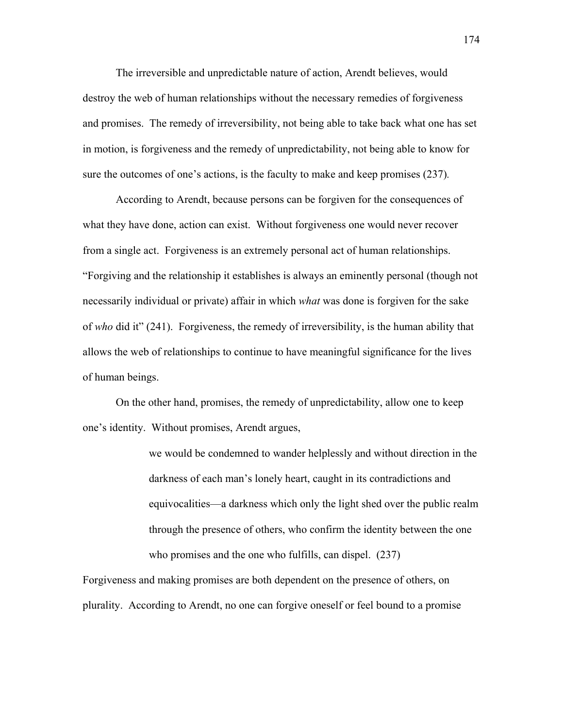The irreversible and unpredictable nature of action, Arendt believes, would destroy the web of human relationships without the necessary remedies of forgiveness and promises. The remedy of irreversibility, not being able to take back what one has set in motion, is forgiveness and the remedy of unpredictability, not being able to know for sure the outcomes of one's actions, is the faculty to make and keep promises (237).

According to Arendt, because persons can be forgiven for the consequences of what they have done, action can exist. Without forgiveness one would never recover from a single act. Forgiveness is an extremely personal act of human relationships. "Forgiving and the relationship it establishes is always an eminently personal (though not necessarily individual or private) affair in which *what* was done is forgiven for the sake of *who* did it" (241). Forgiveness, the remedy of irreversibility, is the human ability that allows the web of relationships to continue to have meaningful significance for the lives of human beings.

On the other hand, promises, the remedy of unpredictability, allow one to keep one's identity. Without promises, Arendt argues,

> we would be condemned to wander helplessly and without direction in the darkness of each man's lonely heart, caught in its contradictions and equivocalities—a darkness which only the light shed over the public realm through the presence of others, who confirm the identity between the one who promises and the one who fulfills, can dispel. (237)

Forgiveness and making promises are both dependent on the presence of others, on plurality. According to Arendt, no one can forgive oneself or feel bound to a promise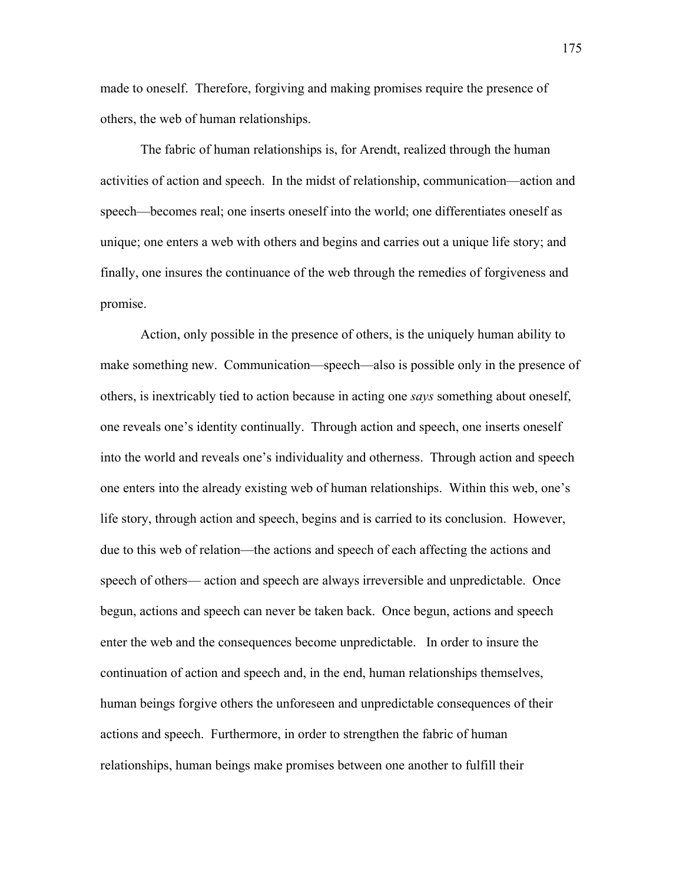made to oneself. Therefore, forgiving and making promises require the presence of others, the web of human relationships.

The fabric of human relationships is, for Arendt, realized through the human activities of action and speech. In the midst of relationship, communication—action and speech—becomes real; one inserts oneself into the world; one differentiates oneself as unique; one enters a web with others and begins and carries out a unique life story; and finally, one insures the continuance of the web through the remedies of forgiveness and promise.

Action, only possible in the presence of others, is the uniquely human ability to make something new. Communication—speech—also is possible only in the presence of others, is inextricably tied to action because in acting one *says* something about oneself, one reveals one's identity continually. Through action and speech, one inserts oneself into the world and reveals one's individuality and otherness. Through action and speech one enters into the already existing web of human relationships. Within this web, one's life story, through action and speech, begins and is carried to its conclusion. However, due to this web of relation—the actions and speech of each affecting the actions and speech of others— action and speech are always irreversible and unpredictable. Once begun, actions and speech can never be taken back. Once begun, actions and speech enter the web and the consequences become unpredictable. In order to insure the continuation of action and speech and, in the end, human relationships themselves, human beings forgive others the unforeseen and unpredictable consequences of their actions and speech. Furthermore, in order to strengthen the fabric of human relationships, human beings make promises between one another to fulfill their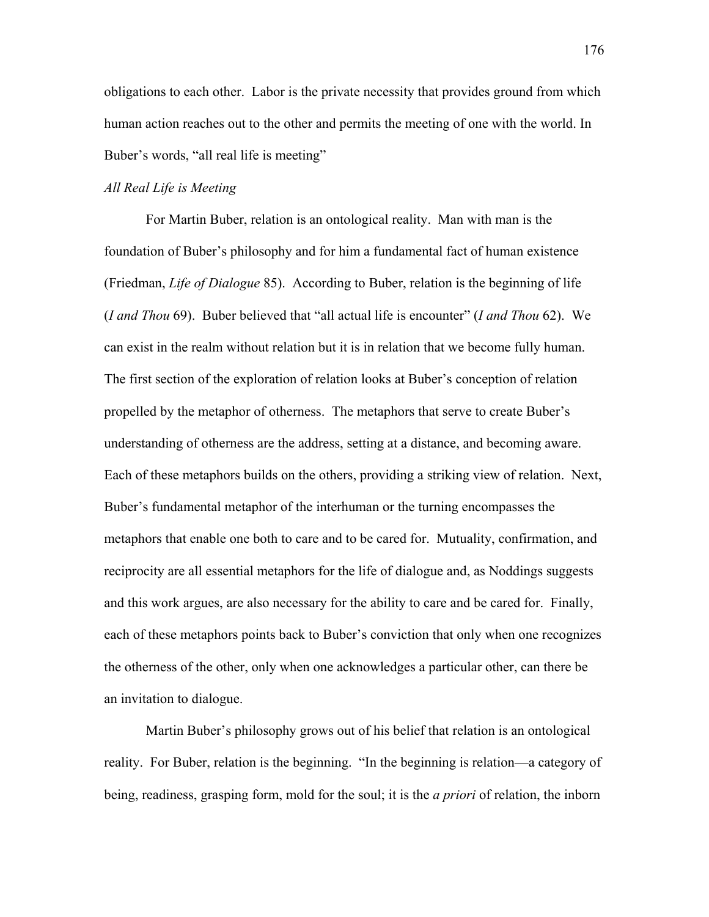obligations to each other. Labor is the private necessity that provides ground from which human action reaches out to the other and permits the meeting of one with the world. In Buber's words, "all real life is meeting"

### *All Real Life is Meeting*

For Martin Buber, relation is an ontological reality. Man with man is the foundation of Buber's philosophy and for him a fundamental fact of human existence (Friedman, *Life of Dialogue* 85). According to Buber, relation is the beginning of life (*I and Thou* 69). Buber believed that "all actual life is encounter" (*I and Thou* 62). We can exist in the realm without relation but it is in relation that we become fully human. The first section of the exploration of relation looks at Buber's conception of relation propelled by the metaphor of otherness. The metaphors that serve to create Buber's understanding of otherness are the address, setting at a distance, and becoming aware. Each of these metaphors builds on the others, providing a striking view of relation. Next, Buber's fundamental metaphor of the interhuman or the turning encompasses the metaphors that enable one both to care and to be cared for. Mutuality, confirmation, and reciprocity are all essential metaphors for the life of dialogue and, as Noddings suggests and this work argues, are also necessary for the ability to care and be cared for. Finally, each of these metaphors points back to Buber's conviction that only when one recognizes the otherness of the other, only when one acknowledges a particular other, can there be an invitation to dialogue.

Martin Buber's philosophy grows out of his belief that relation is an ontological reality. For Buber, relation is the beginning. "In the beginning is relation—a category of being, readiness, grasping form, mold for the soul; it is the *a priori* of relation, the inborn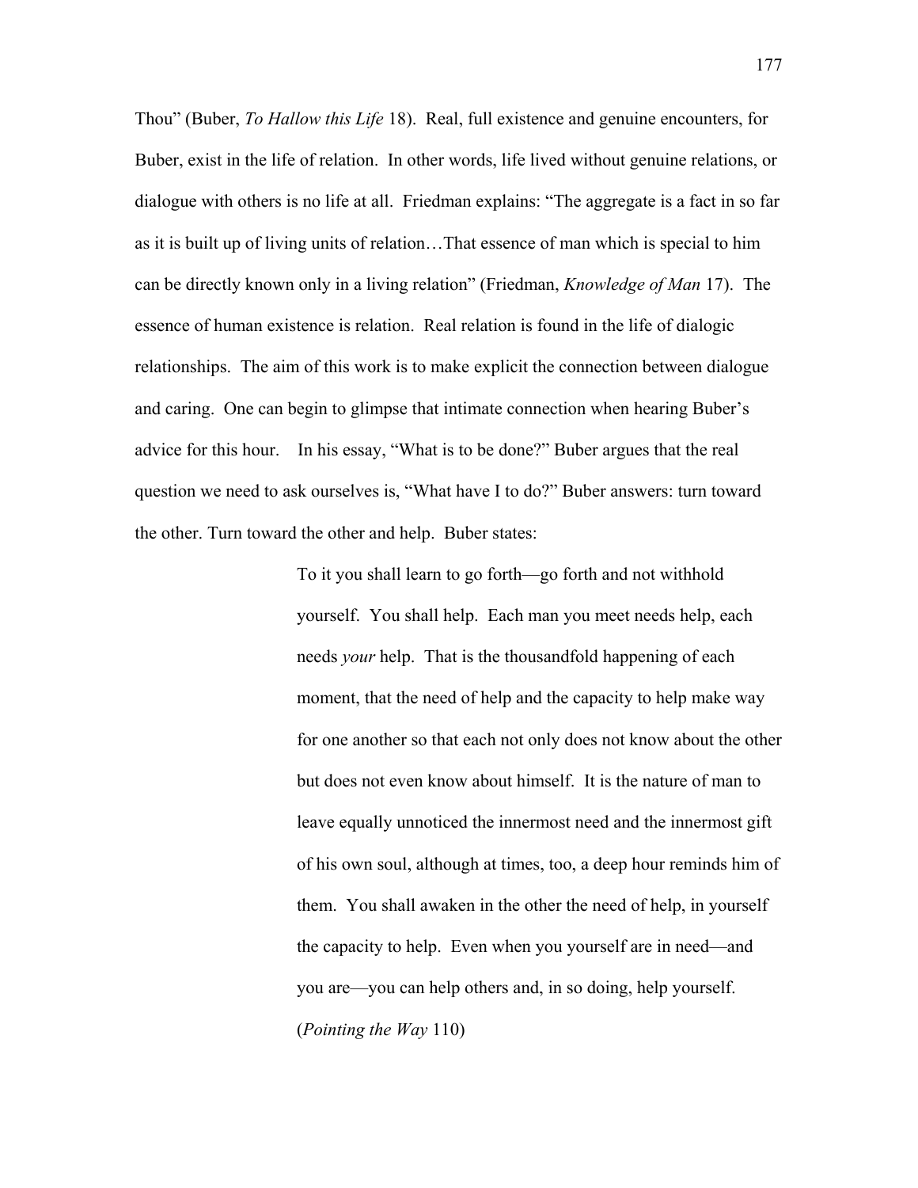Thou" (Buber, *To Hallow this Life* 18). Real, full existence and genuine encounters, for Buber, exist in the life of relation. In other words, life lived without genuine relations, or dialogue with others is no life at all. Friedman explains: "The aggregate is a fact in so far as it is built up of living units of relation…That essence of man which is special to him can be directly known only in a living relation" (Friedman, *Knowledge of Man* 17). The essence of human existence is relation. Real relation is found in the life of dialogic relationships. The aim of this work is to make explicit the connection between dialogue and caring. One can begin to glimpse that intimate connection when hearing Buber's advice for this hour. In his essay, "What is to be done?" Buber argues that the real question we need to ask ourselves is, "What have I to do?" Buber answers: turn toward the other. Turn toward the other and help. Buber states:

> To it you shall learn to go forth—go forth and not withhold yourself. You shall help. Each man you meet needs help, each needs *your* help. That is the thousandfold happening of each moment, that the need of help and the capacity to help make way for one another so that each not only does not know about the other but does not even know about himself. It is the nature of man to leave equally unnoticed the innermost need and the innermost gift of his own soul, although at times, too, a deep hour reminds him of them. You shall awaken in the other the need of help, in yourself the capacity to help. Even when you yourself are in need—and you are—you can help others and, in so doing, help yourself. (*Pointing the Way* 110)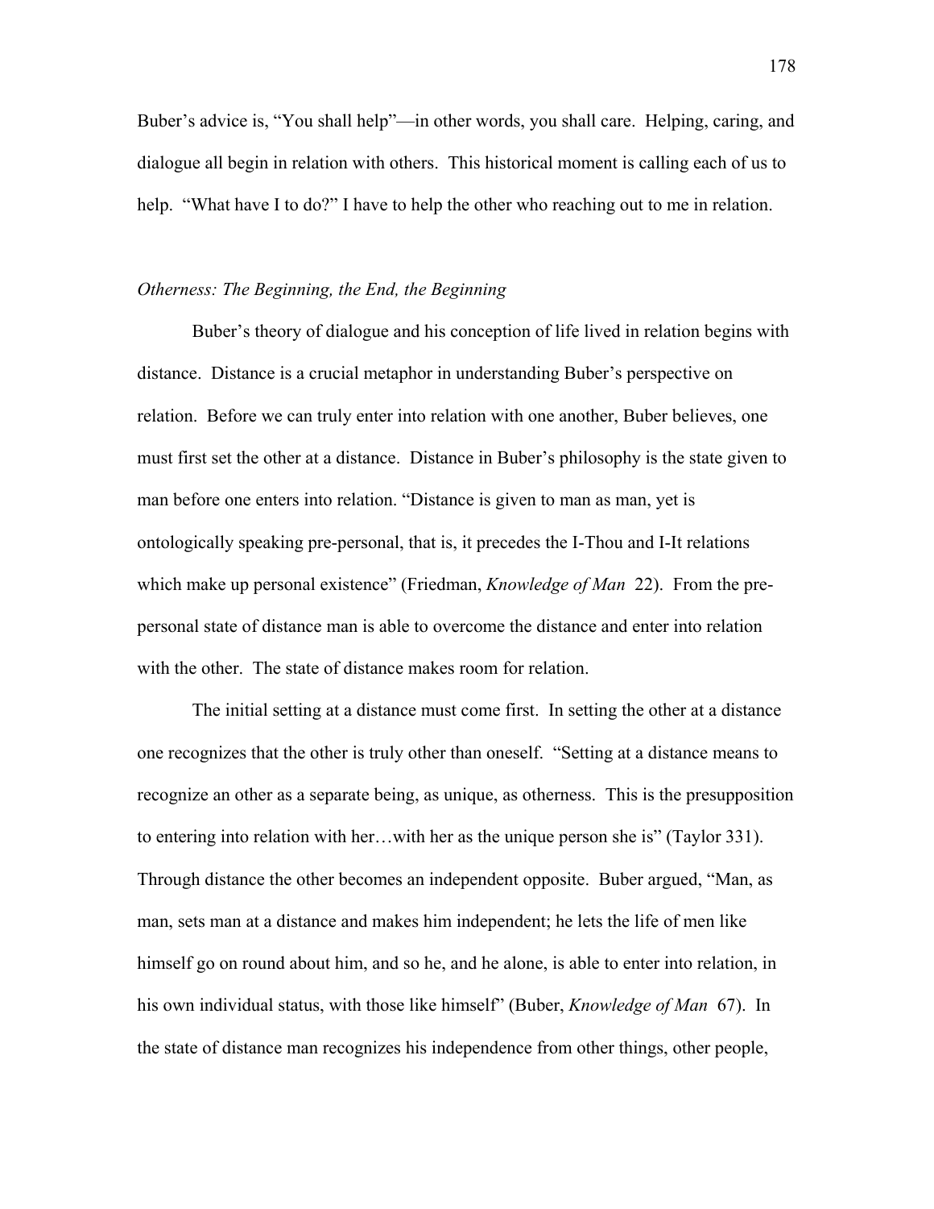Buber's advice is, "You shall help"—in other words, you shall care. Helping, caring, and dialogue all begin in relation with others. This historical moment is calling each of us to help. "What have I to do?" I have to help the other who reaching out to me in relation.

### *Otherness: The Beginning, the End, the Beginning*

Buber's theory of dialogue and his conception of life lived in relation begins with distance. Distance is a crucial metaphor in understanding Buber's perspective on relation. Before we can truly enter into relation with one another, Buber believes, one must first set the other at a distance. Distance in Buber's philosophy is the state given to man before one enters into relation. "Distance is given to man as man, yet is ontologically speaking pre-personal, that is, it precedes the I-Thou and I-It relations which make up personal existence" (Friedman, *Knowledge of Man* 22). From the pre-personal state of distance man is able to overcome the distance and enter into relation with the other. The state of distance makes room for relation.

The initial setting at a distance must come first. In setting the other at a distance one recognizes that the other is truly other than oneself. "Setting at a distance means to recognize an other as a separate being, as unique, as otherness. This is the presupposition to entering into relation with her…with her as the unique person she is" (Taylor 331). Through distance the other becomes an independent opposite. Buber argued, "Man, as man, sets man at a distance and makes him independent; he lets the life of men like himself go on round about him, and so he, and he alone, is able to enter into relation, in his own individual status, with those like himself" (Buber, *Knowledge of Man* 67). In the state of distance man recognizes his independence from other things, other people,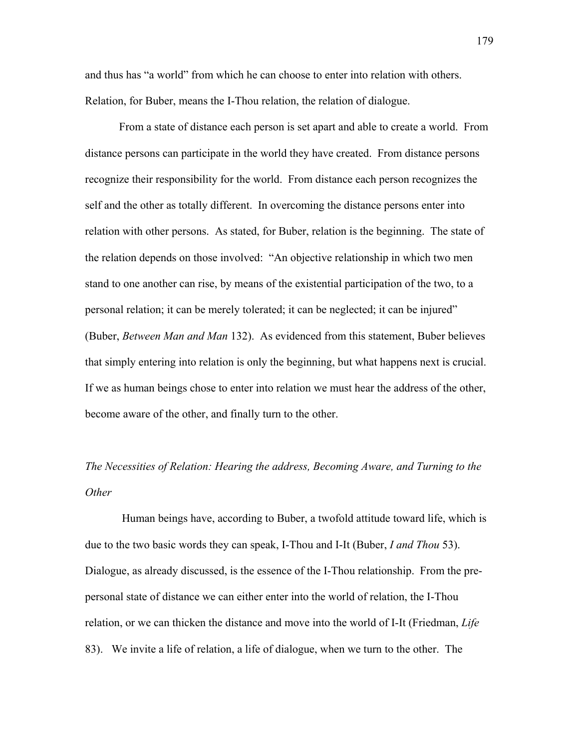and thus has "a world" from which he can choose to enter into relation with others. Relation, for Buber, means the I-Thou relation, the relation of dialogue.

From a state of distance each person is set apart and able to create a world. From distance persons can participate in the world they have created. From distance persons recognize their responsibility for the world. From distance each person recognizes the self and the other as totally different. In overcoming the distance persons enter into relation with other persons. As stated, for Buber, relation is the beginning. The state of the relation depends on those involved: "An objective relationship in which two men stand to one another can rise, by means of the existential participation of the two, to a personal relation; it can be merely tolerated; it can be neglected; it can be injured" (Buber, *Between Man and Man* 132). As evidenced from this statement, Buber believes that simply entering into relation is only the beginning, but what happens next is crucial. If we as human beings chose to enter into relation we must hear the address of the other, become aware of the other, and finally turn to the other.

*The Necessities of Relation: Hearing the address, Becoming Aware, and Turning to the Other*

Human beings have, according to Buber, a twofold attitude toward life, which is due to the two basic words they can speak, I-Thou and I-It (Buber, *I and Thou* 53). Dialogue, as already discussed, is the essence of the I-Thou relationship. From the pre-personal state of distance we can either enter into the world of relation, the I-Thou relation, or we can thicken the distance and move into the world of I-It (Friedman, *Life* 83). We invite a life of relation, a life of dialogue, when we turn to the other. The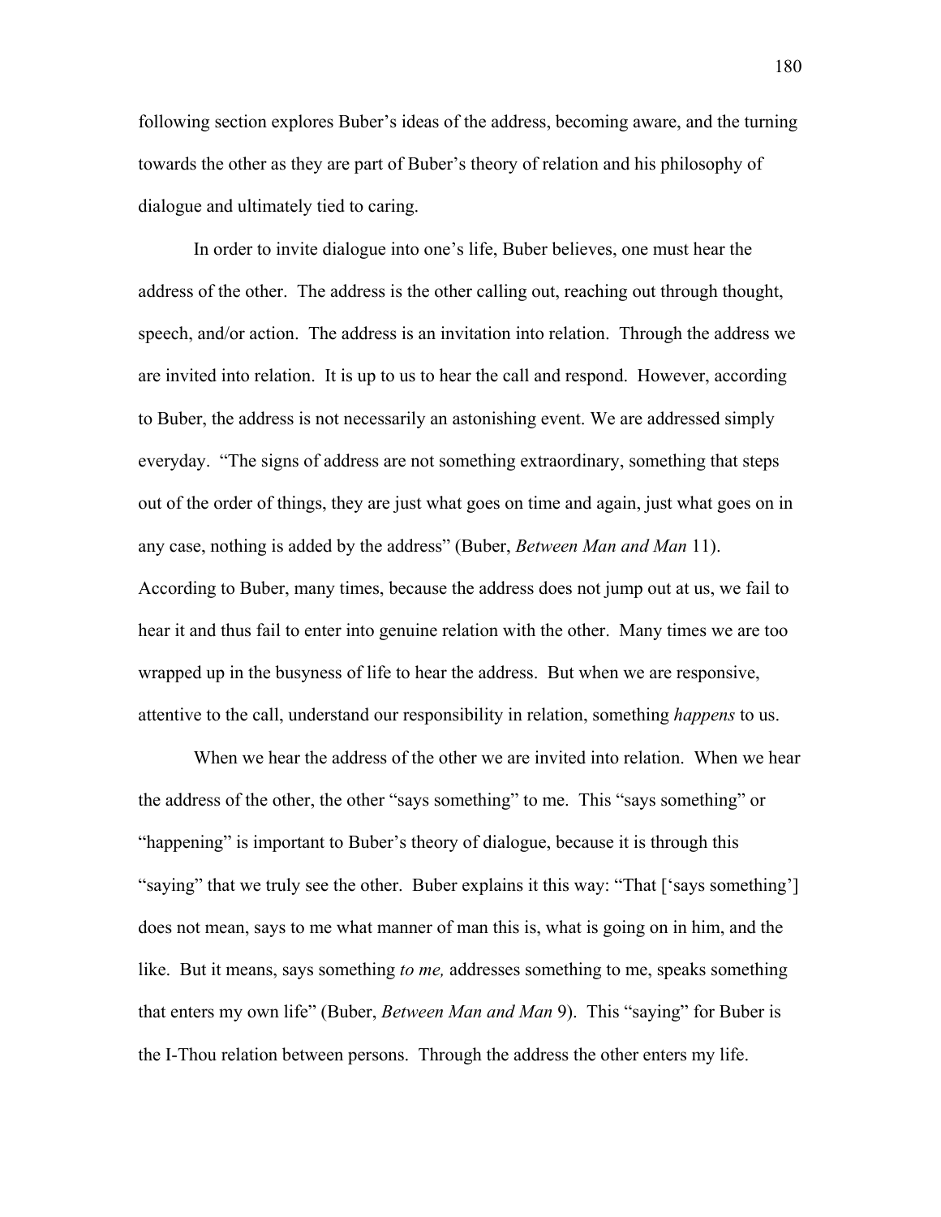following section explores Buber's ideas of the address, becoming aware, and the turning towards the other as they are part of Buber's theory of relation and his philosophy of dialogue and ultimately tied to caring.

In order to invite dialogue into one's life, Buber believes, one must hear the address of the other. The address is the other calling out, reaching out through thought, speech, and/or action. The address is an invitation into relation. Through the address we are invited into relation. It is up to us to hear the call and respond. However, according to Buber, the address is not necessarily an astonishing event. We are addressed simply everyday. "The signs of address are not something extraordinary, something that steps out of the order of things, they are just what goes on time and again, just what goes on in any case, nothing is added by the address" (Buber, *Between Man and Man* 11). According to Buber, many times, because the address does not jump out at us, we fail to hear it and thus fail to enter into genuine relation with the other. Many times we are too wrapped up in the busyness of life to hear the address. But when we are responsive, attentive to the call, understand our responsibility in relation, something *happens* to us.

When we hear the address of the other we are invited into relation. When we hear the address of the other, the other "says something" to me. This "says something" or "happening" is important to Buber's theory of dialogue, because it is through this "saying" that we truly see the other. Buber explains it this way: "That ['says something'] does not mean, says to me what manner of man this is, what is going on in him, and the like. But it means, says something *to me,* addresses something to me, speaks something that enters my own life" (Buber, *Between Man and Man* 9). This "saying" for Buber is the I-Thou relation between persons. Through the address the other enters my life.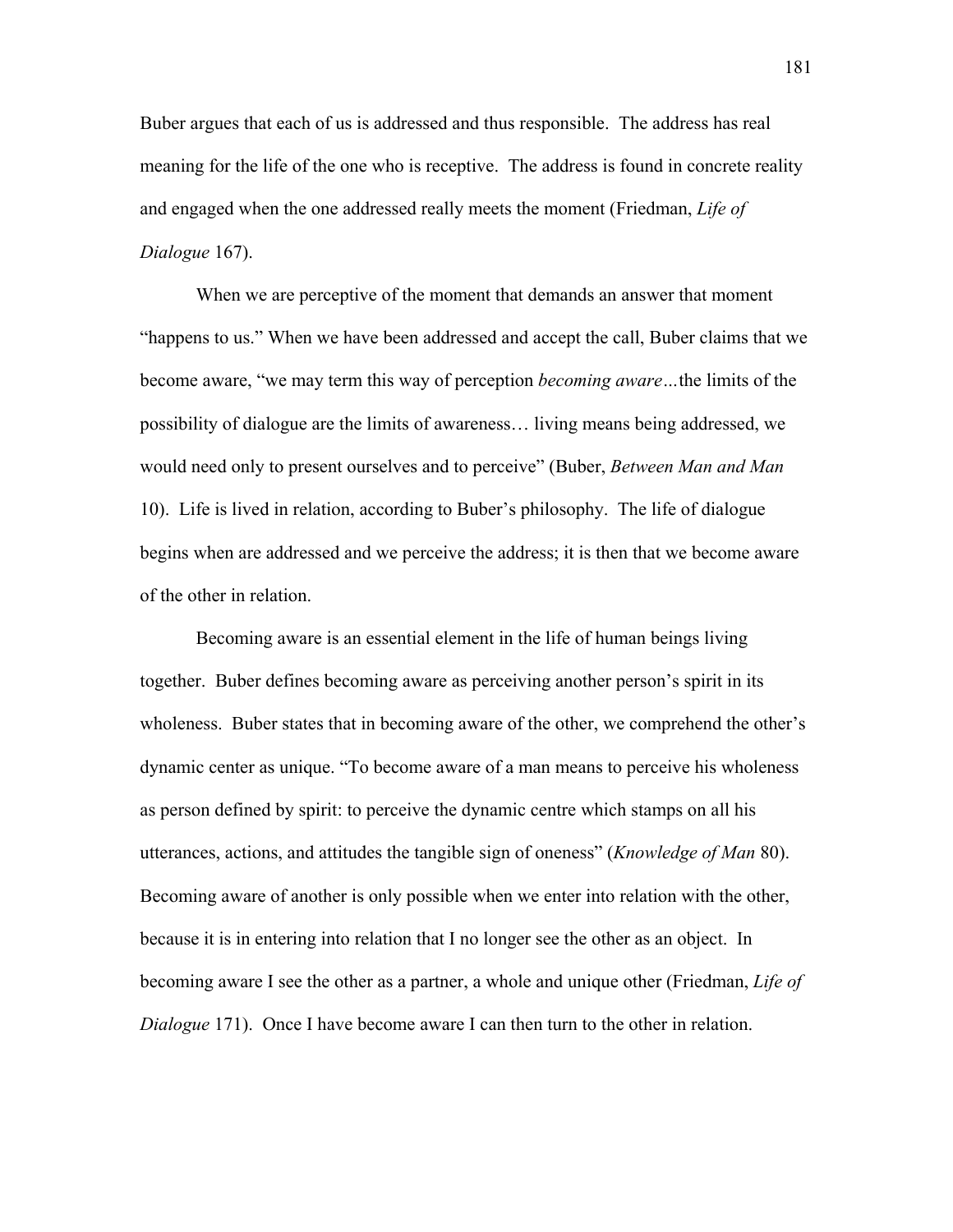Buber argues that each of us is addressed and thus responsible. The address has real meaning for the life of the one who is receptive. The address is found in concrete reality and engaged when the one addressed really meets the moment (Friedman, *Life of Dialogue* 167).

When we are perceptive of the moment that demands an answer that moment "happens to us." When we have been addressed and accept the call, Buber claims that we become aware, "we may term this way of perception *becoming aware*…the limits of the possibility of dialogue are the limits of awareness… living means being addressed, we would need only to present ourselves and to perceive" (Buber, *Between Man and Man* 10). Life is lived in relation, according to Buber's philosophy. The life of dialogue begins when are addressed and we perceive the address; it is then that we become aware of the other in relation.

Becoming aware is an essential element in the life of human beings living together. Buber defines becoming aware as perceiving another person's spirit in its wholeness. Buber states that in becoming aware of the other, we comprehend the other's dynamic center as unique. "To become aware of a man means to perceive his wholeness as person defined by spirit: to perceive the dynamic centre which stamps on all his utterances, actions, and attitudes the tangible sign of oneness" (*Knowledge of Man* 80). Becoming aware of another is only possible when we enter into relation with the other, because it is in entering into relation that I no longer see the other as an object. In becoming aware I see the other as a partner, a whole and unique other (Friedman, *Life of Dialogue* 171). Once I have become aware I can then turn to the other in relation.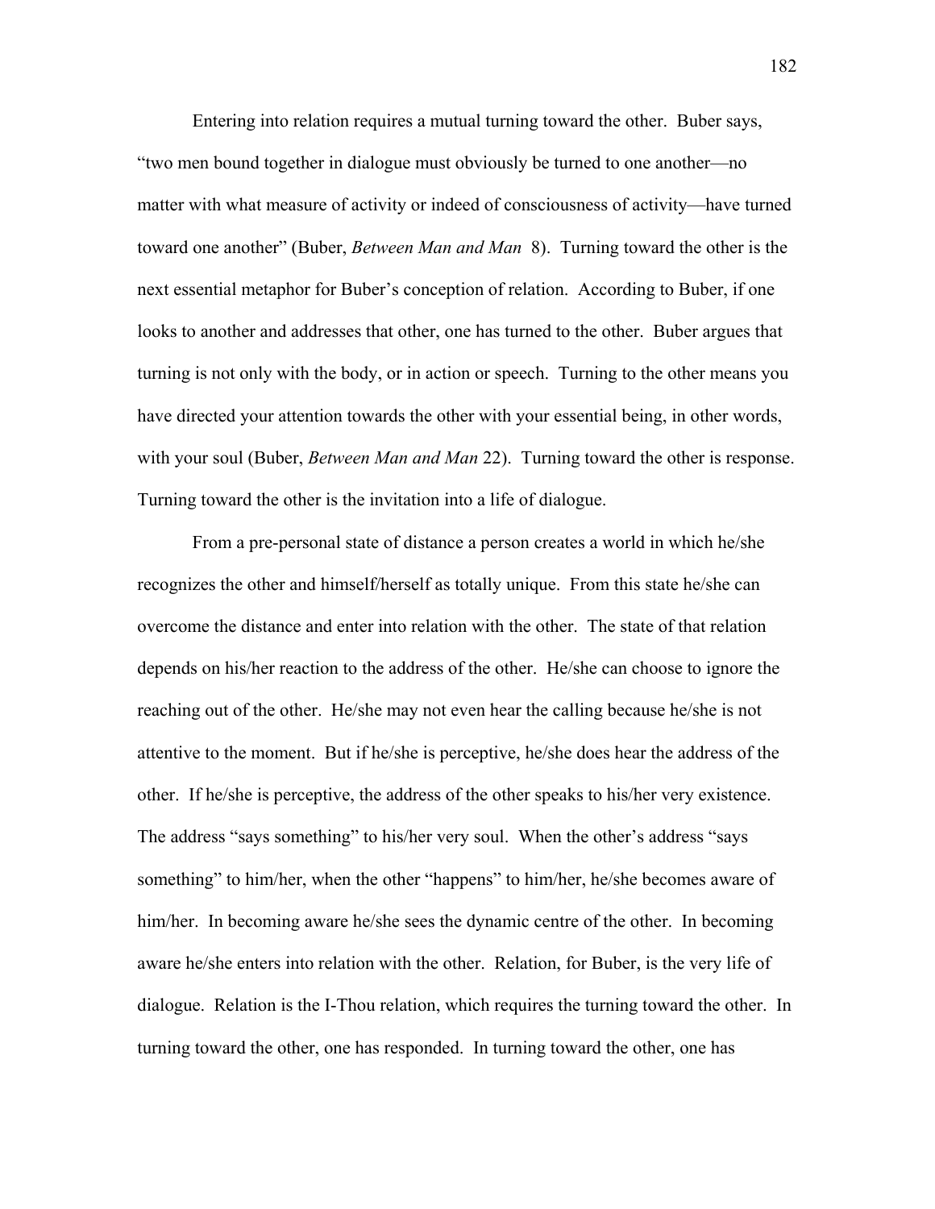Entering into relation requires a mutual turning toward the other. Buber says, "two men bound together in dialogue must obviously be turned to one another—no matter with what measure of activity or indeed of consciousness of activity—have turned toward one another" (Buber, *Between Man and Man* 8). Turning toward the other is the next essential metaphor for Buber's conception of relation. According to Buber, if one looks to another and addresses that other, one has turned to the other. Buber argues that turning is not only with the body, or in action or speech. Turning to the other means you have directed your attention towards the other with your essential being, in other words, with your soul (Buber, *Between Man and Man* 22). Turning toward the other is response. Turning toward the other is the invitation into a life of dialogue.

From a pre-personal state of distance a person creates a world in which he/she recognizes the other and himself/herself as totally unique. From this state he/she can overcome the distance and enter into relation with the other. The state of that relation depends on his/her reaction to the address of the other. He/she can choose to ignore the reaching out of the other. He/she may not even hear the calling because he/she is not attentive to the moment. But if he/she is perceptive, he/she does hear the address of the other. If he/she is perceptive, the address of the other speaks to his/her very existence. The address "says something" to his/her very soul. When the other's address "says something" to him/her, when the other "happens" to him/her, he/she becomes aware of him/her. In becoming aware he/she sees the dynamic centre of the other. In becoming aware he/she enters into relation with the other. Relation, for Buber, is the very life of dialogue. Relation is the I-Thou relation, which requires the turning toward the other. In turning toward the other, one has responded. In turning toward the other, one has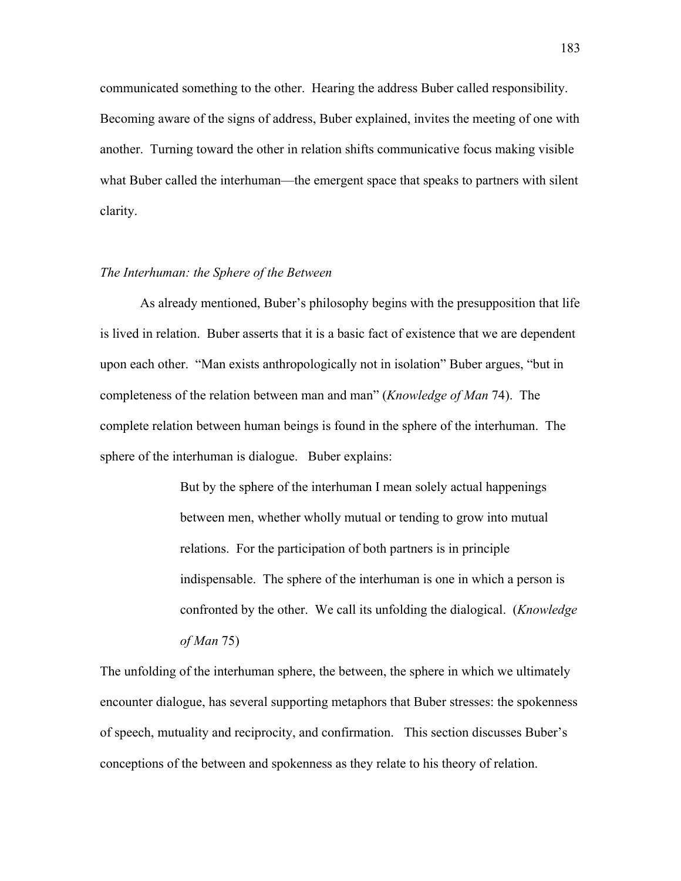communicated something to the other. Hearing the address Buber called responsibility. Becoming aware of the signs of address, Buber explained, invites the meeting of one with another. Turning toward the other in relation shifts communicative focus making visible what Buber called the interhuman—the emergent space that speaks to partners with silent clarity.

### *The Interhuman: the Sphere of the Between*

As already mentioned, Buber's philosophy begins with the presupposition that life is lived in relation. Buber asserts that it is a basic fact of existence that we are dependent upon each other. "Man exists anthropologically not in isolation" Buber argues, "but in completeness of the relation between man and man" (*Knowledge of Man* 74). The complete relation between human beings is found in the sphere of the interhuman. The sphere of the interhuman is dialogue. Buber explains:

> But by the sphere of the interhuman I mean solely actual happenings between men, whether wholly mutual or tending to grow into mutual relations. For the participation of both partners is in principle indispensable. The sphere of the interhuman is one in which a person is confronted by the other. We call its unfolding the dialogical. (*Knowledge of Man* 75)

The unfolding of the interhuman sphere, the between, the sphere in which we ultimately encounter dialogue, has several supporting metaphors that Buber stresses: the spokenness of speech, mutuality and reciprocity, and confirmation. This section discusses Buber's conceptions of the between and spokenness as they relate to his theory of relation.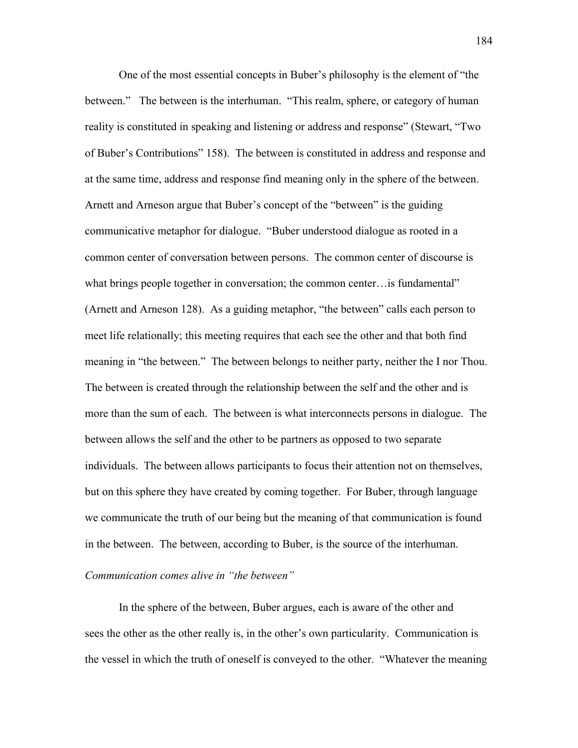One of the most essential concepts in Buber's philosophy is the element of "the between." The between is the interhuman. "This realm, sphere, or category of human reality is constituted in speaking and listening or address and response" (Stewart, "Two of Buber's Contributions" 158). The between is constituted in address and response and at the same time, address and response find meaning only in the sphere of the between. Arnett and Arneson argue that Buber's concept of the "between" is the guiding communicative metaphor for dialogue. "Buber understood dialogue as rooted in a common center of conversation between persons. The common center of discourse is what brings people together in conversation; the common center…is fundamental" (Arnett and Arneson 128). As a guiding metaphor, "the between" calls each person to meet life relationally; this meeting requires that each see the other and that both find meaning in "the between." The between belongs to neither party, neither the I nor Thou. The between is created through the relationship between the self and the other and is more than the sum of each. The between is what interconnects persons in dialogue. The between allows the self and the other to be partners as opposed to two separate individuals. The between allows participants to focus their attention not on themselves, but on this sphere they have created by coming together. For Buber, through language we communicate the truth of our being but the meaning of that communication is found in the between. The between, according to Buber, is the source of the interhuman.

*Communication comes alive in "the between"*

In the sphere of the between, Buber argues, each is aware of the other and sees the other as the other really is, in the other's own particularity. Communication is the vessel in which the truth of oneself is conveyed to the other. "Whatever the meaning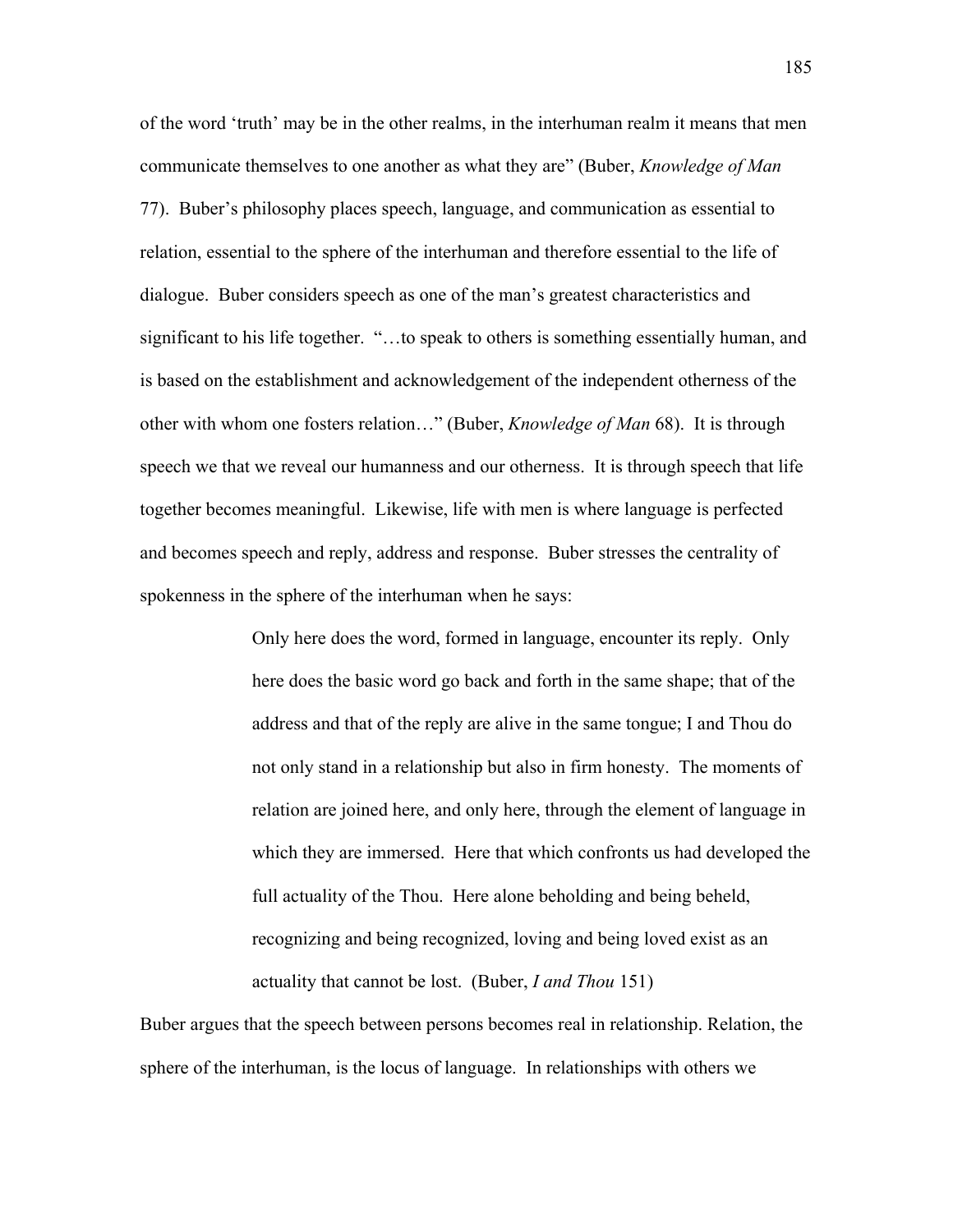of the word 'truth' may be in the other realms, in the interhuman realm it means that men communicate themselves to one another as what they are" (Buber, *Knowledge of Man* 77). Buber's philosophy places speech, language, and communication as essential to relation, essential to the sphere of the interhuman and therefore essential to the life of dialogue. Buber considers speech as one of the man's greatest characteristics and significant to his life together. "…to speak to others is something essentially human, and is based on the establishment and acknowledgement of the independent otherness of the other with whom one fosters relation…" (Buber, *Knowledge of Man* 68). It is through speech we that we reveal our humanness and our otherness. It is through speech that life together becomes meaningful. Likewise, life with men is where language is perfected and becomes speech and reply, address and response. Buber stresses the centrality of spokenness in the sphere of the interhuman when he says:

> Only here does the word, formed in language, encounter its reply. Only here does the basic word go back and forth in the same shape; that of the address and that of the reply are alive in the same tongue; I and Thou do not only stand in a relationship but also in firm honesty. The moments of relation are joined here, and only here, through the element of language in which they are immersed. Here that which confronts us had developed the full actuality of the Thou. Here alone beholding and being beheld, recognizing and being recognized, loving and being loved exist as an actuality that cannot be lost. (Buber, *I and Thou* 151)

Buber argues that the speech between persons becomes real in relationship. Relation, the sphere of the interhuman, is the locus of language. In relationships with others we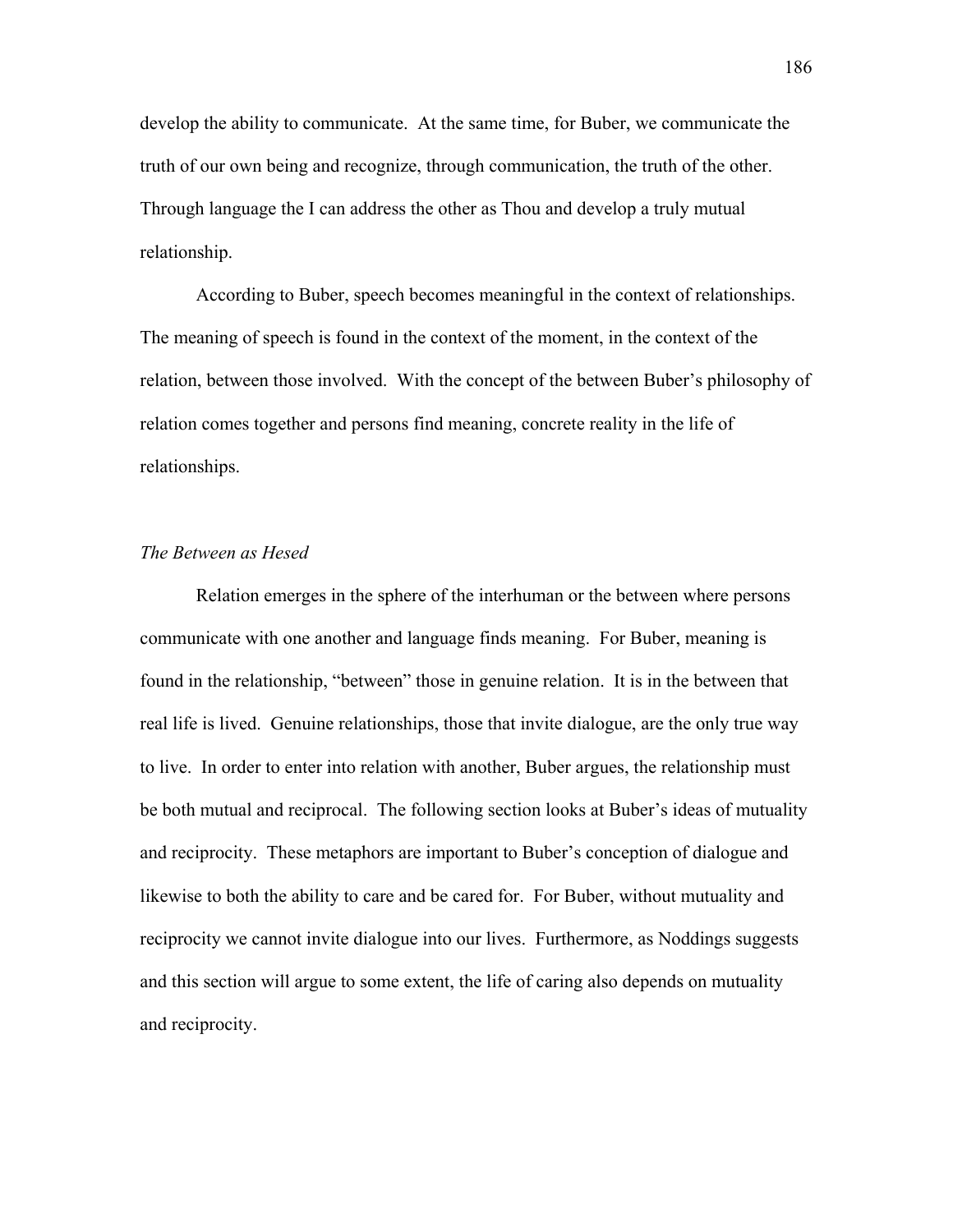develop the ability to communicate. At the same time, for Buber, we communicate the truth of our own being and recognize, through communication, the truth of the other. Through language the I can address the other as Thou and develop a truly mutual relationship.

According to Buber, speech becomes meaningful in the context of relationships. The meaning of speech is found in the context of the moment, in the context of the relation, between those involved. With the concept of the between Buber's philosophy of relation comes together and persons find meaning, concrete reality in the life of relationships.

### *The Between as Hesed*

Relation emerges in the sphere of the interhuman or the between where persons communicate with one another and language finds meaning. For Buber, meaning is found in the relationship, "between" those in genuine relation. It is in the between that real life is lived. Genuine relationships, those that invite dialogue, are the only true way to live. In order to enter into relation with another, Buber argues, the relationship must be both mutual and reciprocal. The following section looks at Buber's ideas of mutuality and reciprocity. These metaphors are important to Buber's conception of dialogue and likewise to both the ability to care and be cared for. For Buber, without mutuality and reciprocity we cannot invite dialogue into our lives. Furthermore, as Noddings suggests and this section will argue to some extent, the life of caring also depends on mutuality and reciprocity.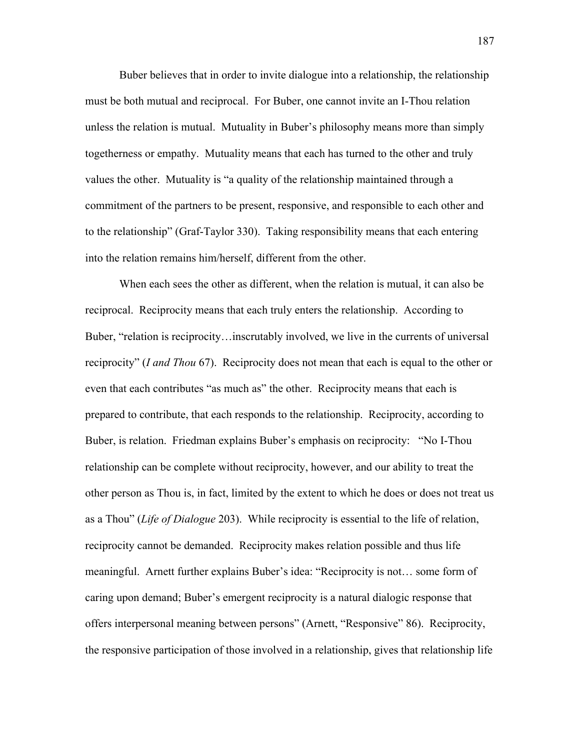Buber believes that in order to invite dialogue into a relationship, the relationship must be both mutual and reciprocal. For Buber, one cannot invite an I-Thou relation unless the relation is mutual. Mutuality in Buber's philosophy means more than simply togetherness or empathy. Mutuality means that each has turned to the other and truly values the other. Mutuality is "a quality of the relationship maintained through a commitment of the partners to be present, responsive, and responsible to each other and to the relationship" (Graf-Taylor 330). Taking responsibility means that each entering into the relation remains him/herself, different from the other.

When each sees the other as different, when the relation is mutual, it can also be reciprocal. Reciprocity means that each truly enters the relationship. According to Buber, "relation is reciprocity…inscrutably involved, we live in the currents of universal reciprocity" (*I and Thou* 67). Reciprocity does not mean that each is equal to the other or even that each contributes "as much as" the other. Reciprocity means that each is prepared to contribute, that each responds to the relationship. Reciprocity, according to Buber, is relation. Friedman explains Buber's emphasis on reciprocity: "No I-Thou relationship can be complete without reciprocity, however, and our ability to treat the other person as Thou is, in fact, limited by the extent to which he does or does not treat us as a Thou" (*Life of Dialogue* 203). While reciprocity is essential to the life of relation, reciprocity cannot be demanded. Reciprocity makes relation possible and thus life meaningful. Arnett further explains Buber's idea: "Reciprocity is not… some form of caring upon demand; Buber's emergent reciprocity is a natural dialogic response that offers interpersonal meaning between persons" (Arnett, "Responsive" 86). Reciprocity, the responsive participation of those involved in a relationship, gives that relationship life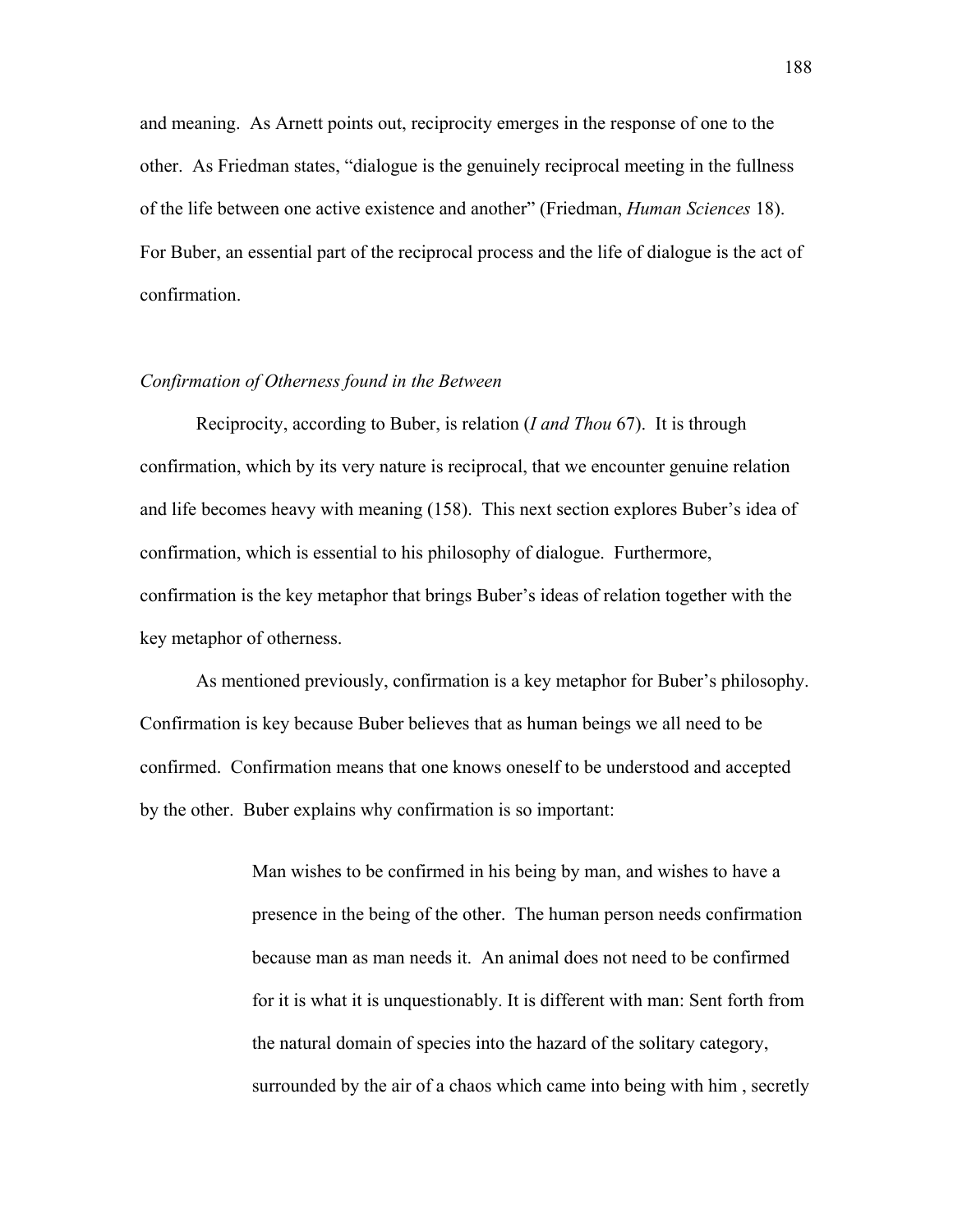and meaning. As Arnett points out, reciprocity emerges in the response of one to the other. As Friedman states, "dialogue is the genuinely reciprocal meeting in the fullness of the life between one active existence and another" (Friedman, *Human Sciences* 18). For Buber, an essential part of the reciprocal process and the life of dialogue is the act of confirmation.

### *Confirmation of Otherness found in the Between*

Reciprocity, according to Buber, is relation (*I and Thou* 67). It is through confirmation, which by its very nature is reciprocal, that we encounter genuine relation and life becomes heavy with meaning (158). This next section explores Buber's idea of confirmation, which is essential to his philosophy of dialogue. Furthermore, confirmation is the key metaphor that brings Buber's ideas of relation together with the key metaphor of otherness.

As mentioned previously, confirmation is a key metaphor for Buber's philosophy. Confirmation is key because Buber believes that as human beings we all need to be confirmed. Confirmation means that one knows oneself to be understood and accepted by the other. Buber explains why confirmation is so important:

> Man wishes to be confirmed in his being by man, and wishes to have a presence in the being of the other. The human person needs confirmation because man as man needs it. An animal does not need to be confirmed for it is what it is unquestionably. It is different with man: Sent forth from the natural domain of species into the hazard of the solitary category, surrounded by the air of a chaos which came into being with him , secretly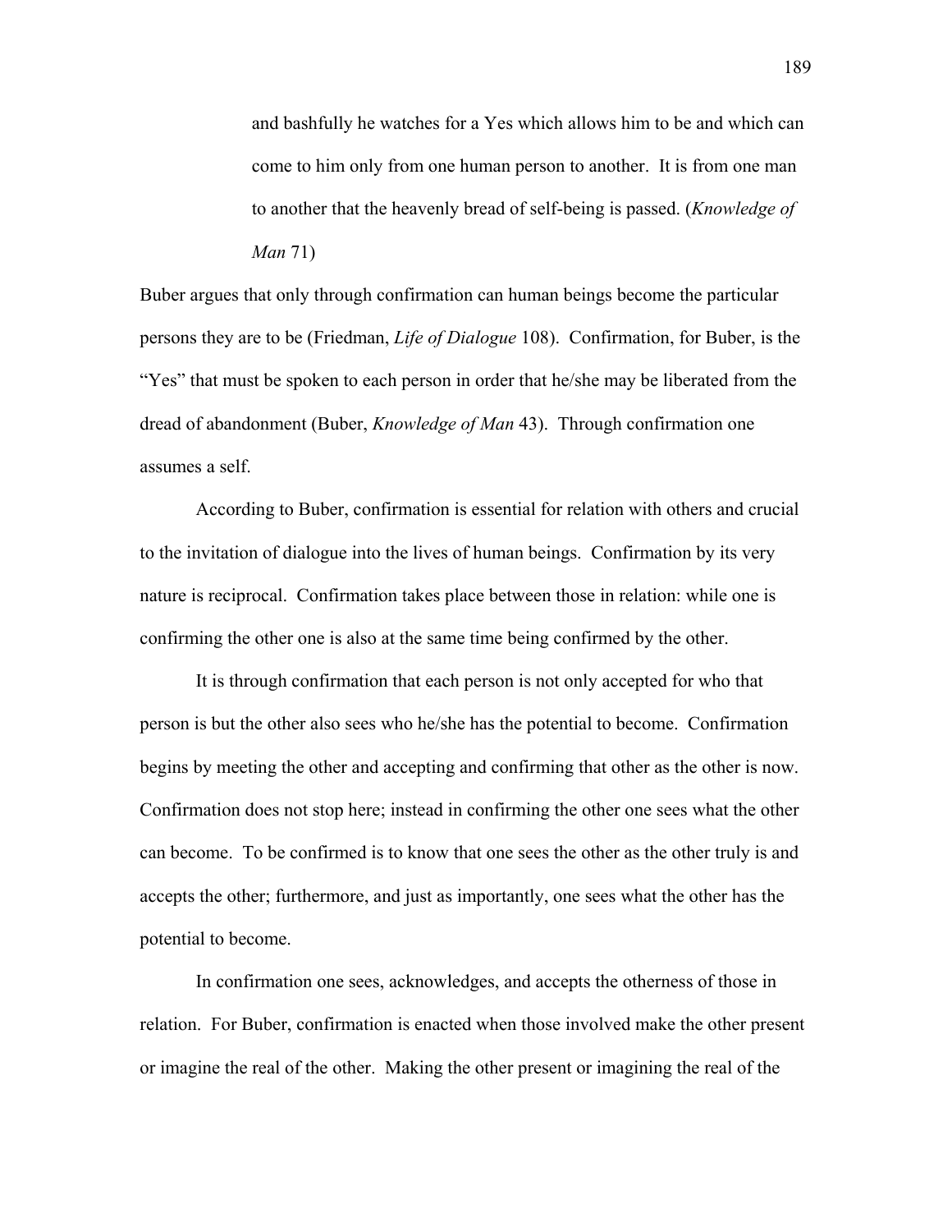> and bashfully he watches for a Yes which allows him to be and which can come to him only from one human person to another. It is from one man to another that the heavenly bread of self-being is passed. (*Knowledge of Man* 71)

Buber argues that only through confirmation can human beings become the particular persons they are to be (Friedman, *Life of Dialogue* 108). Confirmation, for Buber, is the "Yes" that must be spoken to each person in order that he/she may be liberated from the dread of abandonment (Buber, *Knowledge of Man* 43). Through confirmation one assumes a self.

According to Buber, confirmation is essential for relation with others and crucial to the invitation of dialogue into the lives of human beings. Confirmation by its very nature is reciprocal. Confirmation takes place between those in relation: while one is confirming the other one is also at the same time being confirmed by the other.

It is through confirmation that each person is not only accepted for who that person is but the other also sees who he/she has the potential to become. Confirmation begins by meeting the other and accepting and confirming that other as the other is now. Confirmation does not stop here; instead in confirming the other one sees what the other can become. To be confirmed is to know that one sees the other as the other truly is and accepts the other; furthermore, and just as importantly, one sees what the other has the potential to become.

In confirmation one sees, acknowledges, and accepts the otherness of those in relation. For Buber, confirmation is enacted when those involved make the other present or imagine the real of the other. Making the other present or imagining the real of the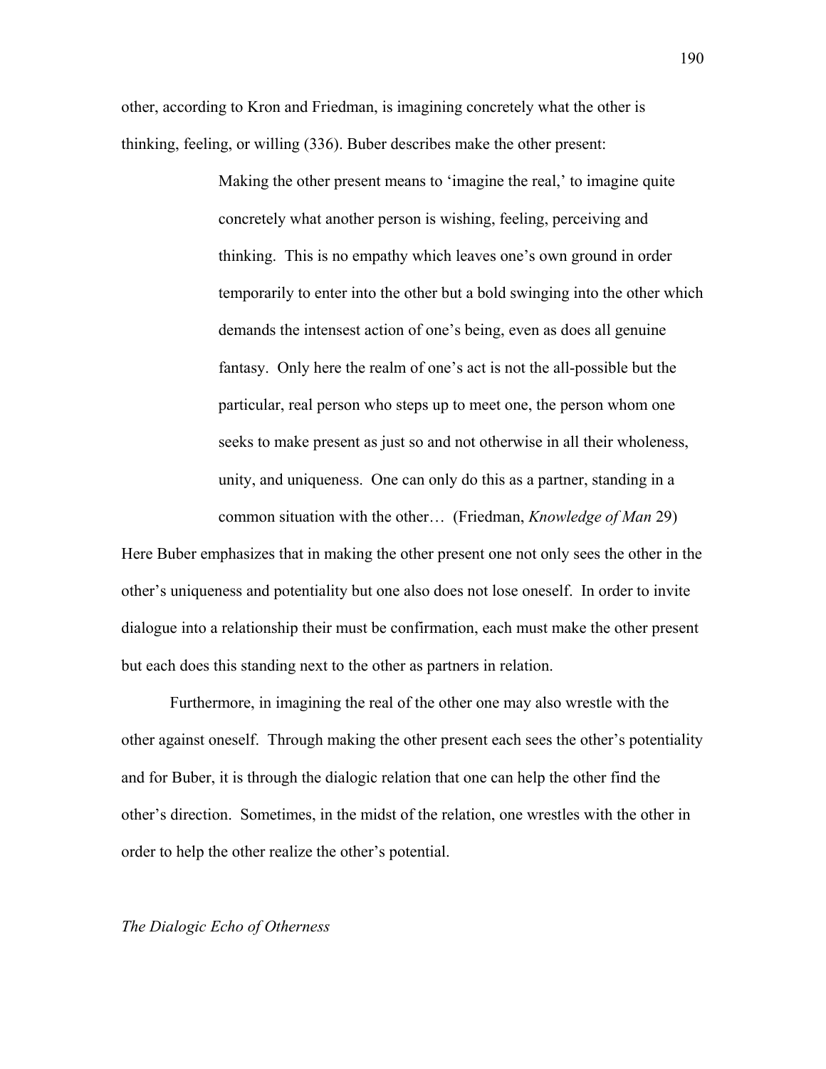other, according to Kron and Friedman, is imagining concretely what the other is thinking, feeling, or willing (336). Buber describes make the other present:

> Making the other present means to 'imagine the real,' to imagine quite concretely what another person is wishing, feeling, perceiving and thinking. This is no empathy which leaves one's own ground in order temporarily to enter into the other but a bold swinging into the other which demands the intensest action of one's being, even as does all genuine fantasy. Only here the realm of one's act is not the all-possible but the particular, real person who steps up to meet one, the person whom one seeks to make present as just so and not otherwise in all their wholeness, unity, and uniqueness. One can only do this as a partner, standing in a common situation with the other… (Friedman, *Knowledge of Man* 29)

Here Buber emphasizes that in making the other present one not only sees the other in the other's uniqueness and potentiality but one also does not lose oneself. In order to invite dialogue into a relationship their must be confirmation, each must make the other present but each does this standing next to the other as partners in relation.

Furthermore, in imagining the real of the other one may also wrestle with the other against oneself. Through making the other present each sees the other's potentiality and for Buber, it is through the dialogic relation that one can help the other find the other's direction. Sometimes, in the midst of the relation, one wrestles with the other in order to help the other realize the other's potential.

### *The Dialogic Echo of Otherness*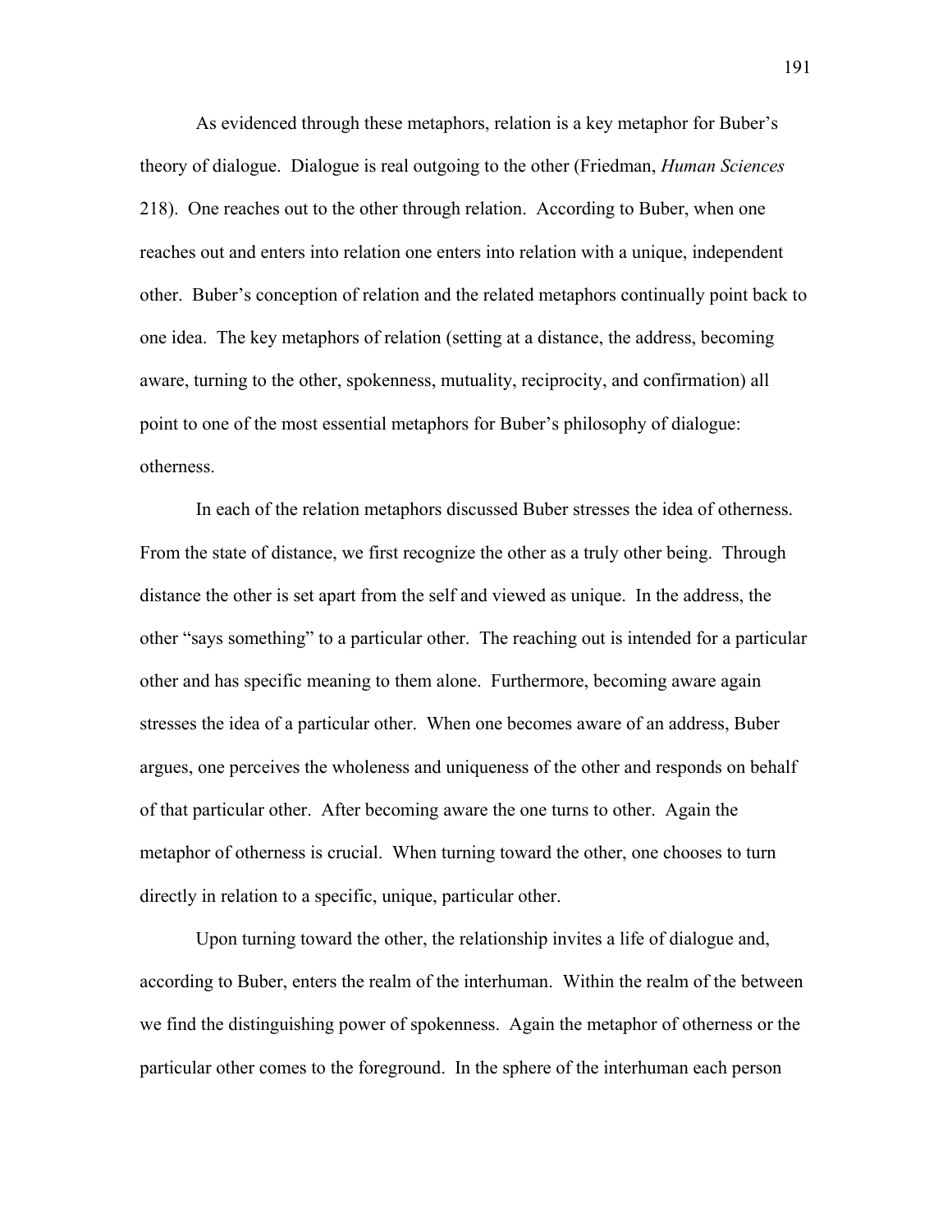As evidenced through these metaphors, relation is a key metaphor for Buber's theory of dialogue. Dialogue is real outgoing to the other (Friedman, *Human Sciences* 218). One reaches out to the other through relation. According to Buber, when one reaches out and enters into relation one enters into relation with a unique, independent other. Buber's conception of relation and the related metaphors continually point back to one idea. The key metaphors of relation (setting at a distance, the address, becoming aware, turning to the other, spokenness, mutuality, reciprocity, and confirmation) all point to one of the most essential metaphors for Buber's philosophy of dialogue: otherness.

In each of the relation metaphors discussed Buber stresses the idea of otherness. From the state of distance, we first recognize the other as a truly other being. Through distance the other is set apart from the self and viewed as unique. In the address, the other "says something" to a particular other. The reaching out is intended for a particular other and has specific meaning to them alone. Furthermore, becoming aware again stresses the idea of a particular other. When one becomes aware of an address, Buber argues, one perceives the wholeness and uniqueness of the other and responds on behalf of that particular other. After becoming aware the one turns to other. Again the metaphor of otherness is crucial. When turning toward the other, one chooses to turn directly in relation to a specific, unique, particular other.

Upon turning toward the other, the relationship invites a life of dialogue and, according to Buber, enters the realm of the interhuman. Within the realm of the between we find the distinguishing power of spokenness. Again the metaphor of otherness or the particular other comes to the foreground. In the sphere of the interhuman each person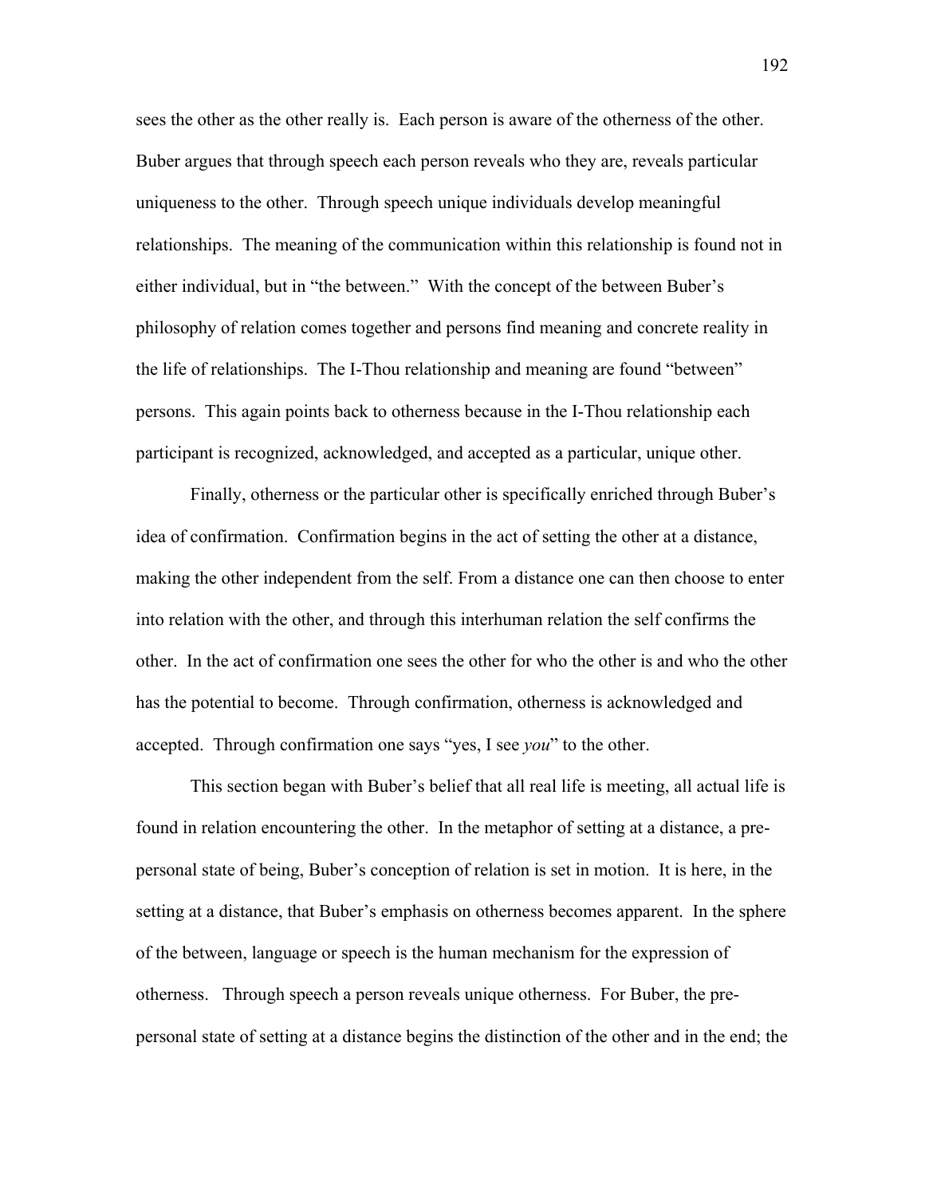sees the other as the other really is. Each person is aware of the otherness of the other. Buber argues that through speech each person reveals who they are, reveals particular uniqueness to the other. Through speech unique individuals develop meaningful relationships. The meaning of the communication within this relationship is found not in either individual, but in "the between." With the concept of the between Buber's philosophy of relation comes together and persons find meaning and concrete reality in the life of relationships. The I-Thou relationship and meaning are found "between" persons. This again points back to otherness because in the I-Thou relationship each participant is recognized, acknowledged, and accepted as a particular, unique other.

Finally, otherness or the particular other is specifically enriched through Buber's idea of confirmation. Confirmation begins in the act of setting the other at a distance, making the other independent from the self. From a distance one can then choose to enter into relation with the other, and through this interhuman relation the self confirms the other. In the act of confirmation one sees the other for who the other is and who the other has the potential to become. Through confirmation, otherness is acknowledged and accepted. Through confirmation one says "yes, I see *you*" to the other.

This section began with Buber's belief that all real life is meeting, all actual life is found in relation encountering the other. In the metaphor of setting at a distance, a pre-personal state of being, Buber's conception of relation is set in motion. It is here, in the setting at a distance, that Buber's emphasis on otherness becomes apparent. In the sphere of the between, language or speech is the human mechanism for the expression of otherness. Through speech a person reveals unique otherness. For Buber, the pre-personal state of setting at a distance begins the distinction of the other and in the end; the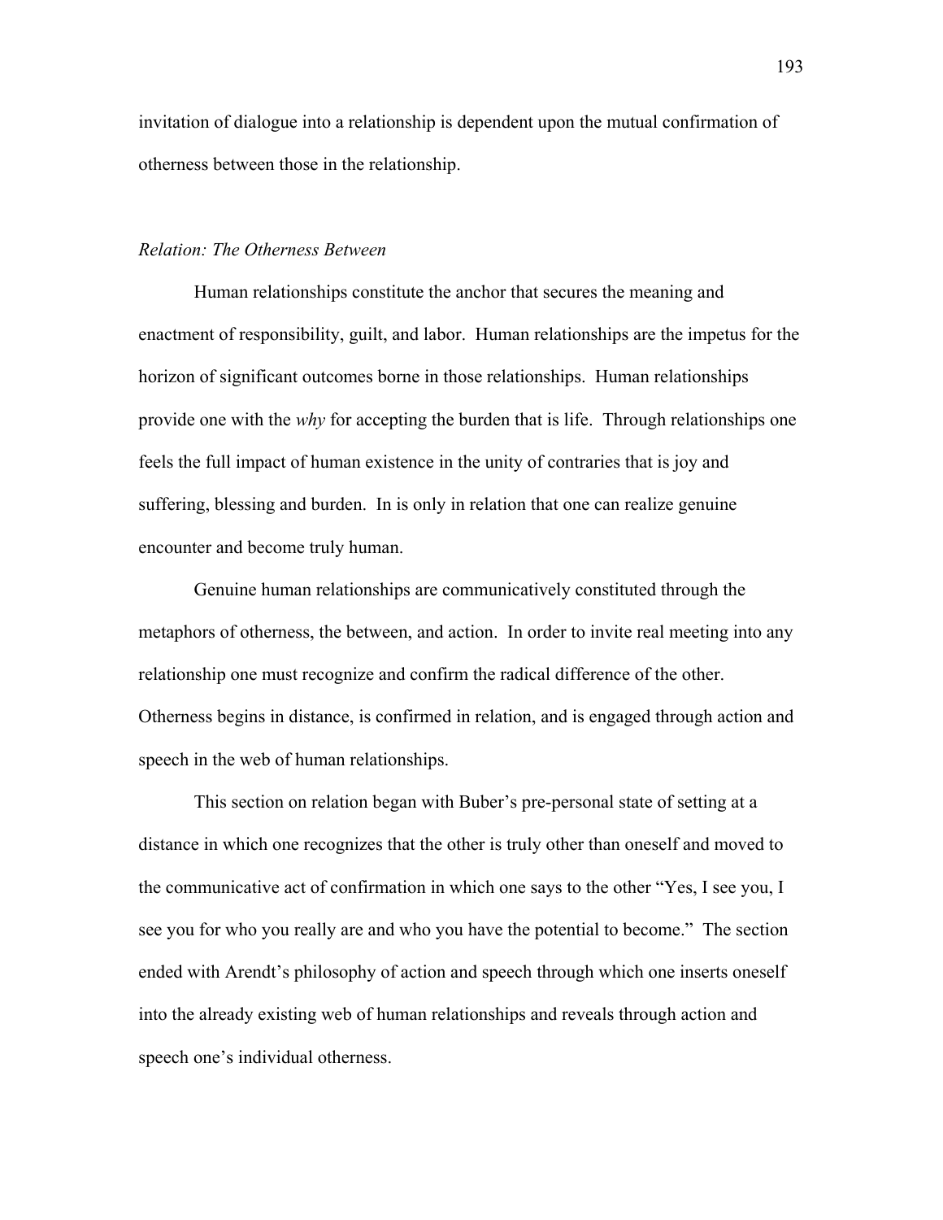invitation of dialogue into a relationship is dependent upon the mutual confirmation of otherness between those in the relationship.

*Relation: The Otherness Between*

Human relationships constitute the anchor that secures the meaning and enactment of responsibility, guilt, and labor. Human relationships are the impetus for the horizon of significant outcomes borne in those relationships. Human relationships provide one with the *why* for accepting the burden that is life. Through relationships one feels the full impact of human existence in the unity of contraries that is joy and suffering, blessing and burden. In is only in relation that one can realize genuine encounter and become truly human.

Genuine human relationships are communicatively constituted through the metaphors of otherness, the between, and action. In order to invite real meeting into any relationship one must recognize and confirm the radical difference of the other. Otherness begins in distance, is confirmed in relation, and is engaged through action and speech in the web of human relationships.

This section on relation began with Buber's pre-personal state of setting at a distance in which one recognizes that the other is truly other than oneself and moved to the communicative act of confirmation in which one says to the other "Yes, I see you, I see you for who you really are and who you have the potential to become." The section ended with Arendt's philosophy of action and speech through which one inserts oneself into the already existing web of human relationships and reveals through action and speech one's individual otherness.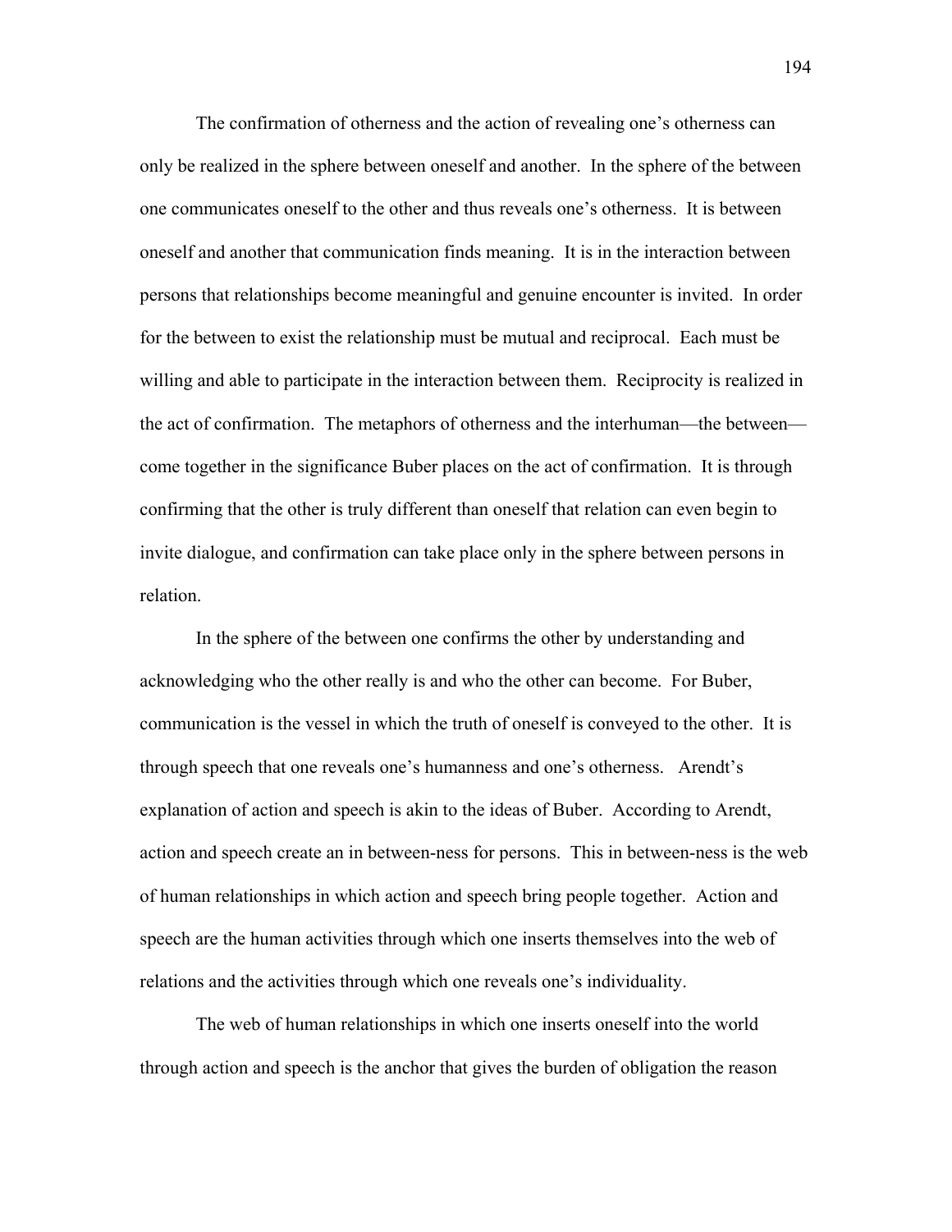The confirmation of otherness and the action of revealing one's otherness can only be realized in the sphere between oneself and another. In the sphere of the between one communicates oneself to the other and thus reveals one's otherness. It is between oneself and another that communication finds meaning. It is in the interaction between persons that relationships become meaningful and genuine encounter is invited. In order for the between to exist the relationship must be mutual and reciprocal. Each must be willing and able to participate in the interaction between them. Reciprocity is realized in the act of confirmation. The metaphors of otherness and the interhuman—the between—come together in the significance Buber places on the act of confirmation. It is through confirming that the other is truly different than oneself that relation can even begin to invite dialogue, and confirmation can take place only in the sphere between persons in relation.

In the sphere of the between one confirms the other by understanding and acknowledging who the other really is and who the other can become. For Buber, communication is the vessel in which the truth of oneself is conveyed to the other. It is through speech that one reveals one's humanness and one's otherness. Arendt's explanation of action and speech is akin to the ideas of Buber. According to Arendt, action and speech create an in between-ness for persons. This in between-ness is the web of human relationships in which action and speech bring people together. Action and speech are the human activities through which one inserts themselves into the web of relations and the activities through which one reveals one's individuality.

The web of human relationships in which one inserts oneself into the world through action and speech is the anchor that gives the burden of obligation the reason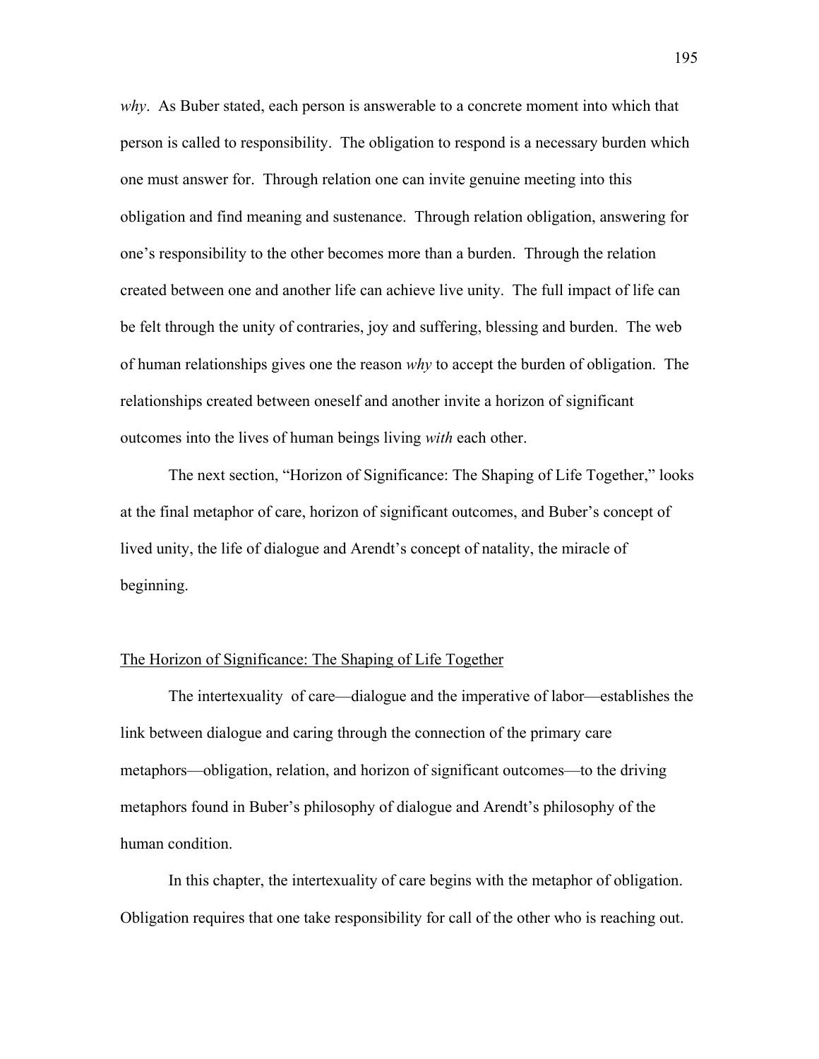*why*. As Buber stated, each person is answerable to a concrete moment into which that person is called to responsibility. The obligation to respond is a necessary burden which one must answer for. Through relation one can invite genuine meeting into this obligation and find meaning and sustenance. Through relation obligation, answering for one's responsibility to the other becomes more than a burden. Through the relation created between one and another life can achieve live unity. The full impact of life can be felt through the unity of contraries, joy and suffering, blessing and burden. The web of human relationships gives one the reason *why* to accept the burden of obligation. The relationships created between oneself and another invite a horizon of significant outcomes into the lives of human beings living *with* each other.

The next section, "Horizon of Significance: The Shaping of Life Together," looks at the final metaphor of care, horizon of significant outcomes, and Buber's concept of lived unity, the life of dialogue and Arendt's concept of natality, the miracle of beginning.

## The Horizon of Significance: The Shaping of Life Together

The intertexuality of care—dialogue and the imperative of labor—establishes the link between dialogue and caring through the connection of the primary care metaphors—obligation, relation, and horizon of significant outcomes—to the driving metaphors found in Buber's philosophy of dialogue and Arendt's philosophy of the human condition.

In this chapter, the intertexuality of care begins with the metaphor of obligation. Obligation requires that one take responsibility for call of the other who is reaching out.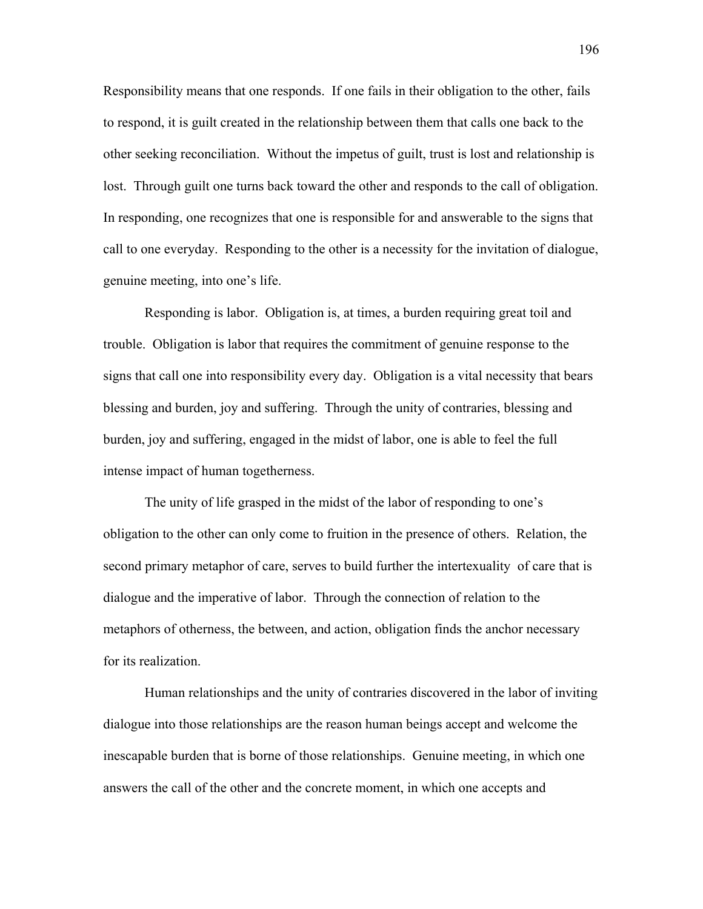Responsibility means that one responds. If one fails in their obligation to the other, fails to respond, it is guilt created in the relationship between them that calls one back to the other seeking reconciliation. Without the impetus of guilt, trust is lost and relationship is lost. Through guilt one turns back toward the other and responds to the call of obligation. In responding, one recognizes that one is responsible for and answerable to the signs that call to one everyday. Responding to the other is a necessity for the invitation of dialogue, genuine meeting, into one's life.

Responding is labor. Obligation is, at times, a burden requiring great toil and trouble. Obligation is labor that requires the commitment of genuine response to the signs that call one into responsibility every day. Obligation is a vital necessity that bears blessing and burden, joy and suffering. Through the unity of contraries, blessing and burden, joy and suffering, engaged in the midst of labor, one is able to feel the full intense impact of human togetherness.

The unity of life grasped in the midst of the labor of responding to one's obligation to the other can only come to fruition in the presence of others. Relation, the second primary metaphor of care, serves to build further the intertexuality of care that is dialogue and the imperative of labor. Through the connection of relation to the metaphors of otherness, the between, and action, obligation finds the anchor necessary for its realization.

Human relationships and the unity of contraries discovered in the labor of inviting dialogue into those relationships are the reason human beings accept and welcome the inescapable burden that is borne of those relationships. Genuine meeting, in which one answers the call of the other and the concrete moment, in which one accepts and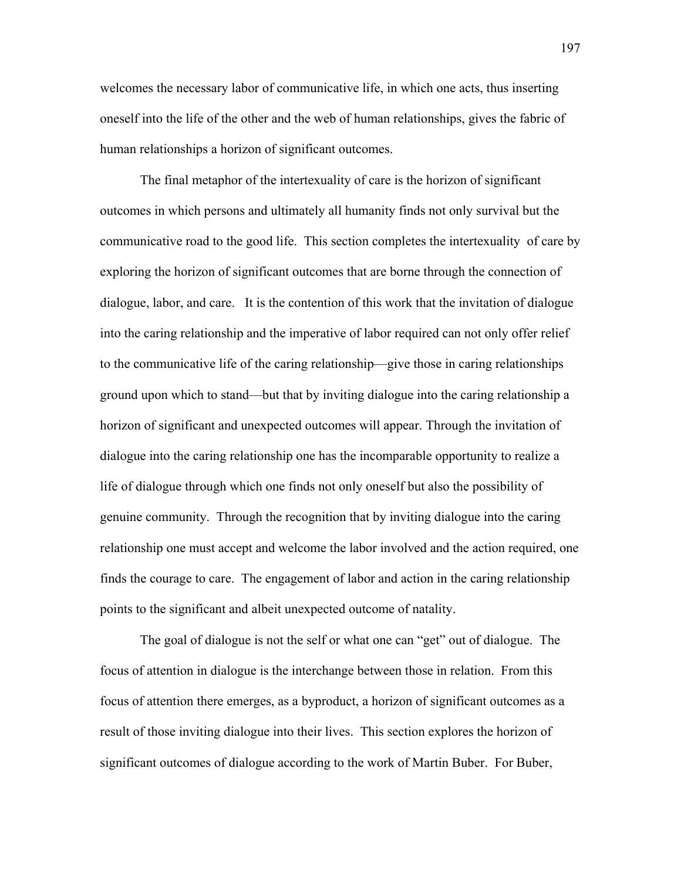welcomes the necessary labor of communicative life, in which one acts, thus inserting oneself into the life of the other and the web of human relationships, gives the fabric of human relationships a horizon of significant outcomes.

The final metaphor of the intertexuality of care is the horizon of significant outcomes in which persons and ultimately all humanity finds not only survival but the communicative road to the good life. This section completes the intertexuality of care by exploring the horizon of significant outcomes that are borne through the connection of dialogue, labor, and care. It is the contention of this work that the invitation of dialogue into the caring relationship and the imperative of labor required can not only offer relief to the communicative life of the caring relationship—give those in caring relationships ground upon which to stand—but that by inviting dialogue into the caring relationship a horizon of significant and unexpected outcomes will appear. Through the invitation of dialogue into the caring relationship one has the incomparable opportunity to realize a life of dialogue through which one finds not only oneself but also the possibility of genuine community. Through the recognition that by inviting dialogue into the caring relationship one must accept and welcome the labor involved and the action required, one finds the courage to care. The engagement of labor and action in the caring relationship points to the significant and albeit unexpected outcome of natality.

The goal of dialogue is not the self or what one can "get" out of dialogue. The focus of attention in dialogue is the interchange between those in relation. From this focus of attention there emerges, as a byproduct, a horizon of significant outcomes as a result of those inviting dialogue into their lives. This section explores the horizon of significant outcomes of dialogue according to the work of Martin Buber. For Buber,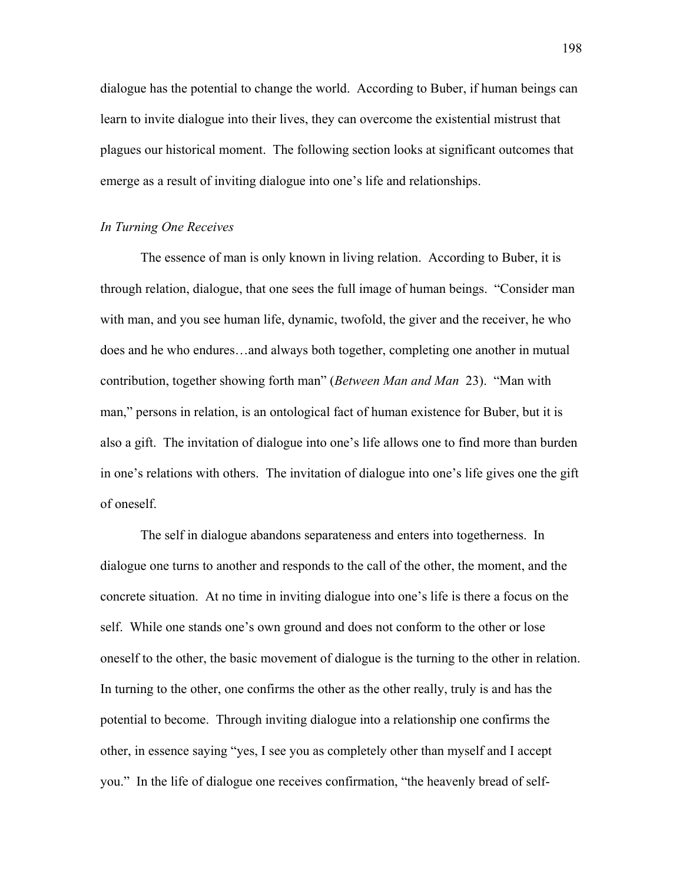dialogue has the potential to change the world. According to Buber, if human beings can learn to invite dialogue into their lives, they can overcome the existential mistrust that plagues our historical moment. The following section looks at significant outcomes that emerge as a result of inviting dialogue into one's life and relationships.

### *In Turning One Receives*

The essence of man is only known in living relation. According to Buber, it is through relation, dialogue, that one sees the full image of human beings. "Consider man with man, and you see human life, dynamic, twofold, the giver and the receiver, he who does and he who endures…and always both together, completing one another in mutual contribution, together showing forth man" (*Between Man and Man* 23). "Man with man," persons in relation, is an ontological fact of human existence for Buber, but it is also a gift. The invitation of dialogue into one's life allows one to find more than burden in one's relations with others. The invitation of dialogue into one's life gives one the gift of oneself.

The self in dialogue abandons separateness and enters into togetherness. In dialogue one turns to another and responds to the call of the other, the moment, and the concrete situation. At no time in inviting dialogue into one's life is there a focus on the self. While one stands one's own ground and does not conform to the other or lose oneself to the other, the basic movement of dialogue is the turning to the other in relation. In turning to the other, one confirms the other as the other really, truly is and has the potential to become. Through inviting dialogue into a relationship one confirms the other, in essence saying "yes, I see you as completely other than myself and I accept you." In the life of dialogue one receives confirmation, "the heavenly bread of self-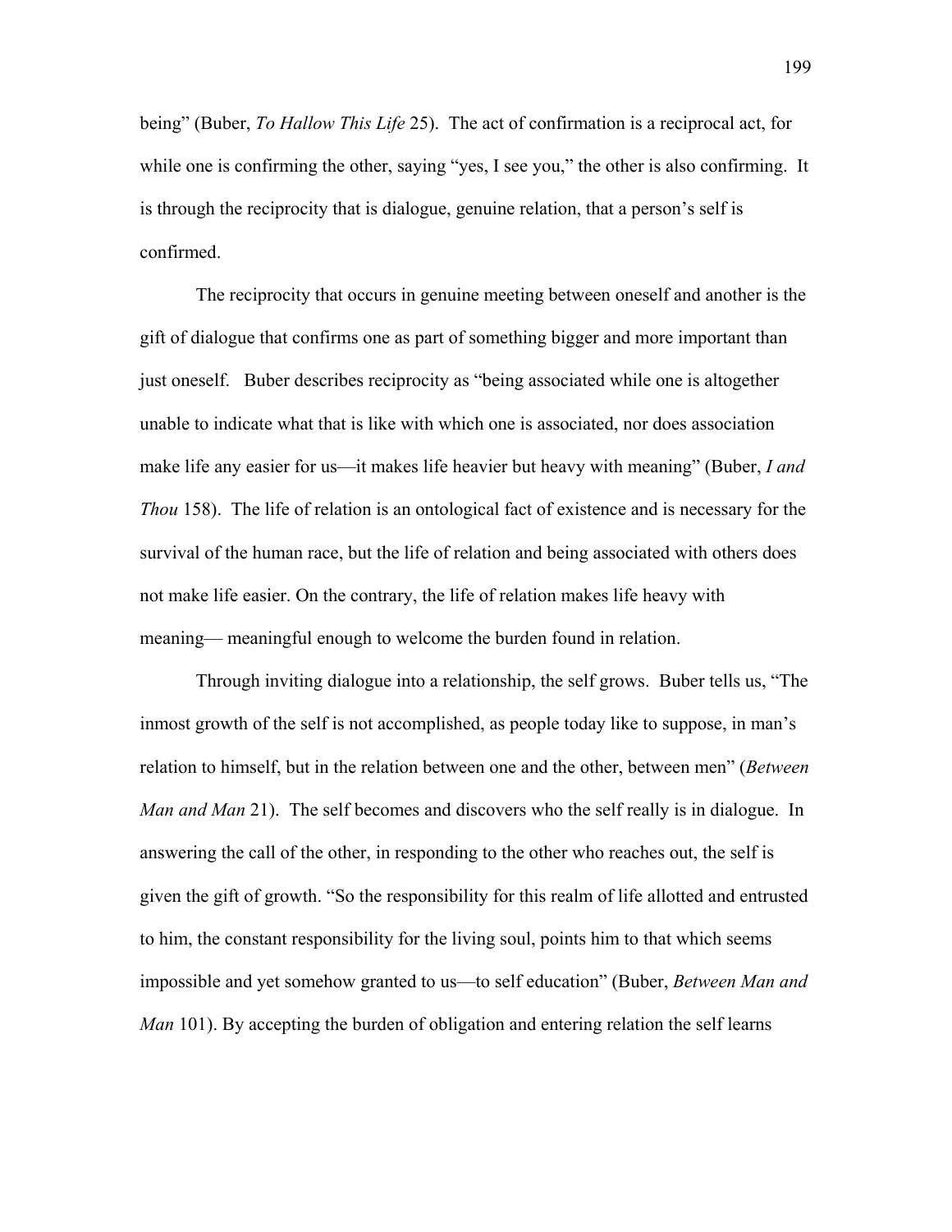being" (Buber, *To Hallow This Life* 25). The act of confirmation is a reciprocal act, for while one is confirming the other, saying "yes, I see you," the other is also confirming. It is through the reciprocity that is dialogue, genuine relation, that a person's self is confirmed.

The reciprocity that occurs in genuine meeting between oneself and another is the gift of dialogue that confirms one as part of something bigger and more important than just oneself. Buber describes reciprocity as "being associated while one is altogether unable to indicate what that is like with which one is associated, nor does association make life any easier for us—it makes life heavier but heavy with meaning" (Buber, *I and Thou* 158). The life of relation is an ontological fact of existence and is necessary for the survival of the human race, but the life of relation and being associated with others does not make life easier. On the contrary, the life of relation makes life heavy with meaning— meaningful enough to welcome the burden found in relation.

Through inviting dialogue into a relationship, the self grows. Buber tells us, "The inmost growth of the self is not accomplished, as people today like to suppose, in man's relation to himself, but in the relation between one and the other, between men" (*Between Man and Man* 21). The self becomes and discovers who the self really is in dialogue. In answering the call of the other, in responding to the other who reaches out, the self is given the gift of growth. "So the responsibility for this realm of life allotted and entrusted to him, the constant responsibility for the living soul, points him to that which seems impossible and yet somehow granted to us—to self education" (Buber, *Between Man and Man* 101). By accepting the burden of obligation and entering relation the self learns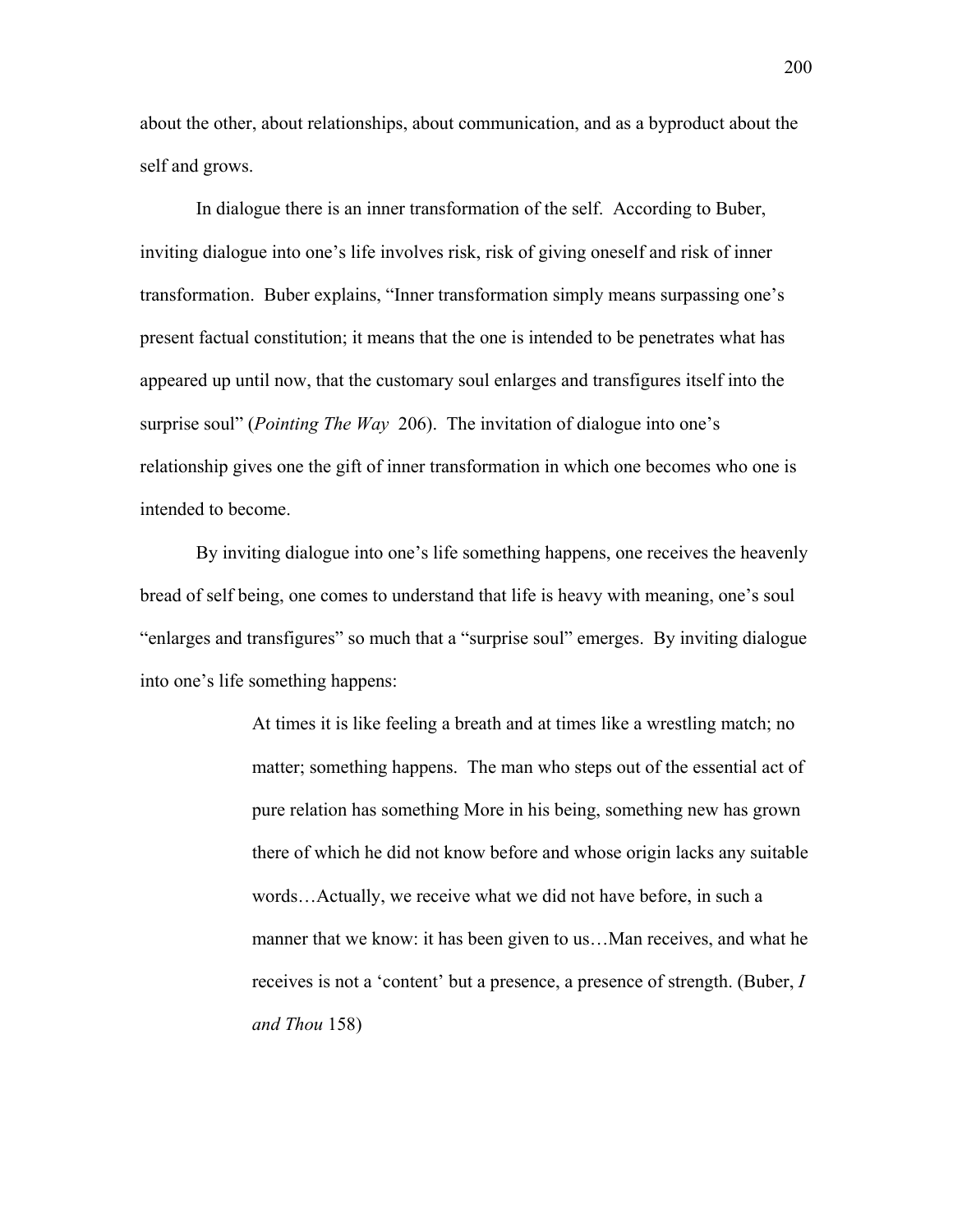about the other, about relationships, about communication, and as a byproduct about the self and grows.

In dialogue there is an inner transformation of the self. According to Buber, inviting dialogue into one's life involves risk, risk of giving oneself and risk of inner transformation. Buber explains, "Inner transformation simply means surpassing one's present factual constitution; it means that the one is intended to be penetrates what has appeared up until now, that the customary soul enlarges and transfigures itself into the surprise soul" (*Pointing The Way* 206). The invitation of dialogue into one's relationship gives one the gift of inner transformation in which one becomes who one is intended to become.

By inviting dialogue into one's life something happens, one receives the heavenly bread of self being, one comes to understand that life is heavy with meaning, one's soul "enlarges and transfigures" so much that a "surprise soul" emerges. By inviting dialogue into one's life something happens:

> At times it is like feeling a breath and at times like a wrestling match; no matter; something happens. The man who steps out of the essential act of pure relation has something More in his being, something new has grown there of which he did not know before and whose origin lacks any suitable words…Actually, we receive what we did not have before, in such a manner that we know: it has been given to us…Man receives, and what he receives is not a 'content' but a presence, a presence of strength. (Buber, *I and Thou* 158)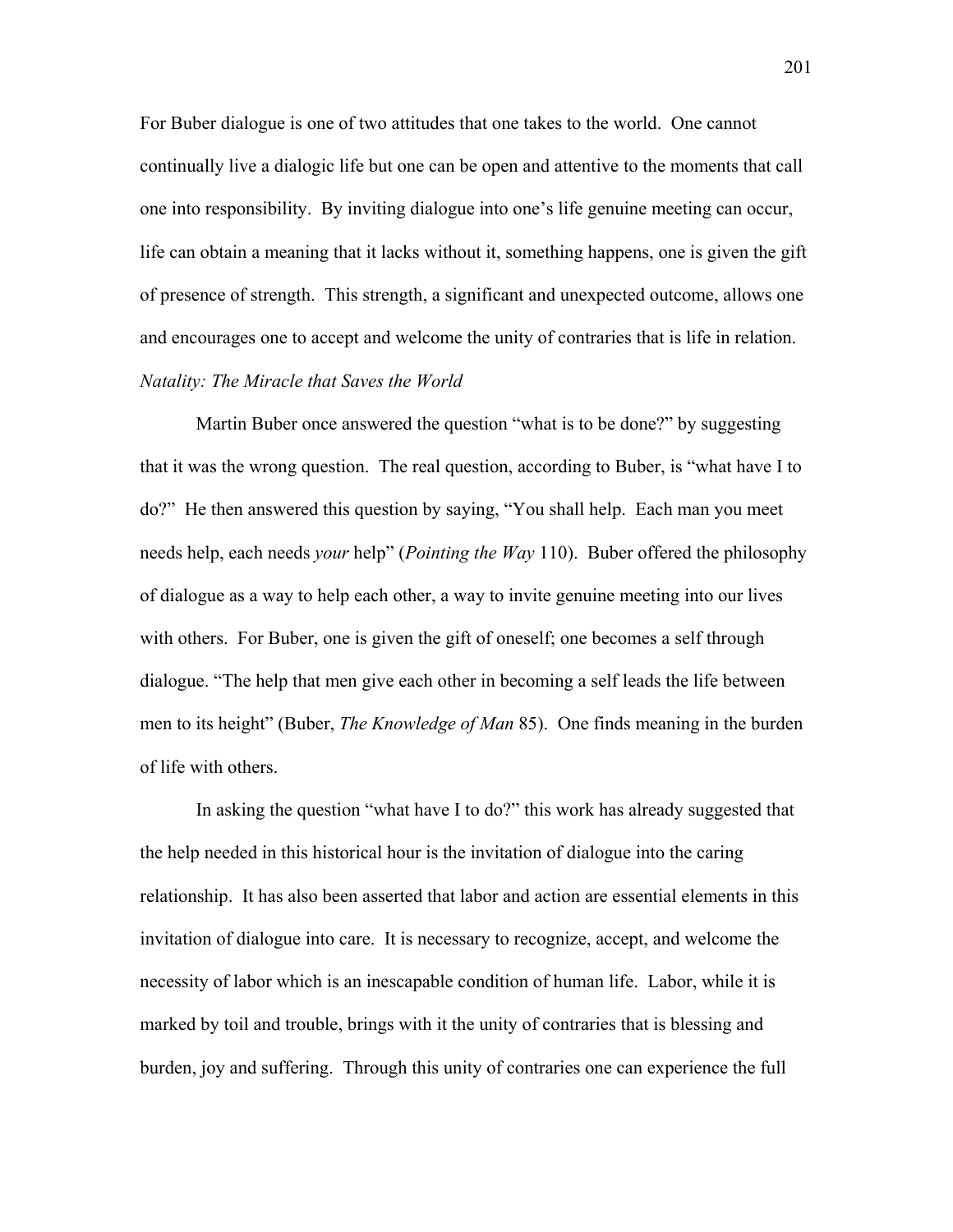For Buber dialogue is one of two attitudes that one takes to the world. One cannot continually live a dialogic life but one can be open and attentive to the moments that call one into responsibility. By inviting dialogue into one's life genuine meeting can occur, life can obtain a meaning that it lacks without it, something happens, one is given the gift of presence of strength. This strength, a significant and unexpected outcome, allows one and encourages one to accept and welcome the unity of contraries that is life in relation.

*Natality: The Miracle that Saves the World*

Martin Buber once answered the question "what is to be done?" by suggesting that it was the wrong question. The real question, according to Buber, is "what have I to do?" He then answered this question by saying, "You shall help. Each man you meet needs help, each needs *your* help" (*Pointing the Way* 110). Buber offered the philosophy of dialogue as a way to help each other, a way to invite genuine meeting into our lives with others. For Buber, one is given the gift of oneself; one becomes a self through dialogue. "The help that men give each other in becoming a self leads the life between men to its height" (Buber, *The Knowledge of Man* 85). One finds meaning in the burden of life with others.

In asking the question "what have I to do?" this work has already suggested that the help needed in this historical hour is the invitation of dialogue into the caring relationship. It has also been asserted that labor and action are essential elements in this invitation of dialogue into care. It is necessary to recognize, accept, and welcome the necessity of labor which is an inescapable condition of human life. Labor, while it is marked by toil and trouble, brings with it the unity of contraries that is blessing and burden, joy and suffering. Through this unity of contraries one can experience the full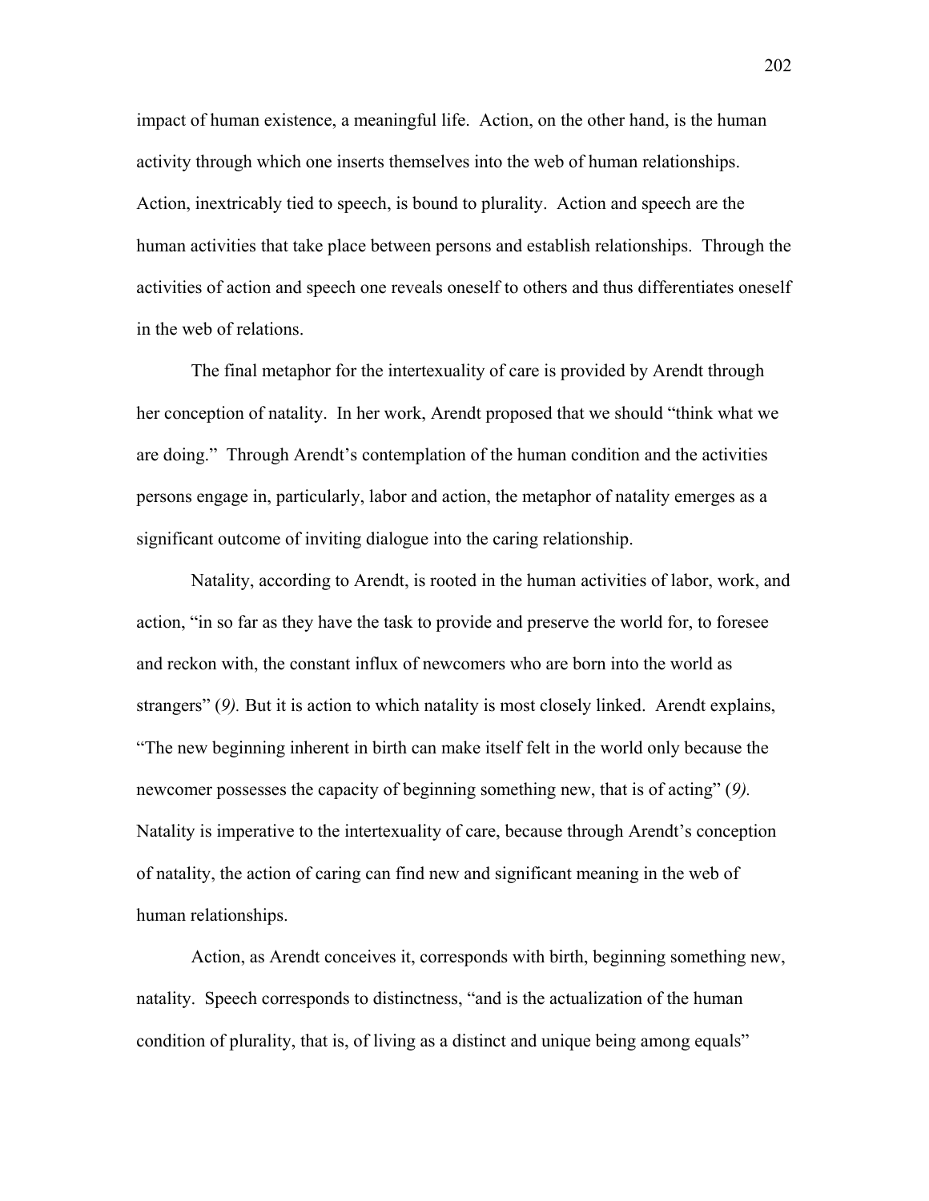impact of human existence, a meaningful life. Action, on the other hand, is the human activity through which one inserts themselves into the web of human relationships. Action, inextricably tied to speech, is bound to plurality. Action and speech are the human activities that take place between persons and establish relationships. Through the activities of action and speech one reveals oneself to others and thus differentiates oneself in the web of relations.

The final metaphor for the intertexuality of care is provided by Arendt through her conception of natality. In her work, Arendt proposed that we should "think what we are doing." Through Arendt's contemplation of the human condition and the activities persons engage in, particularly, labor and action, the metaphor of natality emerges as a significant outcome of inviting dialogue into the caring relationship.

Natality, according to Arendt, is rooted in the human activities of labor, work, and action, "in so far as they have the task to provide and preserve the world for, to foresee and reckon with, the constant influx of newcomers who are born into the world as strangers" (*9).* But it is action to which natality is most closely linked. Arendt explains, "The new beginning inherent in birth can make itself felt in the world only because the newcomer possesses the capacity of beginning something new, that is of acting" (*9).* Natality is imperative to the intertexuality of care, because through Arendt's conception of natality, the action of caring can find new and significant meaning in the web of human relationships.

Action, as Arendt conceives it, corresponds with birth, beginning something new, natality. Speech corresponds to distinctness, "and is the actualization of the human condition of plurality, that is, of living as a distinct and unique being among equals"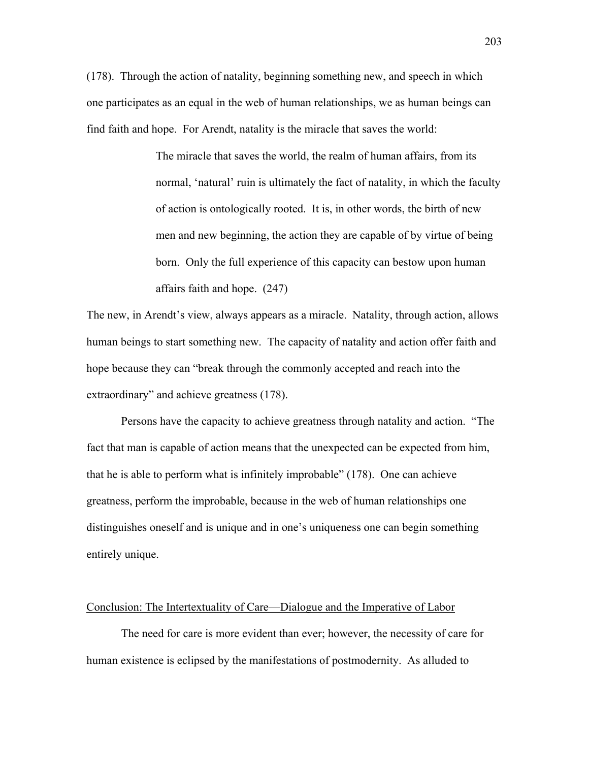(178). Through the action of natality, beginning something new, and speech in which one participates as an equal in the web of human relationships, we as human beings can find faith and hope. For Arendt, natality is the miracle that saves the world:

> The miracle that saves the world, the realm of human affairs, from its normal, 'natural' ruin is ultimately the fact of natality, in which the faculty of action is ontologically rooted. It is, in other words, the birth of new men and new beginning, the action they are capable of by virtue of being born. Only the full experience of this capacity can bestow upon human affairs faith and hope. (247)

The new, in Arendt's view, always appears as a miracle. Natality, through action, allows human beings to start something new. The capacity of natality and action offer faith and hope because they can "break through the commonly accepted and reach into the extraordinary" and achieve greatness (178).

Persons have the capacity to achieve greatness through natality and action. "The fact that man is capable of action means that the unexpected can be expected from him, that he is able to perform what is infinitely improbable" (178). One can achieve greatness, perform the improbable, because in the web of human relationships one distinguishes oneself and is unique and in one's uniqueness one can begin something entirely unique.

## Conclusion: The Intertextuality of Care—Dialogue and the Imperative of Labor

The need for care is more evident than ever; however, the necessity of care for human existence is eclipsed by the manifestations of postmodernity. As alluded to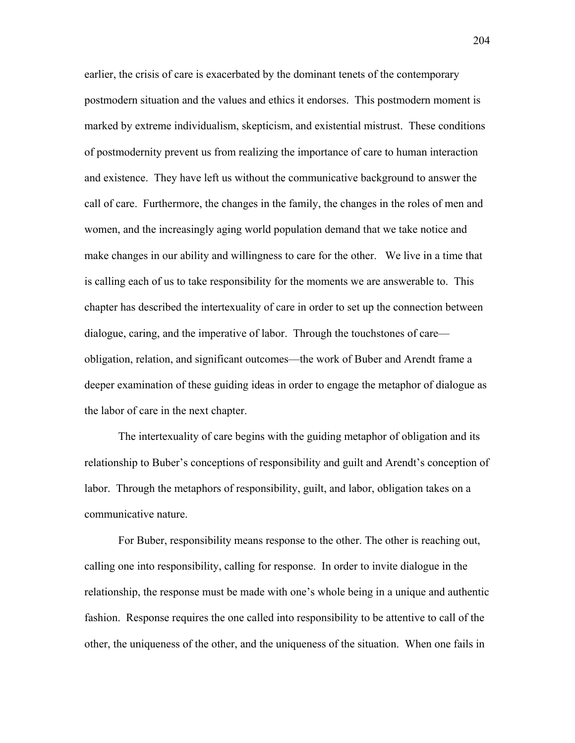earlier, the crisis of care is exacerbated by the dominant tenets of the contemporary postmodern situation and the values and ethics it endorses. This postmodern moment is marked by extreme individualism, skepticism, and existential mistrust. These conditions of postmodernity prevent us from realizing the importance of care to human interaction and existence. They have left us without the communicative background to answer the call of care. Furthermore, the changes in the family, the changes in the roles of men and women, and the increasingly aging world population demand that we take notice and make changes in our ability and willingness to care for the other. We live in a time that is calling each of us to take responsibility for the moments we are answerable to. This chapter has described the intertexuality of care in order to set up the connection between dialogue, caring, and the imperative of labor. Through the touchstones of care—obligation, relation, and significant outcomes—the work of Buber and Arendt frame a deeper examination of these guiding ideas in order to engage the metaphor of dialogue as the labor of care in the next chapter.

The intertexuality of care begins with the guiding metaphor of obligation and its relationship to Buber's conceptions of responsibility and guilt and Arendt's conception of labor. Through the metaphors of responsibility, guilt, and labor, obligation takes on a communicative nature.

For Buber, responsibility means response to the other. The other is reaching out, calling one into responsibility, calling for response. In order to invite dialogue in the relationship, the response must be made with one's whole being in a unique and authentic fashion. Response requires the one called into responsibility to be attentive to call of the other, the uniqueness of the other, and the uniqueness of the situation. When one fails in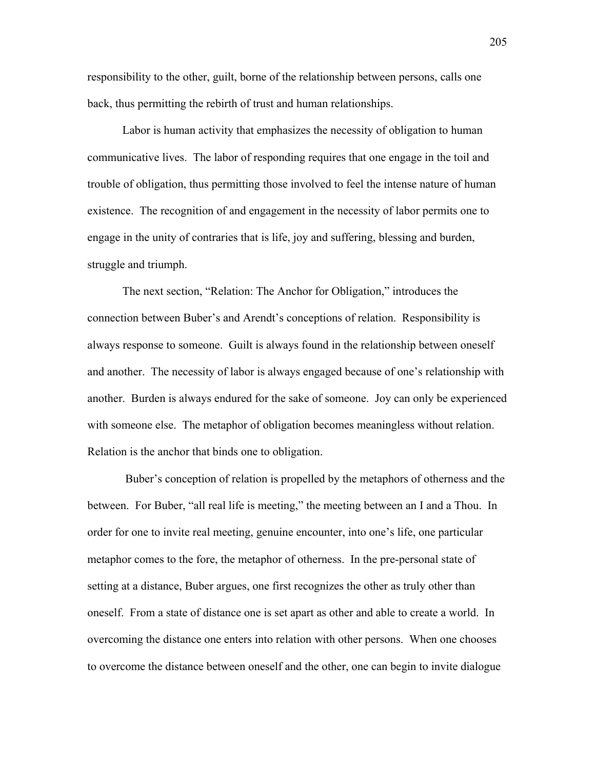responsibility to the other, guilt, borne of the relationship between persons, calls one back, thus permitting the rebirth of trust and human relationships.

Labor is human activity that emphasizes the necessity of obligation to human communicative lives. The labor of responding requires that one engage in the toil and trouble of obligation, thus permitting those involved to feel the intense nature of human existence. The recognition of and engagement in the necessity of labor permits one to engage in the unity of contraries that is life, joy and suffering, blessing and burden, struggle and triumph.

The next section, "Relation: The Anchor for Obligation," introduces the connection between Buber's and Arendt's conceptions of relation. Responsibility is always response to someone. Guilt is always found in the relationship between oneself and another. The necessity of labor is always engaged because of one's relationship with another. Burden is always endured for the sake of someone. Joy can only be experienced with someone else. The metaphor of obligation becomes meaningless without relation. Relation is the anchor that binds one to obligation.

Buber's conception of relation is propelled by the metaphors of otherness and the between. For Buber, "all real life is meeting," the meeting between an I and a Thou. In order for one to invite real meeting, genuine encounter, into one's life, one particular metaphor comes to the fore, the metaphor of otherness. In the pre-personal state of setting at a distance, Buber argues, one first recognizes the other as truly other than oneself. From a state of distance one is set apart as other and able to create a world. In overcoming the distance one enters into relation with other persons. When one chooses to overcome the distance between oneself and the other, one can begin to invite dialogue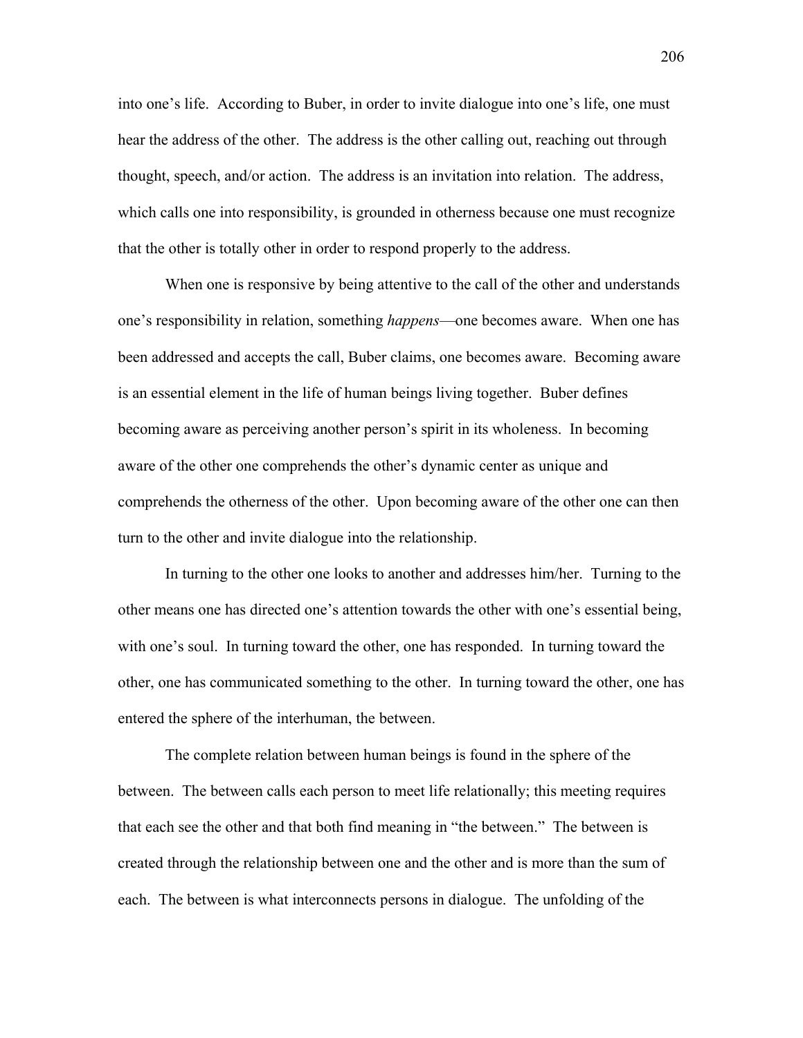into one's life. According to Buber, in order to invite dialogue into one's life, one must hear the address of the other. The address is the other calling out, reaching out through thought, speech, and/or action. The address is an invitation into relation. The address, which calls one into responsibility, is grounded in otherness because one must recognize that the other is totally other in order to respond properly to the address.

When one is responsive by being attentive to the call of the other and understands one's responsibility in relation, something *happens*—one becomes aware. When one has been addressed and accepts the call, Buber claims, one becomes aware. Becoming aware is an essential element in the life of human beings living together. Buber defines becoming aware as perceiving another person's spirit in its wholeness. In becoming aware of the other one comprehends the other's dynamic center as unique and comprehends the otherness of the other. Upon becoming aware of the other one can then turn to the other and invite dialogue into the relationship.

In turning to the other one looks to another and addresses him/her. Turning to the other means one has directed one's attention towards the other with one's essential being, with one's soul. In turning toward the other, one has responded. In turning toward the other, one has communicated something to the other. In turning toward the other, one has entered the sphere of the interhuman, the between.

The complete relation between human beings is found in the sphere of the between. The between calls each person to meet life relationally; this meeting requires that each see the other and that both find meaning in "the between." The between is created through the relationship between one and the other and is more than the sum of each. The between is what interconnects persons in dialogue. The unfolding of the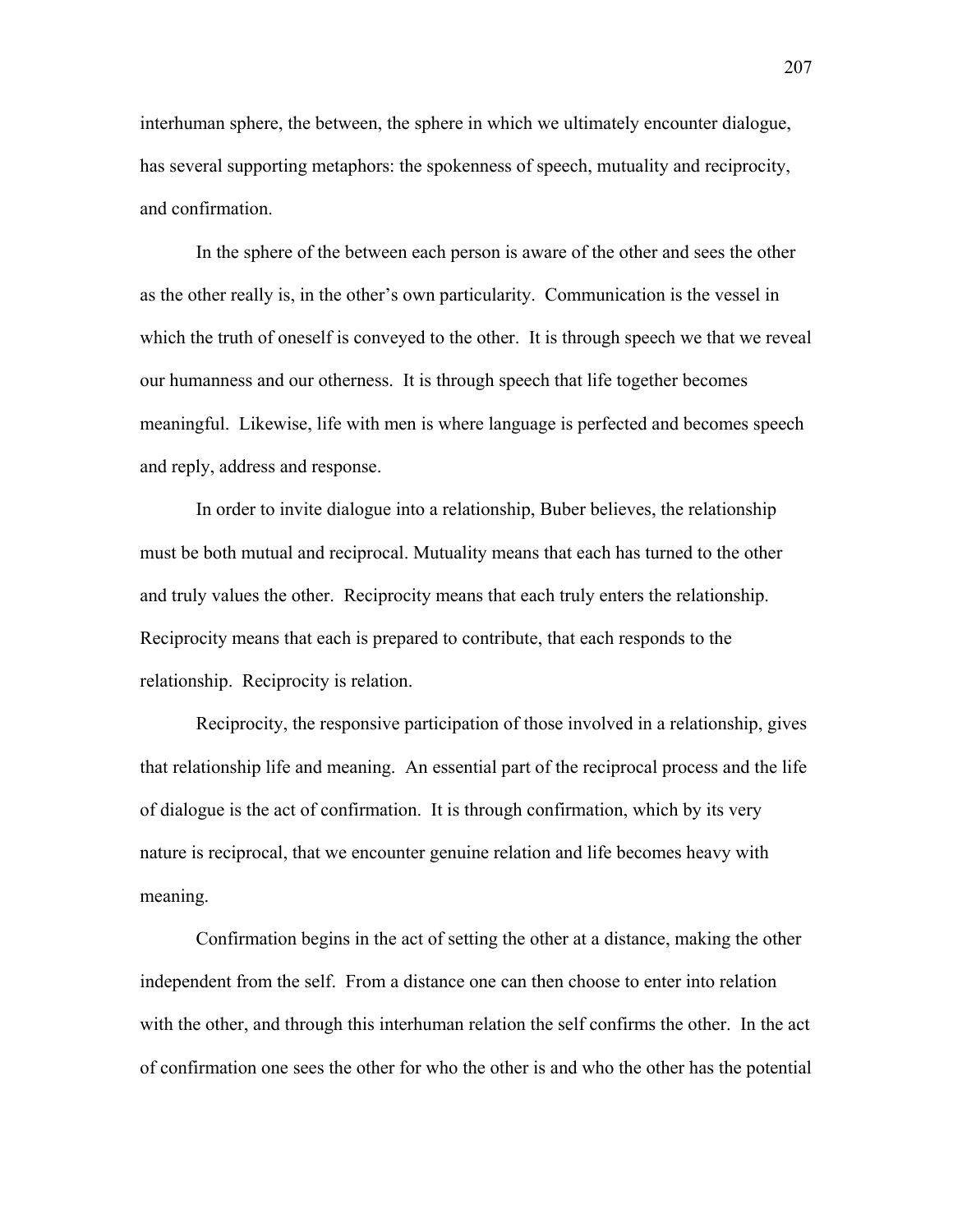interhuman sphere, the between, the sphere in which we ultimately encounter dialogue, has several supporting metaphors: the spokenness of speech, mutuality and reciprocity, and confirmation.

In the sphere of the between each person is aware of the other and sees the other as the other really is, in the other's own particularity. Communication is the vessel in which the truth of oneself is conveyed to the other. It is through speech we that we reveal our humanness and our otherness. It is through speech that life together becomes meaningful. Likewise, life with men is where language is perfected and becomes speech and reply, address and response.

In order to invite dialogue into a relationship, Buber believes, the relationship must be both mutual and reciprocal. Mutuality means that each has turned to the other and truly values the other. Reciprocity means that each truly enters the relationship. Reciprocity means that each is prepared to contribute, that each responds to the relationship. Reciprocity is relation.

Reciprocity, the responsive participation of those involved in a relationship, gives that relationship life and meaning. An essential part of the reciprocal process and the life of dialogue is the act of confirmation. It is through confirmation, which by its very nature is reciprocal, that we encounter genuine relation and life becomes heavy with meaning.

Confirmation begins in the act of setting the other at a distance, making the other independent from the self. From a distance one can then choose to enter into relation with the other, and through this interhuman relation the self confirms the other. In the act of confirmation one sees the other for who the other is and who the other has the potential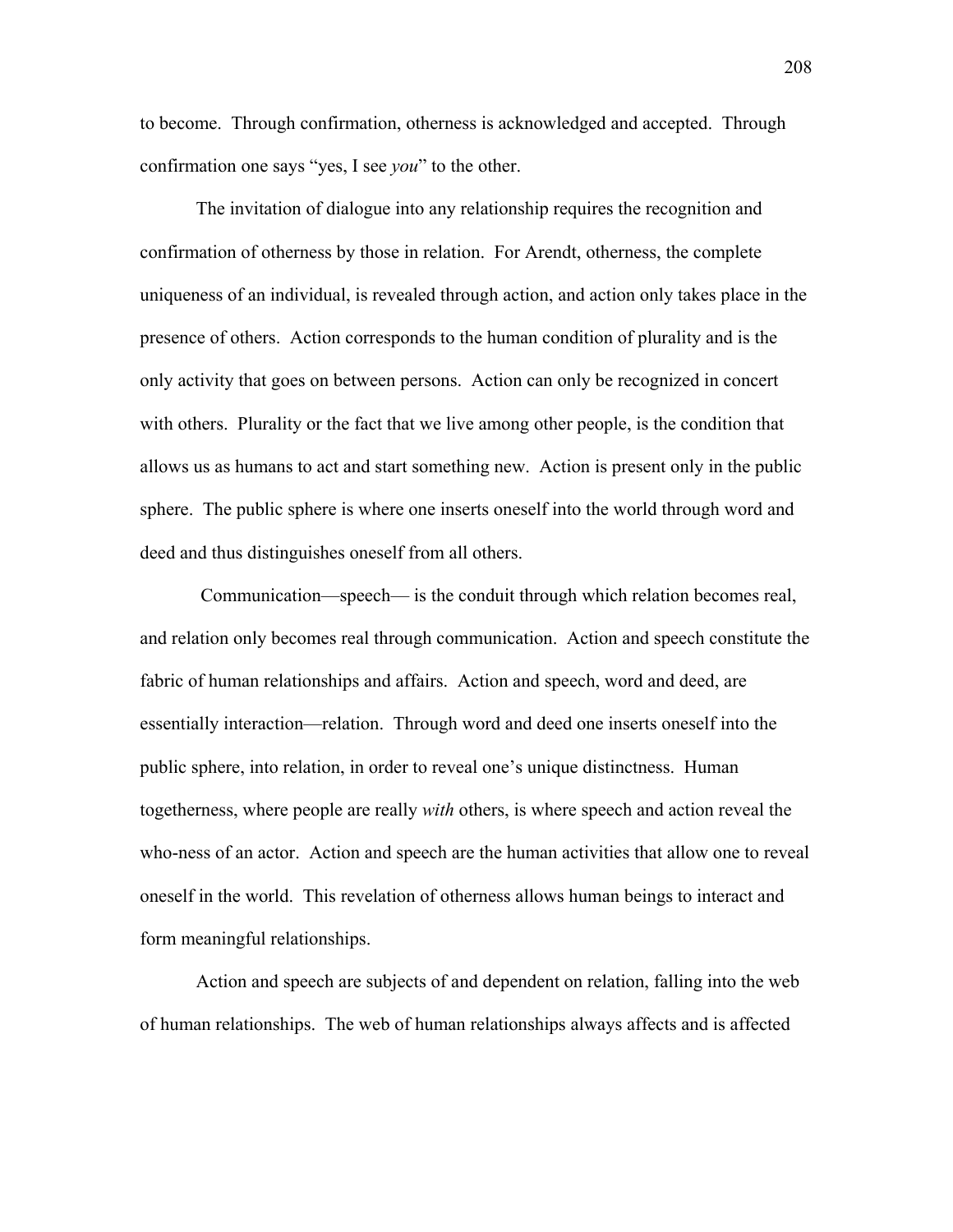to become. Through confirmation, otherness is acknowledged and accepted. Through confirmation one says "yes, I see *you*" to the other.

The invitation of dialogue into any relationship requires the recognition and confirmation of otherness by those in relation. For Arendt, otherness, the complete uniqueness of an individual, is revealed through action, and action only takes place in the presence of others. Action corresponds to the human condition of plurality and is the only activity that goes on between persons. Action can only be recognized in concert with others. Plurality or the fact that we live among other people, is the condition that allows us as humans to act and start something new. Action is present only in the public sphere. The public sphere is where one inserts oneself into the world through word and deed and thus distinguishes oneself from all others.

Communication—speech— is the conduit through which relation becomes real, and relation only becomes real through communication. Action and speech constitute the fabric of human relationships and affairs. Action and speech, word and deed, are essentially interaction—relation. Through word and deed one inserts oneself into the public sphere, into relation, in order to reveal one's unique distinctness. Human togetherness, where people are really *with* others, is where speech and action reveal the who-ness of an actor. Action and speech are the human activities that allow one to reveal oneself in the world. This revelation of otherness allows human beings to interact and form meaningful relationships.

Action and speech are subjects of and dependent on relation, falling into the web of human relationships. The web of human relationships always affects and is affected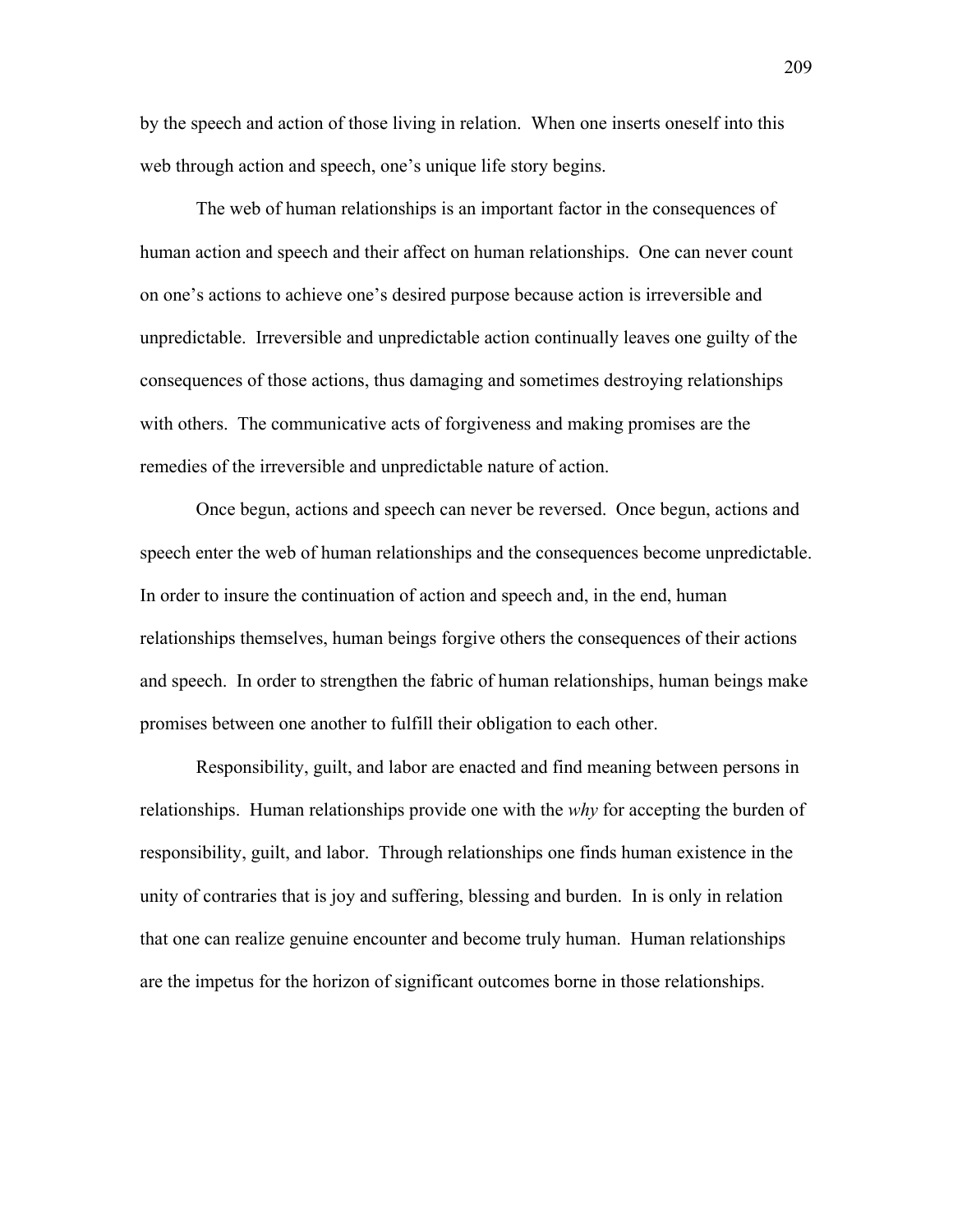by the speech and action of those living in relation. When one inserts oneself into this web through action and speech, one's unique life story begins.

The web of human relationships is an important factor in the consequences of human action and speech and their affect on human relationships. One can never count on one's actions to achieve one's desired purpose because action is irreversible and unpredictable. Irreversible and unpredictable action continually leaves one guilty of the consequences of those actions, thus damaging and sometimes destroying relationships with others. The communicative acts of forgiveness and making promises are the remedies of the irreversible and unpredictable nature of action.

Once begun, actions and speech can never be reversed. Once begun, actions and speech enter the web of human relationships and the consequences become unpredictable. In order to insure the continuation of action and speech and, in the end, human relationships themselves, human beings forgive others the consequences of their actions and speech. In order to strengthen the fabric of human relationships, human beings make promises between one another to fulfill their obligation to each other.

Responsibility, guilt, and labor are enacted and find meaning between persons in relationships. Human relationships provide one with the *why* for accepting the burden of responsibility, guilt, and labor. Through relationships one finds human existence in the unity of contraries that is joy and suffering, blessing and burden. In is only in relation that one can realize genuine encounter and become truly human. Human relationships are the impetus for the horizon of significant outcomes borne in those relationships.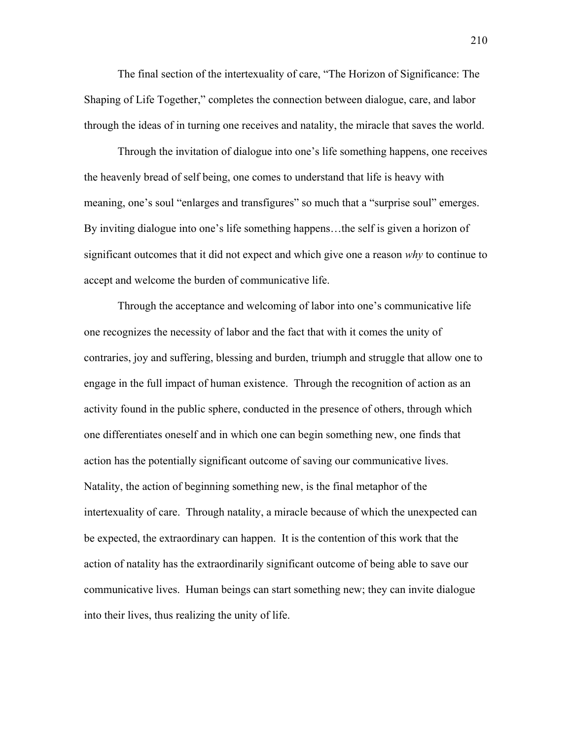The final section of the intertexuality of care, "The Horizon of Significance: The Shaping of Life Together," completes the connection between dialogue, care, and labor through the ideas of in turning one receives and natality, the miracle that saves the world.

Through the invitation of dialogue into one's life something happens, one receives the heavenly bread of self being, one comes to understand that life is heavy with meaning, one's soul "enlarges and transfigures" so much that a "surprise soul" emerges. By inviting dialogue into one's life something happens…the self is given a horizon of significant outcomes that it did not expect and which give one a reason *why* to continue to accept and welcome the burden of communicative life.

Through the acceptance and welcoming of labor into one's communicative life one recognizes the necessity of labor and the fact that with it comes the unity of contraries, joy and suffering, blessing and burden, triumph and struggle that allow one to engage in the full impact of human existence. Through the recognition of action as an activity found in the public sphere, conducted in the presence of others, through which one differentiates oneself and in which one can begin something new, one finds that action has the potentially significant outcome of saving our communicative lives. Natality, the action of beginning something new, is the final metaphor of the intertexuality of care. Through natality, a miracle because of which the unexpected can be expected, the extraordinary can happen. It is the contention of this work that the action of natality has the extraordinarily significant outcome of being able to save our communicative lives. Human beings can start something new; they can invite dialogue into their lives, thus realizing the unity of life.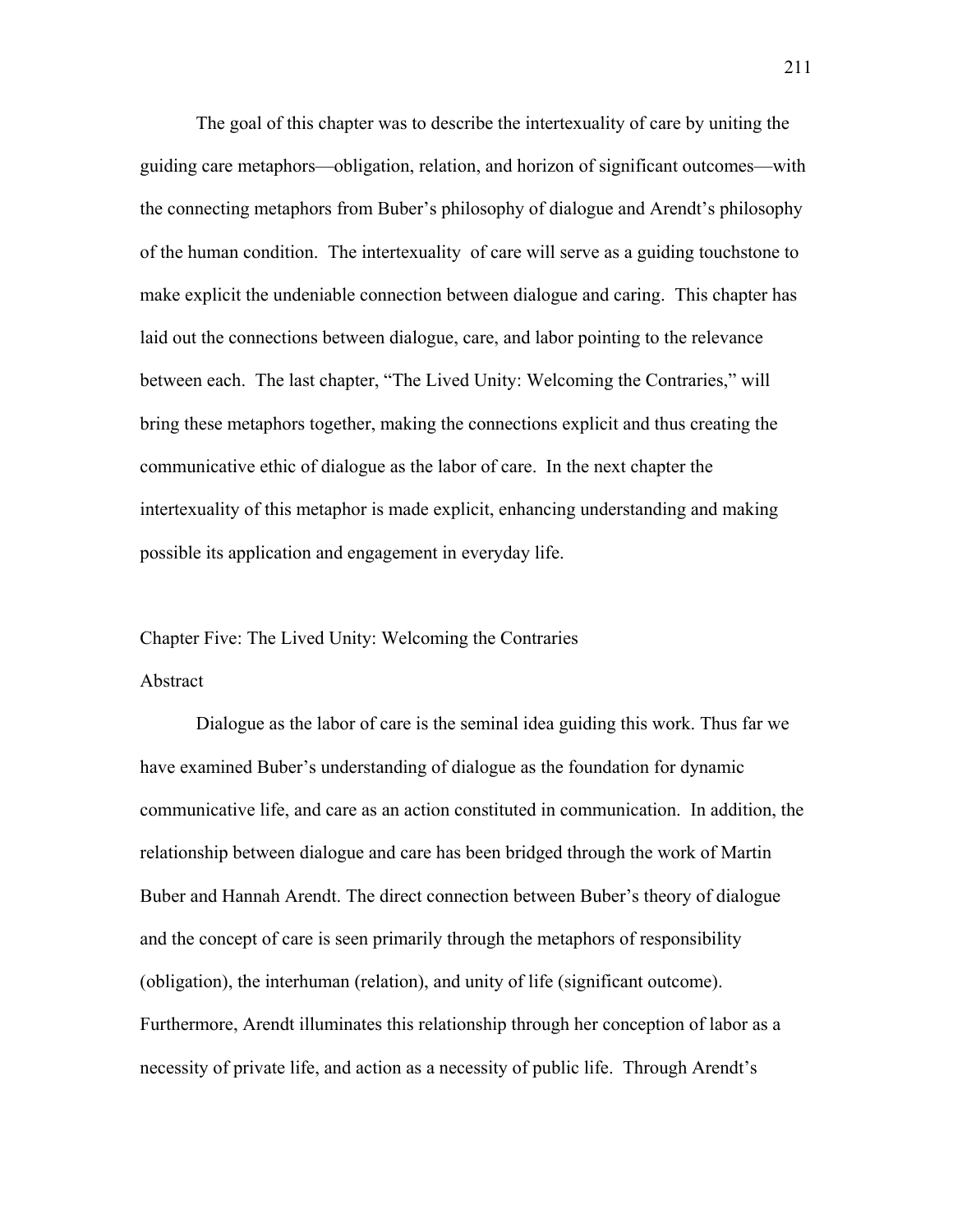The goal of this chapter was to describe the intertexuality of care by uniting the guiding care metaphors—obligation, relation, and horizon of significant outcomes—with the connecting metaphors from Buber's philosophy of dialogue and Arendt's philosophy of the human condition. The intertexuality of care will serve as a guiding touchstone to make explicit the undeniable connection between dialogue and caring. This chapter has laid out the connections between dialogue, care, and labor pointing to the relevance between each. The last chapter, "The Lived Unity: Welcoming the Contraries," will bring these metaphors together, making the connections explicit and thus creating the communicative ethic of dialogue as the labor of care. In the next chapter the intertexuality of this metaphor is made explicit, enhancing understanding and making possible its application and engagement in everyday life.

# Chapter Five: The Lived Unity: Welcoming the Contraries

## Abstract

Dialogue as the labor of care is the seminal idea guiding this work. Thus far we have examined Buber's understanding of dialogue as the foundation for dynamic communicative life, and care as an action constituted in communication. In addition, the relationship between dialogue and care has been bridged through the work of Martin Buber and Hannah Arendt. The direct connection between Buber's theory of dialogue and the concept of care is seen primarily through the metaphors of responsibility (obligation), the interhuman (relation), and unity of life (significant outcome). Furthermore, Arendt illuminates this relationship through her conception of labor as a necessity of private life, and action as a necessity of public life. Through Arendt's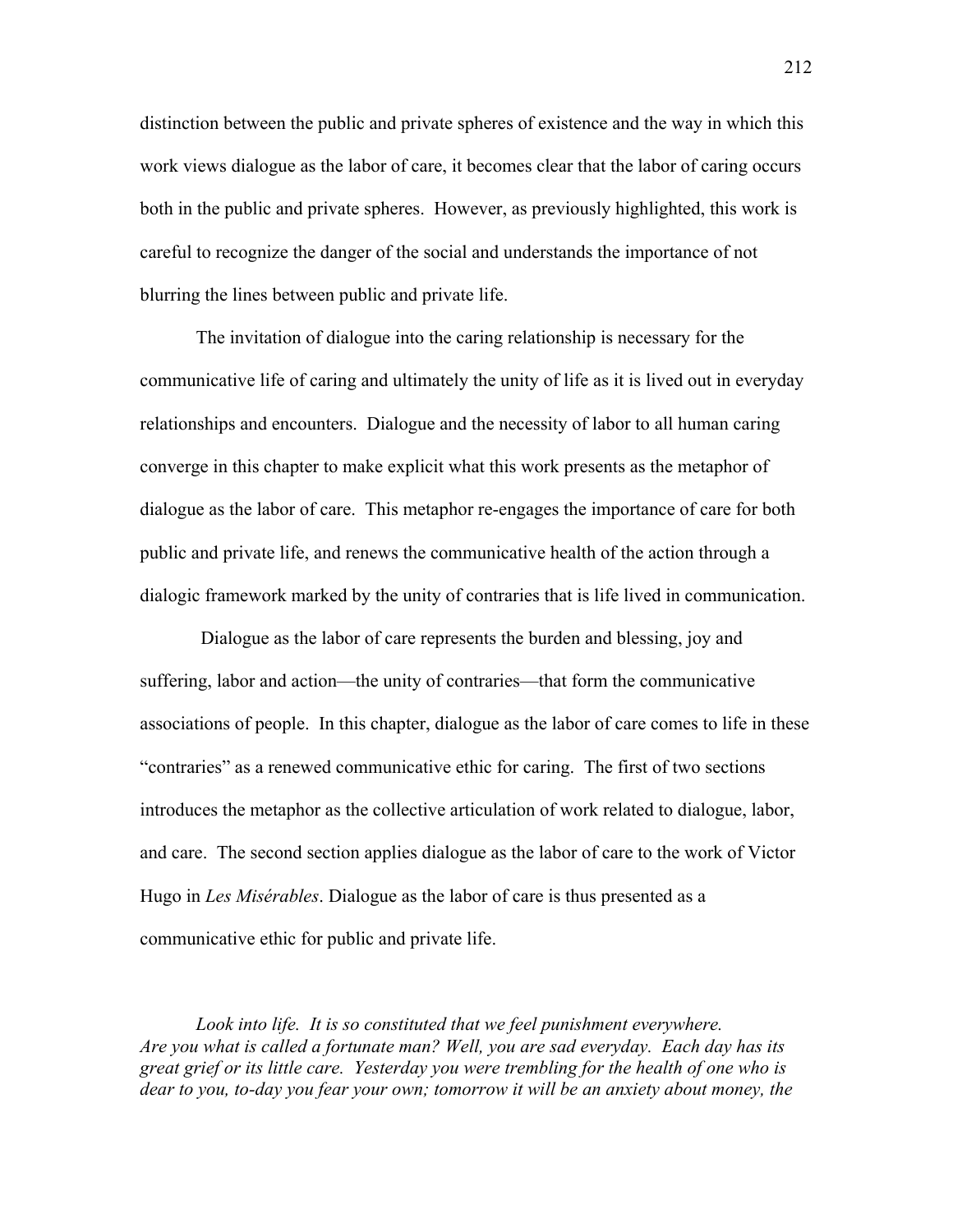distinction between the public and private spheres of existence and the way in which this work views dialogue as the labor of care, it becomes clear that the labor of caring occurs both in the public and private spheres. However, as previously highlighted, this work is careful to recognize the danger of the social and understands the importance of not blurring the lines between public and private life.

The invitation of dialogue into the caring relationship is necessary for the communicative life of caring and ultimately the unity of life as it is lived out in everyday relationships and encounters. Dialogue and the necessity of labor to all human caring converge in this chapter to make explicit what this work presents as the metaphor of dialogue as the labor of care. This metaphor re-engages the importance of care for both public and private life, and renews the communicative health of the action through a dialogic framework marked by the unity of contraries that is life lived in communication.

Dialogue as the labor of care represents the burden and blessing, joy and suffering, labor and action—the unity of contraries—that form the communicative associations of people. In this chapter, dialogue as the labor of care comes to life in these "contraries" as a renewed communicative ethic for caring. The first of two sections introduces the metaphor as the collective articulation of work related to dialogue, labor, and care. The second section applies dialogue as the labor of care to the work of Victor Hugo in *Les Misérables*. Dialogue as the labor of care is thus presented as a communicative ethic for public and private life.

*Look into life. It is so constituted that we feel punishment everywhere. Are you what is called a fortunate man? Well, you are sad everyday. Each day has its great grief or its little care. Yesterday you were trembling for the health of one who is dear to you, to-day you fear your own; tomorrow it will be an anxiety about money, the*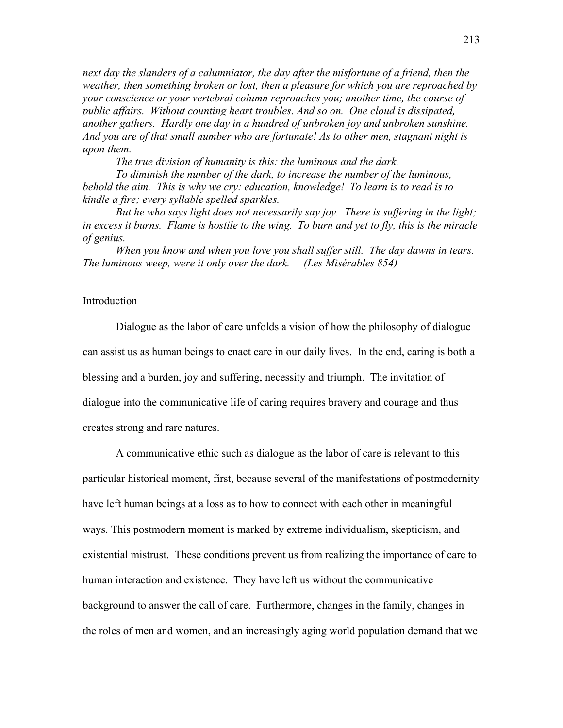*next day the slanders of a calumniator, the day after the misfortune of a friend, then the weather, then something broken or lost, then a pleasure for which you are reproached by your conscience or your vertebral column reproaches you; another time, the course of public affairs. Without counting heart troubles. And so on. One cloud is dissipated, another gathers. Hardly one day in a hundred of unbroken joy and unbroken sunshine. And you are of that small number who are fortunate! As to other men, stagnant night is upon them.*

*The true division of humanity is this: the luminous and the dark.*

*To diminish the number of the dark, to increase the number of the luminous, behold the aim. This is why we cry: education, knowledge! To learn is to read is to kindle a fire; every syllable spelled sparkles.*

*But he who says light does not necessarily say joy. There is suffering in the light; in excess it burns. Flame is hostile to the wing. To burn and yet to fly, this is the miracle of genius.*

*When you know and when you love you shall suffer still. The day dawns in tears. The luminous weep, were it only over the dark. (Les Misérables 854)*

## Introduction

Dialogue as the labor of care unfolds a vision of how the philosophy of dialogue can assist us as human beings to enact care in our daily lives. In the end, caring is both a blessing and a burden, joy and suffering, necessity and triumph. The invitation of dialogue into the communicative life of caring requires bravery and courage and thus creates strong and rare natures.

A communicative ethic such as dialogue as the labor of care is relevant to this particular historical moment, first, because several of the manifestations of postmodernity have left human beings at a loss as to how to connect with each other in meaningful ways. This postmodern moment is marked by extreme individualism, skepticism, and existential mistrust. These conditions prevent us from realizing the importance of care to human interaction and existence. They have left us without the communicative background to answer the call of care. Furthermore, changes in the family, changes in the roles of men and women, and an increasingly aging world population demand that we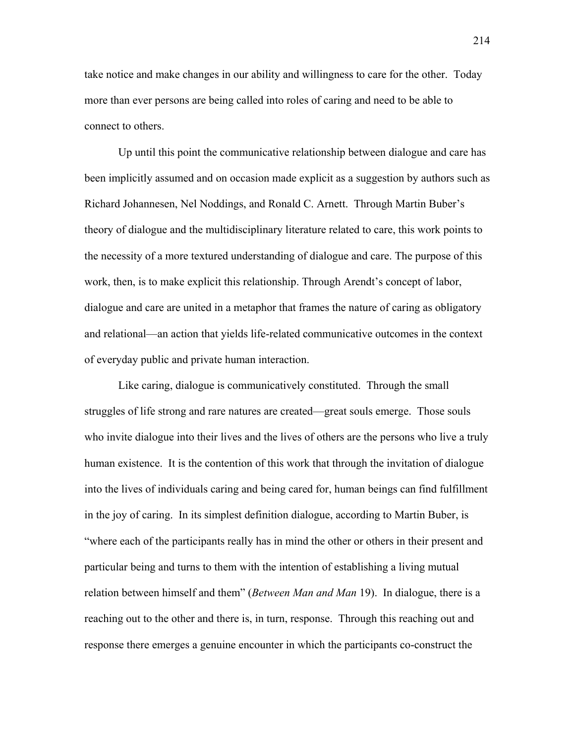take notice and make changes in our ability and willingness to care for the other. Today more than ever persons are being called into roles of caring and need to be able to connect to others.

Up until this point the communicative relationship between dialogue and care has been implicitly assumed and on occasion made explicit as a suggestion by authors such as Richard Johannesen, Nel Noddings, and Ronald C. Arnett. Through Martin Buber's theory of dialogue and the multidisciplinary literature related to care, this work points to the necessity of a more textured understanding of dialogue and care. The purpose of this work, then, is to make explicit this relationship. Through Arendt's concept of labor, dialogue and care are united in a metaphor that frames the nature of caring as obligatory and relational—an action that yields life-related communicative outcomes in the context of everyday public and private human interaction.

Like caring, dialogue is communicatively constituted. Through the small struggles of life strong and rare natures are created—great souls emerge. Those souls who invite dialogue into their lives and the lives of others are the persons who live a truly human existence. It is the contention of this work that through the invitation of dialogue into the lives of individuals caring and being cared for, human beings can find fulfillment in the joy of caring. In its simplest definition dialogue, according to Martin Buber, is "where each of the participants really has in mind the other or others in their present and particular being and turns to them with the intention of establishing a living mutual relation between himself and them" (*Between Man and Man* 19). In dialogue, there is a reaching out to the other and there is, in turn, response. Through this reaching out and response there emerges a genuine encounter in which the participants co-construct the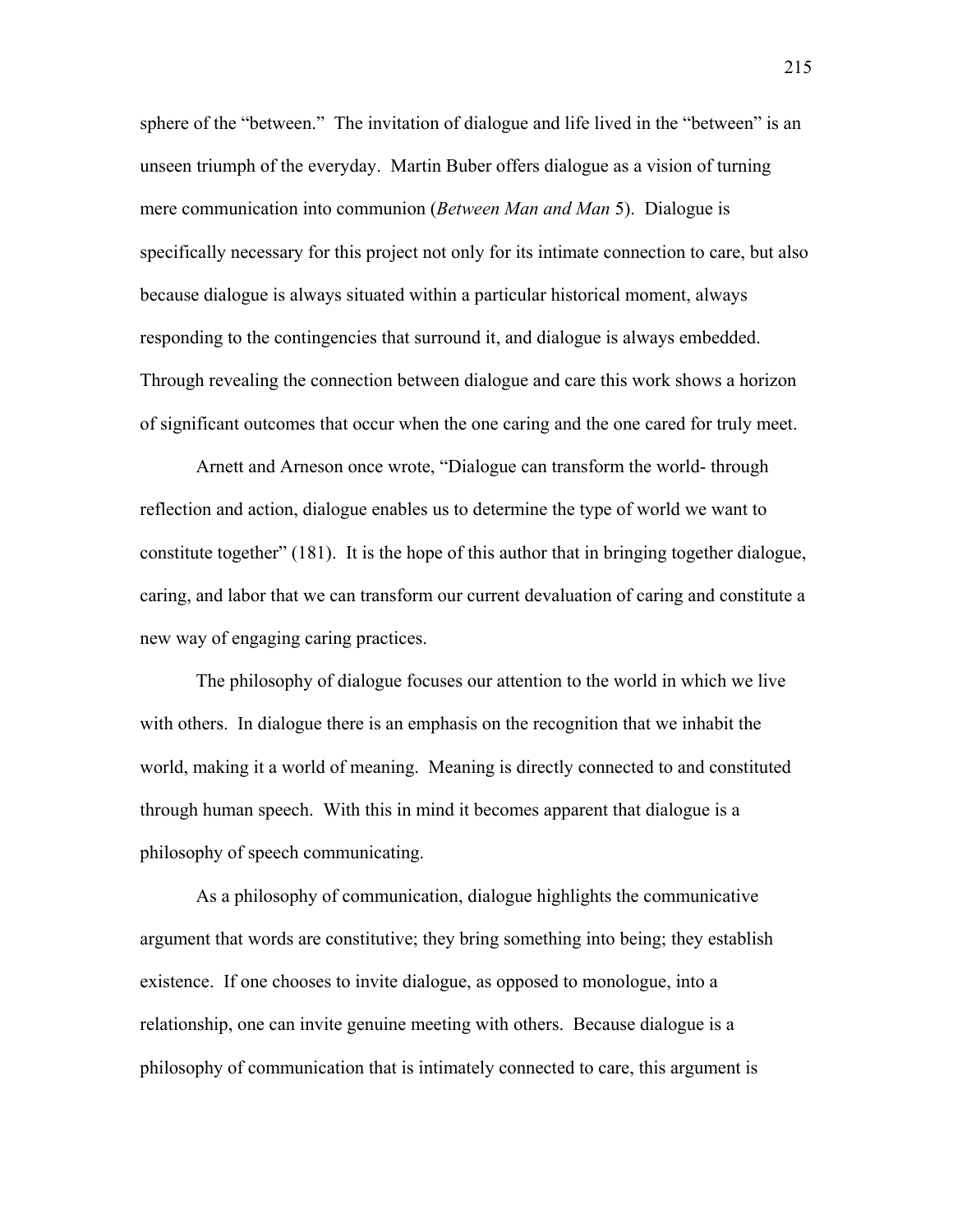sphere of the "between." The invitation of dialogue and life lived in the "between" is an unseen triumph of the everyday. Martin Buber offers dialogue as a vision of turning mere communication into communion (*Between Man and Man* 5). Dialogue is specifically necessary for this project not only for its intimate connection to care, but also because dialogue is always situated within a particular historical moment, always responding to the contingencies that surround it, and dialogue is always embedded. Through revealing the connection between dialogue and care this work shows a horizon of significant outcomes that occur when the one caring and the one cared for truly meet.

Arnett and Arneson once wrote, "Dialogue can transform the world- through reflection and action, dialogue enables us to determine the type of world we want to constitute together" (181). It is the hope of this author that in bringing together dialogue, caring, and labor that we can transform our current devaluation of caring and constitute a new way of engaging caring practices.

The philosophy of dialogue focuses our attention to the world in which we live with others. In dialogue there is an emphasis on the recognition that we inhabit the world, making it a world of meaning. Meaning is directly connected to and constituted through human speech. With this in mind it becomes apparent that dialogue is a philosophy of speech communicating.

As a philosophy of communication, dialogue highlights the communicative argument that words are constitutive; they bring something into being; they establish existence. If one chooses to invite dialogue, as opposed to monologue, into a relationship, one can invite genuine meeting with others. Because dialogue is a philosophy of communication that is intimately connected to care, this argument is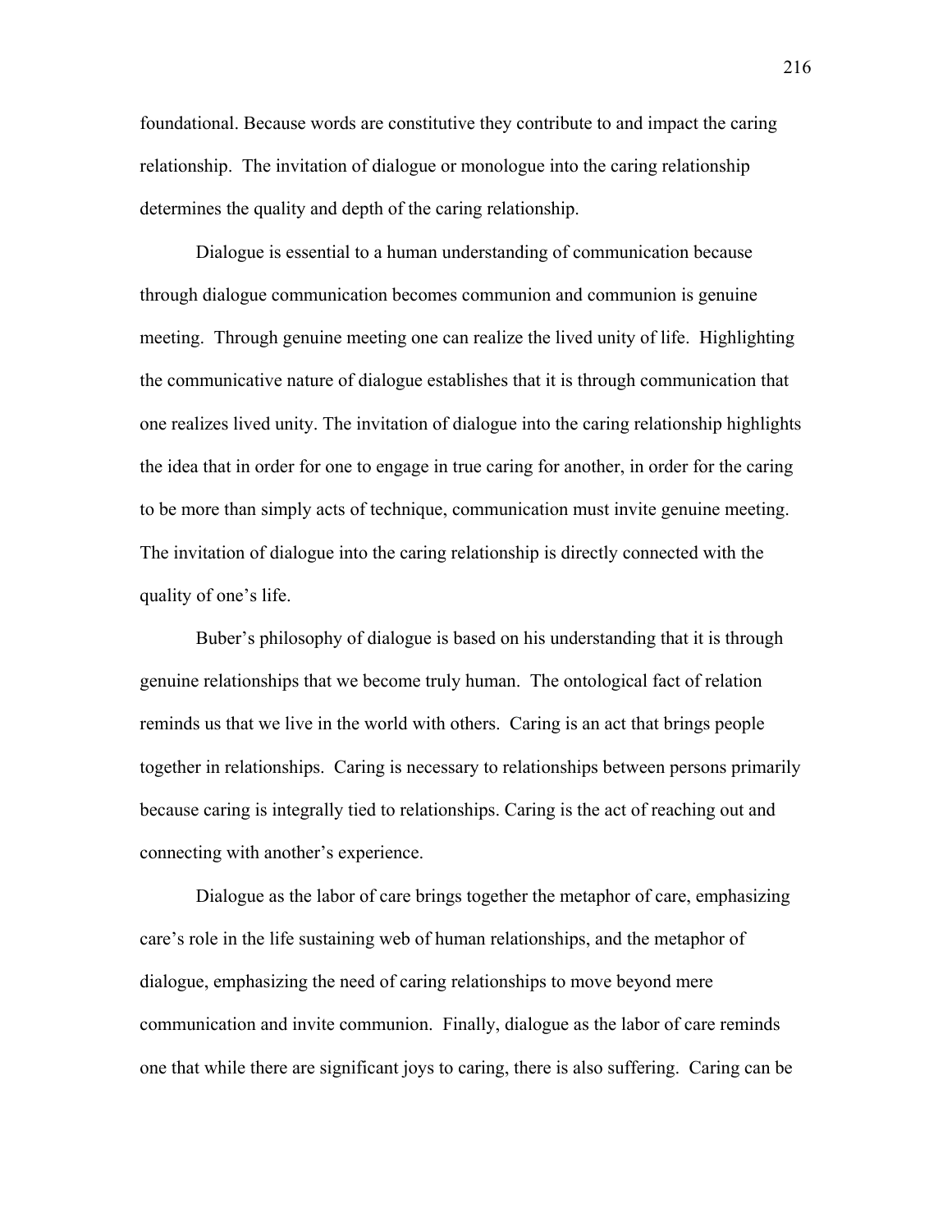foundational. Because words are constitutive they contribute to and impact the caring relationship. The invitation of dialogue or monologue into the caring relationship determines the quality and depth of the caring relationship.

Dialogue is essential to a human understanding of communication because through dialogue communication becomes communion and communion is genuine meeting. Through genuine meeting one can realize the lived unity of life. Highlighting the communicative nature of dialogue establishes that it is through communication that one realizes lived unity. The invitation of dialogue into the caring relationship highlights the idea that in order for one to engage in true caring for another, in order for the caring to be more than simply acts of technique, communication must invite genuine meeting. The invitation of dialogue into the caring relationship is directly connected with the quality of one's life.

Buber's philosophy of dialogue is based on his understanding that it is through genuine relationships that we become truly human. The ontological fact of relation reminds us that we live in the world with others. Caring is an act that brings people together in relationships. Caring is necessary to relationships between persons primarily because caring is integrally tied to relationships. Caring is the act of reaching out and connecting with another's experience.

Dialogue as the labor of care brings together the metaphor of care, emphasizing care's role in the life sustaining web of human relationships, and the metaphor of dialogue, emphasizing the need of caring relationships to move beyond mere communication and invite communion. Finally, dialogue as the labor of care reminds one that while there are significant joys to caring, there is also suffering. Caring can be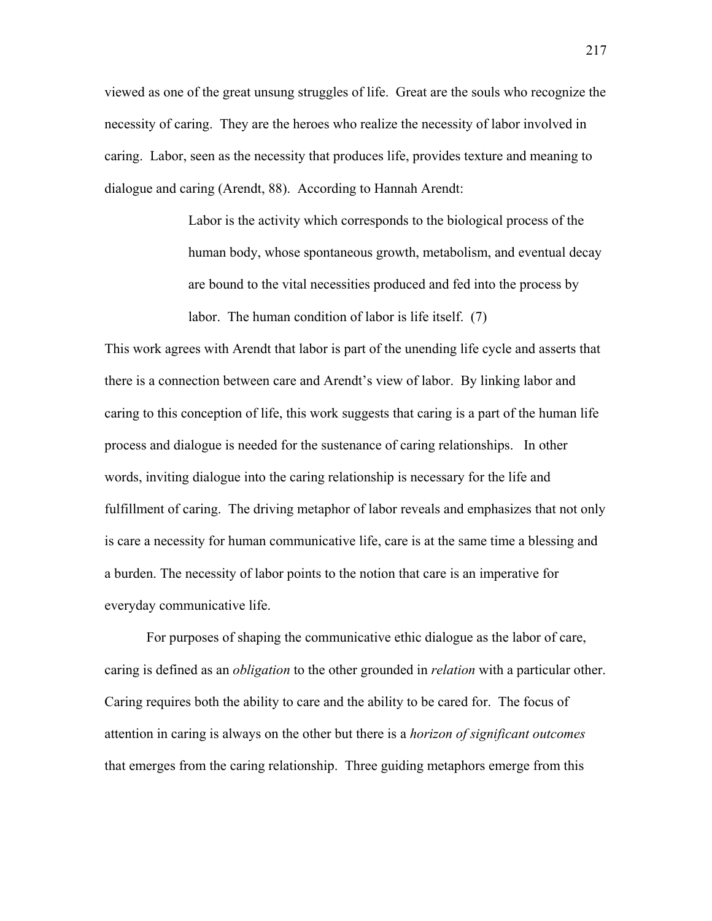viewed as one of the great unsung struggles of life. Great are the souls who recognize the necessity of caring. They are the heroes who realize the necessity of labor involved in caring. Labor, seen as the necessity that produces life, provides texture and meaning to dialogue and caring (Arendt, 88). According to Hannah Arendt:

> Labor is the activity which corresponds to the biological process of the human body, whose spontaneous growth, metabolism, and eventual decay are bound to the vital necessities produced and fed into the process by labor. The human condition of labor is life itself. (7)

This work agrees with Arendt that labor is part of the unending life cycle and asserts that there is a connection between care and Arendt's view of labor. By linking labor and caring to this conception of life, this work suggests that caring is a part of the human life process and dialogue is needed for the sustenance of caring relationships. In other words, inviting dialogue into the caring relationship is necessary for the life and fulfillment of caring. The driving metaphor of labor reveals and emphasizes that not only is care a necessity for human communicative life, care is at the same time a blessing and a burden. The necessity of labor points to the notion that care is an imperative for everyday communicative life.

For purposes of shaping the communicative ethic dialogue as the labor of care, caring is defined as an *obligation* to the other grounded in *relation* with a particular other. Caring requires both the ability to care and the ability to be cared for. The focus of attention in caring is always on the other but there is a *horizon of significant outcomes* that emerges from the caring relationship. Three guiding metaphors emerge from this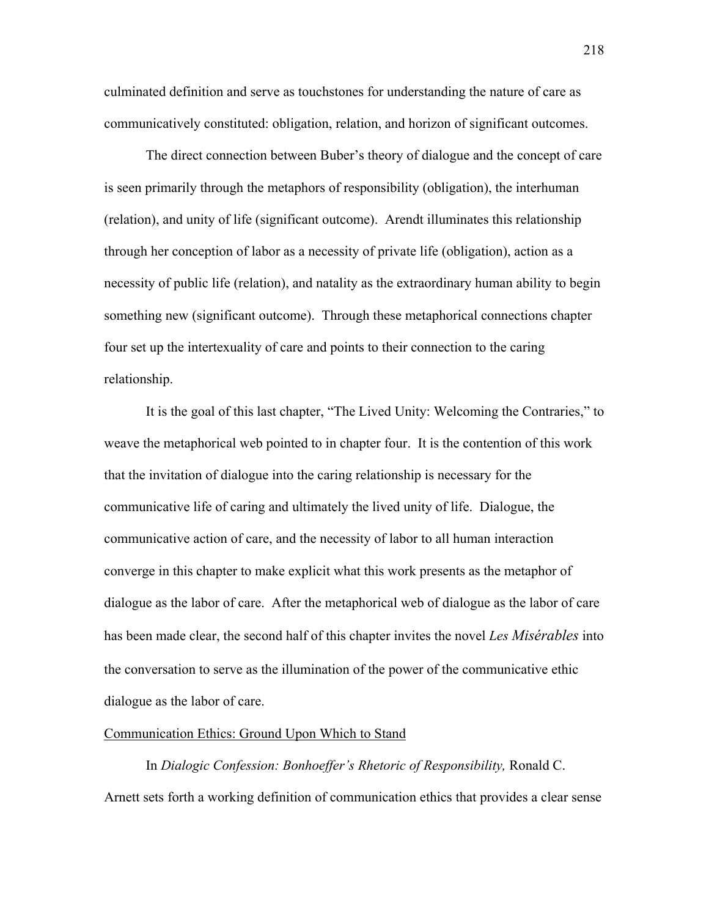culminated definition and serve as touchstones for understanding the nature of care as communicatively constituted: obligation, relation, and horizon of significant outcomes.

The direct connection between Buber's theory of dialogue and the concept of care is seen primarily through the metaphors of responsibility (obligation), the interhuman (relation), and unity of life (significant outcome). Arendt illuminates this relationship through her conception of labor as a necessity of private life (obligation), action as a necessity of public life (relation), and natality as the extraordinary human ability to begin something new (significant outcome). Through these metaphorical connections chapter four set up the intertexuality of care and points to their connection to the caring relationship.

It is the goal of this last chapter, "The Lived Unity: Welcoming the Contraries," to weave the metaphorical web pointed to in chapter four. It is the contention of this work that the invitation of dialogue into the caring relationship is necessary for the communicative life of caring and ultimately the lived unity of life. Dialogue, the communicative action of care, and the necessity of labor to all human interaction converge in this chapter to make explicit what this work presents as the metaphor of dialogue as the labor of care. After the metaphorical web of dialogue as the labor of care has been made clear, the second half of this chapter invites the novel *Les Misérables* into the conversation to serve as the illumination of the power of the communicative ethic dialogue as the labor of care.

Communication Ethics: Ground Upon Which to Stand

In *Dialogic Confession: Bonhoeffer's Rhetoric of Responsibility,* Ronald C. Arnett sets forth a working definition of communication ethics that provides a clear sense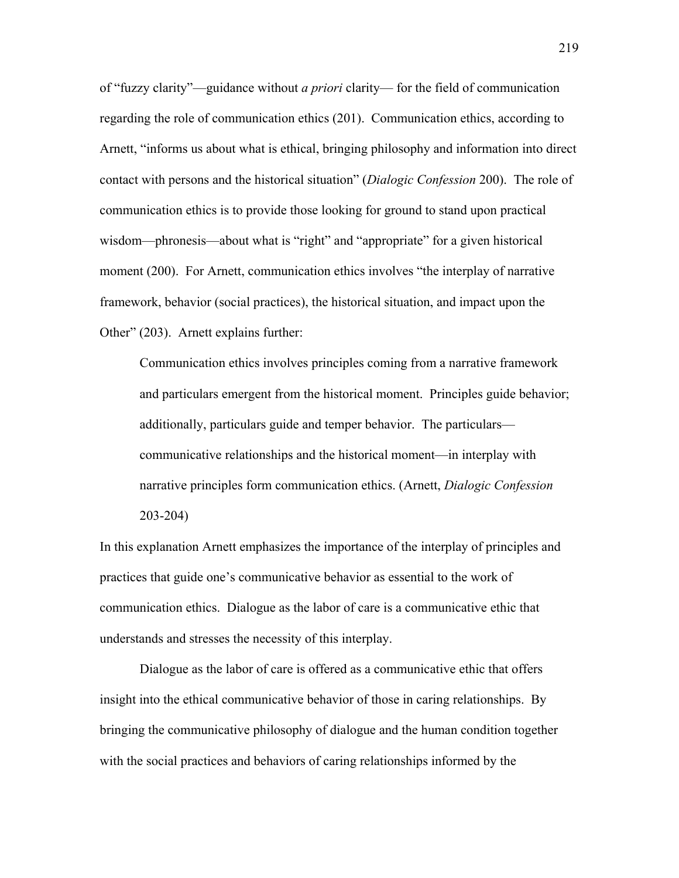of "fuzzy clarity"—guidance without *a priori* clarity— for the field of communication regarding the role of communication ethics (201). Communication ethics, according to Arnett, "informs us about what is ethical, bringing philosophy and information into direct contact with persons and the historical situation" (*Dialogic Confession* 200). The role of communication ethics is to provide those looking for ground to stand upon practical wisdom—phronesis—about what is "right" and "appropriate" for a given historical moment (200). For Arnett, communication ethics involves "the interplay of narrative framework, behavior (social practices), the historical situation, and impact upon the Other" (203). Arnett explains further:

> Communication ethics involves principles coming from a narrative framework and particulars emergent from the historical moment. Principles guide behavior; additionally, particulars guide and temper behavior. The particulars—communicative relationships and the historical moment—in interplay with narrative principles form communication ethics. (Arnett, *Dialogic Confession* 203-204)

In this explanation Arnett emphasizes the importance of the interplay of principles and practices that guide one's communicative behavior as essential to the work of communication ethics. Dialogue as the labor of care is a communicative ethic that understands and stresses the necessity of this interplay.

Dialogue as the labor of care is offered as a communicative ethic that offers insight into the ethical communicative behavior of those in caring relationships. By bringing the communicative philosophy of dialogue and the human condition together with the social practices and behaviors of caring relationships informed by the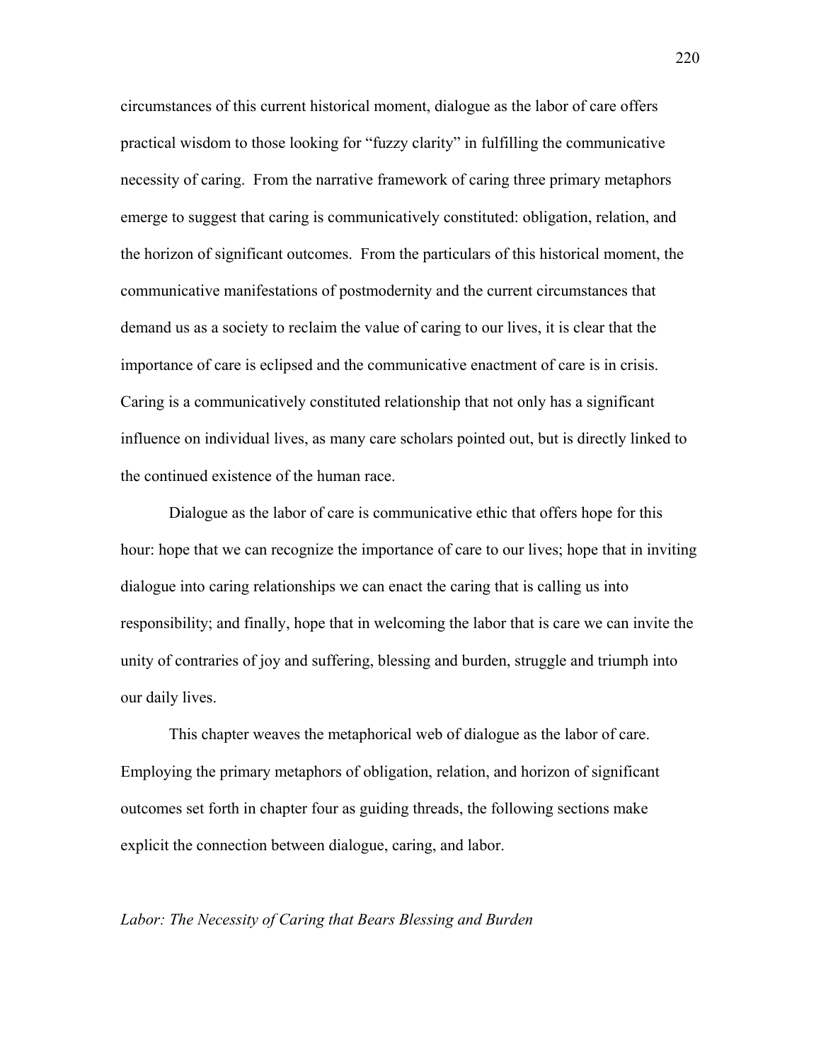circumstances of this current historical moment, dialogue as the labor of care offers practical wisdom to those looking for “fuzzy clarity” in fulfilling the communicative necessity of caring. From the narrative framework of caring three primary metaphors emerge to suggest that caring is communicatively constituted: obligation, relation, and the horizon of significant outcomes. From the particulars of this historical moment, the communicative manifestations of postmodernity and the current circumstances that demand us as a society to reclaim the value of caring to our lives, it is clear that the importance of care is eclipsed and the communicative enactment of care is in crisis. Caring is a communicatively constituted relationship that not only has a significant influence on individual lives, as many care scholars pointed out, but is directly linked to the continued existence of the human race.

Dialogue as the labor of care is communicative ethic that offers hope for this hour: hope that we can recognize the importance of care to our lives; hope that in inviting dialogue into caring relationships we can enact the caring that is calling us into responsibility; and finally, hope that in welcoming the labor that is care we can invite the unity of contraries of joy and suffering, blessing and burden, struggle and triumph into our daily lives.

This chapter weaves the metaphorical web of dialogue as the labor of care. Employing the primary metaphors of obligation, relation, and horizon of significant outcomes set forth in chapter four as guiding threads, the following sections make explicit the connection between dialogue, caring, and labor.

*Labor: The Necessity of Caring that Bears Blessing and Burden*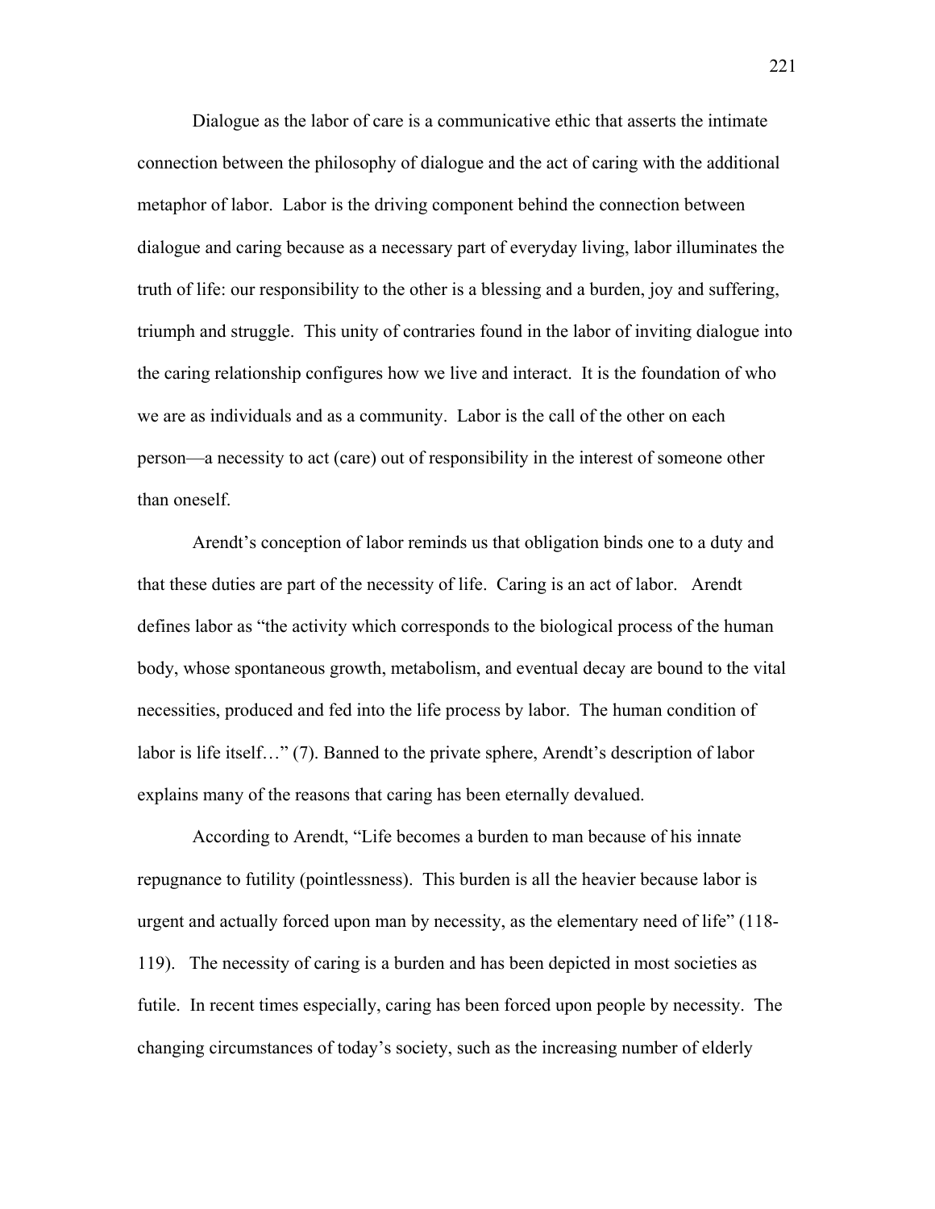Dialogue as the labor of care is a communicative ethic that asserts the intimate connection between the philosophy of dialogue and the act of caring with the additional metaphor of labor. Labor is the driving component behind the connection between dialogue and caring because as a necessary part of everyday living, labor illuminates the truth of life: our responsibility to the other is a blessing and a burden, joy and suffering, triumph and struggle. This unity of contraries found in the labor of inviting dialogue into the caring relationship configures how we live and interact. It is the foundation of who we are as individuals and as a community. Labor is the call of the other on each person—a necessity to act (care) out of responsibility in the interest of someone other than oneself.

Arendt's conception of labor reminds us that obligation binds one to a duty and that these duties are part of the necessity of life. Caring is an act of labor. Arendt defines labor as "the activity which corresponds to the biological process of the human body, whose spontaneous growth, metabolism, and eventual decay are bound to the vital necessities, produced and fed into the life process by labor. The human condition of labor is life itself…" (7). Banned to the private sphere, Arendt's description of labor explains many of the reasons that caring has been eternally devalued.

According to Arendt, "Life becomes a burden to man because of his innate repugnance to futility (pointlessness). This burden is all the heavier because labor is urgent and actually forced upon man by necessity, as the elementary need of life" (118-119). The necessity of caring is a burden and has been depicted in most societies as futile. In recent times especially, caring has been forced upon people by necessity. The changing circumstances of today's society, such as the increasing number of elderly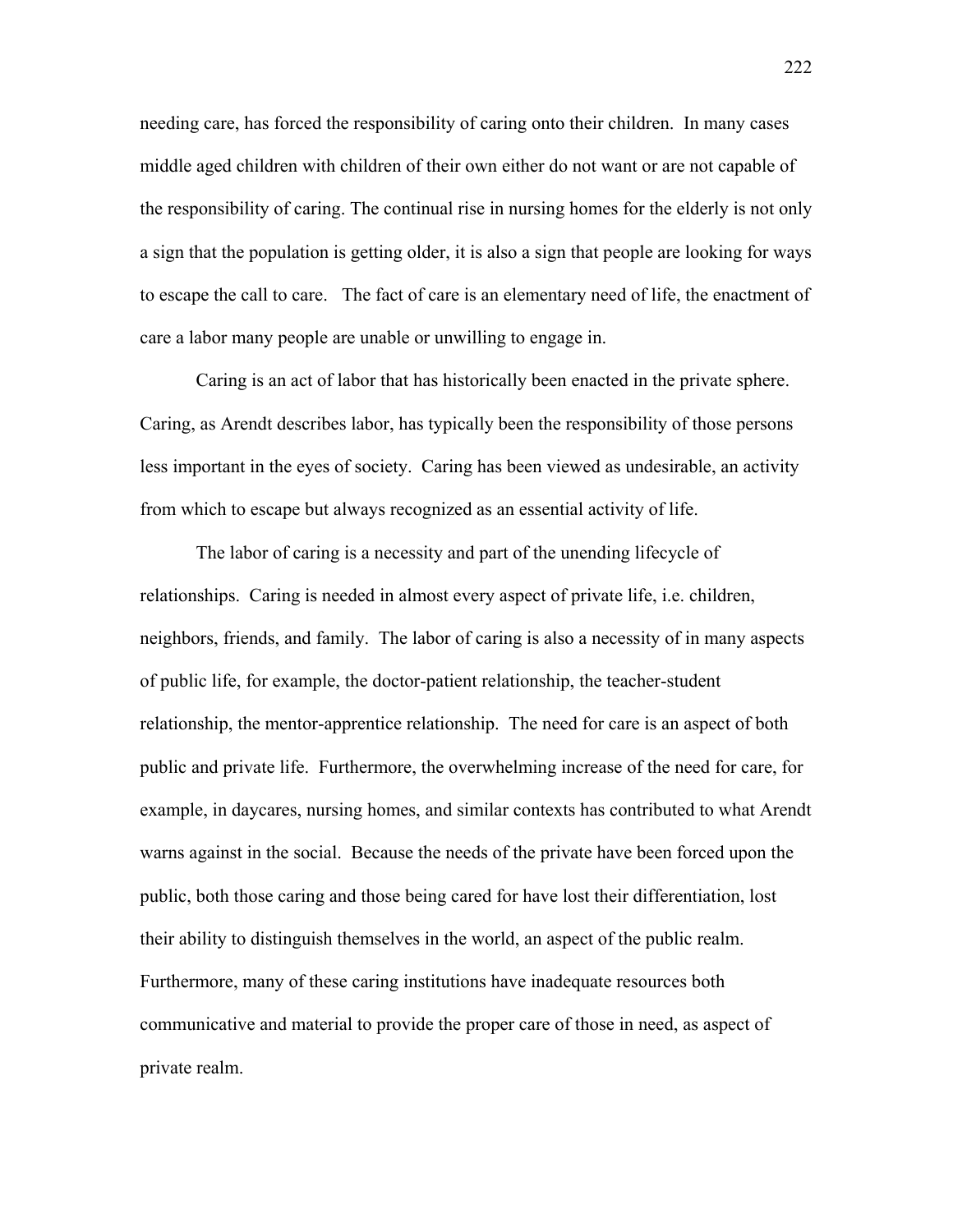needing care, has forced the responsibility of caring onto their children. In many cases middle aged children with children of their own either do not want or are not capable of the responsibility of caring. The continual rise in nursing homes for the elderly is not only a sign that the population is getting older, it is also a sign that people are looking for ways to escape the call to care. The fact of care is an elementary need of life, the enactment of care a labor many people are unable or unwilling to engage in.

Caring is an act of labor that has historically been enacted in the private sphere. Caring, as Arendt describes labor, has typically been the responsibility of those persons less important in the eyes of society. Caring has been viewed as undesirable, an activity from which to escape but always recognized as an essential activity of life.

The labor of caring is a necessity and part of the unending lifecycle of relationships. Caring is needed in almost every aspect of private life, i.e. children, neighbors, friends, and family. The labor of caring is also a necessity of in many aspects of public life, for example, the doctor-patient relationship, the teacher-student relationship, the mentor-apprentice relationship. The need for care is an aspect of both public and private life. Furthermore, the overwhelming increase of the need for care, for example, in daycares, nursing homes, and similar contexts has contributed to what Arendt warns against in the social. Because the needs of the private have been forced upon the public, both those caring and those being cared for have lost their differentiation, lost their ability to distinguish themselves in the world, an aspect of the public realm. Furthermore, many of these caring institutions have inadequate resources both communicative and material to provide the proper care of those in need, as aspect of private realm.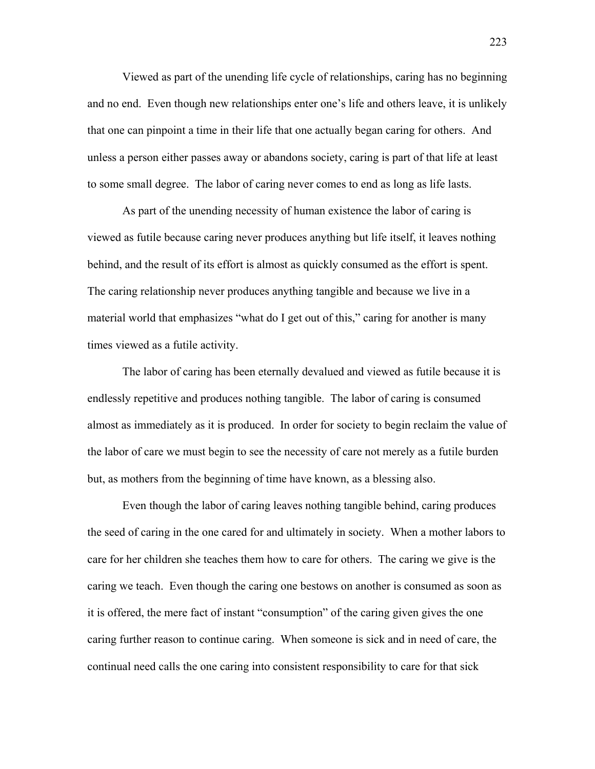Viewed as part of the unending life cycle of relationships, caring has no beginning and no end. Even though new relationships enter one's life and others leave, it is unlikely that one can pinpoint a time in their life that one actually began caring for others. And unless a person either passes away or abandons society, caring is part of that life at least to some small degree. The labor of caring never comes to end as long as life lasts.

As part of the unending necessity of human existence the labor of caring is viewed as futile because caring never produces anything but life itself, it leaves nothing behind, and the result of its effort is almost as quickly consumed as the effort is spent. The caring relationship never produces anything tangible and because we live in a material world that emphasizes "what do I get out of this," caring for another is many times viewed as a futile activity.

The labor of caring has been eternally devalued and viewed as futile because it is endlessly repetitive and produces nothing tangible. The labor of caring is consumed almost as immediately as it is produced. In order for society to begin reclaim the value of the labor of care we must begin to see the necessity of care not merely as a futile burden but, as mothers from the beginning of time have known, as a blessing also.

Even though the labor of caring leaves nothing tangible behind, caring produces the seed of caring in the one cared for and ultimately in society. When a mother labors to care for her children she teaches them how to care for others. The caring we give is the caring we teach. Even though the caring one bestows on another is consumed as soon as it is offered, the mere fact of instant "consumption" of the caring given gives the one caring further reason to continue caring. When someone is sick and in need of care, the continual need calls the one caring into consistent responsibility to care for that sick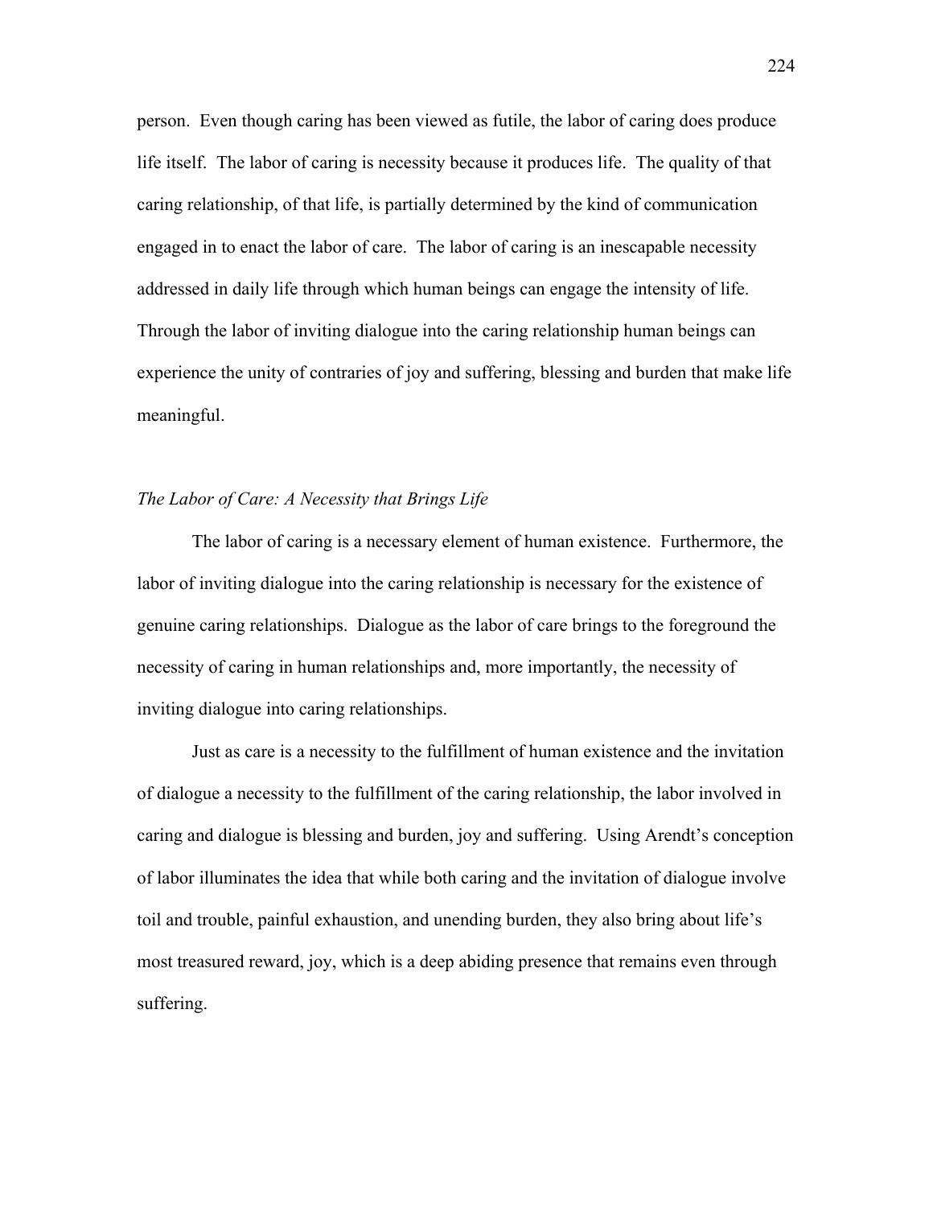person. Even though caring has been viewed as futile, the labor of caring does produce life itself. The labor of caring is necessity because it produces life. The quality of that caring relationship, of that life, is partially determined by the kind of communication engaged in to enact the labor of care. The labor of caring is an inescapable necessity addressed in daily life through which human beings can engage the intensity of life. Through the labor of inviting dialogue into the caring relationship human beings can experience the unity of contraries of joy and suffering, blessing and burden that make life meaningful.

*The Labor of Care: A Necessity that Brings Life*

The labor of caring is a necessary element of human existence. Furthermore, the labor of inviting dialogue into the caring relationship is necessary for the existence of genuine caring relationships. Dialogue as the labor of care brings to the foreground the necessity of caring in human relationships and, more importantly, the necessity of inviting dialogue into caring relationships.

Just as care is a necessity to the fulfillment of human existence and the invitation of dialogue a necessity to the fulfillment of the caring relationship, the labor involved in caring and dialogue is blessing and burden, joy and suffering. Using Arendt's conception of labor illuminates the idea that while both caring and the invitation of dialogue involve toil and trouble, painful exhaustion, and unending burden, they also bring about life's most treasured reward, joy, which is a deep abiding presence that remains even through suffering.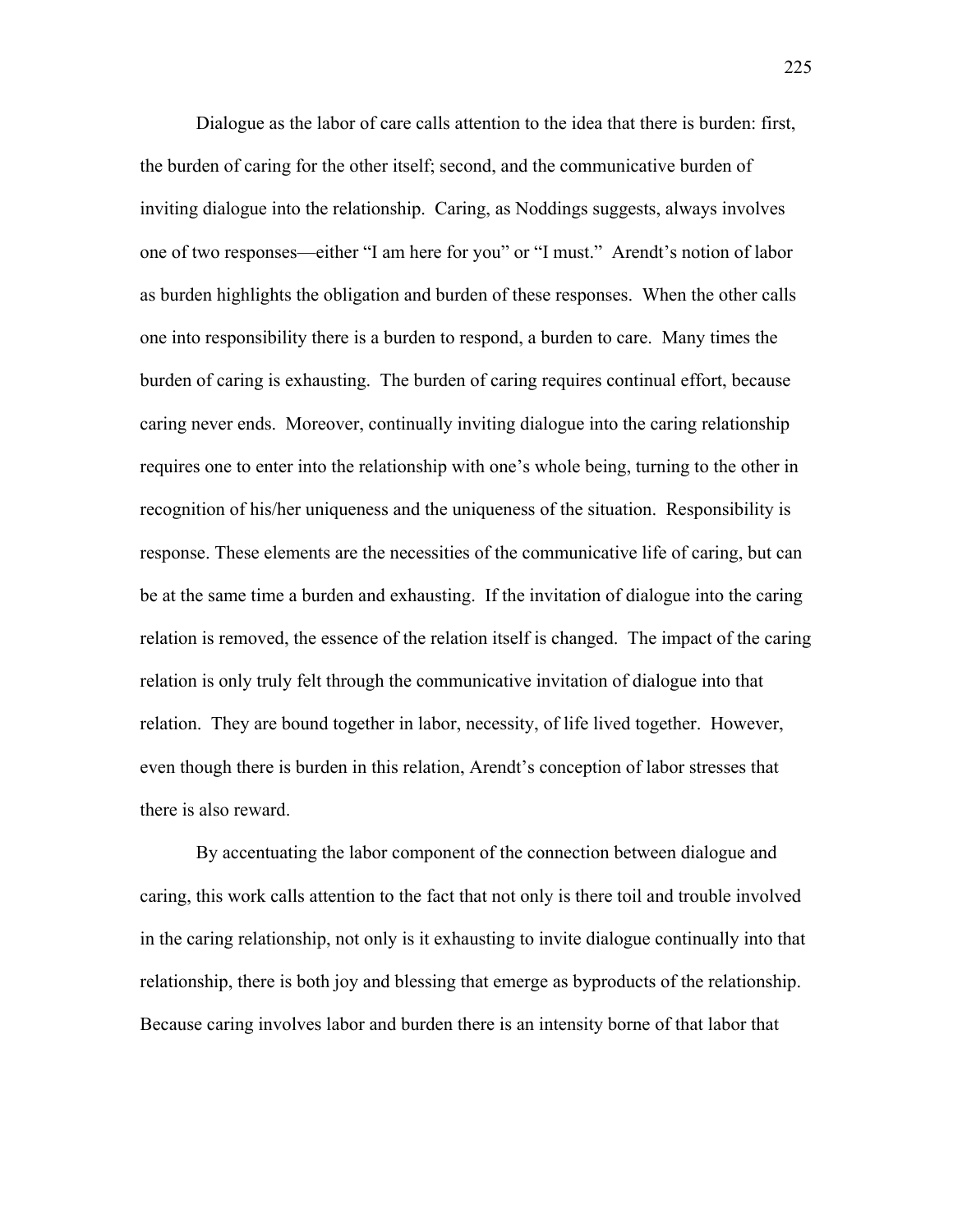Dialogue as the labor of care calls attention to the idea that there is burden: first, the burden of caring for the other itself; second, and the communicative burden of inviting dialogue into the relationship. Caring, as Noddings suggests, always involves one of two responses—either "I am here for you" or "I must." Arendt's notion of labor as burden highlights the obligation and burden of these responses. When the other calls one into responsibility there is a burden to respond, a burden to care. Many times the burden of caring is exhausting. The burden of caring requires continual effort, because caring never ends. Moreover, continually inviting dialogue into the caring relationship requires one to enter into the relationship with one's whole being, turning to the other in recognition of his/her uniqueness and the uniqueness of the situation. Responsibility is response. These elements are the necessities of the communicative life of caring, but can be at the same time a burden and exhausting. If the invitation of dialogue into the caring relation is removed, the essence of the relation itself is changed. The impact of the caring relation is only truly felt through the communicative invitation of dialogue into that relation. They are bound together in labor, necessity, of life lived together. However, even though there is burden in this relation, Arendt's conception of labor stresses that there is also reward.

By accentuating the labor component of the connection between dialogue and caring, this work calls attention to the fact that not only is there toil and trouble involved in the caring relationship, not only is it exhausting to invite dialogue continually into that relationship, there is both joy and blessing that emerge as byproducts of the relationship. Because caring involves labor and burden there is an intensity borne of that labor that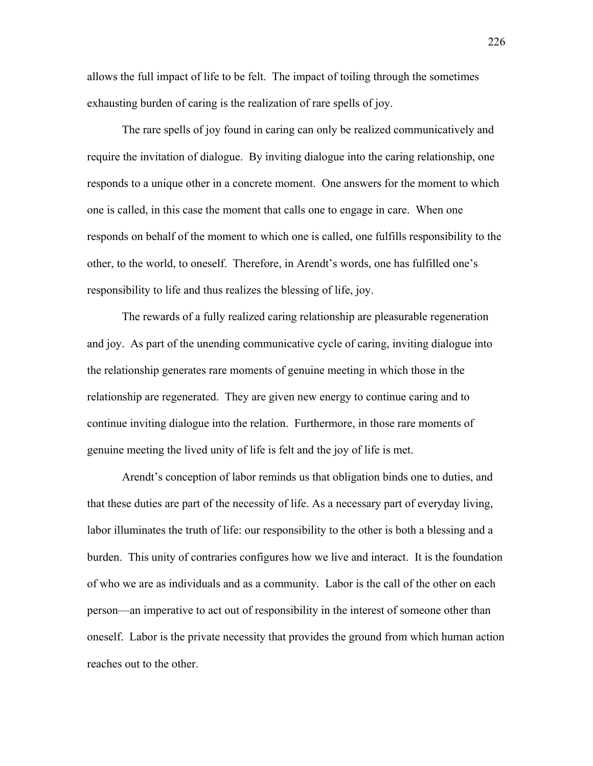allows the full impact of life to be felt. The impact of toiling through the sometimes exhausting burden of caring is the realization of rare spells of joy.

The rare spells of joy found in caring can only be realized communicatively and require the invitation of dialogue. By inviting dialogue into the caring relationship, one responds to a unique other in a concrete moment. One answers for the moment to which one is called, in this case the moment that calls one to engage in care. When one responds on behalf of the moment to which one is called, one fulfills responsibility to the other, to the world, to oneself. Therefore, in Arendt's words, one has fulfilled one's responsibility to life and thus realizes the blessing of life, joy.

The rewards of a fully realized caring relationship are pleasurable regeneration and joy. As part of the unending communicative cycle of caring, inviting dialogue into the relationship generates rare moments of genuine meeting in which those in the relationship are regenerated. They are given new energy to continue caring and to continue inviting dialogue into the relation. Furthermore, in those rare moments of genuine meeting the lived unity of life is felt and the joy of life is met.

Arendt's conception of labor reminds us that obligation binds one to duties, and that these duties are part of the necessity of life. As a necessary part of everyday living, labor illuminates the truth of life: our responsibility to the other is both a blessing and a burden. This unity of contraries configures how we live and interact. It is the foundation of who we are as individuals and as a community. Labor is the call of the other on each person—an imperative to act out of responsibility in the interest of someone other than oneself. Labor is the private necessity that provides the ground from which human action reaches out to the other.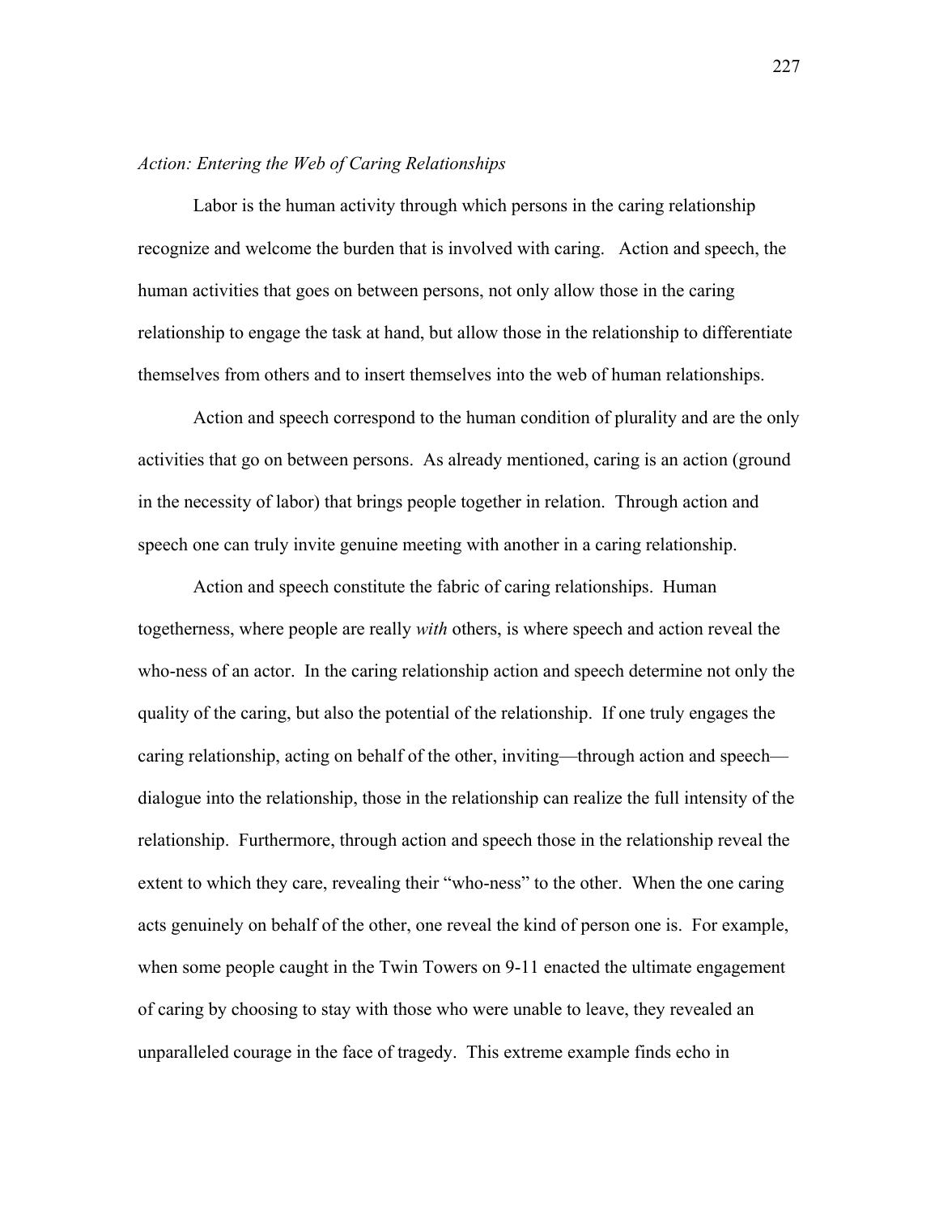*Action: Entering the Web of Caring Relationships*

Labor is the human activity through which persons in the caring relationship recognize and welcome the burden that is involved with caring. Action and speech, the human activities that goes on between persons, not only allow those in the caring relationship to engage the task at hand, but allow those in the relationship to differentiate themselves from others and to insert themselves into the web of human relationships.

Action and speech correspond to the human condition of plurality and are the only activities that go on between persons. As already mentioned, caring is an action (ground in the necessity of labor) that brings people together in relation. Through action and speech one can truly invite genuine meeting with another in a caring relationship.

Action and speech constitute the fabric of caring relationships. Human togetherness, where people are really *with* others, is where speech and action reveal the who-ness of an actor. In the caring relationship action and speech determine not only the quality of the caring, but also the potential of the relationship. If one truly engages the caring relationship, acting on behalf of the other, inviting—through action and speech—dialogue into the relationship, those in the relationship can realize the full intensity of the relationship. Furthermore, through action and speech those in the relationship reveal the extent to which they care, revealing their "who-ness" to the other. When the one caring acts genuinely on behalf of the other, one reveal the kind of person one is. For example, when some people caught in the Twin Towers on 9-11 enacted the ultimate engagement of caring by choosing to stay with those who were unable to leave, they revealed an unparalleled courage in the face of tragedy. This extreme example finds echo in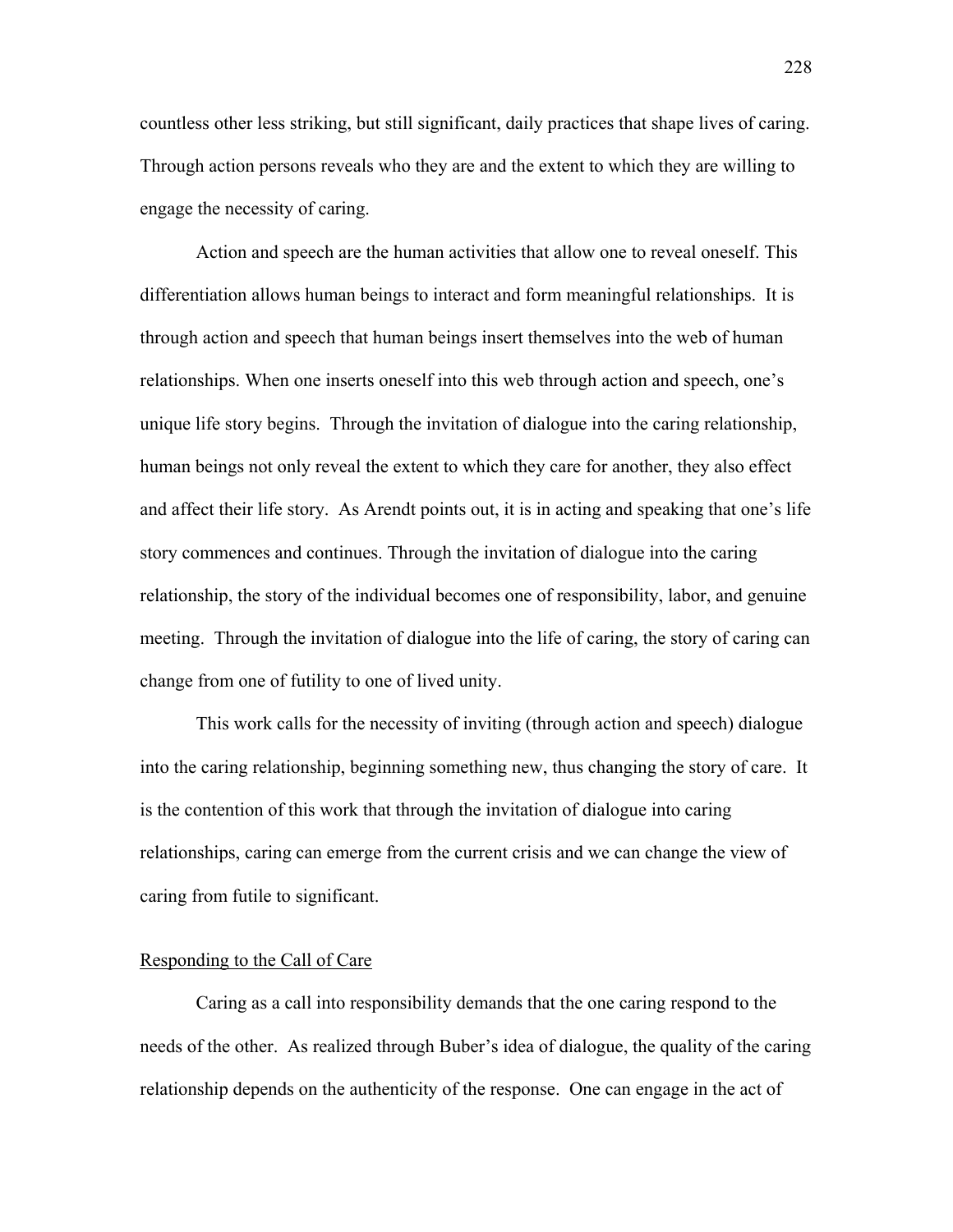countless other less striking, but still significant, daily practices that shape lives of caring. Through action persons reveals who they are and the extent to which they are willing to engage the necessity of caring.

Action and speech are the human activities that allow one to reveal oneself. This differentiation allows human beings to interact and form meaningful relationships. It is through action and speech that human beings insert themselves into the web of human relationships. When one inserts oneself into this web through action and speech, one's unique life story begins. Through the invitation of dialogue into the caring relationship, human beings not only reveal the extent to which they care for another, they also effect and affect their life story. As Arendt points out, it is in acting and speaking that one's life story commences and continues. Through the invitation of dialogue into the caring relationship, the story of the individual becomes one of responsibility, labor, and genuine meeting. Through the invitation of dialogue into the life of caring, the story of caring can change from one of futility to one of lived unity.

This work calls for the necessity of inviting (through action and speech) dialogue into the caring relationship, beginning something new, thus changing the story of care. It is the contention of this work that through the invitation of dialogue into caring relationships, caring can emerge from the current crisis and we can change the view of caring from futile to significant.

### Responding to the Call of Care

Caring as a call into responsibility demands that the one caring respond to the needs of the other. As realized through Buber's idea of dialogue, the quality of the caring relationship depends on the authenticity of the response. One can engage in the act of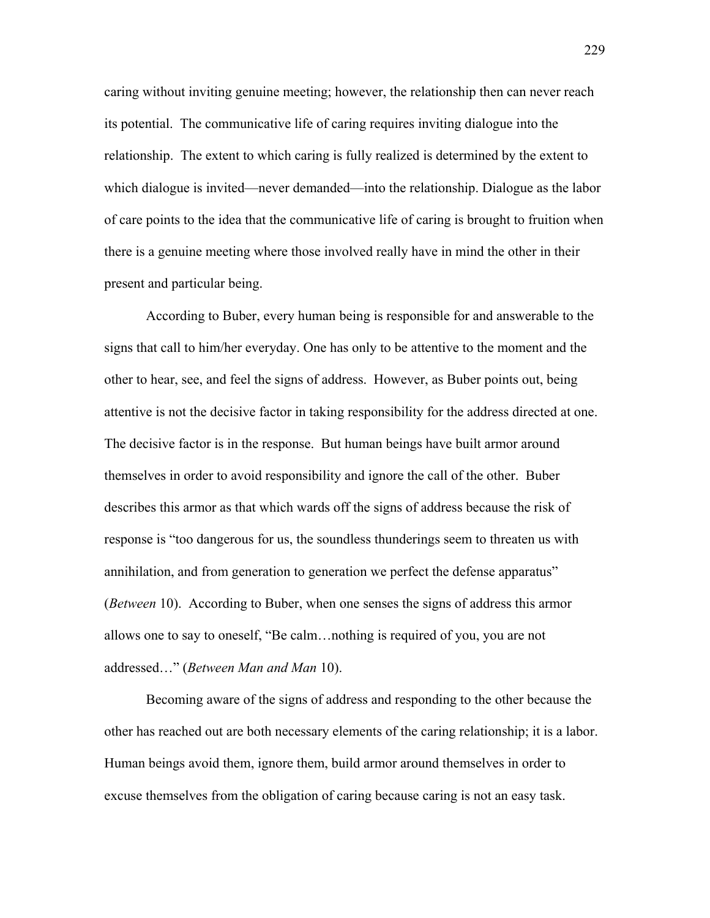caring without inviting genuine meeting; however, the relationship then can never reach its potential. The communicative life of caring requires inviting dialogue into the relationship. The extent to which caring is fully realized is determined by the extent to which dialogue is invited—never demanded—into the relationship. Dialogue as the labor of care points to the idea that the communicative life of caring is brought to fruition when there is a genuine meeting where those involved really have in mind the other in their present and particular being.

According to Buber, every human being is responsible for and answerable to the signs that call to him/her everyday. One has only to be attentive to the moment and the other to hear, see, and feel the signs of address. However, as Buber points out, being attentive is not the decisive factor in taking responsibility for the address directed at one. The decisive factor is in the response. But human beings have built armor around themselves in order to avoid responsibility and ignore the call of the other. Buber describes this armor as that which wards off the signs of address because the risk of response is "too dangerous for us, the soundless thunderings seem to threaten us with annihilation, and from generation to generation we perfect the defense apparatus" (*Between* 10). According to Buber, when one senses the signs of address this armor allows one to say to oneself, "Be calm…nothing is required of you, you are not addressed…" (*Between Man and Man* 10).

Becoming aware of the signs of address and responding to the other because the other has reached out are both necessary elements of the caring relationship; it is a labor. Human beings avoid them, ignore them, build armor around themselves in order to excuse themselves from the obligation of caring because caring is not an easy task.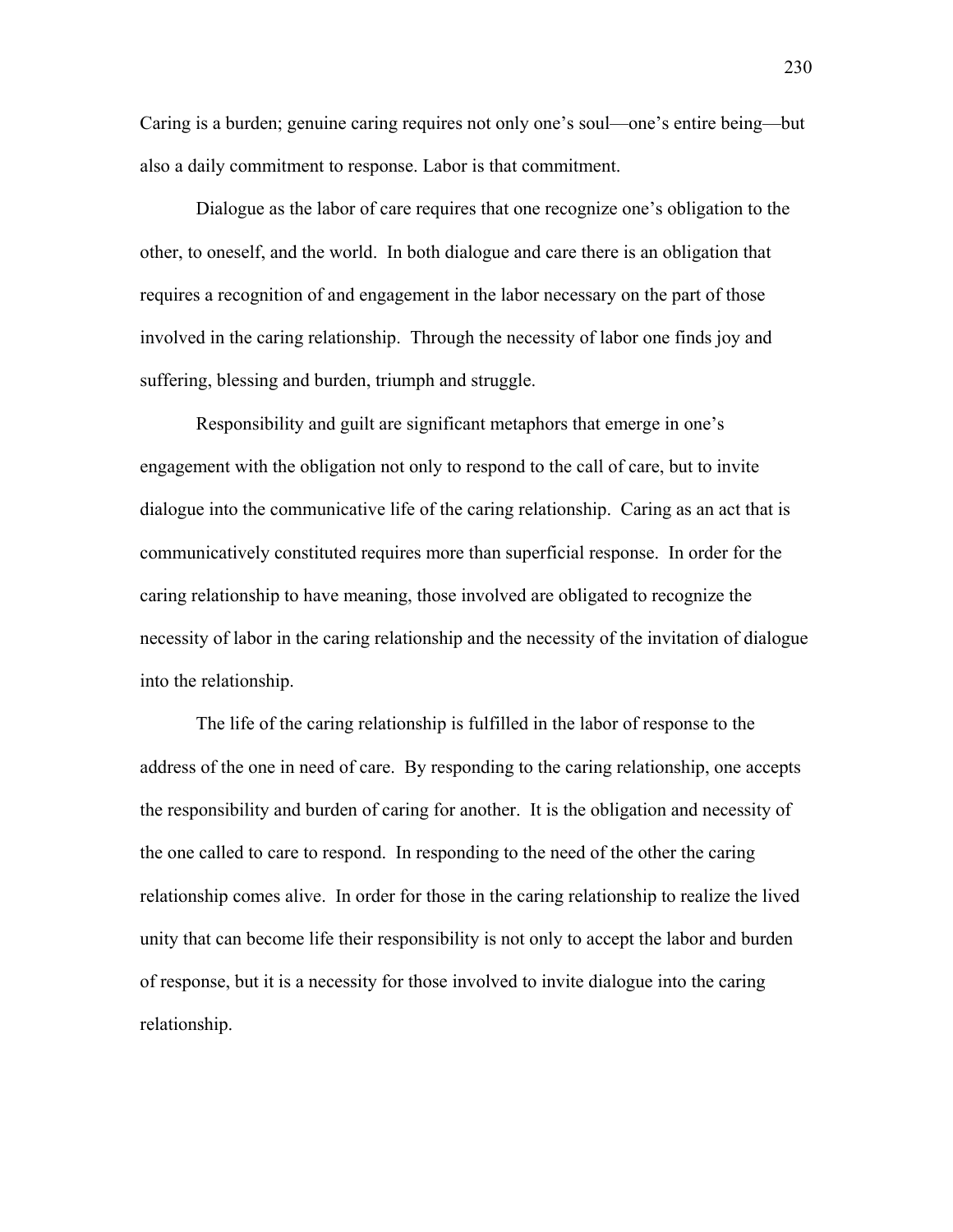Caring is a burden; genuine caring requires not only one's soul—one's entire being—but also a daily commitment to response. Labor is that commitment.

Dialogue as the labor of care requires that one recognize one's obligation to the other, to oneself, and the world. In both dialogue and care there is an obligation that requires a recognition of and engagement in the labor necessary on the part of those involved in the caring relationship. Through the necessity of labor one finds joy and suffering, blessing and burden, triumph and struggle.

Responsibility and guilt are significant metaphors that emerge in one's engagement with the obligation not only to respond to the call of care, but to invite dialogue into the communicative life of the caring relationship. Caring as an act that is communicatively constituted requires more than superficial response. In order for the caring relationship to have meaning, those involved are obligated to recognize the necessity of labor in the caring relationship and the necessity of the invitation of dialogue into the relationship.

The life of the caring relationship is fulfilled in the labor of response to the address of the one in need of care. By responding to the caring relationship, one accepts the responsibility and burden of caring for another. It is the obligation and necessity of the one called to care to respond. In responding to the need of the other the caring relationship comes alive. In order for those in the caring relationship to realize the lived unity that can become life their responsibility is not only to accept the labor and burden of response, but it is a necessity for those involved to invite dialogue into the caring relationship.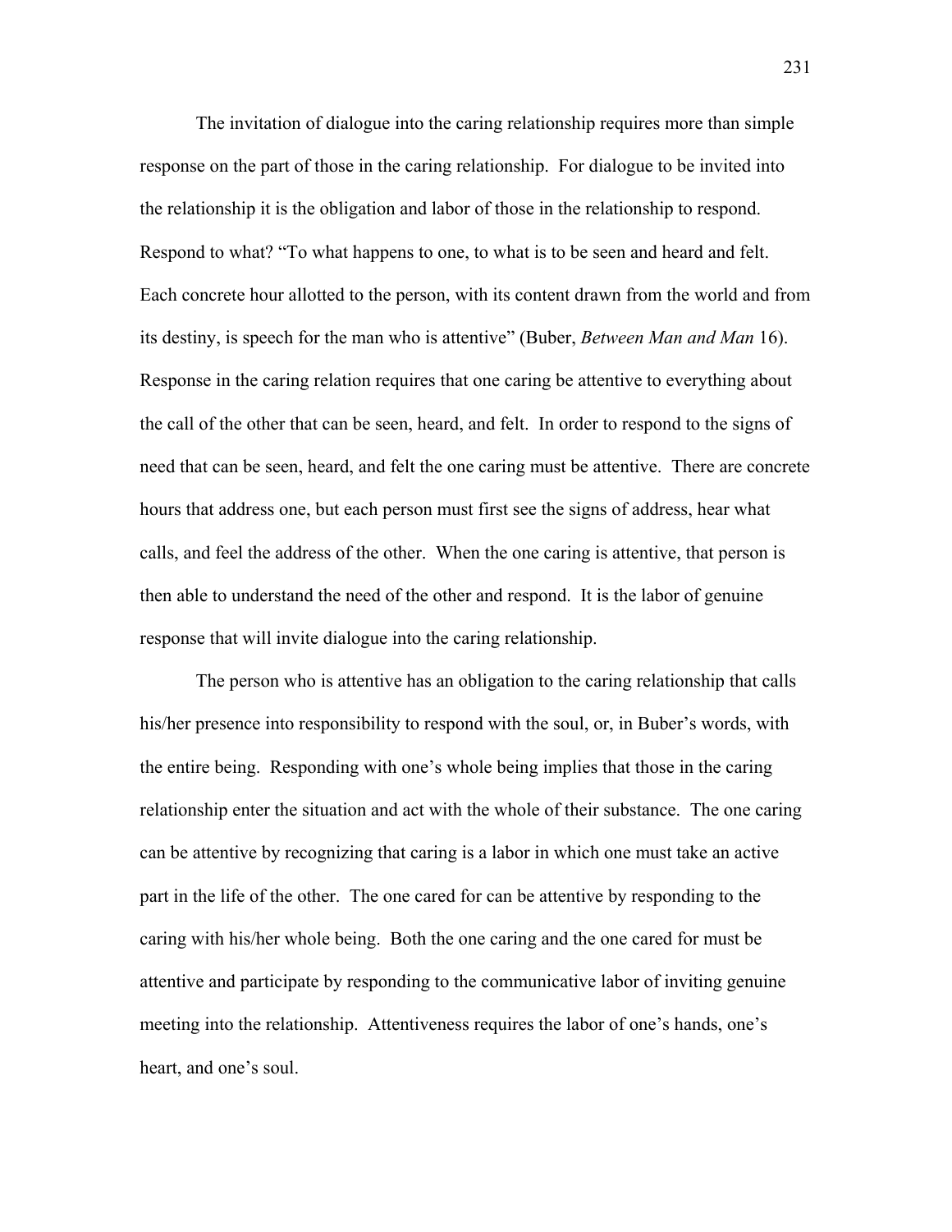The invitation of dialogue into the caring relationship requires more than simple response on the part of those in the caring relationship. For dialogue to be invited into the relationship it is the obligation and labor of those in the relationship to respond. Respond to what? “To what happens to one, to what is to be seen and heard and felt. Each concrete hour allotted to the person, with its content drawn from the world and from its destiny, is speech for the man who is attentive” (Buber, *Between Man and Man* 16). Response in the caring relation requires that one caring be attentive to everything about the call of the other that can be seen, heard, and felt. In order to respond to the signs of need that can be seen, heard, and felt the one caring must be attentive. There are concrete hours that address one, but each person must first see the signs of address, hear what calls, and feel the address of the other. When the one caring is attentive, that person is then able to understand the need of the other and respond. It is the labor of genuine response that will invite dialogue into the caring relationship.

The person who is attentive has an obligation to the caring relationship that calls his/her presence into responsibility to respond with the soul, or, in Buber’s words, with the entire being. Responding with one’s whole being implies that those in the caring relationship enter the situation and act with the whole of their substance. The one caring can be attentive by recognizing that caring is a labor in which one must take an active part in the life of the other. The one cared for can be attentive by responding to the caring with his/her whole being. Both the one caring and the one cared for must be attentive and participate by responding to the communicative labor of inviting genuine meeting into the relationship. Attentiveness requires the labor of one’s hands, one’s heart, and one’s soul.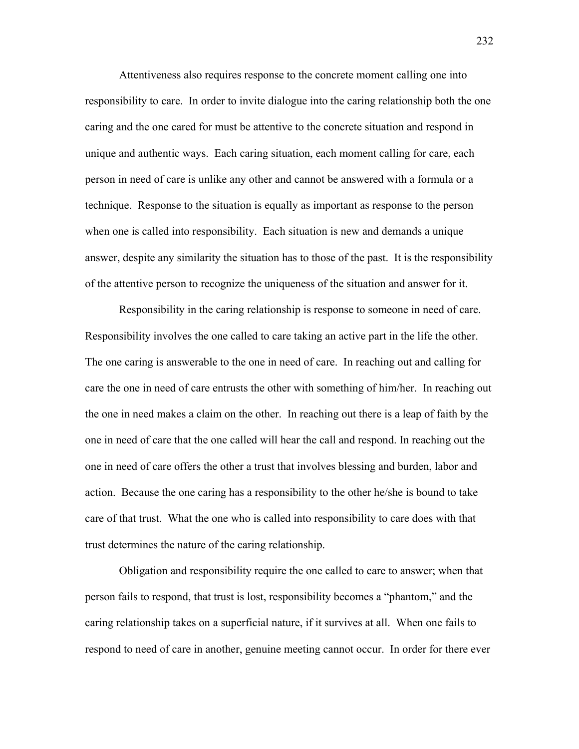Attentiveness also requires response to the concrete moment calling one into responsibility to care. In order to invite dialogue into the caring relationship both the one caring and the one cared for must be attentive to the concrete situation and respond in unique and authentic ways. Each caring situation, each moment calling for care, each person in need of care is unlike any other and cannot be answered with a formula or a technique. Response to the situation is equally as important as response to the person when one is called into responsibility. Each situation is new and demands a unique answer, despite any similarity the situation has to those of the past. It is the responsibility of the attentive person to recognize the uniqueness of the situation and answer for it.

Responsibility in the caring relationship is response to someone in need of care. Responsibility involves the one called to care taking an active part in the life the other. The one caring is answerable to the one in need of care. In reaching out and calling for care the one in need of care entrusts the other with something of him/her. In reaching out the one in need makes a claim on the other. In reaching out there is a leap of faith by the one in need of care that the one called will hear the call and respond. In reaching out the one in need of care offers the other a trust that involves blessing and burden, labor and action. Because the one caring has a responsibility to the other he/she is bound to take care of that trust. What the one who is called into responsibility to care does with that trust determines the nature of the caring relationship.

Obligation and responsibility require the one called to care to answer; when that person fails to respond, that trust is lost, responsibility becomes a "phantom," and the caring relationship takes on a superficial nature, if it survives at all. When one fails to respond to need of care in another, genuine meeting cannot occur. In order for there ever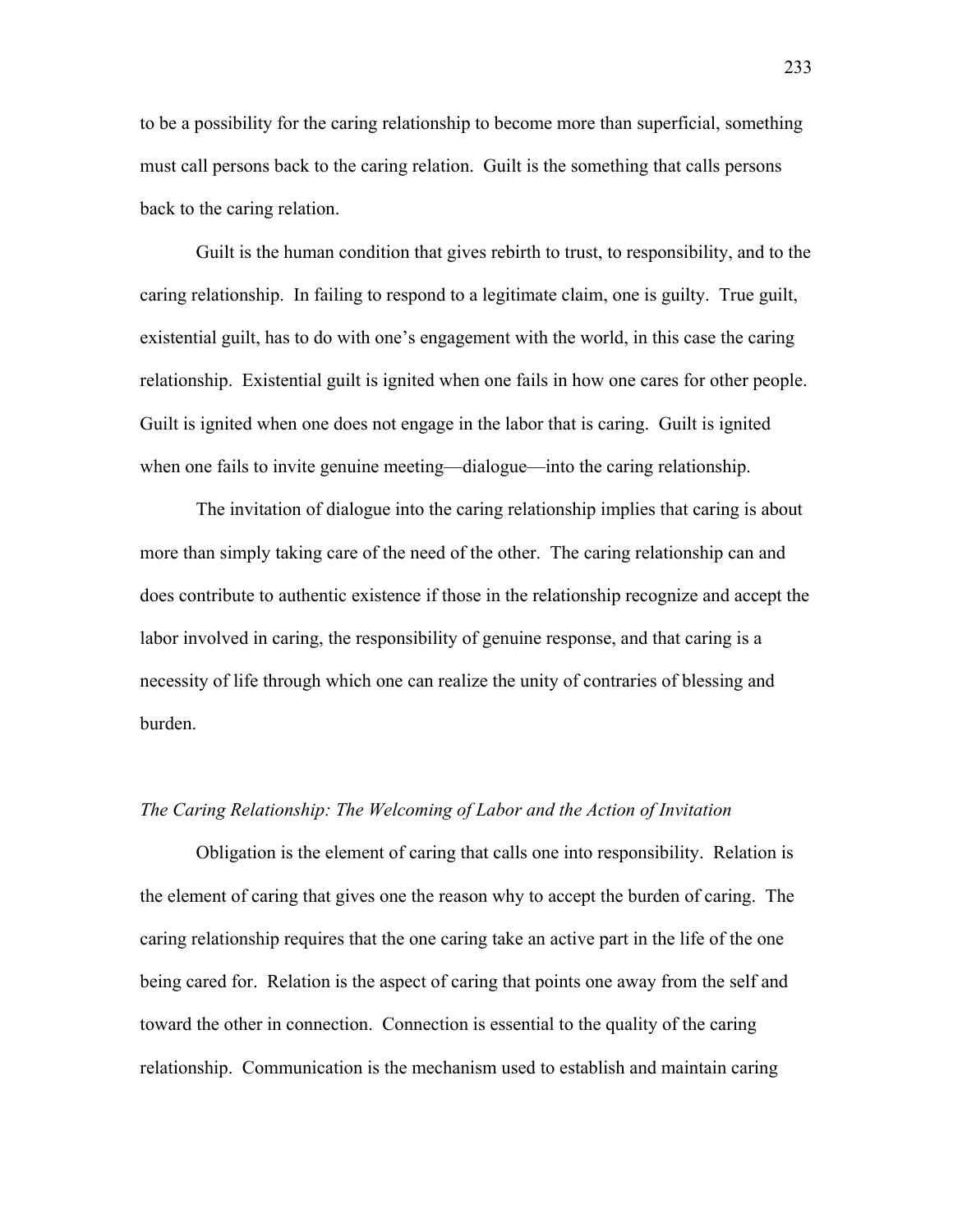to be a possibility for the caring relationship to become more than superficial, something must call persons back to the caring relation. Guilt is the something that calls persons back to the caring relation.

Guilt is the human condition that gives rebirth to trust, to responsibility, and to the caring relationship. In failing to respond to a legitimate claim, one is guilty. True guilt, existential guilt, has to do with one's engagement with the world, in this case the caring relationship. Existential guilt is ignited when one fails in how one cares for other people. Guilt is ignited when one does not engage in the labor that is caring. Guilt is ignited when one fails to invite genuine meeting—dialogue—into the caring relationship.

The invitation of dialogue into the caring relationship implies that caring is about more than simply taking care of the need of the other. The caring relationship can and does contribute to authentic existence if those in the relationship recognize and accept the labor involved in caring, the responsibility of genuine response, and that caring is a necessity of life through which one can realize the unity of contraries of blessing and burden.

*The Caring Relationship: The Welcoming of Labor and the Action of Invitation*

Obligation is the element of caring that calls one into responsibility. Relation is the element of caring that gives one the reason why to accept the burden of caring. The caring relationship requires that the one caring take an active part in the life of the one being cared for. Relation is the aspect of caring that points one away from the self and toward the other in connection. Connection is essential to the quality of the caring relationship. Communication is the mechanism used to establish and maintain caring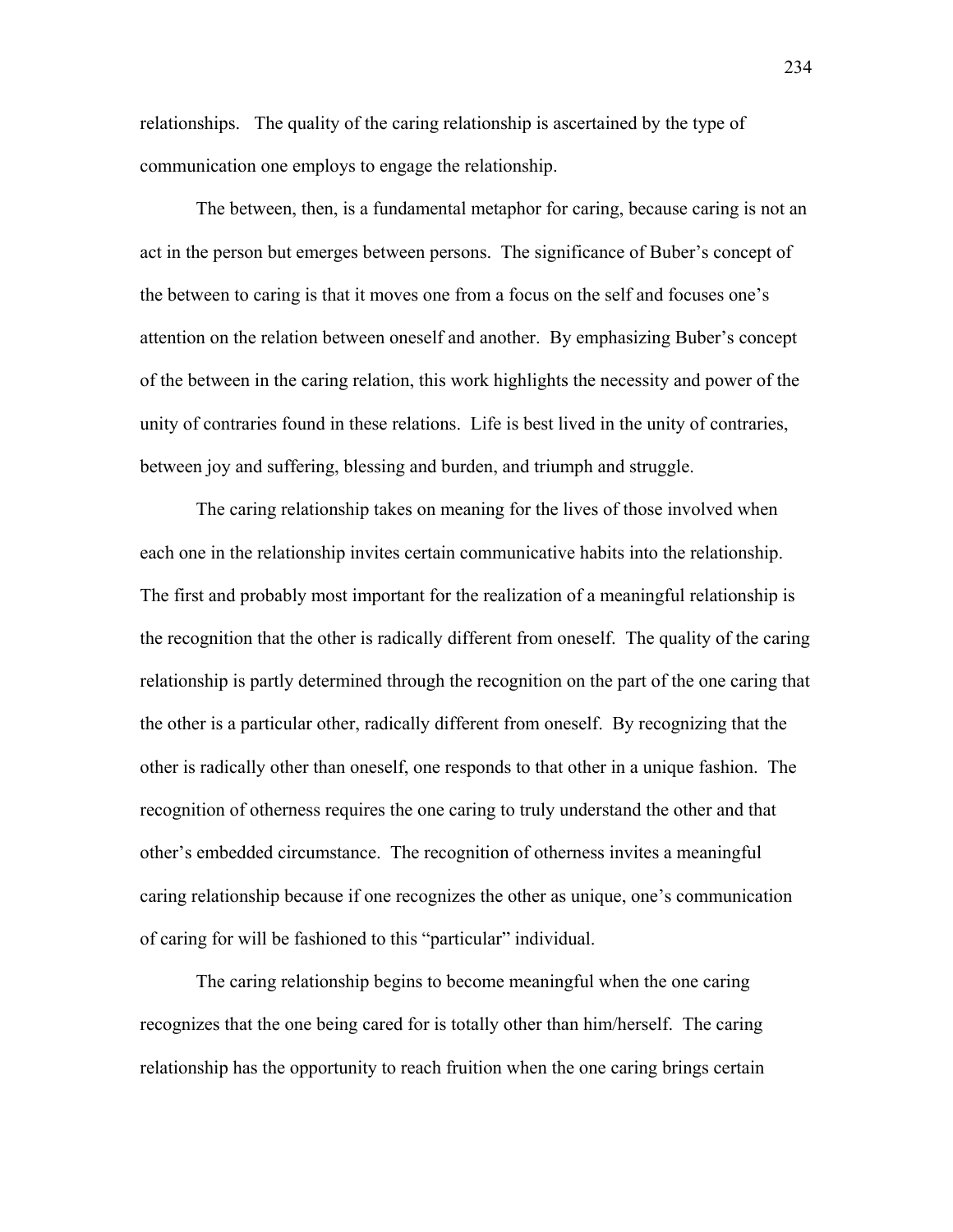relationships. The quality of the caring relationship is ascertained by the type of communication one employs to engage the relationship.

The between, then, is a fundamental metaphor for caring, because caring is not an act in the person but emerges between persons. The significance of Buber's concept of the between to caring is that it moves one from a focus on the self and focuses one's attention on the relation between oneself and another. By emphasizing Buber's concept of the between in the caring relation, this work highlights the necessity and power of the unity of contraries found in these relations. Life is best lived in the unity of contraries, between joy and suffering, blessing and burden, and triumph and struggle.

The caring relationship takes on meaning for the lives of those involved when each one in the relationship invites certain communicative habits into the relationship. The first and probably most important for the realization of a meaningful relationship is the recognition that the other is radically different from oneself. The quality of the caring relationship is partly determined through the recognition on the part of the one caring that the other is a particular other, radically different from oneself. By recognizing that the other is radically other than oneself, one responds to that other in a unique fashion. The recognition of otherness requires the one caring to truly understand the other and that other's embedded circumstance. The recognition of otherness invites a meaningful caring relationship because if one recognizes the other as unique, one's communication of caring for will be fashioned to this "particular" individual.

The caring relationship begins to become meaningful when the one caring recognizes that the one being cared for is totally other than him/herself. The caring relationship has the opportunity to reach fruition when the one caring brings certain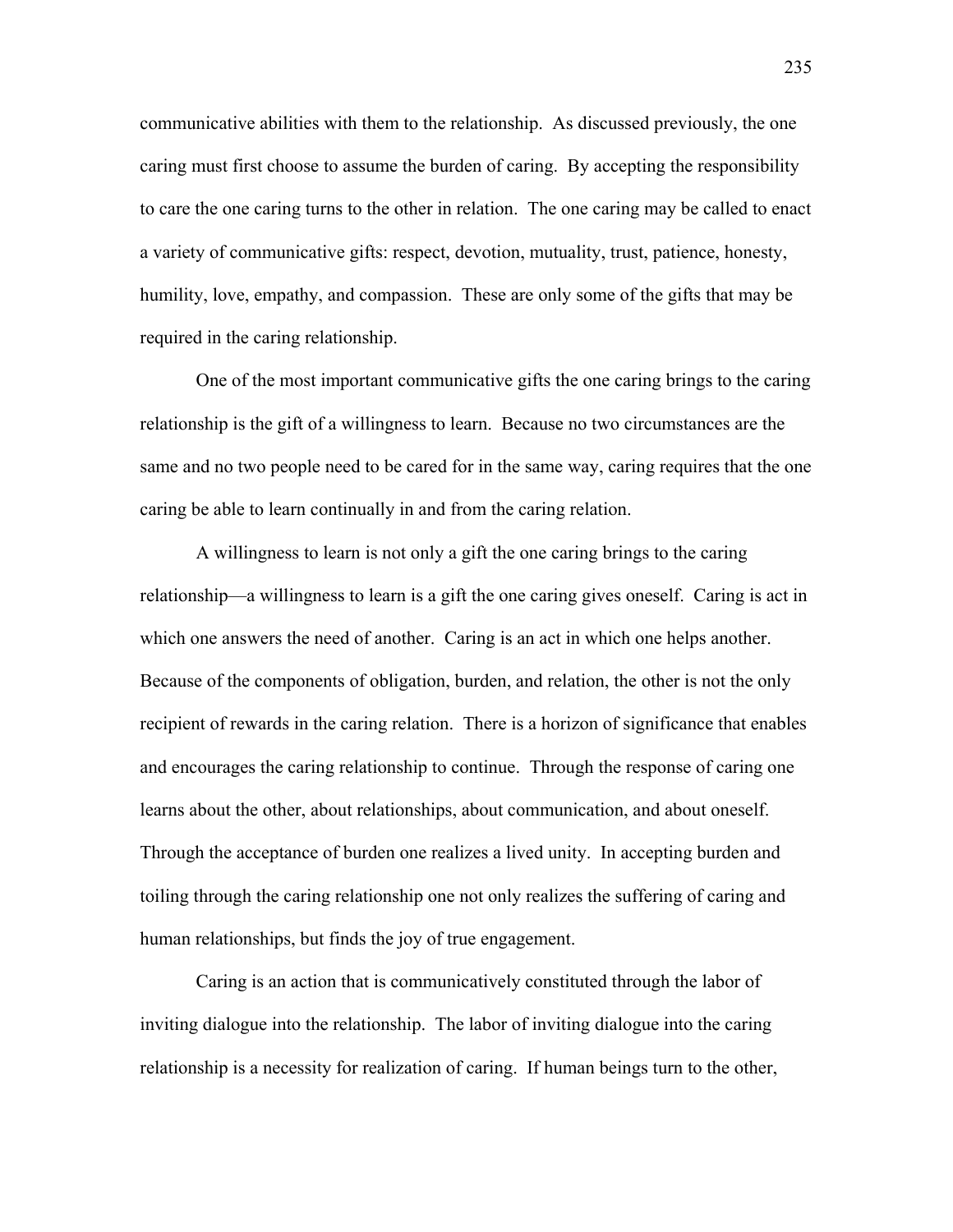communicative abilities with them to the relationship. As discussed previously, the one caring must first choose to assume the burden of caring. By accepting the responsibility to care the one caring turns to the other in relation. The one caring may be called to enact a variety of communicative gifts: respect, devotion, mutuality, trust, patience, honesty, humility, love, empathy, and compassion. These are only some of the gifts that may be required in the caring relationship.

One of the most important communicative gifts the one caring brings to the caring relationship is the gift of a willingness to learn. Because no two circumstances are the same and no two people need to be cared for in the same way, caring requires that the one caring be able to learn continually in and from the caring relation.

A willingness to learn is not only a gift the one caring brings to the caring relationship—a willingness to learn is a gift the one caring gives oneself. Caring is act in which one answers the need of another. Caring is an act in which one helps another. Because of the components of obligation, burden, and relation, the other is not the only recipient of rewards in the caring relation. There is a horizon of significance that enables and encourages the caring relationship to continue. Through the response of caring one learns about the other, about relationships, about communication, and about oneself. Through the acceptance of burden one realizes a lived unity. In accepting burden and toiling through the caring relationship one not only realizes the suffering of caring and human relationships, but finds the joy of true engagement.

Caring is an action that is communicatively constituted through the labor of inviting dialogue into the relationship. The labor of inviting dialogue into the caring relationship is a necessity for realization of caring. If human beings turn to the other,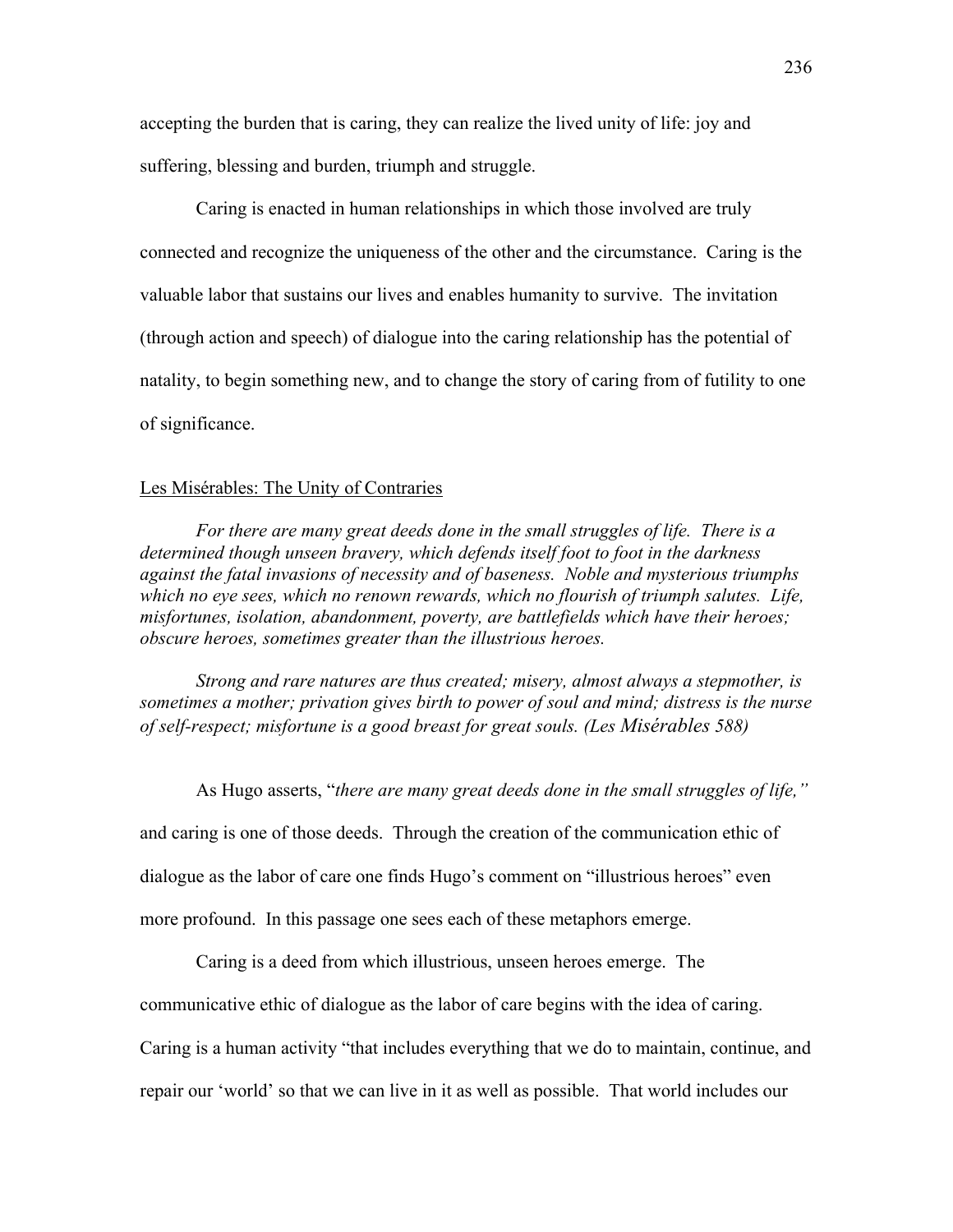accepting the burden that is caring, they can realize the lived unity of life: joy and suffering, blessing and burden, triumph and struggle.

Caring is enacted in human relationships in which those involved are truly connected and recognize the uniqueness of the other and the circumstance. Caring is the valuable labor that sustains our lives and enables humanity to survive. The invitation (through action and speech) of dialogue into the caring relationship has the potential of natality, to begin something new, and to change the story of caring from of futility to one of significance.

## Les Misérables: The Unity of Contraries

*For there are many great deeds done in the small struggles of life. There is a determined though unseen bravery, which defends itself foot to foot in the darkness against the fatal invasions of necessity and of baseness. Noble and mysterious triumphs which no eye sees, which no renown rewards, which no flourish of triumph salutes. Life, misfortunes, isolation, abandonment, poverty, are battlefields which have their heroes; obscure heroes, sometimes greater than the illustrious heroes.*

*Strong and rare natures are thus created; misery, almost always a stepmother, is sometimes a mother; privation gives birth to power of soul and mind; distress is the nurse of self-respect; misfortune is a good breast for great souls. (Les Misérables 588)*

As Hugo asserts, "*there are many great deeds done in the small struggles of life,*" and caring is one of those deeds. Through the creation of the communication ethic of dialogue as the labor of care one finds Hugo's comment on "illustrious heroes" even more profound. In this passage one sees each of these metaphors emerge.

Caring is a deed from which illustrious, unseen heroes emerge. The communicative ethic of dialogue as the labor of care begins with the idea of caring. Caring is a human activity "that includes everything that we do to maintain, continue, and repair our 'world' so that we can live in it as well as possible. That world includes our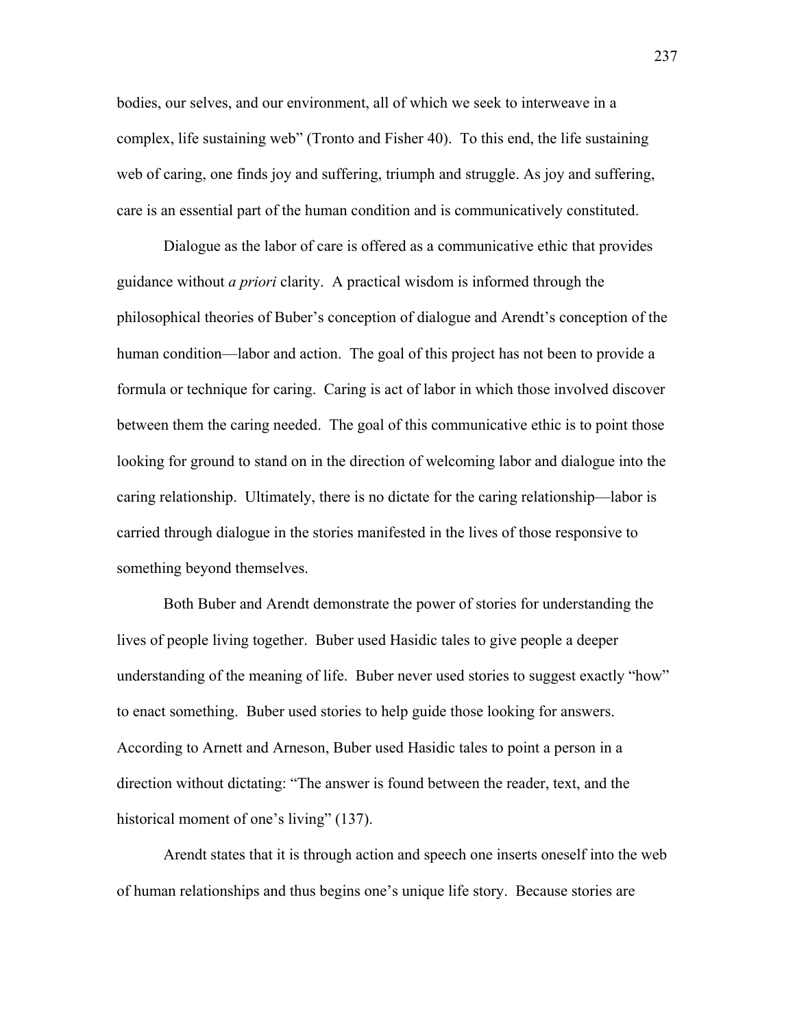bodies, our selves, and our environment, all of which we seek to interweave in a complex, life sustaining web" (Tronto and Fisher 40). To this end, the life sustaining web of caring, one finds joy and suffering, triumph and struggle. As joy and suffering, care is an essential part of the human condition and is communicatively constituted.

Dialogue as the labor of care is offered as a communicative ethic that provides guidance without *a priori* clarity. A practical wisdom is informed through the philosophical theories of Buber's conception of dialogue and Arendt's conception of the human condition—labor and action. The goal of this project has not been to provide a formula or technique for caring. Caring is act of labor in which those involved discover between them the caring needed. The goal of this communicative ethic is to point those looking for ground to stand on in the direction of welcoming labor and dialogue into the caring relationship. Ultimately, there is no dictate for the caring relationship—labor is carried through dialogue in the stories manifested in the lives of those responsive to something beyond themselves.

Both Buber and Arendt demonstrate the power of stories for understanding the lives of people living together. Buber used Hasidic tales to give people a deeper understanding of the meaning of life. Buber never used stories to suggest exactly "how" to enact something. Buber used stories to help guide those looking for answers. According to Arnett and Arneson, Buber used Hasidic tales to point a person in a direction without dictating: "The answer is found between the reader, text, and the historical moment of one's living" (137).

Arendt states that it is through action and speech one inserts oneself into the web of human relationships and thus begins one's unique life story. Because stories are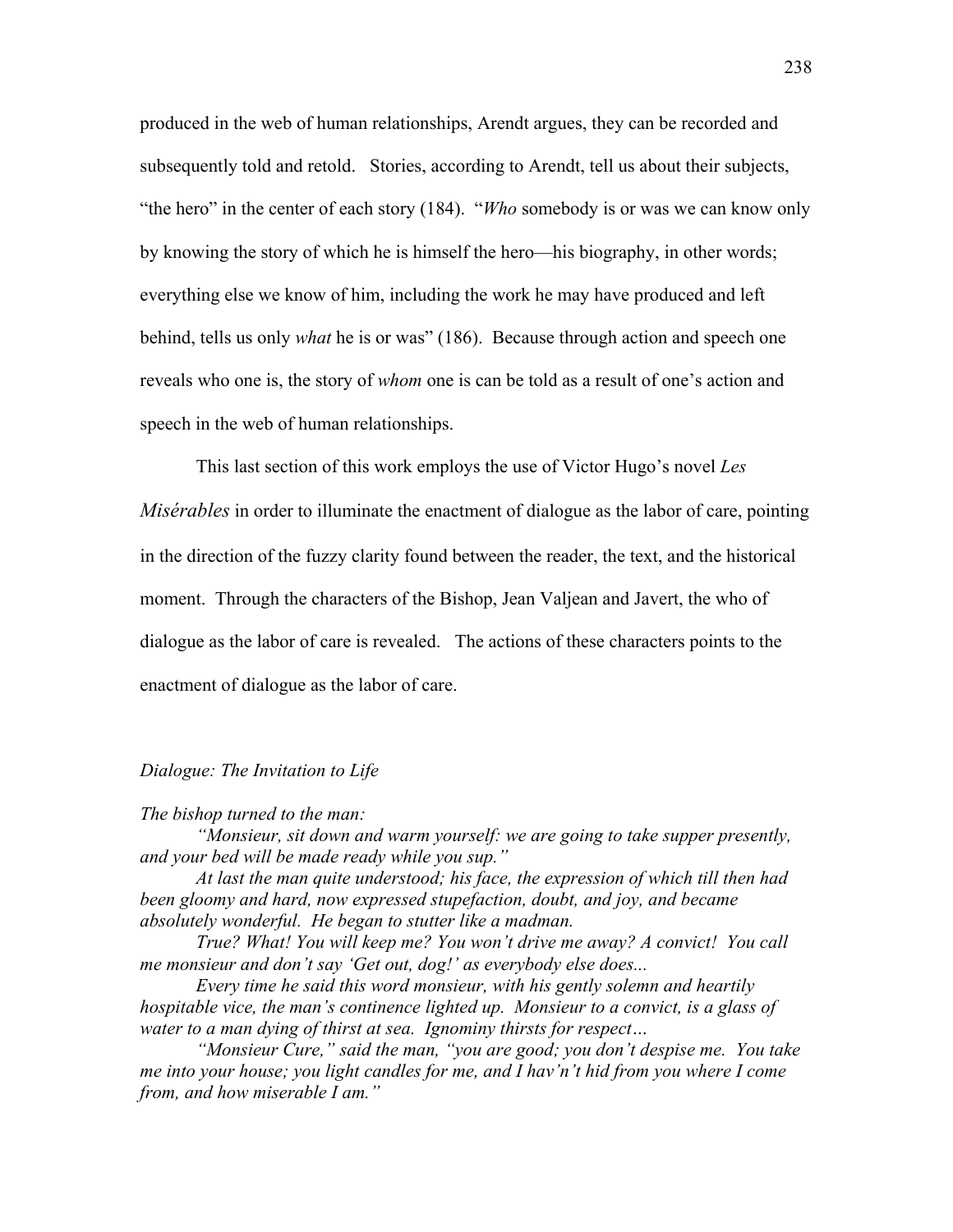produced in the web of human relationships, Arendt argues, they can be recorded and subsequently told and retold. Stories, according to Arendt, tell us about their subjects, "the hero" in the center of each story (184). "*Who* somebody is or was we can know only by knowing the story of which he is himself the hero—his biography, in other words; everything else we know of him, including the work he may have produced and left behind, tells us only *what* he is or was" (186). Because through action and speech one reveals who one is, the story of *whom* one is can be told as a result of one's action and speech in the web of human relationships.

This last section of this work employs the use of Victor Hugo's novel *Les Misérables* in order to illuminate the enactment of dialogue as the labor of care, pointing in the direction of the fuzzy clarity found between the reader, the text, and the historical moment. Through the characters of the Bishop, Jean Valjean and Javert, the who of dialogue as the labor of care is revealed. The actions of these characters points to the enactment of dialogue as the labor of care.

*Dialogue: The Invitation to Life*

*The bishop turned to the man:*

*"Monsieur, sit down and warm yourself: we are going to take supper presently, and your bed will be made ready while you sup."*

*At last the man quite understood; his face, the expression of which till then had been gloomy and hard, now expressed stupefaction, doubt, and joy, and became absolutely wonderful. He began to stutter like a madman.*

*True? What! You will keep me? You won't drive me away? A convict! You call me monsieur and don't say 'Get out, dog!' as everybody else does...*

*Every time he said this word monsieur, with his gently solemn and heartily hospitable vice, the man's continence lighted up. Monsieur to a convict, is a glass of water to a man dying of thirst at sea. Ignominy thirsts for respect…*

*"Monsieur Cure," said the man, "you are good; you don't despise me. You take me into your house; you light candles for me, and I hav'n't hid from you where I come from, and how miserable I am."*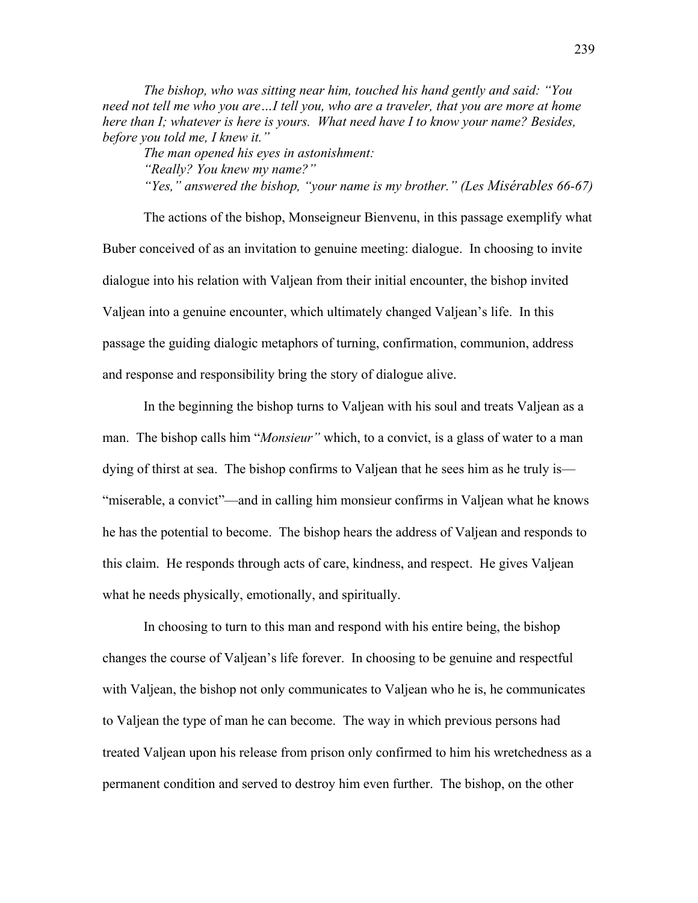*The bishop, who was sitting near him, touched his hand gently and said: "You need not tell me who you are…I tell you, who are a traveler, that you are more at home here than I; whatever is here is yours. What need have I to know your name? Besides, before you told me, I knew it."*

*The man opened his eyes in astonishment:*

*"Really? You knew my name?"*

*"Yes," answered the bishop, "your name is my brother." (Les Misérables 66-67)*

The actions of the bishop, Monseigneur Bienvenu, in this passage exemplify what Buber conceived of as an invitation to genuine meeting: dialogue. In choosing to invite dialogue into his relation with Valjean from their initial encounter, the bishop invited Valjean into a genuine encounter, which ultimately changed Valjean's life. In this passage the guiding dialogic metaphors of turning, confirmation, communion, address and response and responsibility bring the story of dialogue alive.

In the beginning the bishop turns to Valjean with his soul and treats Valjean as a man. The bishop calls him "*Monsieur"* which, to a convict, is a glass of water to a man dying of thirst at sea. The bishop confirms to Valjean that he sees him as he truly is—"miserable, a convict"—and in calling him monsieur confirms in Valjean what he knows he has the potential to become. The bishop hears the address of Valjean and responds to this claim. He responds through acts of care, kindness, and respect. He gives Valjean what he needs physically, emotionally, and spiritually.

In choosing to turn to this man and respond with his entire being, the bishop changes the course of Valjean's life forever. In choosing to be genuine and respectful with Valjean, the bishop not only communicates to Valjean who he is, he communicates to Valjean the type of man he can become. The way in which previous persons had treated Valjean upon his release from prison only confirmed to him his wretchedness as a permanent condition and served to destroy him even further. The bishop, on the other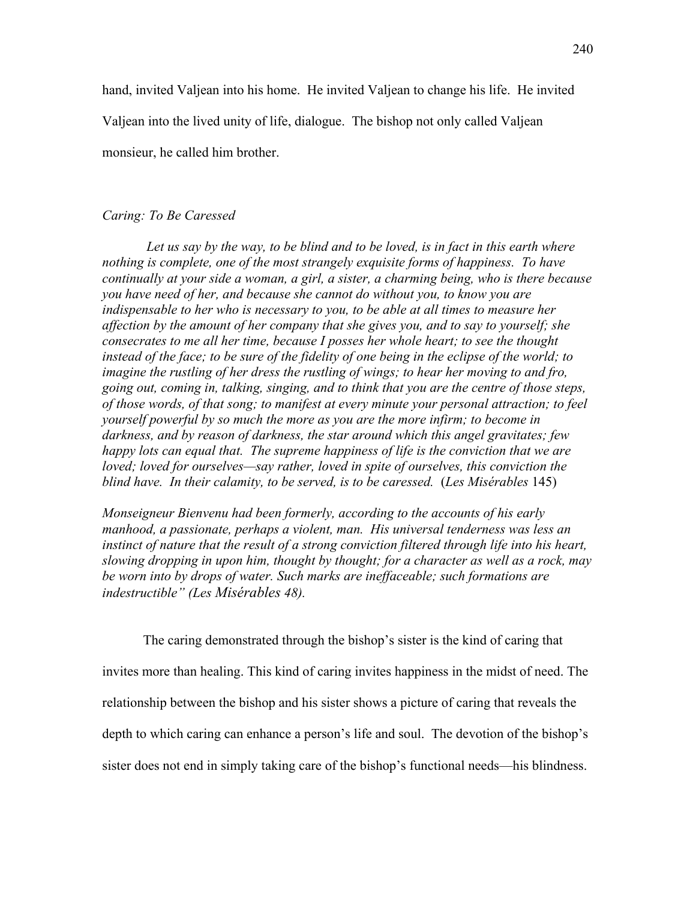hand, invited Valjean into his home. He invited Valjean to change his life. He invited Valjean into the lived unity of life, dialogue. The bishop not only called Valjean monsieur, he called him brother.

### *Caring: To Be Caressed*

> *Let us say by the way, to be blind and to be loved, is in fact in this earth where nothing is complete, one of the most strangely exquisite forms of happiness. To have continually at your side a woman, a girl, a sister, a charming being, who is there because you have need of her, and because she cannot do without you, to know you are indispensable to her who is necessary to you, to be able at all times to measure her affection by the amount of her company that she gives you, and to say to yourself; she consecrates to me all her time, because I posses her whole heart; to see the thought instead of the face; to be sure of the fidelity of one being in the eclipse of the world; to imagine the rustling of her dress the rustling of wings; to hear her moving to and fro, going out, coming in, talking, singing, and to think that you are the centre of those steps, of those words, of that song; to manifest at every minute your personal attraction; to feel yourself powerful by so much the more as you are the more infirm; to become in darkness, and by reason of darkness, the star around which this angel gravitates; few happy lots can equal that. The supreme happiness of life is the conviction that we are loved; loved for ourselves—say rather, loved in spite of ourselves, this conviction the blind have. In their calamity, to be served, is to be caressed.* (*Les Misérables* 145)

> *Monseigneur Bienvenu had been formerly, according to the accounts of his early manhood, a passionate, perhaps a violent, man. His universal tenderness was less an instinct of nature that the result of a strong conviction filtered through life into his heart, slowing dropping in upon him, thought by thought; for a character as well as a rock, may be worn into by drops of water. Such marks are ineffaceable; such formations are indestructible" (Les Misérables 48).*

The caring demonstrated through the bishop's sister is the kind of caring that invites more than healing. This kind of caring invites happiness in the midst of need. The relationship between the bishop and his sister shows a picture of caring that reveals the depth to which caring can enhance a person's life and soul. The devotion of the bishop's sister does not end in simply taking care of the bishop's functional needs—his blindness.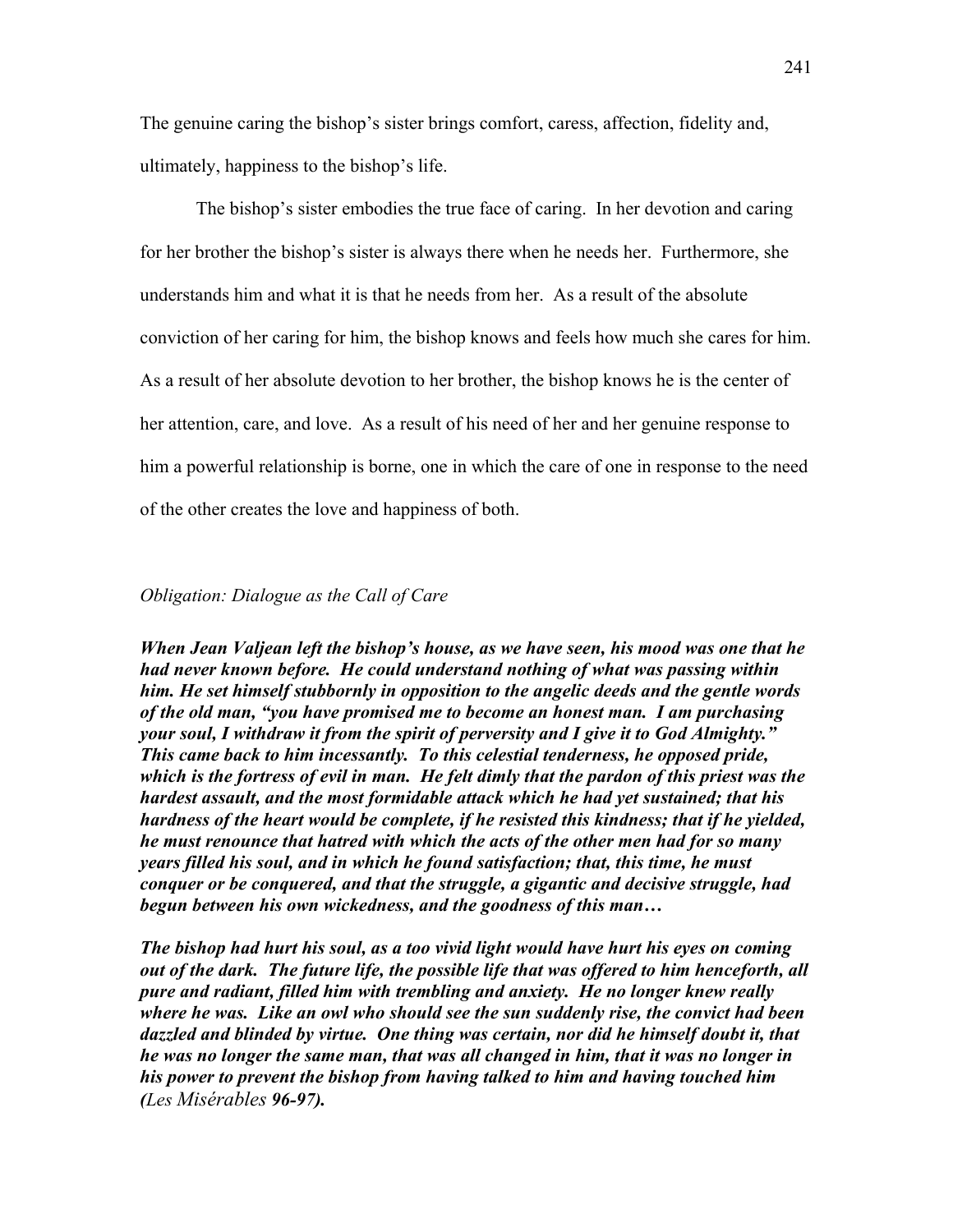The genuine caring the bishop's sister brings comfort, caress, affection, fidelity and, ultimately, happiness to the bishop's life.

The bishop's sister embodies the true face of caring. In her devotion and caring for her brother the bishop's sister is always there when he needs her. Furthermore, she understands him and what it is that he needs from her. As a result of the absolute conviction of her caring for him, the bishop knows and feels how much she cares for him. As a result of her absolute devotion to her brother, the bishop knows he is the center of her attention, care, and love. As a result of his need of her and her genuine response to him a powerful relationship is borne, one in which the care of one in response to the need of the other creates the love and happiness of both.

*Obligation: Dialogue as the Call of Care*

***When Jean Valjean left the bishop's house, as we have seen, his mood was one that he had never known before. He could understand nothing of what was passing within him. He set himself stubbornly in opposition to the angelic deeds and the gentle words of the old man, "you have promised me to become an honest man. I am purchasing your soul, I withdraw it from the spirit of perversity and I give it to God Almighty." This came back to him incessantly. To this celestial tenderness, he opposed pride, which is the fortress of evil in man. He felt dimly that the pardon of this priest was the hardest assault, and the most formidable attack which he had yet sustained; that his hardness of the heart would be complete, if he resisted this kindness; that if he yielded, he must renounce that hatred with which the acts of the other men had for so many years filled his soul, and in which he found satisfaction; that, this time, he must conquer or be conquered, and that the struggle, a gigantic and decisive struggle, had begun between his own wickedness, and the goodness of this man…***

***The bishop had hurt his soul, as a too vivid light would have hurt his eyes on coming out of the dark. The future life, the possible life that was offered to him henceforth, all pure and radiant, filled him with trembling and anxiety. He no longer knew really where he was. Like an owl who should see the sun suddenly rise, the convict had been dazzled and blinded by virtue. One thing was certain, nor did he himself doubt it, that he was no longer the same man, that was all changed in him, that it was no longer in his power to prevent the bishop from having talked to him and having touched him (*Les Misérables* 96-97).***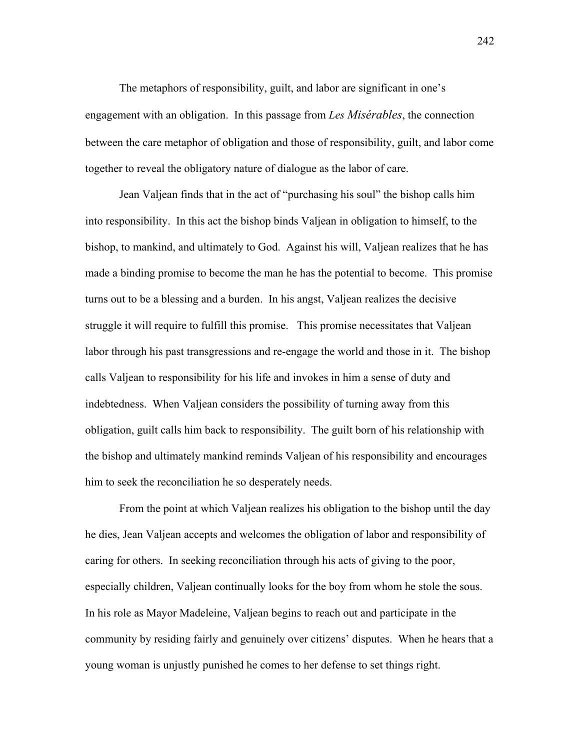The metaphors of responsibility, guilt, and labor are significant in one's engagement with an obligation. In this passage from *Les Misérables*, the connection between the care metaphor of obligation and those of responsibility, guilt, and labor come together to reveal the obligatory nature of dialogue as the labor of care.

Jean Valjean finds that in the act of "purchasing his soul" the bishop calls him into responsibility. In this act the bishop binds Valjean in obligation to himself, to the bishop, to mankind, and ultimately to God. Against his will, Valjean realizes that he has made a binding promise to become the man he has the potential to become. This promise turns out to be a blessing and a burden. In his angst, Valjean realizes the decisive struggle it will require to fulfill this promise. This promise necessitates that Valjean labor through his past transgressions and re-engage the world and those in it. The bishop calls Valjean to responsibility for his life and invokes in him a sense of duty and indebtedness. When Valjean considers the possibility of turning away from this obligation, guilt calls him back to responsibility. The guilt born of his relationship with the bishop and ultimately mankind reminds Valjean of his responsibility and encourages him to seek the reconciliation he so desperately needs.

From the point at which Valjean realizes his obligation to the bishop until the day he dies, Jean Valjean accepts and welcomes the obligation of labor and responsibility of caring for others. In seeking reconciliation through his acts of giving to the poor, especially children, Valjean continually looks for the boy from whom he stole the sous. In his role as Mayor Madeleine, Valjean begins to reach out and participate in the community by residing fairly and genuinely over citizens' disputes. When he hears that a young woman is unjustly punished he comes to her defense to set things right.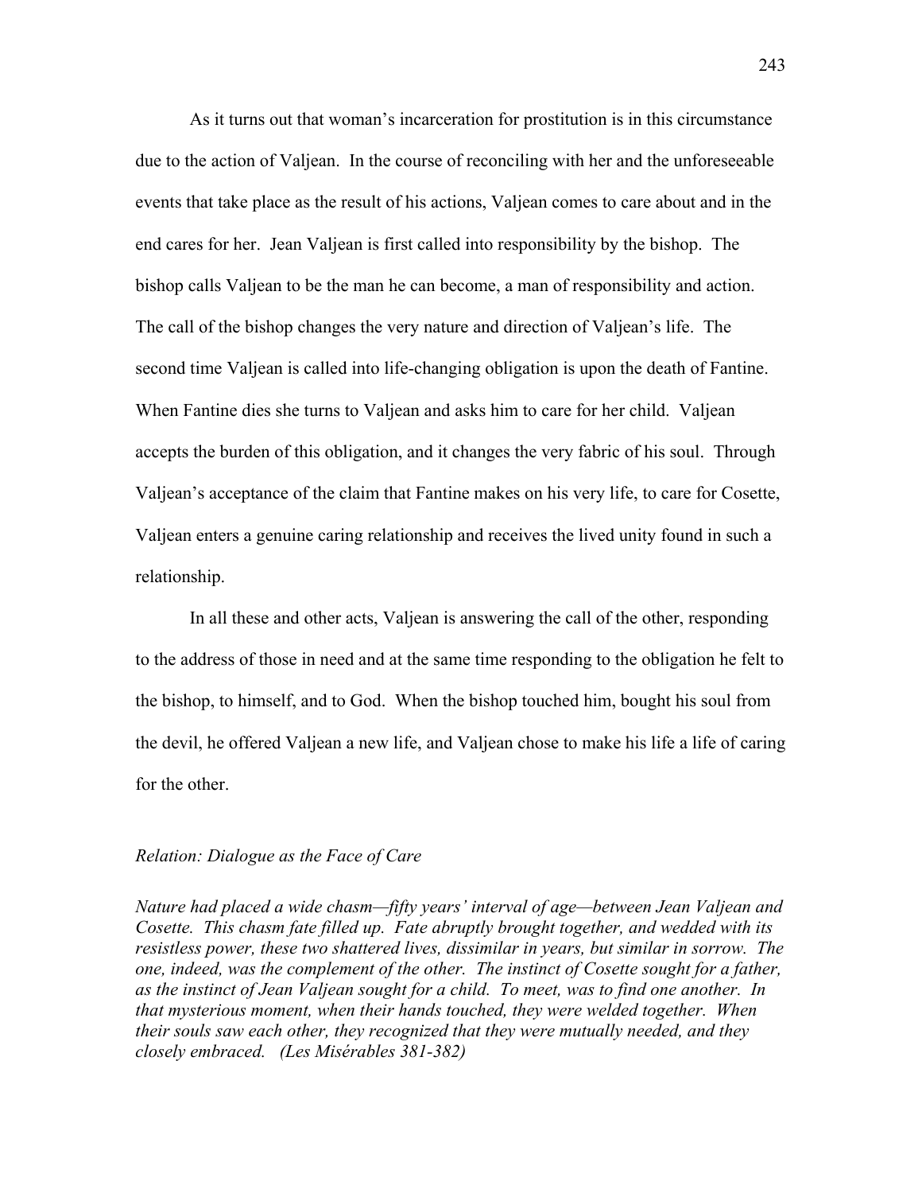As it turns out that woman's incarceration for prostitution is in this circumstance due to the action of Valjean. In the course of reconciling with her and the unforeseeable events that take place as the result of his actions, Valjean comes to care about and in the end cares for her. Jean Valjean is first called into responsibility by the bishop. The bishop calls Valjean to be the man he can become, a man of responsibility and action. The call of the bishop changes the very nature and direction of Valjean's life. The second time Valjean is called into life-changing obligation is upon the death of Fantine. When Fantine dies she turns to Valjean and asks him to care for her child. Valjean accepts the burden of this obligation, and it changes the very fabric of his soul. Through Valjean's acceptance of the claim that Fantine makes on his very life, to care for Cosette, Valjean enters a genuine caring relationship and receives the lived unity found in such a relationship.

In all these and other acts, Valjean is answering the call of the other, responding to the address of those in need and at the same time responding to the obligation he felt to the bishop, to himself, and to God. When the bishop touched him, bought his soul from the devil, he offered Valjean a new life, and Valjean chose to make his life a life of caring for the other.

### *Relation: Dialogue as the Face of Care*

*Nature had placed a wide chasm—fifty years' interval of age—between Jean Valjean and Cosette. This chasm fate filled up. Fate abruptly brought together, and wedded with its resistless power, these two shattered lives, dissimilar in years, but similar in sorrow. The one, indeed, was the complement of the other. The instinct of Cosette sought for a father, as the instinct of Jean Valjean sought for a child. To meet, was to find one another. In that mysterious moment, when their hands touched, they were welded together. When their souls saw each other, they recognized that they were mutually needed, and they closely embraced. (Les Misérables 381-382)*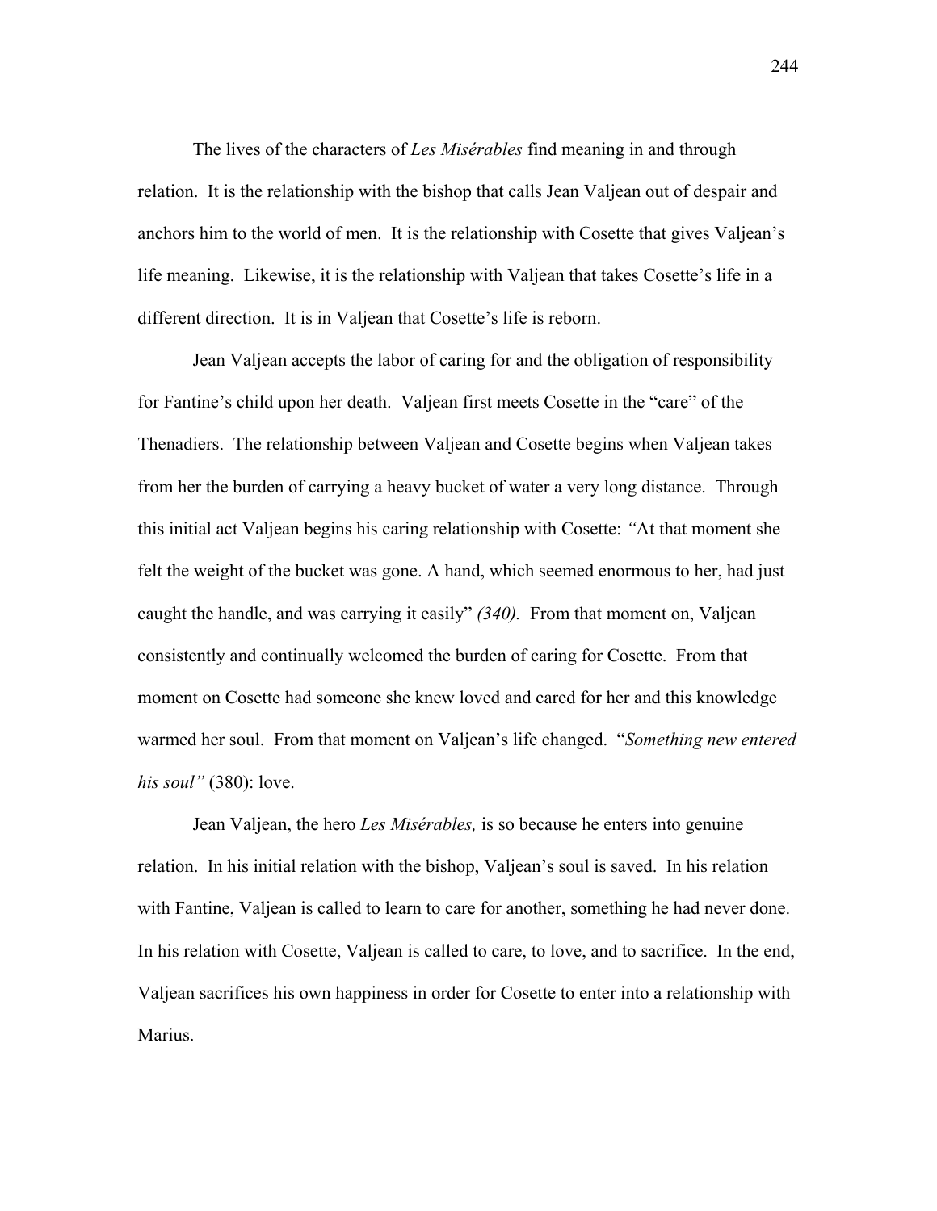The lives of the characters of *Les Misérables* find meaning in and through relation. It is the relationship with the bishop that calls Jean Valjean out of despair and anchors him to the world of men. It is the relationship with Cosette that gives Valjean's life meaning. Likewise, it is the relationship with Valjean that takes Cosette's life in a different direction. It is in Valjean that Cosette's life is reborn.

Jean Valjean accepts the labor of caring for and the obligation of responsibility for Fantine's child upon her death. Valjean first meets Cosette in the "care" of the Thenadiers. The relationship between Valjean and Cosette begins when Valjean takes from her the burden of carrying a heavy bucket of water a very long distance. Through this initial act Valjean begins his caring relationship with Cosette: *"*At that moment she felt the weight of the bucket was gone. A hand, which seemed enormous to her, had just caught the handle, and was carrying it easily" *(340).* From that moment on, Valjean consistently and continually welcomed the burden of caring for Cosette. From that moment on Cosette had someone she knew loved and cared for her and this knowledge warmed her soul. From that moment on Valjean's life changed. "*Something new entered his soul"* (380): love.

Jean Valjean, the hero *Les Misérables,* is so because he enters into genuine relation. In his initial relation with the bishop, Valjean's soul is saved. In his relation with Fantine, Valjean is called to learn to care for another, something he had never done. In his relation with Cosette, Valjean is called to care, to love, and to sacrifice. In the end, Valjean sacrifices his own happiness in order for Cosette to enter into a relationship with Marius.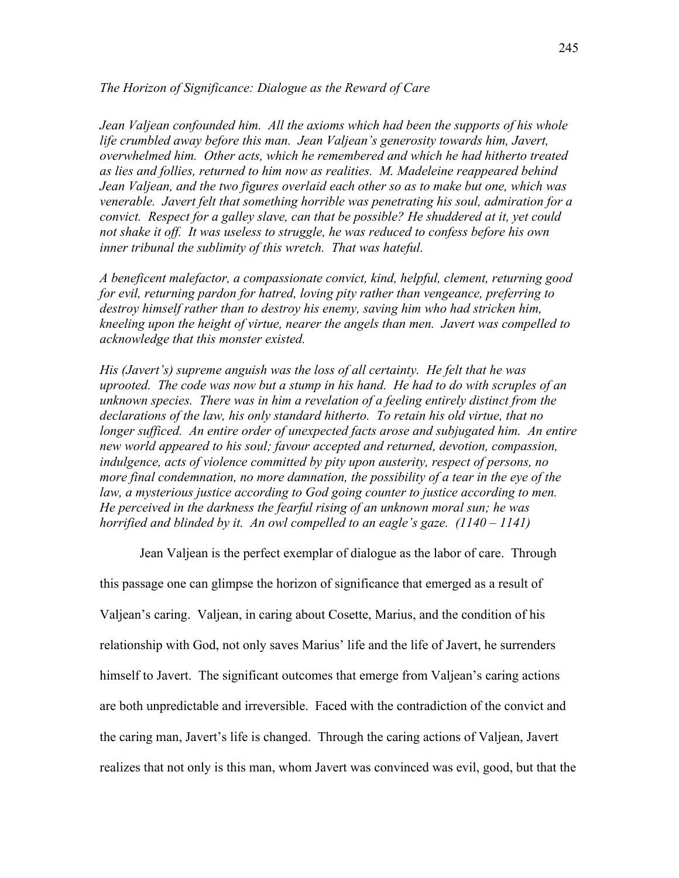*The Horizon of Significance: Dialogue as the Reward of Care*

*Jean Valjean confounded him. All the axioms which had been the supports of his whole life crumbled away before this man. Jean Valjean's generosity towards him, Javert, overwhelmed him. Other acts, which he remembered and which he had hitherto treated as lies and follies, returned to him now as realities. M. Madeleine reappeared behind Jean Valjean, and the two figures overlaid each other so as to make but one, which was venerable. Javert felt that something horrible was penetrating his soul, admiration for a convict. Respect for a galley slave, can that be possible? He shuddered at it, yet could not shake it off. It was useless to struggle, he was reduced to confess before his own inner tribunal the sublimity of this wretch. That was hateful.*

*A beneficent malefactor, a compassionate convict, kind, helpful, clement, returning good for evil, returning pardon for hatred, loving pity rather than vengeance, preferring to destroy himself rather than to destroy his enemy, saving him who had stricken him, kneeling upon the height of virtue, nearer the angels than men. Javert was compelled to acknowledge that this monster existed.*

*His (Javert's) supreme anguish was the loss of all certainty. He felt that he was uprooted. The code was now but a stump in his hand. He had to do with scruples of an unknown species. There was in him a revelation of a feeling entirely distinct from the declarations of the law, his only standard hitherto. To retain his old virtue, that no longer sufficed. An entire order of unexpected facts arose and subjugated him. An entire new world appeared to his soul; favour accepted and returned, devotion, compassion, indulgence, acts of violence committed by pity upon austerity, respect of persons, no more final condemnation, no more damnation, the possibility of a tear in the eye of the law, a mysterious justice according to God going counter to justice according to men. He perceived in the darkness the fearful rising of an unknown moral sun; he was horrified and blinded by it. An owl compelled to an eagle's gaze. (1140 – 1141)*

Jean Valjean is the perfect exemplar of dialogue as the labor of care. Through this passage one can glimpse the horizon of significance that emerged as a result of Valjean's caring. Valjean, in caring about Cosette, Marius, and the condition of his relationship with God, not only saves Marius' life and the life of Javert, he surrenders himself to Javert. The significant outcomes that emerge from Valjean's caring actions are both unpredictable and irreversible. Faced with the contradiction of the convict and the caring man, Javert's life is changed. Through the caring actions of Valjean, Javert realizes that not only is this man, whom Javert was convinced was evil, good, but that the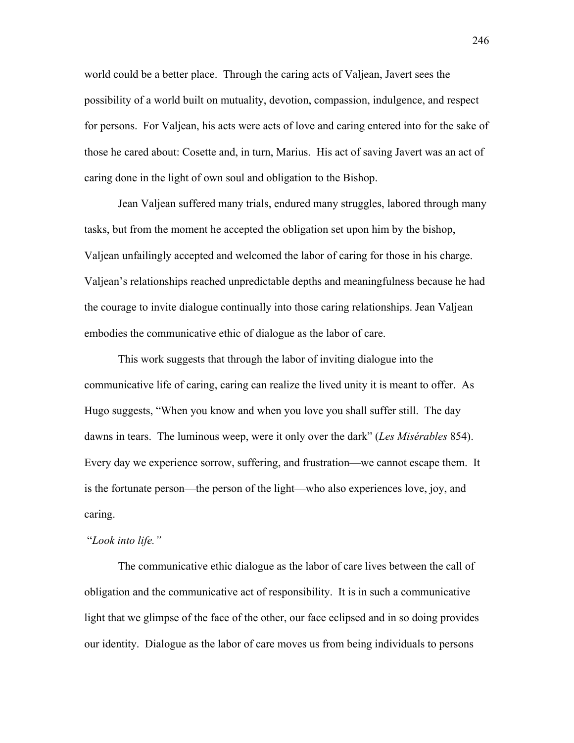world could be a better place. Through the caring acts of Valjean, Javert sees the possibility of a world built on mutuality, devotion, compassion, indulgence, and respect for persons. For Valjean, his acts were acts of love and caring entered into for the sake of those he cared about: Cosette and, in turn, Marius. His act of saving Javert was an act of caring done in the light of own soul and obligation to the Bishop.

Jean Valjean suffered many trials, endured many struggles, labored through many tasks, but from the moment he accepted the obligation set upon him by the bishop, Valjean unfailingly accepted and welcomed the labor of caring for those in his charge. Valjean's relationships reached unpredictable depths and meaningfulness because he had the courage to invite dialogue continually into those caring relationships. Jean Valjean embodies the communicative ethic of dialogue as the labor of care.

This work suggests that through the labor of inviting dialogue into the communicative life of caring, caring can realize the lived unity it is meant to offer. As Hugo suggests, "When you know and when you love you shall suffer still. The day dawns in tears. The luminous weep, were it only over the dark" (*Les Misérables* 854). Every day we experience sorrow, suffering, and frustration—we cannot escape them. It is the fortunate person—the person of the light—who also experiences love, joy, and caring.

"*Look into life.*"

The communicative ethic dialogue as the labor of care lives between the call of obligation and the communicative act of responsibility. It is in such a communicative light that we glimpse of the face of the other, our face eclipsed and in so doing provides our identity. Dialogue as the labor of care moves us from being individuals to persons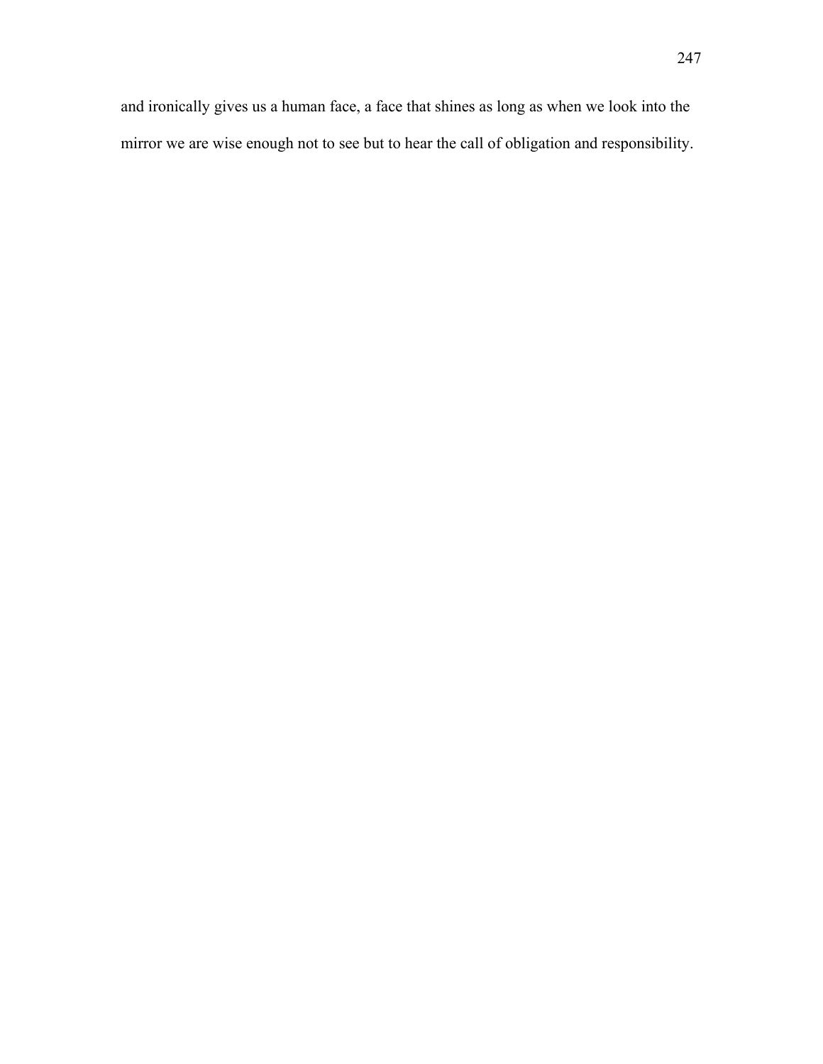and ironically gives us a human face, a face that shines as long as when we look into the mirror we are wise enough not to see but to hear the call of obligation and responsibility.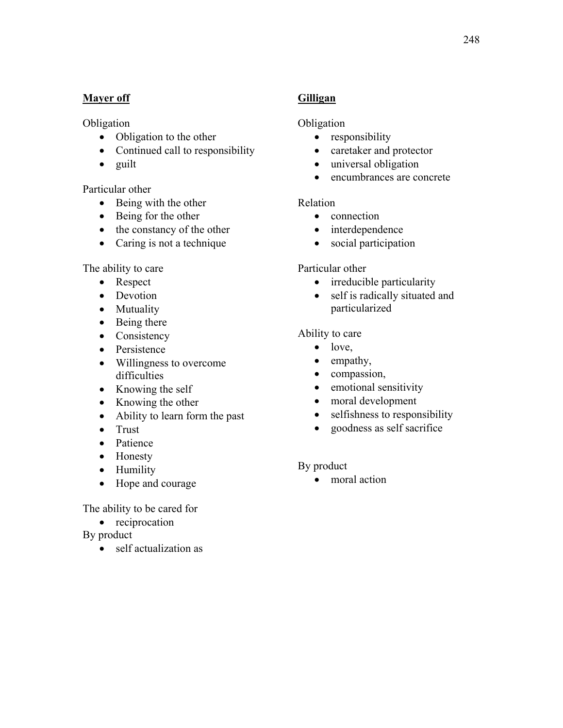**Mayer off**

Obligation

- Obligation to the other
- Continued call to responsibility
- guilt

Particular other

- Being with the other
- Being for the other
- the constancy of the other
- Caring is not a technique

The ability to care

- Respect
- Devotion
- Mutuality
- Being there
- Consistency
- Persistence
- Willingness to overcome difficulties
- Knowing the self
- Knowing the other
- Ability to learn form the past
- Trust
- Patience
- Honesty
- Humility
- Hope and courage

The ability to be cared for

- reciprocation

By product

- self actualization as

**Gilligan**

Obligation

- responsibility
- caretaker and protector
- universal obligation
- encumbrances are concrete

Relation

- connection
- interdependence
- social participation

Particular other

- irreducible particularity
- self is radically situated and particularized

Ability to care

- love,
- empathy,
- compassion,
- emotional sensitivity
- moral development
- selfishness to responsibility
- goodness as self sacrifice

By product

- moral action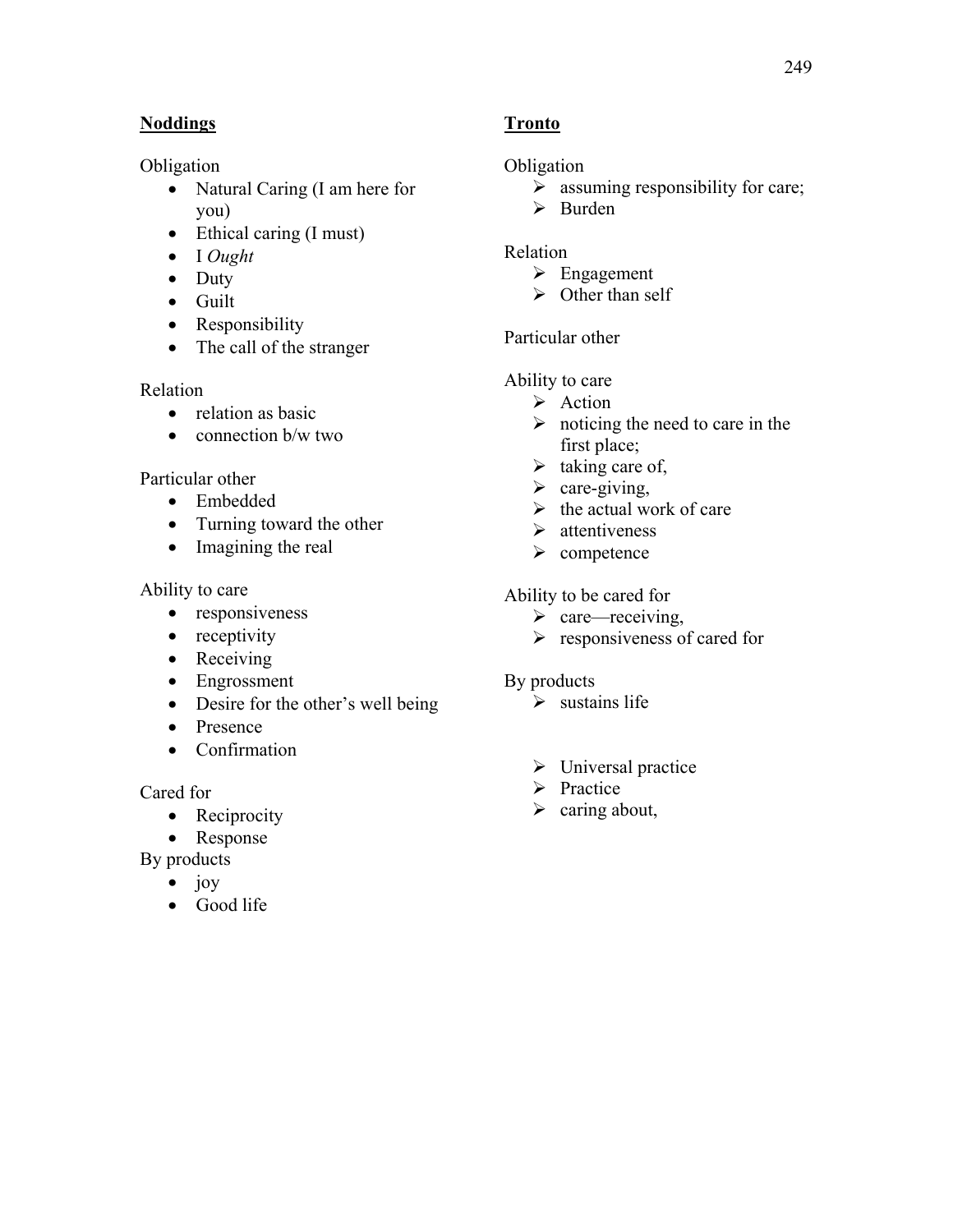**Noddings**

Obligation

- Natural Caring (I am here for you)
- Ethical caring (I must)
- I *Ought*
- Duty
- Guilt
- Responsibility
- The call of the stranger

Relation

- relation as basic
- connection b/w two

Particular other

- Embedded
- Turning toward the other
- Imagining the real

Ability to care

- responsiveness
- receptivity
- Receiving
- Engrossment
- Desire for the other's well being
- Presence
- Confirmation

Cared for

- Reciprocity
- Response

By products

- joy
- Good life

**Tronto**

Obligation

- assuming responsibility for care;
- Burden

Relation

- Engagement
- Other than self

Particular other

Ability to care

- Action
- noticing the need to care in the first place;
- taking care of,
- care-giving,
- the actual work of care
- attentiveness
- competence

Ability to be cared for

- care—receiving,
- responsiveness of cared for

By products

- sustains life

- Universal practice
- Practice
- caring about,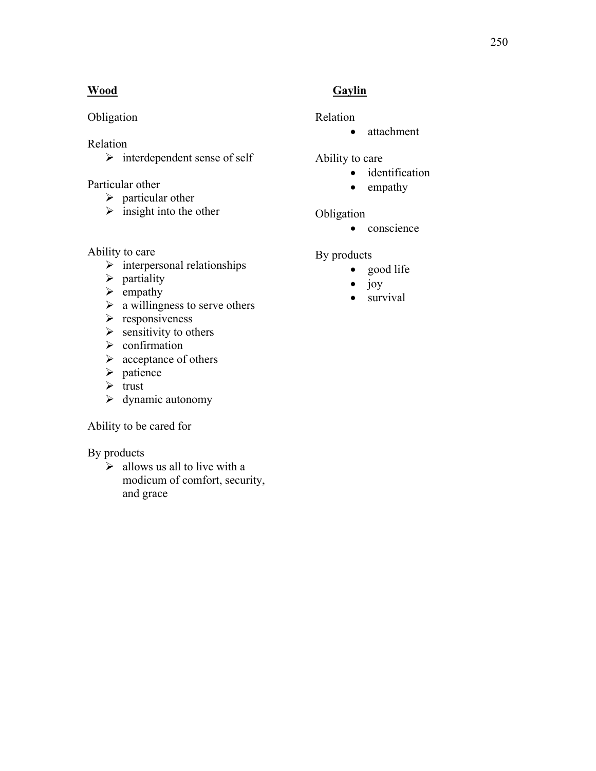**Wood**

Obligation

Relation

- interdependent sense of self

Particular other

- particular other
- insight into the other

Ability to care

- interpersonal relationships
- partiality
- empathy
- a willingness to serve others
- responsiveness
- sensitivity to others
- confirmation
- acceptance of others
- patience
- trust
- dynamic autonomy

Ability to be cared for

By products

- allows us all to live with a modicum of comfort, security, and grace

**Gaylin**

Relation

- attachment

Ability to care

- identification
- empathy

Obligation

- conscience

By products

- good life
- joy
- survival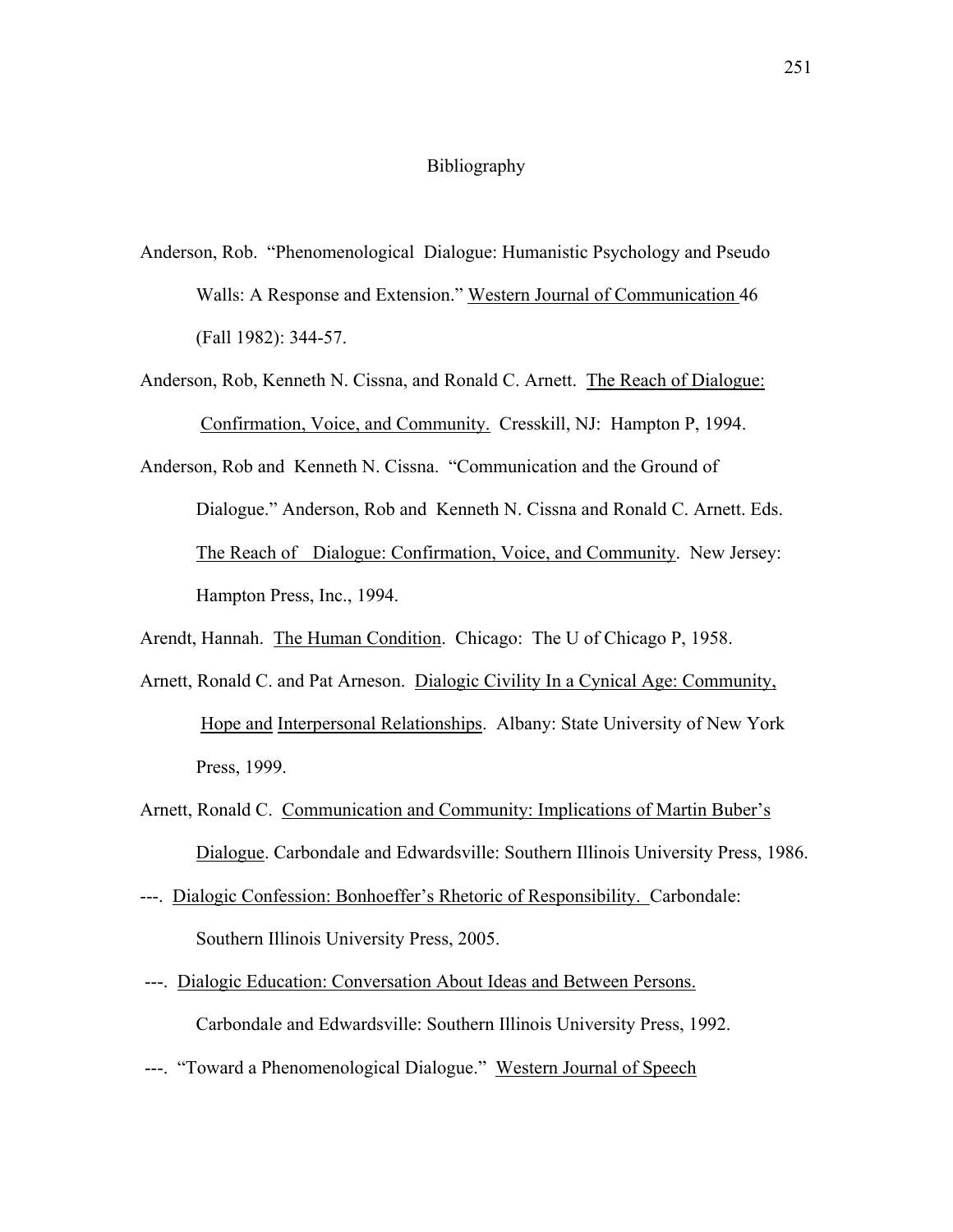# Bibliography

Anderson, Rob. "Phenomenological Dialogue: Humanistic Psychology and Pseudo Walls: A Response and Extension." Western Journal of Communication 46 (Fall 1982): 344-57.

Anderson, Rob, Kenneth N. Cissna, and Ronald C. Arnett. The Reach of Dialogue: Confirmation, Voice, and Community. Cresskill, NJ: Hampton P, 1994.

Anderson, Rob and Kenneth N. Cissna. "Communication and the Ground of Dialogue." Anderson, Rob and Kenneth N. Cissna and Ronald C. Arnett. Eds. The Reach of Dialogue: Confirmation, Voice, and Community. New Jersey: Hampton Press, Inc., 1994.

Arendt, Hannah. The Human Condition. Chicago: The U of Chicago P, 1958.

Arnett, Ronald C. and Pat Arneson. Dialogic Civility In a Cynical Age: Community, Hope and Interpersonal Relationships. Albany: State University of New York Press, 1999.

Arnett, Ronald C. Communication and Community: Implications of Martin Buber's Dialogue. Carbondale and Edwardsville: Southern Illinois University Press, 1986.

---. Dialogic Confession: Bonhoeffer's Rhetoric of Responsibility. Carbondale: Southern Illinois University Press, 2005.

---. Dialogic Education: Conversation About Ideas and Between Persons. Carbondale and Edwardsville: Southern Illinois University Press, 1992.

---. "Toward a Phenomenological Dialogue." Western Journal of Speech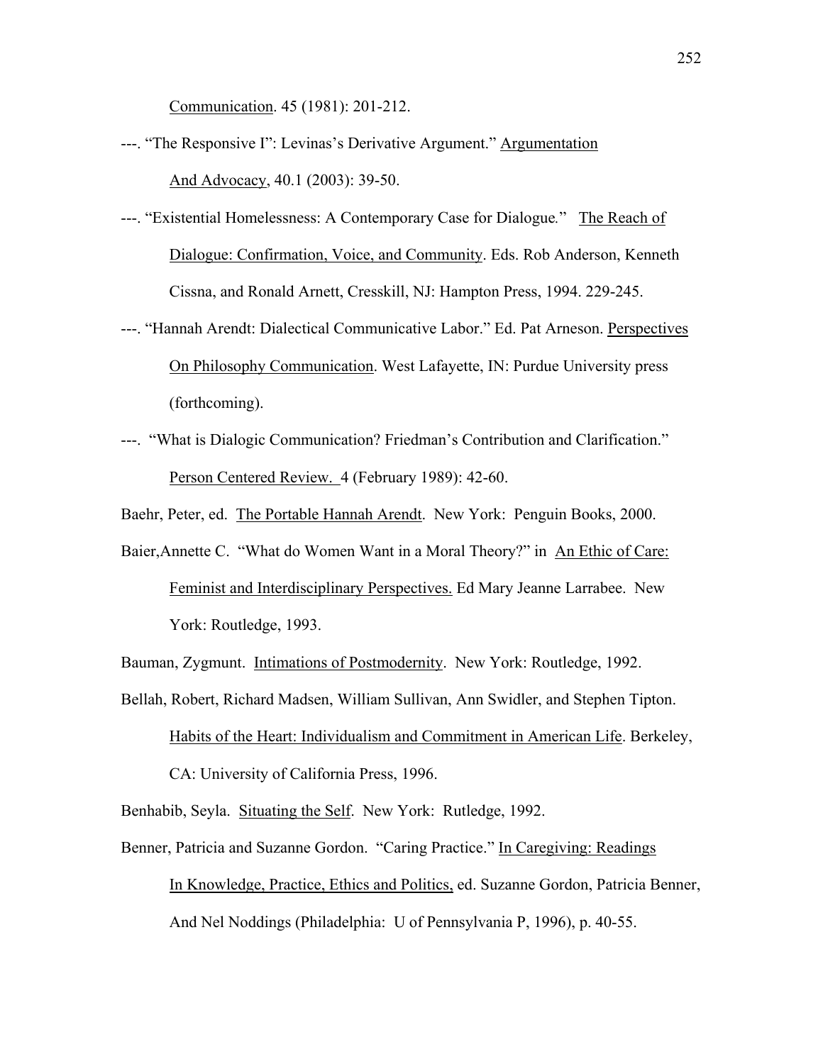Communication. 45 (1981): 201-212.

---. "The Responsive I": Levinas's Derivative Argument." Argumentation And Advocacy, 40.1 (2003): 39-50.

---. "Existential Homelessness: A Contemporary Case for Dialogue." The Reach of Dialogue: Confirmation, Voice, and Community. Eds. Rob Anderson, Kenneth Cissna, and Ronald Arnett, Cresskill, NJ: Hampton Press, 1994. 229-245.

---. "Hannah Arendt: Dialectical Communicative Labor." Ed. Pat Arneson. Perspectives On Philosophy Communication. West Lafayette, IN: Purdue University press (forthcoming).

---. "What is Dialogic Communication? Friedman's Contribution and Clarification." Person Centered Review. 4 (February 1989): 42-60.

Baehr, Peter, ed. The Portable Hannah Arendt. New York: Penguin Books, 2000.

Baier,Annette C. "What do Women Want in a Moral Theory?" in An Ethic of Care: Feminist and Interdisciplinary Perspectives. Ed Mary Jeanne Larrabee. New York: Routledge, 1993.

Bauman, Zygmunt. Intimations of Postmodernity. New York: Routledge, 1992.

Bellah, Robert, Richard Madsen, William Sullivan, Ann Swidler, and Stephen Tipton. Habits of the Heart: Individualism and Commitment in American Life. Berkeley, CA: University of California Press, 1996.

Benhabib, Seyla. Situating the Self. New York: Rutledge, 1992.

Benner, Patricia and Suzanne Gordon. "Caring Practice." In Caregiving: Readings In Knowledge, Practice, Ethics and Politics, ed. Suzanne Gordon, Patricia Benner, And Nel Noddings (Philadelphia: U of Pennsylvania P, 1996), p. 40-55.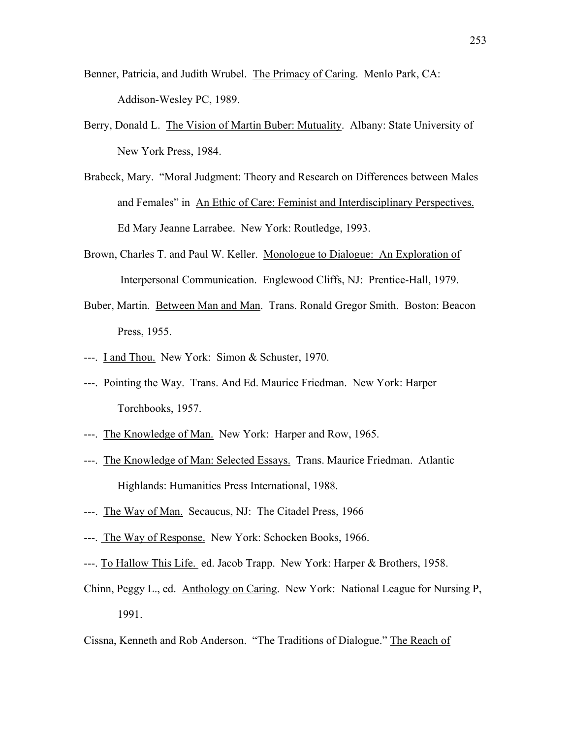Benner, Patricia, and Judith Wrubel. The Primacy of Caring. Menlo Park, CA: Addison-Wesley PC, 1989.

Berry, Donald L. The Vision of Martin Buber: Mutuality. Albany: State University of New York Press, 1984.

Brabeck, Mary. “Moral Judgment: Theory and Research on Differences between Males and Females” in An Ethic of Care: Feminist and Interdisciplinary Perspectives. Ed Mary Jeanne Larrabee. New York: Routledge, 1993.

Brown, Charles T. and Paul W. Keller. Monologue to Dialogue: An Exploration of Interpersonal Communication. Englewood Cliffs, NJ: Prentice-Hall, 1979.

Buber, Martin. Between Man and Man. Trans. Ronald Gregor Smith. Boston: Beacon Press, 1955.

---. I and Thou. New York: Simon & Schuster, 1970.

---. Pointing the Way. Trans. And Ed. Maurice Friedman. New York: Harper Torchbooks, 1957.

---. The Knowledge of Man. New York: Harper and Row, 1965.

---. The Knowledge of Man: Selected Essays. Trans. Maurice Friedman. Atlantic Highlands: Humanities Press International, 1988.

---. The Way of Man. Secaucus, NJ: The Citadel Press, 1966

---. The Way of Response. New York: Schocken Books, 1966.

---. To Hallow This Life. ed. Jacob Trapp. New York: Harper & Brothers, 1958.

Chinn, Peggy L., ed. Anthology on Caring. New York: National League for Nursing P, 1991.

Cissna, Kenneth and Rob Anderson. “The Traditions of Dialogue.” The Reach of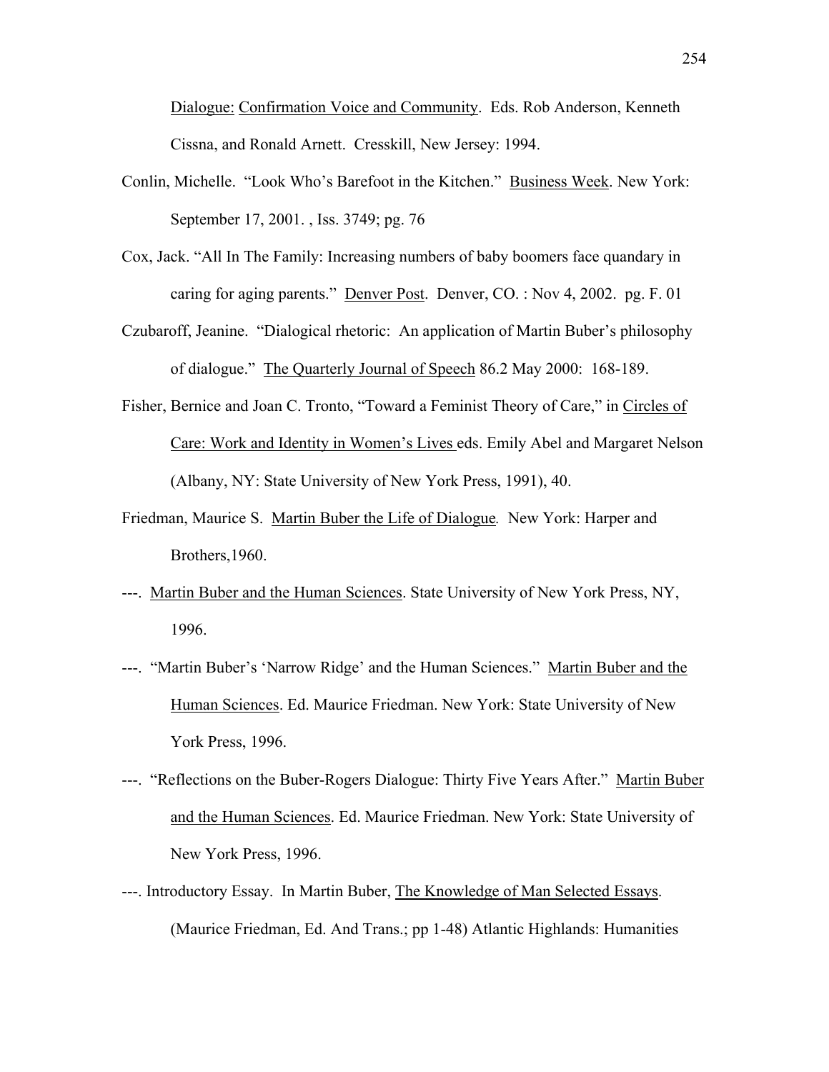Dialogue: Confirmation Voice and Community. Eds. Rob Anderson, Kenneth Cissna, and Ronald Arnett. Cresskill, New Jersey: 1994.

Conlin, Michelle. "Look Who's Barefoot in the Kitchen." Business Week. New York: September 17, 2001. , Iss. 3749; pg. 76

Cox, Jack. "All In The Family: Increasing numbers of baby boomers face quandary in caring for aging parents." Denver Post. Denver, CO. : Nov 4, 2002. pg. F. 01

Czubaroff, Jeanine. "Dialogical rhetoric: An application of Martin Buber's philosophy of dialogue." The Quarterly Journal of Speech 86.2 May 2000: 168-189.

Fisher, Bernice and Joan C. Tronto, "Toward a Feminist Theory of Care," in Circles of Care: Work and Identity in Women's Lives eds. Emily Abel and Margaret Nelson (Albany, NY: State University of New York Press, 1991), 40.

Friedman, Maurice S. Martin Buber the Life of Dialogue. New York: Harper and Brothers,1960.

---. Martin Buber and the Human Sciences. State University of New York Press, NY, 1996.

---. "Martin Buber's 'Narrow Ridge' and the Human Sciences." Martin Buber and the Human Sciences. Ed. Maurice Friedman. New York: State University of New York Press, 1996.

---. "Reflections on the Buber-Rogers Dialogue: Thirty Five Years After." Martin Buber and the Human Sciences. Ed. Maurice Friedman. New York: State University of New York Press, 1996.

---. Introductory Essay. In Martin Buber, The Knowledge of Man Selected Essays. (Maurice Friedman, Ed. And Trans.; pp 1-48) Atlantic Highlands: Humanities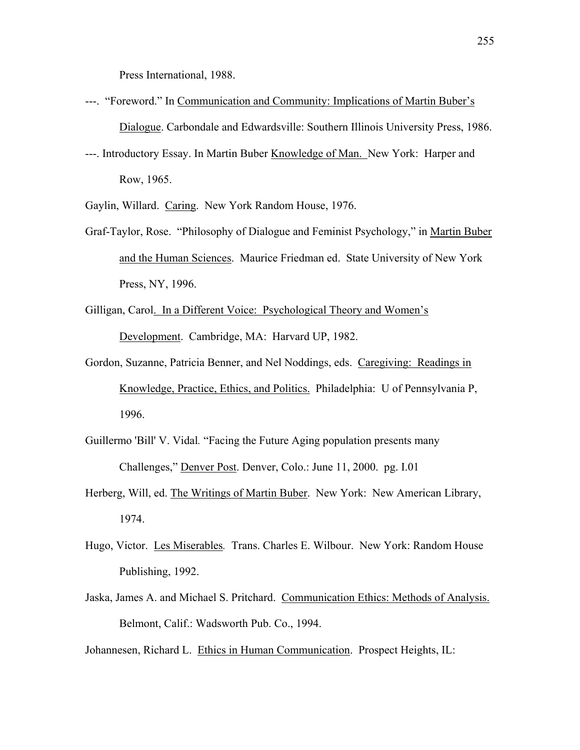Press International, 1988.

---. "Foreword." In Communication and Community: Implications of Martin Buber's Dialogue. Carbondale and Edwardsville: Southern Illinois University Press, 1986.

---. Introductory Essay. In Martin Buber Knowledge of Man. New York: Harper and Row, 1965.

Gaylin, Willard. Caring. New York Random House, 1976.

Graf-Taylor, Rose. "Philosophy of Dialogue and Feminist Psychology," in Martin Buber and the Human Sciences. Maurice Friedman ed. State University of New York Press, NY, 1996.

Gilligan, Carol. In a Different Voice: Psychological Theory and Women's Development. Cambridge, MA: Harvard UP, 1982.

Gordon, Suzanne, Patricia Benner, and Nel Noddings, eds. Caregiving: Readings in Knowledge, Practice, Ethics, and Politics. Philadelphia: U of Pennsylvania P, 1996.

Guillermo 'Bill' V. Vidal. "Facing the Future Aging population presents many Challenges," Denver Post. Denver, Colo.: June 11, 2000. pg. I.01

Herberg, Will, ed. The Writings of Martin Buber. New York: New American Library, 1974.

Hugo, Victor. Les Miserables. Trans. Charles E. Wilbour. New York: Random House Publishing, 1992.

Jaska, James A. and Michael S. Pritchard. Communication Ethics: Methods of Analysis. Belmont, Calif.: Wadsworth Pub. Co., 1994.

Johannesen, Richard L. Ethics in Human Communication. Prospect Heights, IL: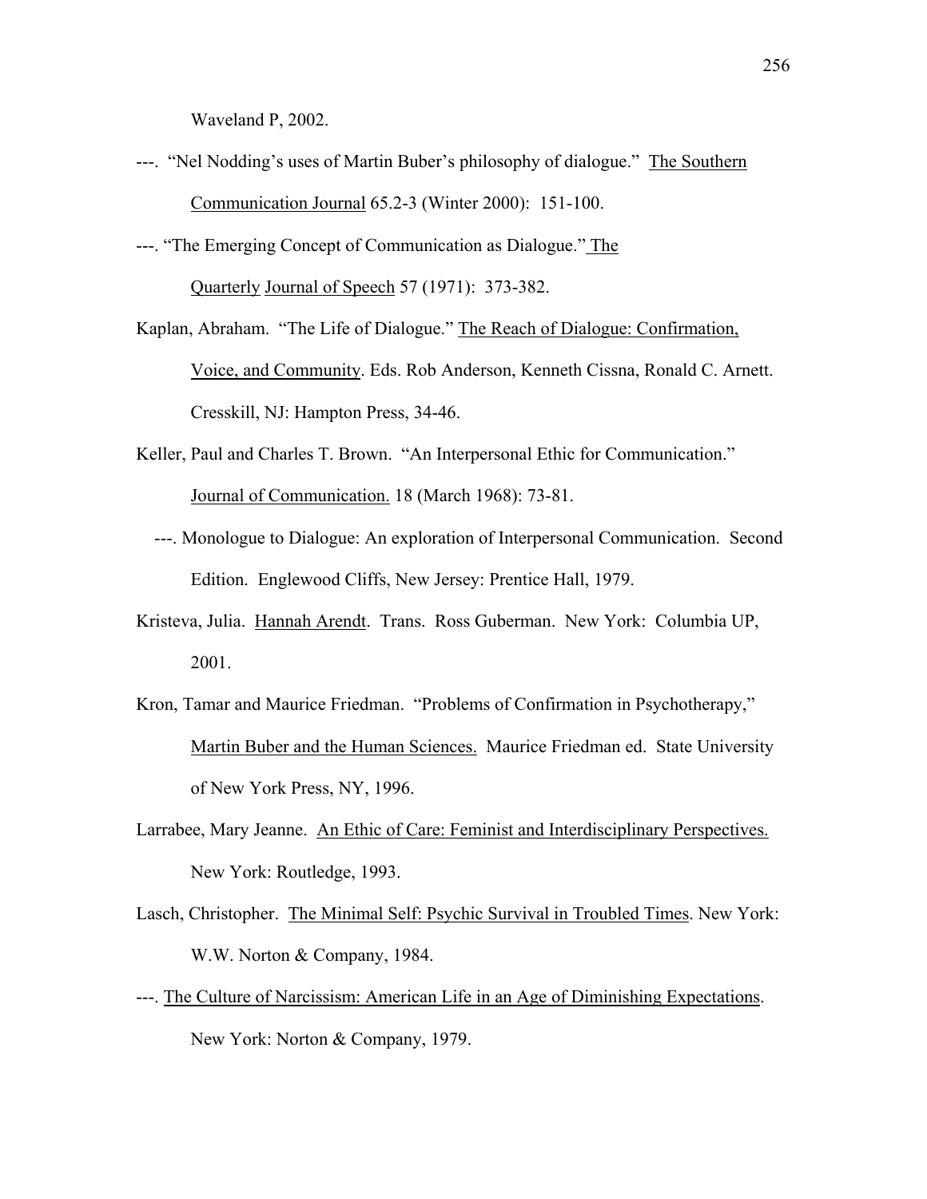Waveland P, 2002.

---. "Nel Nodding's uses of Martin Buber's philosophy of dialogue." The Southern Communication Journal 65.2-3 (Winter 2000): 151-100.

---. "The Emerging Concept of Communication as Dialogue." The Quarterly Journal of Speech 57 (1971): 373-382.

Kaplan, Abraham. "The Life of Dialogue." The Reach of Dialogue: Confirmation, Voice, and Community. Eds. Rob Anderson, Kenneth Cissna, Ronald C. Arnett. Cresskill, NJ: Hampton Press, 34-46.

Keller, Paul and Charles T. Brown. "An Interpersonal Ethic for Communication." Journal of Communication. 18 (March 1968): 73-81.

---. Monologue to Dialogue: An exploration of Interpersonal Communication. Second Edition. Englewood Cliffs, New Jersey: Prentice Hall, 1979.

Kristeva, Julia. Hannah Arendt. Trans. Ross Guberman. New York: Columbia UP, 2001.

Kron, Tamar and Maurice Friedman. "Problems of Confirmation in Psychotherapy," Martin Buber and the Human Sciences. Maurice Friedman ed. State University of New York Press, NY, 1996.

Larrabee, Mary Jeanne. An Ethic of Care: Feminist and Interdisciplinary Perspectives. New York: Routledge, 1993.

Lasch, Christopher. The Minimal Self: Psychic Survival in Troubled Times. New York: W.W. Norton & Company, 1984.

---. The Culture of Narcissism: American Life in an Age of Diminishing Expectations. New York: Norton & Company, 1979.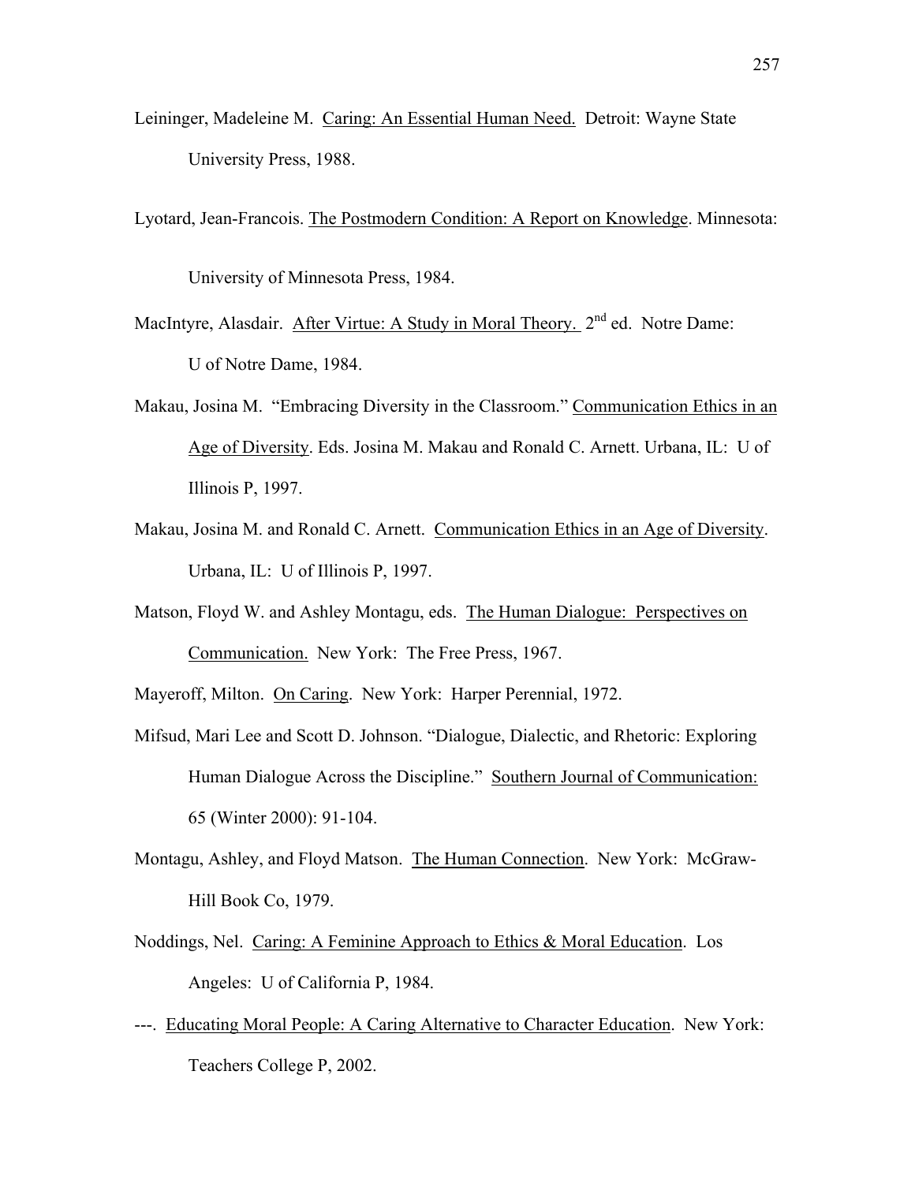Leininger, Madeleine M. Caring: An Essential Human Need. Detroit: Wayne State University Press, 1988.

Lyotard, Jean-Francois. The Postmodern Condition: A Report on Knowledge. Minnesota: University of Minnesota Press, 1984.

MacIntyre, Alasdair. After Virtue: A Study in Moral Theory. 2nd ed. Notre Dame: U of Notre Dame, 1984.

Makau, Josina M. "Embracing Diversity in the Classroom." Communication Ethics in an Age of Diversity. Eds. Josina M. Makau and Ronald C. Arnett. Urbana, IL: U of Illinois P, 1997.

Makau, Josina M. and Ronald C. Arnett. Communication Ethics in an Age of Diversity. Urbana, IL: U of Illinois P, 1997.

Matson, Floyd W. and Ashley Montagu, eds. The Human Dialogue: Perspectives on Communication. New York: The Free Press, 1967.

Mayeroff, Milton. On Caring. New York: Harper Perennial, 1972.

Mifsud, Mari Lee and Scott D. Johnson. "Dialogue, Dialectic, and Rhetoric: Exploring Human Dialogue Across the Discipline." Southern Journal of Communication: 65 (Winter 2000): 91-104.

Montagu, Ashley, and Floyd Matson. The Human Connection. New York: McGraw-Hill Book Co, 1979.

Noddings, Nel. Caring: A Feminine Approach to Ethics & Moral Education. Los Angeles: U of California P, 1984.

---. Educating Moral People: A Caring Alternative to Character Education. New York: Teachers College P, 2002.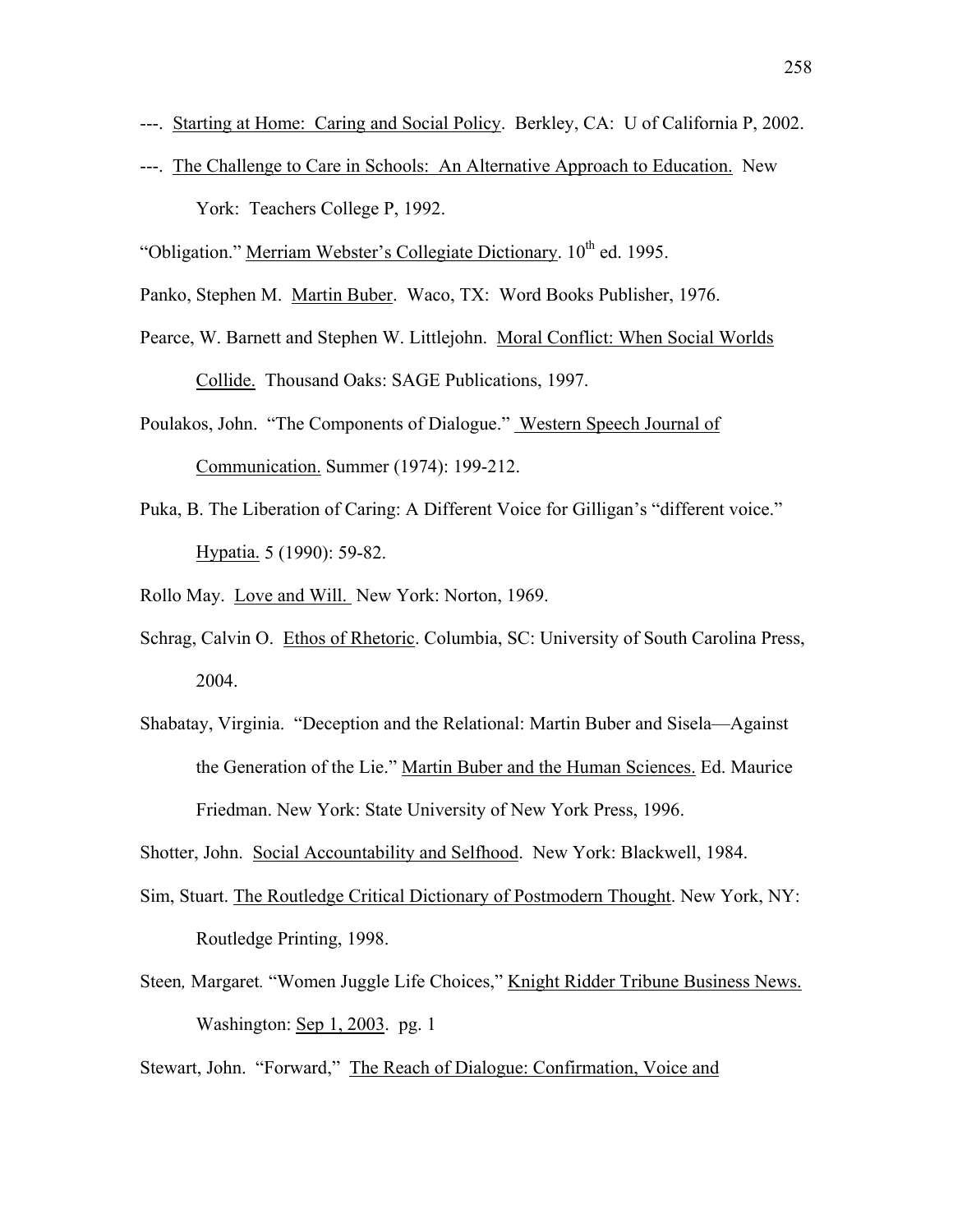---. Starting at Home: Caring and Social Policy. Berkley, CA: U of California P, 2002.

---. The Challenge to Care in Schools: An Alternative Approach to Education. New York: Teachers College P, 1992.

"Obligation." Merriam Webster's Collegiate Dictionary. 10th ed. 1995.

Panko, Stephen M. Martin Buber. Waco, TX: Word Books Publisher, 1976.

Pearce, W. Barnett and Stephen W. Littlejohn. Moral Conflict: When Social Worlds Collide. Thousand Oaks: SAGE Publications, 1997.

Poulakos, John. "The Components of Dialogue." Western Speech Journal of Communication. Summer (1974): 199-212.

Puka, B. The Liberation of Caring: A Different Voice for Gilligan's "different voice." Hypatia. 5 (1990): 59-82.

Rollo May. Love and Will. New York: Norton, 1969.

Schrag, Calvin O. Ethos of Rhetoric. Columbia, SC: University of South Carolina Press, 2004.

Shabatay, Virginia. "Deception and the Relational: Martin Buber and Sisela—Against the Generation of the Lie." Martin Buber and the Human Sciences. Ed. Maurice Friedman. New York: State University of New York Press, 1996.

Shotter, John. Social Accountability and Selfhood. New York: Blackwell, 1984.

Sim, Stuart. The Routledge Critical Dictionary of Postmodern Thought. New York, NY: Routledge Printing, 1998.

Steen, Margaret. "Women Juggle Life Choices," Knight Ridder Tribune Business News. Washington: Sep 1, 2003. pg. 1

Stewart, John. "Forward," The Reach of Dialogue: Confirmation, Voice and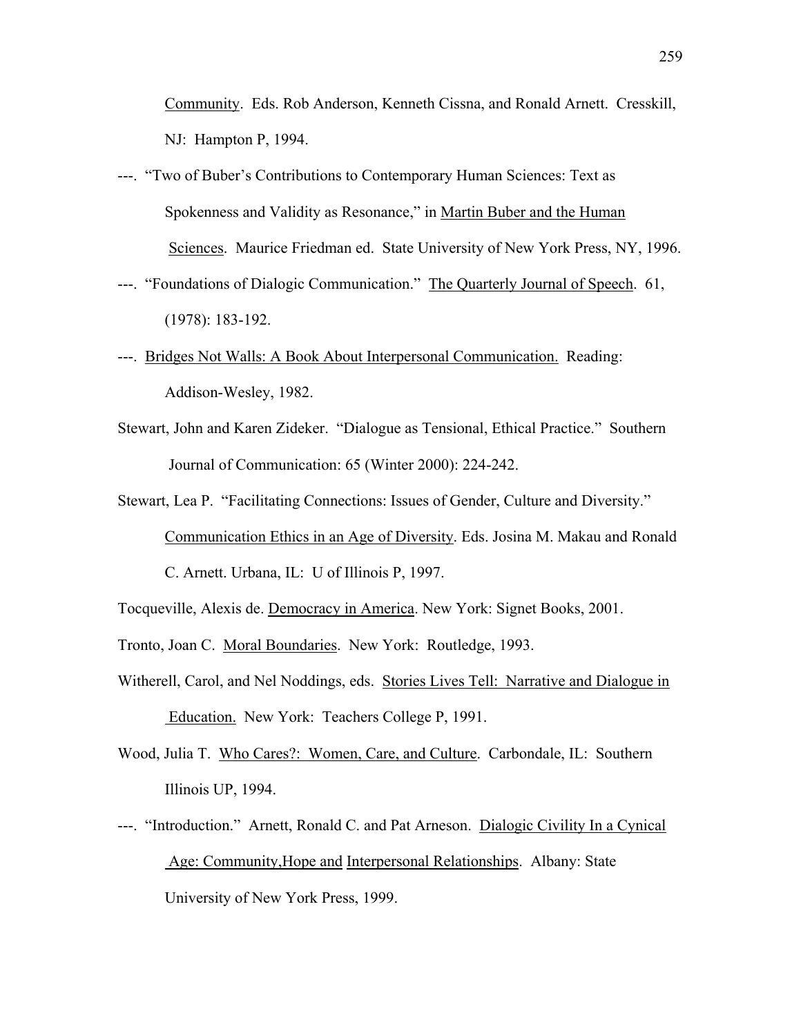Community. Eds. Rob Anderson, Kenneth Cissna, and Ronald Arnett. Cresskill, NJ: Hampton P, 1994.

---. "Two of Buber's Contributions to Contemporary Human Sciences: Text as Spokenness and Validity as Resonance," in Martin Buber and the Human Sciences. Maurice Friedman ed. State University of New York Press, NY, 1996.

---. "Foundations of Dialogic Communication." The Quarterly Journal of Speech. 61, (1978): 183-192.

---. Bridges Not Walls: A Book About Interpersonal Communication. Reading: Addison-Wesley, 1982.

Stewart, John and Karen Zideker. "Dialogue as Tensional, Ethical Practice." Southern Journal of Communication: 65 (Winter 2000): 224-242.

Stewart, Lea P. "Facilitating Connections: Issues of Gender, Culture and Diversity." Communication Ethics in an Age of Diversity. Eds. Josina M. Makau and Ronald C. Arnett. Urbana, IL: U of Illinois P, 1997.

Tocqueville, Alexis de. Democracy in America. New York: Signet Books, 2001.

Tronto, Joan C. Moral Boundaries. New York: Routledge, 1993.

Witherell, Carol, and Nel Noddings, eds. Stories Lives Tell: Narrative and Dialogue in Education. New York: Teachers College P, 1991.

Wood, Julia T. Who Cares?: Women, Care, and Culture. Carbondale, IL: Southern Illinois UP, 1994.

---. "Introduction." Arnett, Ronald C. and Pat Arneson. Dialogic Civility In a Cynical Age: Community,Hope and Interpersonal Relationships. Albany: State University of New York Press, 1999.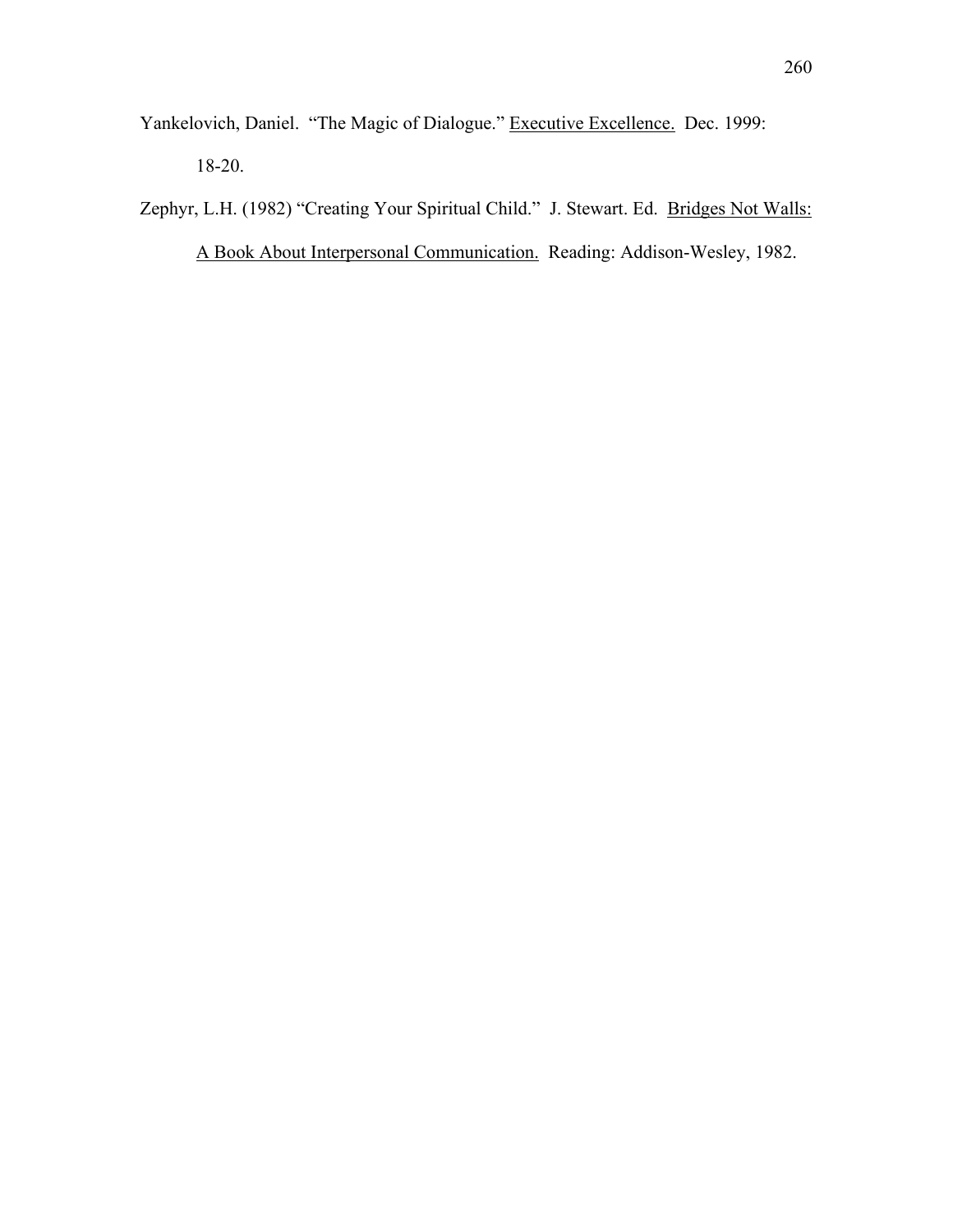Yankelovich, Daniel. "The Magic of Dialogue." <u>Executive Excellence.</u> Dec. 1999: 18-20.

Zephyr, L.H. (1982) "Creating Your Spiritual Child." J. Stewart. Ed. <u>Bridges Not Walls: A Book About Interpersonal Communication.</u> Reading: Addison-Wesley, 1982.